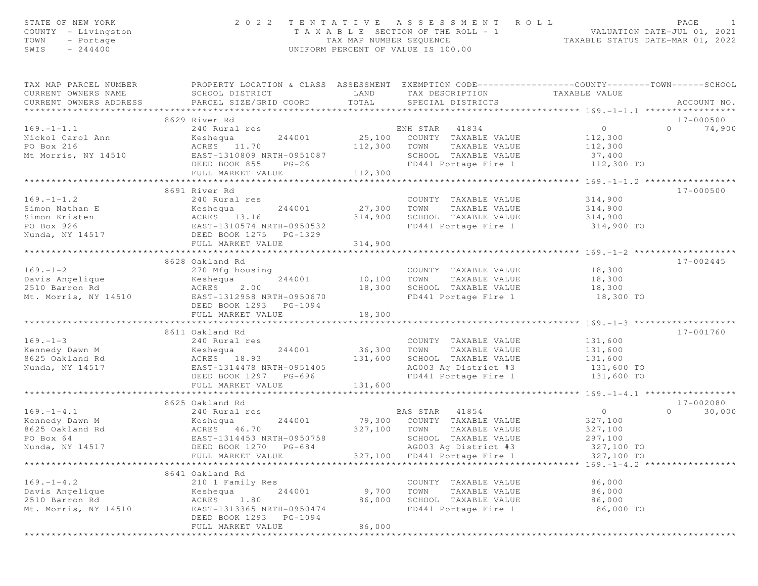STATE OF NEW YORK
COUNTY - Livingston
TOWN - Portage
SWIS - 244400

# 2022 TENTATIVE ASSESSMENT ROLL

TAXABLE SECTION OF THE ROLL - 1
TAX MAP NUMBER SEQUENCE
UNIFORM PERCENT OF VALUE IS 100.00

VALUATION DATE-JUL 01, 2021
TAXABLE STATUS DATE-MAR 01, 2022

| TAX MAP PARCEL NUMBER / CURRENT OWNERS NAME / CURRENT OWNERS ADDRESS | PROPERTY LOCATION & CLASS / SCHOOL DISTRICT / PARCEL SIZE/GRID COORD | ASSESSMENT LAND | ASSESSMENT TOTAL | EXEMPTION CODE / TAX DESCRIPTION / SPECIAL DISTRICTS | COUNTY | TOWN | SCHOOL | ACCOUNT NO. |
|---|---|---|---|---|---|---|---|---|
| **169.-1-1.1** | 8629 River Rd | | | | | | | 17-000500 |
| 169.-1-1.1 | 240 Rural res | | | ENH STAR 41834 | 0 | 0 | 74,900 | |
| Nickol Carol Ann | Keshequa 244001 | 25,100 | | COUNTY TAXABLE VALUE | 112,300 | | | |
| PO Box 216 | ACRES 11.70 | | 112,300 | TOWN TAXABLE VALUE | | 112,300 | | |
| Mt Morris, NY 14510 | EAST-1310809 NRTH-0951087 | | | SCHOOL TAXABLE VALUE | | | 37,400 | |
| | DEED BOOK 855 PG-26 | | | FD441 Portage Fire 1 | 112,300 TO | | | |
| | FULL MARKET VALUE | | 112,300 | | | | | |
| **169.-1-1.2** | 8691 River Rd | | | | | | | 17-000500 |
| 169.-1-1.2 | 240 Rural res | | | COUNTY TAXABLE VALUE | 314,900 | | | |
| Simon Nathan E | Keshequa 244001 | 27,300 | | TOWN TAXABLE VALUE | | 314,900 | | |
| Simon Kristen | ACRES 13.16 | | 314,900 | SCHOOL TAXABLE VALUE | | | 314,900 | |
| PO Box 926 | EAST-1310574 NRTH-0950532 | | | FD441 Portage Fire 1 | 314,900 TO | | | |
| Nunda, NY 14517 | DEED BOOK 1275 PG-1329 | | | | | | | |
| | FULL MARKET VALUE | | 314,900 | | | | | |
| **169.-1-2** | 8628 Oakland Rd | | | | | | | 17-002445 |
| 169.-1-2 | 270 Mfg housing | | | COUNTY TAXABLE VALUE | 18,300 | | | |
| Davis Angelique | Keshequa 244001 | 10,100 | | TOWN TAXABLE VALUE | | 18,300 | | |
| 2510 Barron Rd | ACRES 2.00 | | 18,300 | SCHOOL TAXABLE VALUE | | | 18,300 | |
| Mt. Morris, NY 14510 | EAST-1312958 NRTH-0950670 | | | FD441 Portage Fire 1 | 18,300 TO | | | |
| | DEED BOOK 1293 PG-1094 | | | | | | | |
| | FULL MARKET VALUE | | 18,300 | | | | | |
| **169.-1-3** | 8611 Oakland Rd | | | | | | | 17-001760 |
| 169.-1-3 | 240 Rural res | | | COUNTY TAXABLE VALUE | 131,600 | | | |
| Kennedy Dawn M | Keshequa 244001 | 36,300 | | TOWN TAXABLE VALUE | | 131,600 | | |
| 8625 Oakland Rd | ACRES 18.93 | | 131,600 | SCHOOL TAXABLE VALUE | | | 131,600 | |
| Nunda, NY 14517 | EAST-1314478 NRTH-0951405 | | | AG003 Ag District #3 | 131,600 TO | | | |
| | DEED BOOK 1297 PG-696 | | | FD441 Portage Fire 1 | 131,600 TO | | | |
| | FULL MARKET VALUE | | 131,600 | | | | | |
| **169.-1-4.1** | 8625 Oakland Rd | | | | | | | 17-002080 |
| 169.-1-4.1 | 240 Rural res | | | BAS STAR 41854 | 0 | 0 | 30,000 | |
| Kennedy Dawn M | Keshequa 244001 | 79,300 | | COUNTY TAXABLE VALUE | 327,100 | | | |
| 8625 Oakland Rd | ACRES 46.70 | | 327,100 | TOWN TAXABLE VALUE | | 327,100 | | |
| PO Box 64 | EAST-1314453 NRTH-0950758 | | | SCHOOL TAXABLE VALUE | | | 297,100 | |
| Nunda, NY 14517 | DEED BOOK 1270 PG-684 | | | AG003 Ag District #3 | 327,100 TO | | | |
| | FULL MARKET VALUE | | 327,100 | FD441 Portage Fire 1 | 327,100 TO | | | |
| **169.-1-4.2** | 8641 Oakland Rd | | | | | | | |
| 169.-1-4.2 | 210 1 Family Res | | | COUNTY TAXABLE VALUE | 86,000 | | | |
| Davis Angelique | Keshequa 244001 | 9,700 | | TOWN TAXABLE VALUE | | 86,000 | | |
| 2510 Barron Rd | ACRES 1.80 | | 86,000 | SCHOOL TAXABLE VALUE | | | 86,000 | |
| Mt. Morris, NY 14510 | EAST-1313365 NRTH-0950474 | | | FD441 Portage Fire 1 | 86,000 TO | | | |
| | DEED BOOK 1293 PG-1094 | | | | | | | |
| | FULL MARKET VALUE | | 86,000 | | | | | |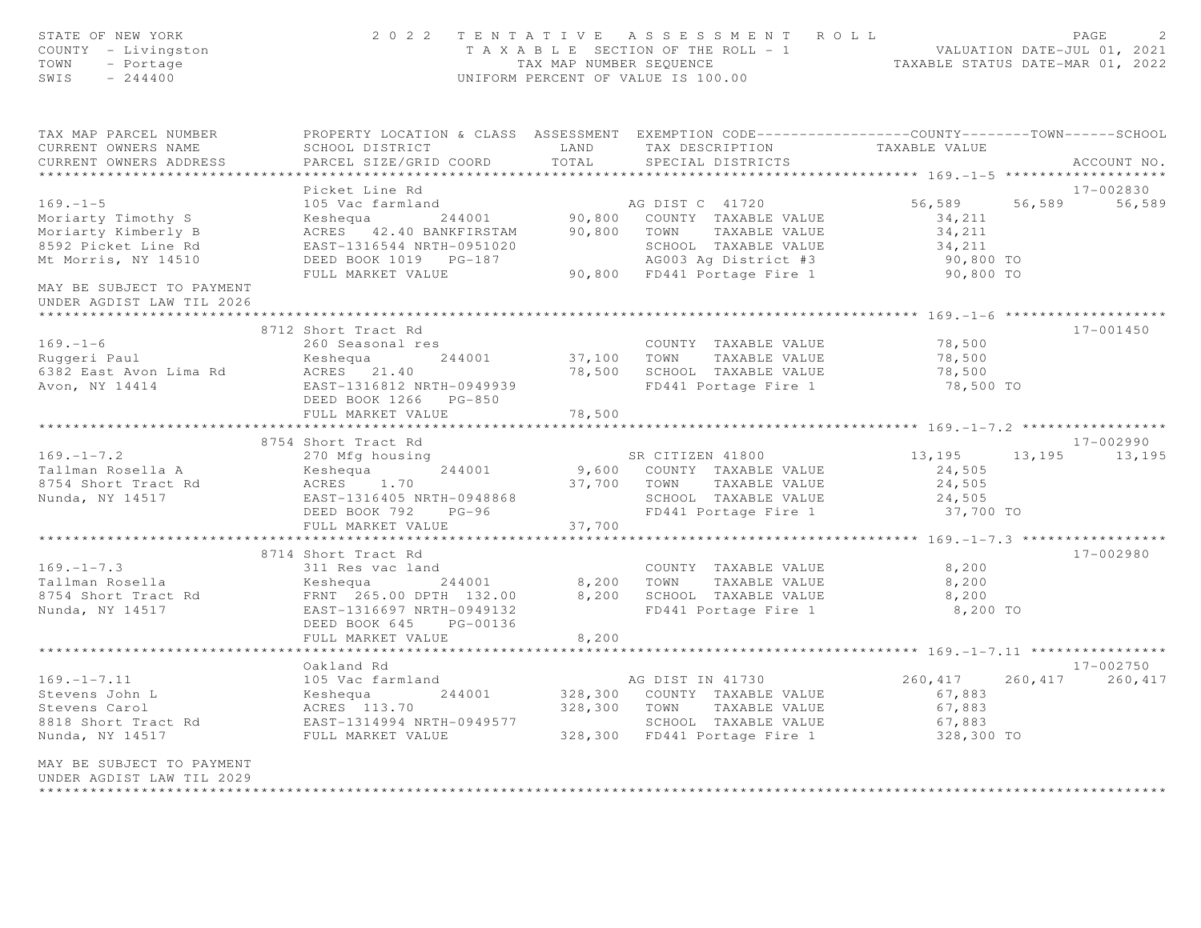STATE OF NEW YORK
COUNTY - Livingston
TOWN - Portage
SWIS - 244400

2022 TENTATIVE ASSESSMENT ROLL
TAXABLE SECTION OF THE ROLL - 1
TAX MAP NUMBER SEQUENCE
UNIFORM PERCENT OF VALUE IS 100.00

VALUATION DATE-JUL 01, 2021
TAXABLE STATUS DATE-MAR 01, 2022

| TAX MAP PARCEL NUMBER / CURRENT OWNERS NAME / CURRENT OWNERS ADDRESS | PROPERTY LOCATION & CLASS / SCHOOL DISTRICT / PARCEL SIZE/GRID COORD | ASSESSMENT LAND | ASSESSMENT TOTAL | EXEMPTION CODE / TAX DESCRIPTION / SPECIAL DISTRICTS | COUNTY TAXABLE VALUE | TOWN | SCHOOL | ACCOUNT NO. |
|---|---|---|---|---|---|---|---|---|
| **169.-1-5** | Picket Line Rd | | | | | | | 17-002830 |
| 169.-1-5 | 105 Vac farmland | | | AG DIST C 41720 | 56,589 | 56,589 | 56,589 | |
| Moriarty Timothy S | Keshequa 244001 | 90,800 | | COUNTY TAXABLE VALUE | 34,211 | | | |
| Moriarty Kimberly B | ACRES 42.40 BANKFIRSTAM | | 90,800 | TOWN TAXABLE VALUE | 34,211 | | | |
| 8592 Picket Line Rd | EAST-1316544 NRTH-0951020 | | | SCHOOL TAXABLE VALUE | 34,211 | | | |
| Mt Morris, NY 14510 | DEED BOOK 1019 PG-187 | | | AG003 Ag District #3 | 90,800 TO | | | |
| | FULL MARKET VALUE | | 90,800 | FD441 Portage Fire 1 | 90,800 TO | | | |
| MAY BE SUBJECT TO PAYMENT UNDER AGDIST LAW TIL 2026 | | | | | | | | |
| **169.-1-6** | 8712 Short Tract Rd | | | | | | | 17-001450 |
| 169.-1-6 | 260 Seasonal res | | | COUNTY TAXABLE VALUE | 78,500 | | | |
| Ruggeri Paul | Keshequa 244001 | 37,100 | | TOWN TAXABLE VALUE | 78,500 | | | |
| 6382 East Avon Lima Rd | ACRES 21.40 | | 78,500 | SCHOOL TAXABLE VALUE | 78,500 | | | |
| Avon, NY 14414 | EAST-1316812 NRTH-0949939 | | | FD441 Portage Fire 1 | 78,500 TO | | | |
| | DEED BOOK 1266 PG-850 | | | | | | | |
| | FULL MARKET VALUE | | 78,500 | | | | | |
| **169.-1-7.2** | 8754 Short Tract Rd | | | | | | | 17-002990 |
| 169.-1-7.2 | 270 Mfg housing | | | SR CITIZEN 41800 | 13,195 | 13,195 | 13,195 | |
| Tallman Rosella A | Keshequa 244001 | 9,600 | | COUNTY TAXABLE VALUE | 24,505 | | | |
| 8754 Short Tract Rd | ACRES 1.70 | | 37,700 | TOWN TAXABLE VALUE | 24,505 | | | |
| Nunda, NY 14517 | EAST-1316405 NRTH-0948868 | | | SCHOOL TAXABLE VALUE | 24,505 | | | |
| | DEED BOOK 792 PG-96 | | | FD441 Portage Fire 1 | 37,700 TO | | | |
| | FULL MARKET VALUE | | 37,700 | | | | | |
| **169.-1-7.3** | 8714 Short Tract Rd | | | | | | | 17-002980 |
| 169.-1-7.3 | 311 Res vac land | | | COUNTY TAXABLE VALUE | 8,200 | | | |
| Tallman Rosella | Keshequa 244001 | 8,200 | | TOWN TAXABLE VALUE | 8,200 | | | |
| 8754 Short Tract Rd | FRNT 265.00 DPTH 132.00 | | 8,200 | SCHOOL TAXABLE VALUE | 8,200 | | | |
| Nunda, NY 14517 | EAST-1316697 NRTH-0949132 | | | FD441 Portage Fire 1 | 8,200 TO | | | |
| | DEED BOOK 645 PG-00136 | | | | | | | |
| | FULL MARKET VALUE | | 8,200 | | | | | |
| **169.-1-7.11** | Oakland Rd | | | | | | | 17-002750 |
| 169.-1-7.11 | 105 Vac farmland | | | AG DIST IN 41730 | 260,417 | 260,417 | 260,417 | |
| Stevens John L | Keshequa 244001 | 328,300 | | COUNTY TAXABLE VALUE | 67,883 | | | |
| Stevens Carol | ACRES 113.70 | | 328,300 | TOWN TAXABLE VALUE | 67,883 | | | |
| 8818 Short Tract Rd | EAST-1314994 NRTH-0949577 | | | SCHOOL TAXABLE VALUE | 67,883 | | | |
| Nunda, NY 14517 | FULL MARKET VALUE | | 328,300 | FD441 Portage Fire 1 | 328,300 TO | | | |
| MAY BE SUBJECT TO PAYMENT UNDER AGDIST LAW TIL 2029 | | | | | | | | |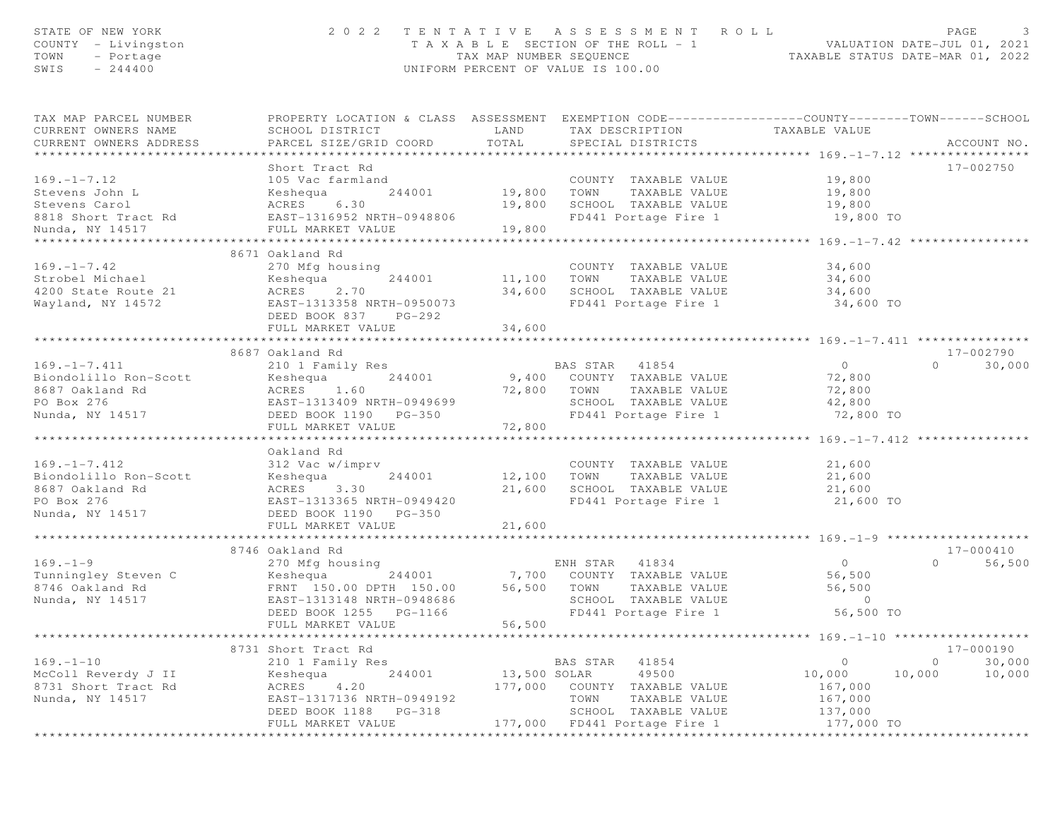STATE OF NEW YORK
COUNTY - Livingston
TOWN - Portage
SWIS - 244400

2 0 2 2 T E N T A T I V E A S S E S S M E N T R O L L
T A X A B L E SECTION OF THE ROLL - 1
TAX MAP NUMBER SEQUENCE
UNIFORM PERCENT OF VALUE IS 100.00

VALUATION DATE-JUL 01, 2021
TAXABLE STATUS DATE-MAR 01, 2022

| TAX MAP PARCEL NUMBER / CURRENT OWNERS NAME / CURRENT OWNERS ADDRESS | PROPERTY LOCATION & CLASS / SCHOOL DISTRICT / PARCEL SIZE/GRID COORD | ASSESSMENT LAND | TOTAL | EXEMPTION CODE / TAX DESCRIPTION / SPECIAL DISTRICTS | COUNTY TAXABLE VALUE | TOWN | SCHOOL | ACCOUNT NO. |
|---|---|---|---|---|---|---|---|---|
| **169.-1-7.12** | Short Tract Rd | | | | | | | 17-002750 |
| 169.-1-7.12 | 105 Vac farmland | | | COUNTY TAXABLE VALUE | 19,800 | | | |
| Stevens John L | Keshequa 244001 | 19,800 | | TOWN TAXABLE VALUE | 19,800 | | | |
| Stevens Carol | ACRES 6.30 | | 19,800 | SCHOOL TAXABLE VALUE | 19,800 | | | |
| 8818 Short Tract Rd | EAST-1316952 NRTH-0948806 | | | FD441 Portage Fire 1 | 19,800 TO | | | |
| Nunda, NY 14517 | FULL MARKET VALUE | | 19,800 | | | | | |
| **169.-1-7.42** | 8671 Oakland Rd | | | | | | | |
| 169.-1-7.42 | 270 Mfg housing | | | COUNTY TAXABLE VALUE | 34,600 | | | |
| Strobel Michael | Keshequa 244001 | 11,100 | | TOWN TAXABLE VALUE | 34,600 | | | |
| 4200 State Route 21 | ACRES 2.70 | | 34,600 | SCHOOL TAXABLE VALUE | 34,600 | | | |
| Wayland, NY 14572 | EAST-1313358 NRTH-0950073 | | | FD441 Portage Fire 1 | 34,600 TO | | | |
| | DEED BOOK 837 PG-292 | | | | | | | |
| | FULL MARKET VALUE | | 34,600 | | | | | |
| **169.-1-7.411** | 8687 Oakland Rd | | | | | | | 17-002790 |
| 169.-1-7.411 | 210 1 Family Res | | | BAS STAR 41854 | 0 | 0 | 30,000 | |
| Biondolillo Ron-Scott | Keshequa 244001 | 9,400 | | COUNTY TAXABLE VALUE | 72,800 | | | |
| 8687 Oakland Rd | ACRES 1.60 | | 72,800 | TOWN TAXABLE VALUE | 72,800 | | | |
| PO Box 276 | EAST-1313409 NRTH-0949699 | | | SCHOOL TAXABLE VALUE | 42,800 | | | |
| Nunda, NY 14517 | DEED BOOK 1190 PG-350 | | | FD441 Portage Fire 1 | 72,800 TO | | | |
| | FULL MARKET VALUE | | 72,800 | | | | | |
| **169.-1-7.412** | Oakland Rd | | | | | | | |
| 169.-1-7.412 | 312 Vac w/imprv | | | COUNTY TAXABLE VALUE | 21,600 | | | |
| Biondolillo Ron-Scott | Keshequa 244001 | 12,100 | | TOWN TAXABLE VALUE | 21,600 | | | |
| 8687 Oakland Rd | ACRES 3.30 | | 21,600 | SCHOOL TAXABLE VALUE | 21,600 | | | |
| PO Box 276 | EAST-1313365 NRTH-0949420 | | | FD441 Portage Fire 1 | 21,600 TO | | | |
| Nunda, NY 14517 | DEED BOOK 1190 PG-350 | | | | | | | |
| | FULL MARKET VALUE | | 21,600 | | | | | |
| **169.-1-9** | 8746 Oakland Rd | | | | | | | 17-000410 |
| 169.-1-9 | 270 Mfg housing | | | ENH STAR 41834 | 0 | 0 | 56,500 | |
| Tunningley Steven C | Keshequa 244001 | 7,700 | | COUNTY TAXABLE VALUE | 56,500 | | | |
| 8746 Oakland Rd | FRNT 150.00 DPTH 150.00 | | 56,500 | TOWN TAXABLE VALUE | 56,500 | | | |
| Nunda, NY 14517 | EAST-1313148 NRTH-0948686 | | | SCHOOL TAXABLE VALUE | 0 | | | |
| | DEED BOOK 1255 PG-1166 | | | FD441 Portage Fire 1 | 56,500 TO | | | |
| | FULL MARKET VALUE | | 56,500 | | | | | |
| **169.-1-10** | 8731 Short Tract Rd | | | | | | | 17-000190 |
| 169.-1-10 | 210 1 Family Res | | | BAS STAR 41854 | 0 | 0 | 30,000 | |
| McColl Reverdy J II | Keshequa 244001 | 13,500 | | SOLAR 49500 | 10,000 | 10,000 | 10,000 | |
| 8731 Short Tract Rd | ACRES 4.20 | | 177,000 | COUNTY TAXABLE VALUE | 167,000 | | | |
| Nunda, NY 14517 | EAST-1317136 NRTH-0949192 | | | TOWN TAXABLE VALUE | 167,000 | | | |
| | DEED BOOK 1188 PG-318 | | | SCHOOL TAXABLE VALUE | 137,000 | | | |
| | FULL MARKET VALUE | | 177,000 | FD441 Portage Fire 1 | 177,000 TO | | | |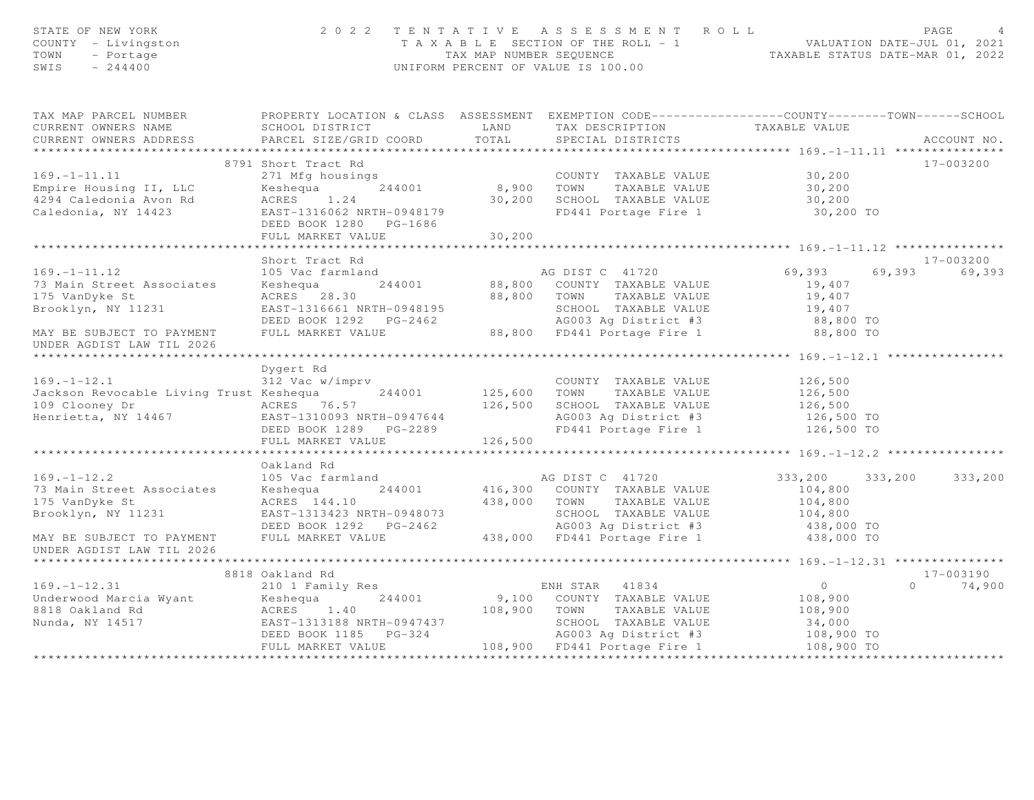STATE OF NEW YORK
COUNTY - Livingston
TOWN - Portage
SWIS - 244400

# 2022 TENTATIVE ASSESSMENT ROLL

TAXABLE SECTION OF THE ROLL - 1
TAX MAP NUMBER SEQUENCE
UNIFORM PERCENT OF VALUE IS 100.00

VALUATION DATE-JUL 01, 2021
TAXABLE STATUS DATE-MAR 01, 2022

| TAX MAP PARCEL NUMBER / CURRENT OWNERS NAME / CURRENT OWNERS ADDRESS | PROPERTY LOCATION & CLASS / SCHOOL DISTRICT / PARCEL SIZE/GRID COORD | ASSESSMENT LAND / TOTAL | EXEMPTION CODE / TAX DESCRIPTION / SPECIAL DISTRICTS | COUNTY | TOWN | SCHOOL | ACCOUNT NO. |
|---|---|---|---|---|---|---|---|
| **169.-1-11.11** | 8791 Short Tract Rd | | | | | | 17-003200 |
| 169.-1-11.11 | 271 Mfg housings | | COUNTY TAXABLE VALUE | 30,200 | | | |
| Empire Housing II, LLC | Keshequa 244001 | 8,900 | TOWN TAXABLE VALUE | | 30,200 | | |
| 4294 Caledonia Avon Rd | ACRES 1.24 | 30,200 | SCHOOL TAXABLE VALUE | | | 30,200 | |
| Caledonia, NY 14423 | EAST-1316062 NRTH-0948179 | | FD441 Portage Fire 1 | 30,200 TO | | | |
| | DEED BOOK 1280 PG-1686 | | | | | | |
| | FULL MARKET VALUE | 30,200 | | | | | |
| **169.-1-11.12** | Short Tract Rd | | | | | | 17-003200 |
| 169.-1-11.12 | 105 Vac farmland | | AG DIST C 41720 | 69,393 | 69,393 | 69,393 | |
| 73 Main Street Associates | Keshequa 244001 | 88,800 | COUNTY TAXABLE VALUE | 19,407 | | | |
| 175 VanDyke St | ACRES 28.30 | 88,800 | TOWN TAXABLE VALUE | | 19,407 | | |
| Brooklyn, NY 11231 | EAST-1316661 NRTH-0948195 | | SCHOOL TAXABLE VALUE | | | 19,407 | |
| | DEED BOOK 1292 PG-2462 | | AG003 Ag District #3 | 88,800 TO | | | |
| MAY BE SUBJECT TO PAYMENT UNDER AGDIST LAW TIL 2026 | FULL MARKET VALUE | 88,800 | FD441 Portage Fire 1 | 88,800 TO | | | |
| **169.-1-12.1** | Dygert Rd | | | | | | |
| 169.-1-12.1 | 312 Vac w/imprv | | COUNTY TAXABLE VALUE | 126,500 | | | |
| Jackson Revocable Living Trust | Keshequa 244001 | 125,600 | TOWN TAXABLE VALUE | | 126,500 | | |
| 109 Clooney Dr | ACRES 76.57 | 126,500 | SCHOOL TAXABLE VALUE | | | 126,500 | |
| Henrietta, NY 14467 | EAST-1310093 NRTH-0947644 | | AG003 Ag District #3 | 126,500 TO | | | |
| | DEED BOOK 1289 PG-2289 | | FD441 Portage Fire 1 | 126,500 TO | | | |
| | FULL MARKET VALUE | 126,500 | | | | | |
| **169.-1-12.2** | Oakland Rd | | | | | | |
| 169.-1-12.2 | 105 Vac farmland | | AG DIST C 41720 | 333,200 | 333,200 | 333,200 | |
| 73 Main Street Associates | Keshequa 244001 | 416,300 | COUNTY TAXABLE VALUE | 104,800 | | | |
| 175 VanDyke St | ACRES 144.10 | 438,000 | TOWN TAXABLE VALUE | | 104,800 | | |
| Brooklyn, NY 11231 | EAST-1313423 NRTH-0948073 | | SCHOOL TAXABLE VALUE | | | 104,800 | |
| | DEED BOOK 1292 PG-2462 | | AG003 Ag District #3 | 438,000 TO | | | |
| MAY BE SUBJECT TO PAYMENT UNDER AGDIST LAW TIL 2026 | FULL MARKET VALUE | 438,000 | FD441 Portage Fire 1 | 438,000 TO | | | |
| **169.-1-12.31** | 8818 Oakland Rd | | | | | | 17-003190 |
| 169.-1-12.31 | 210 1 Family Res | | ENH STAR 41834 | 0 | 0 | 74,900 | |
| Underwood Marcia Wyant | Keshequa 244001 | 9,100 | COUNTY TAXABLE VALUE | 108,900 | | | |
| 8818 Oakland Rd | ACRES 1.40 | 108,900 | TOWN TAXABLE VALUE | | 108,900 | | |
| Nunda, NY 14517 | EAST-1313188 NRTH-0947437 | | SCHOOL TAXABLE VALUE | | | 34,000 | |
| | DEED BOOK 1185 PG-324 | | AG003 Ag District #3 | 108,900 TO | | | |
| | FULL MARKET VALUE | 108,900 | FD441 Portage Fire 1 | 108,900 TO | | | |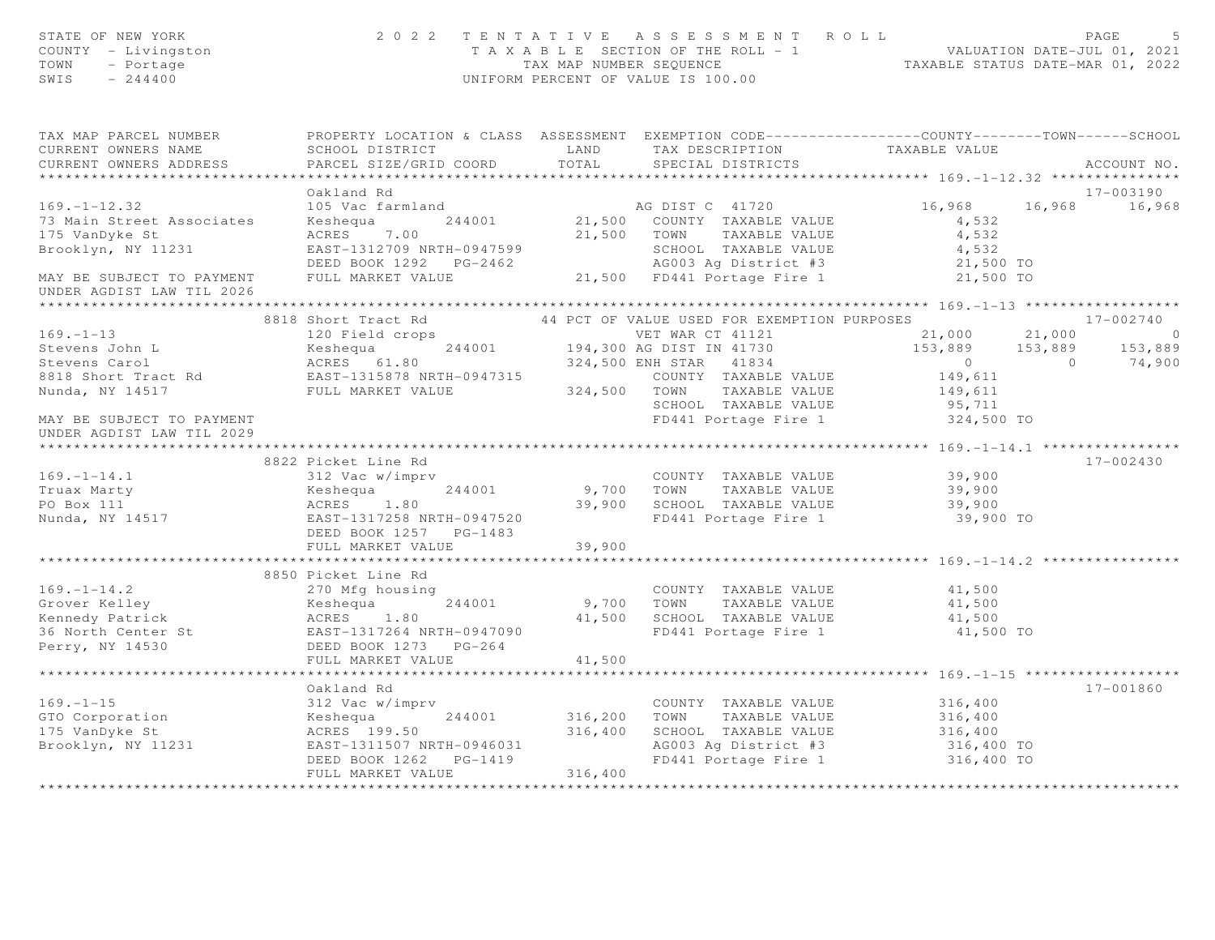STATE OF NEW YORK — 2022 TENTATIVE ASSESSMENT ROLL — TAXABLE SECTION OF THE ROLL - 1 — TAX MAP NUMBER SEQUENCE — UNIFORM PERCENT OF VALUE IS 100.00

COUNTY - Livingston
TOWN - Portage
SWIS - 244400

VALUATION DATE-JUL 01, 2021
TAXABLE STATUS DATE-MAR 01, 2022

| TAX MAP PARCEL NUMBER / CURRENT OWNERS NAME / CURRENT OWNERS ADDRESS | PROPERTY LOCATION & CLASS / SCHOOL DISTRICT / PARCEL SIZE/GRID COORD | ASSESSMENT LAND / TOTAL | EXEMPTION CODE / TAX DESCRIPTION / SPECIAL DISTRICTS | COUNTY TAXABLE VALUE | TOWN | SCHOOL | ACCOUNT NO. |
|---|---|---|---|---|---|---|---|
| | Oakland Rd | | | | | | 17-003190 |
| 169.-1-12.32 | 105 Vac farmland | | AG DIST C 41720 | 16,968 | 16,968 | 16,968 | |
| 73 Main Street Associates | Keshequa 244001 | 21,500 | COUNTY TAXABLE VALUE | 4,532 | | | |
| 175 VanDyke St | ACRES 7.00 | 21,500 | TOWN TAXABLE VALUE | 4,532 | | | |
| Brooklyn, NY 11231 | EAST-1312709 NRTH-0947599 | | SCHOOL TAXABLE VALUE | 4,532 | | | |
| | DEED BOOK 1292 PG-2462 | | AG003 Ag District #3 | 21,500 TO | | | |
| MAY BE SUBJECT TO PAYMENT | FULL MARKET VALUE | 21,500 | FD441 Portage Fire 1 | 21,500 TO | | | |
| UNDER AGDIST LAW TIL 2026 | | | | | | | |
| | 8818 Short Tract Rd | | 44 PCT OF VALUE USED FOR EXEMPTION PURPOSES | | | | 17-002740 |
| 169.-1-13 | 120 Field crops | | VET WAR CT 41121 | 21,000 | 21,000 | 0 | |
| Stevens John L | Keshequa 244001 | 194,300 | AG DIST IN 41730 | 153,889 | 153,889 | 153,889 | |
| Stevens Carol | ACRES 61.80 | 324,500 | ENH STAR 41834 | 0 | 0 | 74,900 | |
| 8818 Short Tract Rd | EAST-1315878 NRTH-0947315 | | COUNTY TAXABLE VALUE | 149,611 | | | |
| Nunda, NY 14517 | FULL MARKET VALUE | 324,500 | TOWN TAXABLE VALUE | 149,611 | | | |
| | | | SCHOOL TAXABLE VALUE | 95,711 | | | |
| MAY BE SUBJECT TO PAYMENT | | | FD441 Portage Fire 1 | 324,500 TO | | | |
| UNDER AGDIST LAW TIL 2029 | | | | | | | |
| | 8822 Picket Line Rd | | | | | | 17-002430 |
| 169.-1-14.1 | 312 Vac w/imprv | | COUNTY TAXABLE VALUE | 39,900 | | | |
| Truax Marty | Keshequa 244001 | 9,700 | TOWN TAXABLE VALUE | 39,900 | | | |
| PO Box 111 | ACRES 1.80 | 39,900 | SCHOOL TAXABLE VALUE | 39,900 | | | |
| Nunda, NY 14517 | EAST-1317258 NRTH-0947520 | | FD441 Portage Fire 1 | 39,900 TO | | | |
| | DEED BOOK 1257 PG-1483 | | | | | | |
| | FULL MARKET VALUE | 39,900 | | | | | |
| | 8850 Picket Line Rd | | | | | | |
| 169.-1-14.2 | 270 Mfg housing | | COUNTY TAXABLE VALUE | 41,500 | | | |
| Grover Kelley | Keshequa 244001 | 9,700 | TOWN TAXABLE VALUE | 41,500 | | | |
| Kennedy Patrick | ACRES 1.80 | 41,500 | SCHOOL TAXABLE VALUE | 41,500 | | | |
| 36 North Center St | EAST-1317264 NRTH-0947090 | | FD441 Portage Fire 1 | 41,500 TO | | | |
| Perry, NY 14530 | DEED BOOK 1273 PG-264 | | | | | | |
| | FULL MARKET VALUE | 41,500 | | | | | |
| | Oakland Rd | | | | | | 17-001860 |
| 169.-1-15 | 312 Vac w/imprv | | COUNTY TAXABLE VALUE | 316,400 | | | |
| GTO Corporation | Keshequa 244001 | 316,200 | TOWN TAXABLE VALUE | 316,400 | | | |
| 175 VanDyke St | ACRES 199.50 | 316,400 | SCHOOL TAXABLE VALUE | 316,400 | | | |
| Brooklyn, NY 11231 | EAST-1311507 NRTH-0946031 | | AG003 Ag District #3 | 316,400 TO | | | |
| | DEED BOOK 1262 PG-1419 | | FD441 Portage Fire 1 | 316,400 TO | | | |
| | FULL MARKET VALUE | 316,400 | | | | | |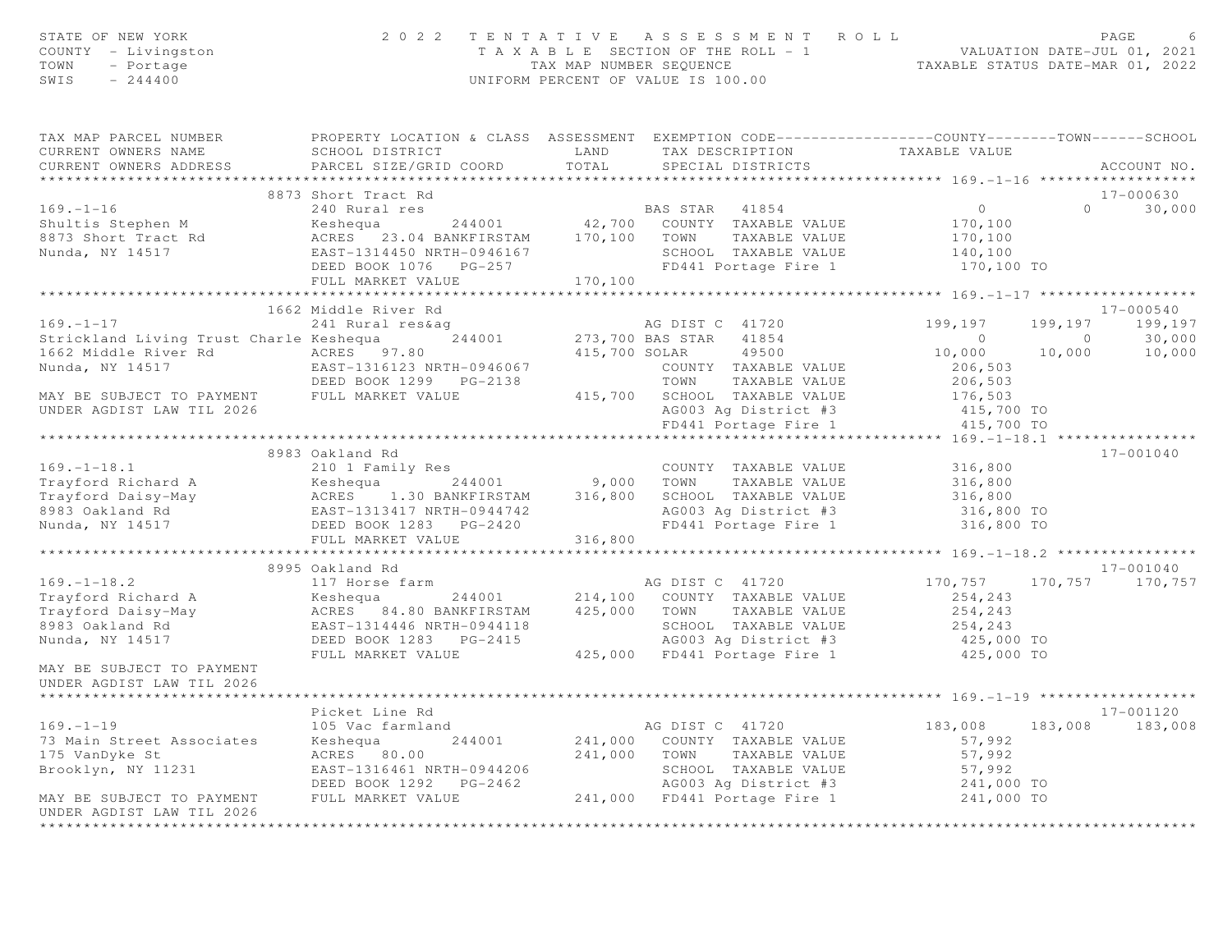STATE OF NEW YORK
COUNTY - Livingston
TOWN - Portage
SWIS - 244400

2022 TENTATIVE ASSESSMENT ROLL
TAXABLE SECTION OF THE ROLL - 1
TAX MAP NUMBER SEQUENCE
UNIFORM PERCENT OF VALUE IS 100.00

VALUATION DATE-JUL 01, 2021
TAXABLE STATUS DATE-MAR 01, 2022

| TAX MAP PARCEL NUMBER / CURRENT OWNERS NAME / CURRENT OWNERS ADDRESS | PROPERTY LOCATION & CLASS / SCHOOL DISTRICT / PARCEL SIZE/GRID COORD | ASSESSMENT LAND / TOTAL | EXEMPTION CODE / TAX DESCRIPTION / SPECIAL DISTRICTS | COUNTY | TOWN | SCHOOL | ACCOUNT NO. |
|---|---|---|---|---|---|---|---|
| **169.-1-16** | 8873 Short Tract Rd | | | | | | 17-000630 |
| 169.-1-16 | 240 Rural res | | BAS STAR 41854 | 0 | 0 | 30,000 | |
| Shultis Stephen M | Keshequa 244001 | 42,700 | COUNTY TAXABLE VALUE | 170,100 | | | |
| 8873 Short Tract Rd | ACRES 23.04 BANKFIRSTAM | 170,100 | TOWN TAXABLE VALUE | 170,100 | | | |
| Nunda, NY 14517 | EAST-1314450 NRTH-0946167 | | SCHOOL TAXABLE VALUE | 140,100 | | | |
| | DEED BOOK 1076 PG-257 | | FD441 Portage Fire 1 | 170,100 TO | | | |
| | FULL MARKET VALUE | 170,100 | | | | | |
| **169.-1-17** | 1662 Middle River Rd | | | | | | 17-000540 |
| 169.-1-17 | 241 Rural res&ag | | AG DIST C 41720 | 199,197 | 199,197 | 199,197 | |
| Strickland Living Trust Charle | Keshequa 244001 | 273,700 | BAS STAR 41854 | 0 | 0 | 30,000 | |
| 1662 Middle River Rd | ACRES 97.80 | 415,700 | SOLAR 49500 | 10,000 | 10,000 | 10,000 | |
| Nunda, NY 14517 | EAST-1316123 NRTH-0946067 | | COUNTY TAXABLE VALUE | 206,503 | | | |
| | DEED BOOK 1299 PG-2138 | | TOWN TAXABLE VALUE | 206,503 | | | |
| MAY BE SUBJECT TO PAYMENT | FULL MARKET VALUE | 415,700 | SCHOOL TAXABLE VALUE | 176,503 | | | |
| UNDER AGDIST LAW TIL 2026 | | | AG003 Ag District #3 | 415,700 TO | | | |
| | | | FD441 Portage Fire 1 | 415,700 TO | | | |
| **169.-1-18.1** | 8983 Oakland Rd | | | | | | 17-001040 |
| 169.-1-18.1 | 210 1 Family Res | | COUNTY TAXABLE VALUE | 316,800 | | | |
| Trayford Richard A | Keshequa 244001 | 9,000 | TOWN TAXABLE VALUE | 316,800 | | | |
| Trayford Daisy-May | ACRES 1.30 BANKFIRSTAM | 316,800 | SCHOOL TAXABLE VALUE | 316,800 | | | |
| 8983 Oakland Rd | EAST-1313417 NRTH-0944742 | | AG003 Ag District #3 | 316,800 TO | | | |
| Nunda, NY 14517 | DEED BOOK 1283 PG-2420 | | FD441 Portage Fire 1 | 316,800 TO | | | |
| | FULL MARKET VALUE | 316,800 | | | | | |
| **169.-1-18.2** | 8995 Oakland Rd | | | | | | 17-001040 |
| 169.-1-18.2 | 117 Horse farm | | AG DIST C 41720 | 170,757 | 170,757 | 170,757 | |
| Trayford Richard A | Keshequa 244001 | 214,100 | COUNTY TAXABLE VALUE | 254,243 | | | |
| Trayford Daisy-May | ACRES 84.80 BANKFIRSTAM | 425,000 | TOWN TAXABLE VALUE | 254,243 | | | |
| 8983 Oakland Rd | EAST-1314446 NRTH-0944118 | | SCHOOL TAXABLE VALUE | 254,243 | | | |
| Nunda, NY 14517 | DEED BOOK 1283 PG-2415 | | AG003 Ag District #3 | 425,000 TO | | | |
| | FULL MARKET VALUE | 425,000 | FD441 Portage Fire 1 | 425,000 TO | | | |
| MAY BE SUBJECT TO PAYMENT | | | | | | | |
| UNDER AGDIST LAW TIL 2026 | | | | | | | |
| **169.-1-19** | Picket Line Rd | | | | | | 17-001120 |
| 169.-1-19 | 105 Vac farmland | | AG DIST C 41720 | 183,008 | 183,008 | 183,008 | |
| 73 Main Street Associates | Keshequa 244001 | 241,000 | COUNTY TAXABLE VALUE | 57,992 | | | |
| 175 VanDyke St | ACRES 80.00 | 241,000 | TOWN TAXABLE VALUE | 57,992 | | | |
| Brooklyn, NY 11231 | EAST-1316461 NRTH-0944206 | | SCHOOL TAXABLE VALUE | 57,992 | | | |
| | DEED BOOK 1292 PG-2462 | | AG003 Ag District #3 | 241,000 TO | | | |
| MAY BE SUBJECT TO PAYMENT | FULL MARKET VALUE | 241,000 | FD441 Portage Fire 1 | 241,000 TO | | | |
| UNDER AGDIST LAW TIL 2026 | | | | | | | |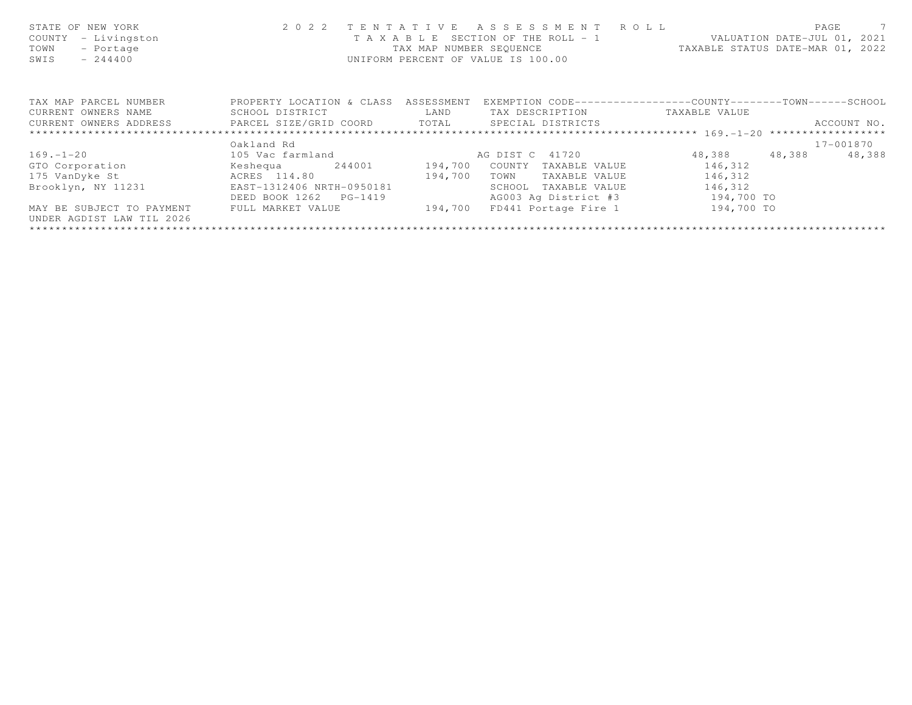STATE OF NEW YORK
COUNTY - Livingston
TOWN - Portage
SWIS - 244400

2 0 2 2 TENTATIVE ASSESSMENT ROLL
TAXABLE SECTION OF THE ROLL - 1
TAX MAP NUMBER SEQUENCE
UNIFORM PERCENT OF VALUE IS 100.00

VALUATION DATE-JUL 01, 2021
TAXABLE STATUS DATE-MAR 01, 2022

| TAX MAP PARCEL NUMBER / CURRENT OWNERS NAME / CURRENT OWNERS ADDRESS | PROPERTY LOCATION & CLASS / SCHOOL DISTRICT / PARCEL SIZE/GRID COORD | ASSESSMENT LAND / TOTAL | EXEMPTION CODE / TAX DESCRIPTION / SPECIAL DISTRICTS | COUNTY / TAXABLE VALUE | TOWN | SCHOOL / ACCOUNT NO. |
|---|---|---|---|---|---|---|
| | Oakland Rd | | | | | 17-001870 |
| 169.-1-20 | 105 Vac farmland | | AG DIST C 41720 | 48,388 | 48,388 | 48,388 |
| GTO Corporation | Keshequa 244001 | 194,700 | COUNTY TAXABLE VALUE | 146,312 | | |
| 175 VanDyke St | ACRES 114.80 | 194,700 | TOWN TAXABLE VALUE | 146,312 | | |
| Brooklyn, NY 11231 | EAST-1312406 NRTH-0950181 | | SCHOOL TAXABLE VALUE | 146,312 | | |
| | DEED BOOK 1262 PG-1419 | | AG003 Ag District #3 | 194,700 TO | | |
| MAY BE SUBJECT TO PAYMENT | FULL MARKET VALUE | 194,700 | FD441 Portage Fire 1 | 194,700 TO | | |
| UNDER AGDIST LAW TIL 2026 | | | | | | |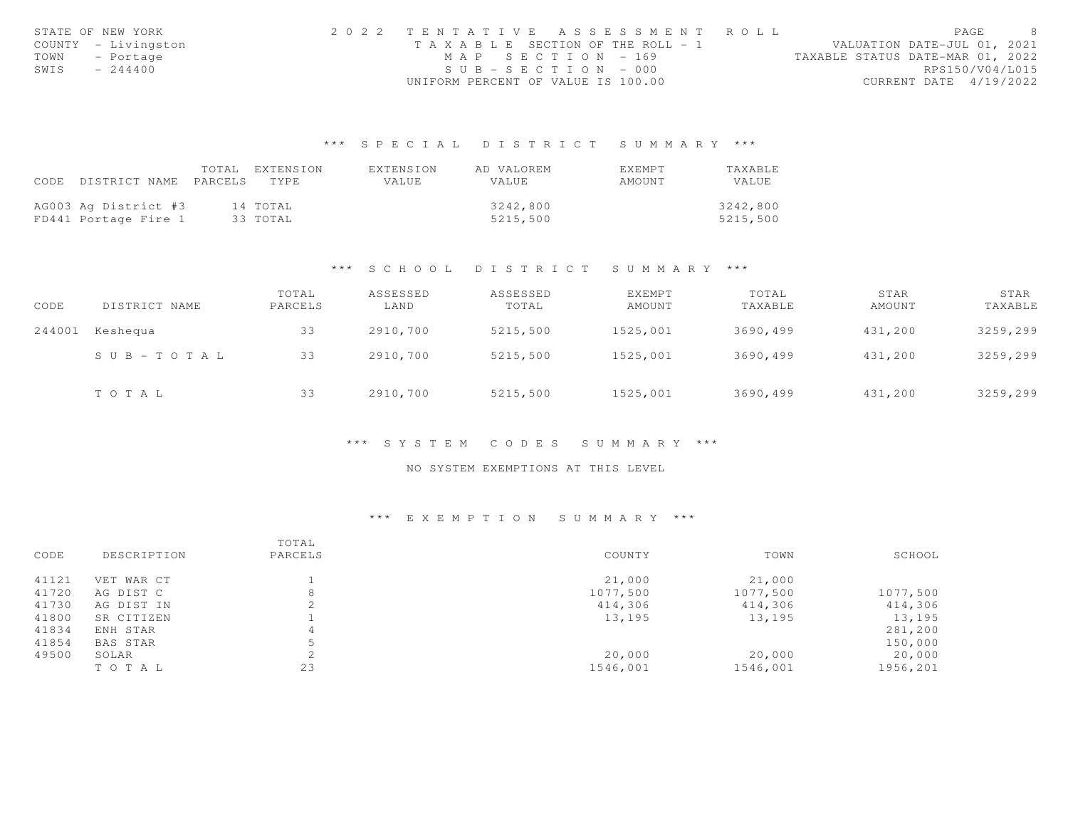STATE OF NEW YORK
COUNTY - Livingston
TOWN - Portage
SWIS - 244400

2022 TENTATIVE ASSESSMENT ROLL
TAXABLE SECTION OF THE ROLL - 1
MAP SECTION - 169
SUB-SECTION - 000
UNIFORM PERCENT OF VALUE IS 100.00

VALUATION DATE-JUL 01, 2021
TAXABLE STATUS DATE-MAR 01, 2022
RPS150/V04/L015
CURRENT DATE 4/19/2022

## *** SPECIAL DISTRICT SUMMARY ***

| CODE | DISTRICT NAME | TOTAL PARCELS | EXTENSION TYPE | EXTENSION VALUE | AD VALOREM VALUE | EXEMPT AMOUNT | TAXABLE VALUE |
|---|---|---|---|---|---|---|---|
| AG003 | Ag District #3 | 14 | TOTAL | | 3242,800 | | 3242,800 |
| FD441 | Portage Fire 1 | 33 | TOTAL | | 5215,500 | | 5215,500 |

## *** SCHOOL DISTRICT SUMMARY ***

| CODE | DISTRICT NAME | TOTAL PARCELS | ASSESSED LAND | ASSESSED TOTAL | EXEMPT AMOUNT | TOTAL TAXABLE | STAR AMOUNT | STAR TAXABLE |
|---|---|---|---|---|---|---|---|---|
| 244001 | Keshequa | 33 | 2910,700 | 5215,500 | 1525,001 | 3690,499 | 431,200 | 3259,299 |
| | SUB-TOTAL | 33 | 2910,700 | 5215,500 | 1525,001 | 3690,499 | 431,200 | 3259,299 |
| | TOTAL | 33 | 2910,700 | 5215,500 | 1525,001 | 3690,499 | 431,200 | 3259,299 |

## *** SYSTEM CODES SUMMARY ***

NO SYSTEM EXEMPTIONS AT THIS LEVEL

## *** EXEMPTION SUMMARY ***

| CODE | DESCRIPTION | TOTAL PARCELS | COUNTY | TOWN | SCHOOL |
|---|---|---|---|---|---|
| 41121 | VET WAR CT | 1 | 21,000 | 21,000 | |
| 41720 | AG DIST C | 8 | 1077,500 | 1077,500 | 1077,500 |
| 41730 | AG DIST IN | 2 | 414,306 | 414,306 | 414,306 |
| 41800 | SR CITIZEN | 1 | 13,195 | 13,195 | 13,195 |
| 41834 | ENH STAR | 4 | | | 281,200 |
| 41854 | BAS STAR | 5 | | | 150,000 |
| 49500 | SOLAR | 2 | 20,000 | 20,000 | 20,000 |
| | TOTAL | 23 | 1546,001 | 1546,001 | 1956,201 |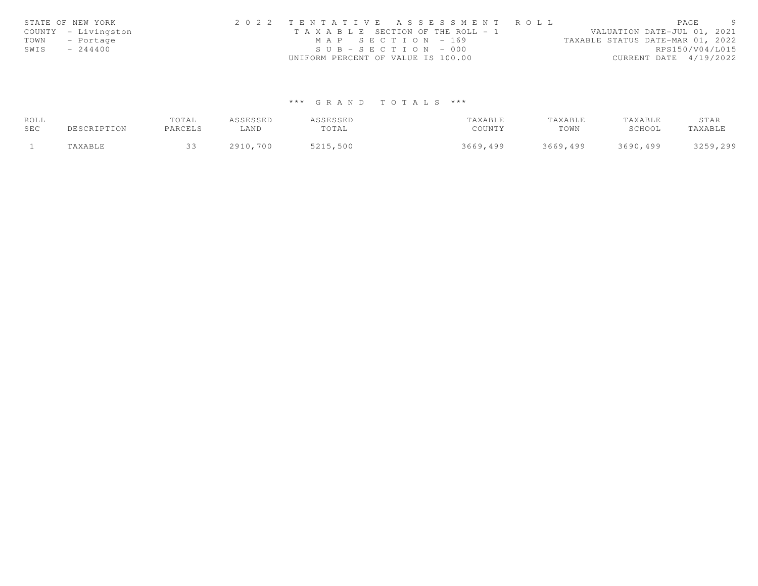STATE OF NEW YORK — 2022 TENTATIVE ASSESSMENT ROLL
COUNTY - Livingston — TAXABLE SECTION OF THE ROLL - 1 — VALUATION DATE-JUL 01, 2021
TOWN - Portage — MAP SECTION - 169 — TAXABLE STATUS DATE-MAR 01, 2022
SWIS - 244400 — SUB-SECTION - 000 — RPS150/V04/L015
UNIFORM PERCENT OF VALUE IS 100.00 — CURRENT DATE 4/19/2022

## *** GRAND TOTALS ***

| ROLL SEC | DESCRIPTION | TOTAL PARCELS | ASSESSED LAND | ASSESSED TOTAL | TAXABLE COUNTY | TAXABLE TOWN | TAXABLE SCHOOL | STAR TAXABLE |
|---|---|---|---|---|---|---|---|---|
| 1 | TAXABLE | 33 | 2910,700 | 5215,500 | 3669,499 | 3669,499 | 3690,499 | 3259,299 |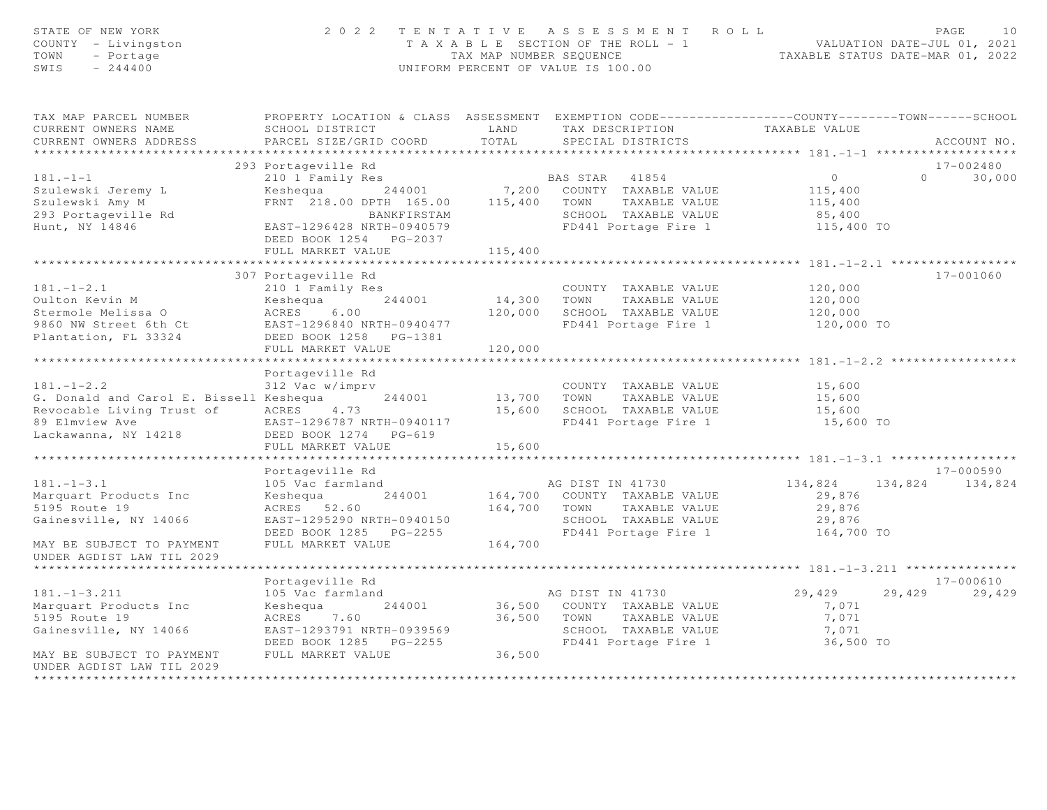STATE OF NEW YORK
COUNTY - Livingston
TOWN - Portage
SWIS - 244400

2022 TENTATIVE ASSESSMENT ROLL
TAXABLE SECTION OF THE ROLL - 1
TAX MAP NUMBER SEQUENCE
UNIFORM PERCENT OF VALUE IS 100.00

VALUATION DATE-JUL 01, 2021
TAXABLE STATUS DATE-MAR 01, 2022

| TAX MAP PARCEL NUMBER / CURRENT OWNERS NAME / CURRENT OWNERS ADDRESS | PROPERTY LOCATION & CLASS / SCHOOL DISTRICT / PARCEL SIZE/GRID COORD | ASSESSMENT LAND / TOTAL | EXEMPTION CODE / TAX DESCRIPTION / SPECIAL DISTRICTS | COUNTY TAXABLE VALUE | TOWN | SCHOOL | ACCOUNT NO. |
|---|---|---|---|---|---|---|---|
| **181.-1-1** | 293 Portageville Rd | | | | | | 17-002480 |
| 181.-1-1 | 210 1 Family Res | | BAS STAR 41854 | 0 | 0 | 30,000 | |
| Szulewski Jeremy L | Keshequa 244001 | 7,200 | COUNTY TAXABLE VALUE | 115,400 | | | |
| Szulewski Amy M | FRNT 218.00 DPTH 165.00 | 115,400 | TOWN TAXABLE VALUE | 115,400 | | | |
| 293 Portageville Rd | BANKFIRSTAM | | SCHOOL TAXABLE VALUE | 85,400 | | | |
| Hunt, NY 14846 | EAST-1296428 NRTH-0940579 | | FD441 Portage Fire 1 | 115,400 TO | | | |
| | DEED BOOK 1254 PG-2037 | | | | | | |
| | FULL MARKET VALUE | 115,400 | | | | | |
| **181.-1-2.1** | 307 Portageville Rd | | | | | | 17-001060 |
| 181.-1-2.1 | 210 1 Family Res | | COUNTY TAXABLE VALUE | 120,000 | | | |
| Oulton Kevin M | Keshequa 244001 | 14,300 | TOWN TAXABLE VALUE | 120,000 | | | |
| Stermole Melissa O | ACRES 6.00 | 120,000 | SCHOOL TAXABLE VALUE | 120,000 | | | |
| 9860 NW Street 6th Ct | EAST-1296840 NRTH-0940477 | | FD441 Portage Fire 1 | 120,000 TO | | | |
| Plantation, FL 33324 | DEED BOOK 1258 PG-1381 | | | | | | |
| | FULL MARKET VALUE | 120,000 | | | | | |
| **181.-1-2.2** | Portageville Rd | | | | | | |
| 181.-1-2.2 | 312 Vac w/imprv | | COUNTY TAXABLE VALUE | 15,600 | | | |
| G. Donald and Carol E. Bissell | Keshequa 244001 | 13,700 | TOWN TAXABLE VALUE | 15,600 | | | |
| Revocable Living Trust of | ACRES 4.73 | 15,600 | SCHOOL TAXABLE VALUE | 15,600 | | | |
| 89 Elmview Ave | EAST-1296787 NRTH-0940117 | | FD441 Portage Fire 1 | 15,600 TO | | | |
| Lackawanna, NY 14218 | DEED BOOK 1274 PG-619 | | | | | | |
| | FULL MARKET VALUE | 15,600 | | | | | |
| **181.-1-3.1** | Portageville Rd | | | | | | 17-000590 |
| 181.-1-3.1 | 105 Vac farmland | | AG DIST IN 41730 | 134,824 | 134,824 | 134,824 | |
| Marquart Products Inc | Keshequa 244001 | 164,700 | COUNTY TAXABLE VALUE | 29,876 | | | |
| 5195 Route 19 | ACRES 52.60 | 164,700 | TOWN TAXABLE VALUE | 29,876 | | | |
| Gainesville, NY 14066 | EAST-1295290 NRTH-0940150 | | SCHOOL TAXABLE VALUE | 29,876 | | | |
| | DEED BOOK 1285 PG-2255 | | FD441 Portage Fire 1 | 164,700 TO | | | |
| MAY BE SUBJECT TO PAYMENT | FULL MARKET VALUE | 164,700 | | | | | |
| UNDER AGDIST LAW TIL 2029 | | | | | | | |
| **181.-1-3.211** | Portageville Rd | | | | | | 17-000610 |
| 181.-1-3.211 | 105 Vac farmland | | AG DIST IN 41730 | 29,429 | 29,429 | 29,429 | |
| Marquart Products Inc | Keshequa 244001 | 36,500 | COUNTY TAXABLE VALUE | 7,071 | | | |
| 5195 Route 19 | ACRES 7.60 | 36,500 | TOWN TAXABLE VALUE | 7,071 | | | |
| Gainesville, NY 14066 | EAST-1293791 NRTH-0939569 | | SCHOOL TAXABLE VALUE | 7,071 | | | |
| | DEED BOOK 1285 PG-2255 | | FD441 Portage Fire 1 | 36,500 TO | | | |
| MAY BE SUBJECT TO PAYMENT | FULL MARKET VALUE | 36,500 | | | | | |
| UNDER AGDIST LAW TIL 2029 | | | | | | | |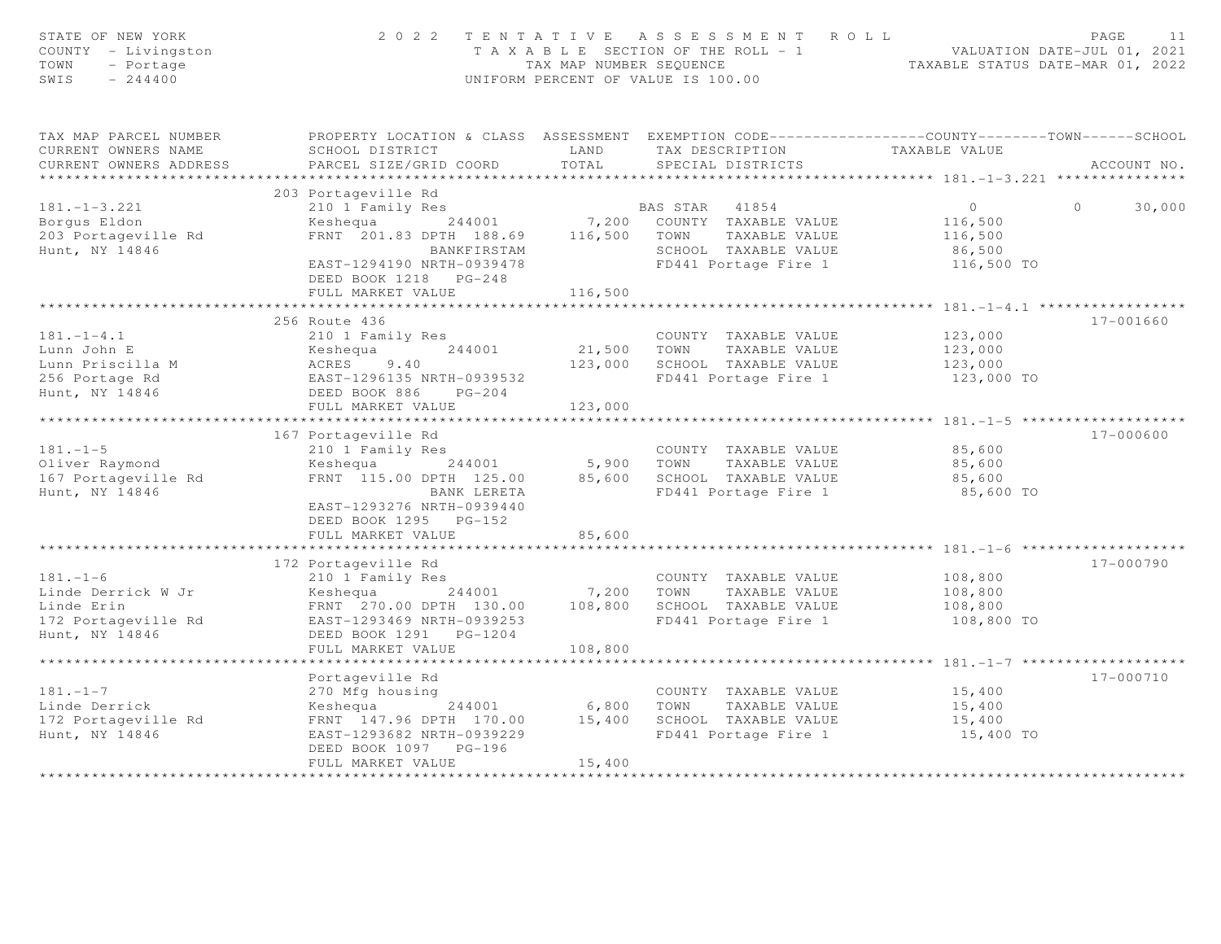STATE OF NEW YORK
COUNTY - Livingston
TOWN - Portage
SWIS - 244400

# 2022 TENTATIVE ASSESSMENT ROLL

TAXABLE SECTION OF THE ROLL - 1
TAX MAP NUMBER SEQUENCE
UNIFORM PERCENT OF VALUE IS 100.00

VALUATION DATE-JUL 01, 2021
TAXABLE STATUS DATE-MAR 01, 2022

| TAX MAP PARCEL NUMBER / CURRENT OWNERS NAME / CURRENT OWNERS ADDRESS | PROPERTY LOCATION & CLASS / SCHOOL DISTRICT / PARCEL SIZE/GRID COORD | ASSESSMENT LAND / TOTAL | EXEMPTION CODE / TAX DESCRIPTION / SPECIAL DISTRICTS | COUNTY / TOWN / SCHOOL TAXABLE VALUE | ACCOUNT NO. |
|---|---|---|---|---|---|
| **181.-1-3.221** | 203 Portageville Rd | | | | |
| 181.-1-3.221 | 210 1 Family Res | | BAS STAR 41854 | 0 &nbsp; 0 &nbsp; 30,000 | |
| Borgus Eldon | Keshequa 244001 | 7,200 | COUNTY TAXABLE VALUE | 116,500 | |
| 203 Portageville Rd | FRNT 201.83 DPTH 188.69 | 116,500 | TOWN TAXABLE VALUE | 116,500 | |
| Hunt, NY 14846 | BANKFIRSTAM | | SCHOOL TAXABLE VALUE | 86,500 | |
| | EAST-1294190 NRTH-0939478 | | FD441 Portage Fire 1 | 116,500 TO | |
| | DEED BOOK 1218 PG-248 | | | | |
| | FULL MARKET VALUE | 116,500 | | | |
| **181.-1-4.1** | 256 Route 436 | | | | 17-001660 |
| 181.-1-4.1 | 210 1 Family Res | | COUNTY TAXABLE VALUE | 123,000 | |
| Lunn John E | Keshequa 244001 | 21,500 | TOWN TAXABLE VALUE | 123,000 | |
| Lunn Priscilla M | ACRES 9.40 | 123,000 | SCHOOL TAXABLE VALUE | 123,000 | |
| 256 Portage Rd | EAST-1296135 NRTH-0939532 | | FD441 Portage Fire 1 | 123,000 TO | |
| Hunt, NY 14846 | DEED BOOK 886 PG-204 | | | | |
| | FULL MARKET VALUE | 123,000 | | | |
| **181.-1-5** | 167 Portageville Rd | | | | 17-000600 |
| 181.-1-5 | 210 1 Family Res | | COUNTY TAXABLE VALUE | 85,600 | |
| Oliver Raymond | Keshequa 244001 | 5,900 | TOWN TAXABLE VALUE | 85,600 | |
| 167 Portageville Rd | FRNT 115.00 DPTH 125.00 | 85,600 | SCHOOL TAXABLE VALUE | 85,600 | |
| Hunt, NY 14846 | BANK LERETA | | FD441 Portage Fire 1 | 85,600 TO | |
| | EAST-1293276 NRTH-0939440 | | | | |
| | DEED BOOK 1295 PG-152 | | | | |
| | FULL MARKET VALUE | 85,600 | | | |
| **181.-1-6** | 172 Portageville Rd | | | | 17-000790 |
| 181.-1-6 | 210 1 Family Res | | COUNTY TAXABLE VALUE | 108,800 | |
| Linde Derrick W Jr | Keshequa 244001 | 7,200 | TOWN TAXABLE VALUE | 108,800 | |
| Linde Erin | FRNT 270.00 DPTH 130.00 | 108,800 | SCHOOL TAXABLE VALUE | 108,800 | |
| 172 Portageville Rd | EAST-1293469 NRTH-0939253 | | FD441 Portage Fire 1 | 108,800 TO | |
| Hunt, NY 14846 | DEED BOOK 1291 PG-1204 | | | | |
| | FULL MARKET VALUE | 108,800 | | | |
| **181.-1-7** | Portageville Rd | | | | 17-000710 |
| 181.-1-7 | 270 Mfg housing | | COUNTY TAXABLE VALUE | 15,400 | |
| Linde Derrick | Keshequa 244001 | 6,800 | TOWN TAXABLE VALUE | 15,400 | |
| 172 Portageville Rd | FRNT 147.96 DPTH 170.00 | 15,400 | SCHOOL TAXABLE VALUE | 15,400 | |
| Hunt, NY 14846 | EAST-1293682 NRTH-0939229 | | FD441 Portage Fire 1 | 15,400 TO | |
| | DEED BOOK 1097 PG-196 | | | | |
| | FULL MARKET VALUE | 15,400 | | | |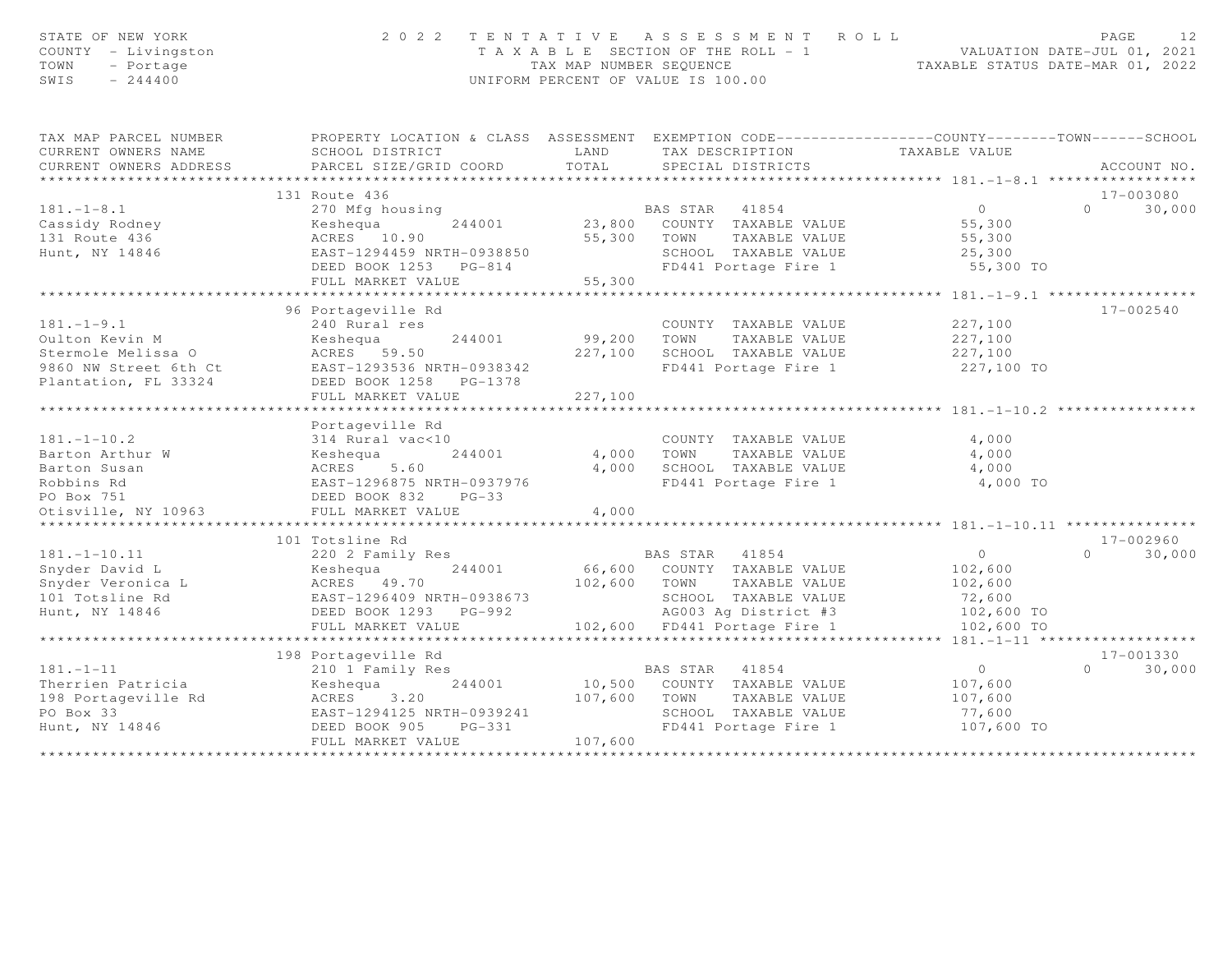STATE OF NEW YORK
COUNTY - Livingston
TOWN - Portage
SWIS - 244400

# 2022 TENTATIVE ASSESSMENT ROLL

TAXABLE SECTION OF THE ROLL - 1
TAX MAP NUMBER SEQUENCE
UNIFORM PERCENT OF VALUE IS 100.00

VALUATION DATE-JUL 01, 2021
TAXABLE STATUS DATE-MAR 01, 2022

| TAX MAP PARCEL NUMBER / CURRENT OWNERS NAME / CURRENT OWNERS ADDRESS | PROPERTY LOCATION & CLASS / SCHOOL DISTRICT / PARCEL SIZE/GRID COORD | ASSESSMENT LAND / TOTAL | EXEMPTION CODE / TAX DESCRIPTION / SPECIAL DISTRICTS | COUNTY TAXABLE VALUE | TOWN | SCHOOL | ACCOUNT NO. |
|---|---|---|---|---|---|---|---|
| **181.-1-8.1** | 131 Route 436 | | | | | | 17-003080 |
| 181.-1-8.1 | 270 Mfg housing | | BAS STAR 41854 | 0 | 0 | 30,000 | |
| Cassidy Rodney | Keshequa 244001 | 23,800 | COUNTY TAXABLE VALUE | 55,300 | | | |
| 131 Route 436 | ACRES 10.90 | 55,300 | TOWN TAXABLE VALUE | 55,300 | | | |
| Hunt, NY 14846 | EAST-1294459 NRTH-0938850 | | SCHOOL TAXABLE VALUE | 25,300 | | | |
| | DEED BOOK 1253 PG-814 | | FD441 Portage Fire 1 | 55,300 TO | | | |
| | FULL MARKET VALUE | 55,300 | | | | | |
| **181.-1-9.1** | 96 Portageville Rd | | | | | | 17-002540 |
| 181.-1-9.1 | 240 Rural res | | COUNTY TAXABLE VALUE | 227,100 | | | |
| Oulton Kevin M | Keshequa 244001 | 99,200 | TOWN TAXABLE VALUE | 227,100 | | | |
| Stermole Melissa O | ACRES 59.50 | 227,100 | SCHOOL TAXABLE VALUE | 227,100 | | | |
| 9860 NW Street 6th Ct | EAST-1293536 NRTH-0938342 | | FD441 Portage Fire 1 | 227,100 TO | | | |
| Plantation, FL 33324 | DEED BOOK 1258 PG-1378 | | | | | | |
| | FULL MARKET VALUE | 227,100 | | | | | |
| **181.-1-10.2** | Portageville Rd | | | | | | |
| 181.-1-10.2 | 314 Rural vac<10 | | COUNTY TAXABLE VALUE | 4,000 | | | |
| Barton Arthur W | Keshequa 244001 | 4,000 | TOWN TAXABLE VALUE | 4,000 | | | |
| Barton Susan | ACRES 5.60 | 4,000 | SCHOOL TAXABLE VALUE | 4,000 | | | |
| Robbins Rd | EAST-1296875 NRTH-0937976 | | FD441 Portage Fire 1 | 4,000 TO | | | |
| PO Box 751 | DEED BOOK 832 PG-33 | | | | | | |
| Otisville, NY 10963 | FULL MARKET VALUE | 4,000 | | | | | |
| **181.-1-10.11** | 101 Totsline Rd | | | | | | 17-002960 |
| 181.-1-10.11 | 220 2 Family Res | | BAS STAR 41854 | 0 | 0 | 30,000 | |
| Snyder David L | Keshequa 244001 | 66,600 | COUNTY TAXABLE VALUE | 102,600 | | | |
| Snyder Veronica L | ACRES 49.70 | 102,600 | TOWN TAXABLE VALUE | 102,600 | | | |
| 101 Totsline Rd | EAST-1296409 NRTH-0938673 | | SCHOOL TAXABLE VALUE | 72,600 | | | |
| Hunt, NY 14846 | DEED BOOK 1293 PG-992 | | AG003 Ag District #3 | 102,600 TO | | | |
| | FULL MARKET VALUE | 102,600 | FD441 Portage Fire 1 | 102,600 TO | | | |
| **181.-1-11** | 198 Portageville Rd | | | | | | 17-001330 |
| 181.-1-11 | 210 1 Family Res | | BAS STAR 41854 | 0 | 0 | 30,000 | |
| Therrien Patricia | Keshequa 244001 | 10,500 | COUNTY TAXABLE VALUE | 107,600 | | | |
| 198 Portageville Rd | ACRES 3.20 | 107,600 | TOWN TAXABLE VALUE | 107,600 | | | |
| PO Box 33 | EAST-1294125 NRTH-0939241 | | SCHOOL TAXABLE VALUE | 77,600 | | | |
| Hunt, NY 14846 | DEED BOOK 905 PG-331 | | FD441 Portage Fire 1 | 107,600 TO | | | |
| | FULL MARKET VALUE | 107,600 | | | | | |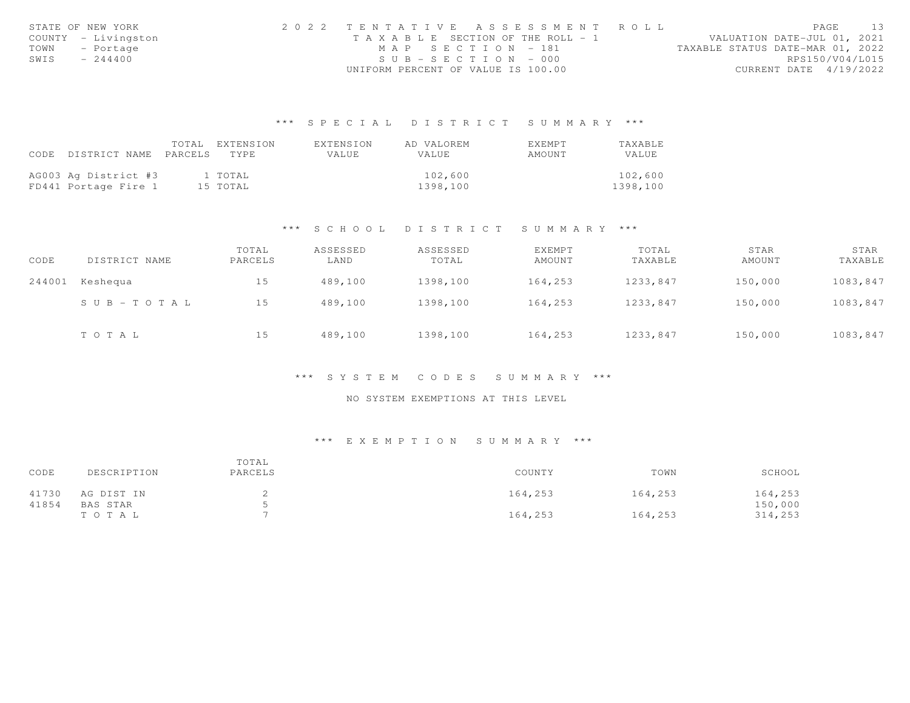STATE OF NEW YORK
COUNTY - Livingston
TOWN - Portage
SWIS - 244400

2022 TENTATIVE ASSESSMENT ROLL
TAXABLE SECTION OF THE ROLL - 1
MAP SECTION - 181
SUB-SECTION - 000
UNIFORM PERCENT OF VALUE IS 100.00

VALUATION DATE-JUL 01, 2021
TAXABLE STATUS DATE-MAR 01, 2022
RPS150/V04/L015
CURRENT DATE 4/19/2022

### *** SPECIAL DISTRICT SUMMARY ***

| CODE | DISTRICT NAME | TOTAL PARCELS | EXTENSION TYPE | EXTENSION VALUE | AD VALOREM VALUE | EXEMPT AMOUNT | TAXABLE VALUE |
|---|---|---|---|---|---|---|---|
| AG003 | Ag District #3 | 1 | TOTAL | | 102,600 | | 102,600 |
| FD441 | Portage Fire 1 | 15 | TOTAL | | 1398,100 | | 1398,100 |

### *** SCHOOL DISTRICT SUMMARY ***

| CODE | DISTRICT NAME | TOTAL PARCELS | ASSESSED LAND | ASSESSED TOTAL | EXEMPT AMOUNT | TOTAL TAXABLE | STAR AMOUNT | STAR TAXABLE |
|---|---|---|---|---|---|---|---|---|
| 244001 | Keshequa | 15 | 489,100 | 1398,100 | 164,253 | 1233,847 | 150,000 | 1083,847 |
| | SUB-TOTAL | 15 | 489,100 | 1398,100 | 164,253 | 1233,847 | 150,000 | 1083,847 |
| | TOTAL | 15 | 489,100 | 1398,100 | 164,253 | 1233,847 | 150,000 | 1083,847 |

### *** SYSTEM CODES SUMMARY ***

NO SYSTEM EXEMPTIONS AT THIS LEVEL

### *** EXEMPTION SUMMARY ***

| CODE | DESCRIPTION | TOTAL PARCELS | COUNTY | TOWN | SCHOOL |
|---|---|---|---|---|---|
| 41730 | AG DIST IN | 2 | 164,253 | 164,253 | 164,253 |
| 41854 | BAS STAR | 5 | | | 150,000 |
| | TOTAL | 7 | 164,253 | 164,253 | 314,253 |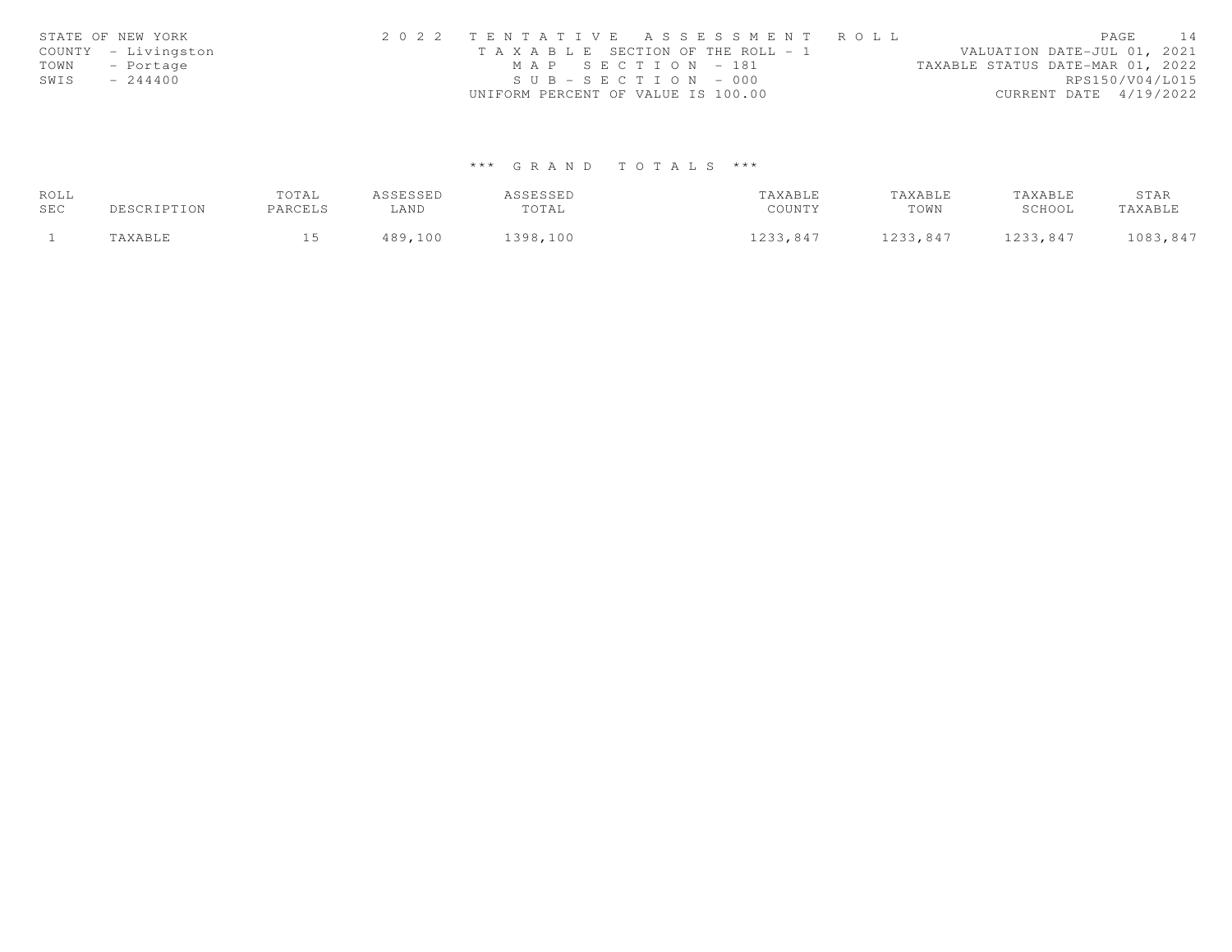STATE OF NEW YORK
COUNTY - Livingston
TOWN - Portage
SWIS - 244400

2 0 2 2 T E N T A T I V E A S S E S S M E N T R O L L
T A X A B L E SECTION OF THE ROLL - 1
M A P S E C T I O N - 181
S U B - S E C T I O N - 000
UNIFORM PERCENT OF VALUE IS 100.00

VALUATION DATE-JUL 01, 2021
TAXABLE STATUS DATE-MAR 01, 2022
RPS150/V04/L015
CURRENT DATE 4/19/2022

### \*\*\* G R A N D T O T A L S \*\*\*

| ROLL SEC | DESCRIPTION | TOTAL PARCELS | ASSESSED LAND | ASSESSED TOTAL | TAXABLE COUNTY | TAXABLE TOWN | TAXABLE SCHOOL | STAR TAXABLE |
|---|---|---|---|---|---|---|---|---|
| 1 | TAXABLE | 15 | 489,100 | 1398,100 | 1233,847 | 1233,847 | 1233,847 | 1083,847 |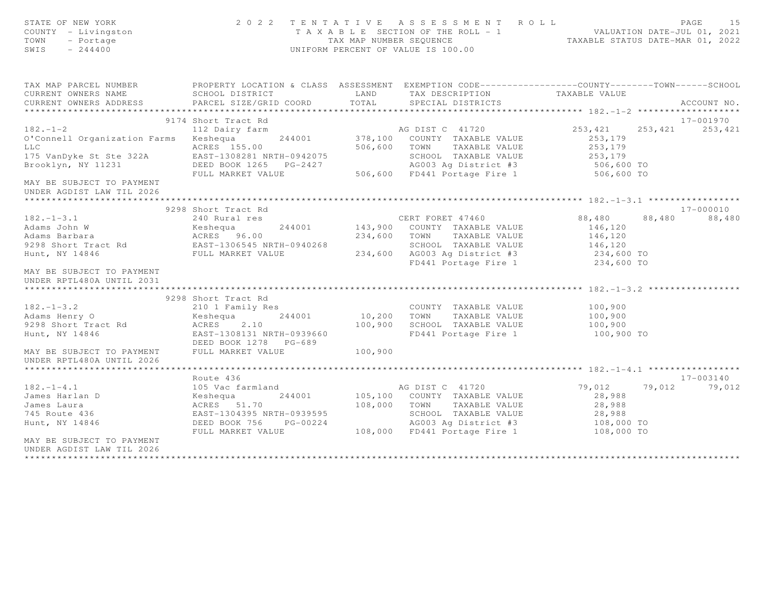STATE OF NEW YORK
COUNTY - Livingston
TOWN - Portage
SWIS - 244400

2022 TENTATIVE ASSESSMENT ROLL
TAXABLE SECTION OF THE ROLL - 1
TAX MAP NUMBER SEQUENCE
UNIFORM PERCENT OF VALUE IS 100.00

VALUATION DATE-JUL 01, 2021
TAXABLE STATUS DATE-MAR 01, 2022

```
TAX MAP PARCEL NUMBER          PROPERTY LOCATION & CLASS  ASSESSMENT  EXEMPTION CODE------------------COUNTY--------TOWN------SCHOOL
CURRENT OWNERS NAME            SCHOOL DISTRICT               LAND      TAX DESCRIPTION            TAXABLE VALUE
CURRENT OWNERS ADDRESS         PARCEL SIZE/GRID COORD        TOTAL     SPECIAL DISTRICTS                                      ACCOUNT NO.
******************************************************************************************************* 182.-1-2 *******************
                          9174 Short Tract Rd                                                                                17-001970
182.-1-2                       112 Dairy farm                           AG DIST C  41720          253,421     253,421      253,421
O'Connell Organization Farms   Keshequa         244001       378,100    COUNTY  TAXABLE VALUE       253,179
LLC                            ACRES 155.00                  506,600    TOWN    TAXABLE VALUE       253,179
175 VanDyke St Ste 322A        EAST-1308281 NRTH-0942075                SCHOOL  TAXABLE VALUE       253,179
Brooklyn, NY 11231             DEED BOOK 1265   PG-2427                 AG003 Ag District #3         506,600 TO
                               FULL MARKET VALUE             506,600    FD441 Portage Fire 1         506,600 TO
MAY BE SUBJECT TO PAYMENT
UNDER AGDIST LAW TIL 2026
******************************************************************************************************* 182.-1-3.1 *****************
                          9298 Short Tract Rd                                                                                17-000010
182.-1-3.1                     240 Rural res                            CERT FORET 47460           88,480      88,480       88,480
Adams John W                   Keshequa         244001       143,900    COUNTY  TAXABLE VALUE       146,120
Adams Barbara                  ACRES  96.00                  234,600    TOWN    TAXABLE VALUE       146,120
9298 Short Tract Rd            EAST-1306545 NRTH-0940268                SCHOOL  TAXABLE VALUE       146,120
Hunt, NY 14846                 FULL MARKET VALUE             234,600    AG003 Ag District #3         234,600 TO
                                                                        FD441 Portage Fire 1         234,600 TO
MAY BE SUBJECT TO PAYMENT
UNDER RPTL480A UNTIL 2031
******************************************************************************************************* 182.-1-3.2 *****************
                          9298 Short Tract Rd
182.-1-3.2                     210 1 Family Res                         COUNTY  TAXABLE VALUE       100,900
Adams Henry O                  Keshequa         244001        10,200    TOWN    TAXABLE VALUE       100,900
9298 Short Tract Rd            ACRES    2.10                 100,900    SCHOOL  TAXABLE VALUE       100,900
Hunt, NY 14846                 EAST-1308131 NRTH-0939660                FD441 Portage Fire 1         100,900 TO
                               DEED BOOK 1278   PG-689
MAY BE SUBJECT TO PAYMENT      FULL MARKET VALUE             100,900
UNDER RPTL480A UNTIL 2026
******************************************************************************************************* 182.-1-4.1 *****************
                               Route 436                                                                                     17-003140
182.-1-4.1                     105 Vac farmland                         AG DIST C  41720           79,012      79,012       79,012
James Harlan D                 Keshequa         244001       105,100    COUNTY  TAXABLE VALUE        28,988
James Laura                    ACRES  51.70                  108,000    TOWN    TAXABLE VALUE        28,988
745 Route 436                  EAST-1304395 NRTH-0939595                SCHOOL  TAXABLE VALUE        28,988
Hunt, NY 14846                 DEED BOOK 756    PG-00224                AG003 Ag District #3         108,000 TO
                               FULL MARKET VALUE             108,000    FD441 Portage Fire 1         108,000 TO
MAY BE SUBJECT TO PAYMENT
UNDER AGDIST LAW TIL 2026
************************************************************************************************************************************
```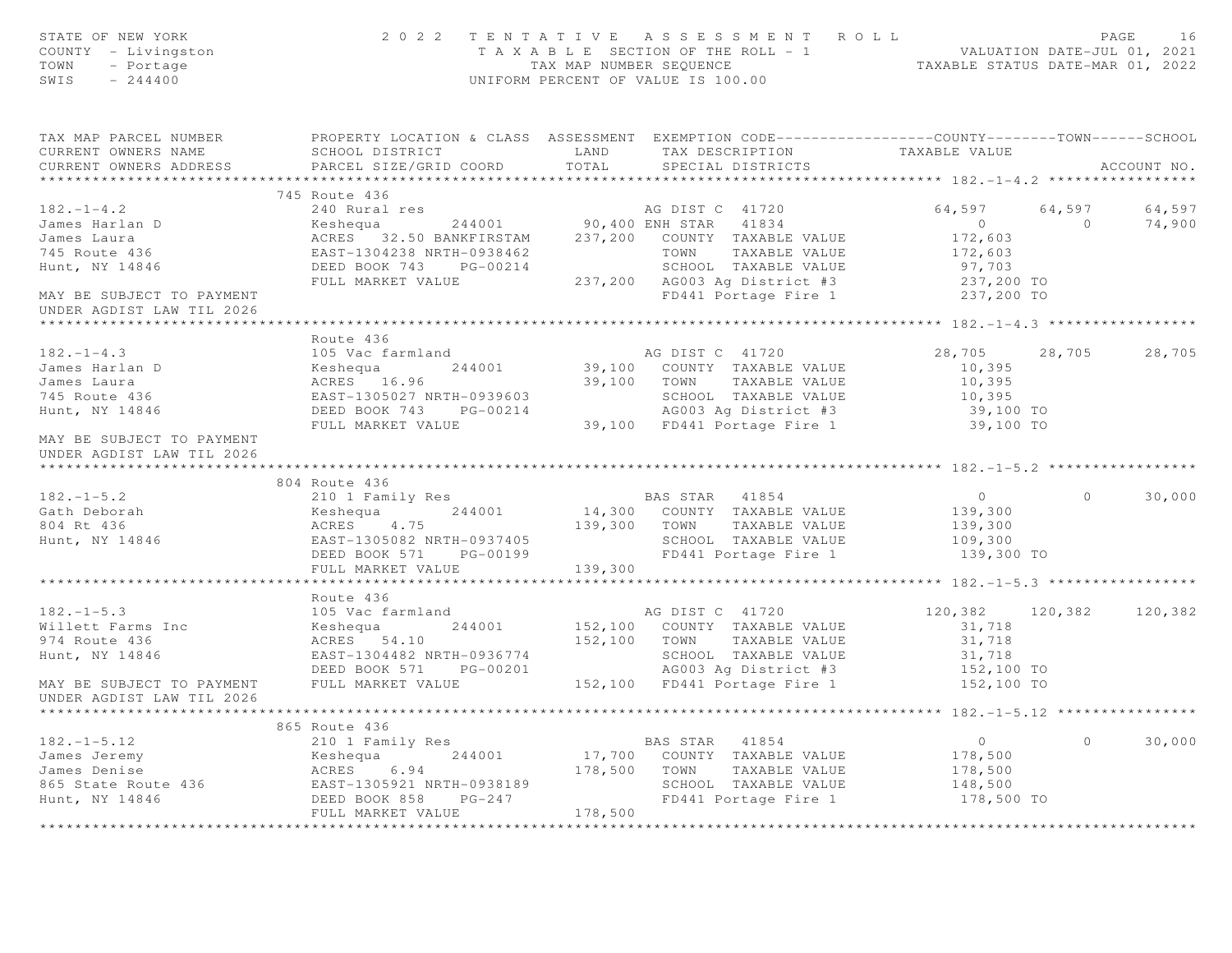STATE OF NEW YORK
COUNTY - Livingston
TOWN - Portage
SWIS - 244400

# 2022 TENTATIVE ASSESSMENT ROLL

TAXABLE SECTION OF THE ROLL - 1
TAX MAP NUMBER SEQUENCE
UNIFORM PERCENT OF VALUE IS 100.00

VALUATION DATE-JUL 01, 2021
TAXABLE STATUS DATE-MAR 01, 2022

| TAX MAP PARCEL NUMBER / CURRENT OWNERS NAME / CURRENT OWNERS ADDRESS | PROPERTY LOCATION & CLASS / SCHOOL DISTRICT / PARCEL SIZE/GRID COORD | ASSESSMENT LAND | ASSESSMENT TOTAL | EXEMPTION CODE / TAX DESCRIPTION / SPECIAL DISTRICTS | COUNTY TAXABLE VALUE | TOWN | SCHOOL | ACCOUNT NO. |
|---|---|---|---|---|---|---|---|---|
| **182.-1-4.2** | 745 Route 436 | | | | | | | |
| 182.-1-4.2 | 240 Rural res | | | AG DIST C 41720 | 64,597 | 64,597 | 64,597 | |
| James Harlan D | Keshequa 244001 | 90,400 | | ENH STAR 41834 | 0 | 0 | 74,900 | |
| James Laura | ACRES 32.50 BANKFIRSTAM | | 237,200 | COUNTY TAXABLE VALUE | 172,603 | | | |
| 745 Route 436 | EAST-1304238 NRTH-0938462 | | | TOWN TAXABLE VALUE | 172,603 | | | |
| Hunt, NY 14846 | DEED BOOK 743 PG-00214 | | | SCHOOL TAXABLE VALUE | 97,703 | | | |
| | FULL MARKET VALUE | | 237,200 | AG003 Ag District #3 | 237,200 TO | | | |
| MAY BE SUBJECT TO PAYMENT UNDER AGDIST LAW TIL 2026 | | | | FD441 Portage Fire 1 | 237,200 TO | | | |
| **182.-1-4.3** | Route 436 | | | | | | | |
| 182.-1-4.3 | 105 Vac farmland | | | AG DIST C 41720 | 28,705 | 28,705 | 28,705 | |
| James Harlan D | Keshequa 244001 | 39,100 | | COUNTY TAXABLE VALUE | 10,395 | | | |
| James Laura | ACRES 16.96 | | 39,100 | TOWN TAXABLE VALUE | 10,395 | | | |
| 745 Route 436 | EAST-1305027 NRTH-0939603 | | | SCHOOL TAXABLE VALUE | 10,395 | | | |
| Hunt, NY 14846 | DEED BOOK 743 PG-00214 | | | AG003 Ag District #3 | 39,100 TO | | | |
| | FULL MARKET VALUE | | 39,100 | FD441 Portage Fire 1 | 39,100 TO | | | |
| MAY BE SUBJECT TO PAYMENT UNDER AGDIST LAW TIL 2026 | | | | | | | | |
| **182.-1-5.2** | 804 Route 436 | | | | | | | |
| 182.-1-5.2 | 210 1 Family Res | | | BAS STAR 41854 | 0 | 0 | 30,000 | |
| Gath Deborah | Keshequa 244001 | 14,300 | | COUNTY TAXABLE VALUE | 139,300 | | | |
| 804 Rt 436 | ACRES 4.75 | | 139,300 | TOWN TAXABLE VALUE | 139,300 | | | |
| Hunt, NY 14846 | EAST-1305082 NRTH-0937405 | | | SCHOOL TAXABLE VALUE | 109,300 | | | |
| | DEED BOOK 571 PG-00199 | | | FD441 Portage Fire 1 | 139,300 TO | | | |
| | FULL MARKET VALUE | | 139,300 | | | | | |
| **182.-1-5.3** | Route 436 | | | | | | | |
| 182.-1-5.3 | 105 Vac farmland | | | AG DIST C 41720 | 120,382 | 120,382 | 120,382 | |
| Willett Farms Inc | Keshequa 244001 | 152,100 | | COUNTY TAXABLE VALUE | 31,718 | | | |
| 974 Route 436 | ACRES 54.10 | | 152,100 | TOWN TAXABLE VALUE | 31,718 | | | |
| Hunt, NY 14846 | EAST-1304482 NRTH-0936774 | | | SCHOOL TAXABLE VALUE | 31,718 | | | |
| | DEED BOOK 571 PG-00201 | | | AG003 Ag District #3 | 152,100 TO | | | |
| MAY BE SUBJECT TO PAYMENT UNDER AGDIST LAW TIL 2026 | FULL MARKET VALUE | | 152,100 | FD441 Portage Fire 1 | 152,100 TO | | | |
| **182.-1-5.12** | 865 Route 436 | | | | | | | |
| 182.-1-5.12 | 210 1 Family Res | | | BAS STAR 41854 | 0 | 0 | 30,000 | |
| James Jeremy | Keshequa 244001 | 17,700 | | COUNTY TAXABLE VALUE | 178,500 | | | |
| James Denise | ACRES 6.94 | | 178,500 | TOWN TAXABLE VALUE | 178,500 | | | |
| 865 State Route 436 | EAST-1305921 NRTH-0938189 | | | SCHOOL TAXABLE VALUE | 148,500 | | | |
| Hunt, NY 14846 | DEED BOOK 858 PG-247 | | | FD441 Portage Fire 1 | 178,500 TO | | | |
| | FULL MARKET VALUE | | 178,500 | | | | | |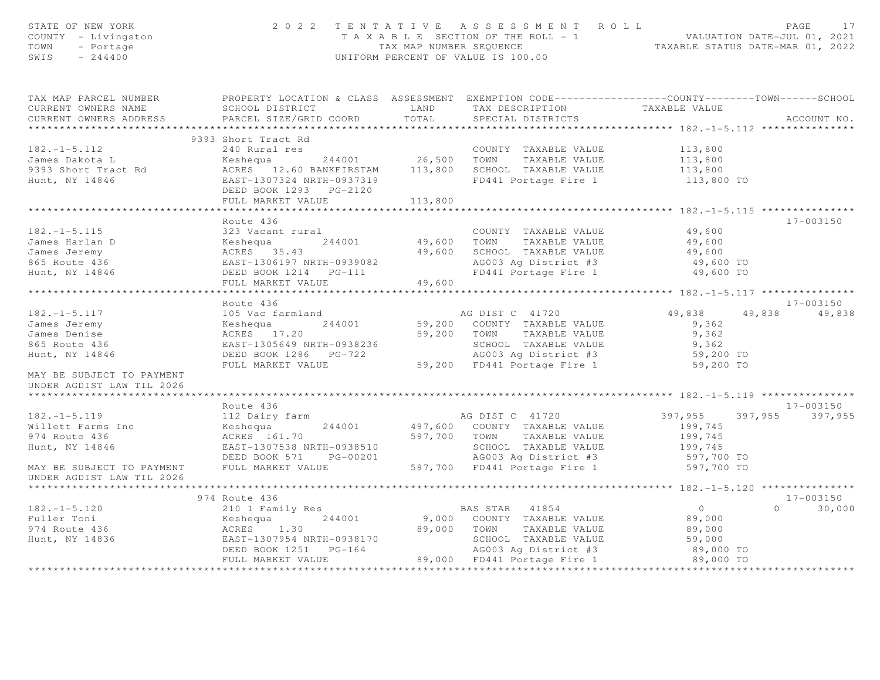STATE OF NEW YORK — 2022 TENTATIVE ASSESSMENT ROLL
COUNTY - Livingston — TAXABLE SECTION OF THE ROLL - 1 — VALUATION DATE-JUL 01, 2021
TOWN - Portage — TAX MAP NUMBER SEQUENCE — TAXABLE STATUS DATE-MAR 01, 2022
SWIS - 244400 — UNIFORM PERCENT OF VALUE IS 100.00

| TAX MAP PARCEL NUMBER / CURRENT OWNERS NAME / CURRENT OWNERS ADDRESS | PROPERTY LOCATION & CLASS / SCHOOL DISTRICT / PARCEL SIZE/GRID COORD | ASSESSMENT LAND | TOTAL | EXEMPTION CODE / TAX DESCRIPTION / SPECIAL DISTRICTS | COUNTY TAXABLE VALUE | TOWN | SCHOOL | ACCOUNT NO. |
|---|---|---|---|---|---|---|---|---|
| **182.-1-5.112** | 9393 Short Tract Rd | | | | | | | |
| 182.-1-5.112 | 240 Rural res | | | COUNTY TAXABLE VALUE | 113,800 | | | |
| James Dakota L | Keshequa 244001 | 26,500 | | TOWN TAXABLE VALUE | 113,800 | | | |
| 9393 Short Tract Rd | ACRES 12.60 BANKFIRSTAM | | 113,800 | SCHOOL TAXABLE VALUE | 113,800 | | | |
| Hunt, NY 14846 | EAST-1307324 NRTH-0937319 | | | FD441 Portage Fire 1 | 113,800 TO | | | |
| | DEED BOOK 1293 PG-2120 | | | | | | | |
| | FULL MARKET VALUE | | 113,800 | | | | | |
| **182.-1-5.115** | Route 436 | | | | | | | 17-003150 |
| 182.-1-5.115 | 323 Vacant rural | | | COUNTY TAXABLE VALUE | 49,600 | | | |
| James Harlan D | Keshequa 244001 | 49,600 | | TOWN TAXABLE VALUE | 49,600 | | | |
| James Jeremy | ACRES 35.43 | | 49,600 | SCHOOL TAXABLE VALUE | 49,600 | | | |
| 865 Route 436 | EAST-1306197 NRTH-0939082 | | | AG003 Ag District #3 | 49,600 TO | | | |
| Hunt, NY 14846 | DEED BOOK 1214 PG-111 | | | FD441 Portage Fire 1 | 49,600 TO | | | |
| | FULL MARKET VALUE | | 49,600 | | | | | |
| **182.-1-5.117** | Route 436 | | | | | | | 17-003150 |
| 182.-1-5.117 | 105 Vac farmland | | | AG DIST C 41720 | 49,838 | 49,838 | 49,838 | |
| James Jeremy | Keshequa 244001 | 59,200 | | COUNTY TAXABLE VALUE | 9,362 | | | |
| James Denise | ACRES 17.20 | | 59,200 | TOWN TAXABLE VALUE | 9,362 | | | |
| 865 Route 436 | EAST-1305649 NRTH-0938236 | | | SCHOOL TAXABLE VALUE | 9,362 | | | |
| Hunt, NY 14846 | DEED BOOK 1286 PG-722 | | | AG003 Ag District #3 | 59,200 TO | | | |
| | FULL MARKET VALUE | | 59,200 | FD441 Portage Fire 1 | 59,200 TO | | | |
| MAY BE SUBJECT TO PAYMENT UNDER AGDIST LAW TIL 2026 | | | | | | | | |
| **182.-1-5.119** | Route 436 | | | | | | | 17-003150 |
| 182.-1-5.119 | 112 Dairy farm | | | AG DIST C 41720 | 397,955 | 397,955 | 397,955 | |
| Willett Farms Inc | Keshequa 244001 | 497,600 | | COUNTY TAXABLE VALUE | 199,745 | | | |
| 974 Route 436 | ACRES 161.70 | | 597,700 | TOWN TAXABLE VALUE | 199,745 | | | |
| Hunt, NY 14846 | EAST-1307538 NRTH-0938510 | | | SCHOOL TAXABLE VALUE | 199,745 | | | |
| | DEED BOOK 571 PG-00201 | | | AG003 Ag District #3 | 597,700 TO | | | |
| MAY BE SUBJECT TO PAYMENT UNDER AGDIST LAW TIL 2026 | FULL MARKET VALUE | | 597,700 | FD441 Portage Fire 1 | 597,700 TO | | | |
| **182.-1-5.120** | 974 Route 436 | | | | | | | 17-003150 |
| 182.-1-5.120 | 210 1 Family Res | | | BAS STAR 41854 | 0 | 0 | 30,000 | |
| Fuller Toni | Keshequa 244001 | 9,000 | | COUNTY TAXABLE VALUE | 89,000 | | | |
| 974 Route 436 | ACRES 1.30 | | 89,000 | TOWN TAXABLE VALUE | 89,000 | | | |
| Hunt, NY 14836 | EAST-1307954 NRTH-0938170 | | | SCHOOL TAXABLE VALUE | 59,000 | | | |
| | DEED BOOK 1251 PG-164 | | | AG003 Ag District #3 | 89,000 TO | | | |
| | FULL MARKET VALUE | | 89,000 | FD441 Portage Fire 1 | 89,000 TO | | | |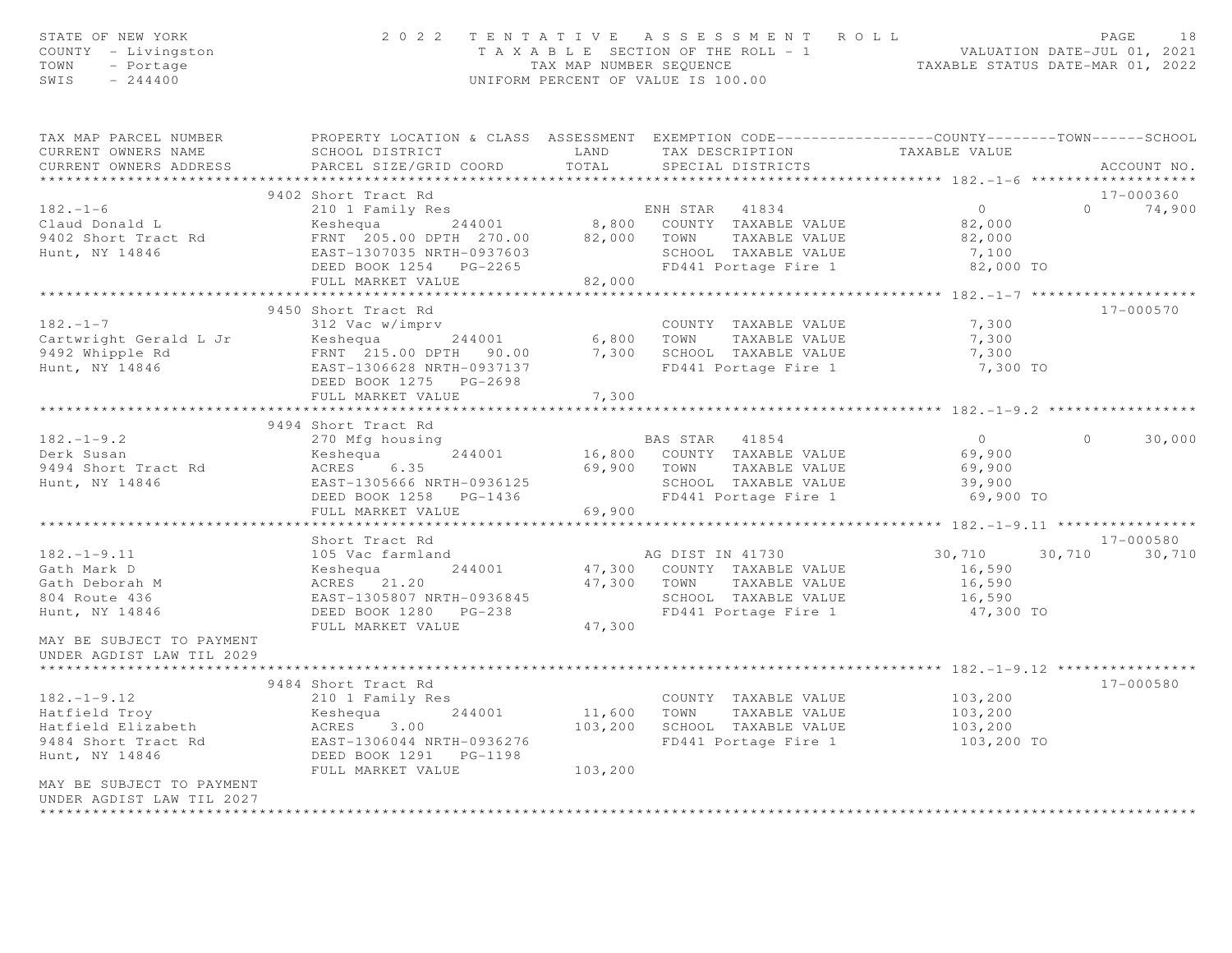STATE OF NEW YORK
COUNTY - Livingston
TOWN - Portage
SWIS - 244400

2 0 2 2 T E N T A T I V E A S S E S S M E N T R O L L
T A X A B L E SECTION OF THE ROLL - 1
TAX MAP NUMBER SEQUENCE
UNIFORM PERCENT OF VALUE IS 100.00

VALUATION DATE-JUL 01, 2021
TAXABLE STATUS DATE-MAR 01, 2022

| TAX MAP PARCEL NUMBER / CURRENT OWNERS NAME / CURRENT OWNERS ADDRESS | PROPERTY LOCATION & CLASS / SCHOOL DISTRICT / PARCEL SIZE/GRID COORD | ASSESSMENT LAND / TOTAL | EXEMPTION CODE / TAX DESCRIPTION / SPECIAL DISTRICTS | COUNTY TAXABLE VALUE | TOWN | SCHOOL | ACCOUNT NO. |
|---|---|---|---|---|---|---|---|
| **182.-1-6** | 9402 Short Tract Rd | | | | | | 17-000360 |
| 182.-1-6 | 210 1 Family Res | | ENH STAR 41834 | 0 | 0 | 74,900 | |
| Claud Donald L | Keshequa 244001 | 8,800 | COUNTY TAXABLE VALUE | 82,000 | | | |
| 9402 Short Tract Rd | FRNT 205.00 DPTH 270.00 | 82,000 | TOWN TAXABLE VALUE | 82,000 | | | |
| Hunt, NY 14846 | EAST-1307035 NRTH-0937603 | | SCHOOL TAXABLE VALUE | 7,100 | | | |
| | DEED BOOK 1254 PG-2265 | | FD441 Portage Fire 1 | 82,000 TO | | | |
| | FULL MARKET VALUE | 82,000 | | | | | |
| **182.-1-7** | 9450 Short Tract Rd | | | | | | 17-000570 |
| 182.-1-7 | 312 Vac w/imprv | | COUNTY TAXABLE VALUE | 7,300 | | | |
| Cartwright Gerald L Jr | Keshequa 244001 | 6,800 | TOWN TAXABLE VALUE | 7,300 | | | |
| 9492 Whipple Rd | FRNT 215.00 DPTH 90.00 | 7,300 | SCHOOL TAXABLE VALUE | 7,300 | | | |
| Hunt, NY 14846 | EAST-1306628 NRTH-0937137 | | FD441 Portage Fire 1 | 7,300 TO | | | |
| | DEED BOOK 1275 PG-2698 | | | | | | |
| | FULL MARKET VALUE | 7,300 | | | | | |
| **182.-1-9.2** | 9494 Short Tract Rd | | | | | | |
| 182.-1-9.2 | 270 Mfg housing | | BAS STAR 41854 | 0 | 0 | 30,000 | |
| Derk Susan | Keshequa 244001 | 16,800 | COUNTY TAXABLE VALUE | 69,900 | | | |
| 9494 Short Tract Rd | ACRES 6.35 | 69,900 | TOWN TAXABLE VALUE | 69,900 | | | |
| Hunt, NY 14846 | EAST-1305666 NRTH-0936125 | | SCHOOL TAXABLE VALUE | 39,900 | | | |
| | DEED BOOK 1258 PG-1436 | | FD441 Portage Fire 1 | 69,900 TO | | | |
| | FULL MARKET VALUE | 69,900 | | | | | |
| **182.-1-9.11** | Short Tract Rd | | | | | | 17-000580 |
| 182.-1-9.11 | 105 Vac farmland | | AG DIST IN 41730 | 30,710 | 30,710 | 30,710 | |
| Gath Mark D | Keshequa 244001 | 47,300 | COUNTY TAXABLE VALUE | 16,590 | | | |
| Gath Deborah M | ACRES 21.20 | 47,300 | TOWN TAXABLE VALUE | 16,590 | | | |
| 804 Route 436 | EAST-1305807 NRTH-0936845 | | SCHOOL TAXABLE VALUE | 16,590 | | | |
| Hunt, NY 14846 | DEED BOOK 1280 PG-238 | | FD441 Portage Fire 1 | 47,300 TO | | | |
| | FULL MARKET VALUE | 47,300 | | | | | |
| MAY BE SUBJECT TO PAYMENT UNDER AGDIST LAW TIL 2029 | | | | | | | |
| **182.-1-9.12** | 9484 Short Tract Rd | | | | | | 17-000580 |
| 182.-1-9.12 | 210 1 Family Res | | COUNTY TAXABLE VALUE | 103,200 | | | |
| Hatfield Troy | Keshequa 244001 | 11,600 | TOWN TAXABLE VALUE | 103,200 | | | |
| Hatfield Elizabeth | ACRES 3.00 | 103,200 | SCHOOL TAXABLE VALUE | 103,200 | | | |
| 9484 Short Tract Rd | EAST-1306044 NRTH-0936276 | | FD441 Portage Fire 1 | 103,200 TO | | | |
| Hunt, NY 14846 | DEED BOOK 1291 PG-1198 | | | | | | |
| | FULL MARKET VALUE | 103,200 | | | | | |
| MAY BE SUBJECT TO PAYMENT UNDER AGDIST LAW TIL 2027 | | | | | | | |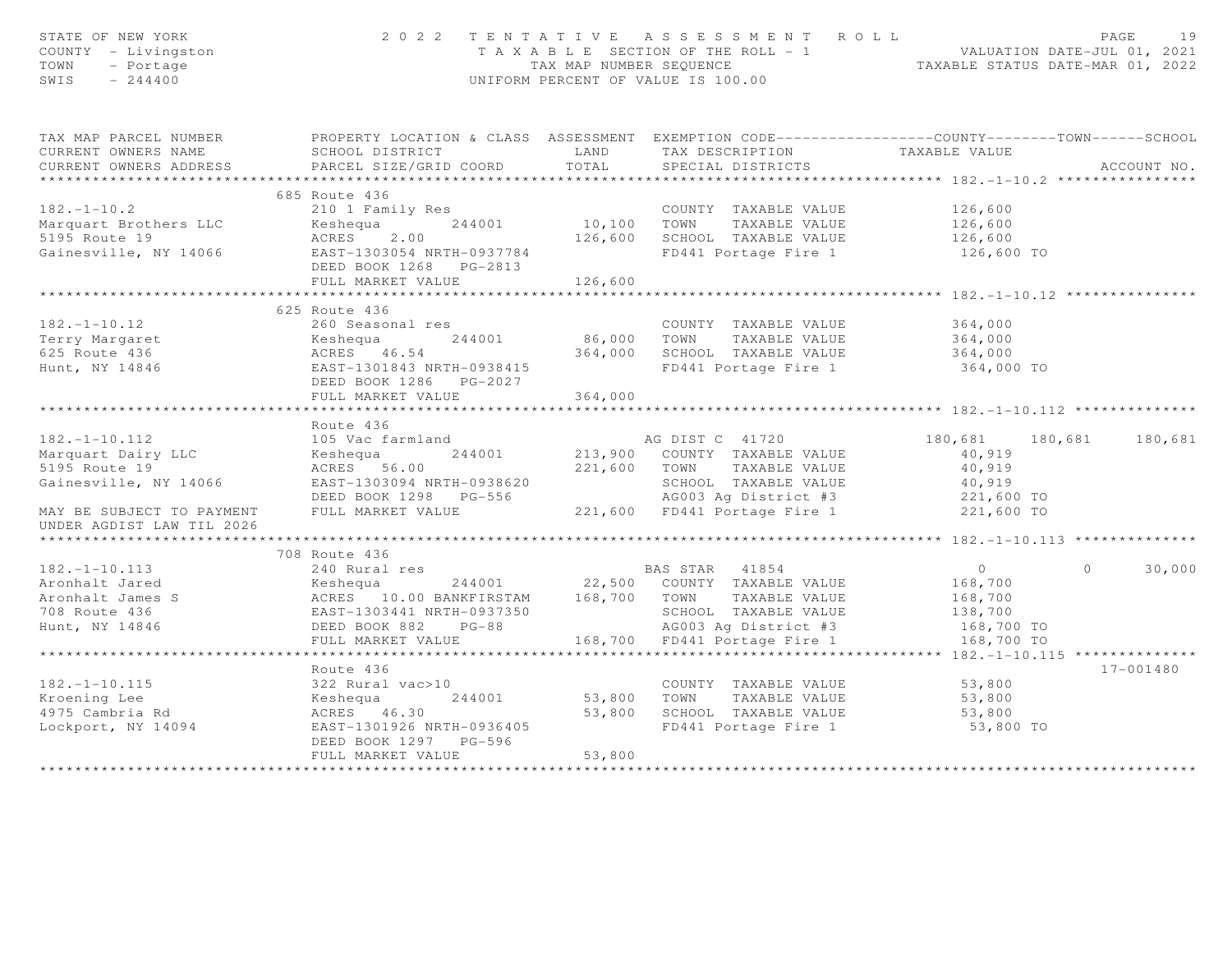STATE OF NEW YORK
COUNTY - Livingston
TOWN - Portage
SWIS - 244400

2022 TENTATIVE ASSESSMENT ROLL
TAXABLE SECTION OF THE ROLL - 1
TAX MAP NUMBER SEQUENCE
UNIFORM PERCENT OF VALUE IS 100.00

VALUATION DATE-JUL 01, 2021
TAXABLE STATUS DATE-MAR 01, 2022

| TAX MAP PARCEL NUMBER / CURRENT OWNERS NAME / CURRENT OWNERS ADDRESS | PROPERTY LOCATION & CLASS / SCHOOL DISTRICT / PARCEL SIZE/GRID COORD | ASSESSMENT LAND | TOTAL | EXEMPTION CODE / TAX DESCRIPTION / SPECIAL DISTRICTS | COUNTY | TOWN | SCHOOL | ACCOUNT NO. |
|---|---|---|---|---|---|---|---|---|
| **182.-1-10.2** | 685 Route 436 | | | | | | | |
| 182.-1-10.2 | 210 1 Family Res | | | COUNTY TAXABLE VALUE | 126,600 | | | |
| Marquart Brothers LLC | Keshequa 244001 | 10,100 | | TOWN TAXABLE VALUE | | 126,600 | | |
| 5195 Route 19 | ACRES 2.00 | | 126,600 | SCHOOL TAXABLE VALUE | | | 126,600 | |
| Gainesville, NY 14066 | EAST-1303054 NRTH-0937784 | | | FD441 Portage Fire 1 | 126,600 TO | | | |
| | DEED BOOK 1268 PG-2813 | | | | | | | |
| | FULL MARKET VALUE | | 126,600 | | | | | |
| **182.-1-10.12** | 625 Route 436 | | | | | | | |
| 182.-1-10.12 | 260 Seasonal res | | | COUNTY TAXABLE VALUE | 364,000 | | | |
| Terry Margaret | Keshequa 244001 | 86,000 | | TOWN TAXABLE VALUE | | 364,000 | | |
| 625 Route 436 | ACRES 46.54 | | 364,000 | SCHOOL TAXABLE VALUE | | | 364,000 | |
| Hunt, NY 14846 | EAST-1301843 NRTH-0938415 | | | FD441 Portage Fire 1 | 364,000 TO | | | |
| | DEED BOOK 1286 PG-2027 | | | | | | | |
| | FULL MARKET VALUE | | 364,000 | | | | | |
| **182.-1-10.112** | Route 436 | | | | | | | |
| 182.-1-10.112 | 105 Vac farmland | | | AG DIST C 41720 | 180,681 | 180,681 | 180,681 | |
| Marquart Dairy LLC | Keshequa 244001 | 213,900 | | COUNTY TAXABLE VALUE | 40,919 | | | |
| 5195 Route 19 | ACRES 56.00 | | 221,600 | TOWN TAXABLE VALUE | | 40,919 | | |
| Gainesville, NY 14066 | EAST-1303094 NRTH-0938620 | | | SCHOOL TAXABLE VALUE | | | 40,919 | |
| | DEED BOOK 1298 PG-556 | | | AG003 Ag District #3 | 221,600 TO | | | |
| MAY BE SUBJECT TO PAYMENT | FULL MARKET VALUE | | 221,600 | FD441 Portage Fire 1 | 221,600 TO | | | |
| UNDER AGDIST LAW TIL 2026 | | | | | | | | |
| **182.-1-10.113** | 708 Route 436 | | | | | | | |
| 182.-1-10.113 | 240 Rural res | | | BAS STAR 41854 | 0 | 0 | 30,000 | |
| Aronhalt Jared | Keshequa 244001 | 22,500 | | COUNTY TAXABLE VALUE | 168,700 | | | |
| Aronhalt James S | ACRES 10.00 BANKFIRSTAM | | 168,700 | TOWN TAXABLE VALUE | | 168,700 | | |
| 708 Route 436 | EAST-1303441 NRTH-0937350 | | | SCHOOL TAXABLE VALUE | | | 138,700 | |
| Hunt, NY 14846 | DEED BOOK 882 PG-88 | | | AG003 Ag District #3 | 168,700 TO | | | |
| | FULL MARKET VALUE | | 168,700 | FD441 Portage Fire 1 | 168,700 TO | | | |
| **182.-1-10.115** | Route 436 | | | | | | | 17-001480 |
| 182.-1-10.115 | 322 Rural vac>10 | | | COUNTY TAXABLE VALUE | 53,800 | | | |
| Kroening Lee | Keshequa 244001 | 53,800 | | TOWN TAXABLE VALUE | | 53,800 | | |
| 4975 Cambria Rd | ACRES 46.30 | | 53,800 | SCHOOL TAXABLE VALUE | | | 53,800 | |
| Lockport, NY 14094 | EAST-1301926 NRTH-0936405 | | | FD441 Portage Fire 1 | 53,800 TO | | | |
| | DEED BOOK 1297 PG-596 | | | | | | | |
| | FULL MARKET VALUE | | 53,800 | | | | | |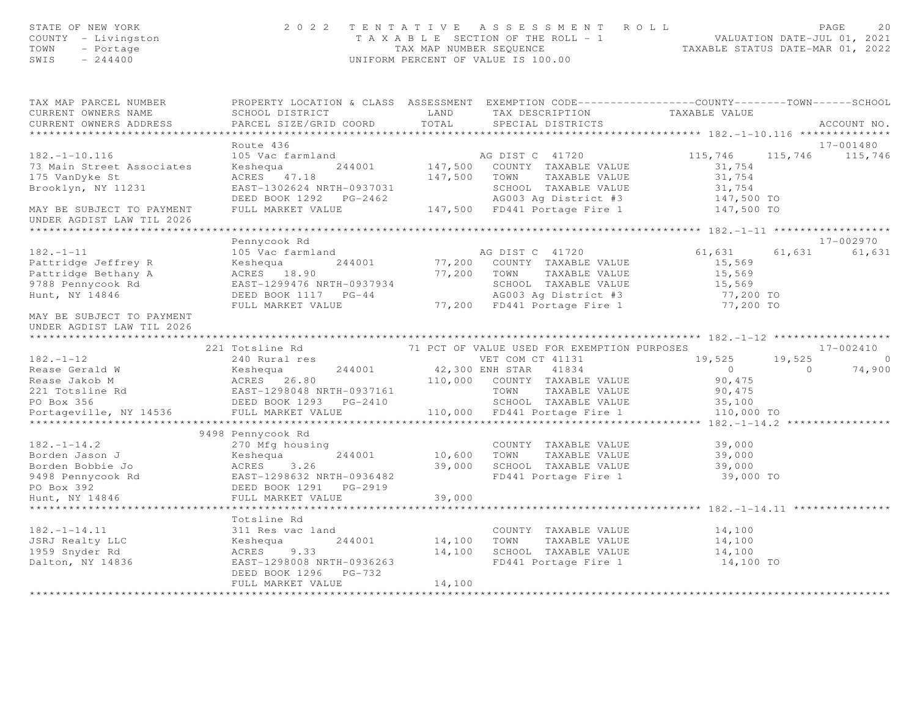STATE OF NEW YORK — 2022 TENTATIVE ASSESSMENT ROLL
COUNTY - Livingston — TAXABLE SECTION OF THE ROLL - 1 — VALUATION DATE-JUL 01, 2021
TOWN - Portage — TAX MAP NUMBER SEQUENCE — TAXABLE STATUS DATE-MAR 01, 2022
SWIS - 244400 — UNIFORM PERCENT OF VALUE IS 100.00

| TAX MAP PARCEL NUMBER / CURRENT OWNERS NAME / CURRENT OWNERS ADDRESS | PROPERTY LOCATION & CLASS / SCHOOL DISTRICT / PARCEL SIZE/GRID COORD | ASSESSMENT LAND / TOTAL | EXEMPTION CODE / TAX DESCRIPTION / SPECIAL DISTRICTS | COUNTY TAXABLE VALUE | TOWN | SCHOOL | ACCOUNT NO. |
|---|---|---|---|---|---|---|---|
| **182.-1-10.116** | Route 436 | | | | | | 17-001480 |
| 182.-1-10.116 | 105 Vac farmland | | AG DIST C 41720 | 115,746 | 115,746 | 115,746 | |
| 73 Main Street Associates | Keshequa 244001 | 147,500 | COUNTY TAXABLE VALUE | 31,754 | | | |
| 175 VanDyke St | ACRES 47.18 | 147,500 | TOWN TAXABLE VALUE | 31,754 | | | |
| Brooklyn, NY 11231 | EAST-1302624 NRTH-0937031 | | SCHOOL TAXABLE VALUE | 31,754 | | | |
| | DEED BOOK 1292 PG-2462 | | AG003 Ag District #3 | 147,500 TO | | | |
| MAY BE SUBJECT TO PAYMENT | FULL MARKET VALUE | 147,500 | FD441 Portage Fire 1 | 147,500 TO | | | |
| UNDER AGDIST LAW TIL 2026 | | | | | | | |
| **182.-1-11** | Pennycook Rd | | | | | | 17-002970 |
| 182.-1-11 | 105 Vac farmland | | AG DIST C 41720 | 61,631 | 61,631 | 61,631 | |
| Pattridge Jeffrey R | Keshequa 244001 | 77,200 | COUNTY TAXABLE VALUE | 15,569 | | | |
| Pattridge Bethany A | ACRES 18.90 | 77,200 | TOWN TAXABLE VALUE | 15,569 | | | |
| 9788 Pennycook Rd | EAST-1299476 NRTH-0937934 | | SCHOOL TAXABLE VALUE | 15,569 | | | |
| Hunt, NY 14846 | DEED BOOK 1117 PG-44 | | AG003 Ag District #3 | 77,200 TO | | | |
| | FULL MARKET VALUE | 77,200 | FD441 Portage Fire 1 | 77,200 TO | | | |
| MAY BE SUBJECT TO PAYMENT | | | | | | | |
| UNDER AGDIST LAW TIL 2026 | | | | | | | |
| **182.-1-12** | 221 Totsline Rd | | 71 PCT OF VALUE USED FOR EXEMPTION PURPOSES | | | | 17-002410 |
| 182.-1-12 | 240 Rural res | | VET COM CT 41131 | 19,525 | 19,525 | 0 | |
| Rease Gerald W | Keshequa 244001 | 42,300 | ENH STAR 41834 | 0 | 0 | 74,900 | |
| Rease Jakob M | ACRES 26.80 | 110,000 | COUNTY TAXABLE VALUE | 90,475 | | | |
| 221 Totsline Rd | EAST-1298048 NRTH-0937161 | | TOWN TAXABLE VALUE | 90,475 | | | |
| PO Box 356 | DEED BOOK 1293 PG-2410 | | SCHOOL TAXABLE VALUE | 35,100 | | | |
| Portageville, NY 14536 | FULL MARKET VALUE | 110,000 | FD441 Portage Fire 1 | 110,000 TO | | | |
| **182.-1-14.2** | 9498 Pennycook Rd | | | | | | |
| 182.-1-14.2 | 270 Mfg housing | | COUNTY TAXABLE VALUE | 39,000 | | | |
| Borden Jason J | Keshequa 244001 | 10,600 | TOWN TAXABLE VALUE | 39,000 | | | |
| Borden Bobbie Jo | ACRES 3.26 | 39,000 | SCHOOL TAXABLE VALUE | 39,000 | | | |
| 9498 Pennycook Rd | EAST-1298632 NRTH-0936482 | | FD441 Portage Fire 1 | 39,000 TO | | | |
| PO Box 392 | DEED BOOK 1291 PG-2919 | | | | | | |
| Hunt, NY 14846 | FULL MARKET VALUE | 39,000 | | | | | |
| **182.-1-14.11** | Totsline Rd | | | | | | |
| 182.-1-14.11 | 311 Res vac land | | COUNTY TAXABLE VALUE | 14,100 | | | |
| JSRJ Realty LLC | Keshequa 244001 | 14,100 | TOWN TAXABLE VALUE | 14,100 | | | |
| 1959 Snyder Rd | ACRES 9.33 | 14,100 | SCHOOL TAXABLE VALUE | 14,100 | | | |
| Dalton, NY 14836 | EAST-1298008 NRTH-0936263 | | FD441 Portage Fire 1 | 14,100 TO | | | |
| | DEED BOOK 1296 PG-732 | | | | | | |
| | FULL MARKET VALUE | 14,100 | | | | | |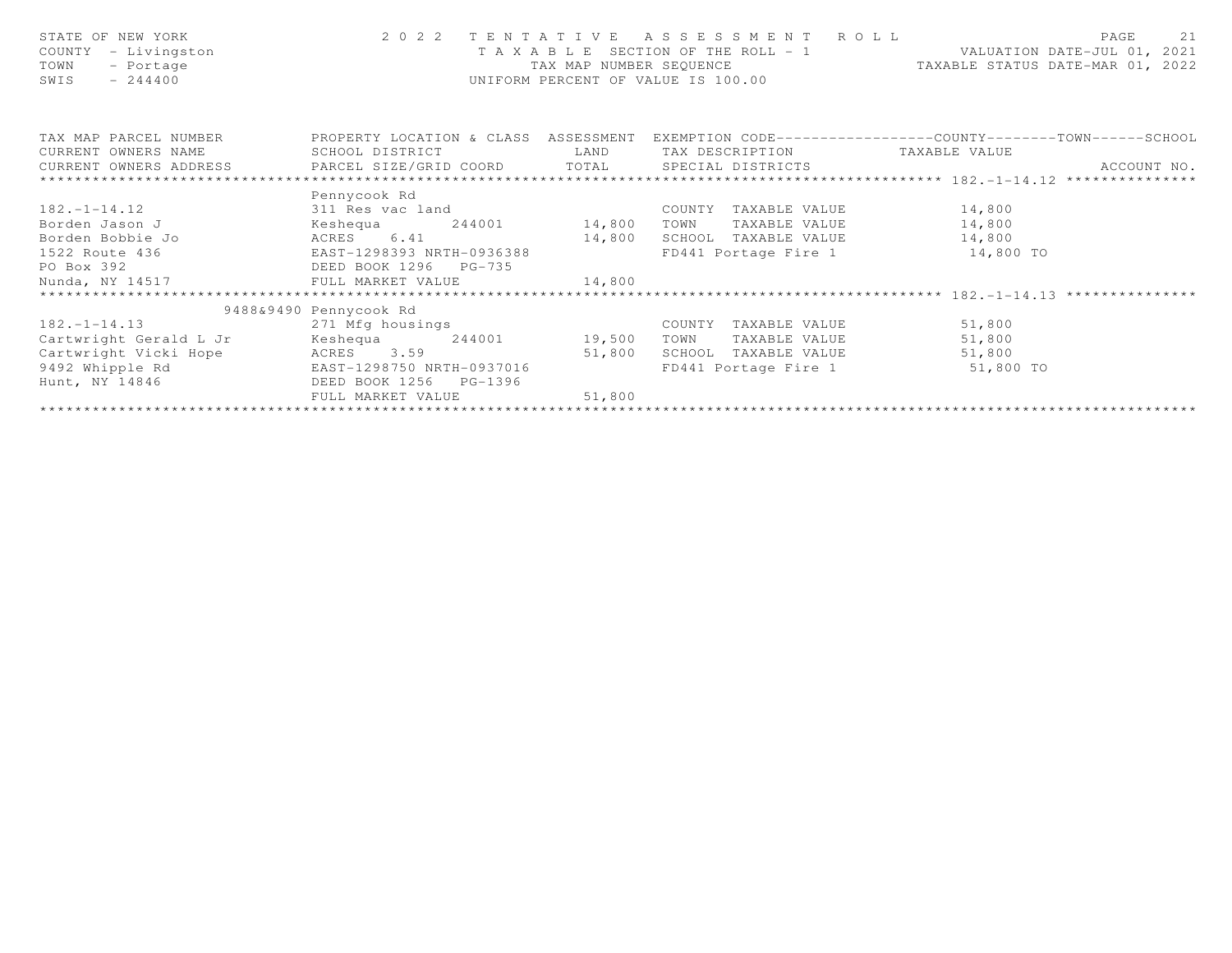STATE OF NEW YORK | 2022 TENTATIVE ASSESSMENT ROLL | VALUATION DATE-JUL 01, 2021
COUNTY - Livingston | TAXABLE SECTION OF THE ROLL - 1 | TAXABLE STATUS DATE-MAR 01, 2022
TOWN - Portage | TAX MAP NUMBER SEQUENCE
SWIS - 244400 | UNIFORM PERCENT OF VALUE IS 100.00

| TAX MAP PARCEL NUMBER / CURRENT OWNERS NAME / CURRENT OWNERS ADDRESS | PROPERTY LOCATION & CLASS / SCHOOL DISTRICT / PARCEL SIZE/GRID COORD | ASSESSMENT LAND / TOTAL | EXEMPTION CODE / TAX DESCRIPTION / SPECIAL DISTRICTS | COUNTY / TOWN / SCHOOL TAXABLE VALUE | ACCOUNT NO. |
|---|---|---|---|---|---|
| **182.-1-14.12** | Pennycook Rd | | | | |
| 182.-1-14.12 | 311 Res vac land | | COUNTY TAXABLE VALUE | 14,800 | |
| Borden Jason J | Keshequa 244001 | 14,800 | TOWN TAXABLE VALUE | 14,800 | |
| Borden Bobbie Jo | ACRES 6.41 | 14,800 | SCHOOL TAXABLE VALUE | 14,800 | |
| 1522 Route 436 | EAST-1298393 NRTH-0936388 | | FD441 Portage Fire 1 | 14,800 TO | |
| PO Box 392 | DEED BOOK 1296 PG-735 | | | | |
| Nunda, NY 14517 | FULL MARKET VALUE | 14,800 | | | |
| **182.-1-14.13** | 9488&9490 Pennycook Rd | | | | |
| 182.-1-14.13 | 271 Mfg housings | | COUNTY TAXABLE VALUE | 51,800 | |
| Cartwright Gerald L Jr | Keshequa 244001 | 19,500 | TOWN TAXABLE VALUE | 51,800 | |
| Cartwright Vicki Hope | ACRES 3.59 | 51,800 | SCHOOL TAXABLE VALUE | 51,800 | |
| 9492 Whipple Rd | EAST-1298750 NRTH-0937016 | | FD441 Portage Fire 1 | 51,800 TO | |
| Hunt, NY 14846 | DEED BOOK 1256 PG-1396 | | | | |
| | FULL MARKET VALUE | 51,800 | | | |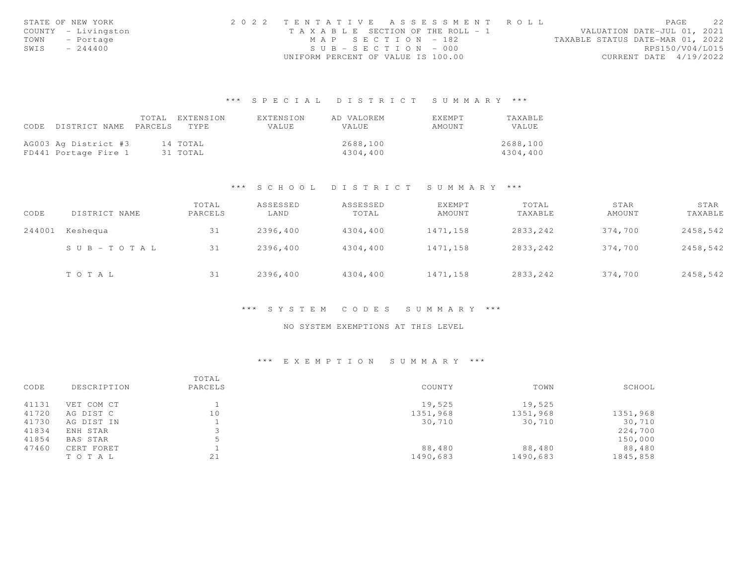STATE OF NEW YORK
COUNTY - Livingston
TOWN - Portage
SWIS - 244400

# 2022 TENTATIVE ASSESSMENT ROLL

TAXABLE SECTION OF THE ROLL - 1
MAP SECTION - 182
SUB-SECTION - 000
UNIFORM PERCENT OF VALUE IS 100.00

VALUATION DATE-JUL 01, 2021
TAXABLE STATUS DATE-MAR 01, 2022
RPS150/V04/L015
CURRENT DATE 4/19/2022

## *** SPECIAL DISTRICT SUMMARY ***

| CODE | DISTRICT NAME | TOTAL PARCELS | EXTENSION TYPE | EXTENSION VALUE | AD VALOREM VALUE | EXEMPT AMOUNT | TAXABLE VALUE |
|---|---|---|---|---|---|---|---|
| AG003 | Ag District #3 | 14 | TOTAL | | 2688,100 | | 2688,100 |
| FD441 | Portage Fire 1 | 31 | TOTAL | | 4304,400 | | 4304,400 |

## *** SCHOOL DISTRICT SUMMARY ***

| CODE | DISTRICT NAME | TOTAL PARCELS | ASSESSED LAND | ASSESSED TOTAL | EXEMPT AMOUNT | TOTAL TAXABLE | STAR AMOUNT | STAR TAXABLE |
|---|---|---|---|---|---|---|---|---|
| 244001 | Keshequa | 31 | 2396,400 | 4304,400 | 1471,158 | 2833,242 | 374,700 | 2458,542 |
| | SUB-TOTAL | 31 | 2396,400 | 4304,400 | 1471,158 | 2833,242 | 374,700 | 2458,542 |
| | TOTAL | 31 | 2396,400 | 4304,400 | 1471,158 | 2833,242 | 374,700 | 2458,542 |

## *** SYSTEM CODES SUMMARY ***

NO SYSTEM EXEMPTIONS AT THIS LEVEL

## *** EXEMPTION SUMMARY ***

| CODE | DESCRIPTION | TOTAL PARCELS | COUNTY | TOWN | SCHOOL |
|---|---|---|---|---|---|
| 41131 | VET COM CT | 1 | 19,525 | 19,525 | |
| 41720 | AG DIST C | 10 | 1351,968 | 1351,968 | 1351,968 |
| 41730 | AG DIST IN | 1 | 30,710 | 30,710 | 30,710 |
| 41834 | ENH STAR | 3 | | | 224,700 |
| 41854 | BAS STAR | 5 | | | 150,000 |
| 47460 | CERT FORET | 1 | 88,480 | 88,480 | 88,480 |
| | TOTAL | 21 | 1490,683 | 1490,683 | 1845,858 |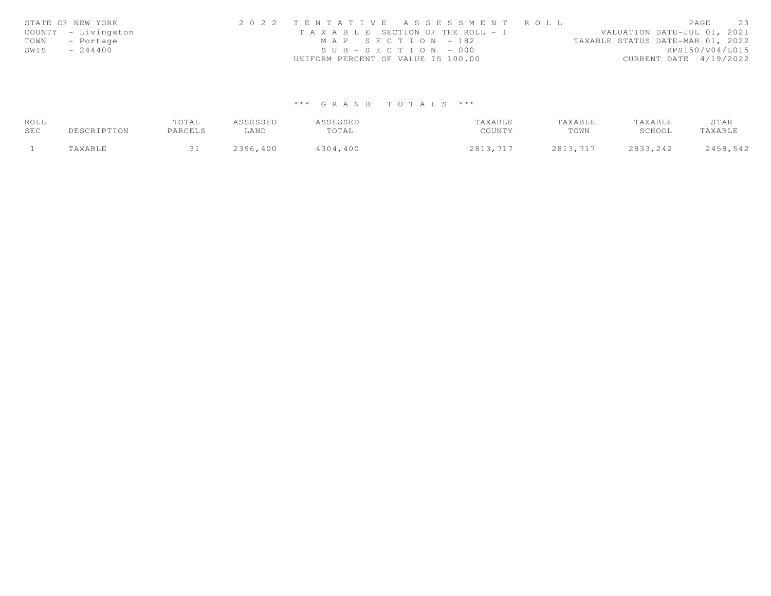STATE OF NEW YORK
COUNTY - Livingston
TOWN - Portage
SWIS - 244400

2 0 2 2 T E N T A T I V E A S S E S S M E N T R O L L
T A X A B L E SECTION OF THE ROLL - 1
M A P S E C T I O N - 182
S U B - S E C T I O N - 000
UNIFORM PERCENT OF VALUE IS 100.00

VALUATION DATE-JUL 01, 2021
TAXABLE STATUS DATE-MAR 01, 2022
RPS150/V04/L015
CURRENT DATE 4/19/2022

### *** G R A N D T O T A L S ***

| ROLL SEC | DESCRIPTION | TOTAL PARCELS | ASSESSED LAND | ASSESSED TOTAL | TAXABLE COUNTY | TAXABLE TOWN | TAXABLE SCHOOL | STAR TAXABLE |
|---|---|---|---|---|---|---|---|---|
| 1 | TAXABLE | 31 | 2396,400 | 4304,400 | 2813,717 | 2813,717 | 2833,242 | 2458,542 |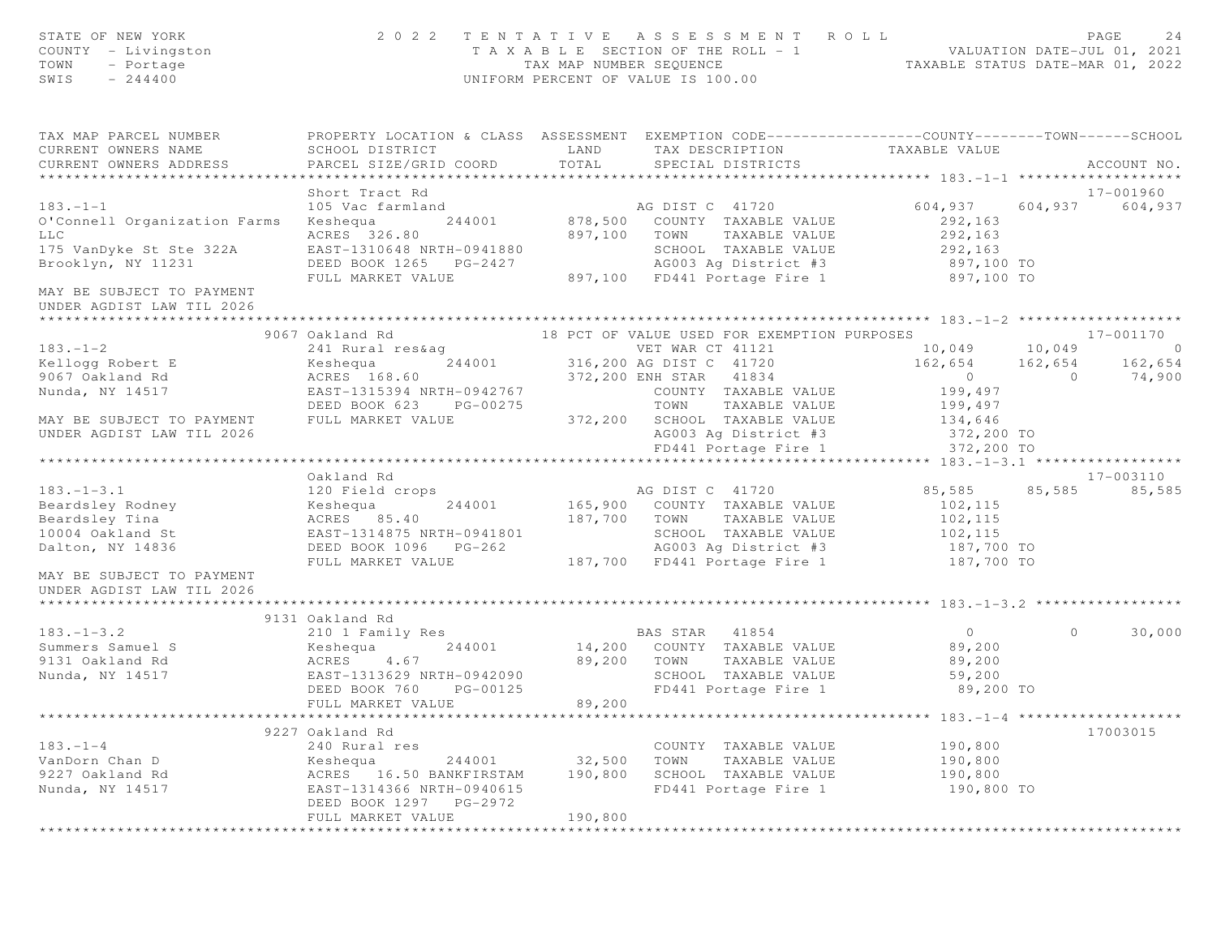STATE OF NEW YORK
COUNTY - Livingston
TOWN - Portage
SWIS - 244400

# 2022 TENTATIVE ASSESSMENT ROLL

TAXABLE SECTION OF THE ROLL - 1
TAX MAP NUMBER SEQUENCE
UNIFORM PERCENT OF VALUE IS 100.00

VALUATION DATE-JUL 01, 2021
TAXABLE STATUS DATE-MAR 01, 2022

| TAX MAP PARCEL NUMBER / CURRENT OWNERS NAME / CURRENT OWNERS ADDRESS | PROPERTY LOCATION & CLASS / SCHOOL DISTRICT / PARCEL SIZE/GRID COORD | ASSESSMENT LAND / TOTAL | EXEMPTION CODE / TAX DESCRIPTION / SPECIAL DISTRICTS | COUNTY TAXABLE VALUE | TOWN | SCHOOL | ACCOUNT NO. |
|---|---|---|---|---|---|---|---|
| **183.-1-1** | Short Tract Rd | | | | | | 17-001960 |
| 183.-1-1 | 105 Vac farmland | | AG DIST C 41720 | 604,937 | 604,937 | 604,937 | |
| O'Connell Organization Farms | Keshequa 244001 | 878,500 | COUNTY TAXABLE VALUE | 292,163 | | | |
| LLC | ACRES 326.80 | 897,100 | TOWN TAXABLE VALUE | 292,163 | | | |
| 175 VanDyke St Ste 322A | EAST-1310648 NRTH-0941880 | | SCHOOL TAXABLE VALUE | 292,163 | | | |
| Brooklyn, NY 11231 | DEED BOOK 1265 PG-2427 | | AG003 Ag District #3 | 897,100 TO | | | |
| | FULL MARKET VALUE | 897,100 | FD441 Portage Fire 1 | 897,100 TO | | | |
| MAY BE SUBJECT TO PAYMENT UNDER AGDIST LAW TIL 2026 | | | | | | | |
| **183.-1-2** | 9067 Oakland Rd | | 18 PCT OF VALUE USED FOR EXEMPTION PURPOSES | | | | 17-001170 |
| 183.-1-2 | 241 Rural res&ag | | VET WAR CT 41121 | 10,049 | 10,049 | 0 | |
| Kellogg Robert E | Keshequa 244001 | 316,200 | AG DIST C 41720 | 162,654 | 162,654 | 162,654 | |
| 9067 Oakland Rd | ACRES 168.60 | 372,200 | ENH STAR 41834 | 0 | 0 | 74,900 | |
| Nunda, NY 14517 | EAST-1315394 NRTH-0942767 | | COUNTY TAXABLE VALUE | 199,497 | | | |
| | DEED BOOK 623 PG-00275 | | TOWN TAXABLE VALUE | 199,497 | | | |
| MAY BE SUBJECT TO PAYMENT | FULL MARKET VALUE | 372,200 | SCHOOL TAXABLE VALUE | 134,646 | | | |
| UNDER AGDIST LAW TIL 2026 | | | AG003 Ag District #3 | 372,200 TO | | | |
| | | | FD441 Portage Fire 1 | 372,200 TO | | | |
| **183.-1-3.1** | Oakland Rd | | | | | | 17-003110 |
| 183.-1-3.1 | 120 Field crops | | AG DIST C 41720 | 85,585 | 85,585 | 85,585 | |
| Beardsley Rodney | Keshequa 244001 | 165,900 | COUNTY TAXABLE VALUE | 102,115 | | | |
| Beardsley Tina | ACRES 85.40 | 187,700 | TOWN TAXABLE VALUE | 102,115 | | | |
| 10004 Oakland St | EAST-1314875 NRTH-0941801 | | SCHOOL TAXABLE VALUE | 102,115 | | | |
| Dalton, NY 14836 | DEED BOOK 1096 PG-262 | | AG003 Ag District #3 | 187,700 TO | | | |
| | FULL MARKET VALUE | 187,700 | FD441 Portage Fire 1 | 187,700 TO | | | |
| MAY BE SUBJECT TO PAYMENT UNDER AGDIST LAW TIL 2026 | | | | | | | |
| **183.-1-3.2** | 9131 Oakland Rd | | | | | | |
| 183.-1-3.2 | 210 1 Family Res | | BAS STAR 41854 | 0 | 0 | 30,000 | |
| Summers Samuel S | Keshequa 244001 | 14,200 | COUNTY TAXABLE VALUE | 89,200 | | | |
| 9131 Oakland Rd | ACRES 4.67 | 89,200 | TOWN TAXABLE VALUE | 89,200 | | | |
| Nunda, NY 14517 | EAST-1313629 NRTH-0942090 | | SCHOOL TAXABLE VALUE | 59,200 | | | |
| | DEED BOOK 760 PG-00125 | | FD441 Portage Fire 1 | 89,200 TO | | | |
| | FULL MARKET VALUE | 89,200 | | | | | |
| **183.-1-4** | 9227 Oakland Rd | | | | | | 17003015 |
| 183.-1-4 | 240 Rural res | | COUNTY TAXABLE VALUE | 190,800 | | | |
| VanDorn Chan D | Keshequa 244001 | 32,500 | TOWN TAXABLE VALUE | 190,800 | | | |
| 9227 Oakland Rd | ACRES 16.50 BANKFIRSTAM | 190,800 | SCHOOL TAXABLE VALUE | 190,800 | | | |
| Nunda, NY 14517 | EAST-1314366 NRTH-0940615 | | FD441 Portage Fire 1 | 190,800 TO | | | |
| | DEED BOOK 1297 PG-2972 | | | | | | |
| | FULL MARKET VALUE | 190,800 | | | | | |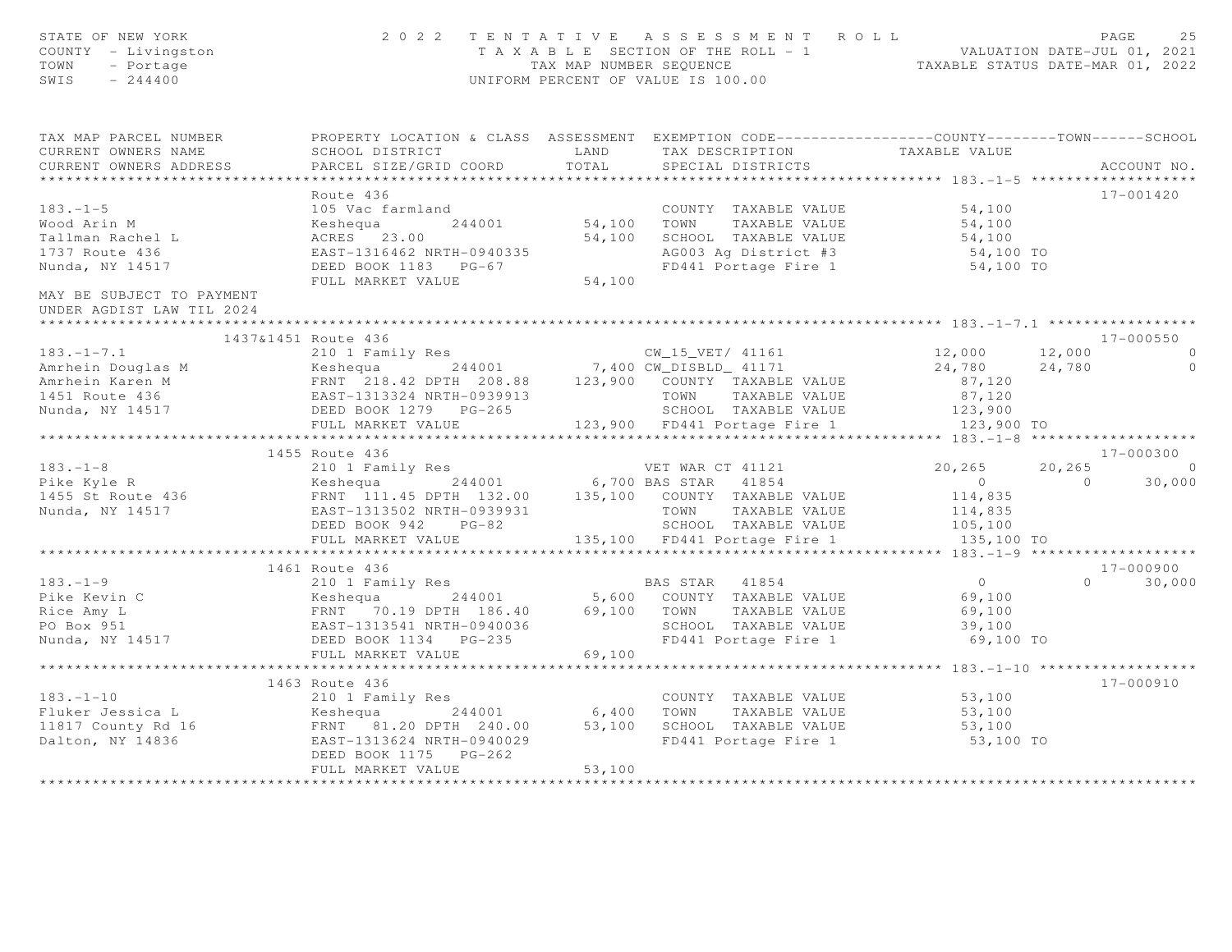STATE OF NEW YORK — 2022 TENTATIVE ASSESSMENT ROLL
COUNTY - Livingston — TAXABLE SECTION OF THE ROLL - 1 — VALUATION DATE-JUL 01, 2021
TOWN - Portage — TAX MAP NUMBER SEQUENCE — TAXABLE STATUS DATE-MAR 01, 2022
SWIS - 244400 — UNIFORM PERCENT OF VALUE IS 100.00

| TAX MAP PARCEL NUMBER / CURRENT OWNERS NAME / CURRENT OWNERS ADDRESS | PROPERTY LOCATION & CLASS / SCHOOL DISTRICT / PARCEL SIZE/GRID COORD | ASSESSMENT LAND / TOTAL | EXEMPTION CODE / TAX DESCRIPTION / SPECIAL DISTRICTS | COUNTY TAXABLE VALUE | TOWN | SCHOOL | ACCOUNT NO. |
|---|---|---|---|---|---|---|---|
| **183.-1-5** | Route 436 | | | | | | 17-001420 |
| 183.-1-5 | 105 Vac farmland | | COUNTY TAXABLE VALUE | 54,100 | | | |
| Wood Arin M | Keshequa 244001 | 54,100 | TOWN TAXABLE VALUE | 54,100 | | | |
| Tallman Rachel L | ACRES 23.00 | 54,100 | SCHOOL TAXABLE VALUE | 54,100 | | | |
| 1737 Route 436 | EAST-1316462 NRTH-0940335 | | AG003 Ag District #3 | 54,100 TO | | | |
| Nunda, NY 14517 | DEED BOOK 1183 PG-67 | | FD441 Portage Fire 1 | 54,100 TO | | | |
| | FULL MARKET VALUE | 54,100 | | | | | |
| MAY BE SUBJECT TO PAYMENT UNDER AGDIST LAW TIL 2024 | | | | | | | |
| **183.-1-7.1** | 1437&1451 Route 436 | | | | | | 17-000550 |
| 183.-1-7.1 | 210 1 Family Res | | CW_15_VET/ 41161 | 12,000 | 12,000 | 0 | |
| Amrhein Douglas M | Keshequa 244001 | 7,400 | CW_DISBLD_ 41171 | 24,780 | 24,780 | 0 | |
| Amrhein Karen M | FRNT 218.42 DPTH 208.88 | 123,900 | COUNTY TAXABLE VALUE | 87,120 | | | |
| 1451 Route 436 | EAST-1313324 NRTH-0939913 | | TOWN TAXABLE VALUE | 87,120 | | | |
| Nunda, NY 14517 | DEED BOOK 1279 PG-265 | | SCHOOL TAXABLE VALUE | 123,900 | | | |
| | FULL MARKET VALUE | 123,900 | FD441 Portage Fire 1 | 123,900 TO | | | |
| **183.-1-8** | 1455 Route 436 | | | | | | 17-000300 |
| 183.-1-8 | 210 1 Family Res | | VET WAR CT 41121 | 20,265 | 20,265 | 0 | |
| Pike Kyle R | Keshequa 244001 | 6,700 | BAS STAR 41854 | 0 | 0 | 30,000 | |
| 1455 St Route 436 | FRNT 111.45 DPTH 132.00 | 135,100 | COUNTY TAXABLE VALUE | 114,835 | | | |
| Nunda, NY 14517 | EAST-1313502 NRTH-0939931 | | TOWN TAXABLE VALUE | 114,835 | | | |
| | DEED BOOK 942 PG-82 | | SCHOOL TAXABLE VALUE | 105,100 | | | |
| | FULL MARKET VALUE | 135,100 | FD441 Portage Fire 1 | 135,100 TO | | | |
| **183.-1-9** | 1461 Route 436 | | | | | | 17-000900 |
| 183.-1-9 | 210 1 Family Res | | BAS STAR 41854 | 0 | 0 | 30,000 | |
| Pike Kevin C | Keshequa 244001 | 5,600 | COUNTY TAXABLE VALUE | 69,100 | | | |
| Rice Amy L | FRNT 70.19 DPTH 186.40 | 69,100 | TOWN TAXABLE VALUE | 69,100 | | | |
| PO Box 951 | EAST-1313541 NRTH-0940036 | | SCHOOL TAXABLE VALUE | 39,100 | | | |
| Nunda, NY 14517 | DEED BOOK 1134 PG-235 | | FD441 Portage Fire 1 | 69,100 TO | | | |
| | FULL MARKET VALUE | 69,100 | | | | | |
| **183.-1-10** | 1463 Route 436 | | | | | | 17-000910 |
| 183.-1-10 | 210 1 Family Res | | COUNTY TAXABLE VALUE | 53,100 | | | |
| Fluker Jessica L | Keshequa 244001 | 6,400 | TOWN TAXABLE VALUE | 53,100 | | | |
| 11817 County Rd 16 | FRNT 81.20 DPTH 240.00 | 53,100 | SCHOOL TAXABLE VALUE | 53,100 | | | |
| Dalton, NY 14836 | EAST-1313624 NRTH-0940029 | | FD441 Portage Fire 1 | 53,100 TO | | | |
| | DEED BOOK 1175 PG-262 | | | | | | |
| | FULL MARKET VALUE | 53,100 | | | | | |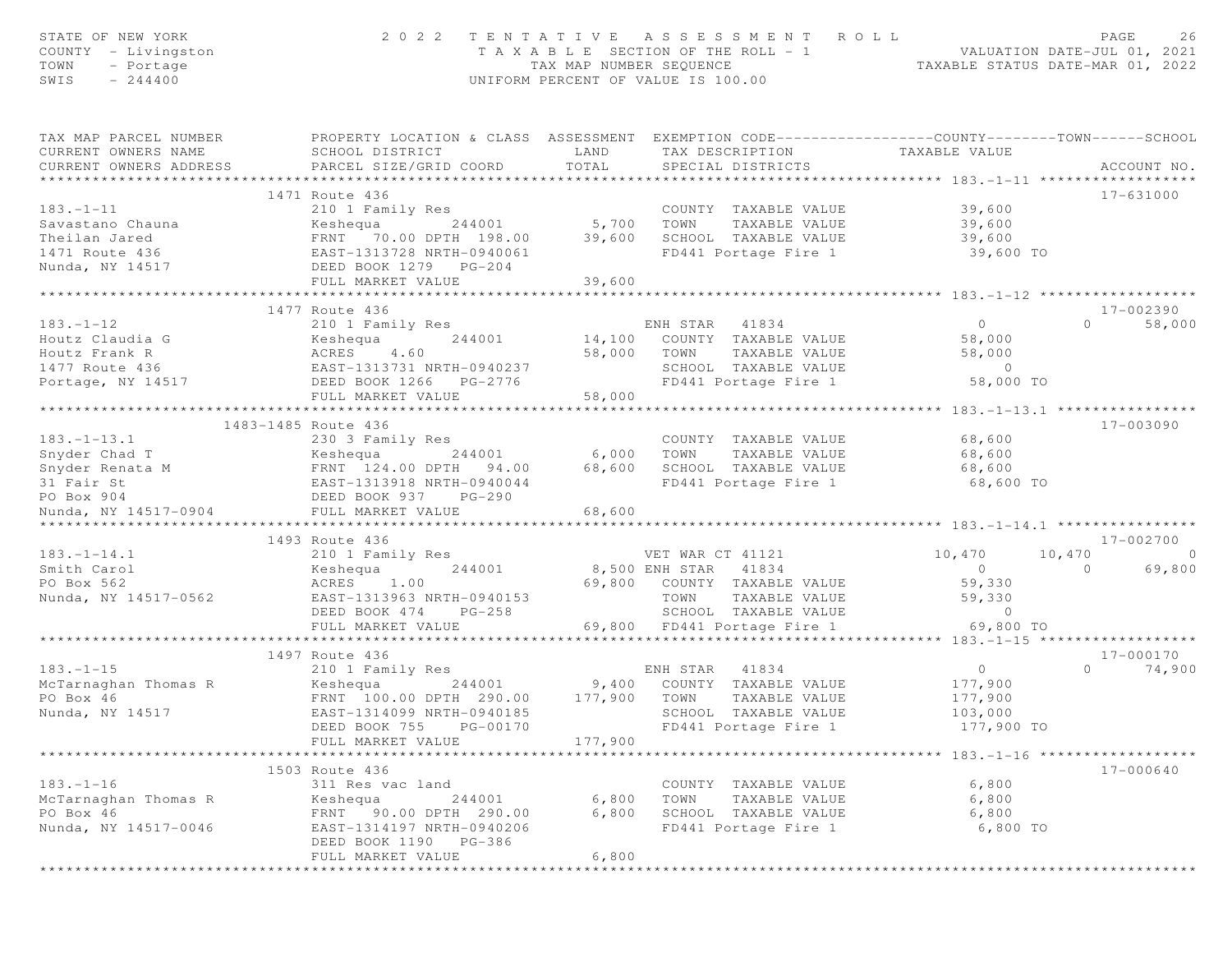STATE OF NEW YORK
COUNTY - Livingston
TOWN - Portage
SWIS - 244400

2022 TENTATIVE ASSESSMENT ROLL
TAXABLE SECTION OF THE ROLL - 1
TAX MAP NUMBER SEQUENCE
UNIFORM PERCENT OF VALUE IS 100.00

VALUATION DATE-JUL 01, 2021
TAXABLE STATUS DATE-MAR 01, 2022

| TAX MAP PARCEL NUMBER / CURRENT OWNERS NAME / CURRENT OWNERS ADDRESS | PROPERTY LOCATION & CLASS / SCHOOL DISTRICT / PARCEL SIZE/GRID COORD | ASSESSMENT LAND / TOTAL | EXEMPTION CODE / TAX DESCRIPTION / SPECIAL DISTRICTS | COUNTY | TOWN | SCHOOL | ACCOUNT NO. |
|---|---|---|---|---|---|---|---|
| **183.-1-11** | 1471 Route 436 | | | | | | 17-631000 |
| 183.-1-11 | 210 1 Family Res | | COUNTY TAXABLE VALUE | 39,600 | | | |
| Savastano Chauna | Keshequa 244001 | 5,700 | TOWN TAXABLE VALUE | 39,600 | | | |
| Theilan Jared | FRNT 70.00 DPTH 198.00 | 39,600 | SCHOOL TAXABLE VALUE | 39,600 | | | |
| 1471 Route 436 | EAST-1313728 NRTH-0940061 | | FD441 Portage Fire 1 | 39,600 TO | | | |
| Nunda, NY 14517 | DEED BOOK 1279 PG-204 | | | | | | |
| | FULL MARKET VALUE | 39,600 | | | | | |
| **183.-1-12** | 1477 Route 436 | | | | | | 17-002390 |
| 183.-1-12 | 210 1 Family Res | | ENH STAR 41834 | 0 | 0 | 58,000 | |
| Houtz Claudia G | Keshequa 244001 | 14,100 | COUNTY TAXABLE VALUE | 58,000 | | | |
| Houtz Frank R | ACRES 4.60 | 58,000 | TOWN TAXABLE VALUE | 58,000 | | | |
| 1477 Route 436 | EAST-1313731 NRTH-0940237 | | SCHOOL TAXABLE VALUE | 0 | | | |
| Portage, NY 14517 | DEED BOOK 1266 PG-2776 | | FD441 Portage Fire 1 | 58,000 TO | | | |
| | FULL MARKET VALUE | 58,000 | | | | | |
| **183.-1-13.1** | 1483-1485 Route 436 | | | | | | 17-003090 |
| 183.-1-13.1 | 230 3 Family Res | | COUNTY TAXABLE VALUE | 68,600 | | | |
| Snyder Chad T | Keshequa 244001 | 6,000 | TOWN TAXABLE VALUE | 68,600 | | | |
| Snyder Renata M | FRNT 124.00 DPTH 94.00 | 68,600 | SCHOOL TAXABLE VALUE | 68,600 | | | |
| 31 Fair St | EAST-1313918 NRTH-0940044 | | FD441 Portage Fire 1 | 68,600 TO | | | |
| PO Box 904 | DEED BOOK 937 PG-290 | | | | | | |
| Nunda, NY 14517-0904 | FULL MARKET VALUE | 68,600 | | | | | |
| **183.-1-14.1** | 1493 Route 436 | | | | | | 17-002700 |
| 183.-1-14.1 | 210 1 Family Res | | VET WAR CT 41121 | 10,470 | 10,470 | 0 | |
| Smith Carol | Keshequa 244001 | 8,500 | ENH STAR 41834 | 0 | 0 | 69,800 | |
| PO Box 562 | ACRES 1.00 | 69,800 | COUNTY TAXABLE VALUE | 59,330 | | | |
| Nunda, NY 14517-0562 | EAST-1313963 NRTH-0940153 | | TOWN TAXABLE VALUE | 59,330 | | | |
| | DEED BOOK 474 PG-258 | | SCHOOL TAXABLE VALUE | 0 | | | |
| | FULL MARKET VALUE | 69,800 | FD441 Portage Fire 1 | 69,800 TO | | | |
| **183.-1-15** | 1497 Route 436 | | | | | | 17-000170 |
| 183.-1-15 | 210 1 Family Res | | ENH STAR 41834 | 0 | 0 | 74,900 | |
| McTarnaghan Thomas R | Keshequa 244001 | 9,400 | COUNTY TAXABLE VALUE | 177,900 | | | |
| PO Box 46 | FRNT 100.00 DPTH 290.00 | 177,900 | TOWN TAXABLE VALUE | 177,900 | | | |
| Nunda, NY 14517 | EAST-1314099 NRTH-0940185 | | SCHOOL TAXABLE VALUE | 103,000 | | | |
| | DEED BOOK 755 PG-00170 | | FD441 Portage Fire 1 | 177,900 TO | | | |
| | FULL MARKET VALUE | 177,900 | | | | | |
| **183.-1-16** | 1503 Route 436 | | | | | | 17-000640 |
| 183.-1-16 | 311 Res vac land | | COUNTY TAXABLE VALUE | 6,800 | | | |
| McTarnaghan Thomas R | Keshequa 244001 | 6,800 | TOWN TAXABLE VALUE | 6,800 | | | |
| PO Box 46 | FRNT 90.00 DPTH 290.00 | 6,800 | SCHOOL TAXABLE VALUE | 6,800 | | | |
| Nunda, NY 14517-0046 | EAST-1314197 NRTH-0940206 | | FD441 Portage Fire 1 | 6,800 TO | | | |
| | DEED BOOK 1190 PG-386 | | | | | | |
| | FULL MARKET VALUE | 6,800 | | | | | |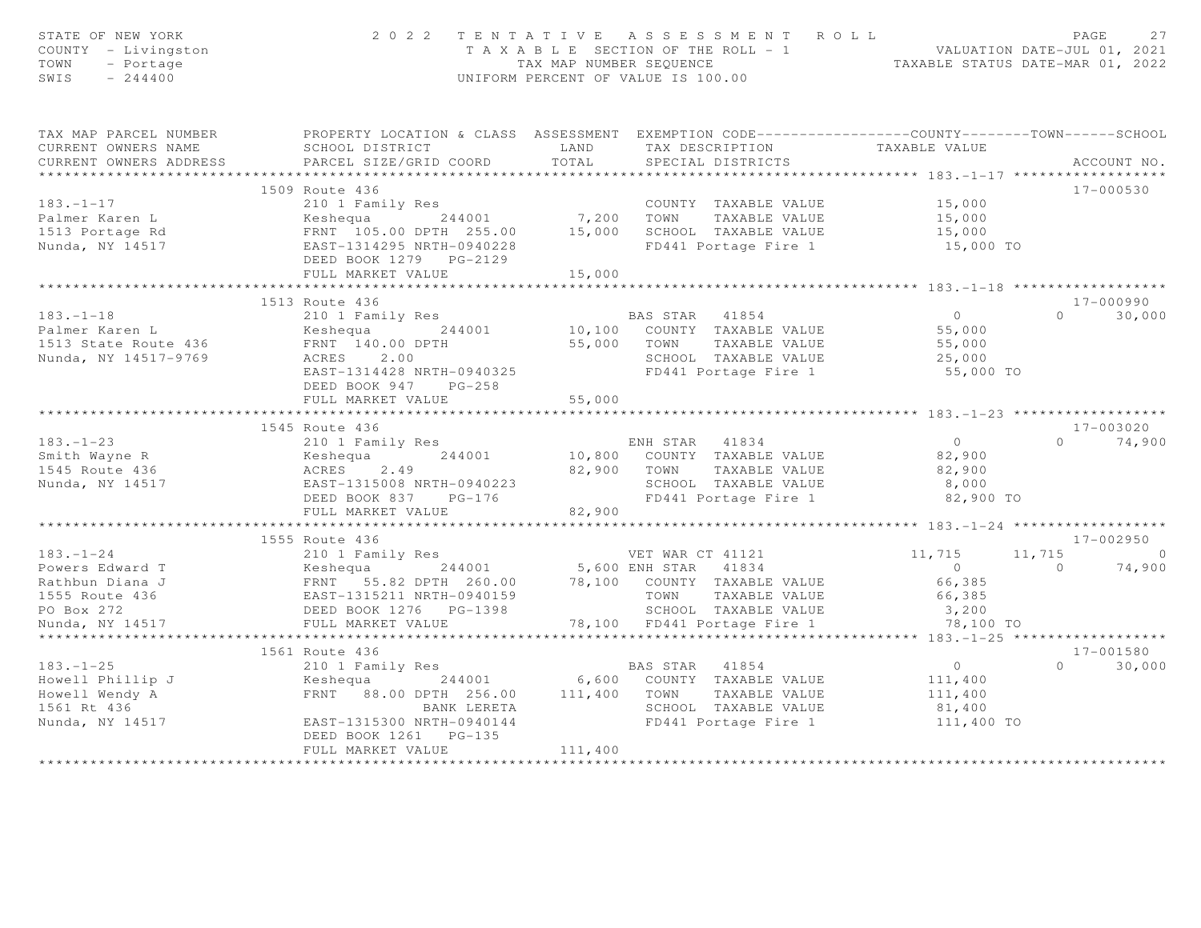STATE OF NEW YORK
COUNTY - Livingston
TOWN - Portage
SWIS - 244400

2 0 2 2 T E N T A T I V E A S S E S S M E N T R O L L
T A X A B L E SECTION OF THE ROLL - 1
TAX MAP NUMBER SEQUENCE
UNIFORM PERCENT OF VALUE IS 100.00

VALUATION DATE-JUL 01, 2021
TAXABLE STATUS DATE-MAR 01, 2022

```
TAX MAP PARCEL NUMBER          PROPERTY LOCATION & CLASS  ASSESSMENT  EXEMPTION CODE------------------COUNTY--------TOWN------SCHOOL
CURRENT OWNERS NAME            SCHOOL DISTRICT               LAND      TAX DESCRIPTION            TAXABLE VALUE
CURRENT OWNERS ADDRESS         PARCEL SIZE/GRID COORD        TOTAL     SPECIAL DISTRICTS                                         ACCOUNT NO.
******************************************************************************************************* 183.-1-17 ******************
                               1509 Route 436                                                                                17-000530
183.-1-17                      210 1 Family Res                        COUNTY  TAXABLE VALUE          15,000
Palmer Karen L                 Keshequa        244001        7,200     TOWN    TAXABLE VALUE          15,000
1513 Portage Rd                FRNT 105.00 DPTH 255.00      15,000     SCHOOL  TAXABLE VALUE          15,000
Nunda, NY 14517                EAST-1314295 NRTH-0940228               FD441 Portage Fire 1            15,000 TO
                               DEED BOOK 1279   PG-2129
                               FULL MARKET VALUE            15,000
******************************************************************************************************* 183.-1-18 ******************
                               1513 Route 436                                                                                17-000990
183.-1-18                      210 1 Family Res                        BAS STAR   41854                    0             0     30,000
Palmer Karen L                 Keshequa        244001       10,100     COUNTY  TAXABLE VALUE          55,000
1513 State Route 436           FRNT 140.00 DPTH             55,000     TOWN    TAXABLE VALUE          55,000
Nunda, NY 14517-9769           ACRES    2.00                           SCHOOL  TAXABLE VALUE          25,000
                               EAST-1314428 NRTH-0940325               FD441 Portage Fire 1            55,000 TO
                               DEED BOOK 947    PG-258
                               FULL MARKET VALUE            55,000
******************************************************************************************************* 183.-1-23 ******************
                               1545 Route 436                                                                                17-003020
183.-1-23                      210 1 Family Res                        ENH STAR   41834                    0             0     74,900
Smith Wayne R                  Keshequa        244001       10,800     COUNTY  TAXABLE VALUE          82,900
1545 Route 436                 ACRES    2.49                82,900     TOWN    TAXABLE VALUE          82,900
Nunda, NY 14517                EAST-1315008 NRTH-0940223               SCHOOL  TAXABLE VALUE           8,000
                               DEED BOOK 837    PG-176                 FD441 Portage Fire 1            82,900 TO
                               FULL MARKET VALUE            82,900
******************************************************************************************************* 183.-1-24 ******************
                               1555 Route 436                                                                                17-002950
183.-1-24                      210 1 Family Res                        VET WAR CT 41121               11,715        11,715          0
Powers Edward T                Keshequa        244001        5,600 ENH STAR   41834                    0             0     74,900
Rathbun Diana J                FRNT  55.82 DPTH 260.00      78,100     COUNTY  TAXABLE VALUE          66,385
1555 Route 436                 EAST-1315211 NRTH-0940159               TOWN    TAXABLE VALUE          66,385
PO Box 272                     DEED BOOK 1276   PG-1398                SCHOOL  TAXABLE VALUE           3,200
Nunda, NY 14517                FULL MARKET VALUE            78,100     FD441 Portage Fire 1            78,100 TO
******************************************************************************************************* 183.-1-25 ******************
                               1561 Route 436                                                                                17-001580
183.-1-25                      210 1 Family Res                        BAS STAR   41854                    0             0     30,000
Howell Phillip J               Keshequa        244001        6,600     COUNTY  TAXABLE VALUE         111,400
Howell Wendy A                 FRNT  88.00 DPTH 256.00     111,400     TOWN    TAXABLE VALUE         111,400
1561 Rt 436                               BANK LERETA                  SCHOOL  TAXABLE VALUE          81,400
Nunda, NY 14517                EAST-1315300 NRTH-0940144               FD441 Portage Fire 1           111,400 TO
                               DEED BOOK 1261   PG-135
                               FULL MARKET VALUE           111,400
************************************************************************************************************************************
```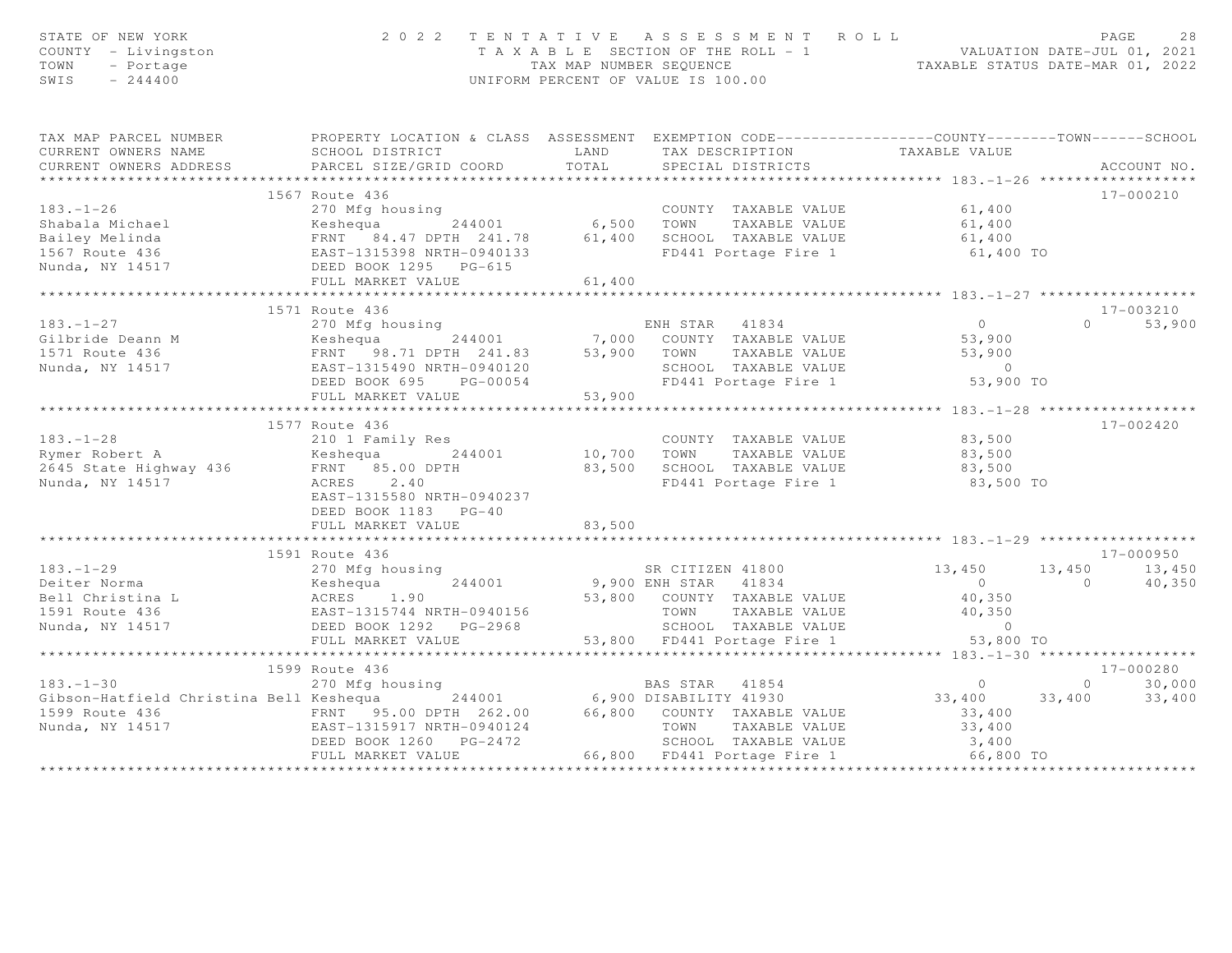STATE OF NEW YORK
COUNTY - Livingston
TOWN - Portage
SWIS - 244400

2 0 2 2 T E N T A T I V E A S S E S S M E N T R O L L
T A X A B L E SECTION OF THE ROLL - 1
TAX MAP NUMBER SEQUENCE
UNIFORM PERCENT OF VALUE IS 100.00

VALUATION DATE-JUL 01, 2021
TAXABLE STATUS DATE-MAR 01, 2022

```
TAX MAP PARCEL NUMBER          PROPERTY LOCATION & CLASS  ASSESSMENT  EXEMPTION CODE------------------COUNTY--------TOWN------SCHOOL
CURRENT OWNERS NAME            SCHOOL DISTRICT               LAND      TAX DESCRIPTION              TAXABLE VALUE
CURRENT OWNERS ADDRESS         PARCEL SIZE/GRID COORD        TOTAL     SPECIAL DISTRICTS                                     ACCOUNT NO.
******************************************************************************************************* 183.-1-26 ******************
                             1567 Route 436                                                                               17-000210
183.-1-26                      270 Mfg housing                          COUNTY  TAXABLE VALUE          61,400
Shabala Michael                Keshequa       244001        6,500     TOWN    TAXABLE VALUE          61,400
Bailey Melinda                 FRNT   84.47 DPTH  241.78    61,400     SCHOOL  TAXABLE VALUE          61,400
1567 Route 436                 EAST-1315398 NRTH-0940133                FD441 Portage Fire 1             61,400 TO
Nunda, NY 14517                DEED BOOK 1295   PG-615
                               FULL MARKET VALUE            61,400
******************************************************************************************************* 183.-1-27 ******************
                             1571 Route 436                                                                               17-003210
183.-1-27                      270 Mfg housing                          ENH STAR   41834                    0             0       53,900
Gilbride Deann M               Keshequa       244001        7,000     COUNTY  TAXABLE VALUE          53,900
1571 Route 436                 FRNT   98.71 DPTH  241.83    53,900     TOWN    TAXABLE VALUE          53,900
Nunda, NY 14517                EAST-1315490 NRTH-0940120                SCHOOL  TAXABLE VALUE               0
                               DEED BOOK 695    PG-00054                FD441 Portage Fire 1             53,900 TO
                               FULL MARKET VALUE            53,900
******************************************************************************************************* 183.-1-28 ******************
                             1577 Route 436                                                                               17-002420
183.-1-28                      210 1 Family Res                         COUNTY  TAXABLE VALUE          83,500
Rymer Robert A                 Keshequa       244001       10,700     TOWN    TAXABLE VALUE          83,500
2645 State Highway 436         FRNT   85.00 DPTH            83,500     SCHOOL  TAXABLE VALUE          83,500
Nunda, NY 14517                ACRES    2.40                            FD441 Portage Fire 1             83,500 TO
                               EAST-1315580 NRTH-0940237
                               DEED BOOK 1183   PG-40
                               FULL MARKET VALUE            83,500
******************************************************************************************************* 183.-1-29 ******************
                             1591 Route 436                                                                               17-000950
183.-1-29                      270 Mfg housing                          SR CITIZEN 41800               13,450        13,450       13,450
Deiter Norma                   Keshequa       244001        9,900 ENH STAR   41834                    0             0       40,350
Bell Christina L               ACRES    1.90               53,800     COUNTY  TAXABLE VALUE          40,350
1591 Route 436                 EAST-1315744 NRTH-0940156                TOWN    TAXABLE VALUE          40,350
Nunda, NY 14517                DEED BOOK 1292   PG-2968                 SCHOOL  TAXABLE VALUE               0
                               FULL MARKET VALUE            53,800     FD441 Portage Fire 1             53,800 TO
******************************************************************************************************* 183.-1-30 ******************
                             1599 Route 436                                                                               17-000280
183.-1-30                      270 Mfg housing                          BAS STAR   41854                    0             0       30,000
Gibson-Hatfield Christina Bell Keshequa       244001        6,900 DISABILITY 41930               33,400        33,400       33,400
1599 Route 436                 FRNT   95.00 DPTH  262.00    66,800     COUNTY  TAXABLE VALUE          33,400
Nunda, NY 14517                EAST-1315917 NRTH-0940124                TOWN    TAXABLE VALUE          33,400
                               DEED BOOK 1260   PG-2472                 SCHOOL  TAXABLE VALUE           3,400
                               FULL MARKET VALUE            66,800     FD441 Portage Fire 1             66,800 TO
************************************************************************************************************************************
```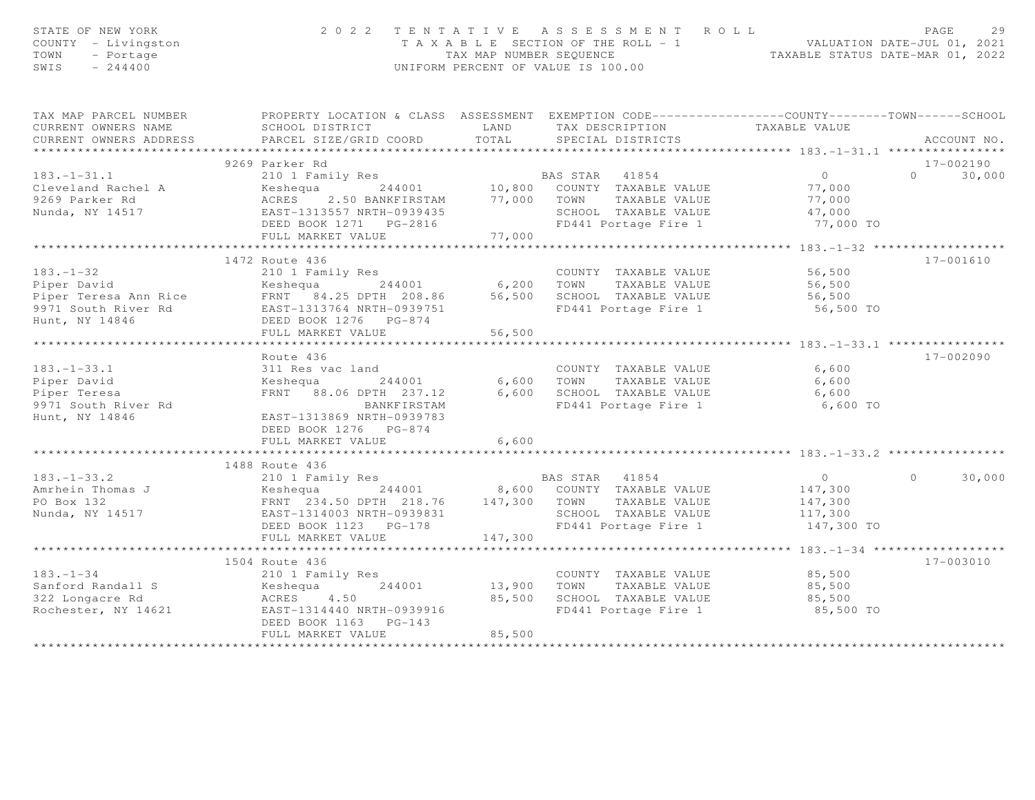STATE OF NEW YORK — 2022 TENTATIVE ASSESSMENT ROLL
COUNTY - Livingston — TAXABLE SECTION OF THE ROLL - 1 — VALUATION DATE-JUL 01, 2021
TOWN - Portage — TAX MAP NUMBER SEQUENCE — TAXABLE STATUS DATE-MAR 01, 2022
SWIS - 244400 — UNIFORM PERCENT OF VALUE IS 100.00

| TAX MAP PARCEL NUMBER / CURRENT OWNERS NAME / CURRENT OWNERS ADDRESS | PROPERTY LOCATION & CLASS / SCHOOL DISTRICT / PARCEL SIZE/GRID COORD | ASSESSMENT LAND | TOTAL | EXEMPTION CODE / TAX DESCRIPTION / SPECIAL DISTRICTS | COUNTY TAXABLE VALUE | TOWN | SCHOOL | ACCOUNT NO. |
|---|---|---|---|---|---|---|---|---|
| 183.-1-31.1 | 9269 Parker Rd | | | | | | | 17-002190 |
| | 210 1 Family Res | | | BAS STAR 41854 | 0 | 0 | 30,000 | |
| Cleveland Rachel A | Keshequa 244001 | 10,800 | | COUNTY TAXABLE VALUE | 77,000 | | | |
| 9269 Parker Rd | ACRES 2.50 BANKFIRSTAM | | 77,000 | TOWN TAXABLE VALUE | 77,000 | | | |
| Nunda, NY 14517 | EAST-1313557 NRTH-0939435 | | | SCHOOL TAXABLE VALUE | 47,000 | | | |
| | DEED BOOK 1271 PG-2816 | | | FD441 Portage Fire 1 | 77,000 TO | | | |
| | FULL MARKET VALUE | | 77,000 | | | | | |
| 183.-1-32 | 1472 Route 436 | | | | | | | 17-001610 |
| | 210 1 Family Res | | | COUNTY TAXABLE VALUE | 56,500 | | | |
| Piper David | Keshequa 244001 | 6,200 | | TOWN TAXABLE VALUE | 56,500 | | | |
| Piper Teresa Ann Rice | FRNT 84.25 DPTH 208.86 | | 56,500 | SCHOOL TAXABLE VALUE | 56,500 | | | |
| 9971 South River Rd | EAST-1313764 NRTH-0939751 | | | FD441 Portage Fire 1 | 56,500 TO | | | |
| Hunt, NY 14846 | DEED BOOK 1276 PG-874 | | | | | | | |
| | FULL MARKET VALUE | | 56,500 | | | | | |
| 183.-1-33.1 | Route 436 | | | | | | | 17-002090 |
| | 311 Res vac land | | | COUNTY TAXABLE VALUE | 6,600 | | | |
| Piper David | Keshequa 244001 | 6,600 | | TOWN TAXABLE VALUE | 6,600 | | | |
| Piper Teresa | FRNT 88.06 DPTH 237.12 | | 6,600 | SCHOOL TAXABLE VALUE | 6,600 | | | |
| 9971 South River Rd | BANKFIRSTAM | | | FD441 Portage Fire 1 | 6,600 TO | | | |
| Hunt, NY 14846 | EAST-1313869 NRTH-0939783 | | | | | | | |
| | DEED BOOK 1276 PG-874 | | | | | | | |
| | FULL MARKET VALUE | | 6,600 | | | | | |
| 183.-1-33.2 | 1488 Route 436 | | | | | | | |
| | 210 1 Family Res | | | BAS STAR 41854 | 0 | 0 | 30,000 | |
| Amrhein Thomas J | Keshequa 244001 | 8,600 | | COUNTY TAXABLE VALUE | 147,300 | | | |
| PO Box 132 | FRNT 234.50 DPTH 218.76 | | 147,300 | TOWN TAXABLE VALUE | 147,300 | | | |
| Nunda, NY 14517 | EAST-1314003 NRTH-0939831 | | | SCHOOL TAXABLE VALUE | 117,300 | | | |
| | DEED BOOK 1123 PG-178 | | | FD441 Portage Fire 1 | 147,300 TO | | | |
| | FULL MARKET VALUE | | 147,300 | | | | | |
| 183.-1-34 | 1504 Route 436 | | | | | | | 17-003010 |
| | 210 1 Family Res | | | COUNTY TAXABLE VALUE | 85,500 | | | |
| Sanford Randall S | Keshequa 244001 | 13,900 | | TOWN TAXABLE VALUE | 85,500 | | | |
| 322 Longacre Rd | ACRES 4.50 | | 85,500 | SCHOOL TAXABLE VALUE | 85,500 | | | |
| Rochester, NY 14621 | EAST-1314440 NRTH-0939916 | | | FD441 Portage Fire 1 | 85,500 TO | | | |
| | DEED BOOK 1163 PG-143 | | | | | | | |
| | FULL MARKET VALUE | | 85,500 | | | | | |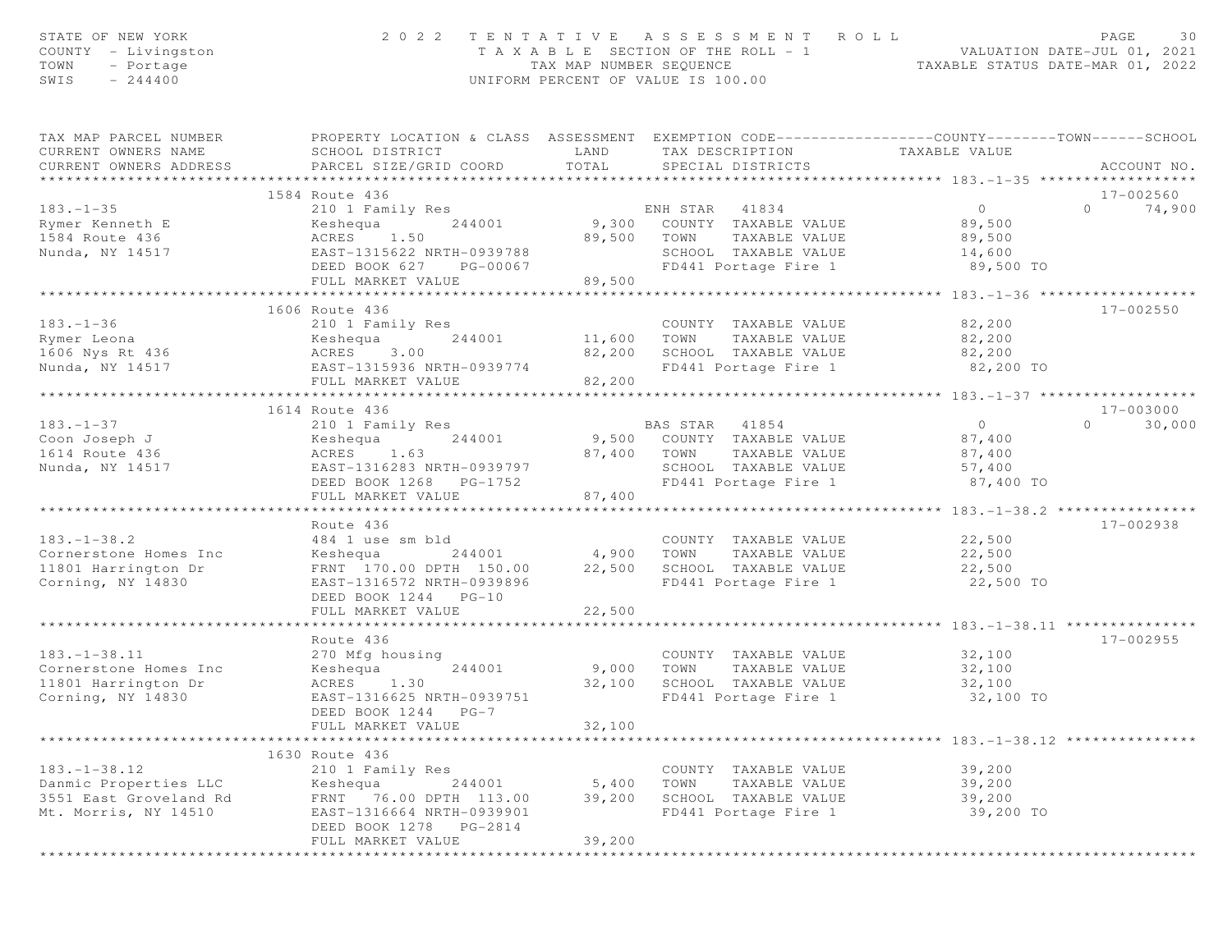STATE OF NEW YORK
COUNTY - Livingston
TOWN - Portage
SWIS - 244400

2022 TENTATIVE ASSESSMENT ROLL
TAXABLE SECTION OF THE ROLL - 1
TAX MAP NUMBER SEQUENCE
UNIFORM PERCENT OF VALUE IS 100.00

VALUATION DATE-JUL 01, 2021
TAXABLE STATUS DATE-MAR 01, 2022

| TAX MAP PARCEL NUMBER / CURRENT OWNERS NAME / CURRENT OWNERS ADDRESS | PROPERTY LOCATION & CLASS / SCHOOL DISTRICT / PARCEL SIZE/GRID COORD | ASSESSMENT LAND / TOTAL | EXEMPTION CODE / TAX DESCRIPTION / SPECIAL DISTRICTS | COUNTY / TOWN / SCHOOL TAXABLE VALUE | ACCOUNT NO. |
|---|---|---|---|---|---|
| **183.-1-35** | 1584 Route 436 | | | | 17-002560 |
| 183.-1-35 | 210 1 Family Res | | ENH STAR 41834 | 0 0 74,900 | |
| Rymer Kenneth E | Keshequa 244001 | 9,300 | COUNTY TAXABLE VALUE | 89,500 | |
| 1584 Route 436 | ACRES 1.50 | 89,500 | TOWN TAXABLE VALUE | 89,500 | |
| Nunda, NY 14517 | EAST-1315622 NRTH-0939788 | | SCHOOL TAXABLE VALUE | 14,600 | |
| | DEED BOOK 627 PG-00067 | | FD441 Portage Fire 1 | 89,500 TO | |
| | FULL MARKET VALUE | 89,500 | | | |
| **183.-1-36** | 1606 Route 436 | | | | 17-002550 |
| 183.-1-36 | 210 1 Family Res | | COUNTY TAXABLE VALUE | 82,200 | |
| Rymer Leona | Keshequa 244001 | 11,600 | TOWN TAXABLE VALUE | 82,200 | |
| 1606 Nys Rt 436 | ACRES 3.00 | 82,200 | SCHOOL TAXABLE VALUE | 82,200 | |
| Nunda, NY 14517 | EAST-1315936 NRTH-0939774 | | FD441 Portage Fire 1 | 82,200 TO | |
| | FULL MARKET VALUE | 82,200 | | | |
| **183.-1-37** | 1614 Route 436 | | | | 17-003000 |
| 183.-1-37 | 210 1 Family Res | | BAS STAR 41854 | 0 0 30,000 | |
| Coon Joseph J | Keshequa 244001 | 9,500 | COUNTY TAXABLE VALUE | 87,400 | |
| 1614 Route 436 | ACRES 1.63 | 87,400 | TOWN TAXABLE VALUE | 87,400 | |
| Nunda, NY 14517 | EAST-1316283 NRTH-0939797 | | SCHOOL TAXABLE VALUE | 57,400 | |
| | DEED BOOK 1268 PG-1752 | | FD441 Portage Fire 1 | 87,400 TO | |
| | FULL MARKET VALUE | 87,400 | | | |
| **183.-1-38.2** | Route 436 | | | | 17-002938 |
| 183.-1-38.2 | 484 1 use sm bld | | COUNTY TAXABLE VALUE | 22,500 | |
| Cornerstone Homes Inc | Keshequa 244001 | 4,900 | TOWN TAXABLE VALUE | 22,500 | |
| 11801 Harrington Dr | FRNT 170.00 DPTH 150.00 | 22,500 | SCHOOL TAXABLE VALUE | 22,500 | |
| Corning, NY 14830 | EAST-1316572 NRTH-0939896 | | FD441 Portage Fire 1 | 22,500 TO | |
| | DEED BOOK 1244 PG-10 | | | | |
| | FULL MARKET VALUE | 22,500 | | | |
| **183.-1-38.11** | Route 436 | | | | 17-002955 |
| 183.-1-38.11 | 270 Mfg housing | | COUNTY TAXABLE VALUE | 32,100 | |
| Cornerstone Homes Inc | Keshequa 244001 | 9,000 | TOWN TAXABLE VALUE | 32,100 | |
| 11801 Harrington Dr | ACRES 1.30 | 32,100 | SCHOOL TAXABLE VALUE | 32,100 | |
| Corning, NY 14830 | EAST-1316625 NRTH-0939751 | | FD441 Portage Fire 1 | 32,100 TO | |
| | DEED BOOK 1244 PG-7 | | | | |
| | FULL MARKET VALUE | 32,100 | | | |
| **183.-1-38.12** | 1630 Route 436 | | | | |
| 183.-1-38.12 | 210 1 Family Res | | COUNTY TAXABLE VALUE | 39,200 | |
| Danmic Properties LLC | Keshequa 244001 | 5,400 | TOWN TAXABLE VALUE | 39,200 | |
| 3551 East Groveland Rd | FRNT 76.00 DPTH 113.00 | 39,200 | SCHOOL TAXABLE VALUE | 39,200 | |
| Mt. Morris, NY 14510 | EAST-1316664 NRTH-0939901 | | FD441 Portage Fire 1 | 39,200 TO | |
| | DEED BOOK 1278 PG-2814 | | | | |
| | FULL MARKET VALUE | 39,200 | | | |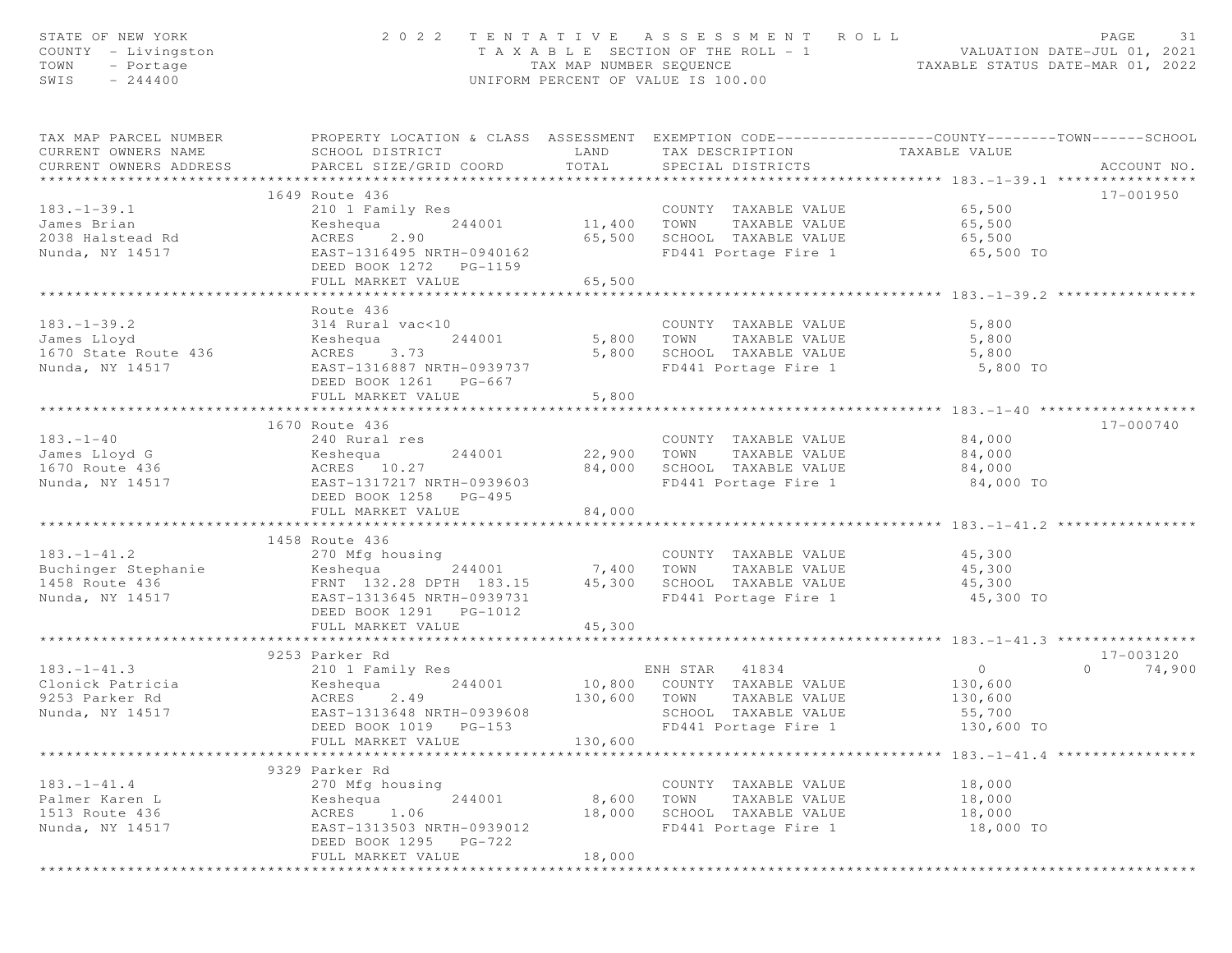STATE OF NEW YORK
COUNTY - Livingston
TOWN - Portage
SWIS - 244400

2 0 2 2 T E N T A T I V E A S S E S S M E N T R O L L
T A X A B L E SECTION OF THE ROLL - 1
TAX MAP NUMBER SEQUENCE
UNIFORM PERCENT OF VALUE IS 100.00

VALUATION DATE-JUL 01, 2021
TAXABLE STATUS DATE-MAR 01, 2022

| TAX MAP PARCEL NUMBER / CURRENT OWNERS NAME / CURRENT OWNERS ADDRESS | PROPERTY LOCATION & CLASS / SCHOOL DISTRICT / PARCEL SIZE/GRID COORD | ASSESSMENT LAND | ASSESSMENT TOTAL | EXEMPTION CODE / TAX DESCRIPTION / SPECIAL DISTRICTS | COUNTY TAXABLE VALUE | TOWN | SCHOOL | ACCOUNT NO. |
|---|---|---|---|---|---|---|---|---|
| **183.-1-39.1** | 1649 Route 436 | | | | | | | 17-001950 |
| James Brian | 210 1 Family Res | | | COUNTY TAXABLE VALUE | 65,500 | | | |
| 2038 Halstead Rd | Keshequa 244001 | 11,400 | | TOWN TAXABLE VALUE | 65,500 | | | |
| Nunda, NY 14517 | ACRES 2.90 | | 65,500 | SCHOOL TAXABLE VALUE | 65,500 | | | |
| | EAST-1316495 NRTH-0940162 | | | FD441 Portage Fire 1 | 65,500 TO | | | |
| | DEED BOOK 1272 PG-1159 | | | | | | | |
| | FULL MARKET VALUE | | 65,500 | | | | | |
| **183.-1-39.2** | Route 436 | | | | | | | |
| James Lloyd | 314 Rural vac<10 | | | COUNTY TAXABLE VALUE | 5,800 | | | |
| 1670 State Route 436 | Keshequa 244001 | 5,800 | | TOWN TAXABLE VALUE | 5,800 | | | |
| Nunda, NY 14517 | ACRES 3.73 | | 5,800 | SCHOOL TAXABLE VALUE | 5,800 | | | |
| | EAST-1316887 NRTH-0939737 | | | FD441 Portage Fire 1 | 5,800 TO | | | |
| | DEED BOOK 1261 PG-667 | | | | | | | |
| | FULL MARKET VALUE | | 5,800 | | | | | |
| **183.-1-40** | 1670 Route 436 | | | | | | | 17-000740 |
| James Lloyd G | 240 Rural res | | | COUNTY TAXABLE VALUE | 84,000 | | | |
| 1670 Route 436 | Keshequa 244001 | 22,900 | | TOWN TAXABLE VALUE | 84,000 | | | |
| Nunda, NY 14517 | ACRES 10.27 | | 84,000 | SCHOOL TAXABLE VALUE | 84,000 | | | |
| | EAST-1317217 NRTH-0939603 | | | FD441 Portage Fire 1 | 84,000 TO | | | |
| | DEED BOOK 1258 PG-495 | | | | | | | |
| | FULL MARKET VALUE | | 84,000 | | | | | |
| **183.-1-41.2** | 1458 Route 436 | | | | | | | |
| Buchinger Stephanie | 270 Mfg housing | | | COUNTY TAXABLE VALUE | 45,300 | | | |
| 1458 Route 436 | Keshequa 244001 | 7,400 | | TOWN TAXABLE VALUE | 45,300 | | | |
| Nunda, NY 14517 | FRNT 132.28 DPTH 183.15 | | 45,300 | SCHOOL TAXABLE VALUE | 45,300 | | | |
| | EAST-1313645 NRTH-0939731 | | | FD441 Portage Fire 1 | 45,300 TO | | | |
| | DEED BOOK 1291 PG-1012 | | | | | | | |
| | FULL MARKET VALUE | | 45,300 | | | | | |
| **183.-1-41.3** | 9253 Parker Rd | | | | | | | 17-003120 |
| Clonick Patricia | 210 1 Family Res | | | ENH STAR 41834 | 0 | 0 | 74,900 | |
| 9253 Parker Rd | Keshequa 244001 | 10,800 | | COUNTY TAXABLE VALUE | 130,600 | | | |
| Nunda, NY 14517 | ACRES 2.49 | | 130,600 | TOWN TAXABLE VALUE | 130,600 | | | |
| | EAST-1313648 NRTH-0939608 | | | SCHOOL TAXABLE VALUE | 55,700 | | | |
| | DEED BOOK 1019 PG-153 | | | FD441 Portage Fire 1 | 130,600 TO | | | |
| | FULL MARKET VALUE | | 130,600 | | | | | |
| **183.-1-41.4** | 9329 Parker Rd | | | | | | | |
| Palmer Karen L | 270 Mfg housing | | | COUNTY TAXABLE VALUE | 18,000 | | | |
| 1513 Route 436 | Keshequa 244001 | 8,600 | | TOWN TAXABLE VALUE | 18,000 | | | |
| Nunda, NY 14517 | ACRES 1.06 | | 18,000 | SCHOOL TAXABLE VALUE | 18,000 | | | |
| | EAST-1313503 NRTH-0939012 | | | FD441 Portage Fire 1 | 18,000 TO | | | |
| | DEED BOOK 1295 PG-722 | | | | | | | |
| | FULL MARKET VALUE | | 18,000 | | | | | |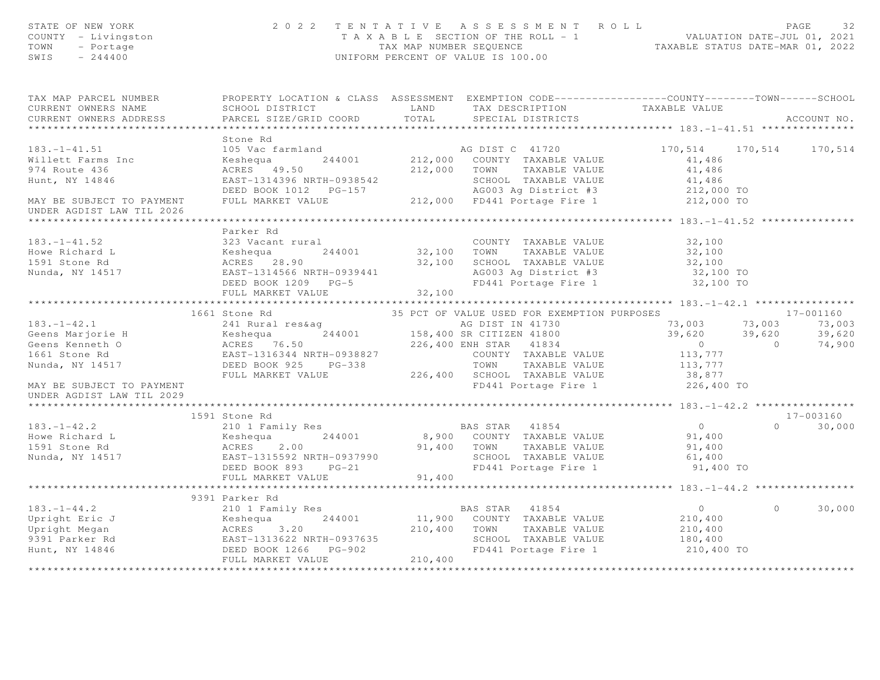STATE OF NEW YORK
COUNTY - Livingston
TOWN - Portage
SWIS - 244400

2 0 2 2 T E N T A T I V E A S S E S S M E N T R O L L
T A X A B L E SECTION OF THE ROLL - 1
TAX MAP NUMBER SEQUENCE
UNIFORM PERCENT OF VALUE IS 100.00

VALUATION DATE-JUL 01, 2021
TAXABLE STATUS DATE-MAR 01, 2022

```
TAX MAP PARCEL NUMBER          PROPERTY LOCATION & CLASS  ASSESSMENT  EXEMPTION CODE------------------COUNTY--------TOWN------SCHOOL
CURRENT OWNERS NAME            SCHOOL DISTRICT               LAND      TAX DESCRIPTION            TAXABLE VALUE
CURRENT OWNERS ADDRESS         PARCEL SIZE/GRID COORD       TOTAL      SPECIAL DISTRICTS                                    ACCOUNT NO.
******************************************************************************************************* 183.-1-41.51 ***************
                               Stone Rd
183.-1-41.51                   105 Vac farmland                      AG DIST C  41720          170,514    170,514    170,514
Willett Farms Inc              Keshequa       244001       212,000   COUNTY  TAXABLE VALUE        41,486
974 Route 436                  ACRES  49.50                212,000   TOWN    TAXABLE VALUE        41,486
Hunt, NY 14846                 EAST-1314396 NRTH-0938542             SCHOOL  TAXABLE VALUE        41,486
                               DEED BOOK 1012   PG-157               AG003 Ag District #3        212,000 TO
MAY BE SUBJECT TO PAYMENT      FULL MARKET VALUE           212,000   FD441 Portage Fire 1        212,000 TO
UNDER AGDIST LAW TIL 2026
******************************************************************************************************* 183.-1-41.52 ***************
                               Parker Rd
183.-1-41.52                   323 Vacant rural                      COUNTY  TAXABLE VALUE        32,100
Howe Richard L                 Keshequa       244001        32,100   TOWN    TAXABLE VALUE        32,100
1591 Stone Rd                  ACRES  28.90                 32,100   SCHOOL  TAXABLE VALUE        32,100
Nunda, NY 14517                EAST-1314566 NRTH-0939441             AG003 Ag District #3         32,100 TO
                               DEED BOOK 1209   PG-5                 FD441 Portage Fire 1         32,100 TO
                               FULL MARKET VALUE            32,100
******************************************************************************************************* 183.-1-42.1 ****************
                          1661 Stone Rd                   35 PCT OF VALUE USED FOR EXEMPTION PURPOSES                 17-001160
183.-1-42.1                    241 Rural res&ag                      AG DIST IN 41730           73,003     73,003     73,003
Geens Marjorie H               Keshequa       244001       158,400 SR CITIZEN 41800           39,620     39,620     39,620
Geens Kenneth O                ACRES  76.50                226,400 ENH STAR   41834                0          0     74,900
1661 Stone Rd                  EAST-1316344 NRTH-0938827             COUNTY  TAXABLE VALUE       113,777
Nunda, NY 14517                DEED BOOK 925    PG-338               TOWN    TAXABLE VALUE       113,777
                               FULL MARKET VALUE           226,400   SCHOOL  TAXABLE VALUE        38,877
MAY BE SUBJECT TO PAYMENT                                            FD441 Portage Fire 1        226,400 TO
UNDER AGDIST LAW TIL 2029
******************************************************************************************************* 183.-1-42.2 ****************
                          1591 Stone Rd                                                                               17-003160
183.-1-42.2                    210 1 Family Res                      BAS STAR   41854                0          0     30,000
Howe Richard L                 Keshequa       244001         8,900   COUNTY  TAXABLE VALUE        91,400
1591 Stone Rd                  ACRES   2.00                 91,400   TOWN    TAXABLE VALUE        91,400
Nunda, NY 14517                EAST-1315592 NRTH-0937990             SCHOOL  TAXABLE VALUE        61,400
                               DEED BOOK 893    PG-21                FD441 Portage Fire 1         91,400 TO
                               FULL MARKET VALUE            91,400
******************************************************************************************************* 183.-1-44.2 ****************
                          9391 Parker Rd
183.-1-44.2                    210 1 Family Res                      BAS STAR   41854                0          0     30,000
Upright Eric J                 Keshequa       244001        11,900   COUNTY  TAXABLE VALUE       210,400
Upright Megan                  ACRES   3.20                210,400   TOWN    TAXABLE VALUE       210,400
9391 Parker Rd                 EAST-1313622 NRTH-0937635             SCHOOL  TAXABLE VALUE       180,400
Hunt, NY 14846                 DEED BOOK 1266   PG-902               FD441 Portage Fire 1        210,400 TO
                               FULL MARKET VALUE           210,400
************************************************************************************************************************************
```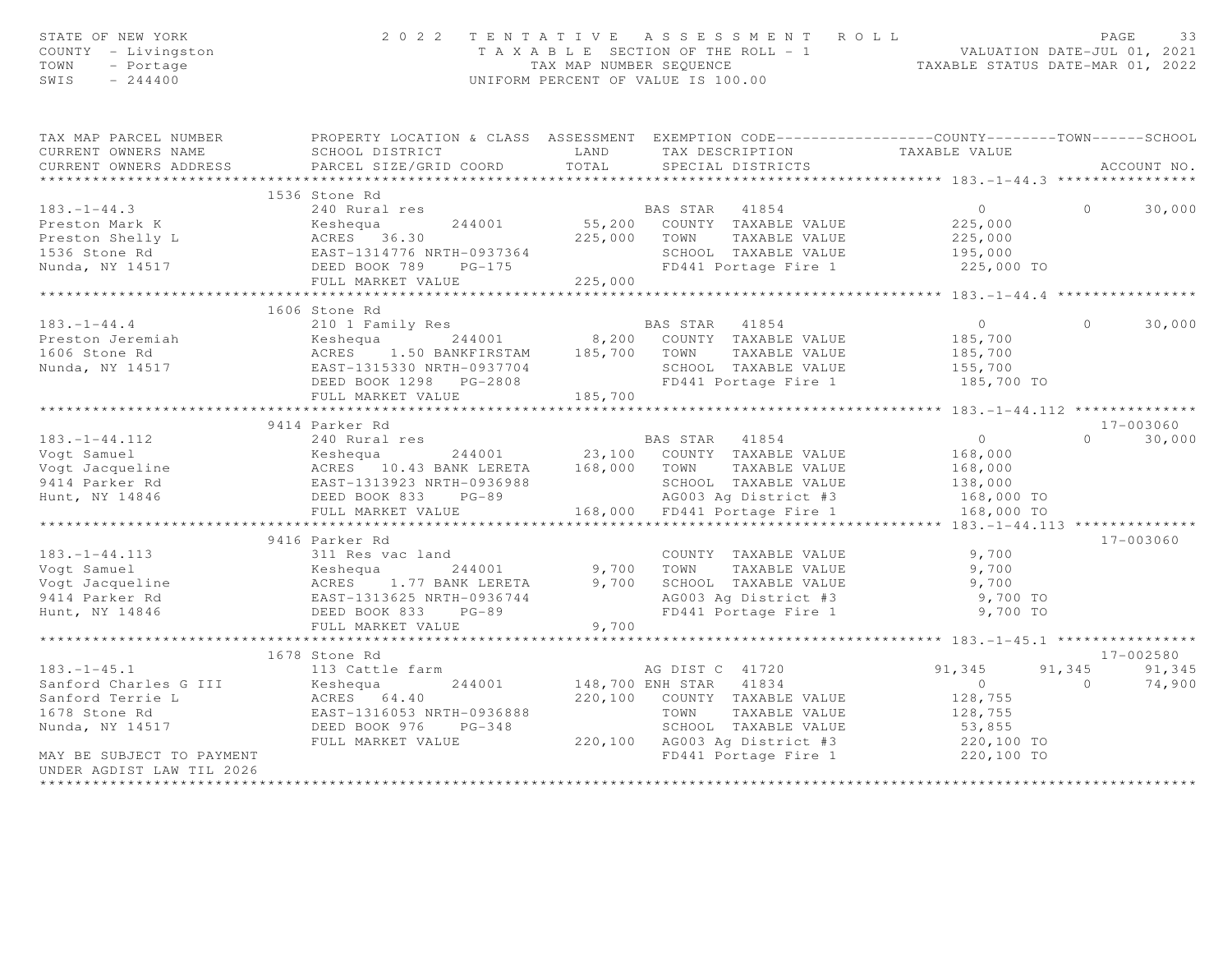STATE OF NEW YORK
COUNTY - Livingston
TOWN - Portage
SWIS - 244400

2 0 2 2 T E N T A T I V E A S S E S S M E N T R O L L
T A X A B L E SECTION OF THE ROLL - 1
TAX MAP NUMBER SEQUENCE
UNIFORM PERCENT OF VALUE IS 100.00

VALUATION DATE-JUL 01, 2021
TAXABLE STATUS DATE-MAR 01, 2022

```
TAX MAP PARCEL NUMBER          PROPERTY LOCATION & CLASS  ASSESSMENT  EXEMPTION CODE------------------COUNTY--------TOWN------SCHOOL
CURRENT OWNERS NAME            SCHOOL DISTRICT               LAND      TAX DESCRIPTION            TAXABLE VALUE
CURRENT OWNERS ADDRESS         PARCEL SIZE/GRID COORD        TOTAL     SPECIAL DISTRICTS                                   ACCOUNT NO.
******************************************************************************************************* 183.-1-44.3 *****************
                               1536 Stone Rd
183.-1-44.3                    240 Rural res                            BAS STAR   41854                    0            0      30,000
Preston Mark K                 Keshequa          244001        55,200   COUNTY  TAXABLE VALUE          225,000
Preston Shelly L               ACRES   36.30                  225,000   TOWN    TAXABLE VALUE          225,000
1536 Stone Rd                  EAST-1314776 NRTH-0937364                SCHOOL  TAXABLE VALUE          195,000
Nunda, NY 14517                DEED BOOK 789    PG-175                  FD441 Portage Fire 1            225,000 TO
                               FULL MARKET VALUE              225,000
******************************************************************************************************* 183.-1-44.4 *****************
                               1606 Stone Rd
183.-1-44.4                    210 1 Family Res                         BAS STAR   41854                    0            0      30,000
Preston Jeremiah               Keshequa          244001         8,200   COUNTY  TAXABLE VALUE          185,700
1606 Stone Rd                  ACRES    1.50 BANKFIRSTAM      185,700   TOWN    TAXABLE VALUE          185,700
Nunda, NY 14517                EAST-1315330 NRTH-0937704                SCHOOL  TAXABLE VALUE          155,700
                               DEED BOOK 1298   PG-2808                 FD441 Portage Fire 1            185,700 TO
                               FULL MARKET VALUE              185,700
******************************************************************************************************* 183.-1-44.112 ***************
                               9414 Parker Rd                                                                             17-003060
183.-1-44.112                  240 Rural res                            BAS STAR   41854                    0            0      30,000
Vogt Samuel                    Keshequa          244001        23,100   COUNTY  TAXABLE VALUE          168,000
Vogt Jacqueline                ACRES   10.43 BANK LERETA      168,000   TOWN    TAXABLE VALUE          168,000
9414 Parker Rd                 EAST-1313923 NRTH-0936988                SCHOOL  TAXABLE VALUE          138,000
Hunt, NY 14846                 DEED BOOK 833    PG-89                   AG003 Ag District #3            168,000 TO
                               FULL MARKET VALUE              168,000   FD441 Portage Fire 1            168,000 TO
******************************************************************************************************* 183.-1-44.113 ***************
                               9416 Parker Rd                                                                             17-003060
183.-1-44.113                  311 Res vac land                         COUNTY  TAXABLE VALUE            9,700
Vogt Samuel                    Keshequa          244001         9,700   TOWN    TAXABLE VALUE            9,700
Vogt Jacqueline                ACRES    1.77 BANK LERETA        9,700   SCHOOL  TAXABLE VALUE            9,700
9414 Parker Rd                 EAST-1313625 NRTH-0936744                AG003 Ag District #3              9,700 TO
Hunt, NY 14846                 DEED BOOK 833    PG-89                   FD441 Portage Fire 1              9,700 TO
                               FULL MARKET VALUE                9,700
******************************************************************************************************* 183.-1-45.1 *****************
                               1678 Stone Rd                                                                              17-002580
183.-1-45.1                    113 Cattle farm                          AG DIST C  41720               91,345       91,345      91,345
Sanford Charles G III          Keshequa          244001       148,700   ENH STAR   41834                    0            0      74,900
Sanford Terrie L               ACRES   64.40                  220,100   COUNTY  TAXABLE VALUE          128,755
1678 Stone Rd                  EAST-1316053 NRTH-0936888                TOWN    TAXABLE VALUE          128,755
Nunda, NY 14517                DEED BOOK 976    PG-348                  SCHOOL  TAXABLE VALUE           53,855
                               FULL MARKET VALUE              220,100   AG003 Ag District #3            220,100 TO
MAY BE SUBJECT TO PAYMENT                                               FD441 Portage Fire 1            220,100 TO
UNDER AGDIST LAW TIL 2026
*************************************************************************************************************************************
```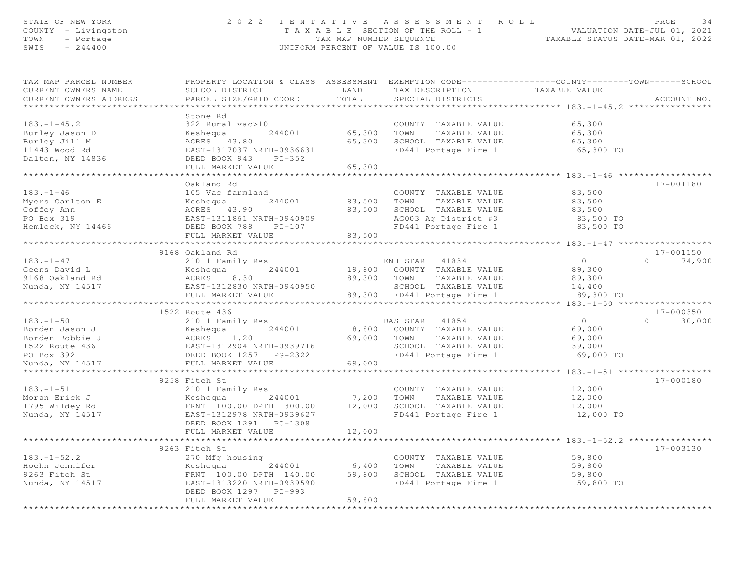STATE OF NEW YORK
COUNTY - Livingston
TOWN - Portage
SWIS - 244400

2 0 2 2 T E N T A T I V E A S S E S S M E N T R O L L
T A X A B L E SECTION OF THE ROLL - 1
TAX MAP NUMBER SEQUENCE
UNIFORM PERCENT OF VALUE IS 100.00

VALUATION DATE-JUL 01, 2021
TAXABLE STATUS DATE-MAR 01, 2022

| TAX MAP PARCEL NUMBER / CURRENT OWNERS NAME / CURRENT OWNERS ADDRESS | PROPERTY LOCATION & CLASS / SCHOOL DISTRICT / PARCEL SIZE/GRID COORD | ASSESSMENT LAND | TOTAL | EXEMPTION CODE / TAX DESCRIPTION / SPECIAL DISTRICTS | COUNTY TAXABLE VALUE | TOWN | SCHOOL | ACCOUNT NO. |
|---|---|---|---|---|---|---|---|---|
| **183.-1-45.2** | Stone Rd | | | | | | | |
| 183.-1-45.2 | 322 Rural vac>10 | | | COUNTY TAXABLE VALUE | 65,300 | | | |
| Burley Jason D | Keshequa 244001 | 65,300 | | TOWN TAXABLE VALUE | 65,300 | | | |
| Burley Jill M | ACRES 43.80 | | 65,300 | SCHOOL TAXABLE VALUE | 65,300 | | | |
| 11443 Wood Rd | EAST-1317037 NRTH-0936631 | | | FD441 Portage Fire 1 | 65,300 TO | | | |
| Dalton, NY 14836 | DEED BOOK 943 PG-352 | | | | | | | |
| | FULL MARKET VALUE | | 65,300 | | | | | |
| **183.-1-46** | Oakland Rd | | | | | | | 17-001180 |
| 183.-1-46 | 105 Vac farmland | | | COUNTY TAXABLE VALUE | 83,500 | | | |
| Myers Carlton E | Keshequa 244001 | 83,500 | | TOWN TAXABLE VALUE | 83,500 | | | |
| Coffey Ann | ACRES 43.90 | | 83,500 | SCHOOL TAXABLE VALUE | 83,500 | | | |
| PO Box 319 | EAST-1311861 NRTH-0940909 | | | AG003 Ag District #3 | 83,500 TO | | | |
| Hemlock, NY 14466 | DEED BOOK 788 PG-107 | | | FD441 Portage Fire 1 | 83,500 TO | | | |
| | FULL MARKET VALUE | | 83,500 | | | | | |
| **183.-1-47** | 9168 Oakland Rd | | | | | | | 17-001150 |
| 183.-1-47 | 210 1 Family Res | | | ENH STAR 41834 | 0 | 0 | 74,900 | |
| Geens David L | Keshequa 244001 | 19,800 | | COUNTY TAXABLE VALUE | 89,300 | | | |
| 9168 Oakland Rd | ACRES 8.30 | | 89,300 | TOWN TAXABLE VALUE | 89,300 | | | |
| Nunda, NY 14517 | EAST-1312830 NRTH-0940950 | | | SCHOOL TAXABLE VALUE | 14,400 | | | |
| | FULL MARKET VALUE | | 89,300 | FD441 Portage Fire 1 | 89,300 TO | | | |
| **183.-1-50** | 1522 Route 436 | | | | | | | 17-000350 |
| 183.-1-50 | 210 1 Family Res | | | BAS STAR 41854 | 0 | 0 | 30,000 | |
| Borden Jason J | Keshequa 244001 | 8,800 | | COUNTY TAXABLE VALUE | 69,000 | | | |
| Borden Bobbie J | ACRES 1.20 | | 69,000 | TOWN TAXABLE VALUE | 69,000 | | | |
| 1522 Route 436 | EAST-1312904 NRTH-0939716 | | | SCHOOL TAXABLE VALUE | 39,000 | | | |
| PO Box 392 | DEED BOOK 1257 PG-2322 | | | FD441 Portage Fire 1 | 69,000 TO | | | |
| Nunda, NY 14517 | FULL MARKET VALUE | | 69,000 | | | | | |
| **183.-1-51** | 9258 Fitch St | | | | | | | 17-000180 |
| 183.-1-51 | 210 1 Family Res | | | COUNTY TAXABLE VALUE | 12,000 | | | |
| Moran Erick J | Keshequa 244001 | 7,200 | | TOWN TAXABLE VALUE | 12,000 | | | |
| 1795 Wildey Rd | FRNT 100.00 DPTH 300.00 | | 12,000 | SCHOOL TAXABLE VALUE | 12,000 | | | |
| Nunda, NY 14517 | EAST-1312978 NRTH-0939627 | | | FD441 Portage Fire 1 | 12,000 TO | | | |
| | DEED BOOK 1291 PG-1308 | | | | | | | |
| | FULL MARKET VALUE | | 12,000 | | | | | |
| **183.-1-52.2** | 9263 Fitch St | | | | | | | 17-003130 |
| 183.-1-52.2 | 270 Mfg housing | | | COUNTY TAXABLE VALUE | 59,800 | | | |
| Hoehn Jennifer | Keshequa 244001 | 6,400 | | TOWN TAXABLE VALUE | 59,800 | | | |
| 9263 Fitch St | FRNT 100.00 DPTH 140.00 | | 59,800 | SCHOOL TAXABLE VALUE | 59,800 | | | |
| Nunda, NY 14517 | EAST-1313220 NRTH-0939590 | | | FD441 Portage Fire 1 | 59,800 TO | | | |
| | DEED BOOK 1297 PG-993 | | | | | | | |
| | FULL MARKET VALUE | | 59,800 | | | | | |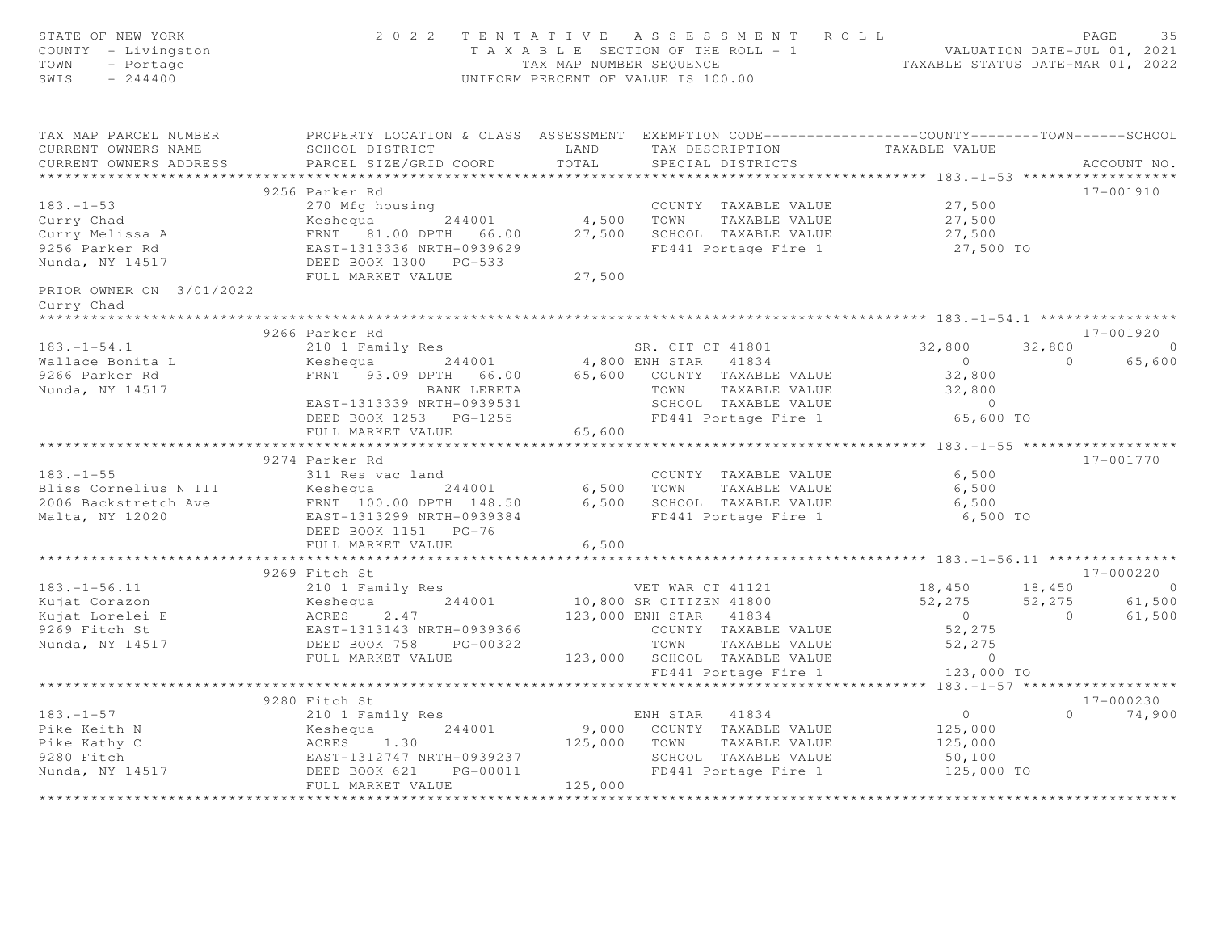STATE OF NEW YORK — 2022 TENTATIVE ASSESSMENT ROLL
COUNTY - Livingston — TAXABLE SECTION OF THE ROLL - 1 — VALUATION DATE-JUL 01, 2021
TOWN - Portage — TAX MAP NUMBER SEQUENCE — TAXABLE STATUS DATE-MAR 01, 2022
SWIS - 244400 — UNIFORM PERCENT OF VALUE IS 100.00

| TAX MAP PARCEL NUMBER / CURRENT OWNERS NAME / CURRENT OWNERS ADDRESS | PROPERTY LOCATION & CLASS / SCHOOL DISTRICT / PARCEL SIZE/GRID COORD | ASSESSMENT LAND / TOTAL | EXEMPTION CODE / TAX DESCRIPTION / SPECIAL DISTRICTS | COUNTY TAXABLE VALUE | TOWN | SCHOOL | ACCOUNT NO. |
|---|---|---|---|---|---|---|---|
| **183.-1-53** | 9256 Parker Rd | | | | | | 17-001910 |
| 183.-1-53 | 270 Mfg housing | | COUNTY TAXABLE VALUE | 27,500 | | | |
| Curry Chad | Keshequa 244001 | 4,500 | TOWN TAXABLE VALUE | 27,500 | | | |
| Curry Melissa A | FRNT 81.00 DPTH 66.00 | 27,500 | SCHOOL TAXABLE VALUE | 27,500 | | | |
| 9256 Parker Rd | EAST-1313336 NRTH-0939629 | | FD441 Portage Fire 1 | 27,500 TO | | | |
| Nunda, NY 14517 | DEED BOOK 1300 PG-533 | | | | | | |
| | FULL MARKET VALUE | 27,500 | | | | | |
| PRIOR OWNER ON 3/01/2022 | | | | | | | |
| Curry Chad | | | | | | | |
| **183.-1-54.1** | 9266 Parker Rd | | | | | | 17-001920 |
| 183.-1-54.1 | 210 1 Family Res | | SR. CIT CT 41801 | 32,800 | 32,800 | 0 | |
| Wallace Bonita L | Keshequa 244001 | 4,800 | ENH STAR 41834 | 0 | 0 | 65,600 | |
| 9266 Parker Rd | FRNT 93.09 DPTH 66.00 | 65,600 | COUNTY TAXABLE VALUE | 32,800 | | | |
| Nunda, NY 14517 | BANK LERETA | | TOWN TAXABLE VALUE | 32,800 | | | |
| | EAST-1313339 NRTH-0939531 | | SCHOOL TAXABLE VALUE | 0 | | | |
| | DEED BOOK 1253 PG-1255 | | FD441 Portage Fire 1 | 65,600 TO | | | |
| | FULL MARKET VALUE | 65,600 | | | | | |
| **183.-1-55** | 9274 Parker Rd | | | | | | 17-001770 |
| 183.-1-55 | 311 Res vac land | | COUNTY TAXABLE VALUE | 6,500 | | | |
| Bliss Cornelius N III | Keshequa 244001 | 6,500 | TOWN TAXABLE VALUE | 6,500 | | | |
| 2006 Backstretch Ave | FRNT 100.00 DPTH 148.50 | 6,500 | SCHOOL TAXABLE VALUE | 6,500 | | | |
| Malta, NY 12020 | EAST-1313299 NRTH-0939384 | | FD441 Portage Fire 1 | 6,500 TO | | | |
| | DEED BOOK 1151 PG-76 | | | | | | |
| | FULL MARKET VALUE | 6,500 | | | | | |
| **183.-1-56.11** | 9269 Fitch St | | | | | | 17-000220 |
| 183.-1-56.11 | 210 1 Family Res | | VET WAR CT 41121 | 18,450 | 18,450 | 0 | |
| Kujat Corazon | Keshequa 244001 | 10,800 | SR CITIZEN 41800 | 52,275 | 52,275 | 61,500 | |
| Kujat Lorelei E | ACRES 2.47 | 123,000 | ENH STAR 41834 | 0 | 0 | 61,500 | |
| 9269 Fitch St | EAST-1313143 NRTH-0939366 | | COUNTY TAXABLE VALUE | 52,275 | | | |
| Nunda, NY 14517 | DEED BOOK 758 PG-00322 | | TOWN TAXABLE VALUE | 52,275 | | | |
| | FULL MARKET VALUE | 123,000 | SCHOOL TAXABLE VALUE | 0 | | | |
| | | | FD441 Portage Fire 1 | 123,000 TO | | | |
| **183.-1-57** | 9280 Fitch St | | | | | | 17-000230 |
| 183.-1-57 | 210 1 Family Res | | ENH STAR 41834 | 0 | 0 | 74,900 | |
| Pike Keith N | Keshequa 244001 | 9,000 | COUNTY TAXABLE VALUE | 125,000 | | | |
| Pike Kathy C | ACRES 1.30 | 125,000 | TOWN TAXABLE VALUE | 125,000 | | | |
| 9280 Fitch | EAST-1312747 NRTH-0939237 | | SCHOOL TAXABLE VALUE | 50,100 | | | |
| Nunda, NY 14517 | DEED BOOK 621 PG-00011 | | FD441 Portage Fire 1 | 125,000 TO | | | |
| | FULL MARKET VALUE | 125,000 | | | | | |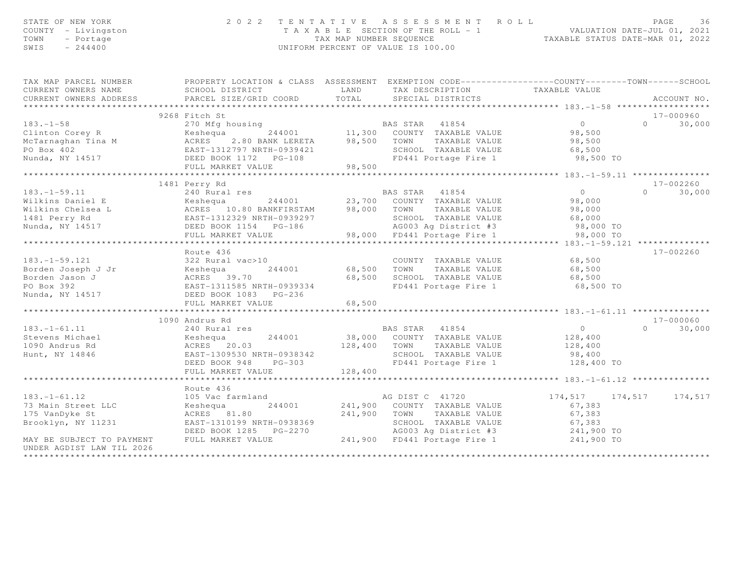STATE OF NEW YORK
COUNTY - Livingston
TOWN - Portage
SWIS - 244400

2022 TENTATIVE ASSESSMENT ROLL
TAXABLE SECTION OF THE ROLL - 1
TAX MAP NUMBER SEQUENCE
UNIFORM PERCENT OF VALUE IS 100.00

VALUATION DATE-JUL 01, 2021
TAXABLE STATUS DATE-MAR 01, 2022

| TAX MAP PARCEL NUMBER / CURRENT OWNERS NAME / CURRENT OWNERS ADDRESS | PROPERTY LOCATION & CLASS / SCHOOL DISTRICT / PARCEL SIZE/GRID COORD | ASSESSMENT LAND / TOTAL | EXEMPTION CODE / TAX DESCRIPTION / SPECIAL DISTRICTS | COUNTY TAXABLE VALUE | TOWN | SCHOOL / ACCOUNT NO. |
|---|---|---|---|---|---|---|
| | 9268 Fitch St | | | | | 17-000960 |
| 183.-1-58 | 270 Mfg housing | | BAS STAR 41854 | 0 | 0 | 30,000 |
| Clinton Corey R | Keshequa 244001 | 11,300 | COUNTY TAXABLE VALUE | 98,500 | | |
| McTarnaghan Tina M | ACRES 2.80 BANK LERETA | 98,500 | TOWN TAXABLE VALUE | 98,500 | | |
| PO Box 402 | EAST-1312797 NRTH-0939421 | | SCHOOL TAXABLE VALUE | 68,500 | | |
| Nunda, NY 14517 | DEED BOOK 1172 PG-108 | | FD441 Portage Fire 1 | 98,500 TO | | |
| | FULL MARKET VALUE | 98,500 | | | | |
| | 1481 Perry Rd | | | | | 17-002260 |
| 183.-1-59.11 | 240 Rural res | | BAS STAR 41854 | 0 | 0 | 30,000 |
| Wilkins Daniel E | Keshequa 244001 | 23,700 | COUNTY TAXABLE VALUE | 98,000 | | |
| Wilkins Chelsea L | ACRES 10.80 BANKFIRSTAM | 98,000 | TOWN TAXABLE VALUE | 98,000 | | |
| 1481 Perry Rd | EAST-1312329 NRTH-0939297 | | SCHOOL TAXABLE VALUE | 68,000 | | |
| Nunda, NY 14517 | DEED BOOK 1154 PG-186 | | AG003 Ag District #3 | 98,000 TO | | |
| | FULL MARKET VALUE | 98,000 | FD441 Portage Fire 1 | 98,000 TO | | |
| | Route 436 | | | | | 17-002260 |
| 183.-1-59.121 | 322 Rural vac>10 | | COUNTY TAXABLE VALUE | 68,500 | | |
| Borden Joseph J Jr | Keshequa 244001 | 68,500 | TOWN TAXABLE VALUE | 68,500 | | |
| Borden Jason J | ACRES 39.70 | 68,500 | SCHOOL TAXABLE VALUE | 68,500 | | |
| PO Box 392 | EAST-1311585 NRTH-0939334 | | FD441 Portage Fire 1 | 68,500 TO | | |
| Nunda, NY 14517 | DEED BOOK 1083 PG-236 | | | | | |
| | FULL MARKET VALUE | 68,500 | | | | |
| | 1090 Andrus Rd | | | | | 17-000060 |
| 183.-1-61.11 | 240 Rural res | | BAS STAR 41854 | 0 | 0 | 30,000 |
| Stevens Michael | Keshequa 244001 | 38,000 | COUNTY TAXABLE VALUE | 128,400 | | |
| 1090 Andrus Rd | ACRES 20.03 | 128,400 | TOWN TAXABLE VALUE | 128,400 | | |
| Hunt, NY 14846 | EAST-1309530 NRTH-0938342 | | SCHOOL TAXABLE VALUE | 98,400 | | |
| | DEED BOOK 948 PG-303 | | FD441 Portage Fire 1 | 128,400 TO | | |
| | FULL MARKET VALUE | 128,400 | | | | |
| | Route 436 | | | | | |
| 183.-1-61.12 | 105 Vac farmland | | AG DIST C 41720 | 174,517 | 174,517 | 174,517 |
| 73 Main Street LLC | Keshequa 244001 | 241,900 | COUNTY TAXABLE VALUE | 67,383 | | |
| 175 VanDyke St | ACRES 81.80 | 241,900 | TOWN TAXABLE VALUE | 67,383 | | |
| Brooklyn, NY 11231 | EAST-1310199 NRTH-0938369 | | SCHOOL TAXABLE VALUE | 67,383 | | |
| | DEED BOOK 1285 PG-2270 | | AG003 Ag District #3 | 241,900 TO | | |
| MAY BE SUBJECT TO PAYMENT | FULL MARKET VALUE | 241,900 | FD441 Portage Fire 1 | 241,900 TO | | |
| UNDER AGDIST LAW TIL 2026 | | | | | | |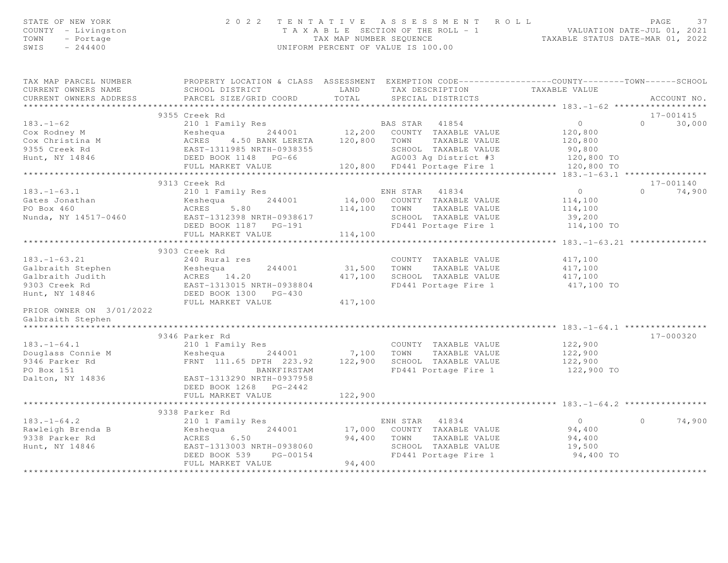STATE OF NEW YORK
COUNTY - Livingston
TOWN - Portage
SWIS - 244400

2 0 2 2 TENTATIVE ASSESSMENT ROLL
TAXABLE SECTION OF THE ROLL - 1
TAX MAP NUMBER SEQUENCE
UNIFORM PERCENT OF VALUE IS 100.00

VALUATION DATE-JUL 01, 2021
TAXABLE STATUS DATE-MAR 01, 2022

| TAX MAP PARCEL NUMBER / CURRENT OWNERS NAME / CURRENT OWNERS ADDRESS | PROPERTY LOCATION & CLASS / SCHOOL DISTRICT / PARCEL SIZE/GRID COORD | ASSESSMENT LAND / TOTAL | EXEMPTION CODE / TAX DESCRIPTION / SPECIAL DISTRICTS | COUNTY / TAXABLE VALUE | TOWN | SCHOOL | ACCOUNT NO. |
|---|---|---|---|---|---|---|---|
| | 9355 Creek Rd | | | | | | 17-001415 |
| 183.-1-62 | 210 1 Family Res | | BAS STAR 41854 | 0 | 0 | 30,000 | |
| Cox Rodney M | Keshequa 244001 | 12,200 | COUNTY TAXABLE VALUE | 120,800 | | | |
| Cox Christina M | ACRES 4.50 BANK LERETA | 120,800 | TOWN TAXABLE VALUE | 120,800 | | | |
| 9355 Creek Rd | EAST-1311985 NRTH-0938355 | | SCHOOL TAXABLE VALUE | 90,800 | | | |
| Hunt, NY 14846 | DEED BOOK 1148 PG-66 | | AG003 Ag District #3 | 120,800 TO | | | |
| | FULL MARKET VALUE | 120,800 | FD441 Portage Fire 1 | 120,800 TO | | | |
| | 9313 Creek Rd | | | | | | 17-001140 |
| 183.-1-63.1 | 210 1 Family Res | | ENH STAR 41834 | 0 | 0 | 74,900 | |
| Gates Jonathan | Keshequa 244001 | 14,000 | COUNTY TAXABLE VALUE | 114,100 | | | |
| PO Box 460 | ACRES 5.80 | 114,100 | TOWN TAXABLE VALUE | 114,100 | | | |
| Nunda, NY 14517-0460 | EAST-1312398 NRTH-0938617 | | SCHOOL TAXABLE VALUE | 39,200 | | | |
| | DEED BOOK 1187 PG-191 | | FD441 Portage Fire 1 | 114,100 TO | | | |
| | FULL MARKET VALUE | 114,100 | | | | | |
| | 9303 Creek Rd | | | | | | |
| 183.-1-63.21 | 240 Rural res | | COUNTY TAXABLE VALUE | 417,100 | | | |
| Galbraith Stephen | Keshequa 244001 | 31,500 | TOWN TAXABLE VALUE | 417,100 | | | |
| Galbraith Judith | ACRES 14.20 | 417,100 | SCHOOL TAXABLE VALUE | 417,100 | | | |
| 9303 Creek Rd | EAST-1313015 NRTH-0938804 | | FD441 Portage Fire 1 | 417,100 TO | | | |
| Hunt, NY 14846 | DEED BOOK 1300 PG-430 | | | | | | |
| | FULL MARKET VALUE | 417,100 | | | | | |
| PRIOR OWNER ON 3/01/2022 | | | | | | | |
| Galbraith Stephen | | | | | | | |
| | 9346 Parker Rd | | | | | | 17-000320 |
| 183.-1-64.1 | 210 1 Family Res | | COUNTY TAXABLE VALUE | 122,900 | | | |
| Douglass Connie M | Keshequa 244001 | 7,100 | TOWN TAXABLE VALUE | 122,900 | | | |
| 9346 Parker Rd | FRNT 111.65 DPTH 223.92 | 122,900 | SCHOOL TAXABLE VALUE | 122,900 | | | |
| PO Box 151 | BANKFIRSTAM | | FD441 Portage Fire 1 | 122,900 TO | | | |
| Dalton, NY 14836 | EAST-1313290 NRTH-0937958 | | | | | | |
| | DEED BOOK 1268 PG-2442 | | | | | | |
| | FULL MARKET VALUE | 122,900 | | | | | |
| | 9338 Parker Rd | | | | | | |
| 183.-1-64.2 | 210 1 Family Res | | ENH STAR 41834 | 0 | 0 | 74,900 | |
| Rawleigh Brenda B | Keshequa 244001 | 17,000 | COUNTY TAXABLE VALUE | 94,400 | | | |
| 9338 Parker Rd | ACRES 6.50 | 94,400 | TOWN TAXABLE VALUE | 94,400 | | | |
| Hunt, NY 14846 | EAST-1313003 NRTH-0938060 | | SCHOOL TAXABLE VALUE | 19,500 | | | |
| | DEED BOOK 539 PG-00154 | | FD441 Portage Fire 1 | 94,400 TO | | | |
| | FULL MARKET VALUE | 94,400 | | | | | |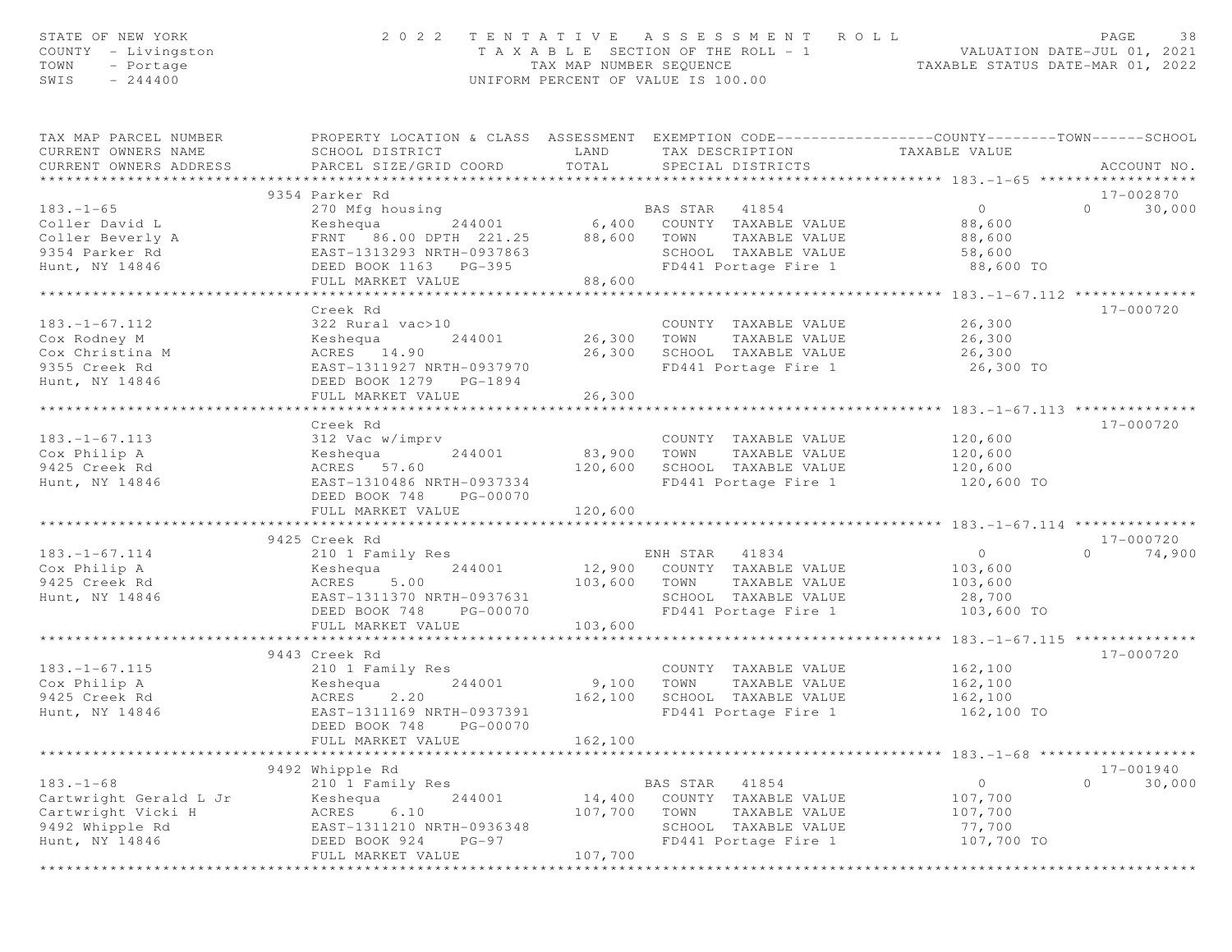STATE OF NEW YORK — 2022 TENTATIVE ASSESSMENT ROLL — PAGE 38
COUNTY - Livingston — TAXABLE SECTION OF THE ROLL - 1 — VALUATION DATE-JUL 01, 2021
TOWN - Portage — TAX MAP NUMBER SEQUENCE — TAXABLE STATUS DATE-MAR 01, 2022
SWIS - 244400 — UNIFORM PERCENT OF VALUE IS 100.00

| TAX MAP PARCEL NUMBER / CURRENT OWNERS NAME / CURRENT OWNERS ADDRESS | PROPERTY LOCATION & CLASS / SCHOOL DISTRICT / PARCEL SIZE/GRID COORD | ASSESSMENT LAND | TOTAL | EXEMPTION CODE / TAX DESCRIPTION / SPECIAL DISTRICTS | COUNTY TAXABLE VALUE | TOWN | SCHOOL | ACCOUNT NO. |
|---|---|---|---|---|---|---|---|---|
| 183.-1-65 | 9354 Parker Rd | | | | | | | 17-002870 |
| | 270 Mfg housing | | | BAS STAR 41854 | 0 | 0 | 30,000 | |
| Coller David L | Keshequa 244001 | 6,400 | | COUNTY TAXABLE VALUE | 88,600 | | | |
| Coller Beverly A | FRNT 86.00 DPTH 221.25 | | 88,600 | TOWN TAXABLE VALUE | 88,600 | | | |
| 9354 Parker Rd | EAST-1313293 NRTH-0937863 | | | SCHOOL TAXABLE VALUE | 58,600 | | | |
| Hunt, NY 14846 | DEED BOOK 1163 PG-395 | | | FD441 Portage Fire 1 | 88,600 TO | | | |
| | FULL MARKET VALUE | | 88,600 | | | | | |
| 183.-1-67.112 | Creek Rd | | | | | | | 17-000720 |
| | 322 Rural vac>10 | | | COUNTY TAXABLE VALUE | 26,300 | | | |
| Cox Rodney M | Keshequa 244001 | 26,300 | | TOWN TAXABLE VALUE | 26,300 | | | |
| Cox Christina M | ACRES 14.90 | | 26,300 | SCHOOL TAXABLE VALUE | 26,300 | | | |
| 9355 Creek Rd | EAST-1311927 NRTH-0937970 | | | FD441 Portage Fire 1 | 26,300 TO | | | |
| Hunt, NY 14846 | DEED BOOK 1279 PG-1894 | | | | | | | |
| | FULL MARKET VALUE | | 26,300 | | | | | |
| 183.-1-67.113 | Creek Rd | | | | | | | 17-000720 |
| | 312 Vac w/imprv | | | COUNTY TAXABLE VALUE | 120,600 | | | |
| Cox Philip A | Keshequa 244001 | 83,900 | | TOWN TAXABLE VALUE | 120,600 | | | |
| 9425 Creek Rd | ACRES 57.60 | | 120,600 | SCHOOL TAXABLE VALUE | 120,600 | | | |
| Hunt, NY 14846 | EAST-1310486 NRTH-0937334 | | | FD441 Portage Fire 1 | 120,600 TO | | | |
| | DEED BOOK 748 PG-00070 | | | | | | | |
| | FULL MARKET VALUE | | 120,600 | | | | | |
| 183.-1-67.114 | 9425 Creek Rd | | | | | | | 17-000720 |
| | 210 1 Family Res | | | ENH STAR 41834 | 0 | 0 | 74,900 | |
| Cox Philip A | Keshequa 244001 | 12,900 | | COUNTY TAXABLE VALUE | 103,600 | | | |
| 9425 Creek Rd | ACRES 5.00 | | 103,600 | TOWN TAXABLE VALUE | 103,600 | | | |
| Hunt, NY 14846 | EAST-1311370 NRTH-0937631 | | | SCHOOL TAXABLE VALUE | 28,700 | | | |
| | DEED BOOK 748 PG-00070 | | | FD441 Portage Fire 1 | 103,600 TO | | | |
| | FULL MARKET VALUE | | 103,600 | | | | | |
| 183.-1-67.115 | 9443 Creek Rd | | | | | | | 17-000720 |
| | 210 1 Family Res | | | COUNTY TAXABLE VALUE | 162,100 | | | |
| Cox Philip A | Keshequa 244001 | 9,100 | | TOWN TAXABLE VALUE | 162,100 | | | |
| 9425 Creek Rd | ACRES 2.20 | | 162,100 | SCHOOL TAXABLE VALUE | 162,100 | | | |
| Hunt, NY 14846 | EAST-1311169 NRTH-0937391 | | | FD441 Portage Fire 1 | 162,100 TO | | | |
| | DEED BOOK 748 PG-00070 | | | | | | | |
| | FULL MARKET VALUE | | 162,100 | | | | | |
| 183.-1-68 | 9492 Whipple Rd | | | | | | | 17-001940 |
| | 210 1 Family Res | | | BAS STAR 41854 | 0 | 0 | 30,000 | |
| Cartwright Gerald L Jr | Keshequa 244001 | 14,400 | | COUNTY TAXABLE VALUE | 107,700 | | | |
| Cartwright Vicki H | ACRES 6.10 | | 107,700 | TOWN TAXABLE VALUE | 107,700 | | | |
| 9492 Whipple Rd | EAST-1311210 NRTH-0936348 | | | SCHOOL TAXABLE VALUE | 77,700 | | | |
| Hunt, NY 14846 | DEED BOOK 924 PG-97 | | | FD441 Portage Fire 1 | 107,700 TO | | | |
| | FULL MARKET VALUE | | 107,700 | | | | | |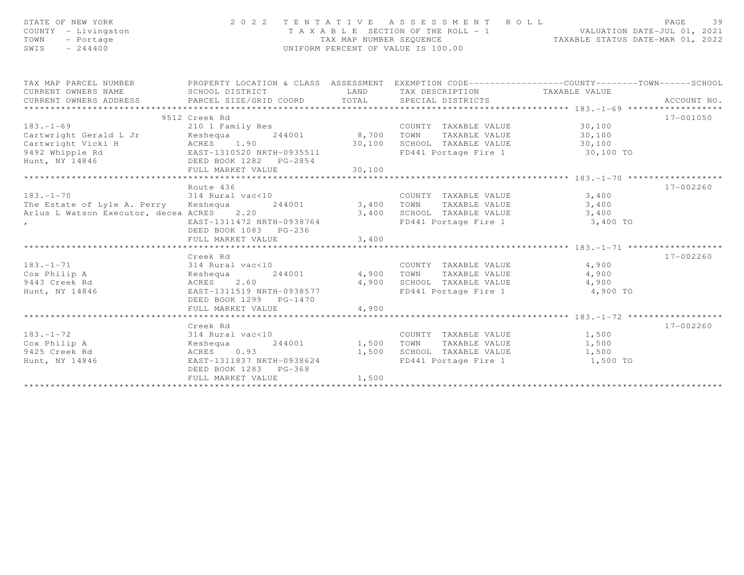STATE OF NEW YORK
COUNTY - Livingston
TOWN - Portage
SWIS - 244400

2 0 2 2 T E N T A T I V E A S S E S S M E N T R O L L
T A X A B L E SECTION OF THE ROLL - 1
TAX MAP NUMBER SEQUENCE
UNIFORM PERCENT OF VALUE IS 100.00

VALUATION DATE-JUL 01, 2021
TAXABLE STATUS DATE-MAR 01, 2022

| TAX MAP PARCEL NUMBER / CURRENT OWNERS NAME / CURRENT OWNERS ADDRESS | PROPERTY LOCATION & CLASS / SCHOOL DISTRICT / PARCEL SIZE/GRID COORD | ASSESSMENT LAND / TOTAL | EXEMPTION CODE / TAX DESCRIPTION / SPECIAL DISTRICTS | TAXABLE VALUE (COUNTY / TOWN / SCHOOL) | ACCOUNT NO. |
|---|---|---|---|---|---|
| 183.-1-69 | 9512 Creek Rd | | | | 17-001050 |
| 183.-1-69 | 210 1 Family Res | | COUNTY TAXABLE VALUE | 30,100 | |
| Cartwright Gerald L Jr | Keshequa 244001 | 8,700 | TOWN TAXABLE VALUE | 30,100 | |
| Cartwright Vicki H | ACRES 1.90 | 30,100 | SCHOOL TAXABLE VALUE | 30,100 | |
| 9492 Whipple Rd | EAST-1310520 NRTH-0935511 | | FD441 Portage Fire 1 | 30,100 TO | |
| Hunt, NY 14846 | DEED BOOK 1282 PG-2854 | | | | |
| | FULL MARKET VALUE | 30,100 | | | |
| 183.-1-70 | Route 436 | | | | 17-002260 |
| 183.-1-70 | 314 Rural vac<10 | | COUNTY TAXABLE VALUE | 3,400 | |
| The Estate of Lyle A. Perry | Keshequa 244001 | 3,400 | TOWN TAXABLE VALUE | 3,400 | |
| Arlus L Watson Executor, decea | ACRES 2.20 | 3,400 | SCHOOL TAXABLE VALUE | 3,400 | |
| , | EAST-1311472 NRTH-0938764 | | FD441 Portage Fire 1 | 3,400 TO | |
| | DEED BOOK 1083 PG-236 | | | | |
| | FULL MARKET VALUE | 3,400 | | | |
| 183.-1-71 | Creek Rd | | | | 17-002260 |
| 183.-1-71 | 314 Rural vac<10 | | COUNTY TAXABLE VALUE | 4,900 | |
| Cox Philip A | Keshequa 244001 | 4,900 | TOWN TAXABLE VALUE | 4,900 | |
| 9443 Creek Rd | ACRES 2.60 | 4,900 | SCHOOL TAXABLE VALUE | 4,900 | |
| Hunt, NY 14846 | EAST-1311519 NRTH-0938577 | | FD441 Portage Fire 1 | 4,900 TO | |
| | DEED BOOK 1299 PG-1470 | | | | |
| | FULL MARKET VALUE | 4,900 | | | |
| 183.-1-72 | Creek Rd | | | | 17-002260 |
| 183.-1-72 | 314 Rural vac<10 | | COUNTY TAXABLE VALUE | 1,500 | |
| Cox Philip A | Keshequa 244001 | 1,500 | TOWN TAXABLE VALUE | 1,500 | |
| 9425 Creek Rd | ACRES 0.93 | 1,500 | SCHOOL TAXABLE VALUE | 1,500 | |
| Hunt, NY 14846 | EAST-1311837 NRTH-0938624 | | FD441 Portage Fire 1 | 1,500 TO | |
| | DEED BOOK 1283 PG-368 | | | | |
| | FULL MARKET VALUE | 1,500 | | | |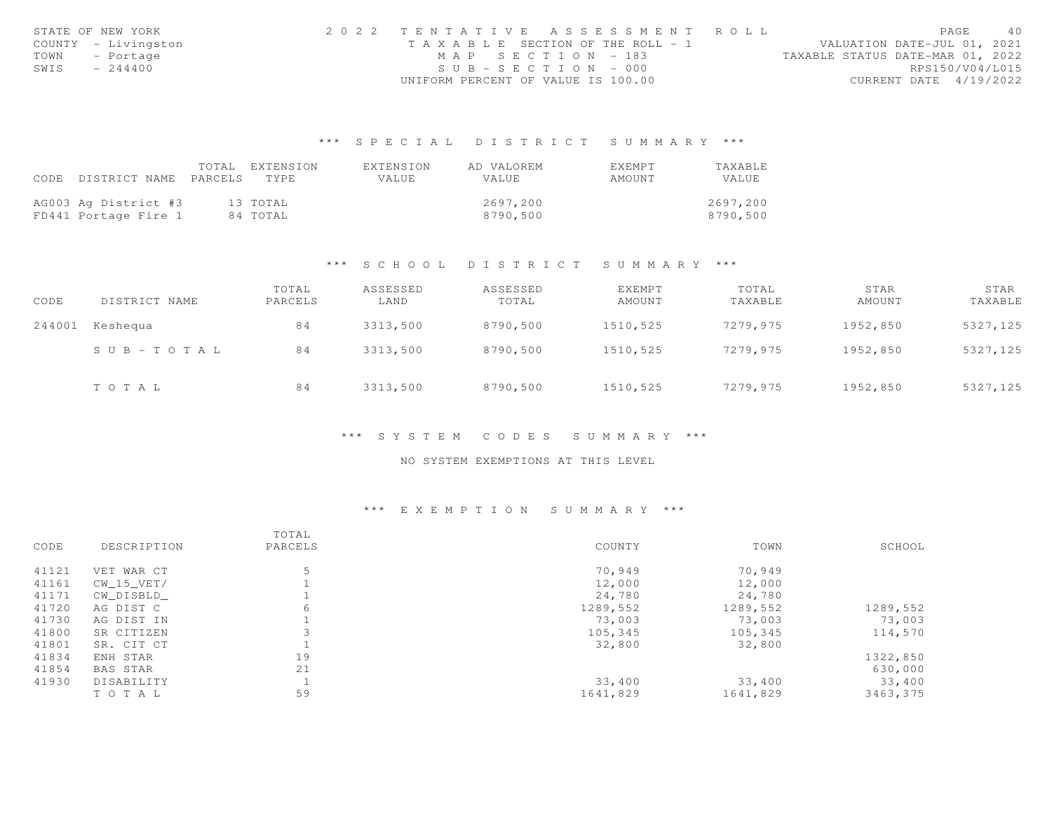STATE OF NEW YORK
COUNTY - Livingston
TOWN - Portage
SWIS - 244400

2022 TENTATIVE ASSESSMENT ROLL
TAXABLE SECTION OF THE ROLL - 1
MAP SECTION - 183
SUB-SECTION - 000
UNIFORM PERCENT OF VALUE IS 100.00

VALUATION DATE-JUL 01, 2021
TAXABLE STATUS DATE-MAR 01, 2022
RPS150/V04/L015
CURRENT DATE 4/19/2022

### *** SPECIAL DISTRICT SUMMARY ***

| CODE | DISTRICT NAME | TOTAL PARCELS | EXTENSION TYPE | EXTENSION VALUE | AD VALOREM VALUE | EXEMPT AMOUNT | TAXABLE VALUE |
|---|---|---|---|---|---|---|---|
| AG003 | Ag District #3 | 13 | TOTAL | | 2697,200 | | 2697,200 |
| FD441 | Portage Fire 1 | 84 | TOTAL | | 8790,500 | | 8790,500 |

### *** SCHOOL DISTRICT SUMMARY ***

| CODE | DISTRICT NAME | TOTAL PARCELS | ASSESSED LAND | ASSESSED TOTAL | EXEMPT AMOUNT | TOTAL TAXABLE | STAR AMOUNT | STAR TAXABLE |
|---|---|---|---|---|---|---|---|---|
| 244001 | Keshequa | 84 | 3313,500 | 8790,500 | 1510,525 | 7279,975 | 1952,850 | 5327,125 |
| | SUB-TOTAL | 84 | 3313,500 | 8790,500 | 1510,525 | 7279,975 | 1952,850 | 5327,125 |
| | TOTAL | 84 | 3313,500 | 8790,500 | 1510,525 | 7279,975 | 1952,850 | 5327,125 |

### *** SYSTEM CODES SUMMARY ***

NO SYSTEM EXEMPTIONS AT THIS LEVEL

### *** EXEMPTION SUMMARY ***

| CODE | DESCRIPTION | TOTAL PARCELS | COUNTY | TOWN | SCHOOL |
|---|---|---|---|---|---|
| 41121 | VET WAR CT | 5 | 70,949 | 70,949 | |
| 41161 | CW_15_VET/ | 1 | 12,000 | 12,000 | |
| 41171 | CW_DISBLD_ | 1 | 24,780 | 24,780 | |
| 41720 | AG DIST C | 6 | 1289,552 | 1289,552 | 1289,552 |
| 41730 | AG DIST IN | 1 | 73,003 | 73,003 | 73,003 |
| 41800 | SR CITIZEN | 3 | 105,345 | 105,345 | 114,570 |
| 41801 | SR. CIT CT | 1 | 32,800 | 32,800 | |
| 41834 | ENH STAR | 19 | | | 1322,850 |
| 41854 | BAS STAR | 21 | | | 630,000 |
| 41930 | DISABILITY | 1 | 33,400 | 33,400 | 33,400 |
| | TOTAL | 59 | 1641,829 | 1641,829 | 3463,375 |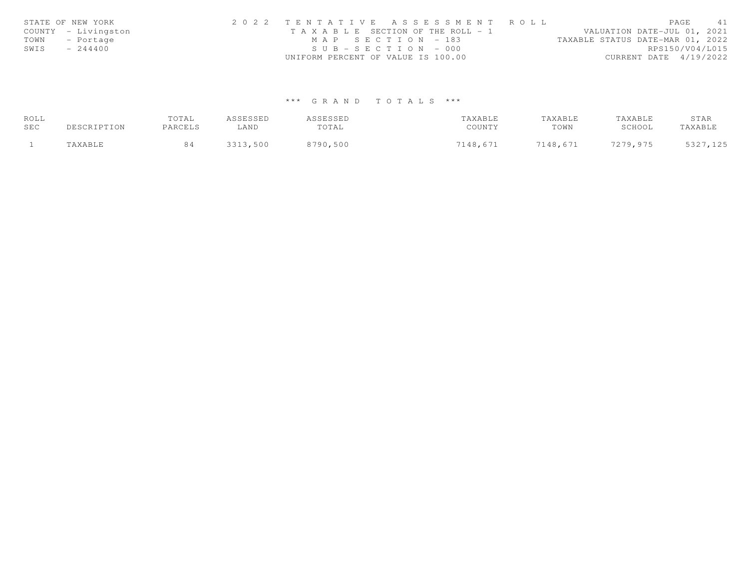STATE OF NEW YORK
COUNTY - Livingston
TOWN - Portage
SWIS - 244400

2 0 2 2 T E N T A T I V E A S S E S S M E N T R O L L
T A X A B L E SECTION OF THE ROLL - 1
M A P S E C T I O N - 183
S U B - S E C T I O N - 000
UNIFORM PERCENT OF VALUE IS 100.00

VALUATION DATE-JUL 01, 2021
TAXABLE STATUS DATE-MAR 01, 2022
RPS150/V04/L015
CURRENT DATE 4/19/2022

### *** G R A N D T O T A L S ***

| ROLL SEC | DESCRIPTION | TOTAL PARCELS | ASSESSED LAND | ASSESSED TOTAL | TAXABLE COUNTY | TAXABLE TOWN | TAXABLE SCHOOL | STAR TAXABLE |
|---|---|---|---|---|---|---|---|---|
| 1 | TAXABLE | 84 | 3313,500 | 8790,500 | 7148,671 | 7148,671 | 7279,975 | 5327,125 |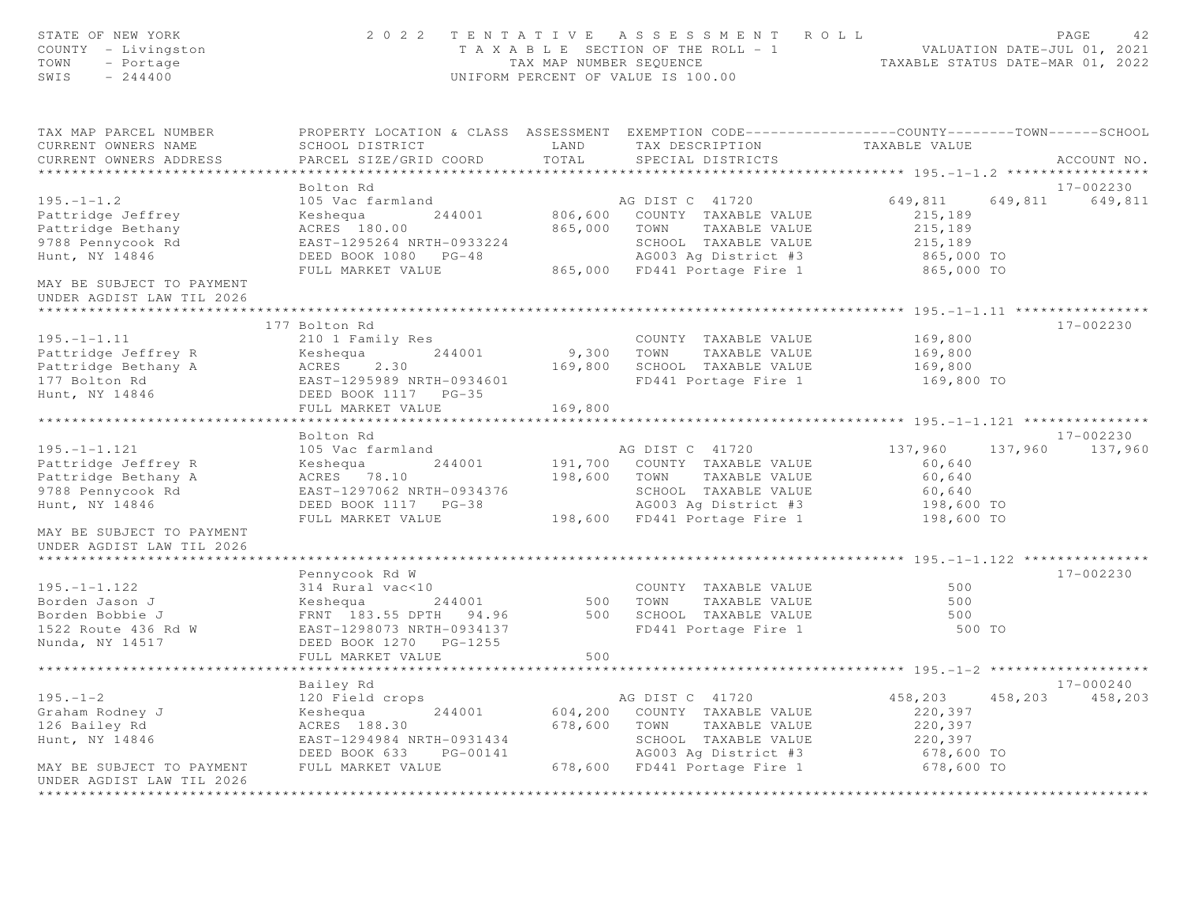STATE OF NEW YORK
COUNTY - Livingston
TOWN - Portage
SWIS - 244400

2022 TENTATIVE ASSESSMENT ROLL
TAXABLE SECTION OF THE ROLL - 1
TAX MAP NUMBER SEQUENCE
UNIFORM PERCENT OF VALUE IS 100.00

VALUATION DATE-JUL 01, 2021
TAXABLE STATUS DATE-MAR 01, 2022

| TAX MAP PARCEL NUMBER / CURRENT OWNERS NAME / CURRENT OWNERS ADDRESS | PROPERTY LOCATION & CLASS / SCHOOL DISTRICT / PARCEL SIZE/GRID COORD | ASSESSMENT LAND / TOTAL | EXEMPTION CODE / TAX DESCRIPTION / SPECIAL DISTRICTS | COUNTY / TAXABLE VALUE | TOWN | SCHOOL | ACCOUNT NO. |
|---|---|---|---|---|---|---|---|
| 195.-1-1.2 | Bolton Rd | | | | | | 17-002230 |
| 195.-1-1.2 | 105 Vac farmland | | AG DIST C 41720 | 649,811 | 649,811 | 649,811 | |
| Pattridge Jeffrey | Keshequa 244001 | 806,600 | COUNTY TAXABLE VALUE | 215,189 | | | |
| Pattridge Bethany | ACRES 180.00 | 865,000 | TOWN TAXABLE VALUE | 215,189 | | | |
| 9788 Pennycook Rd | EAST-1295264 NRTH-0933224 | | SCHOOL TAXABLE VALUE | 215,189 | | | |
| Hunt, NY 14846 | DEED BOOK 1080 PG-48 | | AG003 Ag District #3 | 865,000 TO | | | |
| | FULL MARKET VALUE | 865,000 | FD441 Portage Fire 1 | 865,000 TO | | | |
| MAY BE SUBJECT TO PAYMENT UNDER AGDIST LAW TIL 2026 | | | | | | | |
| 195.-1-1.11 | 177 Bolton Rd | | | | | | 17-002230 |
| 195.-1-1.11 | 210 1 Family Res | | COUNTY TAXABLE VALUE | 169,800 | | | |
| Pattridge Jeffrey R | Keshequa 244001 | 9,300 | TOWN TAXABLE VALUE | 169,800 | | | |
| Pattridge Bethany A | ACRES 2.30 | 169,800 | SCHOOL TAXABLE VALUE | 169,800 | | | |
| 177 Bolton Rd | EAST-1295989 NRTH-0934601 | | FD441 Portage Fire 1 | 169,800 TO | | | |
| Hunt, NY 14846 | DEED BOOK 1117 PG-35 | | | | | | |
| | FULL MARKET VALUE | 169,800 | | | | | |
| 195.-1-1.121 | Bolton Rd | | | | | | 17-002230 |
| 195.-1-1.121 | 105 Vac farmland | | AG DIST C 41720 | 137,960 | 137,960 | 137,960 | |
| Pattridge Jeffrey R | Keshequa 244001 | 191,700 | COUNTY TAXABLE VALUE | 60,640 | | | |
| Pattridge Bethany A | ACRES 78.10 | 198,600 | TOWN TAXABLE VALUE | 60,640 | | | |
| 9788 Pennycook Rd | EAST-1297062 NRTH-0934376 | | SCHOOL TAXABLE VALUE | 60,640 | | | |
| Hunt, NY 14846 | DEED BOOK 1117 PG-38 | | AG003 Ag District #3 | 198,600 TO | | | |
| | FULL MARKET VALUE | 198,600 | FD441 Portage Fire 1 | 198,600 TO | | | |
| MAY BE SUBJECT TO PAYMENT UNDER AGDIST LAW TIL 2026 | | | | | | | |
| 195.-1-1.122 | Pennycook Rd W | | | | | | 17-002230 |
| 195.-1-1.122 | 314 Rural vac<10 | | COUNTY TAXABLE VALUE | 500 | | | |
| Borden Jason J | Keshequa 244001 | 500 | TOWN TAXABLE VALUE | 500 | | | |
| Borden Bobbie J | FRNT 183.55 DPTH 94.96 | 500 | SCHOOL TAXABLE VALUE | 500 | | | |
| 1522 Route 436 Rd W | EAST-1298073 NRTH-0934137 | | FD441 Portage Fire 1 | 500 TO | | | |
| Nunda, NY 14517 | DEED BOOK 1270 PG-1255 | | | | | | |
| | FULL MARKET VALUE | 500 | | | | | |
| 195.-1-2 | Bailey Rd | | | | | | 17-000240 |
| 195.-1-2 | 120 Field crops | | AG DIST C 41720 | 458,203 | 458,203 | 458,203 | |
| Graham Rodney J | Keshequa 244001 | 604,200 | COUNTY TAXABLE VALUE | 220,397 | | | |
| 126 Bailey Rd | ACRES 188.30 | 678,600 | TOWN TAXABLE VALUE | 220,397 | | | |
| Hunt, NY 14846 | EAST-1294984 NRTH-0931434 | | SCHOOL TAXABLE VALUE | 220,397 | | | |
| | DEED BOOK 633 PG-00141 | | AG003 Ag District #3 | 678,600 TO | | | |
| MAY BE SUBJECT TO PAYMENT UNDER AGDIST LAW TIL 2026 | FULL MARKET VALUE | 678,600 | FD441 Portage Fire 1 | 678,600 TO | | | |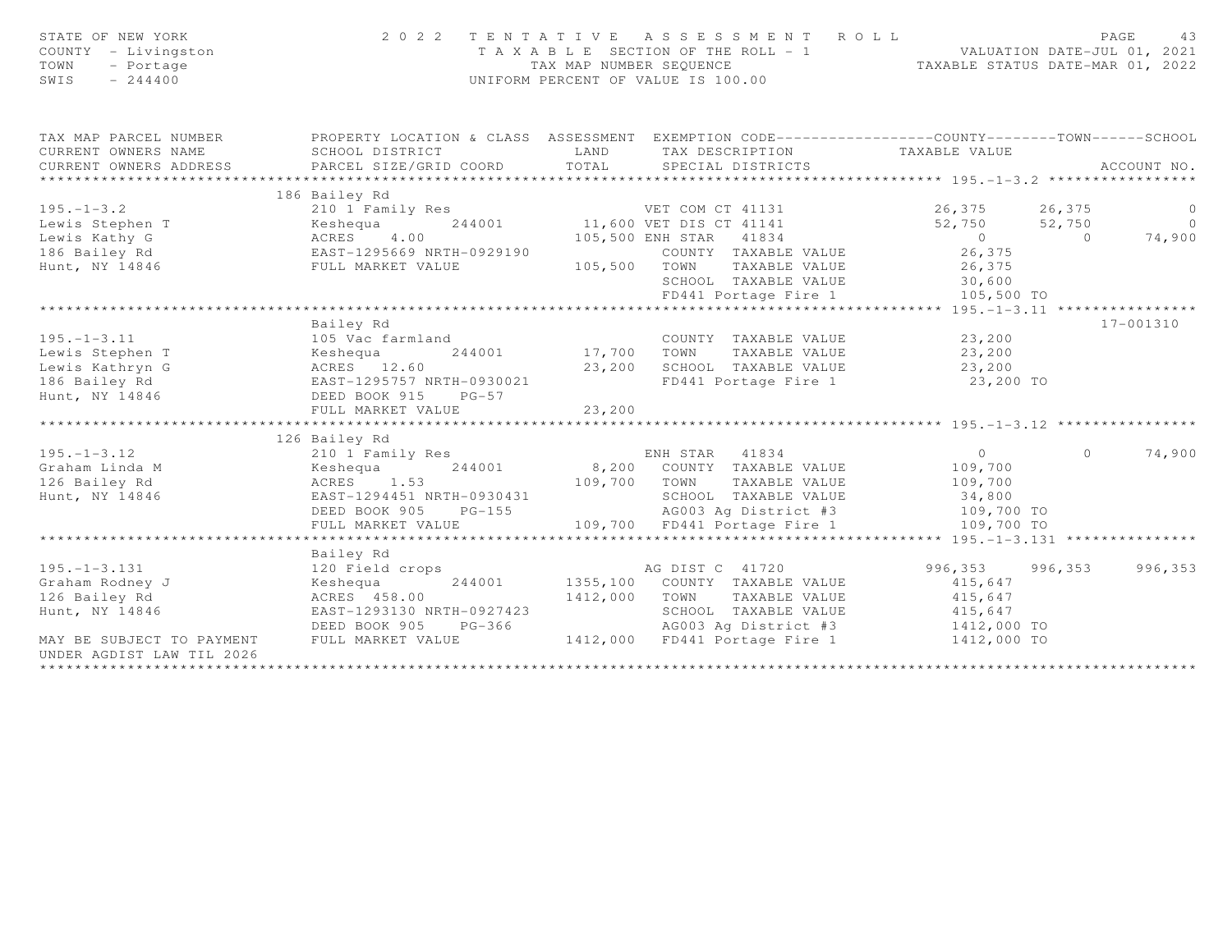STATE OF NEW YORK
COUNTY - Livingston
TOWN - Portage
SWIS - 244400

# 2 0 2 2 T E N T A T I V E A S S E S S M E N T R O L L

T A X A B L E SECTION OF THE ROLL - 1
TAX MAP NUMBER SEQUENCE
UNIFORM PERCENT OF VALUE IS 100.00

VALUATION DATE-JUL 01, 2021
TAXABLE STATUS DATE-MAR 01, 2022

| TAX MAP PARCEL NUMBER / CURRENT OWNERS NAME / CURRENT OWNERS ADDRESS | PROPERTY LOCATION & CLASS / SCHOOL DISTRICT / PARCEL SIZE/GRID COORD | ASSESSMENT LAND / TOTAL | EXEMPTION CODE / TAX DESCRIPTION / SPECIAL DISTRICTS | COUNTY TAXABLE VALUE | TOWN | SCHOOL | ACCOUNT NO. |
|---|---|---|---|---|---|---|---|
| **195.-1-3.2** | 186 Bailey Rd | | | | | | |
| 195.-1-3.2 | 210 1 Family Res | | VET COM CT 41131 | 26,375 | 26,375 | 0 | |
| Lewis Stephen T | Keshequa 244001 | 11,600 | VET DIS CT 41141 | 52,750 | 52,750 | 0 | |
| Lewis Kathy G | ACRES 4.00 | 105,500 | ENH STAR 41834 | 0 | 0 | 74,900 | |
| 186 Bailey Rd | EAST-1295669 NRTH-0929190 | | COUNTY TAXABLE VALUE | 26,375 | | | |
| Hunt, NY 14846 | FULL MARKET VALUE | 105,500 | TOWN TAXABLE VALUE | 26,375 | | | |
| | | | SCHOOL TAXABLE VALUE | 30,600 | | | |
| | | | FD441 Portage Fire 1 | 105,500 TO | | | |
| **195.-1-3.11** | Bailey Rd | | | | | | 17-001310 |
| 195.-1-3.11 | 105 Vac farmland | | COUNTY TAXABLE VALUE | 23,200 | | | |
| Lewis Stephen T | Keshequa 244001 | 17,700 | TOWN TAXABLE VALUE | 23,200 | | | |
| Lewis Kathryn G | ACRES 12.60 | 23,200 | SCHOOL TAXABLE VALUE | 23,200 | | | |
| 186 Bailey Rd | EAST-1295757 NRTH-0930021 | | FD441 Portage Fire 1 | 23,200 TO | | | |
| Hunt, NY 14846 | DEED BOOK 915 PG-57 | | | | | | |
| | FULL MARKET VALUE | 23,200 | | | | | |
| **195.-1-3.12** | 126 Bailey Rd | | | | | | |
| 195.-1-3.12 | 210 1 Family Res | | ENH STAR 41834 | 0 | 0 | 74,900 | |
| Graham Linda M | Keshequa 244001 | 8,200 | COUNTY TAXABLE VALUE | 109,700 | | | |
| 126 Bailey Rd | ACRES 1.53 | 109,700 | TOWN TAXABLE VALUE | 109,700 | | | |
| Hunt, NY 14846 | EAST-1294451 NRTH-0930431 | | SCHOOL TAXABLE VALUE | 34,800 | | | |
| | DEED BOOK 905 PG-155 | | AG003 Ag District #3 | 109,700 TO | | | |
| | FULL MARKET VALUE | 109,700 | FD441 Portage Fire 1 | 109,700 TO | | | |
| **195.-1-3.131** | Bailey Rd | | | | | | |
| 195.-1-3.131 | 120 Field crops | | AG DIST C 41720 | 996,353 | 996,353 | 996,353 | |
| Graham Rodney J | Keshequa 244001 | 1355,100 | COUNTY TAXABLE VALUE | 415,647 | | | |
| 126 Bailey Rd | ACRES 458.00 | 1412,000 | TOWN TAXABLE VALUE | 415,647 | | | |
| Hunt, NY 14846 | EAST-1293130 NRTH-0927423 | | SCHOOL TAXABLE VALUE | 415,647 | | | |
| | DEED BOOK 905 PG-366 | | AG003 Ag District #3 | 1412,000 TO | | | |
| MAY BE SUBJECT TO PAYMENT | FULL MARKET VALUE | 1412,000 | FD441 Portage Fire 1 | 1412,000 TO | | | |
| UNDER AGDIST LAW TIL 2026 | | | | | | | |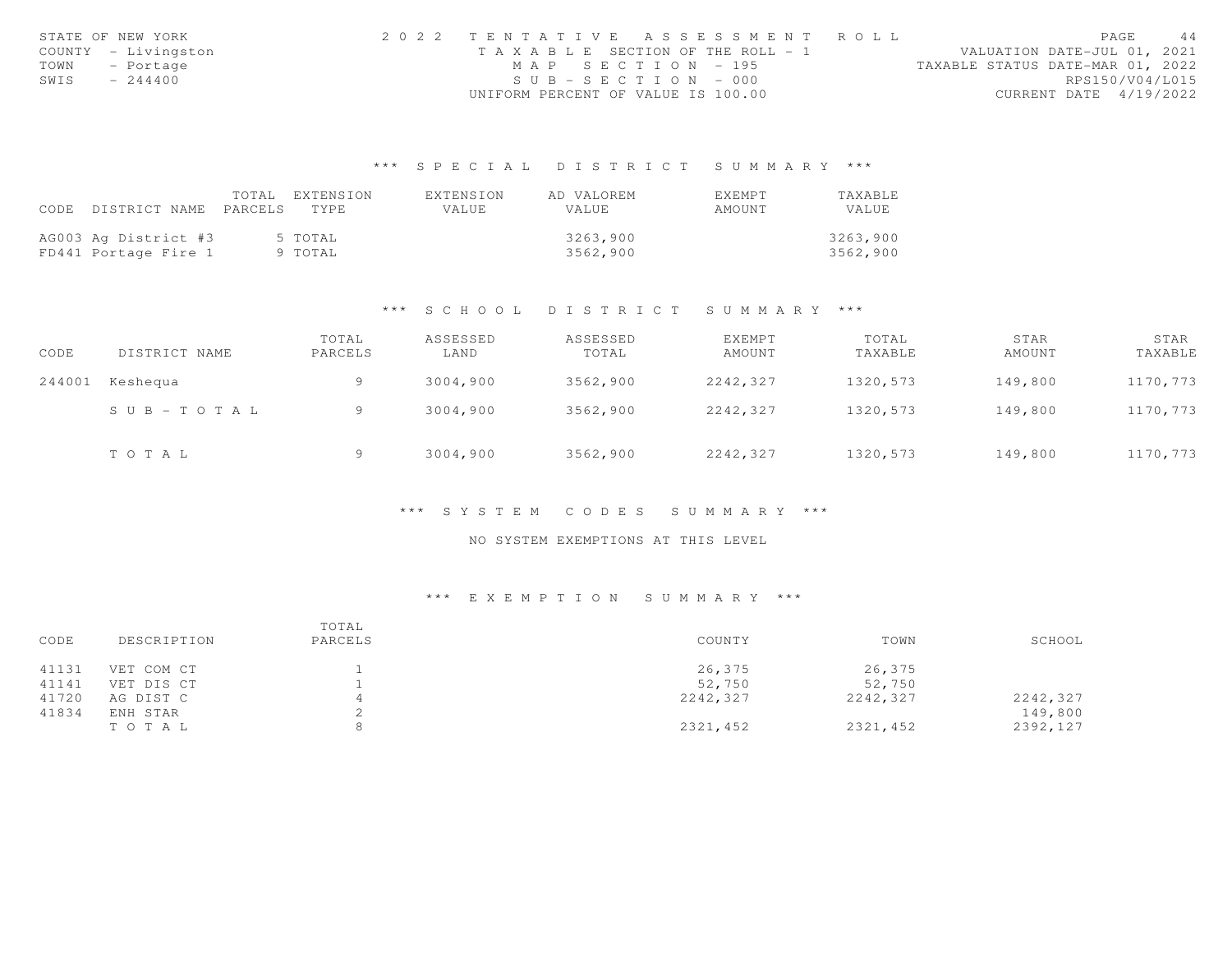STATE OF NEW YORK
COUNTY - Livingston
TOWN - Portage
SWIS - 244400

2 0 2 2 TENTATIVE ASSESSMENT ROLL
TAXABLE SECTION OF THE ROLL - 1
MAP SECTION - 195
SUB-SECTION - 000
UNIFORM PERCENT OF VALUE IS 100.00

VALUATION DATE-JUL 01, 2021
TAXABLE STATUS DATE-MAR 01, 2022
RPS150/V04/L015
CURRENT DATE 4/19/2022

## *** SPECIAL DISTRICT SUMMARY ***

| CODE | DISTRICT NAME | TOTAL PARCELS | EXTENSION TYPE | EXTENSION VALUE | AD VALOREM VALUE | EXEMPT AMOUNT | TAXABLE VALUE |
|---|---|---|---|---|---|---|---|
| AG003 | Ag District #3 | 5 | TOTAL | | 3263,900 | | 3263,900 |
| FD441 | Portage Fire 1 | 9 | TOTAL | | 3562,900 | | 3562,900 |

## *** SCHOOL DISTRICT SUMMARY ***

| CODE | DISTRICT NAME | TOTAL PARCELS | ASSESSED LAND | ASSESSED TOTAL | EXEMPT AMOUNT | TOTAL TAXABLE | STAR AMOUNT | STAR TAXABLE |
|---|---|---|---|---|---|---|---|---|
| 244001 | Keshequa | 9 | 3004,900 | 3562,900 | 2242,327 | 1320,573 | 149,800 | 1170,773 |
| | S U B - T O T A L | 9 | 3004,900 | 3562,900 | 2242,327 | 1320,573 | 149,800 | 1170,773 |
| | T O T A L | 9 | 3004,900 | 3562,900 | 2242,327 | 1320,573 | 149,800 | 1170,773 |

## *** SYSTEM CODES SUMMARY ***

NO SYSTEM EXEMPTIONS AT THIS LEVEL

## *** EXEMPTION SUMMARY ***

| CODE | DESCRIPTION | TOTAL PARCELS | COUNTY | TOWN | SCHOOL |
|---|---|---|---|---|---|
| 41131 | VET COM CT | 1 | 26,375 | 26,375 | |
| 41141 | VET DIS CT | 1 | 52,750 | 52,750 | |
| 41720 | AG DIST C | 4 | 2242,327 | 2242,327 | 2242,327 |
| 41834 | ENH STAR | 2 | | | 149,800 |
| | T O T A L | 8 | 2321,452 | 2321,452 | 2392,127 |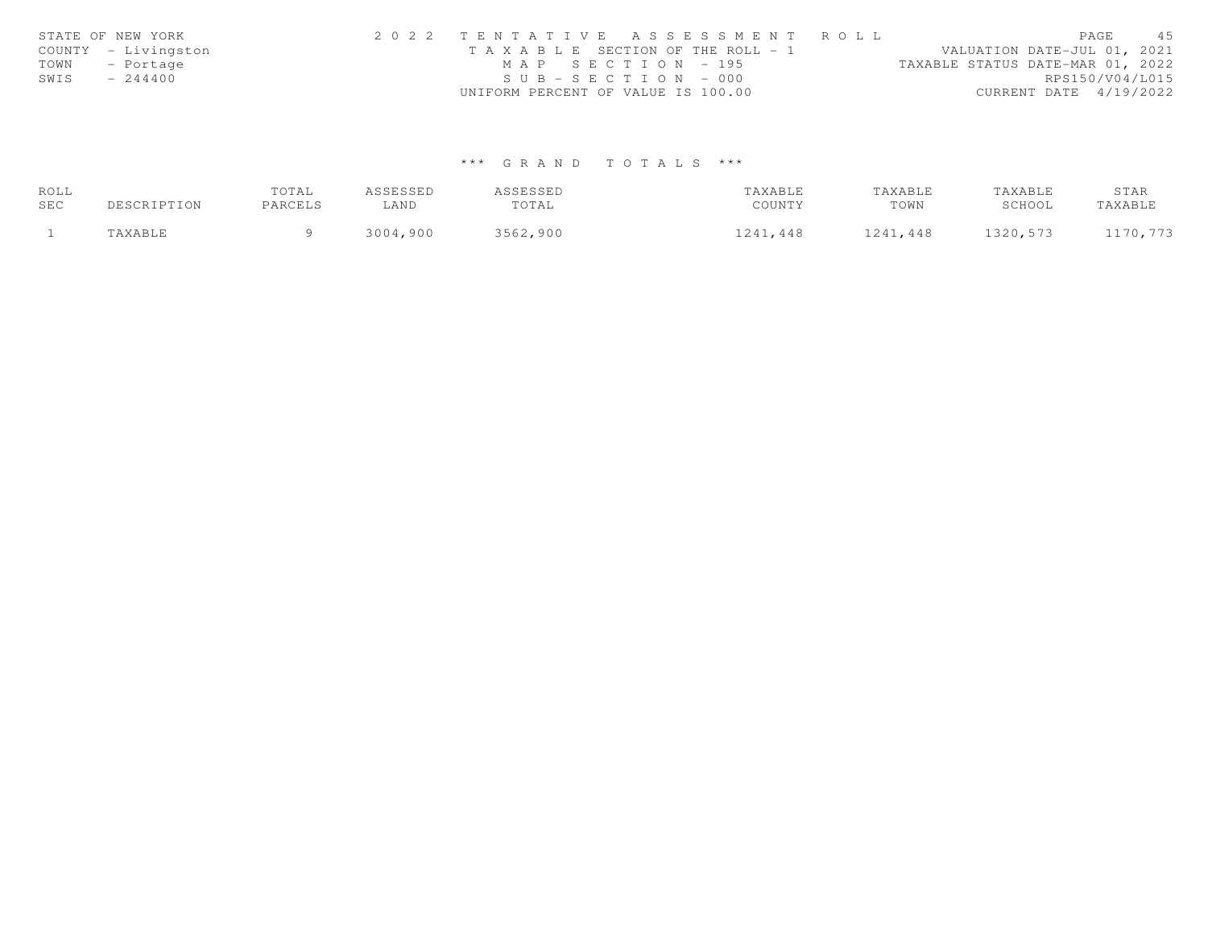STATE OF NEW YORK
COUNTY - Livingston
TOWN - Portage
SWIS - 244400

2 0 2 2 T E N T A T I V E A S S E S S M E N T R O L L
T A X A B L E SECTION OF THE ROLL - 1
M A P S E C T I O N - 195
S U B - S E C T I O N - 000
UNIFORM PERCENT OF VALUE IS 100.00

VALUATION DATE-JUL 01, 2021
TAXABLE STATUS DATE-MAR 01, 2022
RPS150/V04/L015
CURRENT DATE 4/19/2022

\*\*\* G R A N D T O T A L S \*\*\*

| ROLL SEC | DESCRIPTION | TOTAL PARCELS | ASSESSED LAND | ASSESSED TOTAL | TAXABLE COUNTY | TAXABLE TOWN | TAXABLE SCHOOL | STAR TAXABLE |
|---|---|---|---|---|---|---|---|---|
| 1 | TAXABLE | 9 | 3004,900 | 3562,900 | 1241,448 | 1241,448 | 1320,573 | 1170,773 |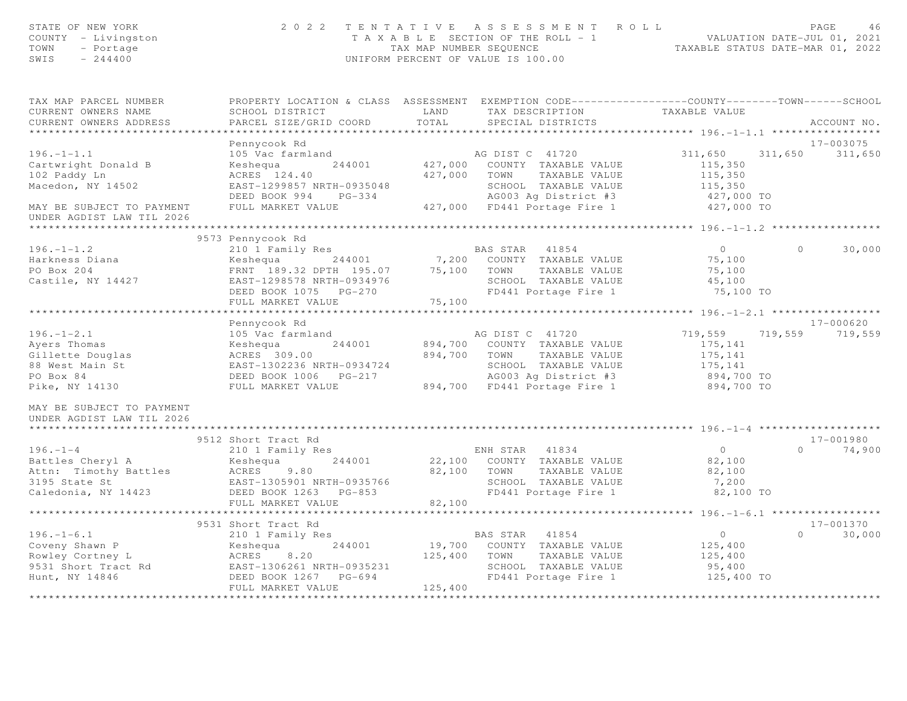STATE OF NEW YORK
COUNTY - Livingston
TOWN - Portage
SWIS - 244400

# 2022 TENTATIVE ASSESSMENT ROLL

TAXABLE SECTION OF THE ROLL - 1
TAX MAP NUMBER SEQUENCE
UNIFORM PERCENT OF VALUE IS 100.00

VALUATION DATE-JUL 01, 2021
TAXABLE STATUS DATE-MAR 01, 2022

| TAX MAP PARCEL NUMBER / CURRENT OWNERS NAME / CURRENT OWNERS ADDRESS | PROPERTY LOCATION & CLASS / SCHOOL DISTRICT / PARCEL SIZE/GRID COORD | ASSESSMENT LAND / TOTAL | EXEMPTION CODE / TAX DESCRIPTION / SPECIAL DISTRICTS | COUNTY TAXABLE VALUE | TOWN | SCHOOL / ACCOUNT NO. |
|---|---|---|---|---|---|---|
| **196.-1-1.1** | Pennycook Rd | | | | | 17-003075 |
| 196.-1-1.1 | 105 Vac farmland | | AG DIST C 41720 | 311,650 | 311,650 | 311,650 |
| Cartwright Donald B | Keshequa 244001 | 427,000 | COUNTY TAXABLE VALUE | 115,350 | | |
| 102 Paddy Ln | ACRES 124.40 | 427,000 | TOWN TAXABLE VALUE | 115,350 | | |
| Macedon, NY 14502 | EAST-1299857 NRTH-0935048 | | SCHOOL TAXABLE VALUE | 115,350 | | |
| | DEED BOOK 994 PG-334 | | AG003 Ag District #3 | 427,000 TO | | |
| MAY BE SUBJECT TO PAYMENT | FULL MARKET VALUE | 427,000 | FD441 Portage Fire 1 | 427,000 TO | | |
| UNDER AGDIST LAW TIL 2026 | | | | | | |
| **196.-1-1.2** | 9573 Pennycook Rd | | | | | |
| 196.-1-1.2 | 210 1 Family Res | | BAS STAR 41854 | 0 | 0 | 30,000 |
| Harkness Diana | Keshequa 244001 | 7,200 | COUNTY TAXABLE VALUE | 75,100 | | |
| PO Box 204 | FRNT 189.32 DPTH 195.07 | 75,100 | TOWN TAXABLE VALUE | 75,100 | | |
| Castile, NY 14427 | EAST-1298578 NRTH-0934976 | | SCHOOL TAXABLE VALUE | 45,100 | | |
| | DEED BOOK 1075 PG-270 | | FD441 Portage Fire 1 | 75,100 TO | | |
| | FULL MARKET VALUE | 75,100 | | | | |
| **196.-1-2.1** | Pennycook Rd | | | | | 17-000620 |
| 196.-1-2.1 | 105 Vac farmland | | AG DIST C 41720 | 719,559 | 719,559 | 719,559 |
| Ayers Thomas | Keshequa 244001 | 894,700 | COUNTY TAXABLE VALUE | 175,141 | | |
| Gillette Douglas | ACRES 309.00 | 894,700 | TOWN TAXABLE VALUE | 175,141 | | |
| 88 West Main St | EAST-1302236 NRTH-0934724 | | SCHOOL TAXABLE VALUE | 175,141 | | |
| PO Box 84 | DEED BOOK 1006 PG-217 | | AG003 Ag District #3 | 894,700 TO | | |
| Pike, NY 14130 | FULL MARKET VALUE | 894,700 | FD441 Portage Fire 1 | 894,700 TO | | |
| MAY BE SUBJECT TO PAYMENT | | | | | | |
| UNDER AGDIST LAW TIL 2026 | | | | | | |
| **196.-1-4** | 9512 Short Tract Rd | | | | | 17-001980 |
| 196.-1-4 | 210 1 Family Res | | ENH STAR 41834 | 0 | 0 | 74,900 |
| Battles Cheryl A | Keshequa 244001 | 22,100 | COUNTY TAXABLE VALUE | 82,100 | | |
| Attn: Timothy Battles | ACRES 9.80 | 82,100 | TOWN TAXABLE VALUE | 82,100 | | |
| 3195 State St | EAST-1305901 NRTH-0935766 | | SCHOOL TAXABLE VALUE | 7,200 | | |
| Caledonia, NY 14423 | DEED BOOK 1263 PG-853 | | FD441 Portage Fire 1 | 82,100 TO | | |
| | FULL MARKET VALUE | 82,100 | | | | |
| **196.-1-6.1** | 9531 Short Tract Rd | | | | | 17-001370 |
| 196.-1-6.1 | 210 1 Family Res | | BAS STAR 41854 | 0 | 0 | 30,000 |
| Coveny Shawn P | Keshequa 244001 | 19,700 | COUNTY TAXABLE VALUE | 125,400 | | |
| Rowley Cortney L | ACRES 8.20 | 125,400 | TOWN TAXABLE VALUE | 125,400 | | |
| 9531 Short Tract Rd | EAST-1306261 NRTH-0935231 | | SCHOOL TAXABLE VALUE | 95,400 | | |
| Hunt, NY 14846 | DEED BOOK 1267 PG-694 | | FD441 Portage Fire 1 | 125,400 TO | | |
| | FULL MARKET VALUE | 125,400 | | | | |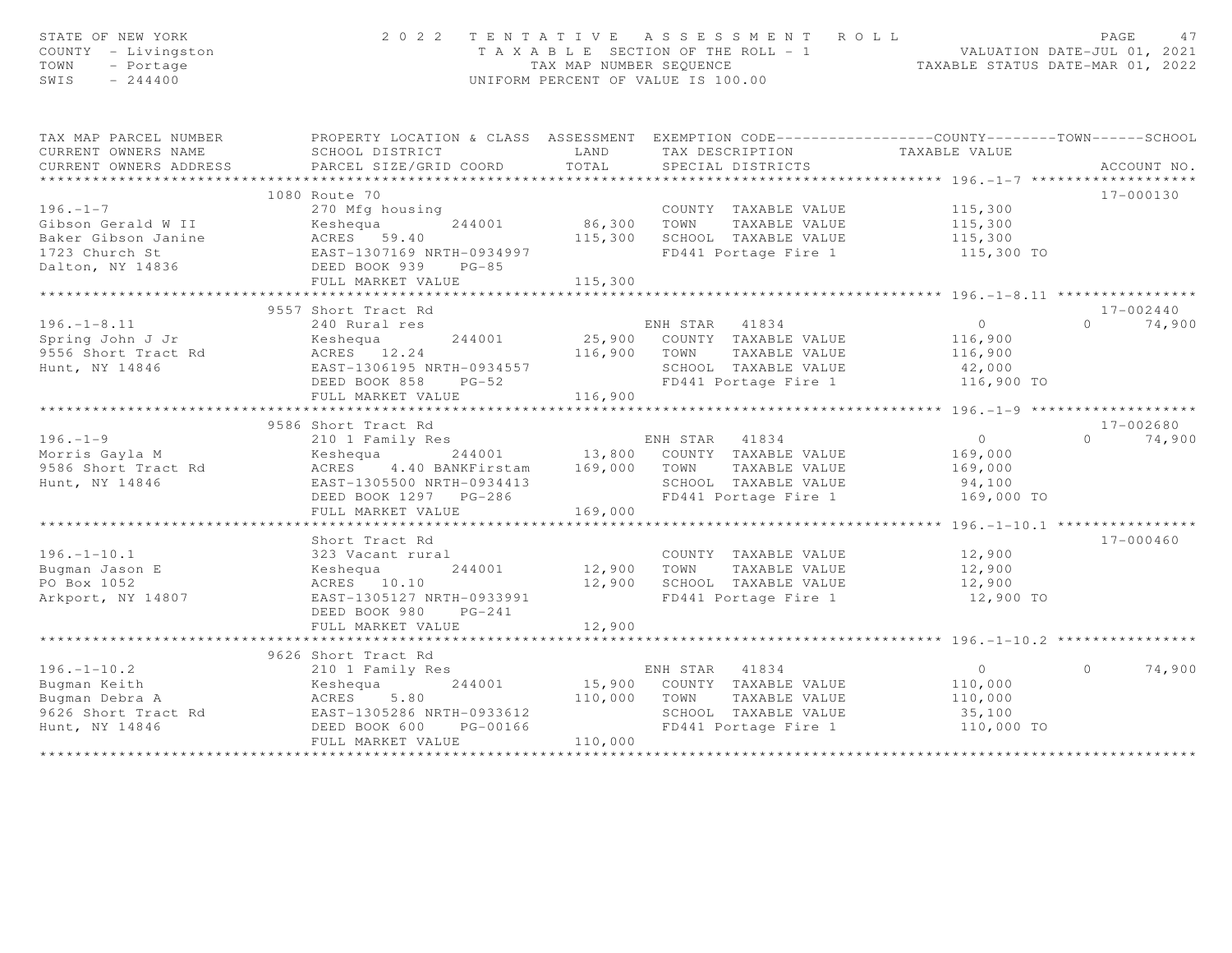STATE OF NEW YORK
COUNTY - Livingston
TOWN - Portage
SWIS - 244400

2022 TENTATIVE ASSESSMENT ROLL
TAXABLE SECTION OF THE ROLL - 1
TAX MAP NUMBER SEQUENCE
UNIFORM PERCENT OF VALUE IS 100.00

VALUATION DATE-JUL 01, 2021
TAXABLE STATUS DATE-MAR 01, 2022

| TAX MAP PARCEL NUMBER / CURRENT OWNERS NAME / CURRENT OWNERS ADDRESS | PROPERTY LOCATION & CLASS / SCHOOL DISTRICT / PARCEL SIZE/GRID COORD | ASSESSMENT LAND / TOTAL | EXEMPTION CODE / TAX DESCRIPTION / SPECIAL DISTRICTS | COUNTY / TOWN / TAXABLE VALUE | SCHOOL / ACCOUNT NO. |
|---|---|---|---|---|---|
| 196.-1-7 | 1080 Route 70 | | | | 17-000130 |
| Gibson Gerald W II | 270 Mfg housing | | COUNTY TAXABLE VALUE | 115,300 | |
| Baker Gibson Janine | Keshequa 244001 | 86,300 | TOWN TAXABLE VALUE | 115,300 | |
| 1723 Church St | ACRES 59.40 | 115,300 | SCHOOL TAXABLE VALUE | 115,300 | |
| Dalton, NY 14836 | EAST-1307169 NRTH-0934997 | | FD441 Portage Fire 1 | 115,300 TO | |
| | DEED BOOK 939 PG-85 | | | | |
| | FULL MARKET VALUE | 115,300 | | | |
| 196.-1-8.11 | 9557 Short Tract Rd | | | | 17-002440 |
| Spring John J Jr | 240 Rural res | | ENH STAR 41834 | 0 | 0 74,900 |
| 9556 Short Tract Rd | Keshequa 244001 | 25,900 | COUNTY TAXABLE VALUE | 116,900 | |
| Hunt, NY 14846 | ACRES 12.24 | 116,900 | TOWN TAXABLE VALUE | 116,900 | |
| | EAST-1306195 NRTH-0934557 | | SCHOOL TAXABLE VALUE | 42,000 | |
| | DEED BOOK 858 PG-52 | | FD441 Portage Fire 1 | 116,900 TO | |
| | FULL MARKET VALUE | 116,900 | | | |
| 196.-1-9 | 9586 Short Tract Rd | | | | 17-002680 |
| Morris Gayla M | 210 1 Family Res | | ENH STAR 41834 | 0 | 0 74,900 |
| 9586 Short Tract Rd | Keshequa 244001 | 13,800 | COUNTY TAXABLE VALUE | 169,000 | |
| Hunt, NY 14846 | ACRES 4.40 BANKFirstam | 169,000 | TOWN TAXABLE VALUE | 169,000 | |
| | EAST-1305500 NRTH-0934413 | | SCHOOL TAXABLE VALUE | 94,100 | |
| | DEED BOOK 1297 PG-286 | | FD441 Portage Fire 1 | 169,000 TO | |
| | FULL MARKET VALUE | 169,000 | | | |
| 196.-1-10.1 | Short Tract Rd | | | | 17-000460 |
| Bugman Jason E | 323 Vacant rural | | COUNTY TAXABLE VALUE | 12,900 | |
| PO Box 1052 | Keshequa 244001 | 12,900 | TOWN TAXABLE VALUE | 12,900 | |
| Arkport, NY 14807 | ACRES 10.10 | 12,900 | SCHOOL TAXABLE VALUE | 12,900 | |
| | EAST-1305127 NRTH-0933991 | | FD441 Portage Fire 1 | 12,900 TO | |
| | DEED BOOK 980 PG-241 | | | | |
| | FULL MARKET VALUE | 12,900 | | | |
| 196.-1-10.2 | 9626 Short Tract Rd | | | | |
| Bugman Keith | 210 1 Family Res | | ENH STAR 41834 | 0 | 0 74,900 |
| Bugman Debra A | Keshequa 244001 | 15,900 | COUNTY TAXABLE VALUE | 110,000 | |
| 9626 Short Tract Rd | ACRES 5.80 | 110,000 | TOWN TAXABLE VALUE | 110,000 | |
| Hunt, NY 14846 | EAST-1305286 NRTH-0933612 | | SCHOOL TAXABLE VALUE | 35,100 | |
| | DEED BOOK 600 PG-00166 | | FD441 Portage Fire 1 | 110,000 TO | |
| | FULL MARKET VALUE | 110,000 | | | |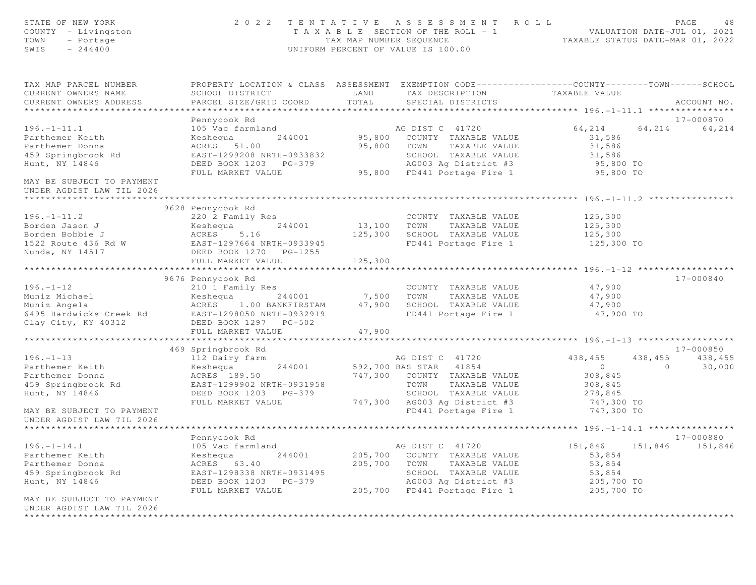STATE OF NEW YORK
COUNTY - Livingston
TOWN - Portage
SWIS - 244400

2022 TENTATIVE ASSESSMENT ROLL
TAXABLE SECTION OF THE ROLL - 1
TAX MAP NUMBER SEQUENCE
UNIFORM PERCENT OF VALUE IS 100.00

VALUATION DATE-JUL 01, 2021
TAXABLE STATUS DATE-MAR 01, 2022

```
TAX MAP PARCEL NUMBER          PROPERTY LOCATION & CLASS  ASSESSMENT  EXEMPTION CODE------------------COUNTY--------TOWN------SCHOOL
CURRENT OWNERS NAME            SCHOOL DISTRICT               LAND      TAX DESCRIPTION            TAXABLE VALUE
CURRENT OWNERS ADDRESS         PARCEL SIZE/GRID COORD        TOTAL     SPECIAL DISTRICTS                                     ACCOUNT NO.
******************************************************************************************************* 196.-1-11.1 ****************
                               Pennycook Rd                                                                               17-000870
196.-1-11.1                    105 Vac farmland                       AG DIST C  41720              64,214     64,214      64,214
Parthemer Keith                Keshequa         244001        95,800   COUNTY  TAXABLE VALUE           31,586
Parthemer Donna                ACRES   51.00                  95,800   TOWN    TAXABLE VALUE           31,586
459 Springbrook Rd             EAST-1299208 NRTH-0933832               SCHOOL  TAXABLE VALUE           31,586
Hunt, NY 14846                 DEED BOOK 1203    PG-379                AG003 Ag District #3             95,800 TO
                               FULL MARKET VALUE              95,800   FD441 Portage Fire 1             95,800 TO
MAY BE SUBJECT TO PAYMENT
UNDER AGDIST LAW TIL 2026
******************************************************************************************************* 196.-1-11.2 ****************
                             9628 Pennycook Rd
196.-1-11.2                    220 2 Family Res                        COUNTY  TAXABLE VALUE          125,300
Borden Jason J                 Keshequa         244001        13,100   TOWN    TAXABLE VALUE          125,300
Borden Bobbie J                ACRES    5.16                 125,300   SCHOOL  TAXABLE VALUE          125,300
1522 Route 436 Rd W            EAST-1297664 NRTH-0933945               FD441 Portage Fire 1            125,300 TO
Nunda, NY 14517                DEED BOOK 1270    PG-1255
                               FULL MARKET VALUE             125,300
******************************************************************************************************* 196.-1-12 ******************
                             9676 Pennycook Rd                                                                            17-000840
196.-1-12                      210 1 Family Res                        COUNTY  TAXABLE VALUE           47,900
Muniz Michael                  Keshequa         244001         7,500   TOWN    TAXABLE VALUE           47,900
Muniz Angela                   ACRES    1.00 BANKFIRSTAM      47,900   SCHOOL  TAXABLE VALUE           47,900
6495 Hardwicks Creek Rd        EAST-1298050 NRTH-0932919               FD441 Portage Fire 1             47,900 TO
Clay City, KY 40312            DEED BOOK 1297    PG-502
                               FULL MARKET VALUE              47,900
******************************************************************************************************* 196.-1-13 ******************
                               469 Springbrook Rd                                                                         17-000850
196.-1-13                      112 Dairy farm                         AG DIST C  41720             438,455    438,455     438,455
Parthemer Keith                Keshequa         244001       592,700 BAS STAR   41854                    0          0      30,000
Parthemer Donna                ACRES  189.50                 747,300   COUNTY  TAXABLE VALUE          308,845
459 Springbrook Rd             EAST-1299902 NRTH-0931958               TOWN    TAXABLE VALUE          308,845
Hunt, NY 14846                 DEED BOOK 1203    PG-379                SCHOOL  TAXABLE VALUE          278,845
                               FULL MARKET VALUE             747,300   AG003 Ag District #3            747,300 TO
MAY BE SUBJECT TO PAYMENT                                              FD441 Portage Fire 1            747,300 TO
UNDER AGDIST LAW TIL 2026
******************************************************************************************************* 196.-1-14.1 ****************
                               Pennycook Rd                                                                               17-000880
196.-1-14.1                    105 Vac farmland                       AG DIST C  41720             151,846    151,846     151,846
Parthemer Keith                Keshequa         244001       205,700   COUNTY  TAXABLE VALUE           53,854
Parthemer Donna                ACRES   63.40                 205,700   TOWN    TAXABLE VALUE           53,854
459 Springbrook Rd             EAST-1298338 NRTH-0931495               SCHOOL  TAXABLE VALUE           53,854
Hunt, NY 14846                 DEED BOOK 1203    PG-379                AG003 Ag District #3            205,700 TO
                               FULL MARKET VALUE             205,700   FD441 Portage Fire 1            205,700 TO
MAY BE SUBJECT TO PAYMENT
UNDER AGDIST LAW TIL 2026
************************************************************************************************************************************
```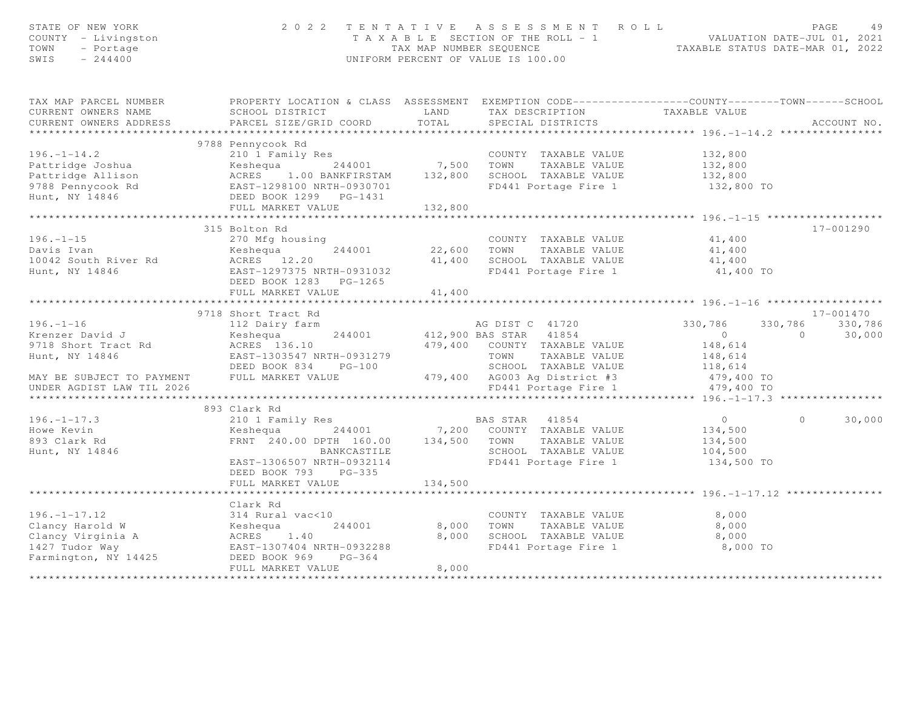STATE OF NEW YORK — 2022 TENTATIVE ASSESSMENT ROLL
COUNTY - Livingston — TAXABLE SECTION OF THE ROLL - 1 — VALUATION DATE-JUL 01, 2021
TOWN - Portage — TAX MAP NUMBER SEQUENCE — TAXABLE STATUS DATE-MAR 01, 2022
SWIS - 244400 — UNIFORM PERCENT OF VALUE IS 100.00

| TAX MAP PARCEL NUMBER / CURRENT OWNERS NAME / CURRENT OWNERS ADDRESS | PROPERTY LOCATION & CLASS / SCHOOL DISTRICT / PARCEL SIZE/GRID COORD | ASSESSMENT LAND / TOTAL | EXEMPTION CODE / TAX DESCRIPTION / SPECIAL DISTRICTS | COUNTY TAXABLE VALUE | TOWN | SCHOOL | ACCOUNT NO. |
|---|---|---|---|---|---|---|---|
| **196.-1-14.2** | 9788 Pennycook Rd | | | | | | |
| 196.-1-14.2 | 210 1 Family Res | | COUNTY TAXABLE VALUE | 132,800 | | | |
| Pattridge Joshua | Keshequa 244001 | 7,500 | TOWN TAXABLE VALUE | 132,800 | | | |
| Pattridge Allison | ACRES 1.00 BANKFIRSTAM | 132,800 | SCHOOL TAXABLE VALUE | 132,800 | | | |
| 9788 Pennycook Rd | EAST-1298100 NRTH-0930701 | | FD441 Portage Fire 1 | 132,800 TO | | | |
| Hunt, NY 14846 | DEED BOOK 1299 PG-1431 | | | | | | |
| | FULL MARKET VALUE | 132,800 | | | | | |
| **196.-1-15** | 315 Bolton Rd | | | | | | 17-001290 |
| 196.-1-15 | 270 Mfg housing | | COUNTY TAXABLE VALUE | 41,400 | | | |
| Davis Ivan | Keshequa 244001 | 22,600 | TOWN TAXABLE VALUE | 41,400 | | | |
| 10042 South River Rd | ACRES 12.20 | 41,400 | SCHOOL TAXABLE VALUE | 41,400 | | | |
| Hunt, NY 14846 | EAST-1297375 NRTH-0931032 | | FD441 Portage Fire 1 | 41,400 TO | | | |
| | DEED BOOK 1283 PG-1265 | | | | | | |
| | FULL MARKET VALUE | 41,400 | | | | | |
| **196.-1-16** | 9718 Short Tract Rd | | | | | | 17-001470 |
| 196.-1-16 | 112 Dairy farm | | AG DIST C 41720 | 330,786 | 330,786 | 330,786 | |
| Krenzer David J | Keshequa 244001 | 412,900 | BAS STAR 41854 | 0 | 0 | 30,000 | |
| 9718 Short Tract Rd | ACRES 136.10 | 479,400 | COUNTY TAXABLE VALUE | 148,614 | | | |
| Hunt, NY 14846 | EAST-1303547 NRTH-0931279 | | TOWN TAXABLE VALUE | 148,614 | | | |
| | DEED BOOK 834 PG-100 | | SCHOOL TAXABLE VALUE | 118,614 | | | |
| MAY BE SUBJECT TO PAYMENT | FULL MARKET VALUE | 479,400 | AG003 Ag District #3 | 479,400 TO | | | |
| UNDER AGDIST LAW TIL 2026 | | | FD441 Portage Fire 1 | 479,400 TO | | | |
| **196.-1-17.3** | 893 Clark Rd | | | | | | |
| 196.-1-17.3 | 210 1 Family Res | | BAS STAR 41854 | 0 | 0 | 30,000 | |
| Howe Kevin | Keshequa 244001 | 7,200 | COUNTY TAXABLE VALUE | 134,500 | | | |
| 893 Clark Rd | FRNT 240.00 DPTH 160.00 | 134,500 | TOWN TAXABLE VALUE | 134,500 | | | |
| Hunt, NY 14846 | BANKCASTILE | | SCHOOL TAXABLE VALUE | 104,500 | | | |
| | EAST-1306507 NRTH-0932114 | | FD441 Portage Fire 1 | 134,500 TO | | | |
| | DEED BOOK 793 PG-335 | | | | | | |
| | FULL MARKET VALUE | 134,500 | | | | | |
| **196.-1-17.12** | Clark Rd | | | | | | |
| 196.-1-17.12 | 314 Rural vac<10 | | COUNTY TAXABLE VALUE | 8,000 | | | |
| Clancy Harold W | Keshequa 244001 | 8,000 | TOWN TAXABLE VALUE | 8,000 | | | |
| Clancy Virginia A | ACRES 1.40 | 8,000 | SCHOOL TAXABLE VALUE | 8,000 | | | |
| 1427 Tudor Way | EAST-1307404 NRTH-0932288 | | FD441 Portage Fire 1 | 8,000 TO | | | |
| Farmington, NY 14425 | DEED BOOK 969 PG-364 | | | | | | |
| | FULL MARKET VALUE | 8,000 | | | | | |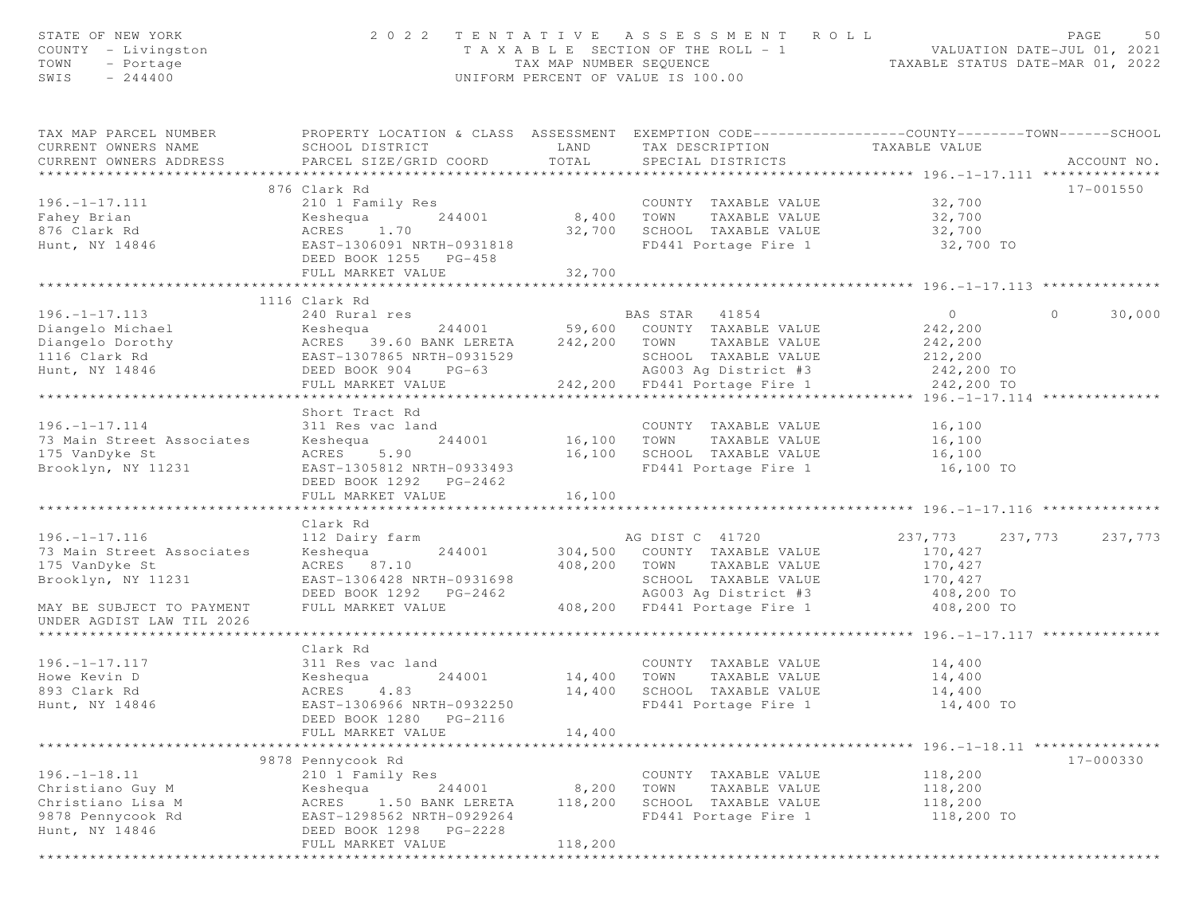STATE OF NEW YORK — 2022 TENTATIVE ASSESSMENT ROLL
COUNTY - Livingston — TAXABLE SECTION OF THE ROLL - 1 — VALUATION DATE-JUL 01, 2021
TOWN - Portage — TAX MAP NUMBER SEQUENCE — TAXABLE STATUS DATE-MAR 01, 2022
SWIS - 244400 — UNIFORM PERCENT OF VALUE IS 100.00

| TAX MAP PARCEL NUMBER / CURRENT OWNERS NAME / CURRENT OWNERS ADDRESS | PROPERTY LOCATION & CLASS / SCHOOL DISTRICT / PARCEL SIZE/GRID COORD | ASSESSMENT LAND / TOTAL | EXEMPTION CODE / TAX DESCRIPTION / SPECIAL DISTRICTS | COUNTY | TOWN | SCHOOL | ACCOUNT NO. |
|---|---|---|---|---|---|---|---|
| **196.-1-17.111** | 876 Clark Rd | | | | | | 17-001550 |
| 196.-1-17.111 | 210 1 Family Res | | COUNTY TAXABLE VALUE | 32,700 | | | |
| Fahey Brian | Keshequa 244001 | 8,400 | TOWN TAXABLE VALUE | 32,700 | | | |
| 876 Clark Rd | ACRES 1.70 | 32,700 | SCHOOL TAXABLE VALUE | 32,700 | | | |
| Hunt, NY 14846 | EAST-1306091 NRTH-0931818 | | FD441 Portage Fire 1 | 32,700 TO | | | |
| | DEED BOOK 1255 PG-458 | | | | | | |
| | FULL MARKET VALUE | 32,700 | | | | | |
| **196.-1-17.113** | 1116 Clark Rd | | | | | | |
| 196.-1-17.113 | 240 Rural res | | BAS STAR 41854 | 0 | 0 | 30,000 | |
| Diangelo Michael | Keshequa 244001 | 59,600 | COUNTY TAXABLE VALUE | 242,200 | | | |
| Diangelo Dorothy | ACRES 39.60 BANK LERETA | 242,200 | TOWN TAXABLE VALUE | 242,200 | | | |
| 1116 Clark Rd | EAST-1307865 NRTH-0931529 | | SCHOOL TAXABLE VALUE | 212,200 | | | |
| Hunt, NY 14846 | DEED BOOK 904 PG-63 | | AG003 Ag District #3 | 242,200 TO | | | |
| | FULL MARKET VALUE | 242,200 | FD441 Portage Fire 1 | 242,200 TO | | | |
| **196.-1-17.114** | Short Tract Rd | | | | | | |
| 196.-1-17.114 | 311 Res vac land | | COUNTY TAXABLE VALUE | 16,100 | | | |
| 73 Main Street Associates | Keshequa 244001 | 16,100 | TOWN TAXABLE VALUE | 16,100 | | | |
| 175 VanDyke St | ACRES 5.90 | 16,100 | SCHOOL TAXABLE VALUE | 16,100 | | | |
| Brooklyn, NY 11231 | EAST-1305812 NRTH-0933493 | | FD441 Portage Fire 1 | 16,100 TO | | | |
| | DEED BOOK 1292 PG-2462 | | | | | | |
| | FULL MARKET VALUE | 16,100 | | | | | |
| **196.-1-17.116** | Clark Rd | | | | | | |
| 196.-1-17.116 | 112 Dairy farm | | AG DIST C 41720 | 237,773 | 237,773 | 237,773 | |
| 73 Main Street Associates | Keshequa 244001 | 304,500 | COUNTY TAXABLE VALUE | 170,427 | | | |
| 175 VanDyke St | ACRES 87.10 | 408,200 | TOWN TAXABLE VALUE | 170,427 | | | |
| Brooklyn, NY 11231 | EAST-1306428 NRTH-0931698 | | SCHOOL TAXABLE VALUE | 170,427 | | | |
| | DEED BOOK 1292 PG-2462 | | AG003 Ag District #3 | 408,200 TO | | | |
| MAY BE SUBJECT TO PAYMENT | FULL MARKET VALUE | 408,200 | FD441 Portage Fire 1 | 408,200 TO | | | |
| UNDER AGDIST LAW TIL 2026 | | | | | | | |
| **196.-1-17.117** | Clark Rd | | | | | | |
| 196.-1-17.117 | 311 Res vac land | | COUNTY TAXABLE VALUE | 14,400 | | | |
| Howe Kevin D | Keshequa 244001 | 14,400 | TOWN TAXABLE VALUE | 14,400 | | | |
| 893 Clark Rd | ACRES 4.83 | 14,400 | SCHOOL TAXABLE VALUE | 14,400 | | | |
| Hunt, NY 14846 | EAST-1306966 NRTH-0932250 | | FD441 Portage Fire 1 | 14,400 TO | | | |
| | DEED BOOK 1280 PG-2116 | | | | | | |
| | FULL MARKET VALUE | 14,400 | | | | | |
| **196.-1-18.11** | 9878 Pennycook Rd | | | | | | 17-000330 |
| 196.-1-18.11 | 210 1 Family Res | | COUNTY TAXABLE VALUE | 118,200 | | | |
| Christiano Guy M | Keshequa 244001 | 8,200 | TOWN TAXABLE VALUE | 118,200 | | | |
| Christiano Lisa M | ACRES 1.50 BANK LERETA | 118,200 | SCHOOL TAXABLE VALUE | 118,200 | | | |
| 9878 Pennycook Rd | EAST-1298562 NRTH-0929264 | | FD441 Portage Fire 1 | 118,200 TO | | | |
| Hunt, NY 14846 | DEED BOOK 1298 PG-2228 | | | | | | |
| | FULL MARKET VALUE | 118,200 | | | | | |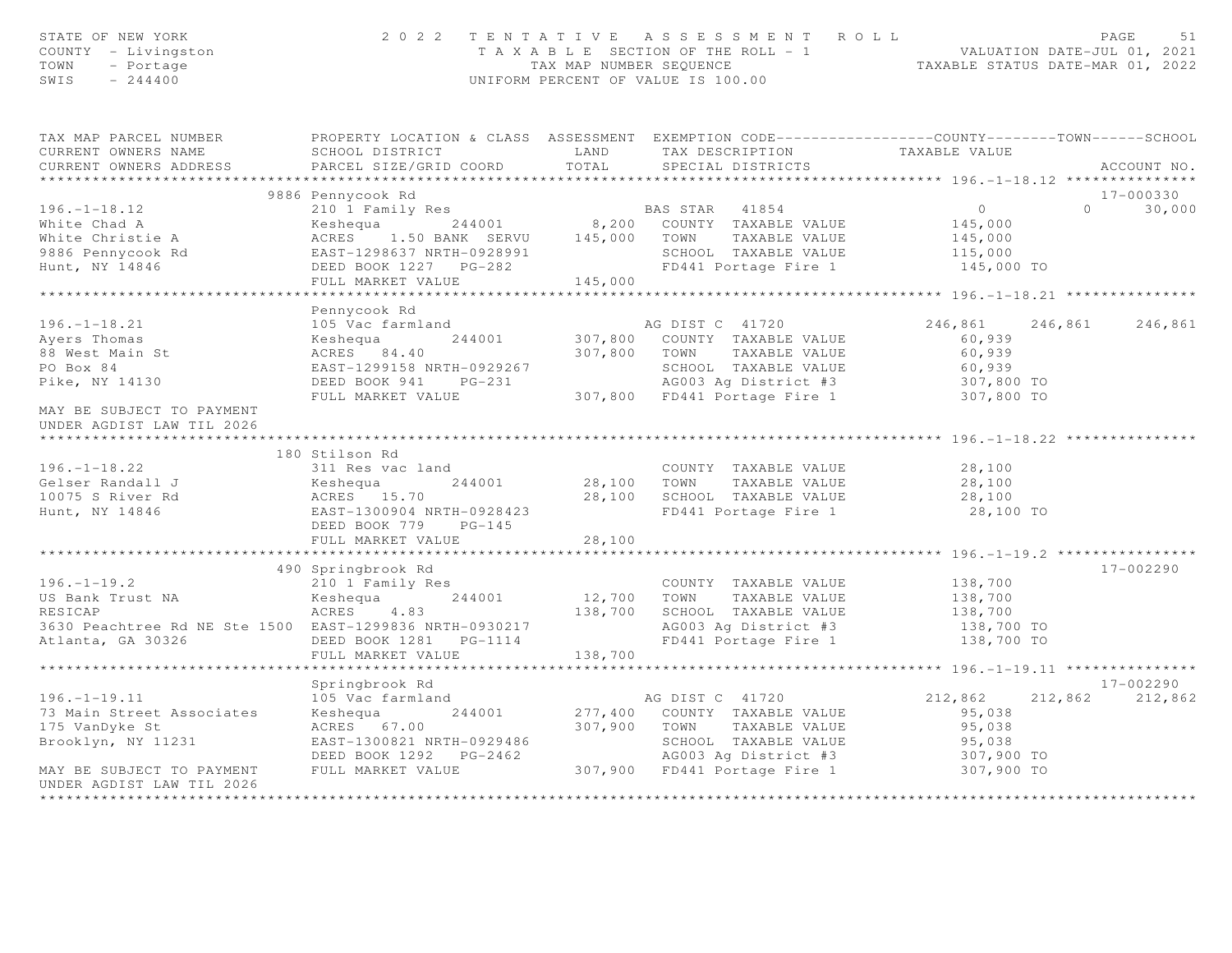STATE OF NEW YORK
COUNTY - Livingston
TOWN - Portage
SWIS - 244400

2022 TENTATIVE ASSESSMENT ROLL
TAXABLE SECTION OF THE ROLL - 1
TAX MAP NUMBER SEQUENCE
UNIFORM PERCENT OF VALUE IS 100.00

VALUATION DATE-JUL 01, 2021
TAXABLE STATUS DATE-MAR 01, 2022

| TAX MAP PARCEL NUMBER / CURRENT OWNERS NAME / CURRENT OWNERS ADDRESS | PROPERTY LOCATION & CLASS / SCHOOL DISTRICT / PARCEL SIZE/GRID COORD | ASSESSMENT LAND / TOTAL | EXEMPTION CODE / TAX DESCRIPTION / SPECIAL DISTRICTS | COUNTY | TOWN | SCHOOL / ACCOUNT NO. |
|---|---|---|---|---|---|---|
| **196.-1-18.12** | 9886 Pennycook Rd | | | | | 17-000330 |
| 196.-1-18.12 | 210 1 Family Res | | BAS STAR 41854 | 0 | 0 | 30,000 |
| White Chad A | Keshequa 244001 | 8,200 | COUNTY TAXABLE VALUE | 145,000 | | |
| White Christie A | ACRES 1.50 BANK SERVU | 145,000 | TOWN TAXABLE VALUE | 145,000 | | |
| 9886 Pennycook Rd | EAST-1298637 NRTH-0928991 | | SCHOOL TAXABLE VALUE | 115,000 | | |
| Hunt, NY 14846 | DEED BOOK 1227 PG-282 | | FD441 Portage Fire 1 | 145,000 TO | | |
| | FULL MARKET VALUE | 145,000 | | | | |
| **196.-1-18.21** | Pennycook Rd | | | | | |
| 196.-1-18.21 | 105 Vac farmland | | AG DIST C 41720 | 246,861 | 246,861 | 246,861 |
| Ayers Thomas | Keshequa 244001 | 307,800 | COUNTY TAXABLE VALUE | 60,939 | | |
| 88 West Main St | ACRES 84.40 | 307,800 | TOWN TAXABLE VALUE | 60,939 | | |
| PO Box 84 | EAST-1299158 NRTH-0929267 | | SCHOOL TAXABLE VALUE | 60,939 | | |
| Pike, NY 14130 | DEED BOOK 941 PG-231 | | AG003 Ag District #3 | 307,800 TO | | |
| | FULL MARKET VALUE | 307,800 | FD441 Portage Fire 1 | 307,800 TO | | |
| MAY BE SUBJECT TO PAYMENT UNDER AGDIST LAW TIL 2026 | | | | | | |
| **196.-1-18.22** | 180 Stilson Rd | | | | | |
| 196.-1-18.22 | 311 Res vac land | | COUNTY TAXABLE VALUE | 28,100 | | |
| Gelser Randall J | Keshequa 244001 | 28,100 | TOWN TAXABLE VALUE | 28,100 | | |
| 10075 S River Rd | ACRES 15.70 | 28,100 | SCHOOL TAXABLE VALUE | 28,100 | | |
| Hunt, NY 14846 | EAST-1300904 NRTH-0928423 | | FD441 Portage Fire 1 | 28,100 TO | | |
| | DEED BOOK 779 PG-145 | | | | | |
| | FULL MARKET VALUE | 28,100 | | | | |
| **196.-1-19.2** | 490 Springbrook Rd | | | | | 17-002290 |
| 196.-1-19.2 | 210 1 Family Res | | COUNTY TAXABLE VALUE | 138,700 | | |
| US Bank Trust NA | Keshequa 244001 | 12,700 | TOWN TAXABLE VALUE | 138,700 | | |
| RESICAP | ACRES 4.83 | 138,700 | SCHOOL TAXABLE VALUE | 138,700 | | |
| 3630 Peachtree Rd NE Ste 1500 | EAST-1299836 NRTH-0930217 | | AG003 Ag District #3 | 138,700 TO | | |
| Atlanta, GA 30326 | DEED BOOK 1281 PG-1114 | | FD441 Portage Fire 1 | 138,700 TO | | |
| | FULL MARKET VALUE | 138,700 | | | | |
| **196.-1-19.11** | Springbrook Rd | | | | | 17-002290 |
| 196.-1-19.11 | 105 Vac farmland | | AG DIST C 41720 | 212,862 | 212,862 | 212,862 |
| 73 Main Street Associates | Keshequa 244001 | 277,400 | COUNTY TAXABLE VALUE | 95,038 | | |
| 175 VanDyke St | ACRES 67.00 | 307,900 | TOWN TAXABLE VALUE | 95,038 | | |
| Brooklyn, NY 11231 | EAST-1300821 NRTH-0929486 | | SCHOOL TAXABLE VALUE | 95,038 | | |
| | DEED BOOK 1292 PG-2462 | | AG003 Ag District #3 | 307,900 TO | | |
| MAY BE SUBJECT TO PAYMENT UNDER AGDIST LAW TIL 2026 | FULL MARKET VALUE | 307,900 | FD441 Portage Fire 1 | 307,900 TO | | |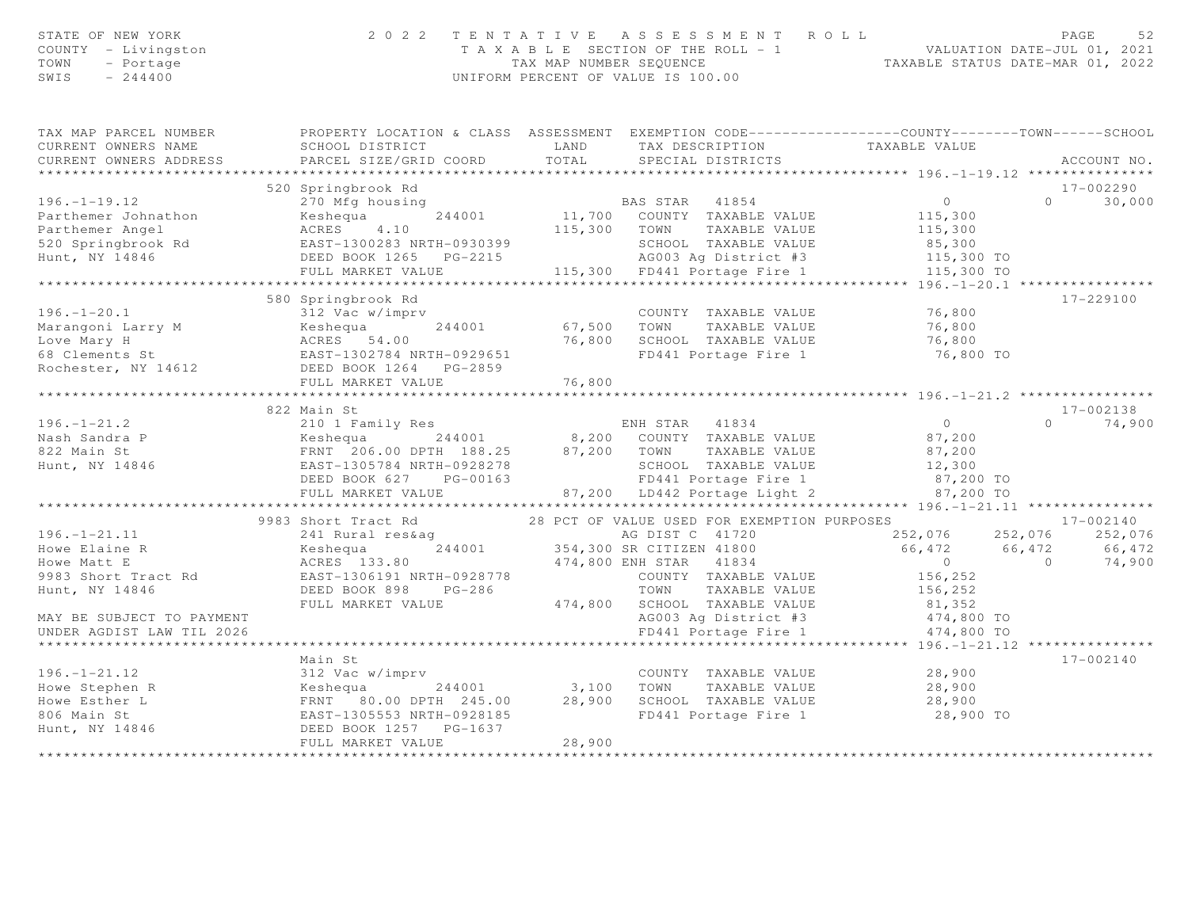STATE OF NEW YORK — 2022 TENTATIVE ASSESSMENT ROLL
COUNTY - Livingston — TAXABLE SECTION OF THE ROLL - 1 — VALUATION DATE-JUL 01, 2021
TOWN - Portage — TAX MAP NUMBER SEQUENCE — TAXABLE STATUS DATE-MAR 01, 2022
SWIS - 244400 — UNIFORM PERCENT OF VALUE IS 100.00

```
TAX MAP PARCEL NUMBER          PROPERTY LOCATION & CLASS  ASSESSMENT  EXEMPTION CODE------------------COUNTY--------TOWN------SCHOOL
CURRENT OWNERS NAME            SCHOOL DISTRICT               LAND      TAX DESCRIPTION            TAXABLE VALUE
CURRENT OWNERS ADDRESS         PARCEL SIZE/GRID COORD        TOTAL     SPECIAL DISTRICTS                                   ACCOUNT NO.
******************************************************************************************************* 196.-1-19.12 ***************
                               520 Springbrook Rd                                                                          17-002290
196.-1-19.12                   270 Mfg housing                        BAS STAR   41854              0                0      30,000
Parthemer Johnathon            Keshequa        244001       11,700    COUNTY  TAXABLE VALUE         115,300
Parthemer Angel                ACRES    4.10               115,300    TOWN    TAXABLE VALUE         115,300
520 Springbrook Rd             EAST-1300283 NRTH-0930399              SCHOOL  TAXABLE VALUE          85,300
Hunt, NY 14846                 DEED BOOK 1265   PG-2215               AG003 Ag District #3          115,300 TO
                               FULL MARKET VALUE           115,300    FD441 Portage Fire 1          115,300 TO
******************************************************************************************************* 196.-1-20.1 ****************
                               580 Springbrook Rd                                                                          17-229100
196.-1-20.1                    312 Vac w/imprv                        COUNTY  TAXABLE VALUE          76,800
Marangoni Larry M              Keshequa        244001       67,500    TOWN    TAXABLE VALUE          76,800
Love Mary H                    ACRES   54.00                76,800    SCHOOL  TAXABLE VALUE          76,800
68 Clements St                 EAST-1302784 NRTH-0929651              FD441 Portage Fire 1           76,800 TO
Rochester, NY 14612            DEED BOOK 1264   PG-2859
                               FULL MARKET VALUE            76,800
******************************************************************************************************* 196.-1-21.2 ****************
                               822 Main St                                                                                 17-002138
196.-1-21.2                    210 1 Family Res                       ENH STAR   41834              0                0      74,900
Nash Sandra P                  Keshequa        244001        8,200    COUNTY  TAXABLE VALUE          87,200
822 Main St                    FRNT 206.00 DPTH 188.25      87,200    TOWN    TAXABLE VALUE          87,200
Hunt, NY 14846                 EAST-1305784 NRTH-0928278              SCHOOL  TAXABLE VALUE          12,300
                               DEED BOOK 627    PG-00163              FD441 Portage Fire 1           87,200 TO
                               FULL MARKET VALUE            87,200    LD442 Portage Light 2          87,200 TO
******************************************************************************************************* 196.-1-21.11 ***************
                               9983 Short Tract Rd         28 PCT OF VALUE USED FOR EXEMPTION PURPOSES                     17-002140
196.-1-21.11                   241 Rural res&ag                       AG DIST C  41720        252,076          252,076     252,076
Howe Elaine R                  Keshequa        244001      354,300 SR CITIZEN 41800            66,472           66,472      66,472
Howe Matt E                    ACRES  133.80               474,800 ENH STAR    41834                0                0      74,900
9983 Short Tract Rd            EAST-1306191 NRTH-0928778              COUNTY  TAXABLE VALUE         156,252
Hunt, NY 14846                 DEED BOOK 898    PG-286                TOWN    TAXABLE VALUE         156,252
                               FULL MARKET VALUE           474,800    SCHOOL  TAXABLE VALUE          81,352
MAY BE SUBJECT TO PAYMENT                                             AG003 Ag District #3          474,800 TO
UNDER AGDIST LAW TIL 2026                                             FD441 Portage Fire 1          474,800 TO
******************************************************************************************************* 196.-1-21.12 ***************
                               Main St                                                                                     17-002140
196.-1-21.12                   312 Vac w/imprv                        COUNTY  TAXABLE VALUE          28,900
Howe Stephen R                 Keshequa        244001        3,100    TOWN    TAXABLE VALUE          28,900
Howe Esther L                  FRNT  80.00 DPTH 245.00      28,900    SCHOOL  TAXABLE VALUE          28,900
806 Main St                    EAST-1305553 NRTH-0928185              FD441 Portage Fire 1           28,900 TO
Hunt, NY 14846                 DEED BOOK 1257   PG-1637
                               FULL MARKET VALUE            28,900
************************************************************************************************************************************
```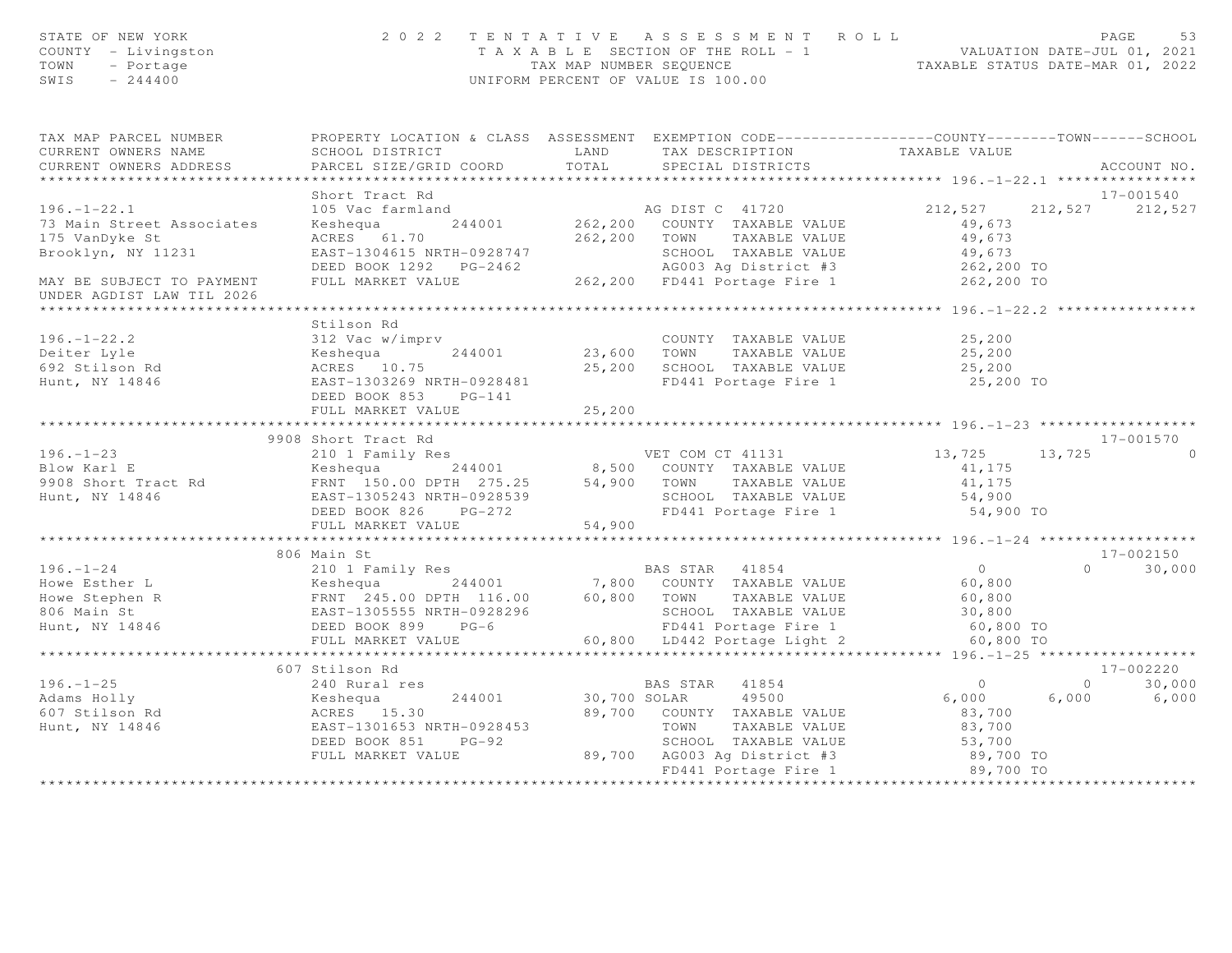STATE OF NEW YORK
COUNTY - Livingston
TOWN - Portage
SWIS - 244400

# 2022 TENTATIVE ASSESSMENT ROLL

TAXABLE SECTION OF THE ROLL - 1
TAX MAP NUMBER SEQUENCE
UNIFORM PERCENT OF VALUE IS 100.00

VALUATION DATE-JUL 01, 2021
TAXABLE STATUS DATE-MAR 01, 2022

| TAX MAP PARCEL NUMBER / CURRENT OWNERS NAME / CURRENT OWNERS ADDRESS | PROPERTY LOCATION & CLASS / SCHOOL DISTRICT / PARCEL SIZE/GRID COORD | ASSESSMENT LAND / TOTAL | EXEMPTION CODE / TAX DESCRIPTION / SPECIAL DISTRICTS | COUNTY TAXABLE VALUE | TOWN | SCHOOL | ACCOUNT NO. |
|---|---|---|---|---|---|---|---|
| **196.-1-22.1** | Short Tract Rd | | | | | | 17-001540 |
| 196.-1-22.1 | 105 Vac farmland | | AG DIST C 41720 | 212,527 | 212,527 | 212,527 | |
| 73 Main Street Associates | Keshequa 244001 | 262,200 | COUNTY TAXABLE VALUE | 49,673 | | | |
| 175 VanDyke St | ACRES 61.70 | 262,200 | TOWN TAXABLE VALUE | 49,673 | | | |
| Brooklyn, NY 11231 | EAST-1304615 NRTH-0928747 | | SCHOOL TAXABLE VALUE | 49,673 | | | |
| | DEED BOOK 1292 PG-2462 | | AG003 Ag District #3 | 262,200 TO | | | |
| MAY BE SUBJECT TO PAYMENT UNDER AGDIST LAW TIL 2026 | FULL MARKET VALUE | 262,200 | FD441 Portage Fire 1 | 262,200 TO | | | |
| **196.-1-22.2** | Stilson Rd | | | | | | |
| 196.-1-22.2 | 312 Vac w/imprv | | COUNTY TAXABLE VALUE | 25,200 | | | |
| Deiter Lyle | Keshequa 244001 | 23,600 | TOWN TAXABLE VALUE | 25,200 | | | |
| 692 Stilson Rd | ACRES 10.75 | 25,200 | SCHOOL TAXABLE VALUE | 25,200 | | | |
| Hunt, NY 14846 | EAST-1303269 NRTH-0928481 | | FD441 Portage Fire 1 | 25,200 TO | | | |
| | DEED BOOK 853 PG-141 | | | | | | |
| | FULL MARKET VALUE | 25,200 | | | | | |
| **196.-1-23** | 9908 Short Tract Rd | | | | | | 17-001570 |
| 196.-1-23 | 210 1 Family Res | | VET COM CT 41131 | 13,725 | 13,725 | 0 | |
| Blow Karl E | Keshequa 244001 | 8,500 | COUNTY TAXABLE VALUE | 41,175 | | | |
| 9908 Short Tract Rd | FRNT 150.00 DPTH 275.25 | 54,900 | TOWN TAXABLE VALUE | 41,175 | | | |
| Hunt, NY 14846 | EAST-1305243 NRTH-0928539 | | SCHOOL TAXABLE VALUE | 54,900 | | | |
| | DEED BOOK 826 PG-272 | | FD441 Portage Fire 1 | 54,900 TO | | | |
| | FULL MARKET VALUE | 54,900 | | | | | |
| **196.-1-24** | 806 Main St | | | | | | 17-002150 |
| 196.-1-24 | 210 1 Family Res | | BAS STAR 41854 | 0 | 0 | 30,000 | |
| Howe Esther L | Keshequa 244001 | 7,800 | COUNTY TAXABLE VALUE | 60,800 | | | |
| Howe Stephen R | FRNT 245.00 DPTH 116.00 | 60,800 | TOWN TAXABLE VALUE | 60,800 | | | |
| 806 Main St | EAST-1305555 NRTH-0928296 | | SCHOOL TAXABLE VALUE | 30,800 | | | |
| Hunt, NY 14846 | DEED BOOK 899 PG-6 | | FD441 Portage Fire 1 | 60,800 TO | | | |
| | FULL MARKET VALUE | 60,800 | LD442 Portage Light 2 | 60,800 TO | | | |
| **196.-1-25** | 607 Stilson Rd | | | | | | 17-002220 |
| 196.-1-25 | 240 Rural res | | BAS STAR 41854 | 0 | 0 | 30,000 | |
| Adams Holly | Keshequa 244001 | 30,700 | SOLAR 49500 | 6,000 | 6,000 | 6,000 | |
| 607 Stilson Rd | ACRES 15.30 | 89,700 | COUNTY TAXABLE VALUE | 83,700 | | | |
| Hunt, NY 14846 | EAST-1301653 NRTH-0928453 | | TOWN TAXABLE VALUE | 83,700 | | | |
| | DEED BOOK 851 PG-92 | | SCHOOL TAXABLE VALUE | 53,700 | | | |
| | FULL MARKET VALUE | 89,700 | AG003 Ag District #3 | 89,700 TO | | | |
| | | | FD441 Portage Fire 1 | 89,700 TO | | | |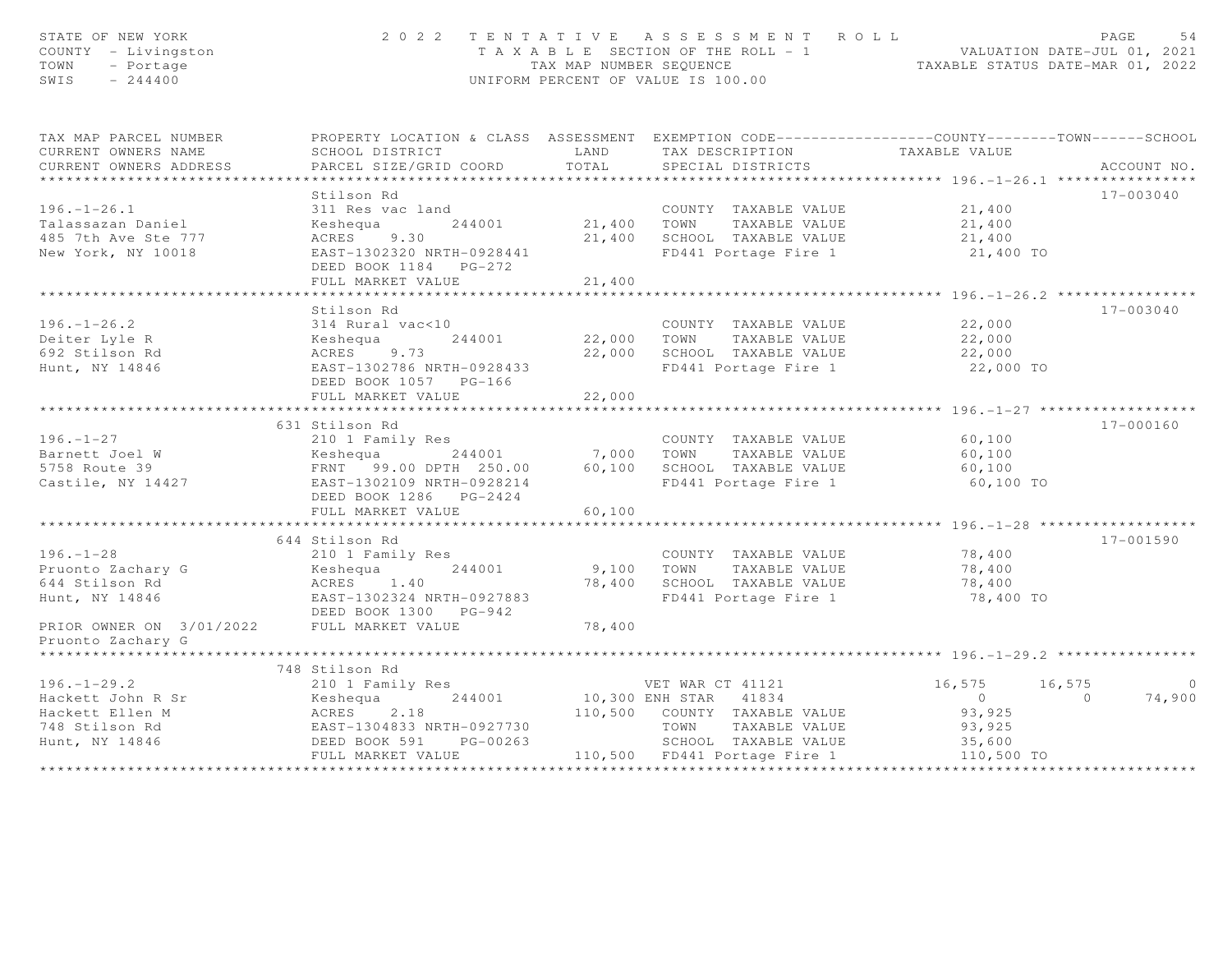STATE OF NEW YORK
COUNTY - Livingston
TOWN - Portage
SWIS - 244400

# 2022 TENTATIVE ASSESSMENT ROLL

TAXABLE SECTION OF THE ROLL - 1
TAX MAP NUMBER SEQUENCE
UNIFORM PERCENT OF VALUE IS 100.00

VALUATION DATE-JUL 01, 2021
TAXABLE STATUS DATE-MAR 01, 2022

| TAX MAP PARCEL NUMBER / CURRENT OWNERS NAME / CURRENT OWNERS ADDRESS | PROPERTY LOCATION & CLASS / SCHOOL DISTRICT / PARCEL SIZE/GRID COORD | ASSESSMENT LAND / TOTAL | EXEMPTION CODE / TAX DESCRIPTION / SPECIAL DISTRICTS | COUNTY TAXABLE VALUE | TOWN | SCHOOL | ACCOUNT NO. |
|---|---|---|---|---|---|---|---|
| **196.-1-26.1** | Stilson Rd | | | | | | 17-003040 |
| 196.-1-26.1 | 311 Res vac land | | COUNTY TAXABLE VALUE | 21,400 | | | |
| Talassazan Daniel | Keshequa 244001 | 21,400 | TOWN TAXABLE VALUE | 21,400 | | | |
| 485 7th Ave Ste 777 | ACRES 9.30 | 21,400 | SCHOOL TAXABLE VALUE | 21,400 | | | |
| New York, NY 10018 | EAST-1302320 NRTH-0928441 | | FD441 Portage Fire 1 | 21,400 TO | | | |
| | DEED BOOK 1184 PG-272 | | | | | | |
| | FULL MARKET VALUE | 21,400 | | | | | |
| **196.-1-26.2** | Stilson Rd | | | | | | 17-003040 |
| 196.-1-26.2 | 314 Rural vac<10 | | COUNTY TAXABLE VALUE | 22,000 | | | |
| Deiter Lyle R | Keshequa 244001 | 22,000 | TOWN TAXABLE VALUE | 22,000 | | | |
| 692 Stilson Rd | ACRES 9.73 | 22,000 | SCHOOL TAXABLE VALUE | 22,000 | | | |
| Hunt, NY 14846 | EAST-1302786 NRTH-0928433 | | FD441 Portage Fire 1 | 22,000 TO | | | |
| | DEED BOOK 1057 PG-166 | | | | | | |
| | FULL MARKET VALUE | 22,000 | | | | | |
| **196.-1-27** | 631 Stilson Rd | | | | | | 17-000160 |
| 196.-1-27 | 210 1 Family Res | | COUNTY TAXABLE VALUE | 60,100 | | | |
| Barnett Joel W | Keshequa 244001 | 7,000 | TOWN TAXABLE VALUE | 60,100 | | | |
| 5758 Route 39 | FRNT 99.00 DPTH 250.00 | 60,100 | SCHOOL TAXABLE VALUE | 60,100 | | | |
| Castile, NY 14427 | EAST-1302109 NRTH-0928214 | | FD441 Portage Fire 1 | 60,100 TO | | | |
| | DEED BOOK 1286 PG-2424 | | | | | | |
| | FULL MARKET VALUE | 60,100 | | | | | |
| **196.-1-28** | 644 Stilson Rd | | | | | | 17-001590 |
| 196.-1-28 | 210 1 Family Res | | COUNTY TAXABLE VALUE | 78,400 | | | |
| Pruonto Zachary G | Keshequa 244001 | 9,100 | TOWN TAXABLE VALUE | 78,400 | | | |
| 644 Stilson Rd | ACRES 1.40 | 78,400 | SCHOOL TAXABLE VALUE | 78,400 | | | |
| Hunt, NY 14846 | EAST-1302324 NRTH-0927883 | | FD441 Portage Fire 1 | 78,400 TO | | | |
| | DEED BOOK 1300 PG-942 | | | | | | |
| PRIOR OWNER ON 3/01/2022 | FULL MARKET VALUE | 78,400 | | | | | |
| Pruonto Zachary G | | | | | | | |
| **196.-1-29.2** | 748 Stilson Rd | | | | | | |
| 196.-1-29.2 | 210 1 Family Res | | VET WAR CT 41121 | 16,575 | 16,575 | 0 | |
| Hackett John R Sr | Keshequa 244001 | 10,300 | ENH STAR 41834 | 0 | 0 | 74,900 | |
| Hackett Ellen M | ACRES 2.18 | 110,500 | COUNTY TAXABLE VALUE | 93,925 | | | |
| 748 Stilson Rd | EAST-1304833 NRTH-0927730 | | TOWN TAXABLE VALUE | 93,925 | | | |
| Hunt, NY 14846 | DEED BOOK 591 PG-00263 | | SCHOOL TAXABLE VALUE | 35,600 | | | |
| | FULL MARKET VALUE | 110,500 | FD441 Portage Fire 1 | 110,500 TO | | | |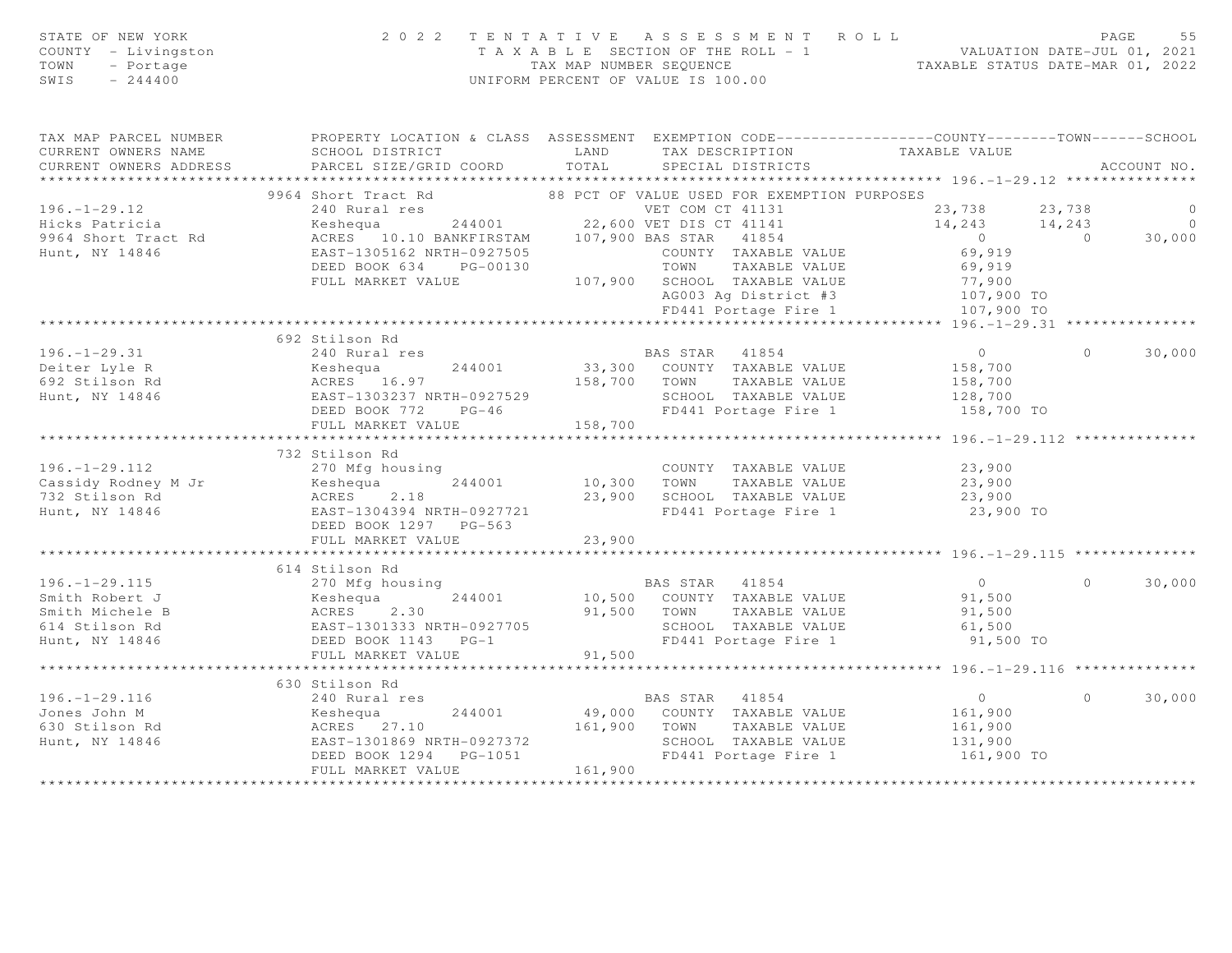STATE OF NEW YORK
COUNTY - Livingston
TOWN - Portage
SWIS - 244400

2022 TENTATIVE ASSESSMENT ROLL
TAXABLE SECTION OF THE ROLL - 1
TAX MAP NUMBER SEQUENCE
UNIFORM PERCENT OF VALUE IS 100.00

VALUATION DATE-JUL 01, 2021
TAXABLE STATUS DATE-MAR 01, 2022

| TAX MAP PARCEL NUMBER / CURRENT OWNERS NAME / CURRENT OWNERS ADDRESS | PROPERTY LOCATION & CLASS / SCHOOL DISTRICT / PARCEL SIZE/GRID COORD | ASSESSMENT LAND / TOTAL | EXEMPTION CODE / TAX DESCRIPTION / SPECIAL DISTRICTS | COUNTY TAXABLE VALUE | TOWN | SCHOOL | ACCOUNT NO. |
|---|---|---|---|---|---|---|---|
| **196.-1-29.12** | 9964 Short Tract Rd | | 88 PCT OF VALUE USED FOR EXEMPTION PURPOSES | | | | |
| 196.-1-29.12 | 240 Rural res | | VET COM CT 41131 | 23,738 | 23,738 | 0 | |
| Hicks Patricia | Keshequa 244001 | 22,600 | VET DIS CT 41141 | 14,243 | 14,243 | 0 | |
| 9964 Short Tract Rd | ACRES 10.10 BANKFIRSTAM | 107,900 | BAS STAR 41854 | 0 | 0 | 30,000 | |
| Hunt, NY 14846 | EAST-1305162 NRTH-0927505 | | COUNTY TAXABLE VALUE | 69,919 | | | |
| | DEED BOOK 634 PG-00130 | | TOWN TAXABLE VALUE | 69,919 | | | |
| | FULL MARKET VALUE | 107,900 | SCHOOL TAXABLE VALUE | 77,900 | | | |
| | | | AG003 Ag District #3 | 107,900 TO | | | |
| | | | FD441 Portage Fire 1 | 107,900 TO | | | |
| **196.-1-29.31** | 692 Stilson Rd | | | | | | |
| 196.-1-29.31 | 240 Rural res | | BAS STAR 41854 | 0 | 0 | 30,000 | |
| Deiter Lyle R | Keshequa 244001 | 33,300 | COUNTY TAXABLE VALUE | 158,700 | | | |
| 692 Stilson Rd | ACRES 16.97 | 158,700 | TOWN TAXABLE VALUE | 158,700 | | | |
| Hunt, NY 14846 | EAST-1303237 NRTH-0927529 | | SCHOOL TAXABLE VALUE | 128,700 | | | |
| | DEED BOOK 772 PG-46 | | FD441 Portage Fire 1 | 158,700 TO | | | |
| | FULL MARKET VALUE | 158,700 | | | | | |
| **196.-1-29.112** | 732 Stilson Rd | | | | | | |
| 196.-1-29.112 | 270 Mfg housing | | COUNTY TAXABLE VALUE | 23,900 | | | |
| Cassidy Rodney M Jr | Keshequa 244001 | 10,300 | TOWN TAXABLE VALUE | 23,900 | | | |
| 732 Stilson Rd | ACRES 2.18 | 23,900 | SCHOOL TAXABLE VALUE | 23,900 | | | |
| Hunt, NY 14846 | EAST-1304394 NRTH-0927721 | | FD441 Portage Fire 1 | 23,900 TO | | | |
| | DEED BOOK 1297 PG-563 | | | | | | |
| | FULL MARKET VALUE | 23,900 | | | | | |
| **196.-1-29.115** | 614 Stilson Rd | | | | | | |
| 196.-1-29.115 | 270 Mfg housing | | BAS STAR 41854 | 0 | 0 | 30,000 | |
| Smith Robert J | Keshequa 244001 | 10,500 | COUNTY TAXABLE VALUE | 91,500 | | | |
| Smith Michele B | ACRES 2.30 | 91,500 | TOWN TAXABLE VALUE | 91,500 | | | |
| 614 Stilson Rd | EAST-1301333 NRTH-0927705 | | SCHOOL TAXABLE VALUE | 61,500 | | | |
| Hunt, NY 14846 | DEED BOOK 1143 PG-1 | | FD441 Portage Fire 1 | 91,500 TO | | | |
| | FULL MARKET VALUE | 91,500 | | | | | |
| **196.-1-29.116** | 630 Stilson Rd | | | | | | |
| 196.-1-29.116 | 240 Rural res | | BAS STAR 41854 | 0 | 0 | 30,000 | |
| Jones John M | Keshequa 244001 | 49,000 | COUNTY TAXABLE VALUE | 161,900 | | | |
| 630 Stilson Rd | ACRES 27.10 | 161,900 | TOWN TAXABLE VALUE | 161,900 | | | |
| Hunt, NY 14846 | EAST-1301869 NRTH-0927372 | | SCHOOL TAXABLE VALUE | 131,900 | | | |
| | DEED BOOK 1294 PG-1051 | | FD441 Portage Fire 1 | 161,900 TO | | | |
| | FULL MARKET VALUE | 161,900 | | | | | |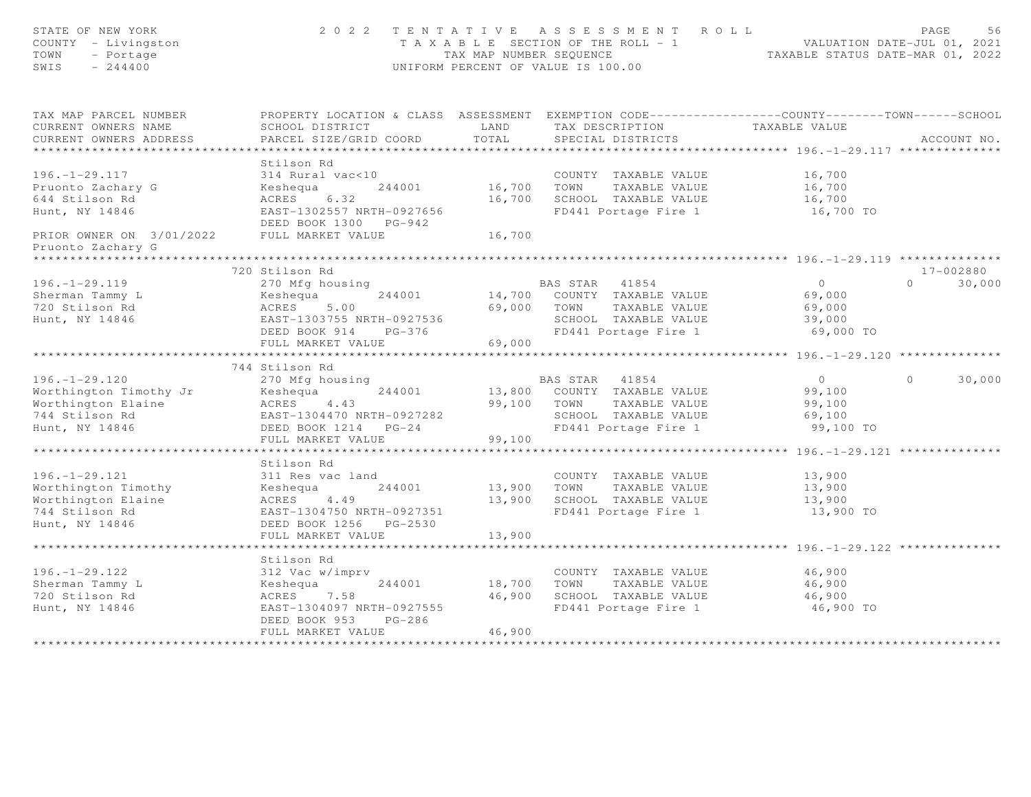STATE OF NEW YORK — 2022 TENTATIVE ASSESSMENT ROLL
COUNTY - Livingston — TAXABLE SECTION OF THE ROLL - 1 — VALUATION DATE-JUL 01, 2021
TOWN - Portage — TAX MAP NUMBER SEQUENCE — TAXABLE STATUS DATE-MAR 01, 2022
SWIS - 244400 — UNIFORM PERCENT OF VALUE IS 100.00

| TAX MAP PARCEL NUMBER / CURRENT OWNERS NAME / CURRENT OWNERS ADDRESS | PROPERTY LOCATION & CLASS / SCHOOL DISTRICT / PARCEL SIZE/GRID COORD | ASSESSMENT LAND / TOTAL | EXEMPTION CODE / TAX DESCRIPTION / SPECIAL DISTRICTS | COUNTY | TOWN | SCHOOL / ACCOUNT NO. |
|---|---|---|---|---|---|---|
| **196.-1-29.117** | Stilson Rd | | | | | |
| 196.-1-29.117 | 314 Rural vac<10 | | COUNTY TAXABLE VALUE | 16,700 | | |
| Pruonto Zachary G | Keshequa 244001 | 16,700 | TOWN TAXABLE VALUE | 16,700 | | |
| 644 Stilson Rd | ACRES 6.32 | 16,700 | SCHOOL TAXABLE VALUE | 16,700 | | |
| Hunt, NY 14846 | EAST-1302557 NRTH-0927656 | | FD441 Portage Fire 1 | 16,700 TO | | |
| | DEED BOOK 1300 PG-942 | | | | | |
| PRIOR OWNER ON 3/01/2022 | FULL MARKET VALUE | 16,700 | | | | |
| Pruonto Zachary G | | | | | | |
| **196.-1-29.119** | 720 Stilson Rd | | | | | 17-002880 |
| 196.-1-29.119 | 270 Mfg housing | | BAS STAR 41854 | 0 | 0 | 30,000 |
| Sherman Tammy L | Keshequa 244001 | 14,700 | COUNTY TAXABLE VALUE | 69,000 | | |
| 720 Stilson Rd | ACRES 5.00 | 69,000 | TOWN TAXABLE VALUE | 69,000 | | |
| Hunt, NY 14846 | EAST-1303755 NRTH-0927536 | | SCHOOL TAXABLE VALUE | 39,000 | | |
| | DEED BOOK 914 PG-376 | | FD441 Portage Fire 1 | 69,000 TO | | |
| | FULL MARKET VALUE | 69,000 | | | | |
| **196.-1-29.120** | 744 Stilson Rd | | | | | |
| 196.-1-29.120 | 270 Mfg housing | | BAS STAR 41854 | 0 | 0 | 30,000 |
| Worthington Timothy Jr | Keshequa 244001 | 13,800 | COUNTY TAXABLE VALUE | 99,100 | | |
| Worthington Elaine | ACRES 4.43 | 99,100 | TOWN TAXABLE VALUE | 99,100 | | |
| 744 Stilson Rd | EAST-1304470 NRTH-0927282 | | SCHOOL TAXABLE VALUE | 69,100 | | |
| Hunt, NY 14846 | DEED BOOK 1214 PG-24 | | FD441 Portage Fire 1 | 99,100 TO | | |
| | FULL MARKET VALUE | 99,100 | | | | |
| **196.-1-29.121** | Stilson Rd | | | | | |
| 196.-1-29.121 | 311 Res vac land | | COUNTY TAXABLE VALUE | 13,900 | | |
| Worthington Timothy | Keshequa 244001 | 13,900 | TOWN TAXABLE VALUE | 13,900 | | |
| Worthington Elaine | ACRES 4.49 | 13,900 | SCHOOL TAXABLE VALUE | 13,900 | | |
| 744 Stilson Rd | EAST-1304750 NRTH-0927351 | | FD441 Portage Fire 1 | 13,900 TO | | |
| Hunt, NY 14846 | DEED BOOK 1256 PG-2530 | | | | | |
| | FULL MARKET VALUE | 13,900 | | | | |
| **196.-1-29.122** | Stilson Rd | | | | | |
| 196.-1-29.122 | 312 Vac w/imprv | | COUNTY TAXABLE VALUE | 46,900 | | |
| Sherman Tammy L | Keshequa 244001 | 18,700 | TOWN TAXABLE VALUE | 46,900 | | |
| 720 Stilson Rd | ACRES 7.58 | 46,900 | SCHOOL TAXABLE VALUE | 46,900 | | |
| Hunt, NY 14846 | EAST-1304097 NRTH-0927555 | | FD441 Portage Fire 1 | 46,900 TO | | |
| | DEED BOOK 953 PG-286 | | | | | |
| | FULL MARKET VALUE | 46,900 | | | | |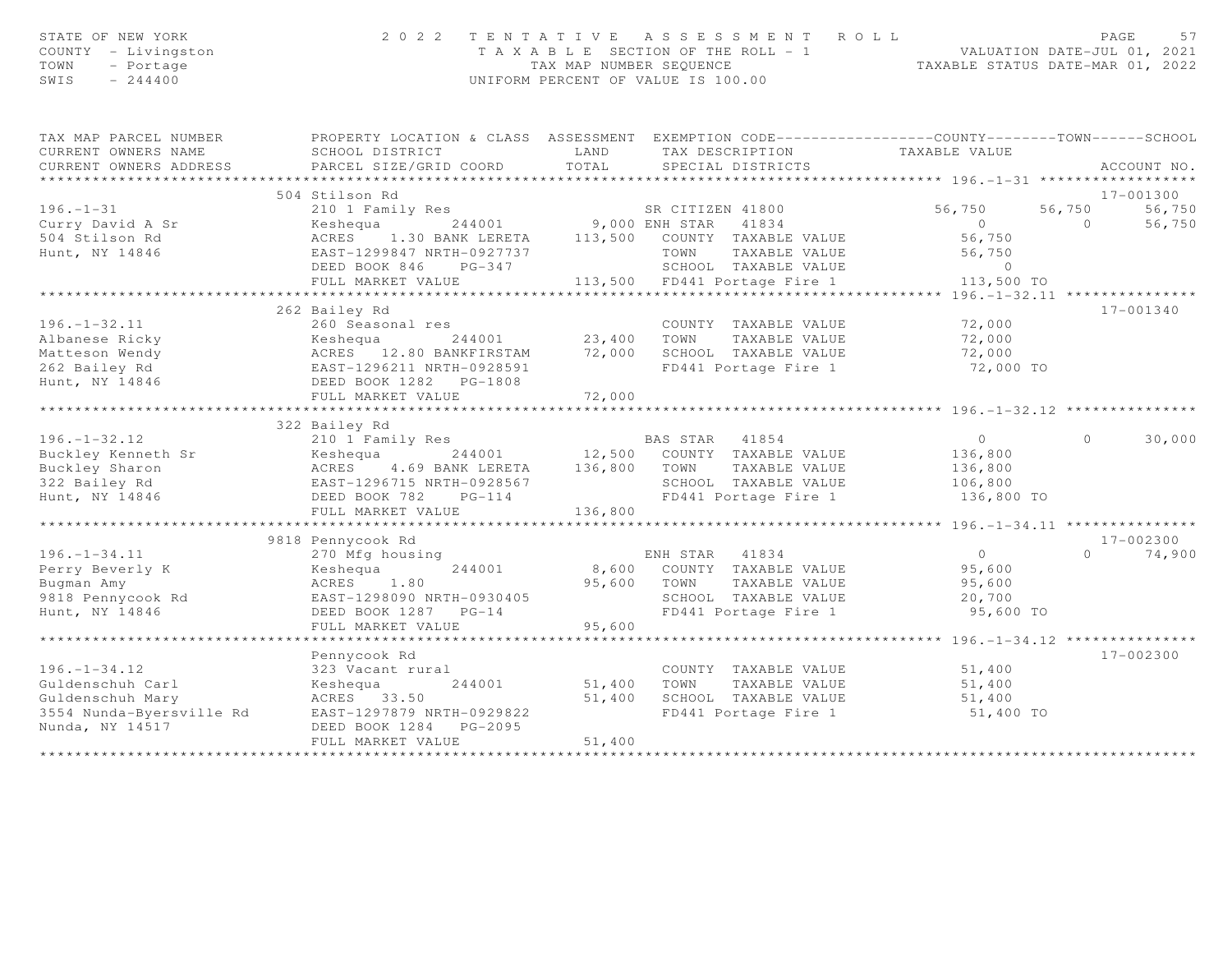STATE OF NEW YORK
COUNTY - Livingston
TOWN - Portage
SWIS - 244400

2 0 2 2 T E N T A T I V E A S S E S S M E N T R O L L
T A X A B L E SECTION OF THE ROLL - 1
TAX MAP NUMBER SEQUENCE
UNIFORM PERCENT OF VALUE IS 100.00

VALUATION DATE-JUL 01, 2021
TAXABLE STATUS DATE-MAR 01, 2022

```
TAX MAP PARCEL NUMBER          PROPERTY LOCATION & CLASS  ASSESSMENT  EXEMPTION CODE------------------COUNTY--------TOWN------SCHOOL
CURRENT OWNERS NAME            SCHOOL DISTRICT               LAND      TAX DESCRIPTION            TAXABLE VALUE
CURRENT OWNERS ADDRESS         PARCEL SIZE/GRID COORD        TOTAL      SPECIAL DISTRICTS                                    ACCOUNT NO.
******************************************************************************************************* 196.-1-31 ******************
                               504 Stilson Rd                                                                               17-001300
196.-1-31                      210 1 Family Res                         SR CITIZEN 41800          56,750      56,750      56,750
Curry David A Sr               Keshequa        244001          9,000 ENH STAR   41834                 0           0       56,750
504 Stilson Rd                 ACRES    1.30 BANK LERETA     113,500   COUNTY  TAXABLE VALUE        56,750
Hunt, NY 14846                 EAST-1299847 NRTH-0927737                TOWN    TAXABLE VALUE        56,750
                               DEED BOOK 846     PG-347                 SCHOOL  TAXABLE VALUE             0
                               FULL MARKET VALUE             113,500   FD441 Portage Fire 1          113,500 TO
******************************************************************************************************* 196.-1-32.11 ***************
                               262 Bailey Rd                                                                                17-001340
196.-1-32.11                   260 Seasonal res                         COUNTY  TAXABLE VALUE        72,000
Albanese Ricky                 Keshequa        244001         23,400   TOWN    TAXABLE VALUE        72,000
Matteson Wendy                 ACRES   12.80 BANKFIRSTAM      72,000   SCHOOL  TAXABLE VALUE        72,000
262 Bailey Rd                  EAST-1296211 NRTH-0928591                FD441 Portage Fire 1           72,000 TO
Hunt, NY 14846                 DEED BOOK 1282    PG-1808
                               FULL MARKET VALUE              72,000
******************************************************************************************************* 196.-1-32.12 ***************
                               322 Bailey Rd
196.-1-32.12                   210 1 Family Res                         BAS STAR   41854                  0           0       30,000
Buckley Kenneth Sr             Keshequa        244001         12,500   COUNTY  TAXABLE VALUE       136,800
Buckley Sharon                 ACRES    4.69 BANK LERETA     136,800   TOWN    TAXABLE VALUE       136,800
322 Bailey Rd                  EAST-1296715 NRTH-0928567                SCHOOL  TAXABLE VALUE       106,800
Hunt, NY 14846                 DEED BOOK 782     PG-114                 FD441 Portage Fire 1          136,800 TO
                               FULL MARKET VALUE             136,800
******************************************************************************************************* 196.-1-34.11 ***************
                               9818 Pennycook Rd                                                                            17-002300
196.-1-34.11                   270 Mfg housing                          ENH STAR   41834                  0           0       74,900
Perry Beverly K                Keshequa        244001          8,600   COUNTY  TAXABLE VALUE        95,600
Bugman Amy                     ACRES    1.80                  95,600   TOWN    TAXABLE VALUE        95,600
9818 Pennycook Rd              EAST-1298090 NRTH-0930405                SCHOOL  TAXABLE VALUE        20,700
Hunt, NY 14846                 DEED BOOK 1287    PG-14                  FD441 Portage Fire 1           95,600 TO
                               FULL MARKET VALUE              95,600
******************************************************************************************************* 196.-1-34.12 ***************
                               Pennycook Rd                                                                                 17-002300
196.-1-34.12                   323 Vacant rural                         COUNTY  TAXABLE VALUE        51,400
Guldenschuh Carl               Keshequa        244001         51,400   TOWN    TAXABLE VALUE        51,400
Guldenschuh Mary               ACRES   33.50                  51,400   SCHOOL  TAXABLE VALUE        51,400
3554 Nunda-Byersville Rd       EAST-1297879 NRTH-0929822                FD441 Portage Fire 1           51,400 TO
Nunda, NY 14517                DEED BOOK 1284    PG-2095
                               FULL MARKET VALUE              51,400
************************************************************************************************************************************
```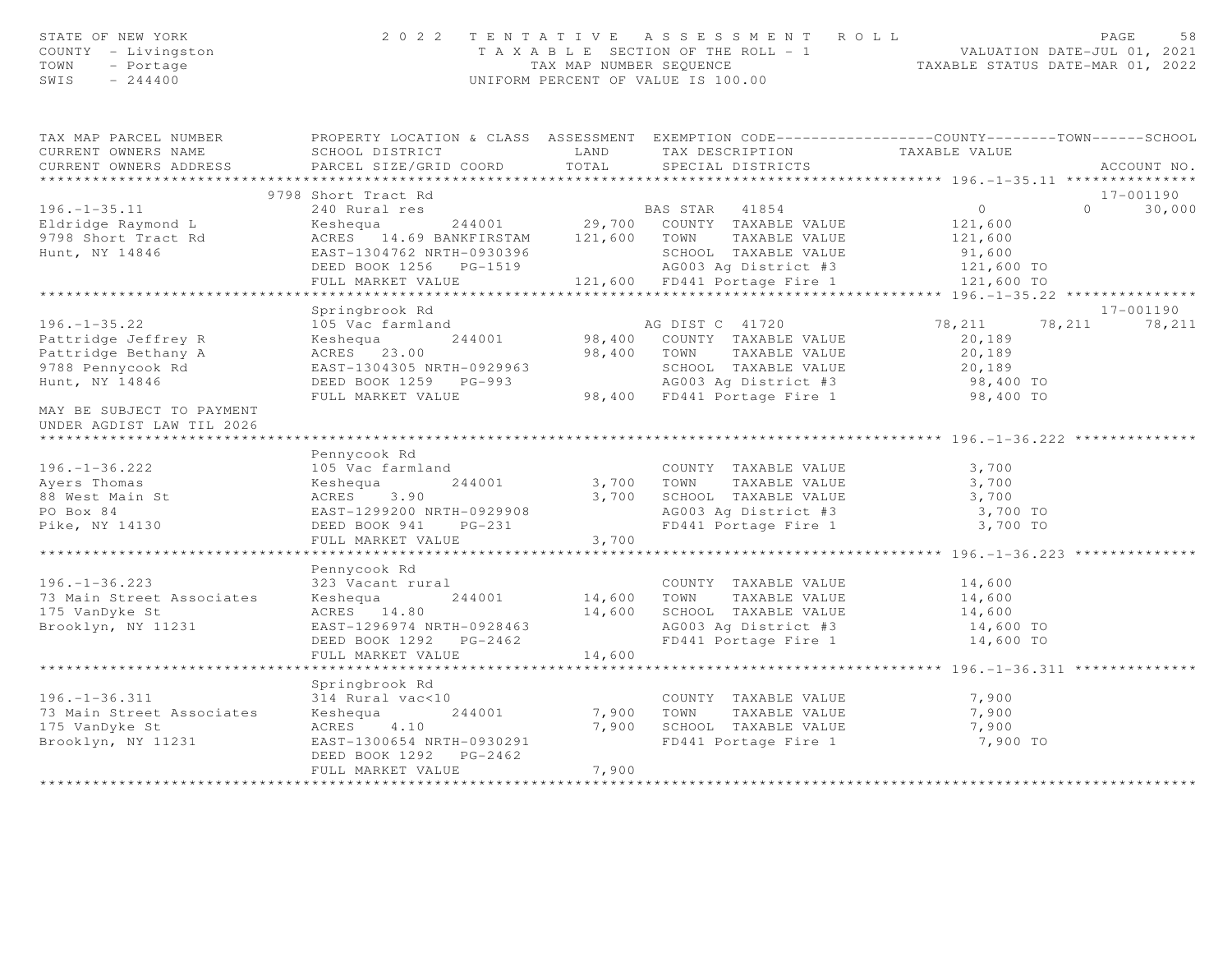STATE OF NEW YORK
COUNTY - Livingston
TOWN - Portage
SWIS - 244400

# 2022 TENTATIVE ASSESSMENT ROLL

TAXABLE SECTION OF THE ROLL - 1
TAX MAP NUMBER SEQUENCE
UNIFORM PERCENT OF VALUE IS 100.00

VALUATION DATE-JUL 01, 2021
TAXABLE STATUS DATE-MAR 01, 2022

| TAX MAP PARCEL NUMBER / CURRENT OWNERS NAME / CURRENT OWNERS ADDRESS | PROPERTY LOCATION & CLASS / SCHOOL DISTRICT / PARCEL SIZE/GRID COORD | ASSESSMENT LAND | TOTAL | EXEMPTION CODE / TAX DESCRIPTION / SPECIAL DISTRICTS | COUNTY TAXABLE VALUE | TOWN | SCHOOL | ACCOUNT NO. |
|---|---|---|---|---|---|---|---|---|
| **196.-1-35.11** | 9798 Short Tract Rd | | | | | | | 17-001190 |
| 196.-1-35.11 | 240 Rural res | | | BAS STAR 41854 | 0 | 0 | 30,000 | |
| Eldridge Raymond L | Keshequa 244001 | 29,700 | | COUNTY TAXABLE VALUE | 121,600 | | | |
| 9798 Short Tract Rd | ACRES 14.69 BANKFIRSTAM | | 121,600 | TOWN TAXABLE VALUE | 121,600 | | | |
| Hunt, NY 14846 | EAST-1304762 NRTH-0930396 | | | SCHOOL TAXABLE VALUE | 91,600 | | | |
| | DEED BOOK 1256 PG-1519 | | | AG003 Ag District #3 | 121,600 TO | | | |
| | FULL MARKET VALUE | | 121,600 | FD441 Portage Fire 1 | 121,600 TO | | | |
| **196.-1-35.22** | Springbrook Rd | | | | | | | 17-001190 |
| 196.-1-35.22 | 105 Vac farmland | | | AG DIST C 41720 | 78,211 | 78,211 | 78,211 | |
| Pattridge Jeffrey R | Keshequa 244001 | 98,400 | | COUNTY TAXABLE VALUE | 20,189 | | | |
| Pattridge Bethany A | ACRES 23.00 | | 98,400 | TOWN TAXABLE VALUE | 20,189 | | | |
| 9788 Pennycook Rd | EAST-1304305 NRTH-0929963 | | | SCHOOL TAXABLE VALUE | 20,189 | | | |
| Hunt, NY 14846 | DEED BOOK 1259 PG-993 | | | AG003 Ag District #3 | 98,400 TO | | | |
| | FULL MARKET VALUE | | 98,400 | FD441 Portage Fire 1 | 98,400 TO | | | |
| MAY BE SUBJECT TO PAYMENT UNDER AGDIST LAW TIL 2026 | | | | | | | | |
| **196.-1-36.222** | Pennycook Rd | | | | | | | |
| 196.-1-36.222 | 105 Vac farmland | | | COUNTY TAXABLE VALUE | 3,700 | | | |
| Ayers Thomas | Keshequa 244001 | 3,700 | | TOWN TAXABLE VALUE | 3,700 | | | |
| 88 West Main St | ACRES 3.90 | | 3,700 | SCHOOL TAXABLE VALUE | 3,700 | | | |
| PO Box 84 | EAST-1299200 NRTH-0929908 | | | AG003 Ag District #3 | 3,700 TO | | | |
| Pike, NY 14130 | DEED BOOK 941 PG-231 | | | FD441 Portage Fire 1 | 3,700 TO | | | |
| | FULL MARKET VALUE | | 3,700 | | | | | |
| **196.-1-36.223** | Pennycook Rd | | | | | | | |
| 196.-1-36.223 | 323 Vacant rural | | | COUNTY TAXABLE VALUE | 14,600 | | | |
| 73 Main Street Associates | Keshequa 244001 | 14,600 | | TOWN TAXABLE VALUE | 14,600 | | | |
| 175 VanDyke St | ACRES 14.80 | | 14,600 | SCHOOL TAXABLE VALUE | 14,600 | | | |
| Brooklyn, NY 11231 | EAST-1296974 NRTH-0928463 | | | AG003 Ag District #3 | 14,600 TO | | | |
| | DEED BOOK 1292 PG-2462 | | | FD441 Portage Fire 1 | 14,600 TO | | | |
| | FULL MARKET VALUE | | 14,600 | | | | | |
| **196.-1-36.311** | Springbrook Rd | | | | | | | |
| 196.-1-36.311 | 314 Rural vac<10 | | | COUNTY TAXABLE VALUE | 7,900 | | | |
| 73 Main Street Associates | Keshequa 244001 | 7,900 | | TOWN TAXABLE VALUE | 7,900 | | | |
| 175 VanDyke St | ACRES 4.10 | | 7,900 | SCHOOL TAXABLE VALUE | 7,900 | | | |
| Brooklyn, NY 11231 | EAST-1300654 NRTH-0930291 | | | FD441 Portage Fire 1 | 7,900 TO | | | |
| | DEED BOOK 1292 PG-2462 | | | | | | | |
| | FULL MARKET VALUE | | 7,900 | | | | | |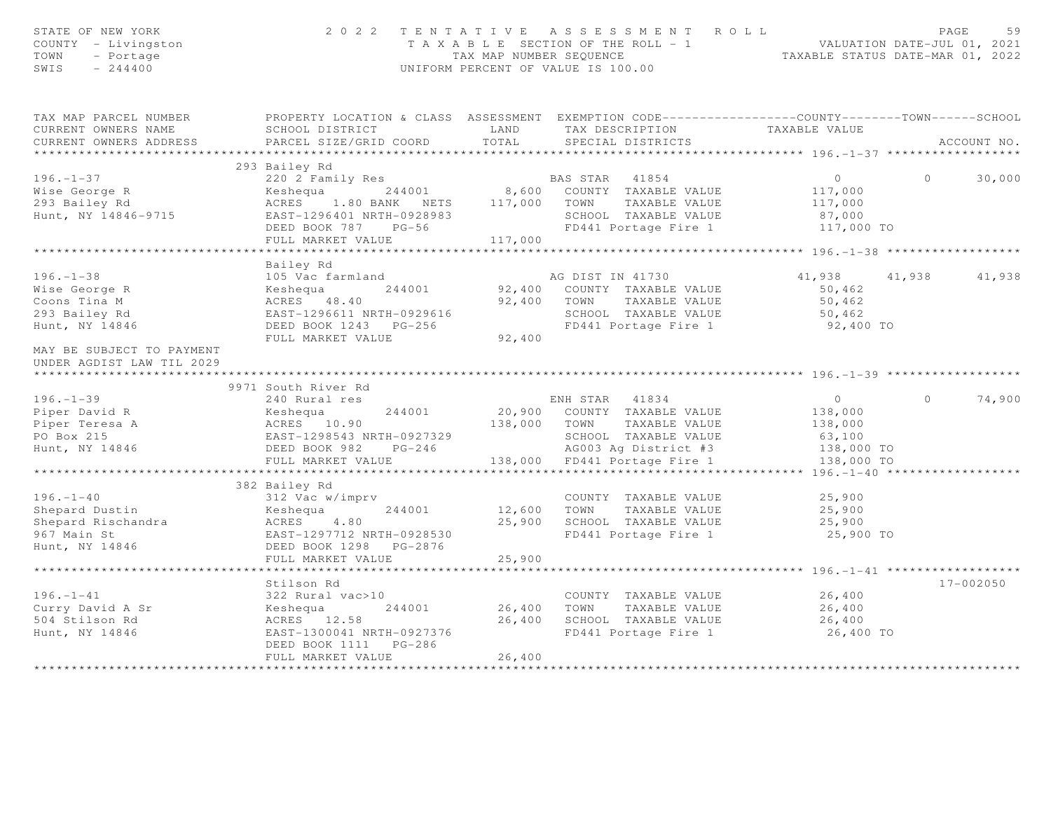STATE OF NEW YORK — 2022 TENTATIVE ASSESSMENT ROLL
COUNTY - Livingston — TAXABLE SECTION OF THE ROLL - 1 — VALUATION DATE-JUL 01, 2021
TOWN - Portage — TAX MAP NUMBER SEQUENCE — TAXABLE STATUS DATE-MAR 01, 2022
SWIS - 244400 — UNIFORM PERCENT OF VALUE IS 100.00

| TAX MAP PARCEL NUMBER / CURRENT OWNERS NAME / CURRENT OWNERS ADDRESS | PROPERTY LOCATION & CLASS / SCHOOL DISTRICT / PARCEL SIZE/GRID COORD | ASSESSMENT LAND / TOTAL | EXEMPTION CODE / TAX DESCRIPTION / SPECIAL DISTRICTS | COUNTY TAXABLE VALUE | TOWN | SCHOOL / ACCOUNT NO. |
|---|---|---|---|---|---|---|
| **196.-1-37** | 293 Bailey Rd | | | | | |
| | 220 2 Family Res | | BAS STAR 41854 | 0 | 0 | 30,000 |
| Wise George R | Keshequa 244001 | 8,600 | COUNTY TAXABLE VALUE | 117,000 | | |
| 293 Bailey Rd | ACRES 1.80 BANK NETS | 117,000 | TOWN TAXABLE VALUE | 117,000 | | |
| Hunt, NY 14846-9715 | EAST-1296401 NRTH-0928983 | | SCHOOL TAXABLE VALUE | 87,000 | | |
| | DEED BOOK 787 PG-56 | | FD441 Portage Fire 1 | 117,000 TO | | |
| | FULL MARKET VALUE | 117,000 | | | | |
| **196.-1-38** | Bailey Rd | | | | | |
| | 105 Vac farmland | | AG DIST IN 41730 | 41,938 | 41,938 | 41,938 |
| Wise George R | Keshequa 244001 | 92,400 | COUNTY TAXABLE VALUE | 50,462 | | |
| Coons Tina M | ACRES 48.40 | 92,400 | TOWN TAXABLE VALUE | 50,462 | | |
| 293 Bailey Rd | EAST-1296611 NRTH-0929616 | | SCHOOL TAXABLE VALUE | 50,462 | | |
| Hunt, NY 14846 | DEED BOOK 1243 PG-256 | | FD441 Portage Fire 1 | 92,400 TO | | |
| | FULL MARKET VALUE | 92,400 | | | | |
| MAY BE SUBJECT TO PAYMENT UNDER AGDIST LAW TIL 2029 | | | | | | |
| **196.-1-39** | 9971 South River Rd | | | | | |
| | 240 Rural res | | ENH STAR 41834 | 0 | 0 | 74,900 |
| Piper David R | Keshequa 244001 | 20,900 | COUNTY TAXABLE VALUE | 138,000 | | |
| Piper Teresa A | ACRES 10.90 | 138,000 | TOWN TAXABLE VALUE | 138,000 | | |
| PO Box 215 | EAST-1298543 NRTH-0927329 | | SCHOOL TAXABLE VALUE | 63,100 | | |
| Hunt, NY 14846 | DEED BOOK 982 PG-246 | | AG003 Ag District #3 | 138,000 TO | | |
| | FULL MARKET VALUE | 138,000 | FD441 Portage Fire 1 | 138,000 TO | | |
| **196.-1-40** | 382 Bailey Rd | | | | | |
| | 312 Vac w/imprv | | COUNTY TAXABLE VALUE | 25,900 | | |
| Shepard Dustin | Keshequa 244001 | 12,600 | TOWN TAXABLE VALUE | 25,900 | | |
| Shepard Rischandra | ACRES 4.80 | 25,900 | SCHOOL TAXABLE VALUE | 25,900 | | |
| 967 Main St | EAST-1297712 NRTH-0928530 | | FD441 Portage Fire 1 | 25,900 TO | | |
| Hunt, NY 14846 | DEED BOOK 1298 PG-2876 | | | | | |
| | FULL MARKET VALUE | 25,900 | | | | |
| **196.-1-41** | Stilson Rd | | | | | 17-002050 |
| | 322 Rural vac>10 | | COUNTY TAXABLE VALUE | 26,400 | | |
| Curry David A Sr | Keshequa 244001 | 26,400 | TOWN TAXABLE VALUE | 26,400 | | |
| 504 Stilson Rd | ACRES 12.58 | 26,400 | SCHOOL TAXABLE VALUE | 26,400 | | |
| Hunt, NY 14846 | EAST-1300041 NRTH-0927376 | | FD441 Portage Fire 1 | 26,400 TO | | |
| | DEED BOOK 1111 PG-286 | | | | | |
| | FULL MARKET VALUE | 26,400 | | | | |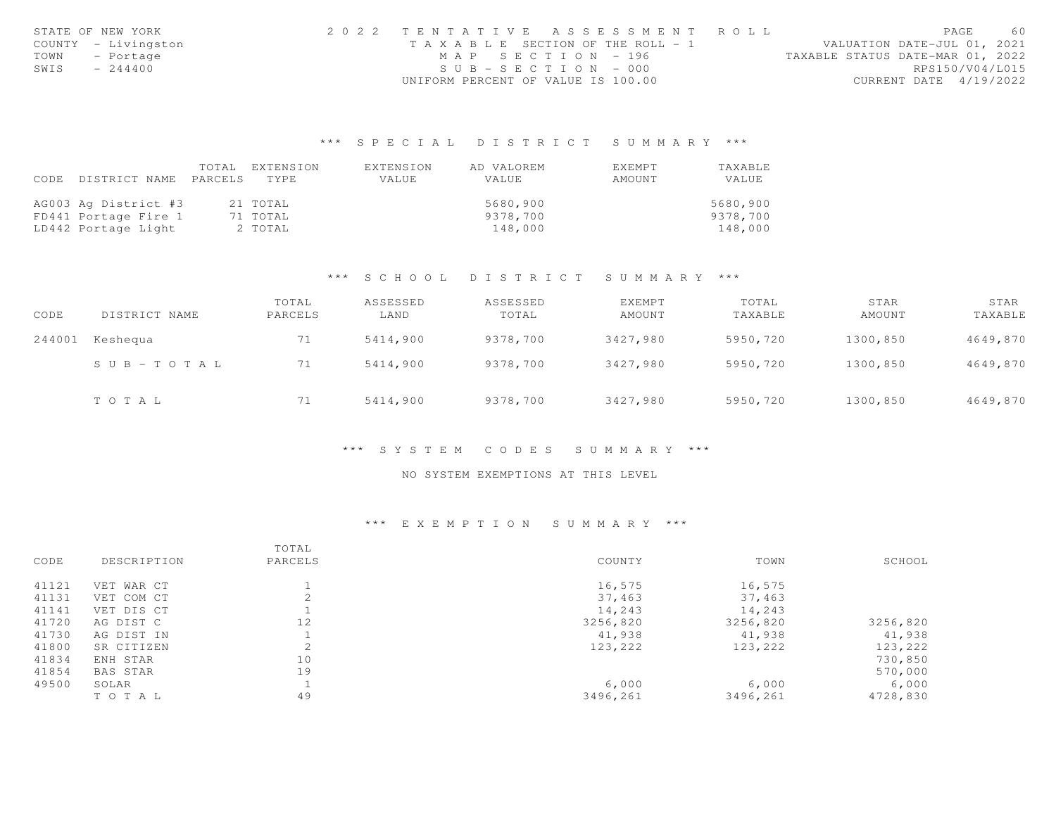STATE OF NEW YORK
COUNTY - Livingston
TOWN - Portage
SWIS - 244400

2022 TENTATIVE ASSESSMENT ROLL
TAXABLE SECTION OF THE ROLL - 1
MAP SECTION - 196
SUB-SECTION - 000
UNIFORM PERCENT OF VALUE IS 100.00

VALUATION DATE-JUL 01, 2021
TAXABLE STATUS DATE-MAR 01, 2022
RPS150/V04/L015
CURRENT DATE 4/19/2022

## *** SPECIAL DISTRICT SUMMARY ***

| CODE | DISTRICT NAME | TOTAL PARCELS | EXTENSION TYPE | EXTENSION VALUE | AD VALOREM VALUE | EXEMPT AMOUNT | TAXABLE VALUE |
|---|---|---|---|---|---|---|---|
| AG003 | Ag District #3 | 21 | TOTAL | | 5680,900 | | 5680,900 |
| FD441 | Portage Fire 1 | 71 | TOTAL | | 9378,700 | | 9378,700 |
| LD442 | Portage Light | 2 | TOTAL | | 148,000 | | 148,000 |

## *** SCHOOL DISTRICT SUMMARY ***

| CODE | DISTRICT NAME | TOTAL PARCELS | ASSESSED LAND | ASSESSED TOTAL | EXEMPT AMOUNT | TOTAL TAXABLE | STAR AMOUNT | STAR TAXABLE |
|---|---|---|---|---|---|---|---|---|
| 244001 | Keshequa | 71 | 5414,900 | 9378,700 | 3427,980 | 5950,720 | 1300,850 | 4649,870 |
| | SUB-TOTAL | 71 | 5414,900 | 9378,700 | 3427,980 | 5950,720 | 1300,850 | 4649,870 |
| | TOTAL | 71 | 5414,900 | 9378,700 | 3427,980 | 5950,720 | 1300,850 | 4649,870 |

## *** SYSTEM CODES SUMMARY ***

NO SYSTEM EXEMPTIONS AT THIS LEVEL

## *** EXEMPTION SUMMARY ***

| CODE | DESCRIPTION | TOTAL PARCELS | COUNTY | TOWN | SCHOOL |
|---|---|---|---|---|---|
| 41121 | VET WAR CT | 1 | 16,575 | 16,575 | |
| 41131 | VET COM CT | 2 | 37,463 | 37,463 | |
| 41141 | VET DIS CT | 1 | 14,243 | 14,243 | |
| 41720 | AG DIST C | 12 | 3256,820 | 3256,820 | 3256,820 |
| 41730 | AG DIST IN | 1 | 41,938 | 41,938 | 41,938 |
| 41800 | SR CITIZEN | 2 | 123,222 | 123,222 | 123,222 |
| 41834 | ENH STAR | 10 | | | 730,850 |
| 41854 | BAS STAR | 19 | | | 570,000 |
| 49500 | SOLAR | 1 | 6,000 | 6,000 | 6,000 |
| | TOTAL | 49 | 3496,261 | 3496,261 | 4728,830 |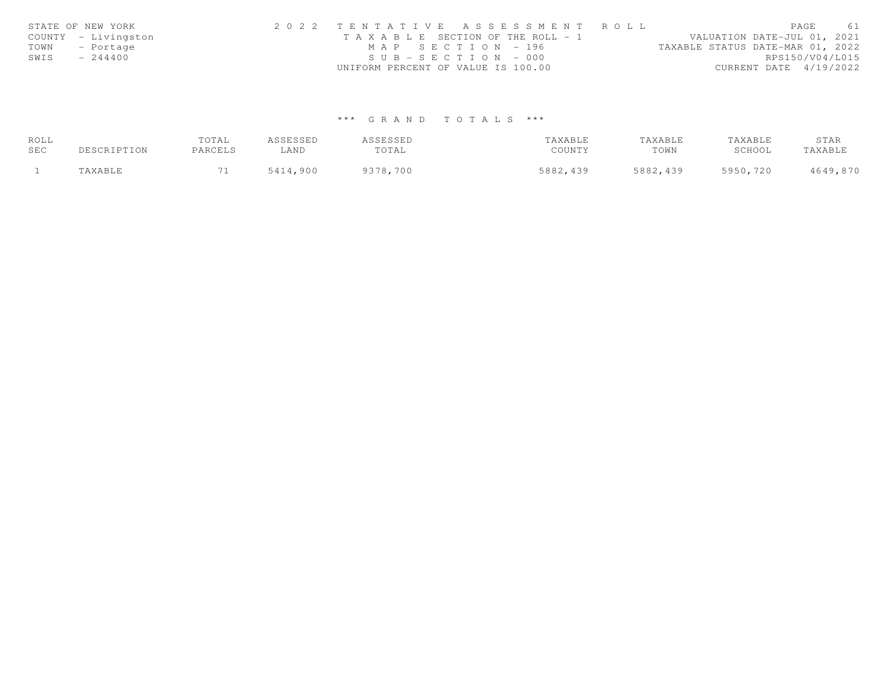STATE OF NEW YORK
COUNTY - Livingston
TOWN - Portage
SWIS - 244400

2 0 2 2 T E N T A T I V E A S S E S S M E N T R O L L
T A X A B L E SECTION OF THE ROLL - 1
M A P S E C T I O N - 196
S U B - S E C T I O N - 000
UNIFORM PERCENT OF VALUE IS 100.00

VALUATION DATE-JUL 01, 2021
TAXABLE STATUS DATE-MAR 01, 2022
RPS150/V04/L015
CURRENT DATE 4/19/2022

## *** G R A N D T O T A L S ***

| ROLL SEC | DESCRIPTION | TOTAL PARCELS | ASSESSED LAND | ASSESSED TOTAL | TAXABLE COUNTY | TAXABLE TOWN | TAXABLE SCHOOL | STAR TAXABLE |
|---|---|---|---|---|---|---|---|---|
| 1 | TAXABLE | 71 | 5414,900 | 9378,700 | 5882,439 | 5882,439 | 5950,720 | 4649,870 |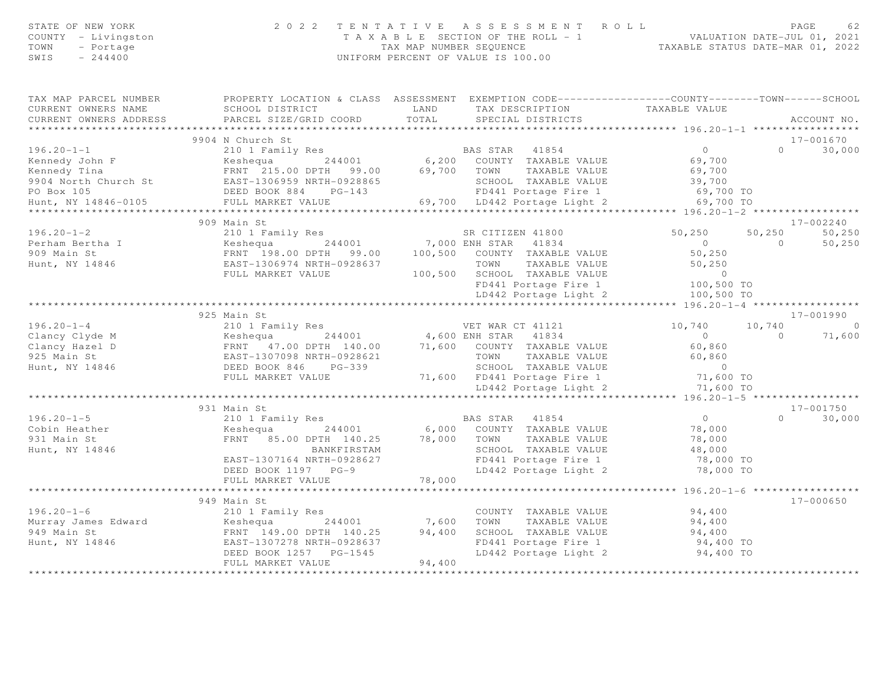STATE OF NEW YORK — 2022 TENTATIVE ASSESSMENT ROLL
COUNTY - Livingston — TAXABLE SECTION OF THE ROLL - 1 — VALUATION DATE-JUL 01, 2021
TOWN - Portage — TAX MAP NUMBER SEQUENCE — TAXABLE STATUS DATE-MAR 01, 2022
SWIS - 244400 — UNIFORM PERCENT OF VALUE IS 100.00

| TAX MAP PARCEL NUMBER / CURRENT OWNERS NAME / CURRENT OWNERS ADDRESS | PROPERTY LOCATION & CLASS / SCHOOL DISTRICT / PARCEL SIZE/GRID COORD | ASSESSMENT LAND / TOTAL | EXEMPTION CODE / TAX DESCRIPTION / SPECIAL DISTRICTS | COUNTY TAXABLE VALUE | TOWN | SCHOOL / ACCOUNT NO. |
|---|---|---|---|---|---|---|
| | 9904 N Church St | | | | | 17-001670 |
| 196.20-1-1 | 210 1 Family Res | | BAS STAR 41854 | 0 | 0 | 30,000 |
| Kennedy John F | Keshequa 244001 | 6,200 | COUNTY TAXABLE VALUE | 69,700 | | |
| Kennedy Tina | FRNT 215.00 DPTH 99.00 | 69,700 | TOWN TAXABLE VALUE | 69,700 | | |
| 9904 North Church St | EAST-1306959 NRTH-0928865 | | SCHOOL TAXABLE VALUE | 39,700 | | |
| PO Box 105 | DEED BOOK 884 PG-143 | | FD441 Portage Fire 1 | 69,700 TO | | |
| Hunt, NY 14846-0105 | FULL MARKET VALUE | 69,700 | LD442 Portage Light 2 | 69,700 TO | | |
| | 909 Main St | | | | | 17-002240 |
| 196.20-1-2 | 210 1 Family Res | | SR CITIZEN 41800 | 50,250 | 50,250 | 50,250 |
| Perham Bertha I | Keshequa 244001 | 7,000 | ENH STAR 41834 | 0 | 0 | 50,250 |
| 909 Main St | FRNT 198.00 DPTH 99.00 | 100,500 | COUNTY TAXABLE VALUE | 50,250 | | |
| Hunt, NY 14846 | EAST-1306974 NRTH-0928637 | | TOWN TAXABLE VALUE | 50,250 | | |
| | FULL MARKET VALUE | 100,500 | SCHOOL TAXABLE VALUE | 0 | | |
| | | | FD441 Portage Fire 1 | 100,500 TO | | |
| | | | LD442 Portage Light 2 | 100,500 TO | | |
| | 925 Main St | | | | | 17-001990 |
| 196.20-1-4 | 210 1 Family Res | | VET WAR CT 41121 | 10,740 | 10,740 | 0 |
| Clancy Clyde M | Keshequa 244001 | 4,600 | ENH STAR 41834 | 0 | 0 | 71,600 |
| Clancy Hazel D | FRNT 47.00 DPTH 140.00 | 71,600 | COUNTY TAXABLE VALUE | 60,860 | | |
| 925 Main St | EAST-1307098 NRTH-0928621 | | TOWN TAXABLE VALUE | 60,860 | | |
| Hunt, NY 14846 | DEED BOOK 846 PG-339 | | SCHOOL TAXABLE VALUE | 0 | | |
| | FULL MARKET VALUE | 71,600 | FD441 Portage Fire 1 | 71,600 TO | | |
| | | | LD442 Portage Light 2 | 71,600 TO | | |
| | 931 Main St | | | | | 17-001750 |
| 196.20-1-5 | 210 1 Family Res | | BAS STAR 41854 | 0 | 0 | 30,000 |
| Cobin Heather | Keshequa 244001 | 6,000 | COUNTY TAXABLE VALUE | 78,000 | | |
| 931 Main St | FRNT 85.00 DPTH 140.25 | 78,000 | TOWN TAXABLE VALUE | 78,000 | | |
| Hunt, NY 14846 | BANKFIRSTAM | | SCHOOL TAXABLE VALUE | 48,000 | | |
| | EAST-1307164 NRTH-0928627 | | FD441 Portage Fire 1 | 78,000 TO | | |
| | DEED BOOK 1197 PG-9 | | LD442 Portage Light 2 | 78,000 TO | | |
| | FULL MARKET VALUE | 78,000 | | | | |
| | 949 Main St | | | | | 17-000650 |
| 196.20-1-6 | 210 1 Family Res | | COUNTY TAXABLE VALUE | 94,400 | | |
| Murray James Edward | Keshequa 244001 | 7,600 | TOWN TAXABLE VALUE | 94,400 | | |
| 949 Main St | FRNT 149.00 DPTH 140.25 | 94,400 | SCHOOL TAXABLE VALUE | 94,400 | | |
| Hunt, NY 14846 | EAST-1307278 NRTH-0928637 | | FD441 Portage Fire 1 | 94,400 TO | | |
| | DEED BOOK 1257 PG-1545 | | LD442 Portage Light 2 | 94,400 TO | | |
| | FULL MARKET VALUE | 94,400 | | | | |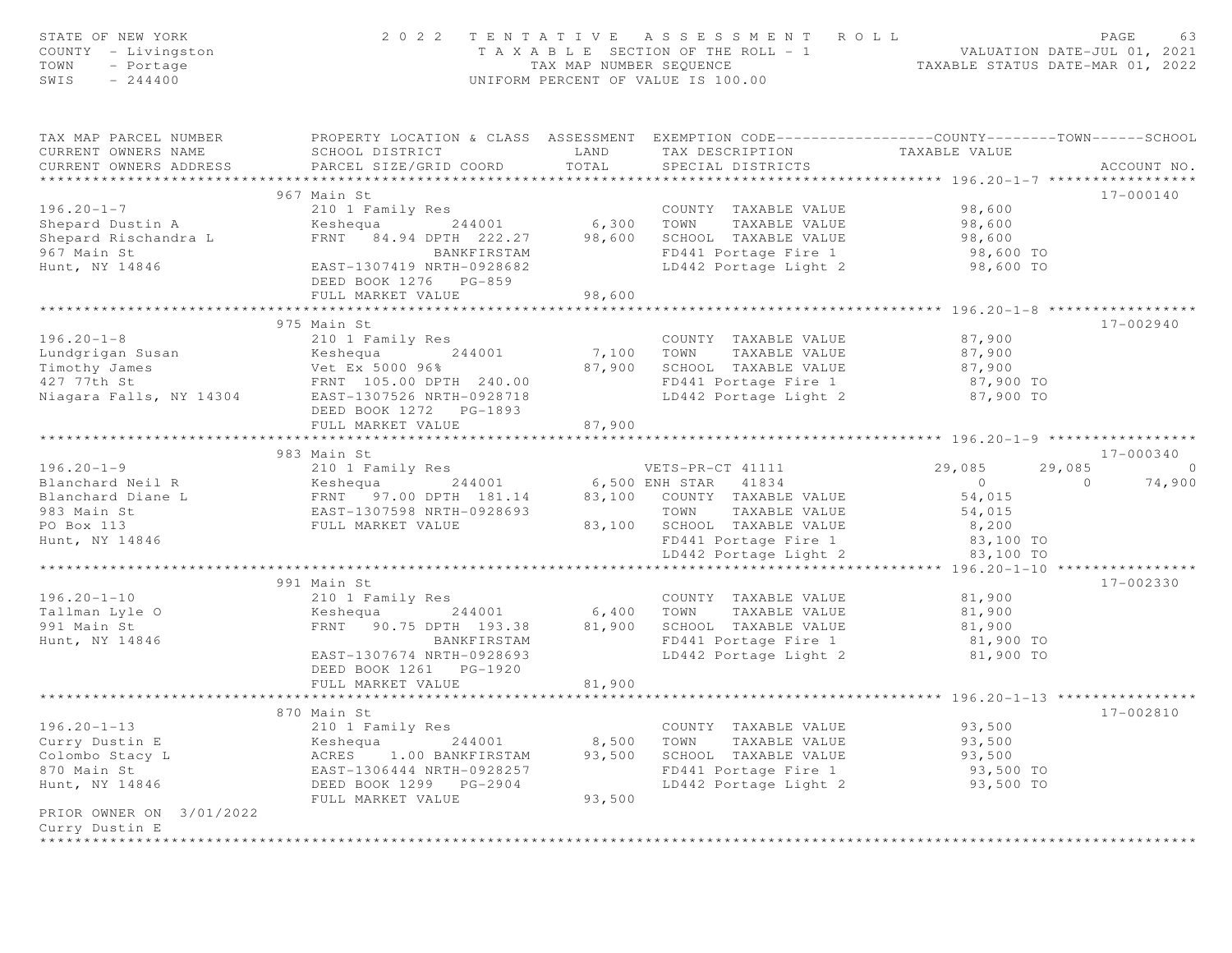STATE OF NEW YORK — 2022 TENTATIVE ASSESSMENT ROLL
COUNTY - Livingston — TAXABLE SECTION OF THE ROLL - 1 — VALUATION DATE-JUL 01, 2021
TOWN - Portage — TAX MAP NUMBER SEQUENCE — TAXABLE STATUS DATE-MAR 01, 2022
SWIS - 244400 — UNIFORM PERCENT OF VALUE IS 100.00

| TAX MAP PARCEL NUMBER / CURRENT OWNERS NAME / CURRENT OWNERS ADDRESS | PROPERTY LOCATION & CLASS / SCHOOL DISTRICT / PARCEL SIZE/GRID COORD | ASSESSMENT LAND / TOTAL | EXEMPTION CODE / TAX DESCRIPTION / SPECIAL DISTRICTS | COUNTY TAXABLE VALUE | TOWN | SCHOOL | ACCOUNT NO. |
|---|---|---|---|---|---|---|---|
| | 967 Main St | | | | | | 17-000140 |
| 196.20-1-7 | 210 1 Family Res | | COUNTY TAXABLE VALUE | 98,600 | | | |
| Shepard Dustin A | Keshequa 244001 | 6,300 | TOWN TAXABLE VALUE | 98,600 | | | |
| Shepard Rischandra L | FRNT 84.94 DPTH 222.27 | 98,600 | SCHOOL TAXABLE VALUE | 98,600 | | | |
| 967 Main St | BANKFIRSTAM | | FD441 Portage Fire 1 | 98,600 TO | | | |
| Hunt, NY 14846 | EAST-1307419 NRTH-0928682 | | LD442 Portage Light 2 | 98,600 TO | | | |
| | DEED BOOK 1276 PG-859 | | | | | | |
| | FULL MARKET VALUE | 98,600 | | | | | |
| | 975 Main St | | | | | | 17-002940 |
| 196.20-1-8 | 210 1 Family Res | | COUNTY TAXABLE VALUE | 87,900 | | | |
| Lundgrigan Susan | Keshequa 244001 | 7,100 | TOWN TAXABLE VALUE | 87,900 | | | |
| Timothy James | Vet Ex 5000 96% | 87,900 | SCHOOL TAXABLE VALUE | 87,900 | | | |
| 427 77th St | FRNT 105.00 DPTH 240.00 | | FD441 Portage Fire 1 | 87,900 TO | | | |
| Niagara Falls, NY 14304 | EAST-1307526 NRTH-0928718 | | LD442 Portage Light 2 | 87,900 TO | | | |
| | DEED BOOK 1272 PG-1893 | | | | | | |
| | FULL MARKET VALUE | 87,900 | | | | | |
| | 983 Main St | | | | | | 17-000340 |
| 196.20-1-9 | 210 1 Family Res | | VETS-PR-CT 41111 | 29,085 | 29,085 | 0 | |
| Blanchard Neil R | Keshequa 244001 | 6,500 | ENH STAR 41834 | 0 | 0 | 74,900 | |
| Blanchard Diane L | FRNT 97.00 DPTH 181.14 | 83,100 | COUNTY TAXABLE VALUE | 54,015 | | | |
| 983 Main St | EAST-1307598 NRTH-0928693 | | TOWN TAXABLE VALUE | 54,015 | | | |
| PO Box 113 | FULL MARKET VALUE | 83,100 | SCHOOL TAXABLE VALUE | 8,200 | | | |
| Hunt, NY 14846 | | | FD441 Portage Fire 1 | 83,100 TO | | | |
| | | | LD442 Portage Light 2 | 83,100 TO | | | |
| | 991 Main St | | | | | | 17-002330 |
| 196.20-1-10 | 210 1 Family Res | | COUNTY TAXABLE VALUE | 81,900 | | | |
| Tallman Lyle O | Keshequa 244001 | 6,400 | TOWN TAXABLE VALUE | 81,900 | | | |
| 991 Main St | FRNT 90.75 DPTH 193.38 | 81,900 | SCHOOL TAXABLE VALUE | 81,900 | | | |
| Hunt, NY 14846 | BANKFIRSTAM | | FD441 Portage Fire 1 | 81,900 TO | | | |
| | EAST-1307674 NRTH-0928693 | | LD442 Portage Light 2 | 81,900 TO | | | |
| | DEED BOOK 1261 PG-1920 | | | | | | |
| | FULL MARKET VALUE | 81,900 | | | | | |
| | 870 Main St | | | | | | 17-002810 |
| 196.20-1-13 | 210 1 Family Res | | COUNTY TAXABLE VALUE | 93,500 | | | |
| Curry Dustin E | Keshequa 244001 | 8,500 | TOWN TAXABLE VALUE | 93,500 | | | |
| Colombo Stacy L | ACRES 1.00 BANKFIRSTAM | 93,500 | SCHOOL TAXABLE VALUE | 93,500 | | | |
| 870 Main St | EAST-1306444 NRTH-0928257 | | FD441 Portage Fire 1 | 93,500 TO | | | |
| Hunt, NY 14846 | DEED BOOK 1299 PG-2904 | | LD442 Portage Light 2 | 93,500 TO | | | |
| | FULL MARKET VALUE | 93,500 | | | | | |
| PRIOR OWNER ON 3/01/2022 | | | | | | | |
| Curry Dustin E | | | | | | | |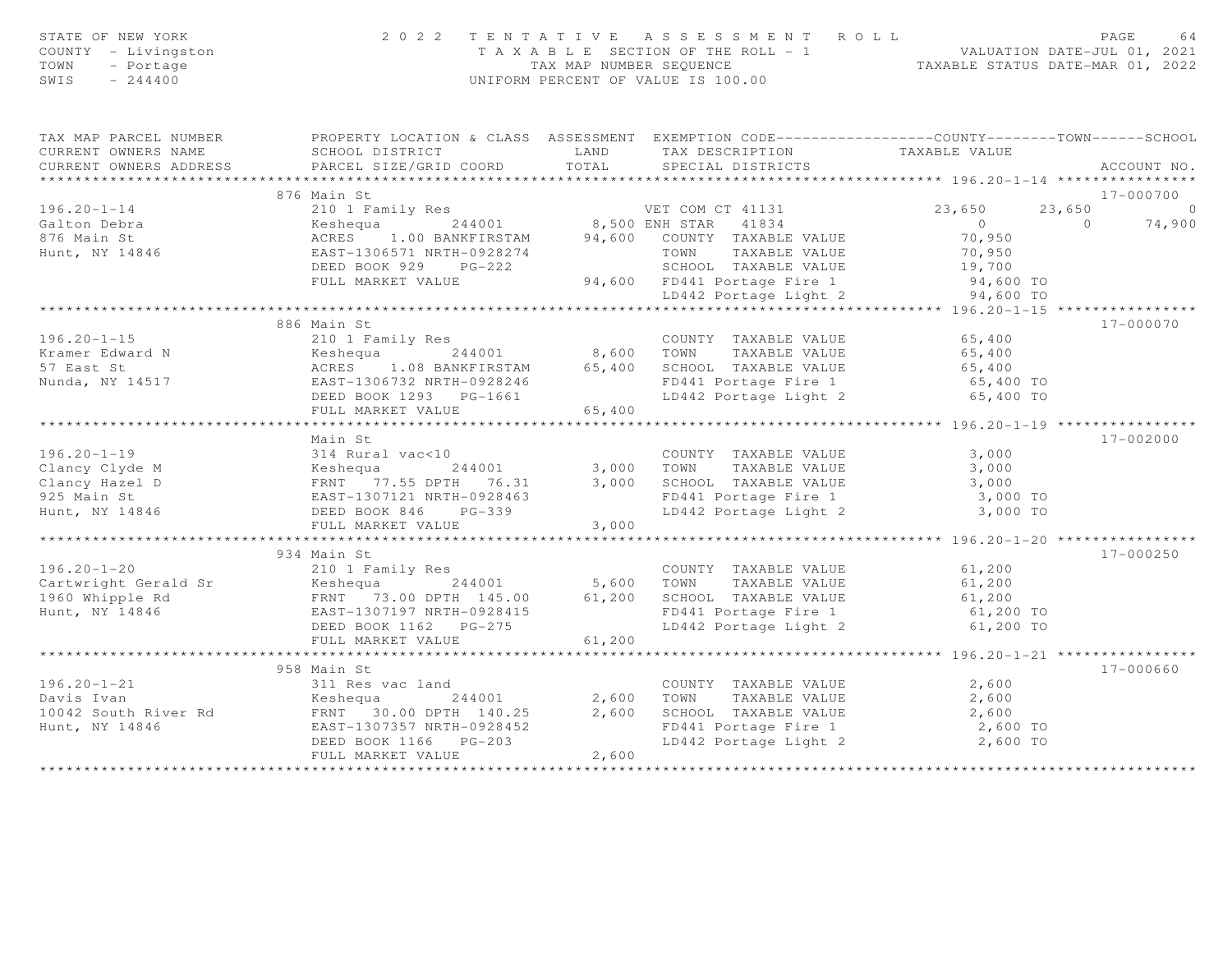STATE OF NEW YORK
COUNTY - Livingston
TOWN - Portage
SWIS - 244400

2 0 2 2 T E N T A T I V E A S S E S S M E N T R O L L
T A X A B L E SECTION OF THE ROLL - 1
TAX MAP NUMBER SEQUENCE
UNIFORM PERCENT OF VALUE IS 100.00

VALUATION DATE-JUL 01, 2021
TAXABLE STATUS DATE-MAR 01, 2022

| TAX MAP PARCEL NUMBER / CURRENT OWNERS NAME / CURRENT OWNERS ADDRESS | PROPERTY LOCATION & CLASS / SCHOOL DISTRICT / PARCEL SIZE/GRID COORD | ASSESSMENT LAND | TOTAL | EXEMPTION CODE / TAX DESCRIPTION / SPECIAL DISTRICTS | COUNTY TAXABLE VALUE | TOWN | SCHOOL | ACCOUNT NO. |
|---|---|---|---|---|---|---|---|---|
| **196.20-1-14** | 876 Main St | | | | | | | 17-000700 |
| 196.20-1-14 | 210 1 Family Res | | | VET COM CT 41131 | 23,650 | 23,650 | 0 | |
| Galton Debra | Keshequa 244001 | 8,500 | | ENH STAR 41834 | 0 | 0 | 74,900 | |
| 876 Main St | ACRES 1.00 BANKFIRSTAM | | 94,600 | COUNTY TAXABLE VALUE | 70,950 | | | |
| Hunt, NY 14846 | EAST-1306571 NRTH-0928274 | | | TOWN TAXABLE VALUE | 70,950 | | | |
| | DEED BOOK 929 PG-222 | | | SCHOOL TAXABLE VALUE | 19,700 | | | |
| | FULL MARKET VALUE | | 94,600 | FD441 Portage Fire 1 | 94,600 TO | | | |
| | | | | LD442 Portage Light 2 | 94,600 TO | | | |
| **196.20-1-15** | 886 Main St | | | | | | | 17-000070 |
| 196.20-1-15 | 210 1 Family Res | | | COUNTY TAXABLE VALUE | 65,400 | | | |
| Kramer Edward N | Keshequa 244001 | 8,600 | | TOWN TAXABLE VALUE | 65,400 | | | |
| 57 East St | ACRES 1.08 BANKFIRSTAM | | 65,400 | SCHOOL TAXABLE VALUE | 65,400 | | | |
| Nunda, NY 14517 | EAST-1306732 NRTH-0928246 | | | FD441 Portage Fire 1 | 65,400 TO | | | |
| | DEED BOOK 1293 PG-1661 | | | LD442 Portage Light 2 | 65,400 TO | | | |
| | FULL MARKET VALUE | | 65,400 | | | | | |
| **196.20-1-19** | Main St | | | | | | | 17-002000 |
| 196.20-1-19 | 314 Rural vac<10 | | | COUNTY TAXABLE VALUE | 3,000 | | | |
| Clancy Clyde M | Keshequa 244001 | 3,000 | | TOWN TAXABLE VALUE | 3,000 | | | |
| Clancy Hazel D | FRNT 77.55 DPTH 76.31 | | 3,000 | SCHOOL TAXABLE VALUE | 3,000 | | | |
| 925 Main St | EAST-1307121 NRTH-0928463 | | | FD441 Portage Fire 1 | 3,000 TO | | | |
| Hunt, NY 14846 | DEED BOOK 846 PG-339 | | | LD442 Portage Light 2 | 3,000 TO | | | |
| | FULL MARKET VALUE | | 3,000 | | | | | |
| **196.20-1-20** | 934 Main St | | | | | | | 17-000250 |
| 196.20-1-20 | 210 1 Family Res | | | COUNTY TAXABLE VALUE | 61,200 | | | |
| Cartwright Gerald Sr | Keshequa 244001 | 5,600 | | TOWN TAXABLE VALUE | 61,200 | | | |
| 1960 Whipple Rd | FRNT 73.00 DPTH 145.00 | | 61,200 | SCHOOL TAXABLE VALUE | 61,200 | | | |
| Hunt, NY 14846 | EAST-1307197 NRTH-0928415 | | | FD441 Portage Fire 1 | 61,200 TO | | | |
| | DEED BOOK 1162 PG-275 | | | LD442 Portage Light 2 | 61,200 TO | | | |
| | FULL MARKET VALUE | | 61,200 | | | | | |
| **196.20-1-21** | 958 Main St | | | | | | | 17-000660 |
| 196.20-1-21 | 311 Res vac land | | | COUNTY TAXABLE VALUE | 2,600 | | | |
| Davis Ivan | Keshequa 244001 | 2,600 | | TOWN TAXABLE VALUE | 2,600 | | | |
| 10042 South River Rd | FRNT 30.00 DPTH 140.25 | | 2,600 | SCHOOL TAXABLE VALUE | 2,600 | | | |
| Hunt, NY 14846 | EAST-1307357 NRTH-0928452 | | | FD441 Portage Fire 1 | 2,600 TO | | | |
| | DEED BOOK 1166 PG-203 | | | LD442 Portage Light 2 | 2,600 TO | | | |
| | FULL MARKET VALUE | | 2,600 | | | | | |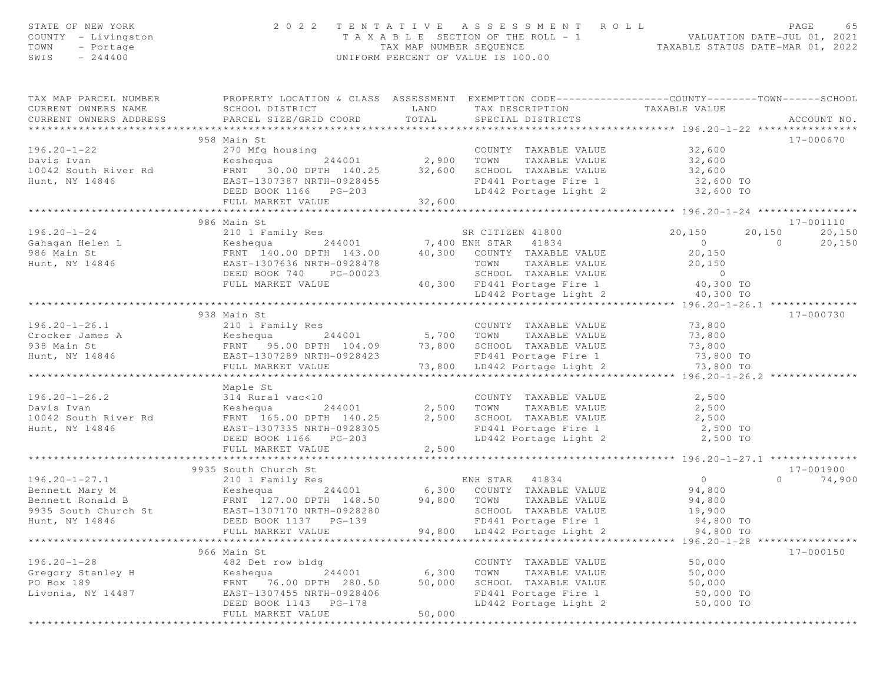STATE OF NEW YORK
COUNTY - Livingston
TOWN - Portage
SWIS - 244400

2022 TENTATIVE ASSESSMENT ROLL
TAXABLE SECTION OF THE ROLL - 1
TAX MAP NUMBER SEQUENCE
UNIFORM PERCENT OF VALUE IS 100.00

VALUATION DATE-JUL 01, 2021
TAXABLE STATUS DATE-MAR 01, 2022

| TAX MAP PARCEL NUMBER / CURRENT OWNERS NAME / CURRENT OWNERS ADDRESS | PROPERTY LOCATION & CLASS / SCHOOL DISTRICT / PARCEL SIZE/GRID COORD | ASSESSMENT LAND / TOTAL | EXEMPTION CODE / TAX DESCRIPTION / SPECIAL DISTRICTS | COUNTY TAXABLE VALUE | TOWN | SCHOOL | ACCOUNT NO. |
|---|---|---|---|---|---|---|---|
| | 958 Main St | | | | | | 17-000670 |
| 196.20-1-22 | 270 Mfg housing | | COUNTY TAXABLE VALUE | 32,600 | | | |
| Davis Ivan | Keshequa 244001 | 2,900 | TOWN TAXABLE VALUE | 32,600 | | | |
| 10042 South River Rd | FRNT 30.00 DPTH 140.25 | 32,600 | SCHOOL TAXABLE VALUE | 32,600 | | | |
| Hunt, NY 14846 | EAST-1307387 NRTH-0928455 | | FD441 Portage Fire 1 | 32,600 TO | | | |
| | DEED BOOK 1166 PG-203 | | LD442 Portage Light 2 | 32,600 TO | | | |
| | FULL MARKET VALUE | 32,600 | | | | | |
| | 986 Main St | | | | | | 17-001110 |
| 196.20-1-24 | 210 1 Family Res | | SR CITIZEN 41800 | 20,150 | 20,150 | 20,150 | |
| Gahagan Helen L | Keshequa 244001 | 7,400 | ENH STAR 41834 | 0 | 0 | 20,150 | |
| 986 Main St | FRNT 140.00 DPTH 143.00 | 40,300 | COUNTY TAXABLE VALUE | 20,150 | | | |
| Hunt, NY 14846 | EAST-1307636 NRTH-0928478 | | TOWN TAXABLE VALUE | 20,150 | | | |
| | DEED BOOK 740 PG-00023 | | SCHOOL TAXABLE VALUE | 0 | | | |
| | FULL MARKET VALUE | 40,300 | FD441 Portage Fire 1 | 40,300 TO | | | |
| | | | LD442 Portage Light 2 | 40,300 TO | | | |
| | 938 Main St | | | | | | 17-000730 |
| 196.20-1-26.1 | 210 1 Family Res | | COUNTY TAXABLE VALUE | 73,800 | | | |
| Crocker James A | Keshequa 244001 | 5,700 | TOWN TAXABLE VALUE | 73,800 | | | |
| 938 Main St | FRNT 95.00 DPTH 104.09 | 73,800 | SCHOOL TAXABLE VALUE | 73,800 | | | |
| Hunt, NY 14846 | EAST-1307289 NRTH-0928423 | | FD441 Portage Fire 1 | 73,800 TO | | | |
| | FULL MARKET VALUE | 73,800 | LD442 Portage Light 2 | 73,800 TO | | | |
| | Maple St | | | | | | |
| 196.20-1-26.2 | 314 Rural vac<10 | | COUNTY TAXABLE VALUE | 2,500 | | | |
| Davis Ivan | Keshequa 244001 | 2,500 | TOWN TAXABLE VALUE | 2,500 | | | |
| 10042 South River Rd | FRNT 165.00 DPTH 140.25 | 2,500 | SCHOOL TAXABLE VALUE | 2,500 | | | |
| Hunt, NY 14846 | EAST-1307335 NRTH-0928305 | | FD441 Portage Fire 1 | 2,500 TO | | | |
| | DEED BOOK 1166 PG-203 | | LD442 Portage Light 2 | 2,500 TO | | | |
| | FULL MARKET VALUE | 2,500 | | | | | |
| | 9935 South Church St | | | | | | 17-001900 |
| 196.20-1-27.1 | 210 1 Family Res | | ENH STAR 41834 | 0 | 0 | 74,900 | |
| Bennett Mary M | Keshequa 244001 | 6,300 | COUNTY TAXABLE VALUE | 94,800 | | | |
| Bennett Ronald B | FRNT 127.00 DPTH 148.50 | 94,800 | TOWN TAXABLE VALUE | 94,800 | | | |
| 9935 South Church St | EAST-1307170 NRTH-0928280 | | SCHOOL TAXABLE VALUE | 19,900 | | | |
| Hunt, NY 14846 | DEED BOOK 1137 PG-139 | | FD441 Portage Fire 1 | 94,800 TO | | | |
| | FULL MARKET VALUE | 94,800 | LD442 Portage Light 2 | 94,800 TO | | | |
| | 966 Main St | | | | | | 17-000150 |
| 196.20-1-28 | 482 Det row bldg | | COUNTY TAXABLE VALUE | 50,000 | | | |
| Gregory Stanley H | Keshequa 244001 | 6,300 | TOWN TAXABLE VALUE | 50,000 | | | |
| PO Box 189 | FRNT 76.00 DPTH 280.50 | 50,000 | SCHOOL TAXABLE VALUE | 50,000 | | | |
| Livonia, NY 14487 | EAST-1307455 NRTH-0928406 | | FD441 Portage Fire 1 | 50,000 TO | | | |
| | DEED BOOK 1143 PG-178 | | LD442 Portage Light 2 | 50,000 TO | | | |
| | FULL MARKET VALUE | 50,000 | | | | | |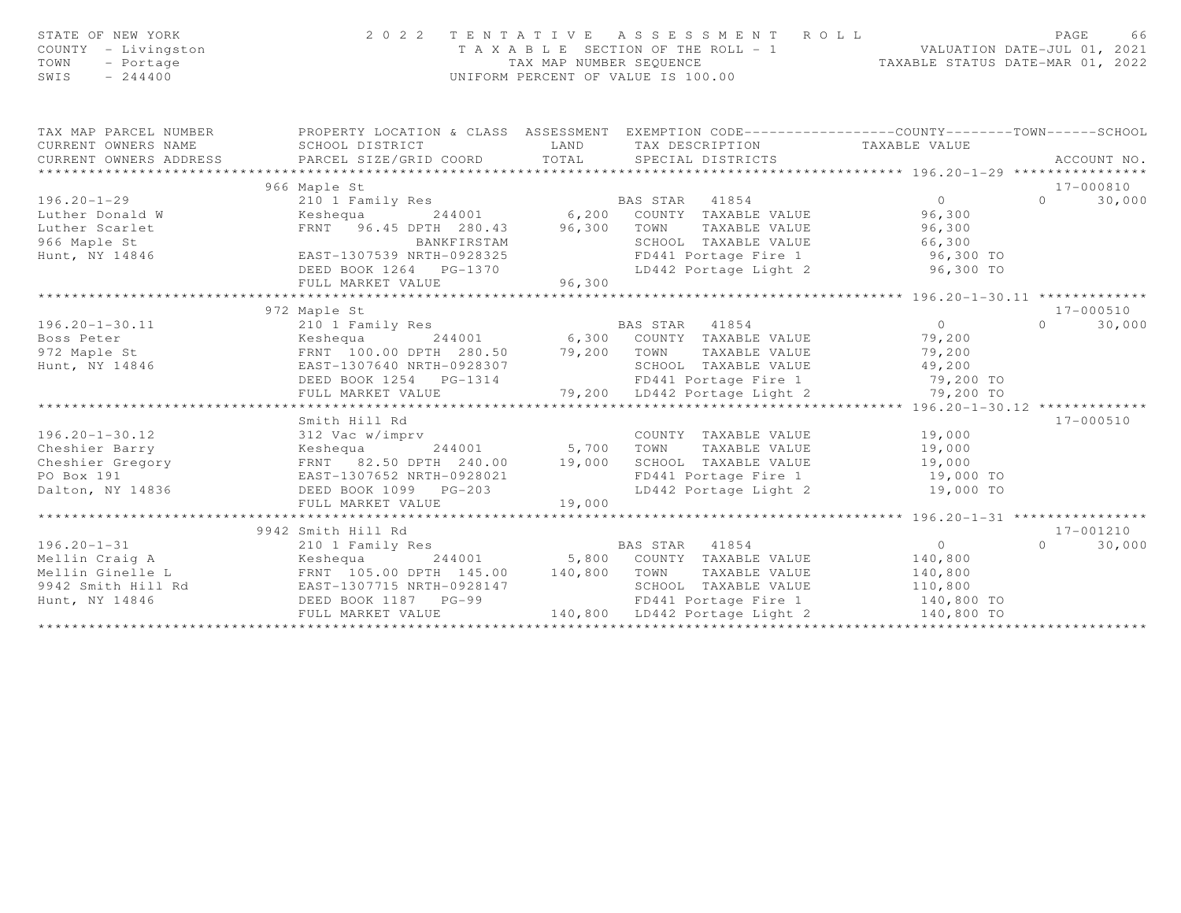STATE OF NEW YORK — 2022 TENTATIVE ASSESSMENT ROLL
COUNTY - Livingston — TAXABLE SECTION OF THE ROLL - 1 — VALUATION DATE-JUL 01, 2021
TOWN - Portage — TAX MAP NUMBER SEQUENCE — TAXABLE STATUS DATE-MAR 01, 2022
SWIS - 244400 — UNIFORM PERCENT OF VALUE IS 100.00

| TAX MAP PARCEL NUMBER / CURRENT OWNERS NAME / CURRENT OWNERS ADDRESS | PROPERTY LOCATION & CLASS / SCHOOL DISTRICT / PARCEL SIZE/GRID COORD | ASSESSMENT LAND / TOTAL | EXEMPTION CODE / TAX DESCRIPTION / SPECIAL DISTRICTS | COUNTY | TOWN | SCHOOL | ACCOUNT NO. |
|---|---|---|---|---|---|---|---|
| **196.20-1-29** | 966 Maple St | | | | | | 17-000810 |
| 196.20-1-29 | 210 1 Family Res | | BAS STAR 41854 | 0 | 0 | 30,000 | |
| Luther Donald W | Keshequa 244001 | 6,200 | COUNTY TAXABLE VALUE | 96,300 | | | |
| Luther Scarlet | FRNT 96.45 DPTH 280.43 | 96,300 | TOWN TAXABLE VALUE | | 96,300 | | |
| 966 Maple St | BANKFIRSTAM | | SCHOOL TAXABLE VALUE | | | 66,300 | |
| Hunt, NY 14846 | EAST-1307539 NRTH-0928325 | | FD441 Portage Fire 1 | 96,300 TO | | | |
| | DEED BOOK 1264 PG-1370 | | LD442 Portage Light 2 | 96,300 TO | | | |
| | FULL MARKET VALUE | 96,300 | | | | | |
| **196.20-1-30.11** | 972 Maple St | | | | | | 17-000510 |
| 196.20-1-30.11 | 210 1 Family Res | | BAS STAR 41854 | 0 | 0 | 30,000 | |
| Boss Peter | Keshequa 244001 | 6,300 | COUNTY TAXABLE VALUE | 79,200 | | | |
| 972 Maple St | FRNT 100.00 DPTH 280.50 | 79,200 | TOWN TAXABLE VALUE | | 79,200 | | |
| Hunt, NY 14846 | EAST-1307640 NRTH-0928307 | | SCHOOL TAXABLE VALUE | | | 49,200 | |
| | DEED BOOK 1254 PG-1314 | | FD441 Portage Fire 1 | 79,200 TO | | | |
| | FULL MARKET VALUE | 79,200 | LD442 Portage Light 2 | 79,200 TO | | | |
| **196.20-1-30.12** | Smith Hill Rd | | | | | | 17-000510 |
| 196.20-1-30.12 | 312 Vac w/imprv | | COUNTY TAXABLE VALUE | 19,000 | | | |
| Cheshier Barry | Keshequa 244001 | 5,700 | TOWN TAXABLE VALUE | | 19,000 | | |
| Cheshier Gregory | FRNT 82.50 DPTH 240.00 | 19,000 | SCHOOL TAXABLE VALUE | | | 19,000 | |
| PO Box 191 | EAST-1307652 NRTH-0928021 | | FD441 Portage Fire 1 | 19,000 TO | | | |
| Dalton, NY 14836 | DEED BOOK 1099 PG-203 | | LD442 Portage Light 2 | 19,000 TO | | | |
| | FULL MARKET VALUE | 19,000 | | | | | |
| **196.20-1-31** | 9942 Smith Hill Rd | | | | | | 17-001210 |
| 196.20-1-31 | 210 1 Family Res | | BAS STAR 41854 | 0 | 0 | 30,000 | |
| Mellin Craig A | Keshequa 244001 | 5,800 | COUNTY TAXABLE VALUE | 140,800 | | | |
| Mellin Ginelle L | FRNT 105.00 DPTH 145.00 | 140,800 | TOWN TAXABLE VALUE | | 140,800 | | |
| 9942 Smith Hill Rd | EAST-1307715 NRTH-0928147 | | SCHOOL TAXABLE VALUE | | | 110,800 | |
| Hunt, NY 14846 | DEED BOOK 1187 PG-99 | | FD441 Portage Fire 1 | 140,800 TO | | | |
| | FULL MARKET VALUE | 140,800 | LD442 Portage Light 2 | 140,800 TO | | | |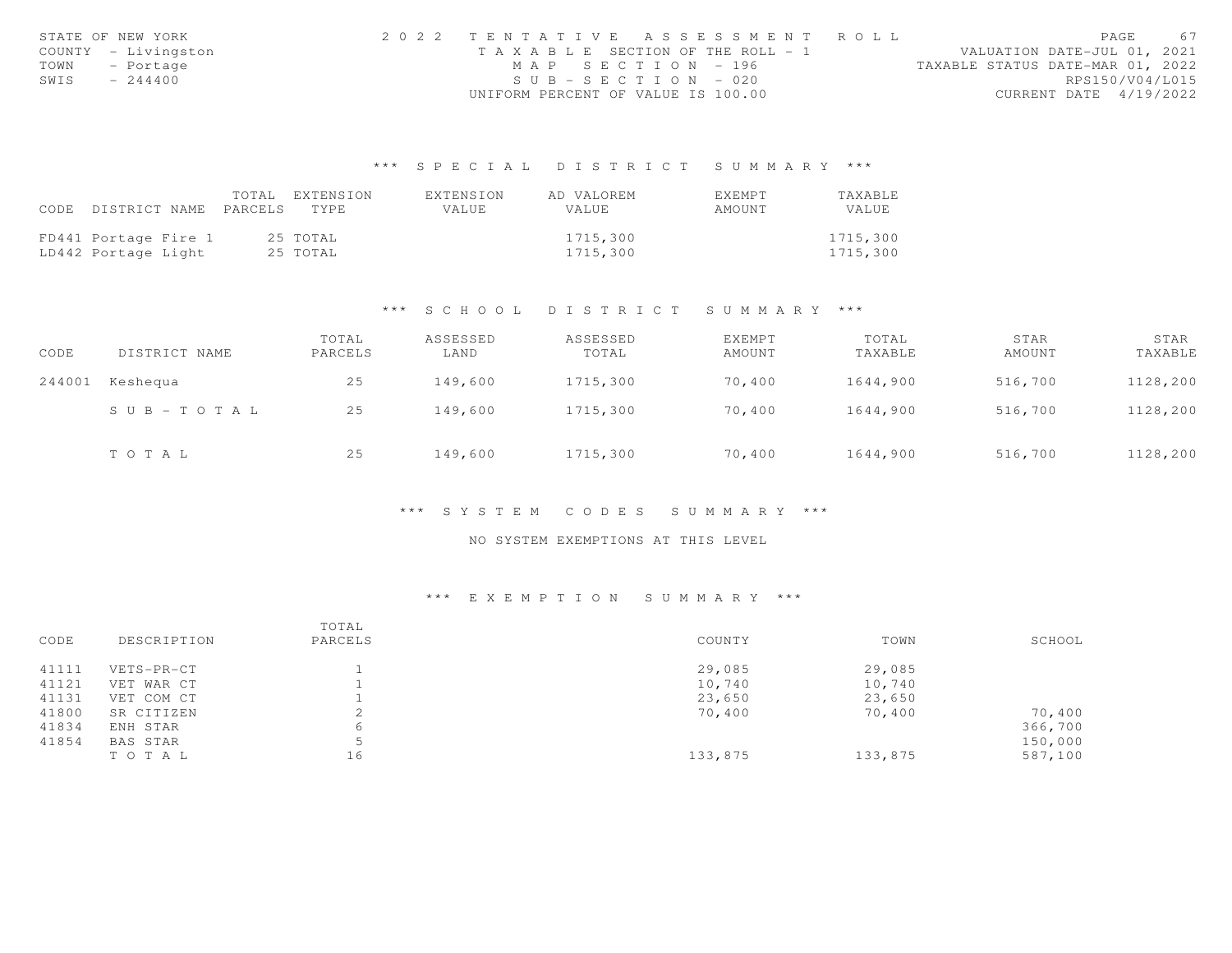STATE OF NEW YORK
COUNTY - Livingston
TOWN - Portage
SWIS - 244400

2 0 2 2 T E N T A T I V E A S S E S S M E N T R O L L
T A X A B L E SECTION OF THE ROLL - 1
M A P S E C T I O N - 196
S U B - S E C T I O N - 020
UNIFORM PERCENT OF VALUE IS 100.00

VALUATION DATE-JUL 01, 2021
TAXABLE STATUS DATE-MAR 01, 2022
RPS150/V04/L015
CURRENT DATE 4/19/2022

## *** S P E C I A L D I S T R I C T S U M M A R Y ***

| CODE DISTRICT NAME | TOTAL PARCELS | EXTENSION TYPE | EXTENSION VALUE | AD VALOREM VALUE | EXEMPT AMOUNT | TAXABLE VALUE |
|---|---|---|---|---|---|---|
| FD441 Portage Fire 1 | 25 | TOTAL | | 1715,300 | | 1715,300 |
| LD442 Portage Light | 25 | TOTAL | | 1715,300 | | 1715,300 |

## *** S C H O O L D I S T R I C T S U M M A R Y ***

| CODE | DISTRICT NAME | TOTAL PARCELS | ASSESSED LAND | ASSESSED TOTAL | EXEMPT AMOUNT | TOTAL TAXABLE | STAR AMOUNT | STAR TAXABLE |
|---|---|---|---|---|---|---|---|---|
| 244001 | Keshequa | 25 | 149,600 | 1715,300 | 70,400 | 1644,900 | 516,700 | 1128,200 |
| | S U B - T O T A L | 25 | 149,600 | 1715,300 | 70,400 | 1644,900 | 516,700 | 1128,200 |
| | T O T A L | 25 | 149,600 | 1715,300 | 70,400 | 1644,900 | 516,700 | 1128,200 |

## *** S Y S T E M C O D E S S U M M A R Y ***

NO SYSTEM EXEMPTIONS AT THIS LEVEL

## *** E X E M P T I O N S U M M A R Y ***

| CODE | DESCRIPTION | TOTAL PARCELS | COUNTY | TOWN | SCHOOL |
|---|---|---|---|---|---|
| 41111 | VETS-PR-CT | 1 | 29,085 | 29,085 | |
| 41121 | VET WAR CT | 1 | 10,740 | 10,740 | |
| 41131 | VET COM CT | 1 | 23,650 | 23,650 | |
| 41800 | SR CITIZEN | 2 | 70,400 | 70,400 | 70,400 |
| 41834 | ENH STAR | 6 | | | 366,700 |
| 41854 | BAS STAR | 5 | | | 150,000 |
| | T O T A L | 16 | 133,875 | 133,875 | 587,100 |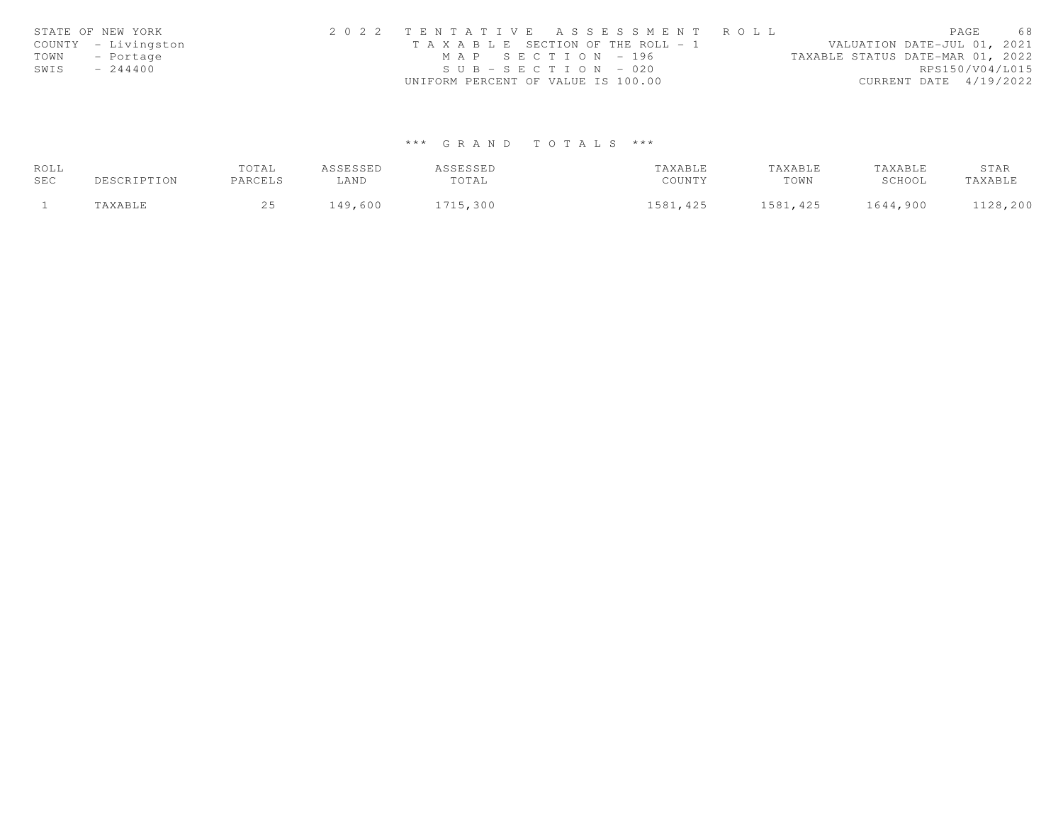STATE OF NEW YORK
COUNTY - Livingston
TOWN - Portage
SWIS - 244400

2 0 2 2 T E N T A T I V E A S S E S S M E N T R O L L
T A X A B L E SECTION OF THE ROLL - 1
M A P S E C T I O N - 196
S U B - S E C T I O N - 020
UNIFORM PERCENT OF VALUE IS 100.00

VALUATION DATE-JUL 01, 2021
TAXABLE STATUS DATE-MAR 01, 2022
RPS150/V04/L015
CURRENT DATE 4/19/2022

*** G R A N D T O T A L S ***

| ROLL SEC | DESCRIPTION | TOTAL PARCELS | ASSESSED LAND | ASSESSED TOTAL | TAXABLE COUNTY | TAXABLE TOWN | TAXABLE SCHOOL | STAR TAXABLE |
|---|---|---|---|---|---|---|---|---|
| 1 | TAXABLE | 25 | 149,600 | 1715,300 | 1581,425 | 1581,425 | 1644,900 | 1128,200 |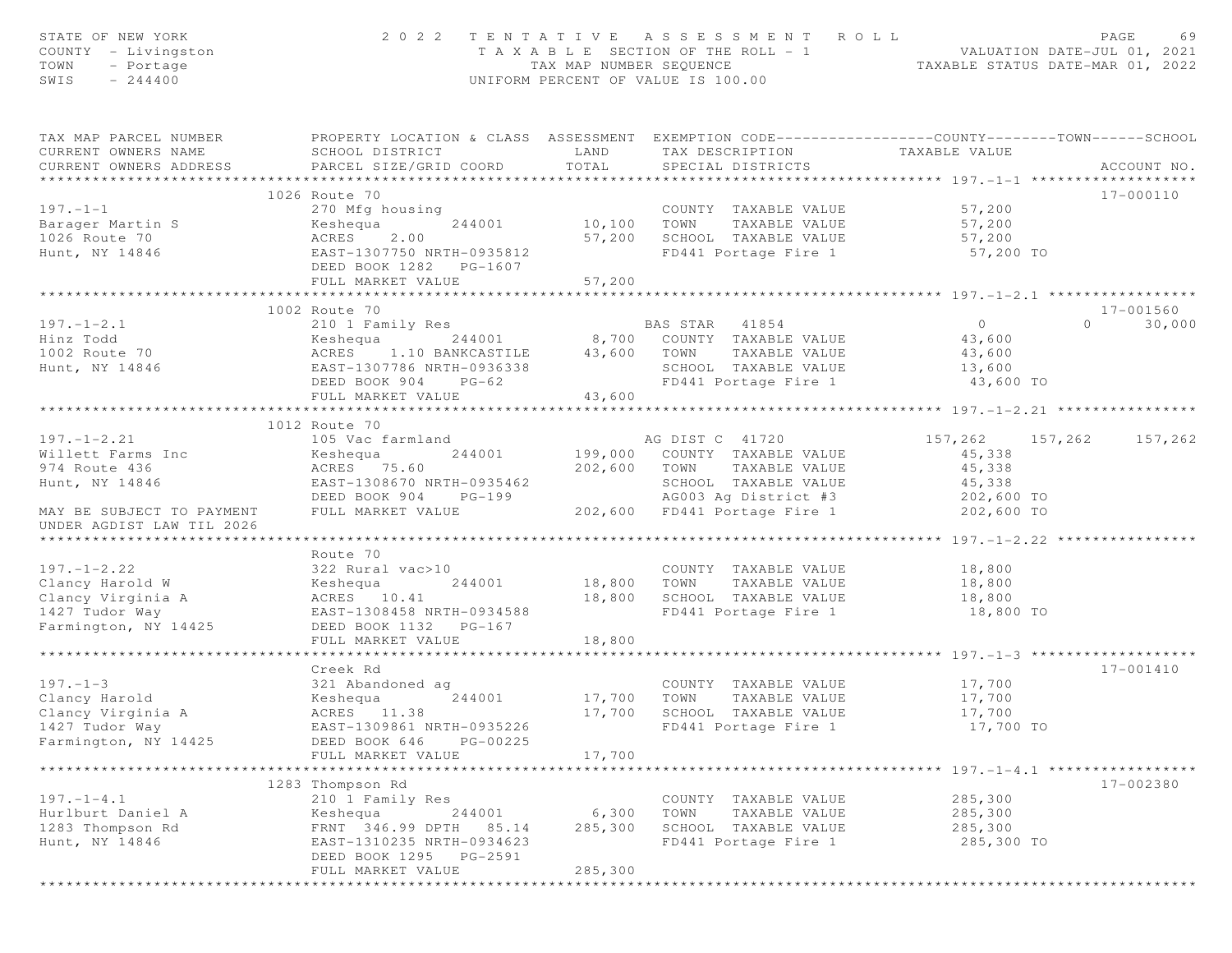STATE OF NEW YORK
COUNTY - Livingston
TOWN - Portage
SWIS - 244400

2 0 2 2 TENTATIVE ASSESSMENT ROLL
TAXABLE SECTION OF THE ROLL - 1
TAX MAP NUMBER SEQUENCE
UNIFORM PERCENT OF VALUE IS 100.00

VALUATION DATE-JUL 01, 2021
TAXABLE STATUS DATE-MAR 01, 2022

| TAX MAP PARCEL NUMBER / CURRENT OWNERS NAME / CURRENT OWNERS ADDRESS | PROPERTY LOCATION & CLASS / SCHOOL DISTRICT / PARCEL SIZE/GRID COORD | ASSESSMENT LAND / TOTAL | EXEMPTION CODE / TAX DESCRIPTION / SPECIAL DISTRICTS | COUNTY TAXABLE VALUE | TOWN | SCHOOL | ACCOUNT NO. |
|---|---|---|---|---|---|---|---|
| **197.-1-1** | 1026 Route 70 | | | | | | 17-000110 |
| 197.-1-1 | 270 Mfg housing | | COUNTY TAXABLE VALUE | 57,200 | | | |
| Barager Martin S | Keshequa 244001 | 10,100 | TOWN TAXABLE VALUE | 57,200 | | | |
| 1026 Route 70 | ACRES 2.00 | 57,200 | SCHOOL TAXABLE VALUE | 57,200 | | | |
| Hunt, NY 14846 | EAST-1307750 NRTH-0935812 | | FD441 Portage Fire 1 | 57,200 TO | | | |
| | DEED BOOK 1282 PG-1607 | | | | | | |
| | FULL MARKET VALUE | 57,200 | | | | | |
| **197.-1-2.1** | 1002 Route 70 | | | | | | 17-001560 |
| 197.-1-2.1 | 210 1 Family Res | | BAS STAR 41854 | 0 | 0 | 30,000 | |
| Hinz Todd | Keshequa 244001 | 8,700 | COUNTY TAXABLE VALUE | 43,600 | | | |
| 1002 Route 70 | ACRES 1.10 BANKCASTILE | 43,600 | TOWN TAXABLE VALUE | 43,600 | | | |
| Hunt, NY 14846 | EAST-1307786 NRTH-0936338 | | SCHOOL TAXABLE VALUE | 13,600 | | | |
| | DEED BOOK 904 PG-62 | | FD441 Portage Fire 1 | 43,600 TO | | | |
| | FULL MARKET VALUE | 43,600 | | | | | |
| **197.-1-2.21** | 1012 Route 70 | | | | | | |
| 197.-1-2.21 | 105 Vac farmland | | AG DIST C 41720 | 157,262 | 157,262 | 157,262 | |
| Willett Farms Inc | Keshequa 244001 | 199,000 | COUNTY TAXABLE VALUE | 45,338 | | | |
| 974 Route 436 | ACRES 75.60 | 202,600 | TOWN TAXABLE VALUE | 45,338 | | | |
| Hunt, NY 14846 | EAST-1308670 NRTH-0935462 | | SCHOOL TAXABLE VALUE | 45,338 | | | |
| | DEED BOOK 904 PG-199 | | AG003 Ag District #3 | 202,600 TO | | | |
| MAY BE SUBJECT TO PAYMENT UNDER AGDIST LAW TIL 2026 | FULL MARKET VALUE | 202,600 | FD441 Portage Fire 1 | 202,600 TO | | | |
| **197.-1-2.22** | Route 70 | | | | | | |
| 197.-1-2.22 | 322 Rural vac>10 | | COUNTY TAXABLE VALUE | 18,800 | | | |
| Clancy Harold W | Keshequa 244001 | 18,800 | TOWN TAXABLE VALUE | 18,800 | | | |
| Clancy Virginia A | ACRES 10.41 | 18,800 | SCHOOL TAXABLE VALUE | 18,800 | | | |
| 1427 Tudor Way | EAST-1308458 NRTH-0934588 | | FD441 Portage Fire 1 | 18,800 TO | | | |
| Farmington, NY 14425 | DEED BOOK 1132 PG-167 | | | | | | |
| | FULL MARKET VALUE | 18,800 | | | | | |
| **197.-1-3** | Creek Rd | | | | | | 17-001410 |
| 197.-1-3 | 321 Abandoned ag | | COUNTY TAXABLE VALUE | 17,700 | | | |
| Clancy Harold | Keshequa 244001 | 17,700 | TOWN TAXABLE VALUE | 17,700 | | | |
| Clancy Virginia A | ACRES 11.38 | 17,700 | SCHOOL TAXABLE VALUE | 17,700 | | | |
| 1427 Tudor Way | EAST-1309861 NRTH-0935226 | | FD441 Portage Fire 1 | 17,700 TO | | | |
| Farmington, NY 14425 | DEED BOOK 646 PG-00225 | | | | | | |
| | FULL MARKET VALUE | 17,700 | | | | | |
| **197.-1-4.1** | 1283 Thompson Rd | | | | | | 17-002380 |
| 197.-1-4.1 | 210 1 Family Res | | COUNTY TAXABLE VALUE | 285,300 | | | |
| Hurlburt Daniel A | Keshequa 244001 | 6,300 | TOWN TAXABLE VALUE | 285,300 | | | |
| 1283 Thompson Rd | FRNT 346.99 DPTH 85.14 | 285,300 | SCHOOL TAXABLE VALUE | 285,300 | | | |
| Hunt, NY 14846 | EAST-1310235 NRTH-0934623 | | FD441 Portage Fire 1 | 285,300 TO | | | |
| | DEED BOOK 1295 PG-2591 | | | | | | |
| | FULL MARKET VALUE | 285,300 | | | | | |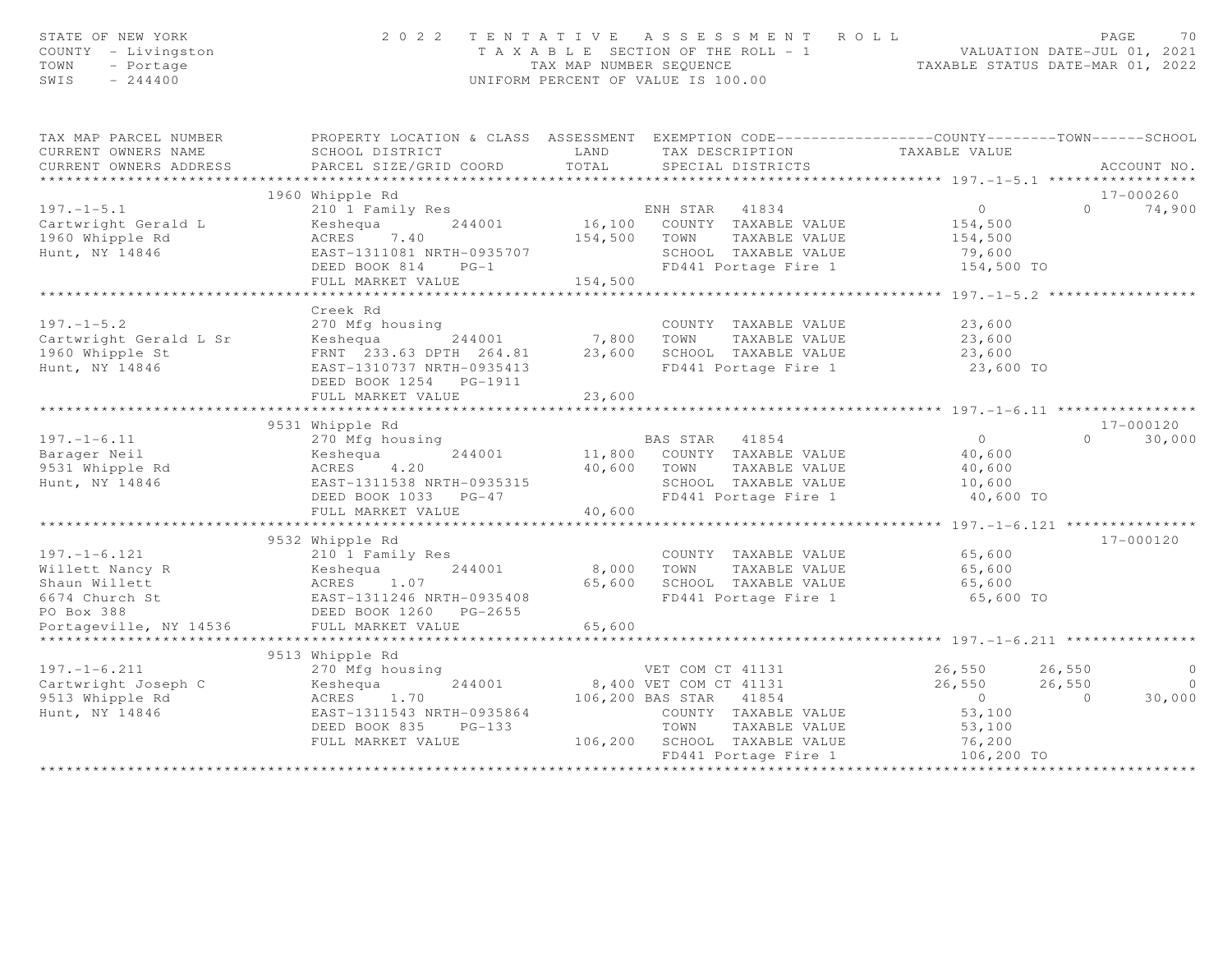STATE OF NEW YORK — 2022 TENTATIVE ASSESSMENT ROLL
COUNTY - Livingston — TAXABLE SECTION OF THE ROLL - 1 — VALUATION DATE-JUL 01, 2021
TOWN - Portage — TAX MAP NUMBER SEQUENCE — TAXABLE STATUS DATE-MAR 01, 2022
SWIS - 244400 — UNIFORM PERCENT OF VALUE IS 100.00

| TAX MAP PARCEL NUMBER / CURRENT OWNERS NAME / CURRENT OWNERS ADDRESS | PROPERTY LOCATION & CLASS / SCHOOL DISTRICT / PARCEL SIZE/GRID COORD | ASSESSMENT LAND / TOTAL | EXEMPTION CODE / TAX DESCRIPTION / SPECIAL DISTRICTS | COUNTY TAXABLE VALUE | TOWN | SCHOOL | ACCOUNT NO. |
|---|---|---|---|---|---|---|---|
| **197.-1-5.1** | 1960 Whipple Rd | | | | | | 17-000260 |
| Cartwright Gerald L | 210 1 Family Res | | ENH STAR 41834 | 0 | 0 | 74,900 | |
| 1960 Whipple Rd | Keshequa 244001 | 16,100 | COUNTY TAXABLE VALUE | 154,500 | | | |
| Hunt, NY 14846 | ACRES 7.40 | 154,500 | TOWN TAXABLE VALUE | 154,500 | | | |
| | EAST-1311081 NRTH-0935707 | | SCHOOL TAXABLE VALUE | 79,600 | | | |
| | DEED BOOK 814 PG-1 | | FD441 Portage Fire 1 | 154,500 TO | | | |
| | FULL MARKET VALUE | 154,500 | | | | | |
| **197.-1-5.2** | Creek Rd | | | | | | |
| Cartwright Gerald L Sr | 270 Mfg housing | | COUNTY TAXABLE VALUE | 23,600 | | | |
| 1960 Whipple St | Keshequa 244001 | 7,800 | TOWN TAXABLE VALUE | 23,600 | | | |
| Hunt, NY 14846 | FRNT 233.63 DPTH 264.81 | 23,600 | SCHOOL TAXABLE VALUE | 23,600 | | | |
| | EAST-1310737 NRTH-0935413 | | FD441 Portage Fire 1 | 23,600 TO | | | |
| | DEED BOOK 1254 PG-1911 | | | | | | |
| | FULL MARKET VALUE | 23,600 | | | | | |
| **197.-1-6.11** | 9531 Whipple Rd | | | | | | 17-000120 |
| Barager Neil | 270 Mfg housing | | BAS STAR 41854 | 0 | 0 | 30,000 | |
| 9531 Whipple Rd | Keshequa 244001 | 11,800 | COUNTY TAXABLE VALUE | 40,600 | | | |
| Hunt, NY 14846 | ACRES 4.20 | 40,600 | TOWN TAXABLE VALUE | 40,600 | | | |
| | EAST-1311538 NRTH-0935315 | | SCHOOL TAXABLE VALUE | 10,600 | | | |
| | DEED BOOK 1033 PG-47 | | FD441 Portage Fire 1 | 40,600 TO | | | |
| | FULL MARKET VALUE | 40,600 | | | | | |
| **197.-1-6.121** | 9532 Whipple Rd | | | | | | 17-000120 |
| Willett Nancy R | 210 1 Family Res | | COUNTY TAXABLE VALUE | 65,600 | | | |
| Shaun Willett | Keshequa 244001 | 8,000 | TOWN TAXABLE VALUE | 65,600 | | | |
| 6674 Church St | ACRES 1.07 | 65,600 | SCHOOL TAXABLE VALUE | 65,600 | | | |
| PO Box 388 | EAST-1311246 NRTH-0935408 | | FD441 Portage Fire 1 | 65,600 TO | | | |
| Portageville, NY 14536 | DEED BOOK 1260 PG-2655 | | | | | | |
| | FULL MARKET VALUE | 65,600 | | | | | |
| **197.-1-6.211** | 9513 Whipple Rd | | | | | | |
| Cartwright Joseph C | 270 Mfg housing | | VET COM CT 41131 | 26,550 | 26,550 | 0 | |
| 9513 Whipple Rd | Keshequa 244001 | 8,400 | VET COM CT 41131 | 26,550 | 26,550 | 0 | |
| Hunt, NY 14846 | ACRES 1.70 | 106,200 | BAS STAR 41854 | 0 | 0 | 30,000 | |
| | EAST-1311543 NRTH-0935864 | | COUNTY TAXABLE VALUE | 53,100 | | | |
| | DEED BOOK 835 PG-133 | | TOWN TAXABLE VALUE | 53,100 | | | |
| | FULL MARKET VALUE | 106,200 | SCHOOL TAXABLE VALUE | 76,200 | | | |
| | | | FD441 Portage Fire 1 | 106,200 TO | | | |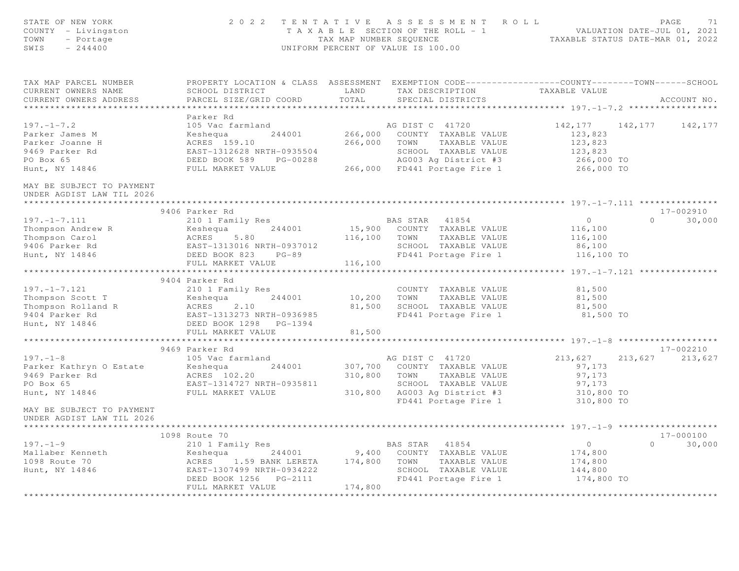STATE OF NEW YORK — 2022 TENTATIVE ASSESSMENT ROLL
COUNTY - Livingston — TAXABLE SECTION OF THE ROLL - 1 — VALUATION DATE-JUL 01, 2021
TOWN - Portage — TAX MAP NUMBER SEQUENCE — TAXABLE STATUS DATE-MAR 01, 2022
SWIS - 244400 — UNIFORM PERCENT OF VALUE IS 100.00

| TAX MAP PARCEL NUMBER / CURRENT OWNERS NAME / CURRENT OWNERS ADDRESS | PROPERTY LOCATION & CLASS / SCHOOL DISTRICT / PARCEL SIZE/GRID COORD | ASSESSMENT LAND | ASSESSMENT TOTAL | EXEMPTION CODE / TAX DESCRIPTION / SPECIAL DISTRICTS | COUNTY TAXABLE VALUE | TOWN | SCHOOL / ACCOUNT NO. |
|---|---|---|---|---|---|---|---|
| **197.-1-7.2** | Parker Rd | | | | | | |
| 197.-1-7.2 | 105 Vac farmland | | | AG DIST C 41720 | 142,177 | 142,177 | 142,177 |
| Parker James M | Keshequa 244001 | 266,000 | | COUNTY TAXABLE VALUE | 123,823 | | |
| Parker Joanne H | ACRES 159.10 | | 266,000 | TOWN TAXABLE VALUE | 123,823 | | |
| 9469 Parker Rd | EAST-1312628 NRTH-0935504 | | | SCHOOL TAXABLE VALUE | 123,823 | | |
| PO Box 65 | DEED BOOK 589 PG-00288 | | | AG003 Ag District #3 | 266,000 TO | | |
| Hunt, NY 14846 | FULL MARKET VALUE | | 266,000 | FD441 Portage Fire 1 | 266,000 TO | | |
| MAY BE SUBJECT TO PAYMENT UNDER AGDIST LAW TIL 2026 | | | | | | | |
| **197.-1-7.111** | 9406 Parker Rd | | | | | | 17-002910 |
| 197.-1-7.111 | 210 1 Family Res | | | BAS STAR 41854 | 0 | 0 | 30,000 |
| Thompson Andrew R | Keshequa 244001 | 15,900 | | COUNTY TAXABLE VALUE | 116,100 | | |
| Thompson Carol | ACRES 5.80 | | 116,100 | TOWN TAXABLE VALUE | 116,100 | | |
| 9406 Parker Rd | EAST-1313016 NRTH-0937012 | | | SCHOOL TAXABLE VALUE | 86,100 | | |
| Hunt, NY 14846 | DEED BOOK 823 PG-89 | | | FD441 Portage Fire 1 | 116,100 TO | | |
| | FULL MARKET VALUE | | 116,100 | | | | |
| **197.-1-7.121** | 9404 Parker Rd | | | | | | |
| 197.-1-7.121 | 210 1 Family Res | | | COUNTY TAXABLE VALUE | 81,500 | | |
| Thompson Scott T | Keshequa 244001 | 10,200 | | TOWN TAXABLE VALUE | 81,500 | | |
| Thompson Rolland R | ACRES 2.10 | | 81,500 | SCHOOL TAXABLE VALUE | 81,500 | | |
| 9404 Parker Rd | EAST-1313273 NRTH-0936985 | | | FD441 Portage Fire 1 | 81,500 TO | | |
| Hunt, NY 14846 | DEED BOOK 1298 PG-1394 | | | | | | |
| | FULL MARKET VALUE | | 81,500 | | | | |
| **197.-1-8** | 9469 Parker Rd | | | | | | 17-002210 |
| 197.-1-8 | 105 Vac farmland | | | AG DIST C 41720 | 213,627 | 213,627 | 213,627 |
| Parker Kathryn O Estate | Keshequa 244001 | 307,700 | | COUNTY TAXABLE VALUE | 97,173 | | |
| 9469 Parker Rd | ACRES 102.20 | | 310,800 | TOWN TAXABLE VALUE | 97,173 | | |
| PO Box 65 | EAST-1314727 NRTH-0935811 | | | SCHOOL TAXABLE VALUE | 97,173 | | |
| Hunt, NY 14846 | FULL MARKET VALUE | | 310,800 | AG003 Ag District #3 | 310,800 TO | | |
| | | | | FD441 Portage Fire 1 | 310,800 TO | | |
| MAY BE SUBJECT TO PAYMENT UNDER AGDIST LAW TIL 2026 | | | | | | | |
| **197.-1-9** | 1098 Route 70 | | | | | | 17-000100 |
| 197.-1-9 | 210 1 Family Res | | | BAS STAR 41854 | 0 | 0 | 30,000 |
| Mallaber Kenneth | Keshequa 244001 | 9,400 | | COUNTY TAXABLE VALUE | 174,800 | | |
| 1098 Route 70 | ACRES 1.59 BANK LERETA | | 174,800 | TOWN TAXABLE VALUE | 174,800 | | |
| Hunt, NY 14846 | EAST-1307499 NRTH-0934222 | | | SCHOOL TAXABLE VALUE | 144,800 | | |
| | DEED BOOK 1256 PG-2111 | | | FD441 Portage Fire 1 | 174,800 TO | | |
| | FULL MARKET VALUE | | 174,800 | | | | |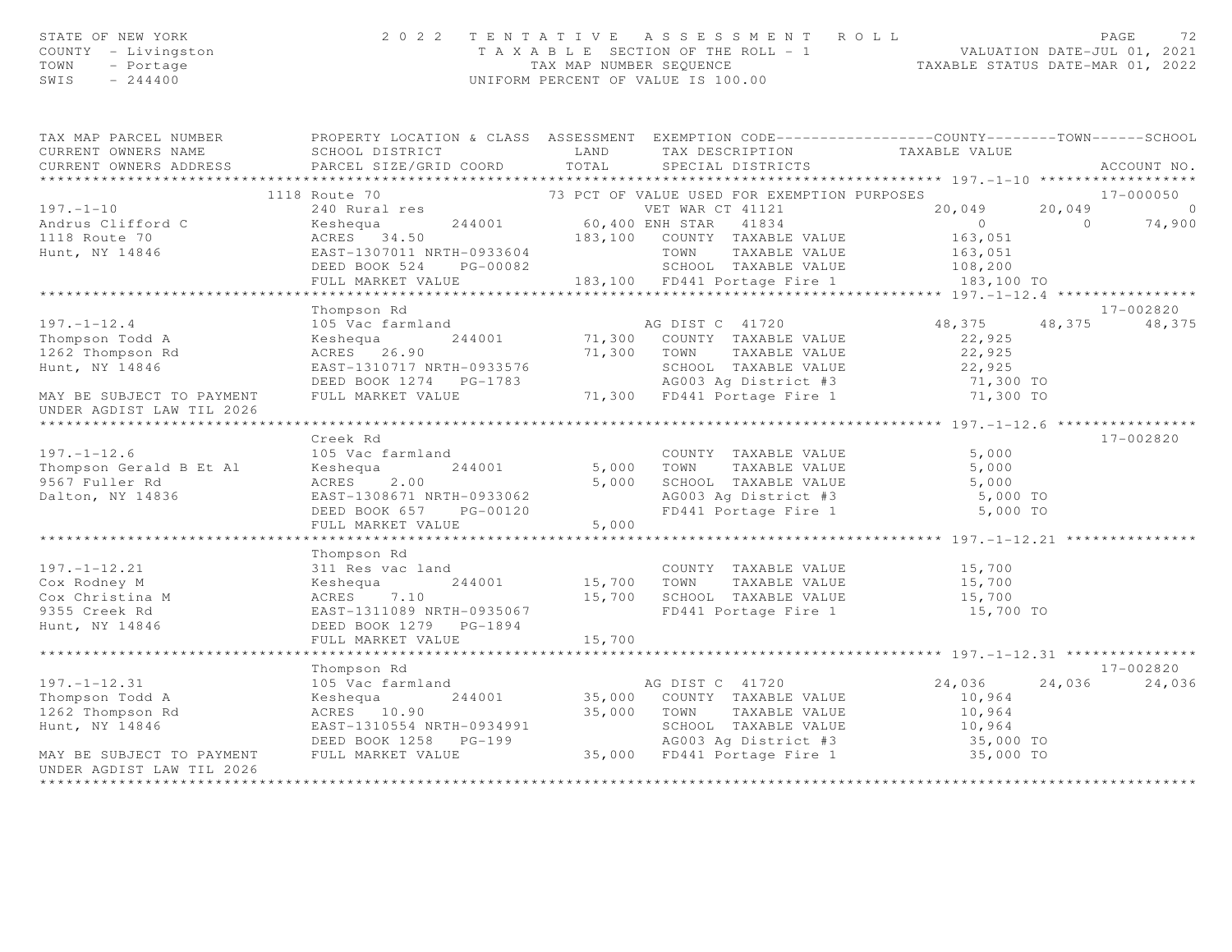STATE OF NEW YORK
COUNTY - Livingston
TOWN - Portage
SWIS - 244400

2 0 2 2 T E N T A T I V E A S S E S S M E N T R O L L
T A X A B L E SECTION OF THE ROLL - 1
TAX MAP NUMBER SEQUENCE
UNIFORM PERCENT OF VALUE IS 100.00

VALUATION DATE-JUL 01, 2021
TAXABLE STATUS DATE-MAR 01, 2022

```
TAX MAP PARCEL NUMBER          PROPERTY LOCATION & CLASS  ASSESSMENT  EXEMPTION CODE------------------COUNTY--------TOWN------SCHOOL
CURRENT OWNERS NAME            SCHOOL DISTRICT               LAND      TAX DESCRIPTION              TAXABLE VALUE
CURRENT OWNERS ADDRESS         PARCEL SIZE/GRID COORD       TOTAL      SPECIAL DISTRICTS                                     ACCOUNT NO.
******************************************************************************************************* 197.-1-10 ******************
                         1118 Route 70                      73 PCT OF VALUE USED FOR EXEMPTION PURPOSES                      17-000050
197.-1-10                240 Rural res                        VET WAR CT 41121              20,049      20,049           0
Andrus Clifford C        Keshequa      244001          60,400 ENH STAR   41834                   0           0      74,900
1118 Route 70            ACRES  34.50                 183,100   COUNTY  TAXABLE VALUE          163,051
Hunt, NY 14846           EAST-1307011 NRTH-0933604               TOWN    TAXABLE VALUE          163,051
                         DEED BOOK 524    PG-00082               SCHOOL  TAXABLE VALUE          108,200
                         FULL MARKET VALUE            183,100   FD441 Portage Fire 1            183,100 TO
******************************************************************************************************* 197.-1-12.4 ****************
                         Thompson Rd                                                                                17-002820
197.-1-12.4              105 Vac farmland                     AG DIST C  41720              48,375      48,375      48,375
Thompson Todd A          Keshequa      244001          71,300   COUNTY  TAXABLE VALUE           22,925
1262 Thompson Rd         ACRES  26.90                  71,300   TOWN    TAXABLE VALUE           22,925
Hunt, NY 14846           EAST-1310717 NRTH-0933576               SCHOOL  TAXABLE VALUE           22,925
                         DEED BOOK 1274   PG-1783                AG003 Ag District #3            71,300 TO
MAY BE SUBJECT TO PAYMENT FULL MARKET VALUE            71,300   FD441 Portage Fire 1             71,300 TO
UNDER AGDIST LAW TIL 2026
******************************************************************************************************* 197.-1-12.6 ****************
                         Creek Rd                                                                                   17-002820
197.-1-12.6              105 Vac farmland                       COUNTY  TAXABLE VALUE            5,000
Thompson Gerald B Et Al  Keshequa      244001           5,000   TOWN    TAXABLE VALUE            5,000
9567 Fuller Rd           ACRES   2.00                   5,000   SCHOOL  TAXABLE VALUE            5,000
Dalton, NY 14836         EAST-1308671 NRTH-0933062               AG003 Ag District #3             5,000 TO
                         DEED BOOK 657    PG-00120               FD441 Portage Fire 1              5,000 TO
                         FULL MARKET VALUE              5,000
******************************************************************************************************* 197.-1-12.21 ***************
                         Thompson Rd
197.-1-12.21             311 Res vac land                       COUNTY  TAXABLE VALUE           15,700
Cox Rodney M             Keshequa      244001          15,700   TOWN    TAXABLE VALUE           15,700
Cox Christina M          ACRES   7.10                  15,700   SCHOOL  TAXABLE VALUE           15,700
9355 Creek Rd            EAST-1311089 NRTH-0935067               FD441 Portage Fire 1             15,700 TO
Hunt, NY 14846           DEED BOOK 1279   PG-1894
                         FULL MARKET VALUE             15,700
******************************************************************************************************* 197.-1-12.31 ***************
                         Thompson Rd                                                                                17-002820
197.-1-12.31             105 Vac farmland                     AG DIST C  41720              24,036      24,036      24,036
Thompson Todd A          Keshequa      244001          35,000   COUNTY  TAXABLE VALUE           10,964
1262 Thompson Rd         ACRES  10.90                  35,000   TOWN    TAXABLE VALUE           10,964
Hunt, NY 14846           EAST-1310554 NRTH-0934991               SCHOOL  TAXABLE VALUE           10,964
                         DEED BOOK 1258   PG-199                 AG003 Ag District #3            35,000 TO
MAY BE SUBJECT TO PAYMENT FULL MARKET VALUE            35,000   FD441 Portage Fire 1             35,000 TO
UNDER AGDIST LAW TIL 2026
************************************************************************************************************************************
```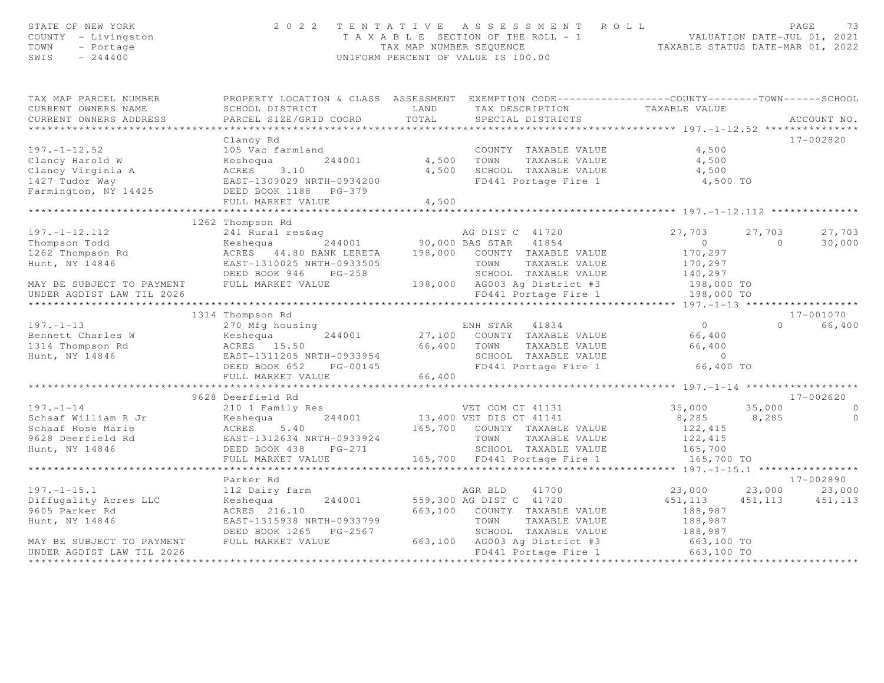STATE OF NEW YORK
COUNTY - Livingston
TOWN - Portage
SWIS - 244400

# 2022 TENTATIVE ASSESSMENT ROLL

TAXABLE SECTION OF THE ROLL - 1
TAX MAP NUMBER SEQUENCE
UNIFORM PERCENT OF VALUE IS 100.00

VALUATION DATE-JUL 01, 2021
TAXABLE STATUS DATE-MAR 01, 2022

| TAX MAP PARCEL NUMBER / CURRENT OWNERS NAME / CURRENT OWNERS ADDRESS | PROPERTY LOCATION & CLASS / SCHOOL DISTRICT / PARCEL SIZE/GRID COORD | ASSESSMENT LAND | ASSESSMENT TOTAL | EXEMPTION CODE / TAX DESCRIPTION / SPECIAL DISTRICTS | COUNTY TAXABLE VALUE | TOWN | SCHOOL | ACCOUNT NO. |
|---|---|---|---|---|---|---|---|---|
| 197.-1-12.52 | Clancy Rd | | | | | | | 17-002820 |
| | 105 Vac farmland | | | COUNTY TAXABLE VALUE | 4,500 | | | |
| Clancy Harold W | Keshequa 244001 | 4,500 | | TOWN TAXABLE VALUE | 4,500 | | | |
| Clancy Virginia A | ACRES 3.10 | | 4,500 | SCHOOL TAXABLE VALUE | 4,500 | | | |
| 1427 Tudor Way | EAST-1309029 NRTH-0934200 | | | FD441 Portage Fire 1 | 4,500 TO | | | |
| Farmington, NY 14425 | DEED BOOK 1188 PG-379 | | | | | | | |
| | FULL MARKET VALUE | | 4,500 | | | | | |
| 197.-1-12.112 | 1262 Thompson Rd | | | | | | | |
| | 241 Rural res&ag | | | AG DIST C 41720 | 27,703 | 27,703 | 27,703 | |
| Thompson Todd | Keshequa 244001 | 90,000 | | BAS STAR 41854 | 0 | 0 | 30,000 | |
| 1262 Thompson Rd | ACRES 44.80 BANK LERETA | | 198,000 | COUNTY TAXABLE VALUE | 170,297 | | | |
| Hunt, NY 14846 | EAST-1310025 NRTH-0933505 | | | TOWN TAXABLE VALUE | 170,297 | | | |
| | DEED BOOK 946 PG-258 | | | SCHOOL TAXABLE VALUE | 140,297 | | | |
| MAY BE SUBJECT TO PAYMENT | FULL MARKET VALUE | | 198,000 | AG003 Ag District #3 | 198,000 TO | | | |
| UNDER AGDIST LAW TIL 2026 | | | | FD441 Portage Fire 1 | 198,000 TO | | | |
| 197.-1-13 | 1314 Thompson Rd | | | | | | | 17-001070 |
| | 270 Mfg housing | | | ENH STAR 41834 | 0 | 0 | 66,400 | |
| Bennett Charles W | Keshequa 244001 | 27,100 | | COUNTY TAXABLE VALUE | 66,400 | | | |
| 1314 Thompson Rd | ACRES 15.50 | | 66,400 | TOWN TAXABLE VALUE | 66,400 | | | |
| Hunt, NY 14846 | EAST-1311205 NRTH-0933954 | | | SCHOOL TAXABLE VALUE | 0 | | | |
| | DEED BOOK 652 PG-00145 | | | FD441 Portage Fire 1 | 66,400 TO | | | |
| | FULL MARKET VALUE | | 66,400 | | | | | |
| 197.-1-14 | 9628 Deerfield Rd | | | | | | | 17-002620 |
| | 210 1 Family Res | | | VET COM CT 41131 | 35,000 | 35,000 | 0 | |
| Schaaf William R Jr | Keshequa 244001 | 13,400 | | VET DIS CT 41141 | 8,285 | 8,285 | 0 | |
| Schaaf Rose Marie | ACRES 5.40 | | 165,700 | COUNTY TAXABLE VALUE | 122,415 | | | |
| 9628 Deerfield Rd | EAST-1312634 NRTH-0933924 | | | TOWN TAXABLE VALUE | 122,415 | | | |
| Hunt, NY 14846 | DEED BOOK 438 PG-271 | | | SCHOOL TAXABLE VALUE | 165,700 | | | |
| | FULL MARKET VALUE | | 165,700 | FD441 Portage Fire 1 | 165,700 TO | | | |
| 197.-1-15.1 | Parker Rd | | | | | | | 17-002890 |
| | 112 Dairy farm | | | AGR BLD 41700 | 23,000 | 23,000 | 23,000 | |
| Diffugality Acres LLC | Keshequa 244001 | 559,300 | | AG DIST C 41720 | 451,113 | 451,113 | 451,113 | |
| 9605 Parker Rd | ACRES 216.10 | | 663,100 | COUNTY TAXABLE VALUE | 188,987 | | | |
| Hunt, NY 14846 | EAST-1315938 NRTH-0933799 | | | TOWN TAXABLE VALUE | 188,987 | | | |
| | DEED BOOK 1265 PG-2567 | | | SCHOOL TAXABLE VALUE | 188,987 | | | |
| MAY BE SUBJECT TO PAYMENT | FULL MARKET VALUE | | 663,100 | AG003 Ag District #3 | 663,100 TO | | | |
| UNDER AGDIST LAW TIL 2026 | | | | FD441 Portage Fire 1 | 663,100 TO | | | |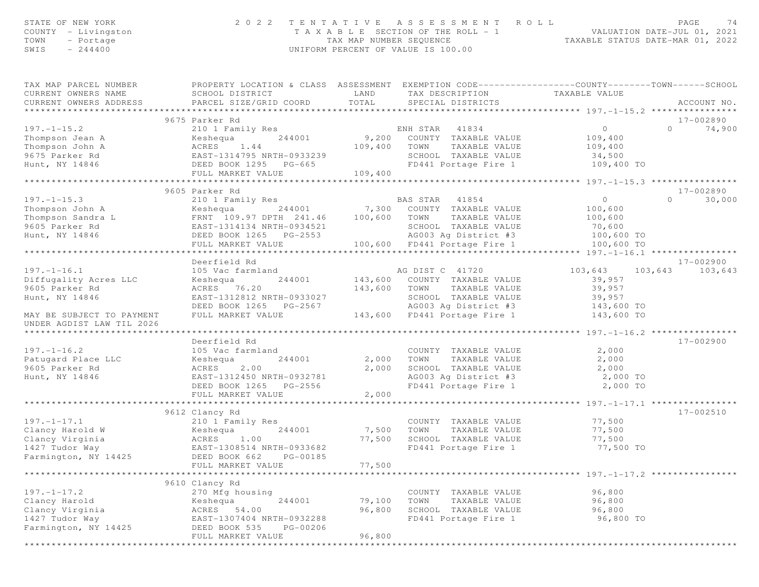STATE OF NEW YORK
COUNTY - Livingston
TOWN - Portage
SWIS - 244400

2022 TENTATIVE ASSESSMENT ROLL
TAXABLE SECTION OF THE ROLL - 1
TAX MAP NUMBER SEQUENCE
UNIFORM PERCENT OF VALUE IS 100.00

VALUATION DATE-JUL 01, 2021
TAXABLE STATUS DATE-MAR 01, 2022

| TAX MAP PARCEL NUMBER / CURRENT OWNERS NAME / CURRENT OWNERS ADDRESS | PROPERTY LOCATION & CLASS / SCHOOL DISTRICT / PARCEL SIZE/GRID COORD | ASSESSMENT LAND | TOTAL | EXEMPTION CODE / TAX DESCRIPTION / SPECIAL DISTRICTS | COUNTY TAXABLE VALUE | TOWN | SCHOOL | ACCOUNT NO. |
|---|---|---|---|---|---|---|---|---|
| **197.-1-15.2** | 9675 Parker Rd | | | | | | | 17-002890 |
| 197.-1-15.2 | 210 1 Family Res | | | ENH STAR 41834 | 0 | 0 | 74,900 | |
| Thompson Jean A | Keshequa 244001 | 9,200 | | COUNTY TAXABLE VALUE | 109,400 | | | |
| Thompson John A | ACRES 1.44 | | 109,400 | TOWN TAXABLE VALUE | 109,400 | | | |
| 9675 Parker Rd | EAST-1314795 NRTH-0933239 | | | SCHOOL TAXABLE VALUE | 34,500 | | | |
| Hunt, NY 14846 | DEED BOOK 1295 PG-665 | | | FD441 Portage Fire 1 | 109,400 TO | | | |
| | FULL MARKET VALUE | | 109,400 | | | | | |
| **197.-1-15.3** | 9605 Parker Rd | | | | | | | 17-002890 |
| 197.-1-15.3 | 210 1 Family Res | | | BAS STAR 41854 | 0 | 0 | 30,000 | |
| Thompson John A | Keshequa 244001 | 7,300 | | COUNTY TAXABLE VALUE | 100,600 | | | |
| Thompson Sandra L | FRNT 109.97 DPTH 241.46 | | 100,600 | TOWN TAXABLE VALUE | 100,600 | | | |
| 9605 Parker Rd | EAST-1314134 NRTH-0934521 | | | SCHOOL TAXABLE VALUE | 70,600 | | | |
| Hunt, NY 14846 | DEED BOOK 1265 PG-2553 | | | AG003 Ag District #3 | 100,600 TO | | | |
| | FULL MARKET VALUE | | 100,600 | FD441 Portage Fire 1 | 100,600 TO | | | |
| **197.-1-16.1** | Deerfield Rd | | | | | | | 17-002900 |
| 197.-1-16.1 | 105 Vac farmland | | | AG DIST C 41720 | 103,643 | 103,643 | 103,643 | |
| Diffugality Acres LLC | Keshequa 244001 | 143,600 | | COUNTY TAXABLE VALUE | 39,957 | | | |
| 9605 Parker Rd | ACRES 76.20 | | 143,600 | TOWN TAXABLE VALUE | 39,957 | | | |
| Hunt, NY 14846 | EAST-1312812 NRTH-0933027 | | | SCHOOL TAXABLE VALUE | 39,957 | | | |
| | DEED BOOK 1265 PG-2567 | | | AG003 Ag District #3 | 143,600 TO | | | |
| MAY BE SUBJECT TO PAYMENT UNDER AGDIST LAW TIL 2026 | FULL MARKET VALUE | | 143,600 | FD441 Portage Fire 1 | 143,600 TO | | | |
| **197.-1-16.2** | Deerfield Rd | | | | | | | 17-002900 |
| 197.-1-16.2 | 105 Vac farmland | | | COUNTY TAXABLE VALUE | 2,000 | | | |
| Patugard Place LLC | Keshequa 244001 | 2,000 | | TOWN TAXABLE VALUE | 2,000 | | | |
| 9605 Parker Rd | ACRES 2.00 | | 2,000 | SCHOOL TAXABLE VALUE | 2,000 | | | |
| Hunt, NY 14846 | EAST-1312450 NRTH-0932781 | | | AG003 Ag District #3 | 2,000 TO | | | |
| | DEED BOOK 1265 PG-2556 | | | FD441 Portage Fire 1 | 2,000 TO | | | |
| | FULL MARKET VALUE | | 2,000 | | | | | |
| **197.-1-17.1** | 9612 Clancy Rd | | | | | | | 17-002510 |
| 197.-1-17.1 | 210 1 Family Res | | | COUNTY TAXABLE VALUE | 77,500 | | | |
| Clancy Harold W | Keshequa 244001 | 7,500 | | TOWN TAXABLE VALUE | 77,500 | | | |
| Clancy Virginia | ACRES 1.00 | | 77,500 | SCHOOL TAXABLE VALUE | 77,500 | | | |
| 1427 Tudor Way | EAST-1308514 NRTH-0933682 | | | FD441 Portage Fire 1 | 77,500 TO | | | |
| Farmington, NY 14425 | DEED BOOK 662 PG-00185 | | | | | | | |
| | FULL MARKET VALUE | | 77,500 | | | | | |
| **197.-1-17.2** | 9610 Clancy Rd | | | | | | | |
| 197.-1-17.2 | 270 Mfg housing | | | COUNTY TAXABLE VALUE | 96,800 | | | |
| Clancy Harold | Keshequa 244001 | 79,100 | | TOWN TAXABLE VALUE | 96,800 | | | |
| Clancy Virginia | ACRES 54.00 | | 96,800 | SCHOOL TAXABLE VALUE | 96,800 | | | |
| 1427 Tudor Way | EAST-1307404 NRTH-0932288 | | | FD441 Portage Fire 1 | 96,800 TO | | | |
| Farmington, NY 14425 | DEED BOOK 535 PG-00206 | | | | | | | |
| | FULL MARKET VALUE | | 96,800 | | | | | |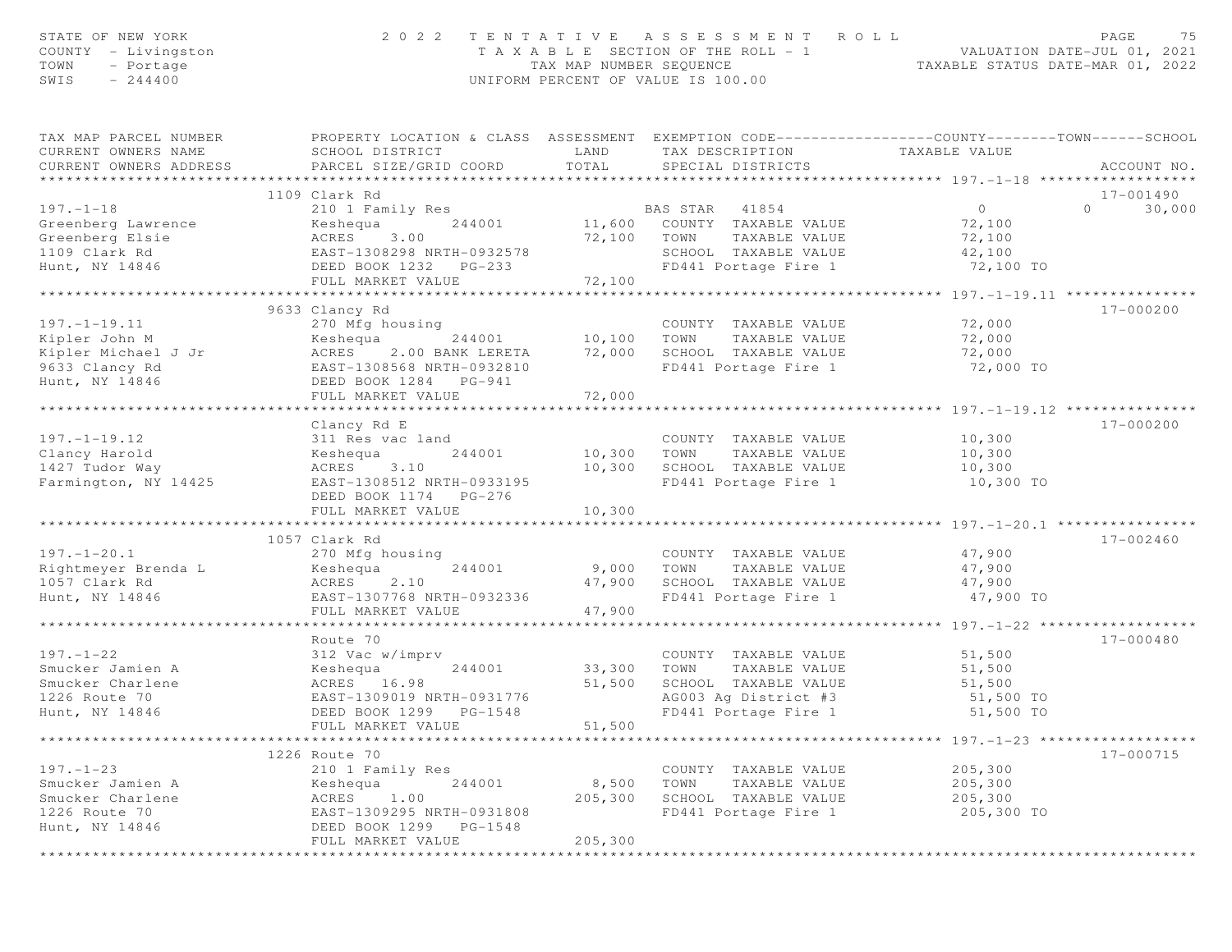STATE OF NEW YORK
COUNTY - Livingston
TOWN - Portage
SWIS - 244400

2022 TENTATIVE ASSESSMENT ROLL
TAXABLE SECTION OF THE ROLL - 1
TAX MAP NUMBER SEQUENCE
UNIFORM PERCENT OF VALUE IS 100.00

VALUATION DATE-JUL 01, 2021
TAXABLE STATUS DATE-MAR 01, 2022

| TAX MAP PARCEL NUMBER / CURRENT OWNERS NAME / CURRENT OWNERS ADDRESS | PROPERTY LOCATION & CLASS / SCHOOL DISTRICT / PARCEL SIZE/GRID COORD | ASSESSMENT LAND / TOTAL | EXEMPTION CODE / TAX DESCRIPTION / SPECIAL DISTRICTS | COUNTY / TOWN / SCHOOL TAXABLE VALUE | ACCOUNT NO. |
|---|---|---|---|---|---|
| **197.-1-18** | 1109 Clark Rd | | | | 17-001490 |
| 197.-1-18 | 210 1 Family Res | | BAS STAR 41854 | 0 / 0 / 30,000 | |
| Greenberg Lawrence | Keshequa 244001 | 11,600 | COUNTY TAXABLE VALUE | 72,100 | |
| Greenberg Elsie | ACRES 3.00 | 72,100 | TOWN TAXABLE VALUE | 72,100 | |
| 1109 Clark Rd | EAST-1308298 NRTH-0932578 | | SCHOOL TAXABLE VALUE | 42,100 | |
| Hunt, NY 14846 | DEED BOOK 1232 PG-233 | | FD441 Portage Fire 1 | 72,100 TO | |
| | FULL MARKET VALUE | 72,100 | | | |
| **197.-1-19.11** | 9633 Clancy Rd | | | | 17-000200 |
| 197.-1-19.11 | 270 Mfg housing | | COUNTY TAXABLE VALUE | 72,000 | |
| Kipler John M | Keshequa 244001 | 10,100 | TOWN TAXABLE VALUE | 72,000 | |
| Kipler Michael J Jr | ACRES 2.00 BANK LERETA | 72,000 | SCHOOL TAXABLE VALUE | 72,000 | |
| 9633 Clancy Rd | EAST-1308568 NRTH-0932810 | | FD441 Portage Fire 1 | 72,000 TO | |
| Hunt, NY 14846 | DEED BOOK 1284 PG-941 | | | | |
| | FULL MARKET VALUE | 72,000 | | | |
| **197.-1-19.12** | Clancy Rd E | | | | 17-000200 |
| 197.-1-19.12 | 311 Res vac land | | COUNTY TAXABLE VALUE | 10,300 | |
| Clancy Harold | Keshequa 244001 | 10,300 | TOWN TAXABLE VALUE | 10,300 | |
| 1427 Tudor Way | ACRES 3.10 | 10,300 | SCHOOL TAXABLE VALUE | 10,300 | |
| Farmington, NY 14425 | EAST-1308512 NRTH-0933195 | | FD441 Portage Fire 1 | 10,300 TO | |
| | DEED BOOK 1174 PG-276 | | | | |
| | FULL MARKET VALUE | 10,300 | | | |
| **197.-1-20.1** | 1057 Clark Rd | | | | 17-002460 |
| 197.-1-20.1 | 270 Mfg housing | | COUNTY TAXABLE VALUE | 47,900 | |
| Rightmeyer Brenda L | Keshequa 244001 | 9,000 | TOWN TAXABLE VALUE | 47,900 | |
| 1057 Clark Rd | ACRES 2.10 | 47,900 | SCHOOL TAXABLE VALUE | 47,900 | |
| Hunt, NY 14846 | EAST-1307768 NRTH-0932336 | | FD441 Portage Fire 1 | 47,900 TO | |
| | FULL MARKET VALUE | 47,900 | | | |
| **197.-1-22** | Route 70 | | | | 17-000480 |
| 197.-1-22 | 312 Vac w/imprv | | COUNTY TAXABLE VALUE | 51,500 | |
| Smucker Jamien A | Keshequa 244001 | 33,300 | TOWN TAXABLE VALUE | 51,500 | |
| Smucker Charlene | ACRES 16.98 | 51,500 | SCHOOL TAXABLE VALUE | 51,500 | |
| 1226 Route 70 | EAST-1309019 NRTH-0931776 | | AG003 Ag District #3 | 51,500 TO | |
| Hunt, NY 14846 | DEED BOOK 1299 PG-1548 | | FD441 Portage Fire 1 | 51,500 TO | |
| | FULL MARKET VALUE | 51,500 | | | |
| **197.-1-23** | 1226 Route 70 | | | | 17-000715 |
| 197.-1-23 | 210 1 Family Res | | COUNTY TAXABLE VALUE | 205,300 | |
| Smucker Jamien A | Keshequa 244001 | 8,500 | TOWN TAXABLE VALUE | 205,300 | |
| Smucker Charlene | ACRES 1.00 | 205,300 | SCHOOL TAXABLE VALUE | 205,300 | |
| 1226 Route 70 | EAST-1309295 NRTH-0931808 | | FD441 Portage Fire 1 | 205,300 TO | |
| Hunt, NY 14846 | DEED BOOK 1299 PG-1548 | | | | |
| | FULL MARKET VALUE | 205,300 | | | |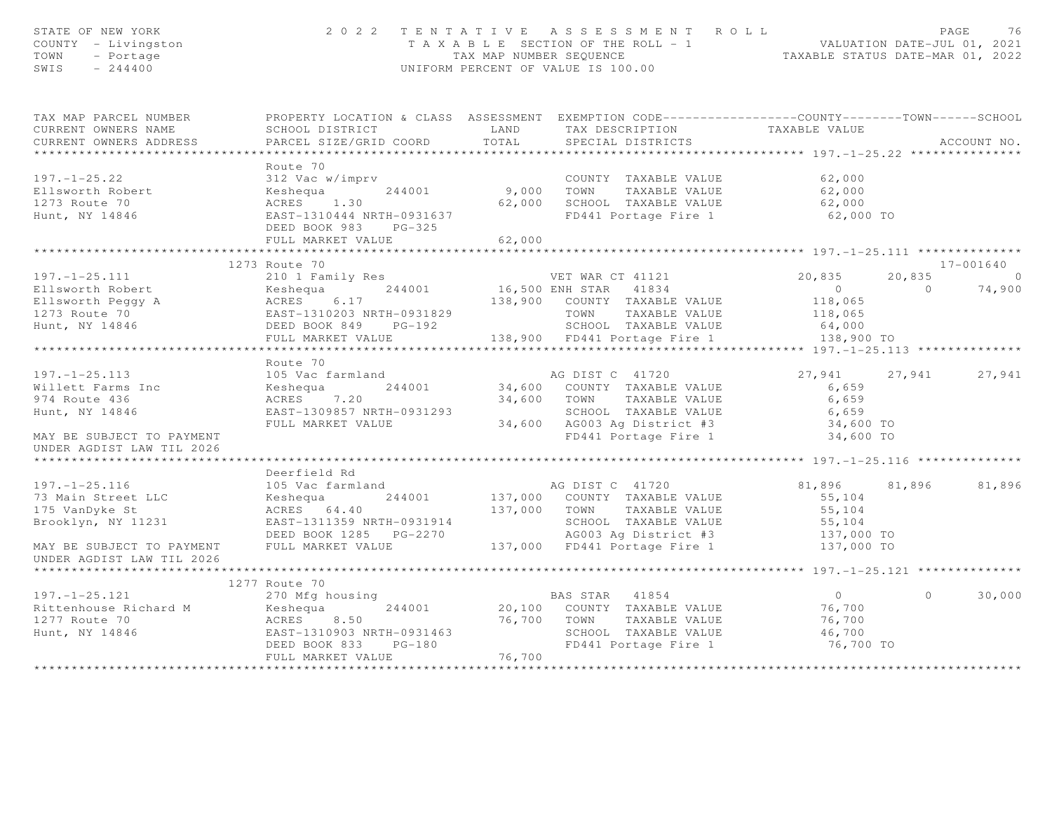STATE OF NEW YORK
COUNTY - Livingston
TOWN - Portage
SWIS - 244400

2022 TENTATIVE ASSESSMENT ROLL
TAXABLE SECTION OF THE ROLL - 1
TAX MAP NUMBER SEQUENCE
UNIFORM PERCENT OF VALUE IS 100.00

VALUATION DATE-JUL 01, 2021
TAXABLE STATUS DATE-MAR 01, 2022

```
TAX MAP PARCEL NUMBER          PROPERTY LOCATION & CLASS  ASSESSMENT  EXEMPTION CODE------------------COUNTY--------TOWN------SCHOOL
CURRENT OWNERS NAME            SCHOOL DISTRICT               LAND      TAX DESCRIPTION            TAXABLE VALUE
CURRENT OWNERS ADDRESS         PARCEL SIZE/GRID COORD        TOTAL     SPECIAL DISTRICTS                                          ACCOUNT NO.
******************************************************************************************************* 197.-1-25.22 ***************
                               Route 70
197.-1-25.22                   312 Vac w/imprv                          COUNTY  TAXABLE VALUE           62,000
Ellsworth Robert               Keshequa        244001         9,000    TOWN    TAXABLE VALUE           62,000
1273 Route 70                  ACRES    1.30                 62,000    SCHOOL  TAXABLE VALUE           62,000
Hunt, NY 14846                 EAST-1310444 NRTH-0931637               FD441 Portage Fire 1              62,000 TO
                               DEED BOOK 983    PG-325
                               FULL MARKET VALUE             62,000
******************************************************************************************************* 197.-1-25.111 **************
                          1273 Route 70                                                                                  17-001640
197.-1-25.111                  210 1 Family Res                         VET WAR CT 41121            20,835      20,835           0
Ellsworth Robert               Keshequa        244001        16,500 ENH STAR   41834                   0           0      74,900
Ellsworth Peggy A              ACRES    6.17                138,900    COUNTY  TAXABLE VALUE          118,065
1273 Route 70                  EAST-1310203 NRTH-0931829               TOWN    TAXABLE VALUE          118,065
Hunt, NY 14846                 DEED BOOK 849    PG-192                 SCHOOL  TAXABLE VALUE           64,000
                               FULL MARKET VALUE            138,900    FD441 Portage Fire 1             138,900 TO
******************************************************************************************************* 197.-1-25.113 **************
                               Route 70
197.-1-25.113                  105 Vac farmland                         AG DIST C  41720            27,941      27,941      27,941
Willett Farms Inc              Keshequa        244001        34,600    COUNTY  TAXABLE VALUE            6,659
974 Route 436                  ACRES    7.20                 34,600    TOWN    TAXABLE VALUE            6,659
Hunt, NY 14846                 EAST-1309857 NRTH-0931293               SCHOOL  TAXABLE VALUE            6,659
                               FULL MARKET VALUE             34,600    AG003 Ag District #3              34,600 TO
MAY BE SUBJECT TO PAYMENT                                              FD441 Portage Fire 1              34,600 TO
UNDER AGDIST LAW TIL 2026
******************************************************************************************************* 197.-1-25.116 **************
                               Deerfield Rd
197.-1-25.116                  105 Vac farmland                         AG DIST C  41720            81,896      81,896      81,896
73 Main Street LLC             Keshequa        244001       137,000    COUNTY  TAXABLE VALUE           55,104
175 VanDyke St                 ACRES   64.40                137,000    TOWN    TAXABLE VALUE           55,104
Brooklyn, NY 11231             EAST-1311359 NRTH-0931914               SCHOOL  TAXABLE VALUE           55,104
                               DEED BOOK 1285   PG-2270                AG003 Ag District #3             137,000 TO
MAY BE SUBJECT TO PAYMENT      FULL MARKET VALUE            137,000    FD441 Portage Fire 1             137,000 TO
UNDER AGDIST LAW TIL 2026
******************************************************************************************************* 197.-1-25.121 **************
                          1277 Route 70
197.-1-25.121                  270 Mfg housing                          BAS STAR   41854                   0           0      30,000
Rittenhouse Richard M          Keshequa        244001        20,100    COUNTY  TAXABLE VALUE           76,700
1277 Route 70                  ACRES    8.50                 76,700    TOWN    TAXABLE VALUE           76,700
Hunt, NY 14846                 EAST-1310903 NRTH-0931463               SCHOOL  TAXABLE VALUE           46,700
                               DEED BOOK 833    PG-180                 FD441 Portage Fire 1              76,700 TO
                               FULL MARKET VALUE             76,700
************************************************************************************************************************************
```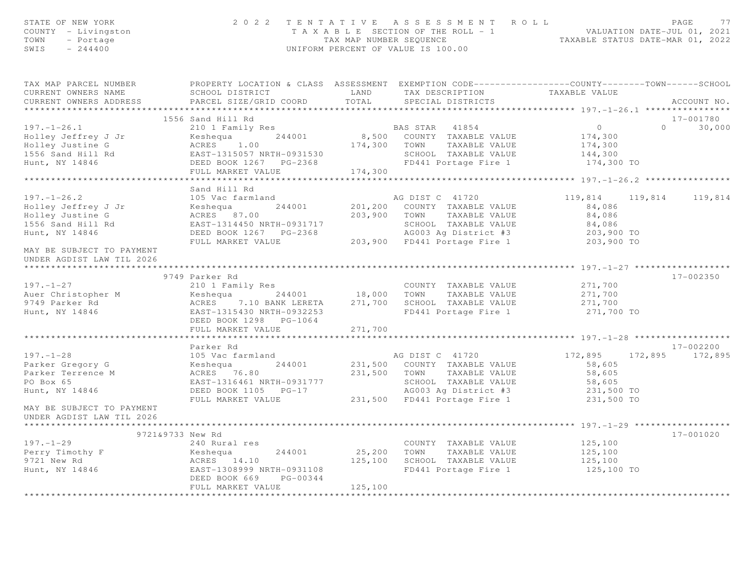STATE OF NEW YORK
COUNTY - Livingston
TOWN - Portage
SWIS - 244400

2 0 2 2 T E N T A T I V E A S S E S S M E N T R O L L
T A X A B L E SECTION OF THE ROLL - 1
TAX MAP NUMBER SEQUENCE
UNIFORM PERCENT OF VALUE IS 100.00

VALUATION DATE-JUL 01, 2021
TAXABLE STATUS DATE-MAR 01, 2022

```
TAX MAP PARCEL NUMBER          PROPERTY LOCATION & CLASS  ASSESSMENT  EXEMPTION CODE------------------COUNTY--------TOWN------SCHOOL
CURRENT OWNERS NAME            SCHOOL DISTRICT               LAND      TAX DESCRIPTION            TAXABLE VALUE
CURRENT OWNERS ADDRESS         PARCEL SIZE/GRID COORD        TOTAL     SPECIAL DISTRICTS                                   ACCOUNT NO.
*********************************************************************************************** 197.-1-26.1 ****************
                        1556 Sand Hill Rd                                                                                  17-001780
197.-1-26.1                    210 1 Family Res                    BAS STAR   41854                 0              0      30,000
Holley Jeffrey J Jr            Keshequa        244001       8,500   COUNTY  TAXABLE VALUE         174,300
Holley Justine G               ACRES    1.00              174,300   TOWN    TAXABLE VALUE         174,300
1556 Sand Hill Rd              EAST-1315057 NRTH-0931530            SCHOOL  TAXABLE VALUE         144,300
Hunt, NY 14846                 DEED BOOK 1267   PG-2368             FD441 Portage Fire 1           174,300 TO
                               FULL MARKET VALUE          174,300
*********************************************************************************************** 197.-1-26.2 ****************
                               Sand Hill Rd
197.-1-26.2                    105 Vac farmland                    AG DIST C  41720            119,814    119,814    119,814
Holley Jeffrey J Jr            Keshequa        244001     201,200   COUNTY  TAXABLE VALUE          84,086
Holley Justine G               ACRES   87.00              203,900   TOWN    TAXABLE VALUE          84,086
1556 Sand Hill Rd              EAST-1314450 NRTH-0931717            SCHOOL  TAXABLE VALUE          84,086
Hunt, NY 14846                 DEED BOOK 1267   PG-2368             AG003 Ag District #3           203,900 TO
                               FULL MARKET VALUE          203,900   FD441 Portage Fire 1           203,900 TO
MAY BE SUBJECT TO PAYMENT
UNDER AGDIST LAW TIL 2026
*********************************************************************************************** 197.-1-27 ******************
                        9749 Parker Rd                                                                                     17-002350
197.-1-27                      210 1 Family Res                     COUNTY  TAXABLE VALUE         271,700
Auer Christopher M             Keshequa        244001      18,000   TOWN    TAXABLE VALUE         271,700
9749 Parker Rd                 ACRES    7.10 BANK LERETA  271,700   SCHOOL  TAXABLE VALUE         271,700
Hunt, NY 14846                 EAST-1315430 NRTH-0932253            FD441 Portage Fire 1           271,700 TO
                               DEED BOOK 1298   PG-1064
                               FULL MARKET VALUE          271,700
*********************************************************************************************** 197.-1-28 ******************
                               Parker Rd                                                                                   17-002200
197.-1-28                      105 Vac farmland                    AG DIST C  41720            172,895    172,895    172,895
Parker Gregory G               Keshequa        244001     231,500   COUNTY  TAXABLE VALUE          58,605
Parker Terrence M              ACRES   76.80              231,500   TOWN    TAXABLE VALUE          58,605
PO Box 65                      EAST-1316461 NRTH-0931777            SCHOOL  TAXABLE VALUE          58,605
Hunt, NY 14846                 DEED BOOK 1105   PG-17               AG003 Ag District #3           231,500 TO
                               FULL MARKET VALUE          231,500   FD441 Portage Fire 1           231,500 TO
MAY BE SUBJECT TO PAYMENT
UNDER AGDIST LAW TIL 2026
*********************************************************************************************** 197.-1-29 ******************
                   9721&9733 New Rd                                                                                        17-001020
197.-1-29                      240 Rural res                        COUNTY  TAXABLE VALUE         125,100
Perry Timothy F                Keshequa        244001      25,200   TOWN    TAXABLE VALUE         125,100
9721 New Rd                    ACRES   14.10              125,100   SCHOOL  TAXABLE VALUE         125,100
Hunt, NY 14846                 EAST-1308999 NRTH-0931108            FD441 Portage Fire 1           125,100 TO
                               DEED BOOK 669    PG-00344
                               FULL MARKET VALUE          125,100
************************************************************************************************************************************
```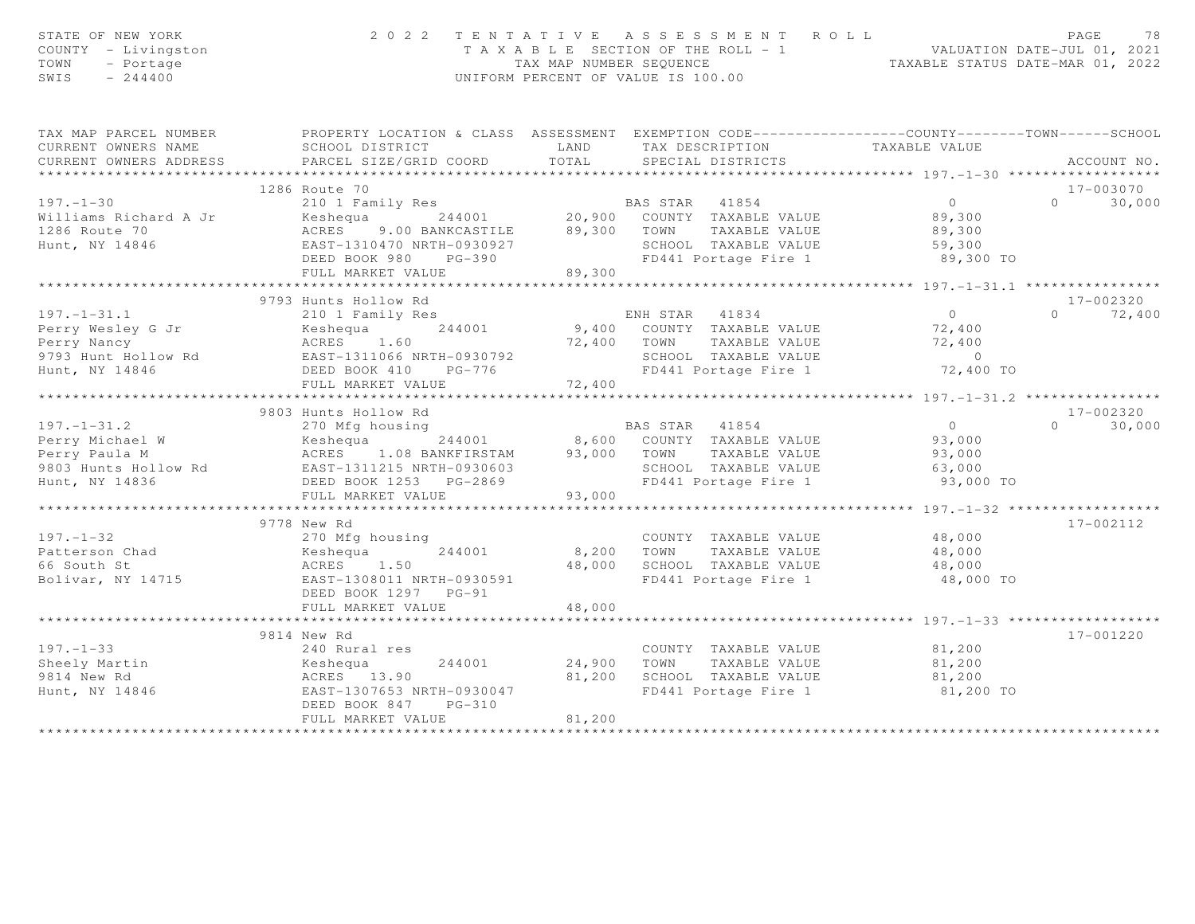STATE OF NEW YORK
COUNTY - Livingston
TOWN - Portage
SWIS - 244400

# 2022 TENTATIVE ASSESSMENT ROLL

TAXABLE SECTION OF THE ROLL - 1
TAX MAP NUMBER SEQUENCE
UNIFORM PERCENT OF VALUE IS 100.00

VALUATION DATE-JUL 01, 2021
TAXABLE STATUS DATE-MAR 01, 2022

| TAX MAP PARCEL NUMBER / CURRENT OWNERS NAME / CURRENT OWNERS ADDRESS | PROPERTY LOCATION & CLASS / SCHOOL DISTRICT / PARCEL SIZE/GRID COORD | ASSESSMENT LAND / TOTAL | EXEMPTION CODE / TAX DESCRIPTION / SPECIAL DISTRICTS | COUNTY TAXABLE VALUE | TOWN | SCHOOL / ACCOUNT NO. |
|---|---|---|---|---|---|---|
| **197.-1-30** | 1286 Route 70 | | | | | 17-003070 |
| | 210 1 Family Res | | BAS STAR 41854 | 0 | 0 | 30,000 |
| Williams Richard A Jr | Keshequa 244001 | 20,900 | COUNTY TAXABLE VALUE | 89,300 | | |
| 1286 Route 70 | ACRES 9.00 BANKCASTILE | 89,300 | TOWN TAXABLE VALUE | 89,300 | | |
| Hunt, NY 14846 | EAST-1310470 NRTH-0930927 | | SCHOOL TAXABLE VALUE | 59,300 | | |
| | DEED BOOK 980 PG-390 | | FD441 Portage Fire 1 | 89,300 TO | | |
| | FULL MARKET VALUE | 89,300 | | | | |
| **197.-1-31.1** | 9793 Hunts Hollow Rd | | | | | 17-002320 |
| | 210 1 Family Res | | ENH STAR 41834 | 0 | 0 | 72,400 |
| Perry Wesley G Jr | Keshequa 244001 | 9,400 | COUNTY TAXABLE VALUE | 72,400 | | |
| Perry Nancy | ACRES 1.60 | 72,400 | TOWN TAXABLE VALUE | 72,400 | | |
| 9793 Hunt Hollow Rd | EAST-1311066 NRTH-0930792 | | SCHOOL TAXABLE VALUE | 0 | | |
| Hunt, NY 14846 | DEED BOOK 410 PG-776 | | FD441 Portage Fire 1 | 72,400 TO | | |
| | FULL MARKET VALUE | 72,400 | | | | |
| **197.-1-31.2** | 9803 Hunts Hollow Rd | | | | | 17-002320 |
| | 270 Mfg housing | | BAS STAR 41854 | 0 | 0 | 30,000 |
| Perry Michael W | Keshequa 244001 | 8,600 | COUNTY TAXABLE VALUE | 93,000 | | |
| Perry Paula M | ACRES 1.08 BANKFIRSTAM | 93,000 | TOWN TAXABLE VALUE | 93,000 | | |
| 9803 Hunts Hollow Rd | EAST-1311215 NRTH-0930603 | | SCHOOL TAXABLE VALUE | 63,000 | | |
| Hunt, NY 14836 | DEED BOOK 1253 PG-2869 | | FD441 Portage Fire 1 | 93,000 TO | | |
| | FULL MARKET VALUE | 93,000 | | | | |
| **197.-1-32** | 9778 New Rd | | | | | 17-002112 |
| | 270 Mfg housing | | COUNTY TAXABLE VALUE | 48,000 | | |
| Patterson Chad | Keshequa 244001 | 8,200 | TOWN TAXABLE VALUE | 48,000 | | |
| 66 South St | ACRES 1.50 | 48,000 | SCHOOL TAXABLE VALUE | 48,000 | | |
| Bolivar, NY 14715 | EAST-1308011 NRTH-0930591 | | FD441 Portage Fire 1 | 48,000 TO | | |
| | DEED BOOK 1297 PG-91 | | | | | |
| | FULL MARKET VALUE | 48,000 | | | | |
| **197.-1-33** | 9814 New Rd | | | | | 17-001220 |
| | 240 Rural res | | COUNTY TAXABLE VALUE | 81,200 | | |
| Sheely Martin | Keshequa 244001 | 24,900 | TOWN TAXABLE VALUE | 81,200 | | |
| 9814 New Rd | ACRES 13.90 | 81,200 | SCHOOL TAXABLE VALUE | 81,200 | | |
| Hunt, NY 14846 | EAST-1307653 NRTH-0930047 | | FD441 Portage Fire 1 | 81,200 TO | | |
| | DEED BOOK 847 PG-310 | | | | | |
| | FULL MARKET VALUE | 81,200 | | | | |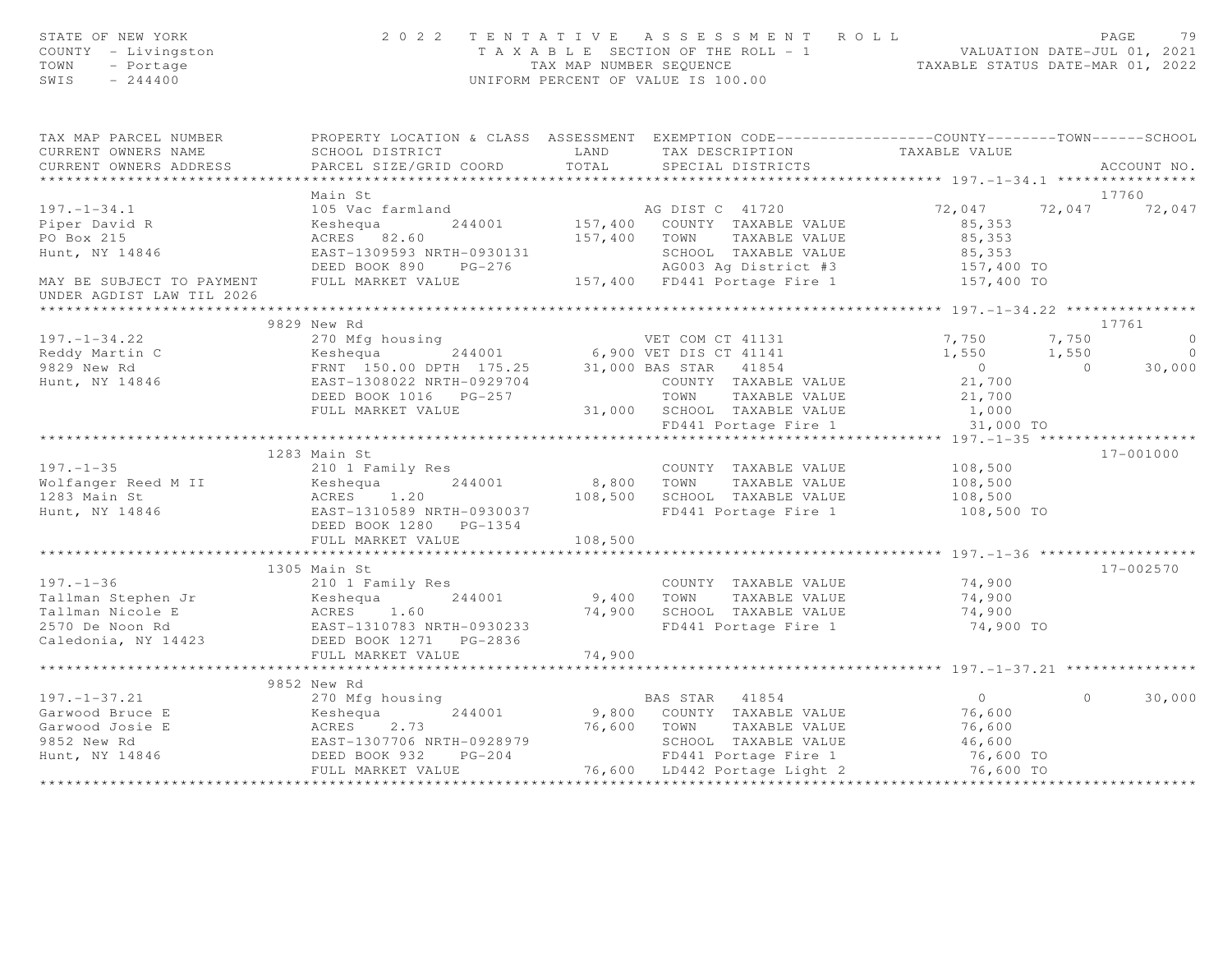STATE OF NEW YORK — 2022 TENTATIVE ASSESSMENT ROLL
COUNTY - Livingston — TAXABLE SECTION OF THE ROLL - 1 — VALUATION DATE-JUL 01, 2021
TOWN - Portage — TAX MAP NUMBER SEQUENCE — TAXABLE STATUS DATE-MAR 01, 2022
SWIS - 244400 — UNIFORM PERCENT OF VALUE IS 100.00

| TAX MAP PARCEL NUMBER / CURRENT OWNERS NAME / CURRENT OWNERS ADDRESS | PROPERTY LOCATION & CLASS / SCHOOL DISTRICT / PARCEL SIZE/GRID COORD | ASSESSMENT LAND / TOTAL | EXEMPTION CODE / TAX DESCRIPTION / SPECIAL DISTRICTS | COUNTY | TOWN | SCHOOL | ACCOUNT NO. |
|---|---|---|---|---|---|---|---|
| **197.-1-34.1** | Main St | | | | | | 17760 |
| 197.-1-34.1 | 105 Vac farmland | | AG DIST C 41720 | 72,047 | 72,047 | 72,047 | |
| Piper David R | Keshequa 244001 | 157,400 | COUNTY TAXABLE VALUE | 85,353 | | | |
| PO Box 215 | ACRES 82.60 | 157,400 | TOWN TAXABLE VALUE | 85,353 | | | |
| Hunt, NY 14846 | EAST-1309593 NRTH-0930131 | | SCHOOL TAXABLE VALUE | 85,353 | | | |
| | DEED BOOK 890 PG-276 | | AG003 Ag District #3 | 157,400 TO | | | |
| MAY BE SUBJECT TO PAYMENT | FULL MARKET VALUE | 157,400 | FD441 Portage Fire 1 | 157,400 TO | | | |
| UNDER AGDIST LAW TIL 2026 | | | | | | | |
| **197.-1-34.22** | 9829 New Rd | | | | | | 17761 |
| 197.-1-34.22 | 270 Mfg housing | | VET COM CT 41131 | 7,750 | 7,750 | 0 | |
| Reddy Martin C | Keshequa 244001 | 6,900 | VET DIS CT 41141 | 1,550 | 1,550 | 0 | |
| 9829 New Rd | FRNT 150.00 DPTH 175.25 | 31,000 | BAS STAR 41854 | 0 | 0 | 30,000 | |
| Hunt, NY 14846 | EAST-1308022 NRTH-0929704 | | COUNTY TAXABLE VALUE | 21,700 | | | |
| | DEED BOOK 1016 PG-257 | | TOWN TAXABLE VALUE | 21,700 | | | |
| | FULL MARKET VALUE | 31,000 | SCHOOL TAXABLE VALUE | 1,000 | | | |
| | | | FD441 Portage Fire 1 | 31,000 TO | | | |
| **197.-1-35** | 1283 Main St | | | | | | 17-001000 |
| 197.-1-35 | 210 1 Family Res | | COUNTY TAXABLE VALUE | 108,500 | | | |
| Wolfanger Reed M II | Keshequa 244001 | 8,800 | TOWN TAXABLE VALUE | 108,500 | | | |
| 1283 Main St | ACRES 1.20 | 108,500 | SCHOOL TAXABLE VALUE | 108,500 | | | |
| Hunt, NY 14846 | EAST-1310589 NRTH-0930037 | | FD441 Portage Fire 1 | 108,500 TO | | | |
| | DEED BOOK 1280 PG-1354 | | | | | | |
| | FULL MARKET VALUE | 108,500 | | | | | |
| **197.-1-36** | 1305 Main St | | | | | | 17-002570 |
| 197.-1-36 | 210 1 Family Res | | COUNTY TAXABLE VALUE | 74,900 | | | |
| Tallman Stephen Jr | Keshequa 244001 | 9,400 | TOWN TAXABLE VALUE | 74,900 | | | |
| Tallman Nicole E | ACRES 1.60 | 74,900 | SCHOOL TAXABLE VALUE | 74,900 | | | |
| 2570 De Noon Rd | EAST-1310783 NRTH-0930233 | | FD441 Portage Fire 1 | 74,900 TO | | | |
| Caledonia, NY 14423 | DEED BOOK 1271 PG-2836 | | | | | | |
| | FULL MARKET VALUE | 74,900 | | | | | |
| **197.-1-37.21** | 9852 New Rd | | | | | | |
| 197.-1-37.21 | 270 Mfg housing | | BAS STAR 41854 | 0 | 0 | 30,000 | |
| Garwood Bruce E | Keshequa 244001 | 9,800 | COUNTY TAXABLE VALUE | 76,600 | | | |
| Garwood Josie E | ACRES 2.73 | 76,600 | TOWN TAXABLE VALUE | 76,600 | | | |
| 9852 New Rd | EAST-1307706 NRTH-0928979 | | SCHOOL TAXABLE VALUE | 46,600 | | | |
| Hunt, NY 14846 | DEED BOOK 932 PG-204 | | FD441 Portage Fire 1 | 76,600 TO | | | |
| | FULL MARKET VALUE | 76,600 | LD442 Portage Light 2 | 76,600 TO | | | |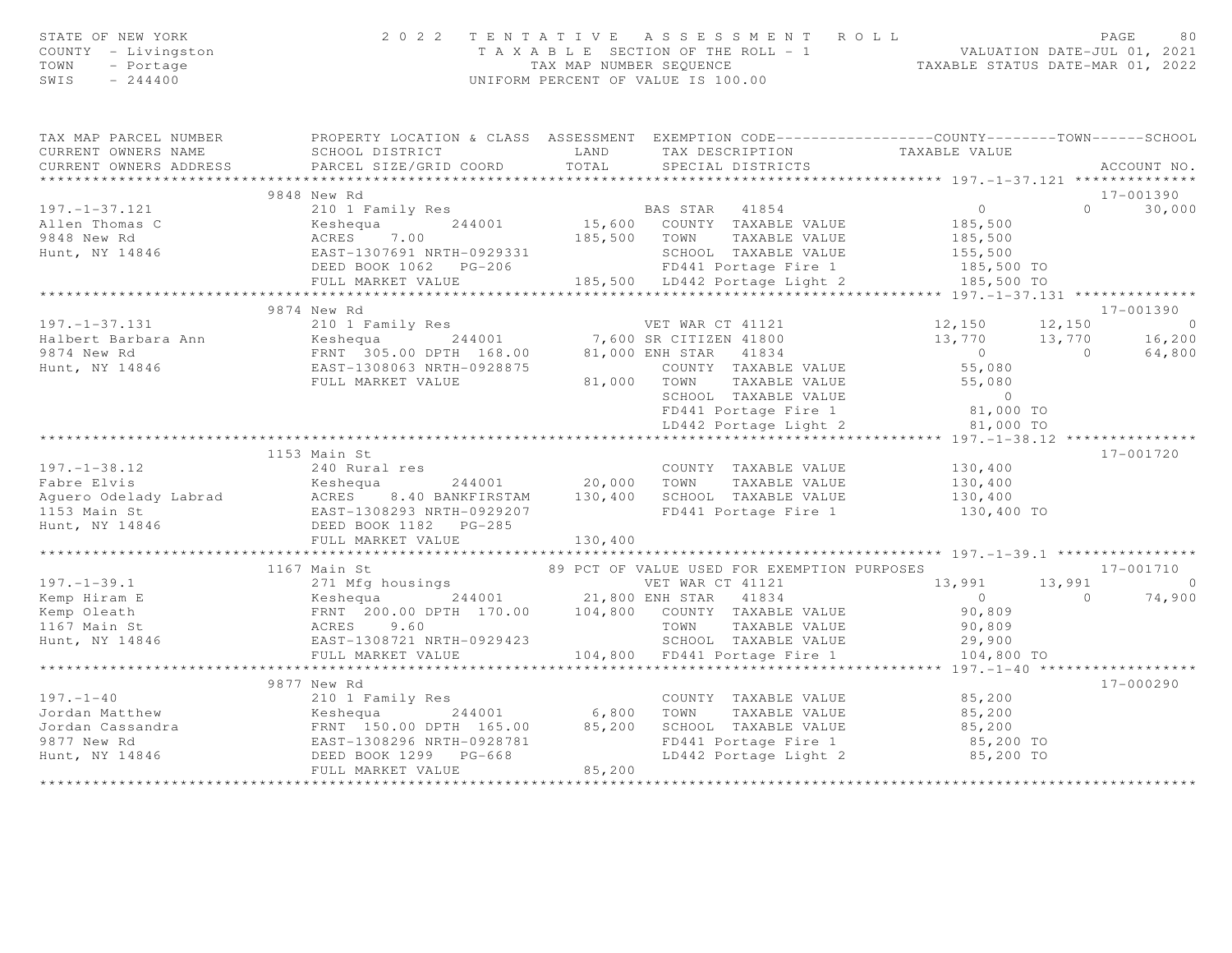STATE OF NEW YORK
COUNTY - Livingston
TOWN - Portage
SWIS - 244400

**2022 TENTATIVE ASSESSMENT ROLL**
TAXABLE SECTION OF THE ROLL - 1
TAX MAP NUMBER SEQUENCE
UNIFORM PERCENT OF VALUE IS 100.00

VALUATION DATE-JUL 01, 2021
TAXABLE STATUS DATE-MAR 01, 2022

```
TAX MAP PARCEL NUMBER          PROPERTY LOCATION & CLASS  ASSESSMENT  EXEMPTION CODE------------------COUNTY--------TOWN------SCHOOL
CURRENT OWNERS NAME            SCHOOL DISTRICT               LAND      TAX DESCRIPTION            TAXABLE VALUE
CURRENT OWNERS ADDRESS         PARCEL SIZE/GRID COORD        TOTAL     SPECIAL DISTRICTS                                    ACCOUNT NO.
******************************************************************************************************* 197.-1-37.121 **************
                         9848 New Rd                                                                                  17-001390
197.-1-37.121            210 1 Family Res                    BAS STAR   41854                      0             0      30,000
Allen Thomas C           Keshequa       244001       15,600   COUNTY  TAXABLE VALUE           185,500
9848 New Rd              ACRES     7.00             185,500   TOWN    TAXABLE VALUE           185,500
Hunt, NY 14846           EAST-1307691 NRTH-0929331            SCHOOL  TAXABLE VALUE           155,500
                         DEED BOOK 1062   PG-206              FD441 Portage Fire 1            185,500 TO
                         FULL MARKET VALUE          185,500   LD442 Portage Light 2           185,500 TO
******************************************************************************************************* 197.-1-37.131 **************
                         9874 New Rd                                                                                  17-001390
197.-1-37.131            210 1 Family Res                    VET WAR CT 41121             12,150        12,150           0
Halbert Barbara Ann      Keshequa       244001        7,600 SR CITIZEN 41800              13,770        13,770      16,200
9874 New Rd              FRNT 305.00 DPTH 168.00     81,000 ENH STAR   41834                   0             0      64,800
Hunt, NY 14846           EAST-1308063 NRTH-0928875            COUNTY  TAXABLE VALUE            55,080
                         FULL MARKET VALUE           81,000   TOWN    TAXABLE VALUE            55,080
                                                              SCHOOL  TAXABLE VALUE                 0
                                                              FD441 Portage Fire 1             81,000 TO
                                                              LD442 Portage Light 2            81,000 TO
******************************************************************************************************* 197.-1-38.12 ***************
                         1153 Main St                                                                                 17-001720
197.-1-38.12             240 Rural res                        COUNTY  TAXABLE VALUE           130,400
Fabre Elvis              Keshequa       244001       20,000   TOWN    TAXABLE VALUE           130,400
Aguero Odelady Labrad    ACRES     8.40 BANKFIRSTAM 130,400   SCHOOL  TAXABLE VALUE           130,400
1153 Main St             EAST-1308293 NRTH-0929207            FD441 Portage Fire 1            130,400 TO
Hunt, NY 14846           DEED BOOK 1182   PG-285
                         FULL MARKET VALUE          130,400
******************************************************************************************************* 197.-1-39.1 ****************
                         1167 Main St                 89 PCT OF VALUE USED FOR EXEMPTION PURPOSES                             17-001710
197.-1-39.1              271 Mfg housings                    VET WAR CT 41121             13,991        13,991           0
Kemp Hiram E             Keshequa       244001       21,800 ENH STAR   41834                   0             0      74,900
Kemp Oleath              FRNT 200.00 DPTH 170.00    104,800   COUNTY  TAXABLE VALUE            90,809
1167 Main St             ACRES     9.60                       TOWN    TAXABLE VALUE            90,809
Hunt, NY 14846           EAST-1308721 NRTH-0929423            SCHOOL  TAXABLE VALUE            29,900
                         FULL MARKET VALUE          104,800   FD441 Portage Fire 1            104,800 TO
******************************************************************************************************* 197.-1-40 ******************
                         9877 New Rd                                                                                  17-000290
197.-1-40                210 1 Family Res                     COUNTY  TAXABLE VALUE            85,200
Jordan Matthew           Keshequa       244001        6,800   TOWN    TAXABLE VALUE            85,200
Jordan Cassandra         FRNT 150.00 DPTH 165.00     85,200   SCHOOL  TAXABLE VALUE            85,200
9877 New Rd              EAST-1308296 NRTH-0928781            FD441 Portage Fire 1             85,200 TO
Hunt, NY 14846           DEED BOOK 1299   PG-668              LD442 Portage Light 2            85,200 TO
                         FULL MARKET VALUE           85,200
************************************************************************************************************************************
```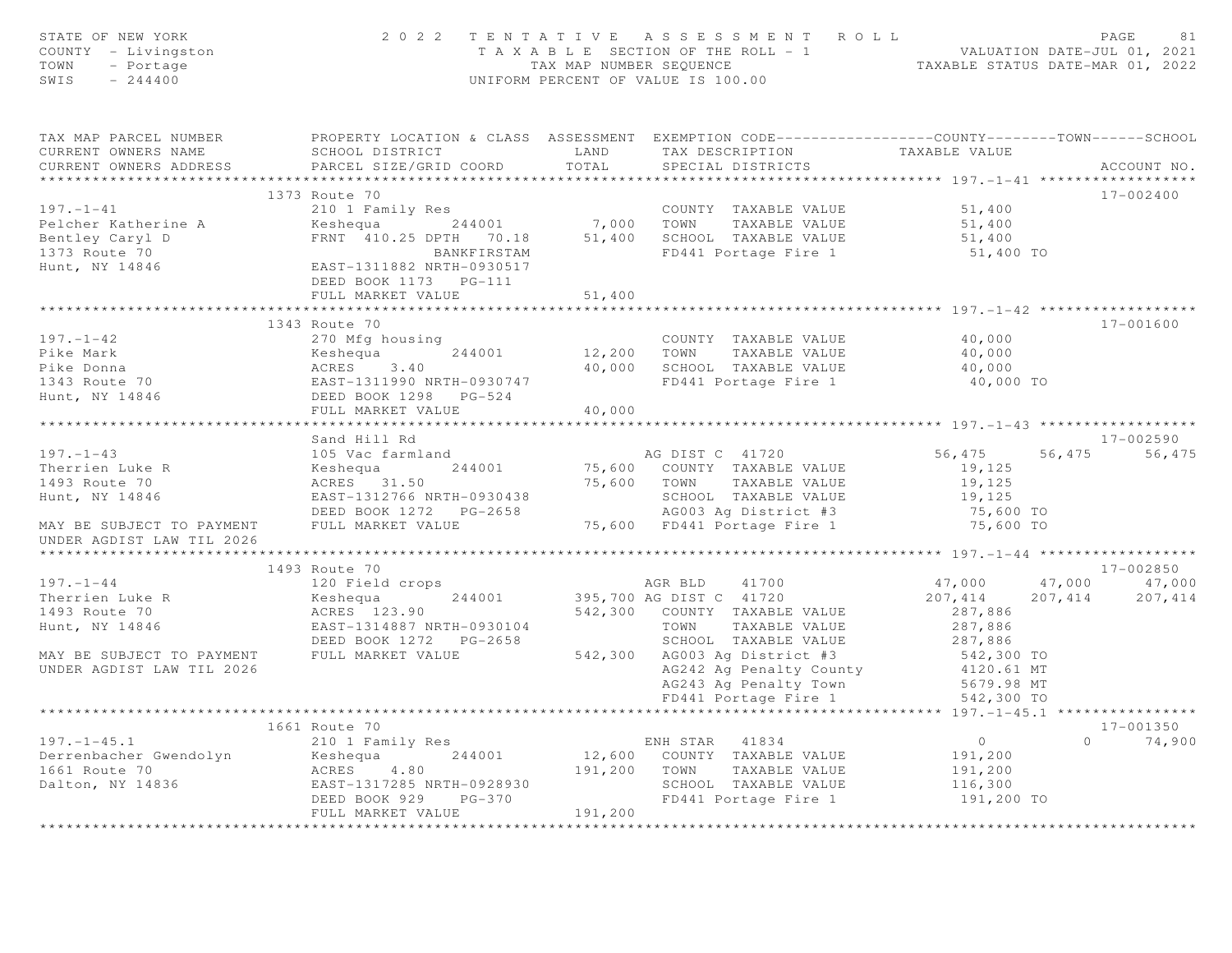STATE OF NEW YORK — 2022 TENTATIVE ASSESSMENT ROLL — PAGE 81
COUNTY - Livingston — TAXABLE SECTION OF THE ROLL - 1 — VALUATION DATE-JUL 01, 2021
TOWN - Portage — TAX MAP NUMBER SEQUENCE — TAXABLE STATUS DATE-MAR 01, 2022
SWIS - 244400 — UNIFORM PERCENT OF VALUE IS 100.00

| TAX MAP PARCEL NUMBER / CURRENT OWNERS NAME / CURRENT OWNERS ADDRESS | PROPERTY LOCATION & CLASS / SCHOOL DISTRICT / PARCEL SIZE/GRID COORD | ASSESSMENT LAND / TOTAL | EXEMPTION CODE / TAX DESCRIPTION / SPECIAL DISTRICTS | COUNTY TAXABLE VALUE | TOWN | SCHOOL | ACCOUNT NO. |
|---|---|---|---|---|---|---|---|
| **197.-1-41** | 1373 Route 70 | | | | | | 17-002400 |
| 197.-1-41 | 210 1 Family Res | | COUNTY TAXABLE VALUE | 51,400 | | | |
| Pelcher Katherine A | Keshequa 244001 | 7,000 | TOWN TAXABLE VALUE | 51,400 | | | |
| Bentley Caryl D | FRNT 410.25 DPTH 70.18 | 51,400 | SCHOOL TAXABLE VALUE | 51,400 | | | |
| 1373 Route 70 | BANKFIRSTAM | | FD441 Portage Fire 1 | 51,400 TO | | | |
| Hunt, NY 14846 | EAST-1311882 NRTH-0930517 | | | | | | |
| | DEED BOOK 1173 PG-111 | | | | | | |
| | FULL MARKET VALUE | 51,400 | | | | | |
| **197.-1-42** | 1343 Route 70 | | | | | | 17-001600 |
| 197.-1-42 | 270 Mfg housing | | COUNTY TAXABLE VALUE | 40,000 | | | |
| Pike Mark | Keshequa 244001 | 12,200 | TOWN TAXABLE VALUE | 40,000 | | | |
| Pike Donna | ACRES 3.40 | 40,000 | SCHOOL TAXABLE VALUE | 40,000 | | | |
| 1343 Route 70 | EAST-1311990 NRTH-0930747 | | FD441 Portage Fire 1 | 40,000 TO | | | |
| Hunt, NY 14846 | DEED BOOK 1298 PG-524 | | | | | | |
| | FULL MARKET VALUE | 40,000 | | | | | |
| **197.-1-43** | Sand Hill Rd | | | | | | 17-002590 |
| 197.-1-43 | 105 Vac farmland | | AG DIST C 41720 | 56,475 | 56,475 | 56,475 | |
| Therrien Luke R | Keshequa 244001 | 75,600 | COUNTY TAXABLE VALUE | 19,125 | | | |
| 1493 Route 70 | ACRES 31.50 | 75,600 | TOWN TAXABLE VALUE | 19,125 | | | |
| Hunt, NY 14846 | EAST-1312766 NRTH-0930438 | | SCHOOL TAXABLE VALUE | 19,125 | | | |
| | DEED BOOK 1272 PG-2658 | | AG003 Ag District #3 | 75,600 TO | | | |
| MAY BE SUBJECT TO PAYMENT | FULL MARKET VALUE | 75,600 | FD441 Portage Fire 1 | 75,600 TO | | | |
| UNDER AGDIST LAW TIL 2026 | | | | | | | |
| **197.-1-44** | 1493 Route 70 | | | | | | 17-002850 |
| 197.-1-44 | 120 Field crops | | AGR BLD 41700 | 47,000 | 47,000 | 47,000 | |
| Therrien Luke R | Keshequa 244001 | 395,700 | AG DIST C 41720 | 207,414 | 207,414 | 207,414 | |
| 1493 Route 70 | ACRES 123.90 | 542,300 | COUNTY TAXABLE VALUE | 287,886 | | | |
| Hunt, NY 14846 | EAST-1314887 NRTH-0930104 | | TOWN TAXABLE VALUE | 287,886 | | | |
| | DEED BOOK 1272 PG-2658 | | SCHOOL TAXABLE VALUE | 287,886 | | | |
| MAY BE SUBJECT TO PAYMENT | FULL MARKET VALUE | 542,300 | AG003 Ag District #3 | 542,300 TO | | | |
| UNDER AGDIST LAW TIL 2026 | | | AG242 Ag Penalty County | 4120.61 MT | | | |
| | | | AG243 Ag Penalty Town | 5679.98 MT | | | |
| | | | FD441 Portage Fire 1 | 542,300 TO | | | |
| **197.-1-45.1** | 1661 Route 70 | | | | | | 17-001350 |
| 197.-1-45.1 | 210 1 Family Res | | ENH STAR 41834 | 0 | 0 | 74,900 | |
| Derrenbacher Gwendolyn | Keshequa 244001 | 12,600 | COUNTY TAXABLE VALUE | 191,200 | | | |
| 1661 Route 70 | ACRES 4.80 | 191,200 | TOWN TAXABLE VALUE | 191,200 | | | |
| Dalton, NY 14836 | EAST-1317285 NRTH-0928930 | | SCHOOL TAXABLE VALUE | 116,300 | | | |
| | DEED BOOK 929 PG-370 | | FD441 Portage Fire 1 | 191,200 TO | | | |
| | FULL MARKET VALUE | 191,200 | | | | | |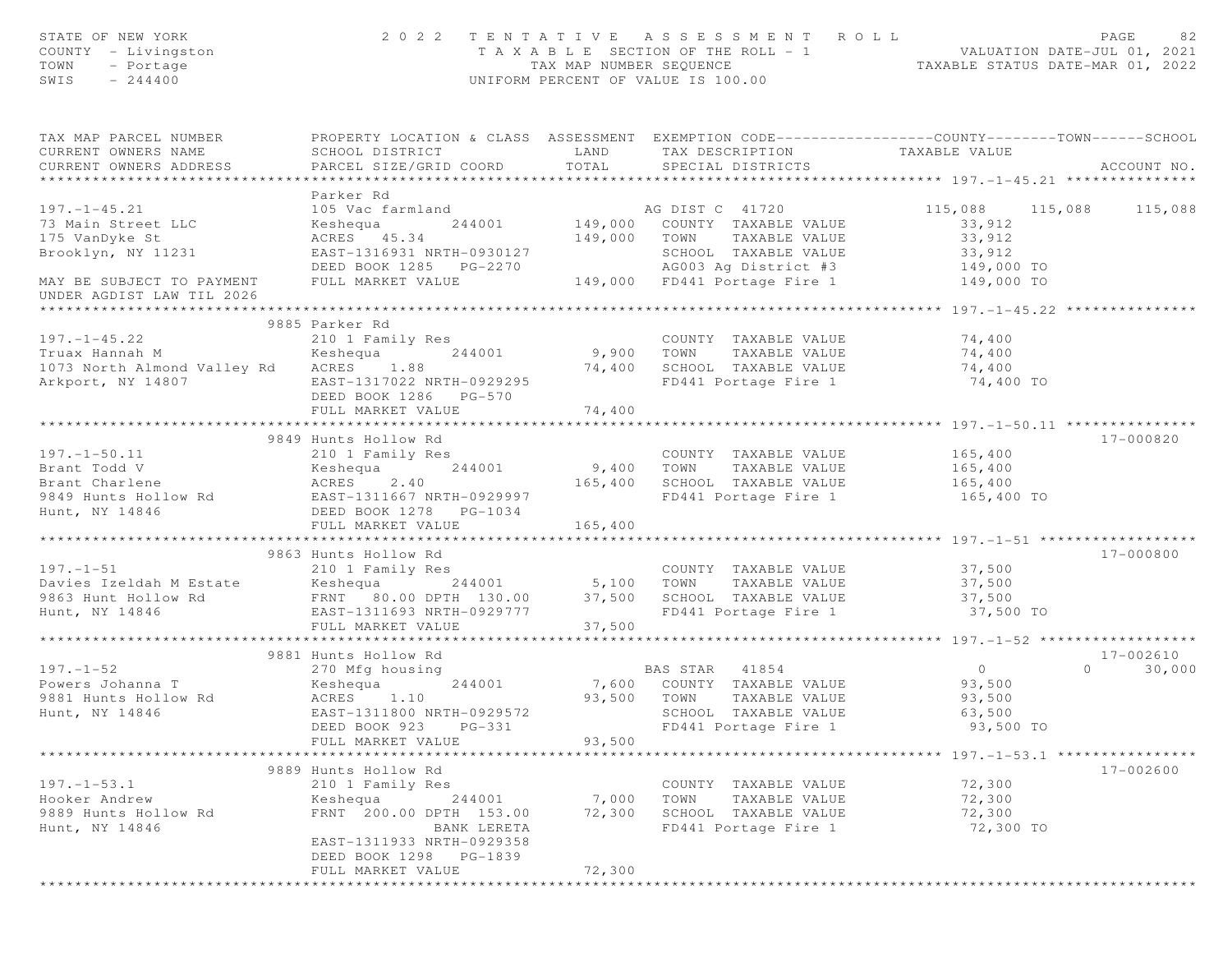STATE OF NEW YORK
COUNTY - Livingston
TOWN - Portage
SWIS - 244400

2 0 2 2 T E N T A T I V E A S S E S S M E N T R O L L
T A X A B L E SECTION OF THE ROLL - 1
TAX MAP NUMBER SEQUENCE
UNIFORM PERCENT OF VALUE IS 100.00

VALUATION DATE-JUL 01, 2021
TAXABLE STATUS DATE-MAR 01, 2022

```
TAX MAP PARCEL NUMBER          PROPERTY LOCATION & CLASS  ASSESSMENT  EXEMPTION CODE------------------COUNTY--------TOWN------SCHOOL
CURRENT OWNERS NAME            SCHOOL DISTRICT               LAND      TAX DESCRIPTION            TAXABLE VALUE
CURRENT OWNERS ADDRESS         PARCEL SIZE/GRID COORD        TOTAL     SPECIAL DISTRICTS                                     ACCOUNT NO.
******************************************************************************************************* 197.-1-45.21 ***************
                               Parker Rd
197.-1-45.21                   105 Vac farmland                        AG DIST C  41720             115,088    115,088    115,088
73 Main Street LLC             Keshequa        244001      149,000    COUNTY  TAXABLE VALUE            33,912
175 VanDyke St                 ACRES   45.34               149,000    TOWN    TAXABLE VALUE            33,912
Brooklyn, NY 11231             EAST-1316931 NRTH-0930127              SCHOOL  TAXABLE VALUE            33,912
                               DEED BOOK 1285   PG-2270               AG003 Ag District #3            149,000 TO
MAY BE SUBJECT TO PAYMENT      FULL MARKET VALUE           149,000    FD441 Portage Fire 1            149,000 TO
UNDER AGDIST LAW TIL 2026
******************************************************************************************************* 197.-1-45.22 ***************
                             9885 Parker Rd
197.-1-45.22                   210 1 Family Res                        COUNTY  TAXABLE VALUE            74,400
Truax Hannah M                 Keshequa        244001        9,900    TOWN    TAXABLE VALUE            74,400
1073 North Almond Valley Rd    ACRES    1.88                74,400    SCHOOL  TAXABLE VALUE            74,400
Arkport, NY 14807              EAST-1317022 NRTH-0929295              FD441 Portage Fire 1             74,400 TO
                               DEED BOOK 1286   PG-570
                               FULL MARKET VALUE            74,400
******************************************************************************************************* 197.-1-50.11 ***************
                             9849 Hunts Hollow Rd                                                                       17-000820
197.-1-50.11                   210 1 Family Res                        COUNTY  TAXABLE VALUE           165,400
Brant Todd V                   Keshequa        244001        9,400    TOWN    TAXABLE VALUE           165,400
Brant Charlene                 ACRES    2.40               165,400    SCHOOL  TAXABLE VALUE           165,400
9849 Hunts Hollow Rd           EAST-1311667 NRTH-0929997              FD441 Portage Fire 1            165,400 TO
Hunt, NY 14846                 DEED BOOK 1278   PG-1034
                               FULL MARKET VALUE           165,400
******************************************************************************************************* 197.-1-51 ******************
                             9863 Hunts Hollow Rd                                                                       17-000800
197.-1-51                      210 1 Family Res                        COUNTY  TAXABLE VALUE            37,500
Davies Izeldah M Estate        Keshequa        244001        5,100    TOWN    TAXABLE VALUE            37,500
9863 Hunt Hollow Rd            FRNT   80.00 DPTH 130.00     37,500    SCHOOL  TAXABLE VALUE            37,500
Hunt, NY 14846                 EAST-1311693 NRTH-0929777              FD441 Portage Fire 1             37,500 TO
                               FULL MARKET VALUE            37,500
******************************************************************************************************* 197.-1-52 ******************
                             9881 Hunts Hollow Rd                                                                       17-002610
197.-1-52                      270 Mfg housing                         BAS STAR   41854                   0          0     30,000
Powers Johanna T               Keshequa        244001        7,600    COUNTY  TAXABLE VALUE            93,500
9881 Hunts Hollow Rd           ACRES    1.10                93,500    TOWN    TAXABLE VALUE            93,500
Hunt, NY 14846                 EAST-1311800 NRTH-0929572              SCHOOL  TAXABLE VALUE            63,500
                               DEED BOOK 923    PG-331                FD441 Portage Fire 1             93,500 TO
                               FULL MARKET VALUE            93,500
******************************************************************************************************* 197.-1-53.1 ****************
                             9889 Hunts Hollow Rd                                                                       17-002600
197.-1-53.1                    210 1 Family Res                        COUNTY  TAXABLE VALUE            72,300
Hooker Andrew                  Keshequa        244001        7,000    TOWN    TAXABLE VALUE            72,300
9889 Hunts Hollow Rd           FRNT  200.00 DPTH 153.00     72,300    SCHOOL  TAXABLE VALUE            72,300
Hunt, NY 14846                               BANK LERETA              FD441 Portage Fire 1             72,300 TO
                               EAST-1311933 NRTH-0929358
                               DEED BOOK 1298   PG-1839
                               FULL MARKET VALUE            72,300
************************************************************************************************************************************
```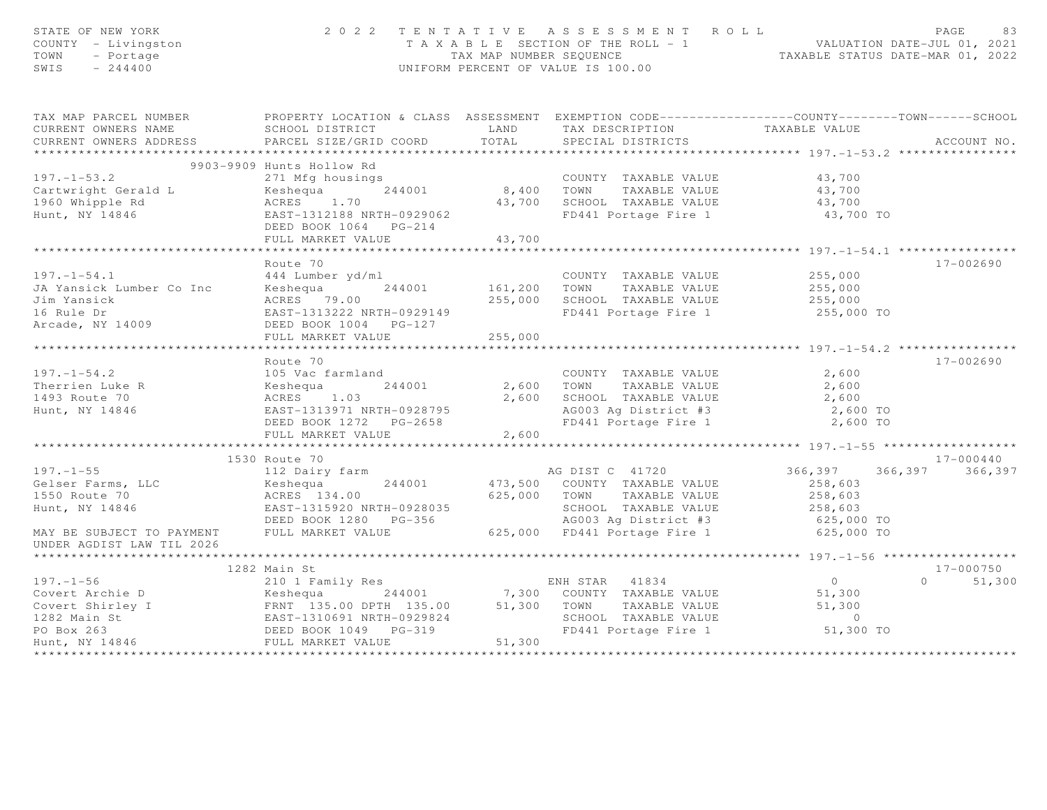STATE OF NEW YORK
COUNTY - Livingston
TOWN - Portage
SWIS - 244400

2 0 2 2 T E N T A T I V E A S S E S S M E N T R O L L
T A X A B L E SECTION OF THE ROLL - 1
TAX MAP NUMBER SEQUENCE
UNIFORM PERCENT OF VALUE IS 100.00

VALUATION DATE-JUL 01, 2021
TAXABLE STATUS DATE-MAR 01, 2022

```
TAX MAP PARCEL NUMBER          PROPERTY LOCATION & CLASS  ASSESSMENT  EXEMPTION CODE------------------COUNTY--------TOWN------SCHOOL
CURRENT OWNERS NAME            SCHOOL DISTRICT               LAND      TAX DESCRIPTION            TAXABLE VALUE
CURRENT OWNERS ADDRESS         PARCEL SIZE/GRID COORD        TOTAL     SPECIAL DISTRICTS                                    ACCOUNT NO.
******************************************************************************************************* 197.-1-53.2 ****************
                 9903-9909 Hunts Hollow Rd
197.-1-53.2                    271 Mfg housings                          COUNTY  TAXABLE VALUE          43,700
Cartwright Gerald L            Keshequa        244001         8,400     TOWN    TAXABLE VALUE          43,700
1960 Whipple Rd                ACRES    1.70                 43,700     SCHOOL  TAXABLE VALUE          43,700
Hunt, NY 14846                 EAST-1312188 NRTH-0929062                FD441 Portage Fire 1            43,700 TO
                               DEED BOOK 1064    PG-214
                               FULL MARKET VALUE             43,700
******************************************************************************************************* 197.-1-54.1 ****************
                               Route 70                                                                             17-002690
197.-1-54.1                    444 Lumber yd/ml                          COUNTY  TAXABLE VALUE         255,000
JA Yansick Lumber Co Inc       Keshequa        244001       161,200     TOWN    TAXABLE VALUE         255,000
Jim Yansick                    ACRES   79.00                255,000     SCHOOL  TAXABLE VALUE         255,000
16 Rule Dr                     EAST-1313222 NRTH-0929149                FD441 Portage Fire 1           255,000 TO
Arcade, NY 14009               DEED BOOK 1004    PG-127
                               FULL MARKET VALUE            255,000
******************************************************************************************************* 197.-1-54.2 ****************
                               Route 70                                                                             17-002690
197.-1-54.2                    105 Vac farmland                          COUNTY  TAXABLE VALUE           2,600
Therrien Luke R                Keshequa        244001         2,600     TOWN    TAXABLE VALUE           2,600
1493 Route 70                  ACRES    1.03                  2,600     SCHOOL  TAXABLE VALUE           2,600
Hunt, NY 14846                 EAST-1313971 NRTH-0928795                AG003 Ag District #3             2,600 TO
                               DEED BOOK 1272    PG-2658                FD441 Portage Fire 1             2,600 TO
                               FULL MARKET VALUE              2,600
******************************************************************************************************* 197.-1-55 ******************
                 1530 Route 70                                                                                      17-000440
197.-1-55                      112 Dairy farm                           AG DIST C  41720            366,397    366,397    366,397
Gelser Farms, LLC              Keshequa        244001       473,500     COUNTY  TAXABLE VALUE         258,603
1550 Route 70                  ACRES  134.00                625,000     TOWN    TAXABLE VALUE         258,603
Hunt, NY 14846                 EAST-1315920 NRTH-0928035                SCHOOL  TAXABLE VALUE         258,603
                               DEED BOOK 1280    PG-356                 AG003 Ag District #3           625,000 TO
MAY BE SUBJECT TO PAYMENT      FULL MARKET VALUE            625,000     FD441 Portage Fire 1           625,000 TO
UNDER AGDIST LAW TIL 2026
******************************************************************************************************* 197.-1-56 ******************
                 1282 Main St                                                                                       17-000750
197.-1-56                      210 1 Family Res                         ENH STAR   41834                  0          0     51,300
Covert Archie D                Keshequa        244001         7,300     COUNTY  TAXABLE VALUE          51,300
Covert Shirley I               FRNT 135.00 DPTH 135.00       51,300     TOWN    TAXABLE VALUE          51,300
1282 Main St                   EAST-1310691 NRTH-0929824                SCHOOL  TAXABLE VALUE               0
PO Box 263                     DEED BOOK 1049    PG-319                 FD441 Portage Fire 1            51,300 TO
Hunt, NY 14846                 FULL MARKET VALUE             51,300
************************************************************************************************************************************
```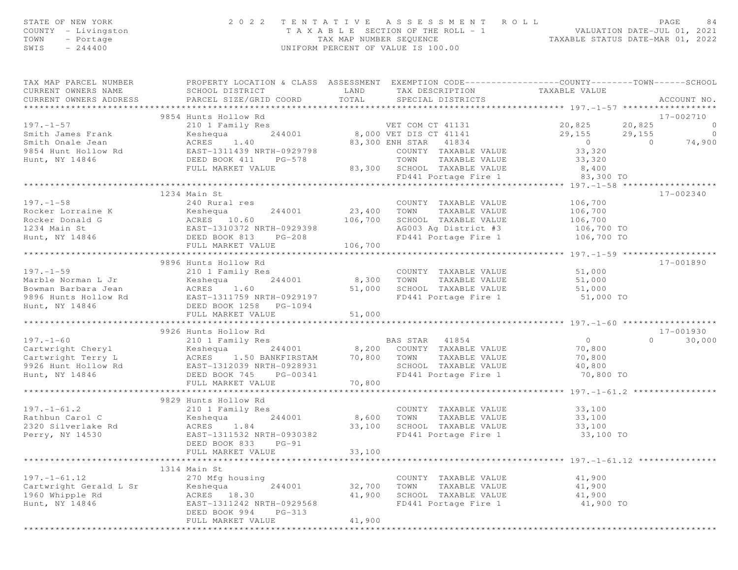STATE OF NEW YORK
COUNTY - Livingston
TOWN - Portage
SWIS - 244400

**2 0 2 2 T E N T A T I V E A S S E S S M E N T R O L L**
T A X A B L E SECTION OF THE ROLL - 1
TAX MAP NUMBER SEQUENCE
UNIFORM PERCENT OF VALUE IS 100.00

VALUATION DATE-JUL 01, 2021
TAXABLE STATUS DATE-MAR 01, 2022

| TAX MAP PARCEL NUMBER / CURRENT OWNERS NAME / CURRENT OWNERS ADDRESS | PROPERTY LOCATION & CLASS / SCHOOL DISTRICT / PARCEL SIZE/GRID COORD | ASSESSMENT LAND / TOTAL | EXEMPTION CODE / TAX DESCRIPTION / SPECIAL DISTRICTS | COUNTY TAXABLE VALUE | TOWN | SCHOOL / ACCOUNT NO. |
|---|---|---|---|---|---|---|
| **197.-1-57** | 9854 Hunts Hollow Rd | | | | | 17-002710 |
| 197.-1-57 | 210 1 Family Res | | VET COM CT 41131 | 20,825 | 20,825 | 0 |
| Smith James Frank | Keshequa 244001 | 8,000 | VET DIS CT 41141 | 29,155 | 29,155 | 0 |
| Smith Onale Jean | ACRES 1.40 | 83,300 | ENH STAR 41834 | 0 | 0 | 74,900 |
| 9854 Hunt Hollow Rd | EAST-1311439 NRTH-0929798 | | COUNTY TAXABLE VALUE | 33,320 | | |
| Hunt, NY 14846 | DEED BOOK 411 PG-578 | | TOWN TAXABLE VALUE | 33,320 | | |
| | FULL MARKET VALUE | 83,300 | SCHOOL TAXABLE VALUE | 8,400 | | |
| | | | FD441 Portage Fire 1 | 83,300 TO | | |
| **197.-1-58** | 1234 Main St | | | | | 17-002340 |
| 197.-1-58 | 240 Rural res | | COUNTY TAXABLE VALUE | 106,700 | | |
| Rocker Lorraine K | Keshequa 244001 | 23,400 | TOWN TAXABLE VALUE | 106,700 | | |
| Rocker Donald G | ACRES 10.60 | 106,700 | SCHOOL TAXABLE VALUE | 106,700 | | |
| 1234 Main St | EAST-1310372 NRTH-0929398 | | AG003 Ag District #3 | 106,700 TO | | |
| Hunt, NY 14846 | DEED BOOK 813 PG-208 | | FD441 Portage Fire 1 | 106,700 TO | | |
| | FULL MARKET VALUE | 106,700 | | | | |
| **197.-1-59** | 9896 Hunts Hollow Rd | | | | | 17-001890 |
| 197.-1-59 | 210 1 Family Res | | COUNTY TAXABLE VALUE | 51,000 | | |
| Marble Norman L Jr | Keshequa 244001 | 8,300 | TOWN TAXABLE VALUE | 51,000 | | |
| Bowman Barbara Jean | ACRES 1.60 | 51,000 | SCHOOL TAXABLE VALUE | 51,000 | | |
| 9896 Hunts Hollow Rd | EAST-1311759 NRTH-0929197 | | FD441 Portage Fire 1 | 51,000 TO | | |
| Hunt, NY 14846 | DEED BOOK 1258 PG-1094 | | | | | |
| | FULL MARKET VALUE | 51,000 | | | | |
| **197.-1-60** | 9926 Hunts Hollow Rd | | | | | 17-001930 |
| 197.-1-60 | 210 1 Family Res | | BAS STAR 41854 | 0 | 0 | 30,000 |
| Cartwright Cheryl | Keshequa 244001 | 8,200 | COUNTY TAXABLE VALUE | 70,800 | | |
| Cartwright Terry L | ACRES 1.50 BANKFIRSTAM | 70,800 | TOWN TAXABLE VALUE | 70,800 | | |
| 9926 Hunt Hollow Rd | EAST-1312039 NRTH-0928931 | | SCHOOL TAXABLE VALUE | 40,800 | | |
| Hunt, NY 14846 | DEED BOOK 745 PG-00341 | | FD441 Portage Fire 1 | 70,800 TO | | |
| | FULL MARKET VALUE | 70,800 | | | | |
| **197.-1-61.2** | 9829 Hunts Hollow Rd | | | | | |
| 197.-1-61.2 | 210 1 Family Res | | COUNTY TAXABLE VALUE | 33,100 | | |
| Rathbun Carol C | Keshequa 244001 | 8,600 | TOWN TAXABLE VALUE | 33,100 | | |
| 2320 Silverlake Rd | ACRES 1.84 | 33,100 | SCHOOL TAXABLE VALUE | 33,100 | | |
| Perry, NY 14530 | EAST-1311532 NRTH-0930382 | | FD441 Portage Fire 1 | 33,100 TO | | |
| | DEED BOOK 833 PG-91 | | | | | |
| | FULL MARKET VALUE | 33,100 | | | | |
| **197.-1-61.12** | 1314 Main St | | | | | |
| 197.-1-61.12 | 270 Mfg housing | | COUNTY TAXABLE VALUE | 41,900 | | |
| Cartwright Gerald L Sr | Keshequa 244001 | 32,700 | TOWN TAXABLE VALUE | 41,900 | | |
| 1960 Whipple Rd | ACRES 18.30 | 41,900 | SCHOOL TAXABLE VALUE | 41,900 | | |
| Hunt, NY 14846 | EAST-1311242 NRTH-0929568 | | FD441 Portage Fire 1 | 41,900 TO | | |
| | DEED BOOK 994 PG-313 | | | | | |
| | FULL MARKET VALUE | 41,900 | | | | |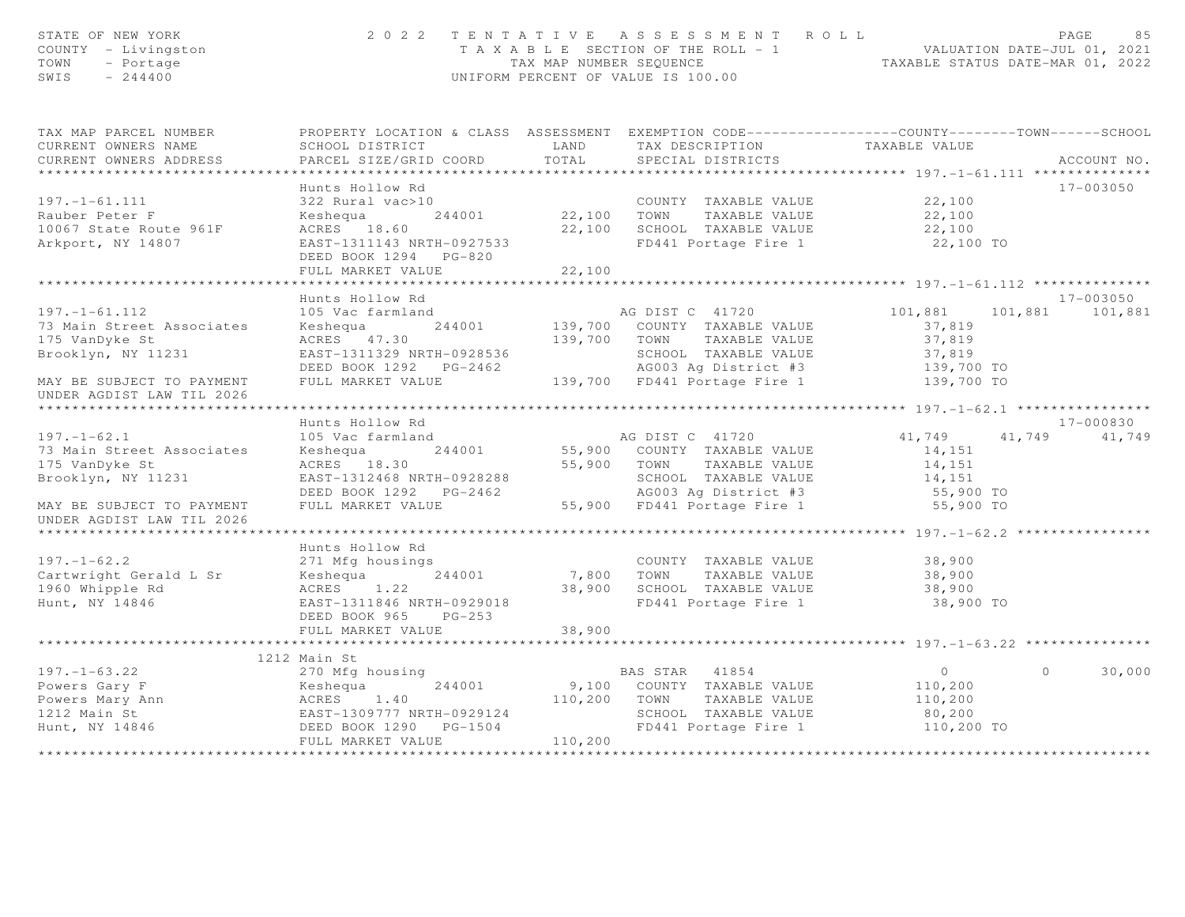STATE OF NEW YORK
COUNTY - Livingston
TOWN - Portage
SWIS - 244400

**2022 TENTATIVE ASSESSMENT ROLL**
TAXABLE SECTION OF THE ROLL - 1
TAX MAP NUMBER SEQUENCE
UNIFORM PERCENT OF VALUE IS 100.00

VALUATION DATE-JUL 01, 2021
TAXABLE STATUS DATE-MAR 01, 2022

| TAX MAP PARCEL NUMBER / CURRENT OWNERS NAME / CURRENT OWNERS ADDRESS | PROPERTY LOCATION & CLASS / SCHOOL DISTRICT / PARCEL SIZE/GRID COORD | ASSESSMENT LAND / TOTAL | EXEMPTION CODE / TAX DESCRIPTION / SPECIAL DISTRICTS | COUNTY TAXABLE VALUE | TOWN | SCHOOL | ACCOUNT NO. |
|---|---|---|---|---|---|---|---|
| **197.-1-61.111** | Hunts Hollow Rd | | | | | | 17-003050 |
| 197.-1-61.111 | 322 Rural vac>10 | | COUNTY TAXABLE VALUE | 22,100 | | | |
| Rauber Peter F | Keshequa 244001 | 22,100 | TOWN TAXABLE VALUE | 22,100 | | | |
| 10067 State Route 961F | ACRES 18.60 | 22,100 | SCHOOL TAXABLE VALUE | 22,100 | | | |
| Arkport, NY 14807 | EAST-1311143 NRTH-0927533 | | FD441 Portage Fire 1 | 22,100 TO | | | |
| | DEED BOOK 1294 PG-820 | | | | | | |
| | FULL MARKET VALUE | 22,100 | | | | | |
| **197.-1-61.112** | Hunts Hollow Rd | | | | | | 17-003050 |
| 197.-1-61.112 | 105 Vac farmland | | AG DIST C 41720 | 101,881 | 101,881 | 101,881 | |
| 73 Main Street Associates | Keshequa 244001 | 139,700 | COUNTY TAXABLE VALUE | 37,819 | | | |
| 175 VanDyke St | ACRES 47.30 | 139,700 | TOWN TAXABLE VALUE | 37,819 | | | |
| Brooklyn, NY 11231 | EAST-1311329 NRTH-0928536 | | SCHOOL TAXABLE VALUE | 37,819 | | | |
| | DEED BOOK 1292 PG-2462 | | AG003 Ag District #3 | 139,700 TO | | | |
| MAY BE SUBJECT TO PAYMENT | FULL MARKET VALUE | 139,700 | FD441 Portage Fire 1 | 139,700 TO | | | |
| UNDER AGDIST LAW TIL 2026 | | | | | | | |
| **197.-1-62.1** | Hunts Hollow Rd | | | | | | 17-000830 |
| 197.-1-62.1 | 105 Vac farmland | | AG DIST C 41720 | 41,749 | 41,749 | 41,749 | |
| 73 Main Street Associates | Keshequa 244001 | 55,900 | COUNTY TAXABLE VALUE | 14,151 | | | |
| 175 VanDyke St | ACRES 18.30 | 55,900 | TOWN TAXABLE VALUE | 14,151 | | | |
| Brooklyn, NY 11231 | EAST-1312468 NRTH-0928288 | | SCHOOL TAXABLE VALUE | 14,151 | | | |
| | DEED BOOK 1292 PG-2462 | | AG003 Ag District #3 | 55,900 TO | | | |
| MAY BE SUBJECT TO PAYMENT | FULL MARKET VALUE | 55,900 | FD441 Portage Fire 1 | 55,900 TO | | | |
| UNDER AGDIST LAW TIL 2026 | | | | | | | |
| **197.-1-62.2** | Hunts Hollow Rd | | | | | | |
| 197.-1-62.2 | 271 Mfg housings | | COUNTY TAXABLE VALUE | 38,900 | | | |
| Cartwright Gerald L Sr | Keshequa 244001 | 7,800 | TOWN TAXABLE VALUE | 38,900 | | | |
| 1960 Whipple Rd | ACRES 1.22 | 38,900 | SCHOOL TAXABLE VALUE | 38,900 | | | |
| Hunt, NY 14846 | EAST-1311846 NRTH-0929018 | | FD441 Portage Fire 1 | 38,900 TO | | | |
| | DEED BOOK 965 PG-253 | | | | | | |
| | FULL MARKET VALUE | 38,900 | | | | | |
| **197.-1-63.22** | 1212 Main St | | | | | | |
| 197.-1-63.22 | 270 Mfg housing | | BAS STAR 41854 | 0 | 0 | 30,000 | |
| Powers Gary F | Keshequa 244001 | 9,100 | COUNTY TAXABLE VALUE | 110,200 | | | |
| Powers Mary Ann | ACRES 1.40 | 110,200 | TOWN TAXABLE VALUE | 110,200 | | | |
| 1212 Main St | EAST-1309777 NRTH-0929124 | | SCHOOL TAXABLE VALUE | 80,200 | | | |
| Hunt, NY 14846 | DEED BOOK 1290 PG-1504 | | FD441 Portage Fire 1 | 110,200 TO | | | |
| | FULL MARKET VALUE | 110,200 | | | | | |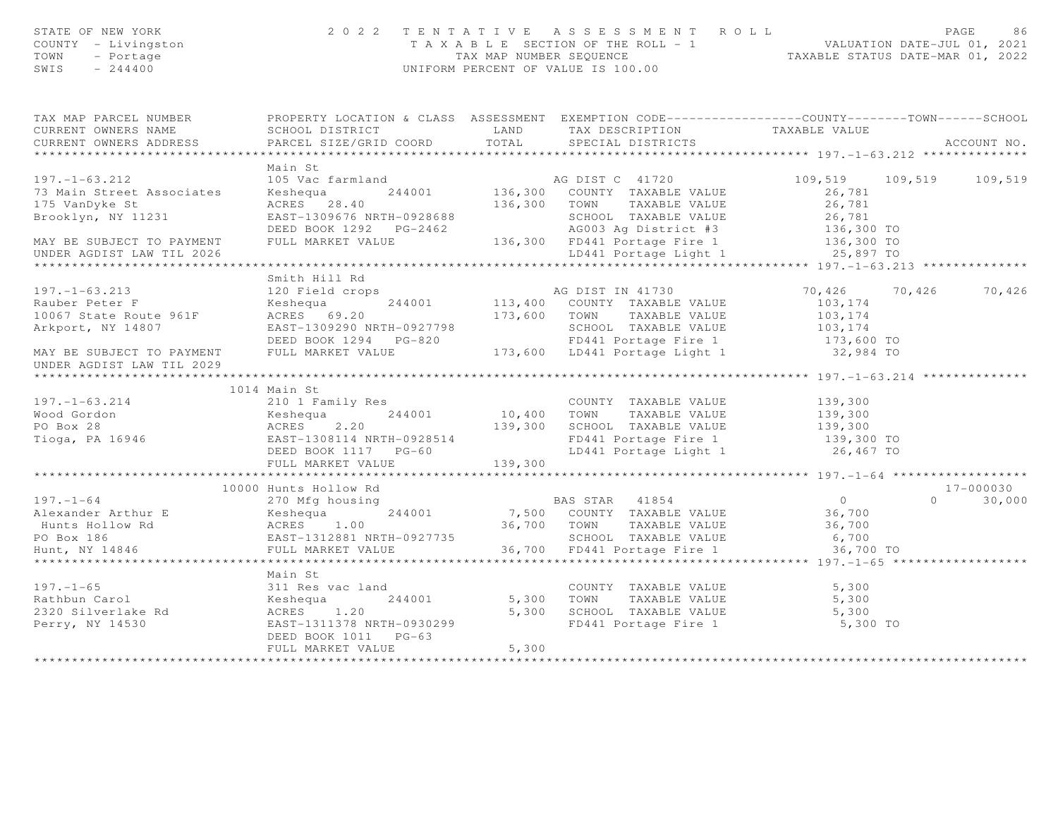STATE OF NEW YORK 2 0 2 2 T E N T A T I V E A S S E S S M E N T R O L L
COUNTY - Livingston T A X A B L E SECTION OF THE ROLL - 1 VALUATION DATE-JUL 01, 2021
TOWN - Portage TAX MAP NUMBER SEQUENCE TAXABLE STATUS DATE-MAR 01, 2022
SWIS - 244400 UNIFORM PERCENT OF VALUE IS 100.00

```
TAX MAP PARCEL NUMBER          PROPERTY LOCATION & CLASS  ASSESSMENT  EXEMPTION CODE------------------COUNTY--------TOWN------SCHOOL
CURRENT OWNERS NAME            SCHOOL DISTRICT               LAND      TAX DESCRIPTION            TAXABLE VALUE
CURRENT OWNERS ADDRESS         PARCEL SIZE/GRID COORD       TOTAL      SPECIAL DISTRICTS                                    ACCOUNT NO.
******************************************************************************************************* 197.-1-63.212 **************
                               Main St
197.-1-63.212                  105 Vac farmland                        AG DIST C  41720            109,519    109,519     109,519
73 Main Street Associates      Keshequa      244001        136,300    COUNTY  TAXABLE VALUE          26,781
175 VanDyke St                 ACRES   28.40               136,300    TOWN    TAXABLE VALUE          26,781
Brooklyn, NY 11231             EAST-1309676 NRTH-0928688              SCHOOL  TAXABLE VALUE          26,781
                               DEED BOOK 1292   PG-2462               AG003 Ag District #3          136,300 TO
MAY BE SUBJECT TO PAYMENT      FULL MARKET VALUE           136,300    FD441 Portage Fire 1          136,300 TO
UNDER AGDIST LAW TIL 2026                                             LD441 Portage Light 1          25,897 TO
******************************************************************************************************* 197.-1-63.213 **************
                               Smith Hill Rd
197.-1-63.213                  120 Field crops                         AG DIST IN 41730             70,426     70,426      70,426
Rauber Peter F                 Keshequa      244001        113,400    COUNTY  TAXABLE VALUE         103,174
10067 State Route 961F         ACRES   69.20               173,600    TOWN    TAXABLE VALUE         103,174
Arkport, NY 14807              EAST-1309290 NRTH-0927798              SCHOOL  TAXABLE VALUE         103,174
                               DEED BOOK 1294   PG-820                FD441 Portage Fire 1          173,600 TO
MAY BE SUBJECT TO PAYMENT      FULL MARKET VALUE           173,600    LD441 Portage Light 1          32,984 TO
UNDER AGDIST LAW TIL 2029
******************************************************************************************************* 197.-1-63.214 **************
                          1014 Main St
197.-1-63.214                  210 1 Family Res                       COUNTY  TAXABLE VALUE         139,300
Wood Gordon                    Keshequa      244001         10,400    TOWN    TAXABLE VALUE         139,300
PO Box 28                      ACRES    2.20               139,300    SCHOOL  TAXABLE VALUE         139,300
Tioga, PA 16946                EAST-1308114 NRTH-0928514              FD441 Portage Fire 1          139,300 TO
                               DEED BOOK 1117   PG-60                 LD441 Portage Light 1          26,467 TO
                               FULL MARKET VALUE           139,300
******************************************************************************************************* 197.-1-64 ******************
                         10000 Hunts Hollow Rd                                                                          17-000030
197.-1-64                      270 Mfg housing                         BAS STAR   41854                   0          0      30,000
Alexander Arthur E             Keshequa      244001          7,500    COUNTY  TAXABLE VALUE          36,700
 Hunts Hollow Rd               ACRES    1.00                36,700    TOWN    TAXABLE VALUE          36,700
PO Box 186                     EAST-1312881 NRTH-0927735              SCHOOL  TAXABLE VALUE           6,700
Hunt, NY 14846                 FULL MARKET VALUE            36,700    FD441 Portage Fire 1           36,700 TO
******************************************************************************************************* 197.-1-65 ******************
                               Main St
197.-1-65                      311 Res vac land                       COUNTY  TAXABLE VALUE           5,300
Rathbun Carol                  Keshequa      244001          5,300    TOWN    TAXABLE VALUE           5,300
2320 Silverlake Rd             ACRES    1.20                 5,300    SCHOOL  TAXABLE VALUE           5,300
Perry, NY 14530                EAST-1311378 NRTH-0930299              FD441 Portage Fire 1            5,300 TO
                               DEED BOOK 1011   PG-63
                               FULL MARKET VALUE             5,300
************************************************************************************************************************************
```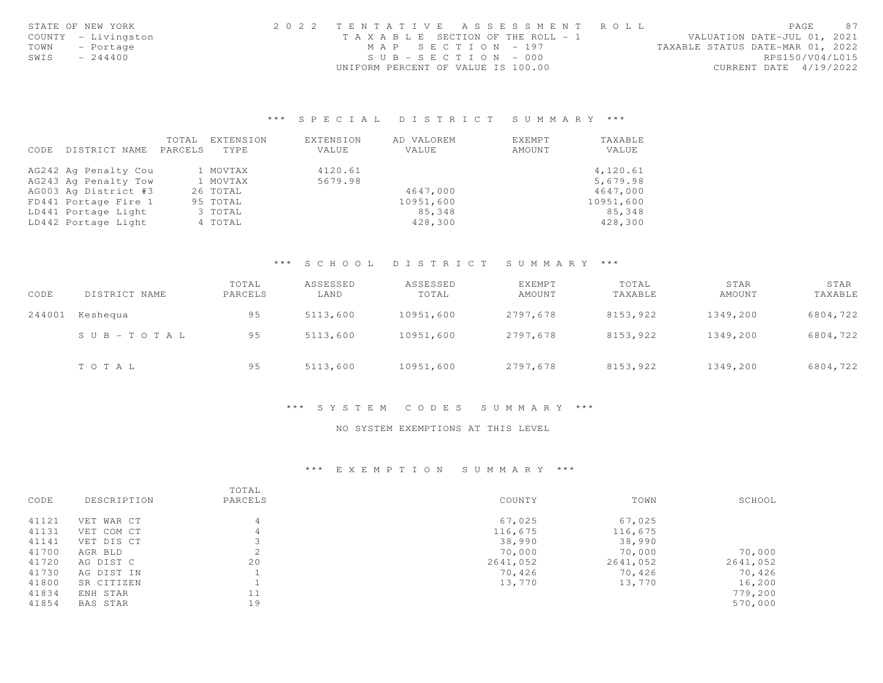STATE OF NEW YORK
COUNTY - Livingston
TOWN - Portage
SWIS - 244400

2022 TENTATIVE ASSESSMENT ROLL
TAXABLE SECTION OF THE ROLL - 1
MAP SECTION - 197
SUB-SECTION - 000
UNIFORM PERCENT OF VALUE IS 100.00

VALUATION DATE-JUL 01, 2021
TAXABLE STATUS DATE-MAR 01, 2022
RPS150/V04/L015
CURRENT DATE 4/19/2022

## *** SPECIAL DISTRICT SUMMARY ***

| CODE | DISTRICT NAME | TOTAL PARCELS | EXTENSION TYPE | EXTENSION VALUE | AD VALOREM VALUE | EXEMPT AMOUNT | TAXABLE VALUE |
|---|---|---|---|---|---|---|---|
| AG242 | Ag Penalty Cou | 1 | MOVTAX | 4120.61 | | | 4,120.61 |
| AG243 | Ag Penalty Tow | 1 | MOVTAX | 5679.98 | | | 5,679.98 |
| AG003 | Ag District #3 | 26 | TOTAL | | 4647,000 | | 4647,000 |
| FD441 | Portage Fire 1 | 95 | TOTAL | | 10951,600 | | 10951,600 |
| LD441 | Portage Light | 3 | TOTAL | | 85,348 | | 85,348 |
| LD442 | Portage Light | 4 | TOTAL | | 428,300 | | 428,300 |

## *** SCHOOL DISTRICT SUMMARY ***

| CODE | DISTRICT NAME | TOTAL PARCELS | ASSESSED LAND | ASSESSED TOTAL | EXEMPT AMOUNT | TOTAL TAXABLE | STAR AMOUNT | STAR TAXABLE |
|---|---|---|---|---|---|---|---|---|
| 244001 | Keshequa | 95 | 5113,600 | 10951,600 | 2797,678 | 8153,922 | 1349,200 | 6804,722 |
| | SUB-TOTAL | 95 | 5113,600 | 10951,600 | 2797,678 | 8153,922 | 1349,200 | 6804,722 |
| | TOTAL | 95 | 5113,600 | 10951,600 | 2797,678 | 8153,922 | 1349,200 | 6804,722 |

## *** SYSTEM CODES SUMMARY ***

NO SYSTEM EXEMPTIONS AT THIS LEVEL

## *** EXEMPTION SUMMARY ***

| CODE | DESCRIPTION | TOTAL PARCELS | COUNTY | TOWN | SCHOOL |
|---|---|---|---|---|---|
| 41121 | VET WAR CT | 4 | 67,025 | 67,025 | |
| 41131 | VET COM CT | 4 | 116,675 | 116,675 | |
| 41141 | VET DIS CT | 3 | 38,990 | 38,990 | |
| 41700 | AGR BLD | 2 | 70,000 | 70,000 | 70,000 |
| 41720 | AG DIST C | 20 | 2641,052 | 2641,052 | 2641,052 |
| 41730 | AG DIST IN | 1 | 70,426 | 70,426 | 70,426 |
| 41800 | SR CITIZEN | 1 | 13,770 | 13,770 | 16,200 |
| 41834 | ENH STAR | 11 | | | 779,200 |
| 41854 | BAS STAR | 19 | | | 570,000 |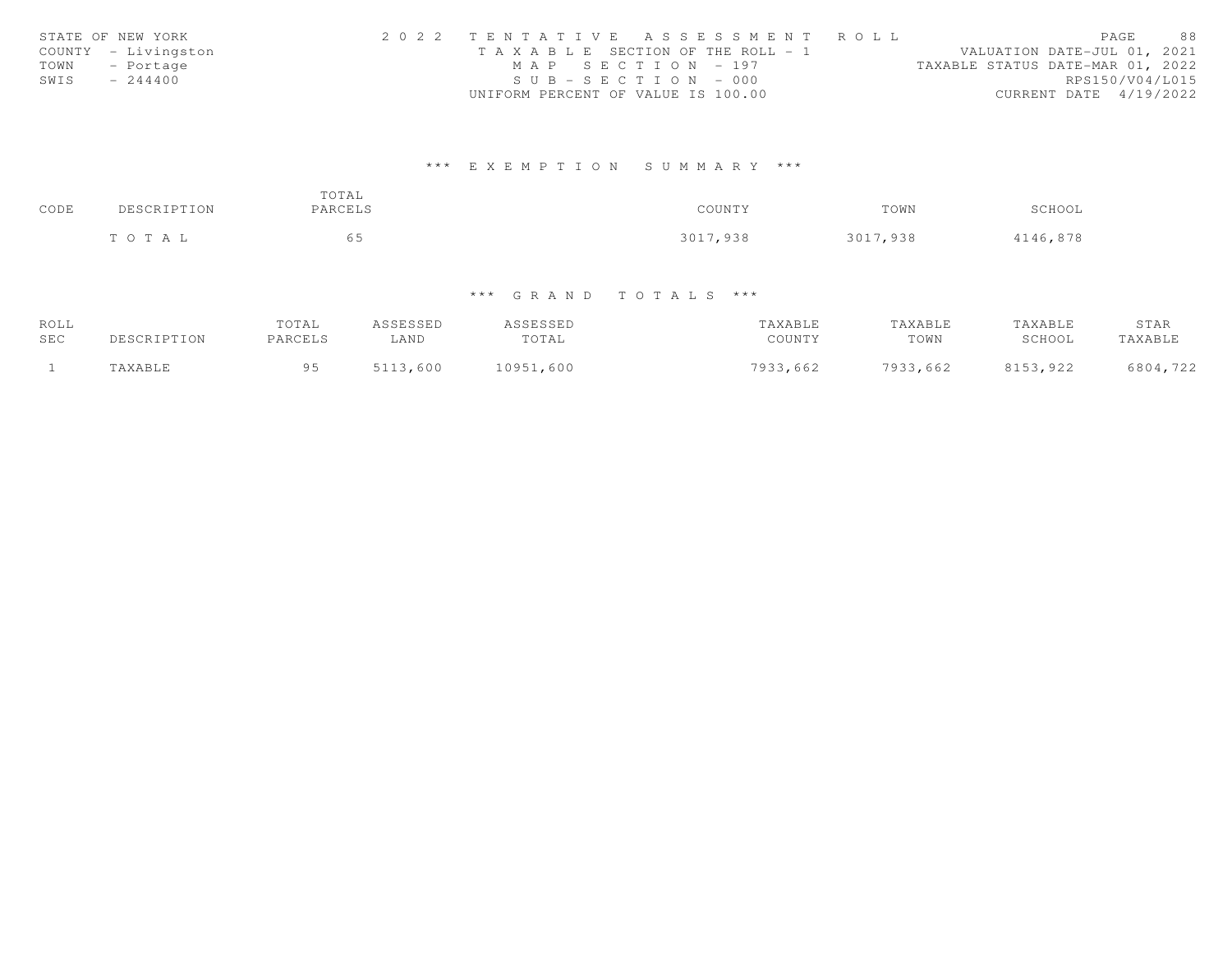STATE OF NEW YORK
COUNTY - Livingston
TOWN - Portage
SWIS - 244400

2022 TENTATIVE ASSESSMENT ROLL
TAXABLE SECTION OF THE ROLL - 1
MAP SECTION - 197
SUB-SECTION - 000
UNIFORM PERCENT OF VALUE IS 100.00

VALUATION DATE-JUL 01, 2021
TAXABLE STATUS DATE-MAR 01, 2022
RPS150/V04/L015
CURRENT DATE 4/19/2022

## *** EXEMPTION SUMMARY ***

| CODE | DESCRIPTION | TOTAL PARCELS | COUNTY | TOWN | SCHOOL |
|---|---|---|---|---|---|
| | TOTAL | 65 | 3017,938 | 3017,938 | 4146,878 |

## *** GRAND TOTALS ***

| ROLL SEC | DESCRIPTION | TOTAL PARCELS | ASSESSED LAND | ASSESSED TOTAL | TAXABLE COUNTY | TAXABLE TOWN | TAXABLE SCHOOL | STAR TAXABLE |
|---|---|---|---|---|---|---|---|---|
| 1 | TAXABLE | 95 | 5113,600 | 10951,600 | 7933,662 | 7933,662 | 8153,922 | 6804,722 |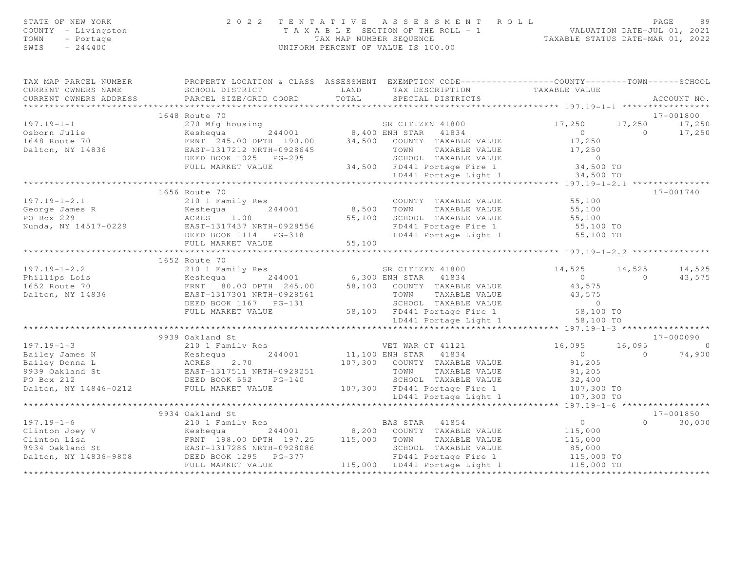STATE OF NEW YORK 2 0 2 2 T E N T A T I V E A S S E S S M E N T R O L L
COUNTY - Livingston T A X A B L E SECTION OF THE ROLL - 1 VALUATION DATE-JUL 01, 2021
TOWN - Portage TAX MAP NUMBER SEQUENCE TAXABLE STATUS DATE-MAR 01, 2022
SWIS - 244400 UNIFORM PERCENT OF VALUE IS 100.00

```
TAX MAP PARCEL NUMBER          PROPERTY LOCATION & CLASS  ASSESSMENT  EXEMPTION CODE------------------COUNTY--------TOWN------SCHOOL
CURRENT OWNERS NAME            SCHOOL DISTRICT               LAND      TAX DESCRIPTION            TAXABLE VALUE
CURRENT OWNERS ADDRESS         PARCEL SIZE/GRID COORD        TOTAL     SPECIAL DISTRICTS                                     ACCOUNT NO.
******************************************************************************************************* 197.19-1-1 *****************
                               1648 Route 70                                                                                  17-001800
197.19-1-1                     270 Mfg housing                         SR CITIZEN 41800              17,250      17,250      17,250
Osborn Julie                   Keshequa        244001        8,400 ENH STAR   41834                       0           0      17,250
1648 Route 70                  FRNT 245.00 DPTH 190.00      34,500    COUNTY  TAXABLE VALUE          17,250
Dalton, NY 14836               EAST-1317212 NRTH-0928645               TOWN    TAXABLE VALUE          17,250
                               DEED BOOK 1025   PG-295                 SCHOOL  TAXABLE VALUE               0
                               FULL MARKET VALUE            34,500    FD441 Portage Fire 1            34,500 TO
                                                                       LD441 Portage Light 1           34,500 TO
******************************************************************************************************* 197.19-1-2.1 ***************
                               1656 Route 70                                                                                  17-001740
197.19-1-2.1                   210 1 Family Res                        COUNTY  TAXABLE VALUE          55,100
George James R                 Keshequa        244001        8,500    TOWN    TAXABLE VALUE          55,100
PO Box 229                     ACRES     1.00               55,100    SCHOOL  TAXABLE VALUE          55,100
Nunda, NY 14517-0229           EAST-1317437 NRTH-0928556               FD441 Portage Fire 1            55,100 TO
                               DEED BOOK 1114   PG-318                 LD441 Portage Light 1           55,100 TO
                               FULL MARKET VALUE            55,100
******************************************************************************************************* 197.19-1-2.2 ***************
                               1652 Route 70
197.19-1-2.2                   210 1 Family Res                        SR CITIZEN 41800              14,525      14,525      14,525
Phillips Lois                  Keshequa        244001        6,300 ENH STAR   41834                       0           0      43,575
1652 Route 70                  FRNT  80.00 DPTH 245.00      58,100    COUNTY  TAXABLE VALUE          43,575
Dalton, NY 14836               EAST-1317301 NRTH-0928561               TOWN    TAXABLE VALUE          43,575
                               DEED BOOK 1167   PG-131                 SCHOOL  TAXABLE VALUE               0
                               FULL MARKET VALUE            58,100    FD441 Portage Fire 1            58,100 TO
                                                                       LD441 Portage Light 1           58,100 TO
******************************************************************************************************* 197.19-1-3 *****************
                               9939 Oakland St                                                                                17-000090
197.19-1-3                     210 1 Family Res                        VET WAR CT 41121              16,095      16,095           0
Bailey James N                 Keshequa        244001       11,100 ENH STAR   41834                       0           0      74,900
Bailey Donna L                 ACRES     2.70              107,300    COUNTY  TAXABLE VALUE          91,205
9939 Oakland St                EAST-1317511 NRTH-0928251               TOWN    TAXABLE VALUE          91,205
PO Box 212                     DEED BOOK 552    PG-140                 SCHOOL  TAXABLE VALUE          32,400
Dalton, NY 14846-0212          FULL MARKET VALUE           107,300    FD441 Portage Fire 1           107,300 TO
                                                                       LD441 Portage Light 1          107,300 TO
******************************************************************************************************* 197.19-1-6 *****************
                               9934 Oakland St                                                                                17-001850
197.19-1-6                     210 1 Family Res                        BAS STAR   41854                       0           0      30,000
Clinton Joey V                 Keshequa        244001        8,200    COUNTY  TAXABLE VALUE         115,000
Clinton Lisa                   FRNT 198.00 DPTH 197.25     115,000    TOWN    TAXABLE VALUE         115,000
9934 Oakland St                EAST-1317286 NRTH-0928086               SCHOOL  TAXABLE VALUE          85,000
Dalton, NY 14836-9808          DEED BOOK 1295   PG-377                 FD441 Portage Fire 1           115,000 TO
                               FULL MARKET VALUE           115,000    LD441 Portage Light 1          115,000 TO
************************************************************************************************************************************
```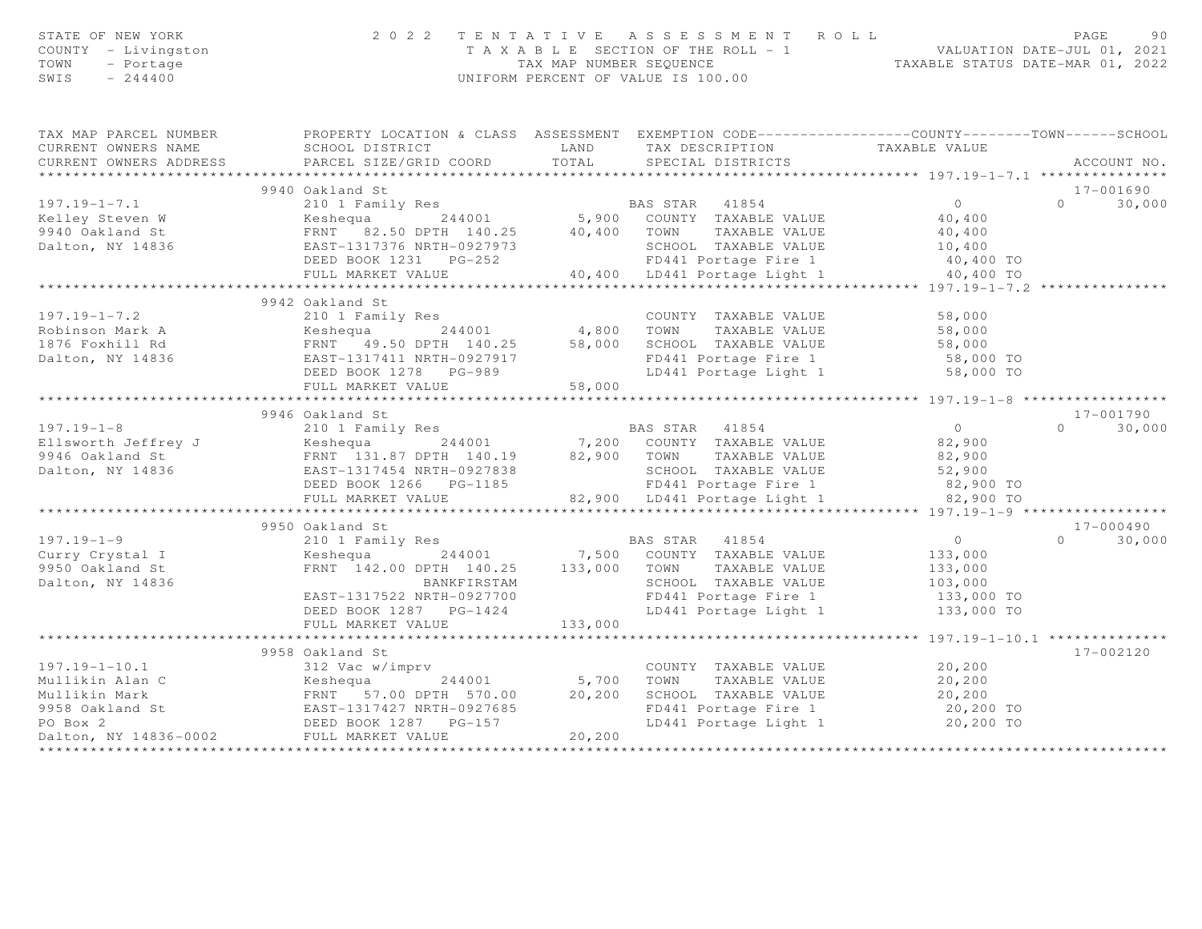STATE OF NEW YORK
COUNTY - Livingston
TOWN - Portage
SWIS - 244400

# 2022 TENTATIVE ASSESSMENT ROLL

TAXABLE SECTION OF THE ROLL - 1
TAX MAP NUMBER SEQUENCE
UNIFORM PERCENT OF VALUE IS 100.00

VALUATION DATE-JUL 01, 2021
TAXABLE STATUS DATE-MAR 01, 2022

| TAX MAP PARCEL NUMBER / CURRENT OWNERS NAME / CURRENT OWNERS ADDRESS | PROPERTY LOCATION & CLASS / SCHOOL DISTRICT / PARCEL SIZE/GRID COORD | ASSESSMENT LAND / TOTAL | EXEMPTION CODE / TAX DESCRIPTION / SPECIAL DISTRICTS | COUNTY / TAXABLE VALUE | TOWN | SCHOOL | ACCOUNT NO. |
|---|---|---|---|---|---|---|---|
| **197.19-1-7.1** | 9940 Oakland St | | | | | | 17-001690 |
| 197.19-1-7.1 | 210 1 Family Res | | BAS STAR 41854 | 0 | 0 | 30,000 | |
| Kelley Steven W | Keshequa 244001 | 5,900 | COUNTY TAXABLE VALUE | 40,400 | | | |
| 9940 Oakland St | FRNT 82.50 DPTH 140.25 | 40,400 | TOWN TAXABLE VALUE | 40,400 | | | |
| Dalton, NY 14836 | EAST-1317376 NRTH-0927973 | | SCHOOL TAXABLE VALUE | 10,400 | | | |
| | DEED BOOK 1231 PG-252 | | FD441 Portage Fire 1 | 40,400 TO | | | |
| | FULL MARKET VALUE | 40,400 | LD441 Portage Light 1 | 40,400 TO | | | |
| **197.19-1-7.2** | 9942 Oakland St | | | | | | |
| 197.19-1-7.2 | 210 1 Family Res | | COUNTY TAXABLE VALUE | 58,000 | | | |
| Robinson Mark A | Keshequa 244001 | 4,800 | TOWN TAXABLE VALUE | 58,000 | | | |
| 1876 Foxhill Rd | FRNT 49.50 DPTH 140.25 | 58,000 | SCHOOL TAXABLE VALUE | 58,000 | | | |
| Dalton, NY 14836 | EAST-1317411 NRTH-0927917 | | FD441 Portage Fire 1 | 58,000 TO | | | |
| | DEED BOOK 1278 PG-989 | | LD441 Portage Light 1 | 58,000 TO | | | |
| | FULL MARKET VALUE | 58,000 | | | | | |
| **197.19-1-8** | 9946 Oakland St | | | | | | 17-001790 |
| 197.19-1-8 | 210 1 Family Res | | BAS STAR 41854 | 0 | 0 | 30,000 | |
| Ellsworth Jeffrey J | Keshequa 244001 | 7,200 | COUNTY TAXABLE VALUE | 82,900 | | | |
| 9946 Oakland St | FRNT 131.87 DPTH 140.19 | 82,900 | TOWN TAXABLE VALUE | 82,900 | | | |
| Dalton, NY 14836 | EAST-1317454 NRTH-0927838 | | SCHOOL TAXABLE VALUE | 52,900 | | | |
| | DEED BOOK 1266 PG-1185 | | FD441 Portage Fire 1 | 82,900 TO | | | |
| | FULL MARKET VALUE | 82,900 | LD441 Portage Light 1 | 82,900 TO | | | |
| **197.19-1-9** | 9950 Oakland St | | | | | | 17-000490 |
| 197.19-1-9 | 210 1 Family Res | | BAS STAR 41854 | 0 | 0 | 30,000 | |
| Curry Crystal I | Keshequa 244001 | 7,500 | COUNTY TAXABLE VALUE | 133,000 | | | |
| 9950 Oakland St | FRNT 142.00 DPTH 140.25 | 133,000 | TOWN TAXABLE VALUE | 133,000 | | | |
| Dalton, NY 14836 | BANKFIRSTAM | | SCHOOL TAXABLE VALUE | 103,000 | | | |
| | EAST-1317522 NRTH-0927700 | | FD441 Portage Fire 1 | 133,000 TO | | | |
| | DEED BOOK 1287 PG-1424 | | LD441 Portage Light 1 | 133,000 TO | | | |
| | FULL MARKET VALUE | 133,000 | | | | | |
| **197.19-1-10.1** | 9958 Oakland St | | | | | | 17-002120 |
| 197.19-1-10.1 | 312 Vac w/imprv | | COUNTY TAXABLE VALUE | 20,200 | | | |
| Mullikin Alan C | Keshequa 244001 | 5,700 | TOWN TAXABLE VALUE | 20,200 | | | |
| Mullikin Mark | FRNT 57.00 DPTH 570.00 | 20,200 | SCHOOL TAXABLE VALUE | 20,200 | | | |
| 9958 Oakland St | EAST-1317427 NRTH-0927685 | | FD441 Portage Fire 1 | 20,200 TO | | | |
| PO Box 2 | DEED BOOK 1287 PG-157 | | LD441 Portage Light 1 | 20,200 TO | | | |
| Dalton, NY 14836-0002 | FULL MARKET VALUE | 20,200 | | | | | |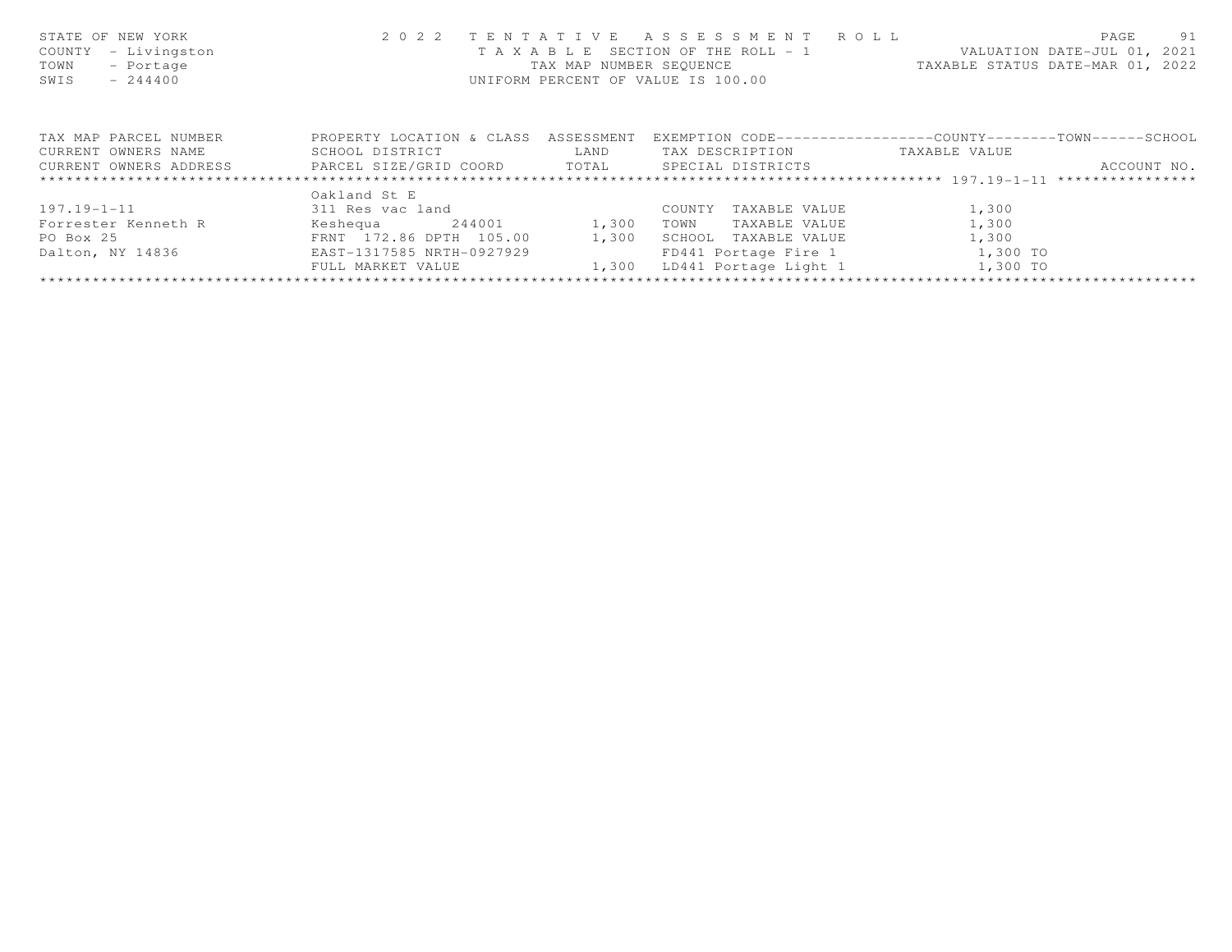STATE OF NEW YORK
COUNTY - Livingston
TOWN - Portage
SWIS - 244400

2 0 2 2 T E N T A T I V E A S S E S S M E N T R O L L
T A X A B L E SECTION OF THE ROLL - 1
TAX MAP NUMBER SEQUENCE
UNIFORM PERCENT OF VALUE IS 100.00

VALUATION DATE-JUL 01, 2021
TAXABLE STATUS DATE-MAR 01, 2022

| TAX MAP PARCEL NUMBER<br>CURRENT OWNERS NAME<br>CURRENT OWNERS ADDRESS | PROPERTY LOCATION & CLASS<br>SCHOOL DISTRICT<br>PARCEL SIZE/GRID COORD | ASSESSMENT<br>LAND<br>TOTAL | EXEMPTION CODE-----COUNTY-----TOWN-----SCHOOL<br>TAX DESCRIPTION<br>SPECIAL DISTRICTS | TAXABLE VALUE | ACCOUNT NO. |
|---|---|---|---|---|---|
| | Oakland St E | | | | |
| 197.19-1-11 | 311 Res vac land | | COUNTY TAXABLE VALUE | 1,300 | |
| Forrester Kenneth R | Keshequa 244001 | 1,300 | TOWN TAXABLE VALUE | 1,300 | |
| PO Box 25 | FRNT 172.86 DPTH 105.00 | 1,300 | SCHOOL TAXABLE VALUE | 1,300 | |
| Dalton, NY 14836 | EAST-1317585 NRTH-0927929 | | FD441 Portage Fire 1 | 1,300 TO | |
| | FULL MARKET VALUE | 1,300 | LD441 Portage Light 1 | 1,300 TO | |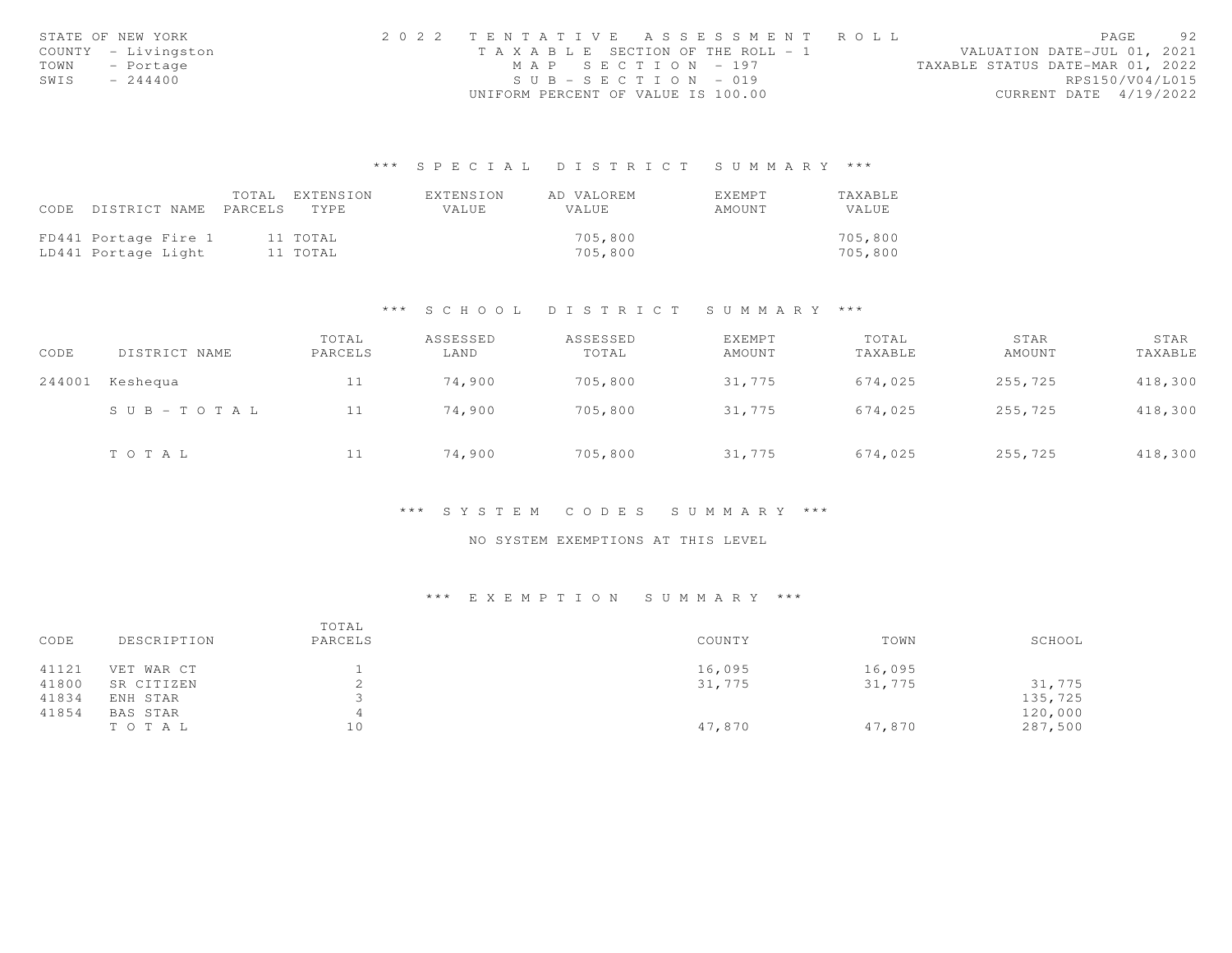STATE OF NEW YORK
COUNTY - Livingston
TOWN - Portage
SWIS - 244400

2022 TENTATIVE ASSESSMENT ROLL
TAXABLE SECTION OF THE ROLL - 1
MAP SECTION - 197
SUB-SECTION - 019
UNIFORM PERCENT OF VALUE IS 100.00

VALUATION DATE-JUL 01, 2021
TAXABLE STATUS DATE-MAR 01, 2022
RPS150/V04/L015
CURRENT DATE 4/19/2022

## *** SPECIAL DISTRICT SUMMARY ***

| CODE | DISTRICT NAME | TOTAL PARCELS | EXTENSION TYPE | EXTENSION VALUE | AD VALOREM VALUE | EXEMPT AMOUNT | TAXABLE VALUE |
|---|---|---|---|---|---|---|---|
| FD441 | Portage Fire 1 | 11 | TOTAL | | 705,800 | | 705,800 |
| LD441 | Portage Light | 11 | TOTAL | | 705,800 | | 705,800 |

## *** SCHOOL DISTRICT SUMMARY ***

| CODE | DISTRICT NAME | TOTAL PARCELS | ASSESSED LAND | ASSESSED TOTAL | EXEMPT AMOUNT | TOTAL TAXABLE | STAR AMOUNT | STAR TAXABLE |
|---|---|---|---|---|---|---|---|---|
| 244001 | Keshequa | 11 | 74,900 | 705,800 | 31,775 | 674,025 | 255,725 | 418,300 |
| | SUB-TOTAL | 11 | 74,900 | 705,800 | 31,775 | 674,025 | 255,725 | 418,300 |
| | TOTAL | 11 | 74,900 | 705,800 | 31,775 | 674,025 | 255,725 | 418,300 |

## *** SYSTEM CODES SUMMARY ***

NO SYSTEM EXEMPTIONS AT THIS LEVEL

## *** EXEMPTION SUMMARY ***

| CODE | DESCRIPTION | TOTAL PARCELS | COUNTY | TOWN | SCHOOL |
|---|---|---|---|---|---|
| 41121 | VET WAR CT | 1 | 16,095 | 16,095 | |
| 41800 | SR CITIZEN | 2 | 31,775 | 31,775 | 31,775 |
| 41834 | ENH STAR | 3 | | | 135,725 |
| 41854 | BAS STAR | 4 | | | 120,000 |
| | TOTAL | 10 | 47,870 | 47,870 | 287,500 |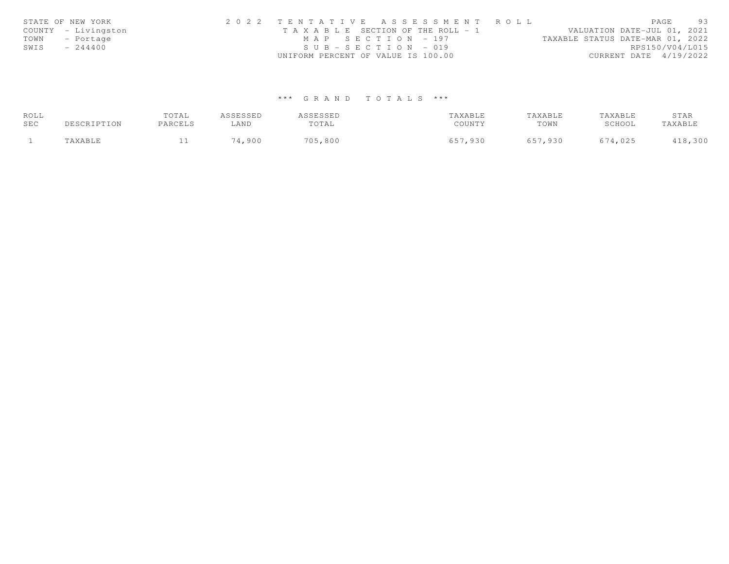STATE OF NEW YORK
COUNTY - Livingston
TOWN - Portage
SWIS - 244400

2 0 2 2 T E N T A T I V E A S S E S S M E N T R O L L
T A X A B L E SECTION OF THE ROLL - 1
M A P S E C T I O N - 197
S U B - S E C T I O N - 019
UNIFORM PERCENT OF VALUE IS 100.00

VALUATION DATE-JUL 01, 2021
TAXABLE STATUS DATE-MAR 01, 2022
RPS150/V04/L015
CURRENT DATE 4/19/2022

## *** G R A N D T O T A L S ***

| ROLL SEC | DESCRIPTION | TOTAL PARCELS | ASSESSED LAND | ASSESSED TOTAL | TAXABLE COUNTY | TAXABLE TOWN | TAXABLE SCHOOL | STAR TAXABLE |
|---|---|---|---|---|---|---|---|---|
| 1 | TAXABLE | 11 | 74,900 | 705,800 | 657,930 | 657,930 | 674,025 | 418,300 |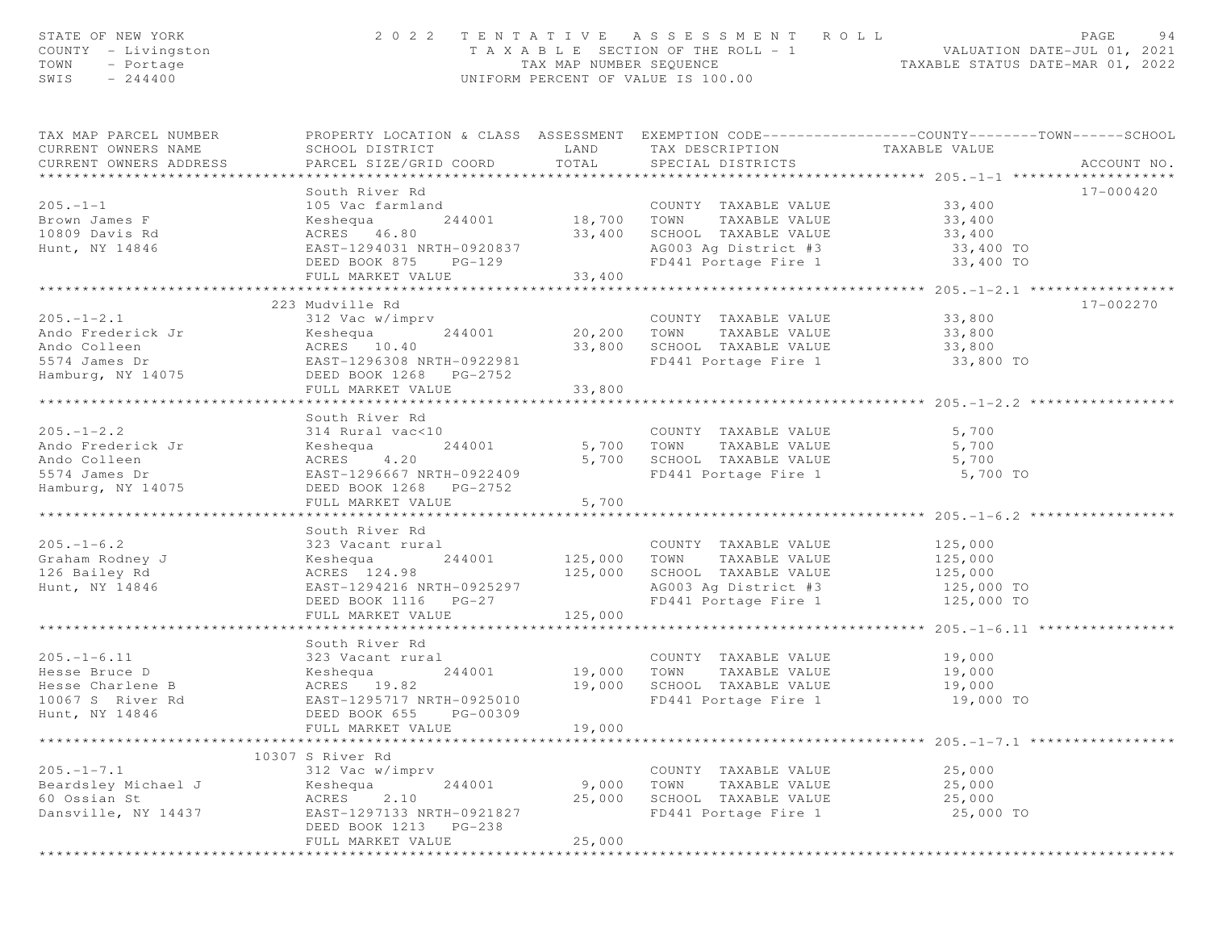STATE OF NEW YORK — 2022 TENTATIVE ASSESSMENT ROLL
COUNTY - Livingston — TAXABLE SECTION OF THE ROLL - 1 — VALUATION DATE-JUL 01, 2021
TOWN - Portage — TAX MAP NUMBER SEQUENCE — TAXABLE STATUS DATE-MAR 01, 2022
SWIS - 244400 — UNIFORM PERCENT OF VALUE IS 100.00

| TAX MAP PARCEL NUMBER / CURRENT OWNERS NAME / CURRENT OWNERS ADDRESS | PROPERTY LOCATION & CLASS / SCHOOL DISTRICT / PARCEL SIZE/GRID COORD | ASSESSMENT LAND / TOTAL | EXEMPTION CODE / TAX DESCRIPTION / SPECIAL DISTRICTS | TAXABLE VALUE (COUNTY / TOWN / SCHOOL) | ACCOUNT NO. |
|---|---|---|---|---|---|
| **205.-1-1** | South River Rd | | | | 17-000420 |
| 205.-1-1 | 105 Vac farmland | | COUNTY TAXABLE VALUE | 33,400 | |
| Brown James F | Keshequa 244001 | 18,700 | TOWN TAXABLE VALUE | 33,400 | |
| 10809 Davis Rd | ACRES 46.80 | 33,400 | SCHOOL TAXABLE VALUE | 33,400 | |
| Hunt, NY 14846 | EAST-1294031 NRTH-0920837 | | AG003 Ag District #3 | 33,400 TO | |
| | DEED BOOK 875 PG-129 | | FD441 Portage Fire 1 | 33,400 TO | |
| | FULL MARKET VALUE | 33,400 | | | |
| **205.-1-2.1** | 223 Mudville Rd | | | | 17-002270 |
| 205.-1-2.1 | 312 Vac w/imprv | | COUNTY TAXABLE VALUE | 33,800 | |
| Ando Frederick Jr | Keshequa 244001 | 20,200 | TOWN TAXABLE VALUE | 33,800 | |
| Ando Colleen | ACRES 10.40 | 33,800 | SCHOOL TAXABLE VALUE | 33,800 | |
| 5574 James Dr | EAST-1296308 NRTH-0922981 | | FD441 Portage Fire 1 | 33,800 TO | |
| Hamburg, NY 14075 | DEED BOOK 1268 PG-2752 | | | | |
| | FULL MARKET VALUE | 33,800 | | | |
| **205.-1-2.2** | South River Rd | | | | |
| 205.-1-2.2 | 314 Rural vac<10 | | COUNTY TAXABLE VALUE | 5,700 | |
| Ando Frederick Jr | Keshequa 244001 | 5,700 | TOWN TAXABLE VALUE | 5,700 | |
| Ando Colleen | ACRES 4.20 | 5,700 | SCHOOL TAXABLE VALUE | 5,700 | |
| 5574 James Dr | EAST-1296667 NRTH-0922409 | | FD441 Portage Fire 1 | 5,700 TO | |
| Hamburg, NY 14075 | DEED BOOK 1268 PG-2752 | | | | |
| | FULL MARKET VALUE | 5,700 | | | |
| **205.-1-6.2** | South River Rd | | | | |
| 205.-1-6.2 | 323 Vacant rural | | COUNTY TAXABLE VALUE | 125,000 | |
| Graham Rodney J | Keshequa 244001 | 125,000 | TOWN TAXABLE VALUE | 125,000 | |
| 126 Bailey Rd | ACRES 124.98 | 125,000 | SCHOOL TAXABLE VALUE | 125,000 | |
| Hunt, NY 14846 | EAST-1294216 NRTH-0925297 | | AG003 Ag District #3 | 125,000 TO | |
| | DEED BOOK 1116 PG-27 | | FD441 Portage Fire 1 | 125,000 TO | |
| | FULL MARKET VALUE | 125,000 | | | |
| **205.-1-6.11** | South River Rd | | | | |
| 205.-1-6.11 | 323 Vacant rural | | COUNTY TAXABLE VALUE | 19,000 | |
| Hesse Bruce D | Keshequa 244001 | 19,000 | TOWN TAXABLE VALUE | 19,000 | |
| Hesse Charlene B | ACRES 19.82 | 19,000 | SCHOOL TAXABLE VALUE | 19,000 | |
| 10067 S River Rd | EAST-1295717 NRTH-0925010 | | FD441 Portage Fire 1 | 19,000 TO | |
| Hunt, NY 14846 | DEED BOOK 655 PG-00309 | | | | |
| | FULL MARKET VALUE | 19,000 | | | |
| **205.-1-7.1** | 10307 S River Rd | | | | |
| 205.-1-7.1 | 312 Vac w/imprv | | COUNTY TAXABLE VALUE | 25,000 | |
| Beardsley Michael J | Keshequa 244001 | 9,000 | TOWN TAXABLE VALUE | 25,000 | |
| 60 Ossian St | ACRES 2.10 | 25,000 | SCHOOL TAXABLE VALUE | 25,000 | |
| Dansville, NY 14437 | EAST-1297133 NRTH-0921827 | | FD441 Portage Fire 1 | 25,000 TO | |
| | DEED BOOK 1213 PG-238 | | | | |
| | FULL MARKET VALUE | 25,000 | | | |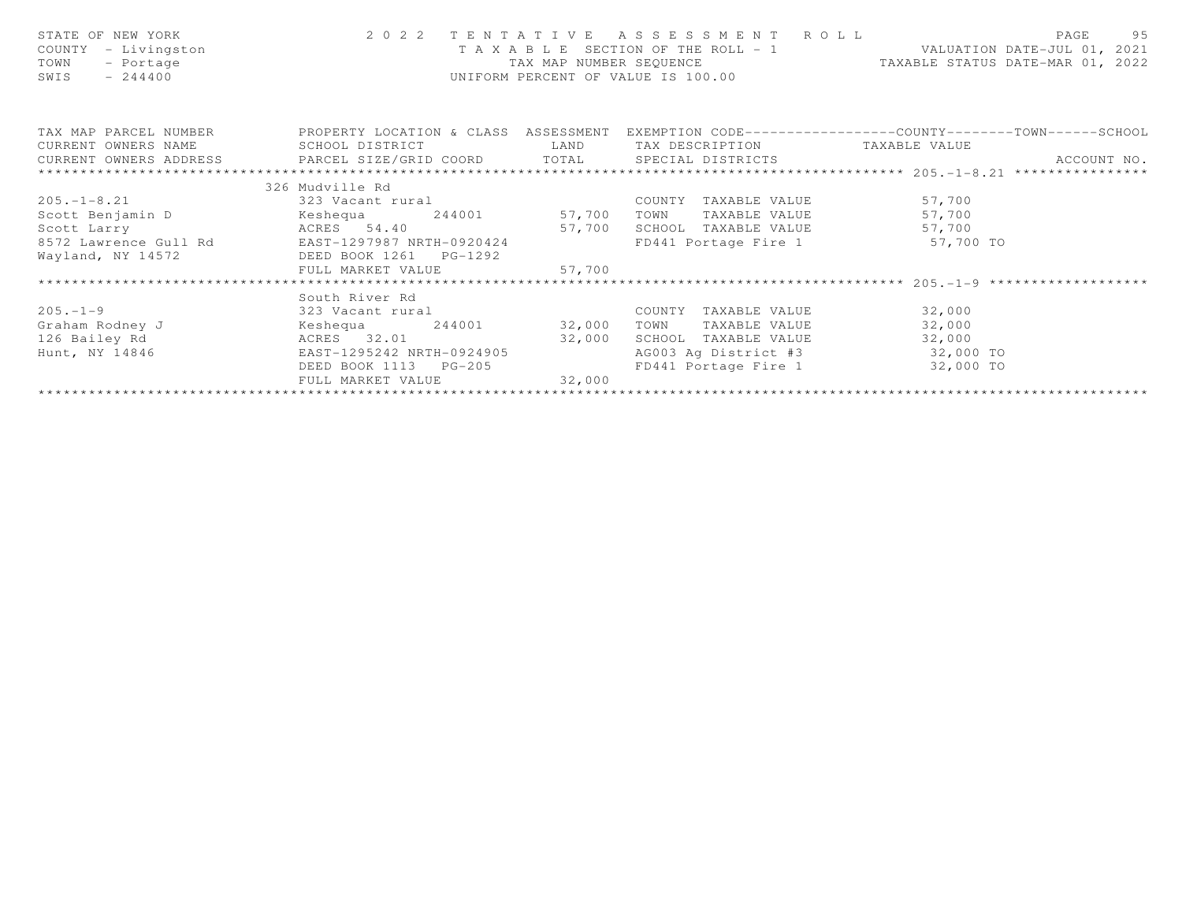STATE OF NEW YORK
COUNTY - Livingston
TOWN - Portage
SWIS - 244400

2022 TENTATIVE ASSESSMENT ROLL
TAXABLE SECTION OF THE ROLL - 1
TAX MAP NUMBER SEQUENCE
UNIFORM PERCENT OF VALUE IS 100.00

VALUATION DATE-JUL 01, 2021
TAXABLE STATUS DATE-MAR 01, 2022

| TAX MAP PARCEL NUMBER / CURRENT OWNERS NAME / CURRENT OWNERS ADDRESS | PROPERTY LOCATION & CLASS / SCHOOL DISTRICT / PARCEL SIZE/GRID COORD | ASSESSMENT LAND / TOTAL | EXEMPTION CODE / TAX DESCRIPTION / SPECIAL DISTRICTS | TAXABLE VALUE (COUNTY / TOWN / SCHOOL) | ACCOUNT NO. |
|---|---|---|---|---|---|
| **205.-1-8.21** | 326 Mudville Rd | | | | |
| 205.-1-8.21 | 323 Vacant rural | | COUNTY TAXABLE VALUE | 57,700 | |
| Scott Benjamin D | Keshequa 244001 | 57,700 | TOWN TAXABLE VALUE | 57,700 | |
| Scott Larry | ACRES 54.40 | 57,700 | SCHOOL TAXABLE VALUE | 57,700 | |
| 8572 Lawrence Gull Rd | EAST-1297987 NRTH-0920424 | | FD441 Portage Fire 1 | 57,700 TO | |
| Wayland, NY 14572 | DEED BOOK 1261 PG-1292 | | | | |
| | FULL MARKET VALUE | 57,700 | | | |
| **205.-1-9** | South River Rd | | | | |
| 205.-1-9 | 323 Vacant rural | | COUNTY TAXABLE VALUE | 32,000 | |
| Graham Rodney J | Keshequa 244001 | 32,000 | TOWN TAXABLE VALUE | 32,000 | |
| 126 Bailey Rd | ACRES 32.01 | 32,000 | SCHOOL TAXABLE VALUE | 32,000 | |
| Hunt, NY 14846 | EAST-1295242 NRTH-0924905 | | AG003 Ag District #3 | 32,000 TO | |
| | DEED BOOK 1113 PG-205 | | FD441 Portage Fire 1 | 32,000 TO | |
| | FULL MARKET VALUE | 32,000 | | | |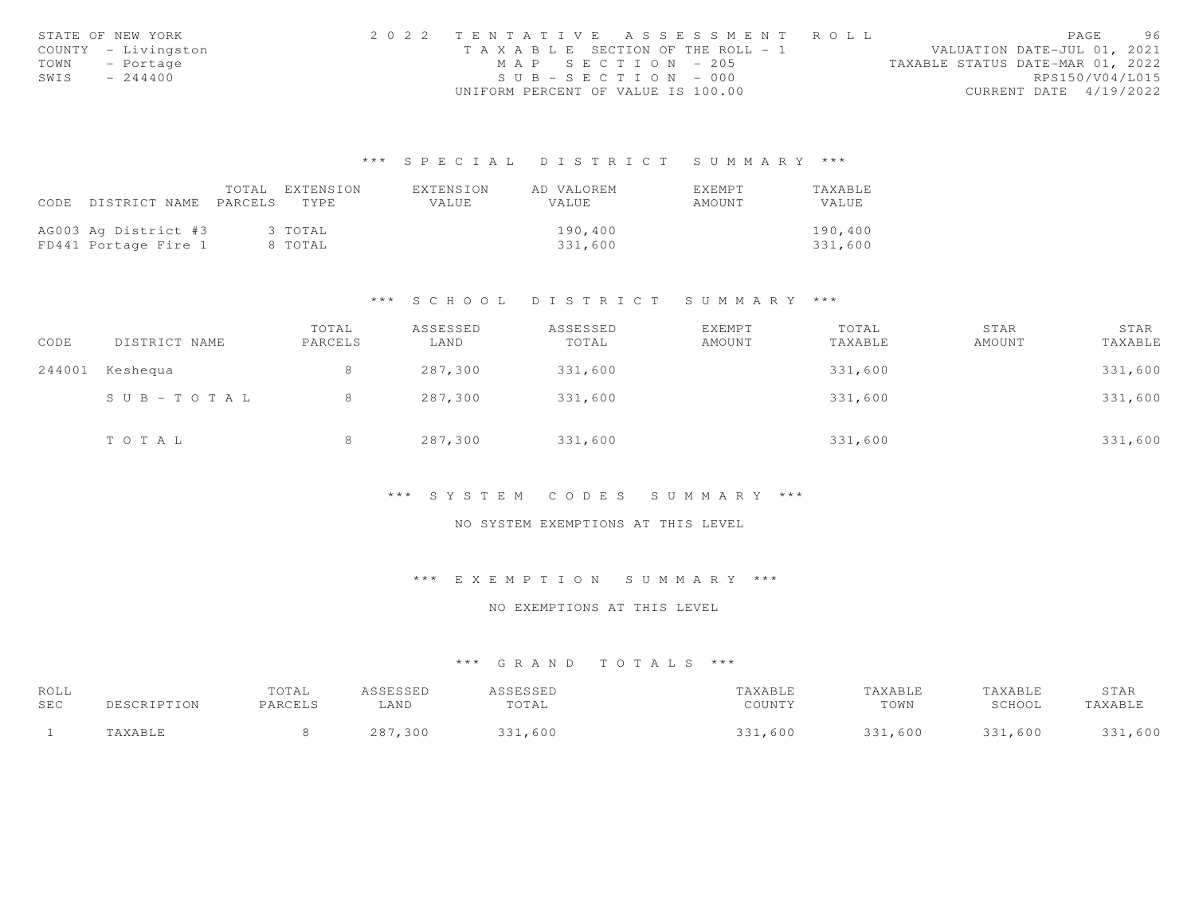STATE OF NEW YORK
COUNTY - Livingston
TOWN - Portage
SWIS - 244400

2 0 2 2 T E N T A T I V E A S S E S S M E N T R O L L
T A X A B L E SECTION OF THE ROLL - 1
M A P S E C T I O N - 205
S U B - S E C T I O N - 000
UNIFORM PERCENT OF VALUE IS 100.00

VALUATION DATE-JUL 01, 2021
TAXABLE STATUS DATE-MAR 01, 2022
RPS150/V04/L015
CURRENT DATE 4/19/2022

### *** S P E C I A L D I S T R I C T S U M M A R Y ***

| CODE | DISTRICT NAME | TOTAL PARCELS | EXTENSION TYPE | EXTENSION VALUE | AD VALOREM VALUE | EXEMPT AMOUNT | TAXABLE VALUE |
|---|---|---|---|---|---|---|---|
| AG003 | Ag District #3 | 3 | TOTAL | | 190,400 | | 190,400 |
| FD441 | Portage Fire 1 | 8 | TOTAL | | 331,600 | | 331,600 |

### *** S C H O O L D I S T R I C T S U M M A R Y ***

| CODE | DISTRICT NAME | TOTAL PARCELS | ASSESSED LAND | ASSESSED TOTAL | EXEMPT AMOUNT | TOTAL TAXABLE | STAR AMOUNT | STAR TAXABLE |
|---|---|---|---|---|---|---|---|---|
| 244001 | Keshequa | 8 | 287,300 | 331,600 | | 331,600 | | 331,600 |
| | S U B - T O T A L | 8 | 287,300 | 331,600 | | 331,600 | | 331,600 |
| | T O T A L | 8 | 287,300 | 331,600 | | 331,600 | | 331,600 |

### *** S Y S T E M C O D E S S U M M A R Y ***

NO SYSTEM EXEMPTIONS AT THIS LEVEL

### *** E X E M P T I O N S U M M A R Y ***

NO EXEMPTIONS AT THIS LEVEL

### *** G R A N D T O T A L S ***

| ROLL SEC | DESCRIPTION | TOTAL PARCELS | ASSESSED LAND | ASSESSED TOTAL | TAXABLE COUNTY | TAXABLE TOWN | TAXABLE SCHOOL | STAR TAXABLE |
|---|---|---|---|---|---|---|---|---|
| 1 | TAXABLE | 8 | 287,300 | 331,600 | 331,600 | 331,600 | 331,600 | 331,600 |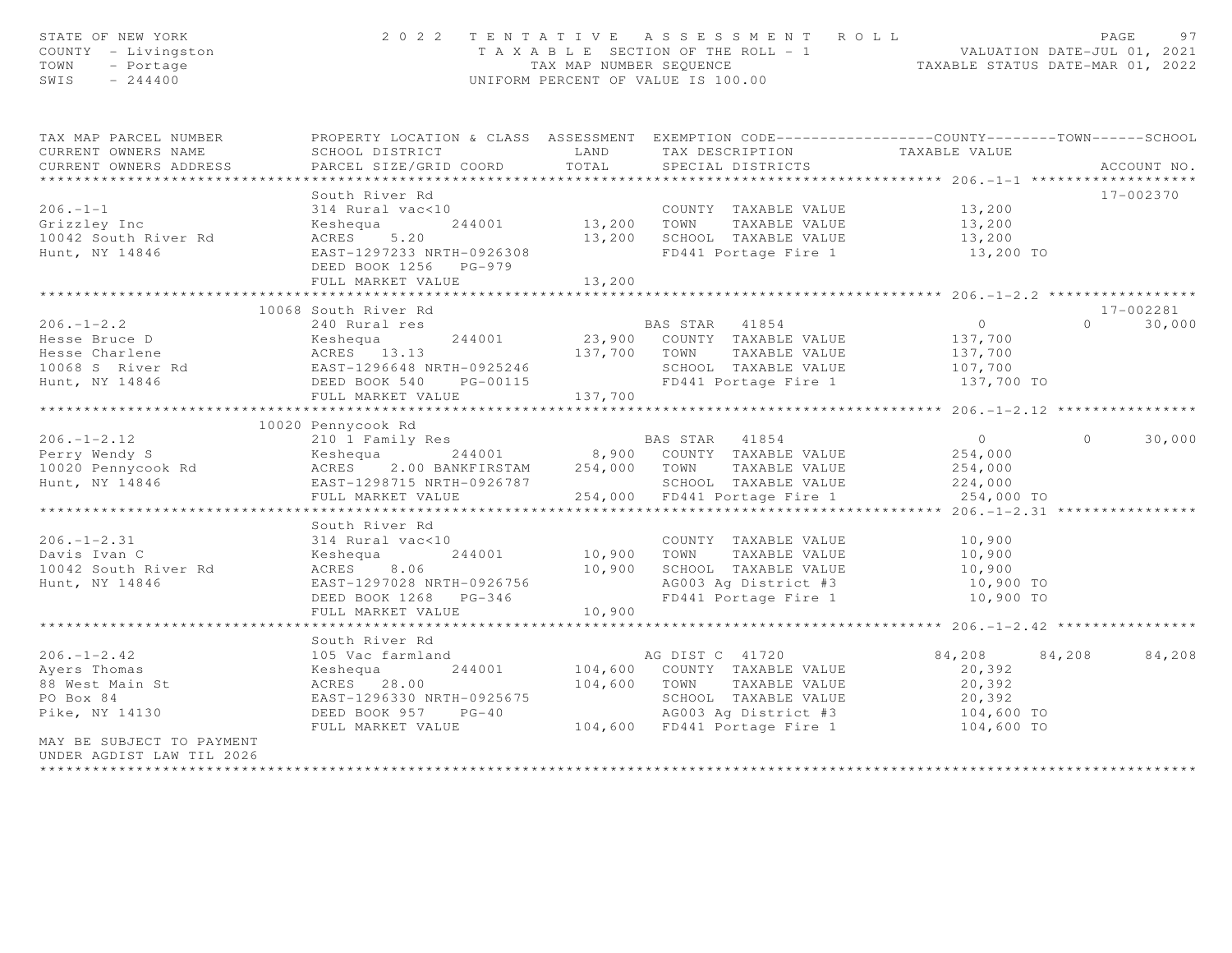STATE OF NEW YORK
COUNTY - Livingston
TOWN - Portage
SWIS - 244400

2 0 2 2 TENTATIVE ASSESSMENT ROLL
TAXABLE SECTION OF THE ROLL - 1
TAX MAP NUMBER SEQUENCE
UNIFORM PERCENT OF VALUE IS 100.00

VALUATION DATE-JUL 01, 2021
TAXABLE STATUS DATE-MAR 01, 2022

| TAX MAP PARCEL NUMBER / CURRENT OWNERS NAME / CURRENT OWNERS ADDRESS | PROPERTY LOCATION & CLASS / SCHOOL DISTRICT / PARCEL SIZE/GRID COORD | ASSESSMENT LAND / TOTAL | EXEMPTION CODE / TAX DESCRIPTION / SPECIAL DISTRICTS | COUNTY TAXABLE VALUE | TOWN | SCHOOL | ACCOUNT NO. |
|---|---|---|---|---|---|---|---|
| **206.-1-1** | South River Rd | | | | | | 17-002370 |
| 206.-1-1 | 314 Rural vac<10 | | COUNTY TAXABLE VALUE | 13,200 | | | |
| Grizzley Inc | Keshequa 244001 | 13,200 | TOWN TAXABLE VALUE | 13,200 | | | |
| 10042 South River Rd | ACRES 5.20 | 13,200 | SCHOOL TAXABLE VALUE | 13,200 | | | |
| Hunt, NY 14846 | EAST-1297233 NRTH-0926308 | | FD441 Portage Fire 1 | 13,200 TO | | | |
| | DEED BOOK 1256 PG-979 | | | | | | |
| | FULL MARKET VALUE | 13,200 | | | | | |
| **206.-1-2.2** | 10068 South River Rd | | | | | | 17-002281 |
| 206.-1-2.2 | 240 Rural res | | BAS STAR 41854 | 0 | 0 | 30,000 | |
| Hesse Bruce D | Keshequa 244001 | 23,900 | COUNTY TAXABLE VALUE | 137,700 | | | |
| Hesse Charlene | ACRES 13.13 | 137,700 | TOWN TAXABLE VALUE | 137,700 | | | |
| 10068 S River Rd | EAST-1296648 NRTH-0925246 | | SCHOOL TAXABLE VALUE | 107,700 | | | |
| Hunt, NY 14846 | DEED BOOK 540 PG-00115 | | FD441 Portage Fire 1 | 137,700 TO | | | |
| | FULL MARKET VALUE | 137,700 | | | | | |
| **206.-1-2.12** | 10020 Pennycook Rd | | | | | | |
| 206.-1-2.12 | 210 1 Family Res | | BAS STAR 41854 | 0 | 0 | 30,000 | |
| Perry Wendy S | Keshequa 244001 | 8,900 | COUNTY TAXABLE VALUE | 254,000 | | | |
| 10020 Pennycook Rd | ACRES 2.00 BANKFIRSTAM | 254,000 | TOWN TAXABLE VALUE | 254,000 | | | |
| Hunt, NY 14846 | EAST-1298715 NRTH-0926787 | | SCHOOL TAXABLE VALUE | 224,000 | | | |
| | FULL MARKET VALUE | 254,000 | FD441 Portage Fire 1 | 254,000 TO | | | |
| **206.-1-2.31** | South River Rd | | | | | | |
| 206.-1-2.31 | 314 Rural vac<10 | | COUNTY TAXABLE VALUE | 10,900 | | | |
| Davis Ivan C | Keshequa 244001 | 10,900 | TOWN TAXABLE VALUE | 10,900 | | | |
| 10042 South River Rd | ACRES 8.06 | 10,900 | SCHOOL TAXABLE VALUE | 10,900 | | | |
| Hunt, NY 14846 | EAST-1297028 NRTH-0926756 | | AG003 Ag District #3 | 10,900 TO | | | |
| | DEED BOOK 1268 PG-346 | | FD441 Portage Fire 1 | 10,900 TO | | | |
| | FULL MARKET VALUE | 10,900 | | | | | |
| **206.-1-2.42** | South River Rd | | | | | | |
| 206.-1-2.42 | 105 Vac farmland | | AG DIST C 41720 | 84,208 | 84,208 | 84,208 | |
| Ayers Thomas | Keshequa 244001 | 104,600 | COUNTY TAXABLE VALUE | 20,392 | | | |
| 88 West Main St | ACRES 28.00 | 104,600 | TOWN TAXABLE VALUE | 20,392 | | | |
| PO Box 84 | EAST-1296330 NRTH-0925675 | | SCHOOL TAXABLE VALUE | 20,392 | | | |
| Pike, NY 14130 | DEED BOOK 957 PG-40 | | AG003 Ag District #3 | 104,600 TO | | | |
| | FULL MARKET VALUE | 104,600 | FD441 Portage Fire 1 | 104,600 TO | | | |
| MAY BE SUBJECT TO PAYMENT UNDER AGDIST LAW TIL 2026 | | | | | | | |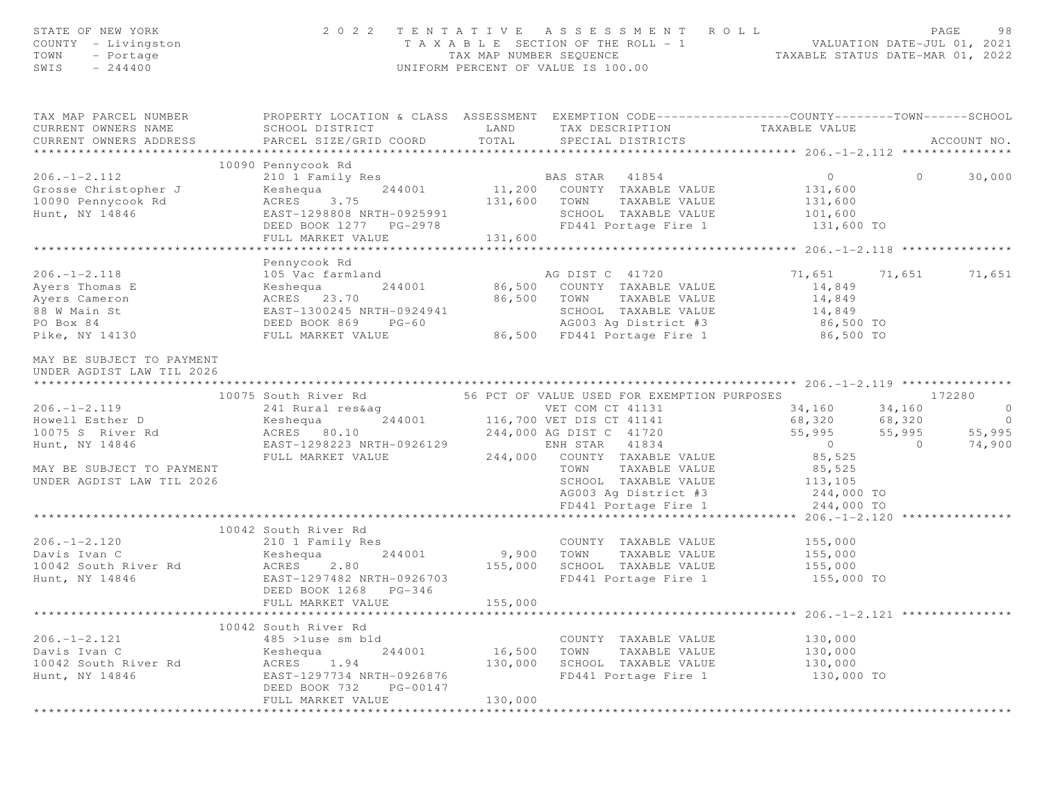STATE OF NEW YORK
COUNTY - Livingston
TOWN - Portage
SWIS - 244400

# 2022 TENTATIVE ASSESSMENT ROLL

TAXABLE SECTION OF THE ROLL - 1
TAX MAP NUMBER SEQUENCE
UNIFORM PERCENT OF VALUE IS 100.00

VALUATION DATE-JUL 01, 2021
TAXABLE STATUS DATE-MAR 01, 2022

| TAX MAP PARCEL NUMBER / CURRENT OWNERS NAME / CURRENT OWNERS ADDRESS | PROPERTY LOCATION & CLASS / SCHOOL DISTRICT / PARCEL SIZE/GRID COORD | ASSESSMENT LAND / TOTAL | EXEMPTION CODE / TAX DESCRIPTION / SPECIAL DISTRICTS | COUNTY TAXABLE VALUE | TOWN | SCHOOL | ACCOUNT NO. |
|---|---|---|---|---|---|---|---|
| **206.-1-2.112** | 10090 Pennycook Rd | | | | | | |
| 206.-1-2.112 | 210 1 Family Res | | BAS STAR 41854 | 0 | 0 | 30,000 | |
| Grosse Christopher J | Keshequa 244001 | 11,200 | COUNTY TAXABLE VALUE | 131,600 | | | |
| 10090 Pennycook Rd | ACRES 3.75 | 131,600 | TOWN TAXABLE VALUE | 131,600 | | | |
| Hunt, NY 14846 | EAST-1298808 NRTH-0925991 | | SCHOOL TAXABLE VALUE | 101,600 | | | |
| | DEED BOOK 1277 PG-2978 | | FD441 Portage Fire 1 | 131,600 TO | | | |
| | FULL MARKET VALUE | 131,600 | | | | | |
| **206.-1-2.118** | Pennycook Rd | | | | | | |
| 206.-1-2.118 | 105 Vac farmland | | AG DIST C 41720 | 71,651 | 71,651 | 71,651 | |
| Ayers Thomas E | Keshequa 244001 | 86,500 | COUNTY TAXABLE VALUE | 14,849 | | | |
| Ayers Cameron | ACRES 23.70 | 86,500 | TOWN TAXABLE VALUE | 14,849 | | | |
| 88 W Main St | EAST-1300245 NRTH-0924941 | | SCHOOL TAXABLE VALUE | 14,849 | | | |
| PO Box 84 | DEED BOOK 869 PG-60 | | AG003 Ag District #3 | 86,500 TO | | | |
| Pike, NY 14130 | FULL MARKET VALUE | 86,500 | FD441 Portage Fire 1 | 86,500 TO | | | |
| MAY BE SUBJECT TO PAYMENT UNDER AGDIST LAW TIL 2026 | | | | | | | |
| **206.-1-2.119** | 10075 South River Rd | | 56 PCT OF VALUE USED FOR EXEMPTION PURPOSES | | | | 172280 |
| 206.-1-2.119 | 241 Rural res&ag | | VET COM CT 41131 | 34,160 | 34,160 | 0 | |
| Howell Esther D | Keshequa 244001 | 116,700 | VET DIS CT 41141 | 68,320 | 68,320 | 0 | |
| 10075 S River Rd | ACRES 80.10 | 244,000 | AG DIST C 41720 | 55,995 | 55,995 | 55,995 | |
| Hunt, NY 14846 | EAST-1298223 NRTH-0926129 | | ENH STAR 41834 | 0 | 0 | 74,900 | |
| | FULL MARKET VALUE | 244,000 | COUNTY TAXABLE VALUE | 85,525 | | | |
| MAY BE SUBJECT TO PAYMENT | | | TOWN TAXABLE VALUE | 85,525 | | | |
| UNDER AGDIST LAW TIL 2026 | | | SCHOOL TAXABLE VALUE | 113,105 | | | |
| | | | AG003 Ag District #3 | 244,000 TO | | | |
| | | | FD441 Portage Fire 1 | 244,000 TO | | | |
| **206.-1-2.120** | 10042 South River Rd | | | | | | |
| 206.-1-2.120 | 210 1 Family Res | | COUNTY TAXABLE VALUE | 155,000 | | | |
| Davis Ivan C | Keshequa 244001 | 9,900 | TOWN TAXABLE VALUE | 155,000 | | | |
| 10042 South River Rd | ACRES 2.80 | 155,000 | SCHOOL TAXABLE VALUE | 155,000 | | | |
| Hunt, NY 14846 | EAST-1297482 NRTH-0926703 | | FD441 Portage Fire 1 | 155,000 TO | | | |
| | DEED BOOK 1268 PG-346 | | | | | | |
| | FULL MARKET VALUE | 155,000 | | | | | |
| **206.-1-2.121** | 10042 South River Rd | | | | | | |
| 206.-1-2.121 | 485 >1use sm bld | | COUNTY TAXABLE VALUE | 130,000 | | | |
| Davis Ivan C | Keshequa 244001 | 16,500 | TOWN TAXABLE VALUE | 130,000 | | | |
| 10042 South River Rd | ACRES 1.94 | 130,000 | SCHOOL TAXABLE VALUE | 130,000 | | | |
| Hunt, NY 14846 | EAST-1297734 NRTH-0926876 | | FD441 Portage Fire 1 | 130,000 TO | | | |
| | DEED BOOK 732 PG-00147 | | | | | | |
| | FULL MARKET VALUE | 130,000 | | | | | |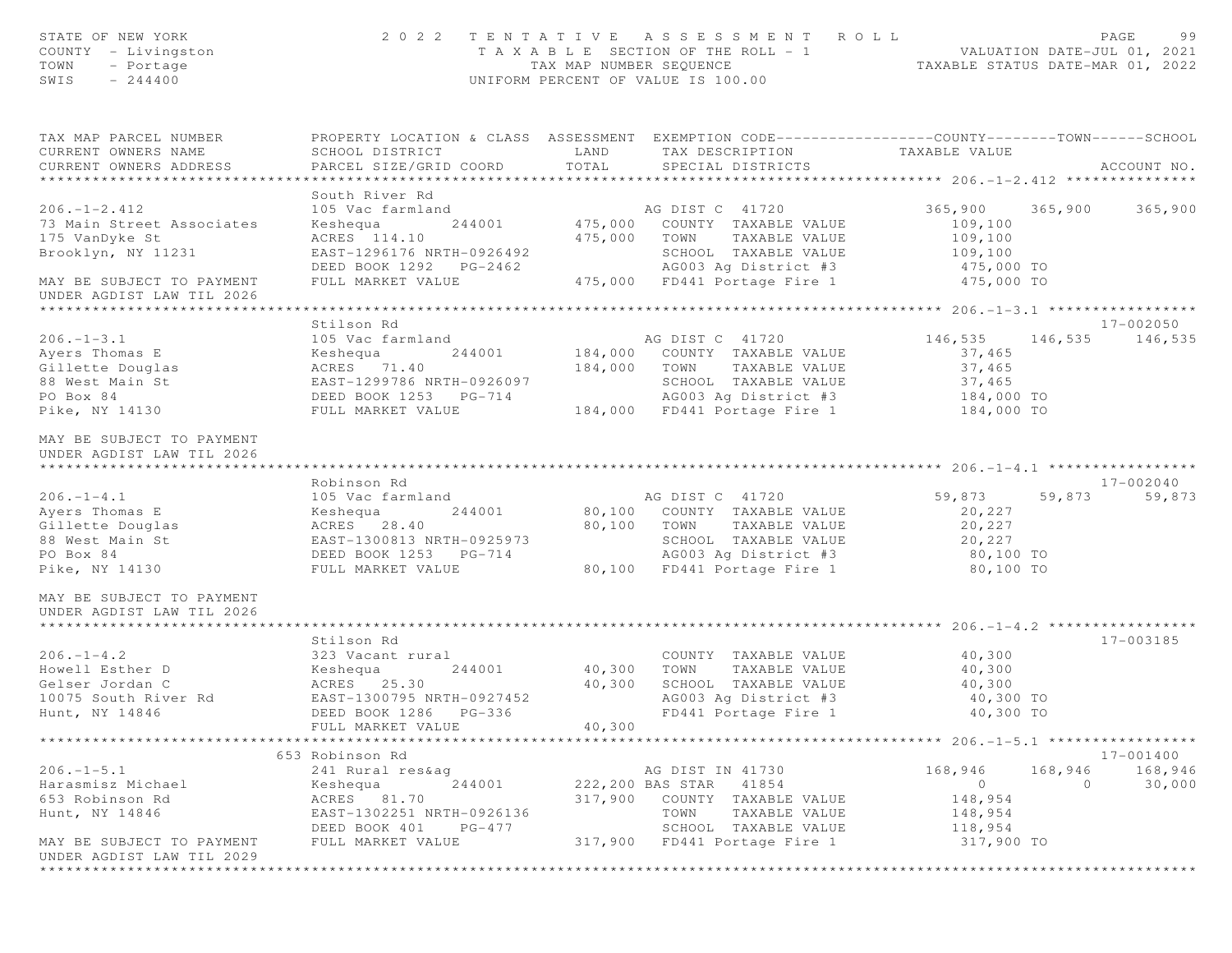STATE OF NEW YORK
COUNTY - Livingston
TOWN - Portage
SWIS - 244400

# 2022 TENTATIVE ASSESSMENT ROLL

TAXABLE SECTION OF THE ROLL - 1
TAX MAP NUMBER SEQUENCE
UNIFORM PERCENT OF VALUE IS 100.00

VALUATION DATE-JUL 01, 2021
TAXABLE STATUS DATE-MAR 01, 2022

| TAX MAP PARCEL NUMBER / CURRENT OWNERS NAME / CURRENT OWNERS ADDRESS | PROPERTY LOCATION & CLASS / SCHOOL DISTRICT / PARCEL SIZE/GRID COORD | ASSESSMENT LAND / TOTAL | EXEMPTION CODE / TAX DESCRIPTION / SPECIAL DISTRICTS | COUNTY TAXABLE VALUE | TOWN | SCHOOL | ACCOUNT NO. |
|---|---|---|---|---|---|---|---|
| **206.-1-2.412** | South River Rd | | | | | | |
| 206.-1-2.412 | 105 Vac farmland | | AG DIST C 41720 | 365,900 | 365,900 | 365,900 | |
| 73 Main Street Associates | Keshequa 244001 | 475,000 | COUNTY TAXABLE VALUE | 109,100 | | | |
| 175 VanDyke St | ACRES 114.10 | 475,000 | TOWN TAXABLE VALUE | 109,100 | | | |
| Brooklyn, NY 11231 | EAST-1296176 NRTH-0926492 | | SCHOOL TAXABLE VALUE | 109,100 | | | |
| | DEED BOOK 1292 PG-2462 | | AG003 Ag District #3 | 475,000 TO | | | |
| MAY BE SUBJECT TO PAYMENT UNDER AGDIST LAW TIL 2026 | FULL MARKET VALUE | 475,000 | FD441 Portage Fire 1 | 475,000 TO | | | |
| **206.-1-3.1** | Stilson Rd | | | | | | 17-002050 |
| 206.-1-3.1 | 105 Vac farmland | | AG DIST C 41720 | 146,535 | 146,535 | 146,535 | |
| Ayers Thomas E | Keshequa 244001 | 184,000 | COUNTY TAXABLE VALUE | 37,465 | | | |
| Gillette Douglas | ACRES 71.40 | 184,000 | TOWN TAXABLE VALUE | 37,465 | | | |
| 88 West Main St | EAST-1299786 NRTH-0926097 | | SCHOOL TAXABLE VALUE | 37,465 | | | |
| PO Box 84 | DEED BOOK 1253 PG-714 | | AG003 Ag District #3 | 184,000 TO | | | |
| Pike, NY 14130 | FULL MARKET VALUE | 184,000 | FD441 Portage Fire 1 | 184,000 TO | | | |
| MAY BE SUBJECT TO PAYMENT UNDER AGDIST LAW TIL 2026 | | | | | | | |
| **206.-1-4.1** | Robinson Rd | | | | | | 17-002040 |
| 206.-1-4.1 | 105 Vac farmland | | AG DIST C 41720 | 59,873 | 59,873 | 59,873 | |
| Ayers Thomas E | Keshequa 244001 | 80,100 | COUNTY TAXABLE VALUE | 20,227 | | | |
| Gillette Douglas | ACRES 28.40 | 80,100 | TOWN TAXABLE VALUE | 20,227 | | | |
| 88 West Main St | EAST-1300813 NRTH-0925973 | | SCHOOL TAXABLE VALUE | 20,227 | | | |
| PO Box 84 | DEED BOOK 1253 PG-714 | | AG003 Ag District #3 | 80,100 TO | | | |
| Pike, NY 14130 | FULL MARKET VALUE | 80,100 | FD441 Portage Fire 1 | 80,100 TO | | | |
| MAY BE SUBJECT TO PAYMENT UNDER AGDIST LAW TIL 2026 | | | | | | | |
| **206.-1-4.2** | Stilson Rd | | | | | | 17-003185 |
| 206.-1-4.2 | 323 Vacant rural | | COUNTY TAXABLE VALUE | 40,300 | | | |
| Howell Esther D | Keshequa 244001 | 40,300 | TOWN TAXABLE VALUE | 40,300 | | | |
| Gelser Jordan C | ACRES 25.30 | 40,300 | SCHOOL TAXABLE VALUE | 40,300 | | | |
| 10075 South River Rd | EAST-1300795 NRTH-0927452 | | AG003 Ag District #3 | 40,300 TO | | | |
| Hunt, NY 14846 | DEED BOOK 1286 PG-336 | | FD441 Portage Fire 1 | 40,300 TO | | | |
| | FULL MARKET VALUE | 40,300 | | | | | |
| **206.-1-5.1** | 653 Robinson Rd | | | | | | 17-001400 |
| 206.-1-5.1 | 241 Rural res&ag | | AG DIST IN 41730 | 168,946 | 168,946 | 168,946 | |
| Harasmisz Michael | Keshequa 244001 | 222,200 | BAS STAR 41854 | 0 | 0 | 30,000 | |
| 653 Robinson Rd | ACRES 81.70 | 317,900 | COUNTY TAXABLE VALUE | 148,954 | | | |
| Hunt, NY 14846 | EAST-1302251 NRTH-0926136 | | TOWN TAXABLE VALUE | 148,954 | | | |
| | DEED BOOK 401 PG-477 | | SCHOOL TAXABLE VALUE | 118,954 | | | |
| MAY BE SUBJECT TO PAYMENT UNDER AGDIST LAW TIL 2029 | FULL MARKET VALUE | 317,900 | FD441 Portage Fire 1 | 317,900 TO | | | |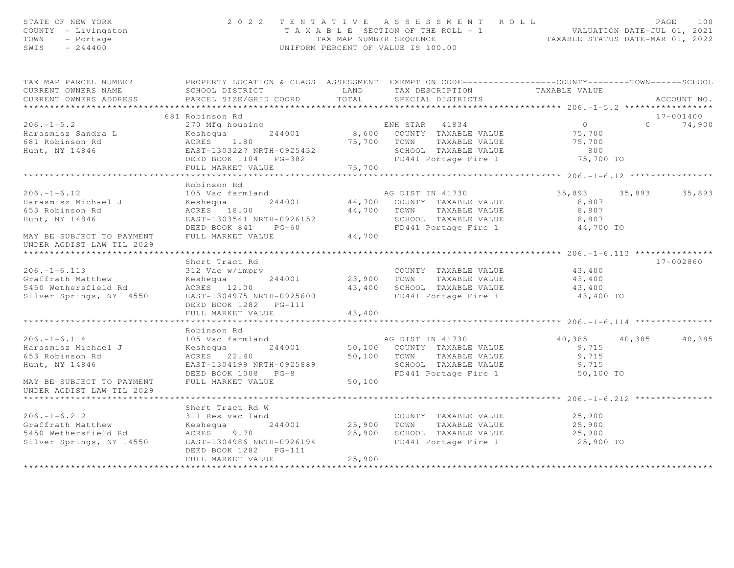STATE OF NEW YORK
COUNTY - Livingston
TOWN - Portage
SWIS - 244400

2 0 2 2 T E N T A T I V E A S S E S S M E N T R O L L
T A X A B L E SECTION OF THE ROLL - 1
TAX MAP NUMBER SEQUENCE
UNIFORM PERCENT OF VALUE IS 100.00

VALUATION DATE-JUL 01, 2021
TAXABLE STATUS DATE-MAR 01, 2022

| TAX MAP PARCEL NUMBER / CURRENT OWNERS NAME / CURRENT OWNERS ADDRESS | PROPERTY LOCATION & CLASS / SCHOOL DISTRICT / PARCEL SIZE/GRID COORD | ASSESSMENT LAND | TOTAL | EXEMPTION CODE / TAX DESCRIPTION / SPECIAL DISTRICTS | COUNTY TAXABLE VALUE | TOWN | SCHOOL | ACCOUNT NO. |
|---|---|---|---|---|---|---|---|---|
| **206.-1-5.2** | 681 Robinson Rd | | | | | | | 17-001400 |
| 206.-1-5.2 | 270 Mfg housing | | | ENH STAR 41834 | 0 | 0 | 74,900 | |
| Harasmisz Sandra L | Keshequa 244001 | 8,600 | | COUNTY TAXABLE VALUE | 75,700 | | | |
| 681 Robinson Rd | ACRES 1.80 | | 75,700 | TOWN TAXABLE VALUE | 75,700 | | | |
| Hunt, NY 14846 | EAST-1303227 NRTH-0925432 | | | SCHOOL TAXABLE VALUE | 800 | | | |
| | DEED BOOK 1104 PG-382 | | | FD441 Portage Fire 1 | 75,700 TO | | | |
| | FULL MARKET VALUE | | 75,700 | | | | | |
| **206.-1-6.12** | Robinson Rd | | | | | | | |
| 206.-1-6.12 | 105 Vac farmland | | | AG DIST IN 41730 | 35,893 | 35,893 | 35,893 | |
| Harasmisz Michael J | Keshequa 244001 | 44,700 | | COUNTY TAXABLE VALUE | 8,807 | | | |
| 653 Robinson Rd | ACRES 18.00 | | 44,700 | TOWN TAXABLE VALUE | 8,807 | | | |
| Hunt, NY 14846 | EAST-1303541 NRTH-0926152 | | | SCHOOL TAXABLE VALUE | 8,807 | | | |
| | DEED BOOK 841 PG-60 | | | FD441 Portage Fire 1 | 44,700 TO | | | |
| MAY BE SUBJECT TO PAYMENT UNDER AGDIST LAW TIL 2029 | FULL MARKET VALUE | | 44,700 | | | | | |
| **206.-1-6.113** | Short Tract Rd | | | | | | | 17-002860 |
| 206.-1-6.113 | 312 Vac w/imprv | | | COUNTY TAXABLE VALUE | 43,400 | | | |
| Graffrath Matthew | Keshequa 244001 | 23,900 | | TOWN TAXABLE VALUE | 43,400 | | | |
| 5450 Wethersfield Rd | ACRES 12.00 | | 43,400 | SCHOOL TAXABLE VALUE | 43,400 | | | |
| Silver Springs, NY 14550 | EAST-1304975 NRTH-0925600 | | | FD441 Portage Fire 1 | 43,400 TO | | | |
| | DEED BOOK 1282 PG-111 | | | | | | | |
| | FULL MARKET VALUE | | 43,400 | | | | | |
| **206.-1-6.114** | Robinson Rd | | | | | | | |
| 206.-1-6.114 | 105 Vac farmland | | | AG DIST IN 41730 | 40,385 | 40,385 | 40,385 | |
| Harasmisz Michael J | Keshequa 244001 | 50,100 | | COUNTY TAXABLE VALUE | 9,715 | | | |
| 653 Robinson Rd | ACRES 22.40 | | 50,100 | TOWN TAXABLE VALUE | 9,715 | | | |
| Hunt, NY 14846 | EAST-1304199 NRTH-0925889 | | | SCHOOL TAXABLE VALUE | 9,715 | | | |
| | DEED BOOK 1008 PG-8 | | | FD441 Portage Fire 1 | 50,100 TO | | | |
| MAY BE SUBJECT TO PAYMENT UNDER AGDIST LAW TIL 2029 | FULL MARKET VALUE | | 50,100 | | | | | |
| **206.-1-6.212** | Short Tract Rd W | | | | | | | |
| 206.-1-6.212 | 311 Res vac land | | | COUNTY TAXABLE VALUE | 25,900 | | | |
| Graffrath Matthew | Keshequa 244001 | 25,900 | | TOWN TAXABLE VALUE | 25,900 | | | |
| 5450 Wethersfield Rd | ACRES 9.70 | | 25,900 | SCHOOL TAXABLE VALUE | 25,900 | | | |
| Silver Springs, NY 14550 | EAST-1304986 NRTH-0926194 | | | FD441 Portage Fire 1 | 25,900 TO | | | |
| | DEED BOOK 1282 PG-111 | | | | | | | |
| | FULL MARKET VALUE | | 25,900 | | | | | |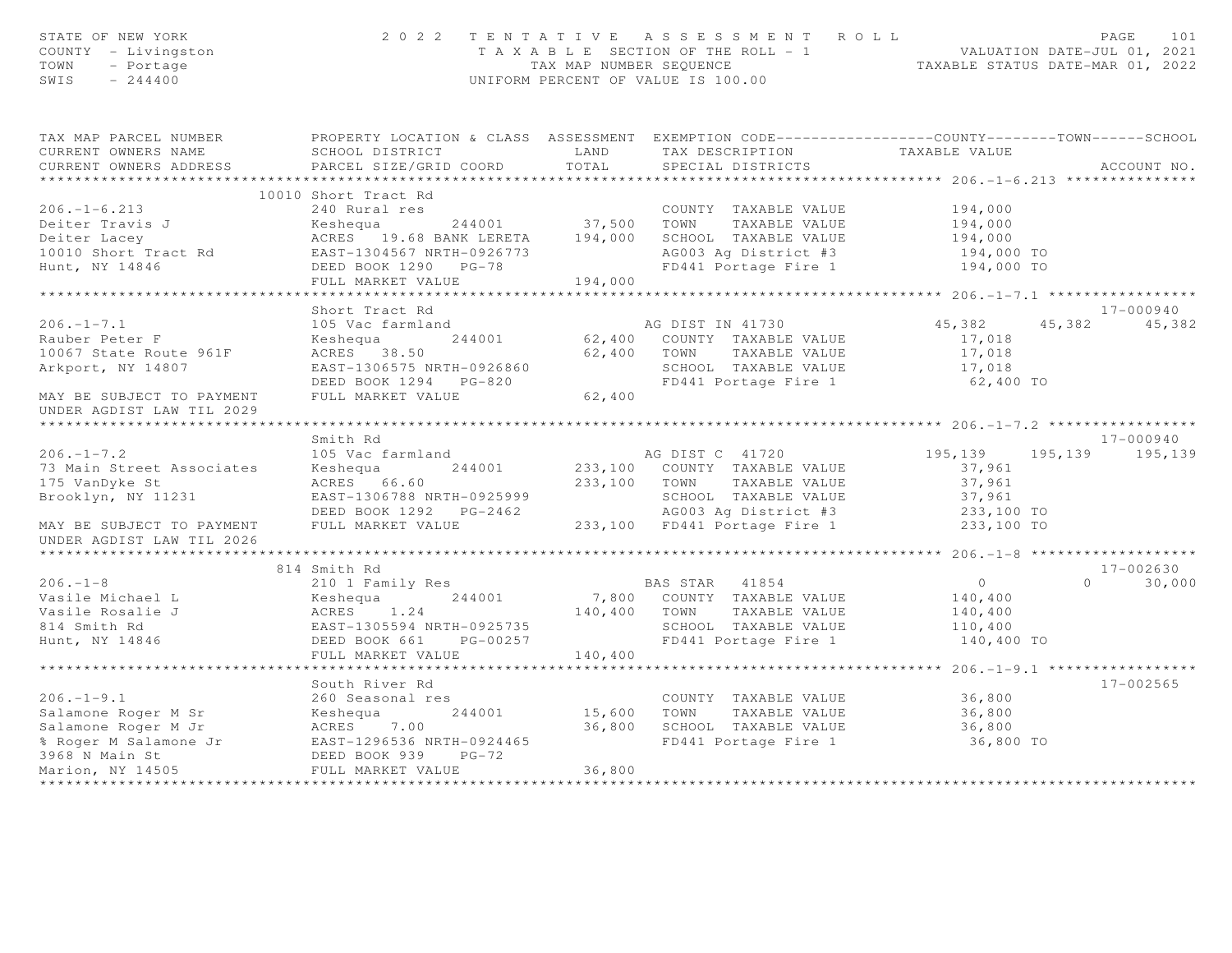STATE OF NEW YORK
COUNTY - Livingston
TOWN - Portage
SWIS - 244400

2 0 2 2 T E N T A T I V E A S S E S S M E N T R O L L
T A X A B L E SECTION OF THE ROLL - 1
TAX MAP NUMBER SEQUENCE
UNIFORM PERCENT OF VALUE IS 100.00

VALUATION DATE-JUL 01, 2021
TAXABLE STATUS DATE-MAR 01, 2022

| TAX MAP PARCEL NUMBER / CURRENT OWNERS NAME / CURRENT OWNERS ADDRESS | PROPERTY LOCATION & CLASS / SCHOOL DISTRICT / PARCEL SIZE/GRID COORD | ASSESSMENT LAND / TOTAL | EXEMPTION CODE / TAX DESCRIPTION / SPECIAL DISTRICTS | COUNTY TAXABLE VALUE | TOWN | SCHOOL / ACCOUNT NO. |
|---|---|---|---|---|---|---|
| **206.-1-6.213** | 10010 Short Tract Rd | | | | | |
| 206.-1-6.213 | 240 Rural res | | COUNTY TAXABLE VALUE | 194,000 | | |
| Deiter Travis J | Keshequa 244001 | 37,500 | TOWN TAXABLE VALUE | 194,000 | | |
| Deiter Lacey | ACRES 19.68 BANK LERETA | 194,000 | SCHOOL TAXABLE VALUE | 194,000 | | |
| 10010 Short Tract Rd | EAST-1304567 NRTH-0926773 | | AG003 Ag District #3 | 194,000 TO | | |
| Hunt, NY 14846 | DEED BOOK 1290 PG-78 | | FD441 Portage Fire 1 | 194,000 TO | | |
| | FULL MARKET VALUE | 194,000 | | | | |
| **206.-1-7.1** | Short Tract Rd | | | | | 17-000940 |
| 206.-1-7.1 | 105 Vac farmland | | AG DIST IN 41730 | 45,382 | 45,382 | 45,382 |
| Rauber Peter F | Keshequa 244001 | 62,400 | COUNTY TAXABLE VALUE | 17,018 | | |
| 10067 State Route 961F | ACRES 38.50 | 62,400 | TOWN TAXABLE VALUE | 17,018 | | |
| Arkport, NY 14807 | EAST-1306575 NRTH-0926860 | | SCHOOL TAXABLE VALUE | 17,018 | | |
| | DEED BOOK 1294 PG-820 | | FD441 Portage Fire 1 | 62,400 TO | | |
| MAY BE SUBJECT TO PAYMENT | FULL MARKET VALUE | 62,400 | | | | |
| UNDER AGDIST LAW TIL 2029 | | | | | | |
| **206.-1-7.2** | Smith Rd | | | | | 17-000940 |
| 206.-1-7.2 | 105 Vac farmland | | AG DIST C 41720 | 195,139 | 195,139 | 195,139 |
| 73 Main Street Associates | Keshequa 244001 | 233,100 | COUNTY TAXABLE VALUE | 37,961 | | |
| 175 VanDyke St | ACRES 66.60 | 233,100 | TOWN TAXABLE VALUE | 37,961 | | |
| Brooklyn, NY 11231 | EAST-1306788 NRTH-0925999 | | SCHOOL TAXABLE VALUE | 37,961 | | |
| | DEED BOOK 1292 PG-2462 | | AG003 Ag District #3 | 233,100 TO | | |
| MAY BE SUBJECT TO PAYMENT | FULL MARKET VALUE | 233,100 | FD441 Portage Fire 1 | 233,100 TO | | |
| UNDER AGDIST LAW TIL 2026 | | | | | | |
| **206.-1-8** | 814 Smith Rd | | | | | 17-002630 |
| 206.-1-8 | 210 1 Family Res | | BAS STAR 41854 | 0 | 0 | 30,000 |
| Vasile Michael L | Keshequa 244001 | 7,800 | COUNTY TAXABLE VALUE | 140,400 | | |
| Vasile Rosalie J | ACRES 1.24 | 140,400 | TOWN TAXABLE VALUE | 140,400 | | |
| 814 Smith Rd | EAST-1305594 NRTH-0925735 | | SCHOOL TAXABLE VALUE | 110,400 | | |
| Hunt, NY 14846 | DEED BOOK 661 PG-00257 | | FD441 Portage Fire 1 | 140,400 TO | | |
| | FULL MARKET VALUE | 140,400 | | | | |
| **206.-1-9.1** | South River Rd | | | | | 17-002565 |
| 206.-1-9.1 | 260 Seasonal res | | COUNTY TAXABLE VALUE | 36,800 | | |
| Salamone Roger M Sr | Keshequa 244001 | 15,600 | TOWN TAXABLE VALUE | 36,800 | | |
| Salamone Roger M Jr | ACRES 7.00 | 36,800 | SCHOOL TAXABLE VALUE | 36,800 | | |
| % Roger M Salamone Jr | EAST-1296536 NRTH-0924465 | | FD441 Portage Fire 1 | 36,800 TO | | |
| 3968 N Main St | DEED BOOK 939 PG-72 | | | | | |
| Marion, NY 14505 | FULL MARKET VALUE | 36,800 | | | | |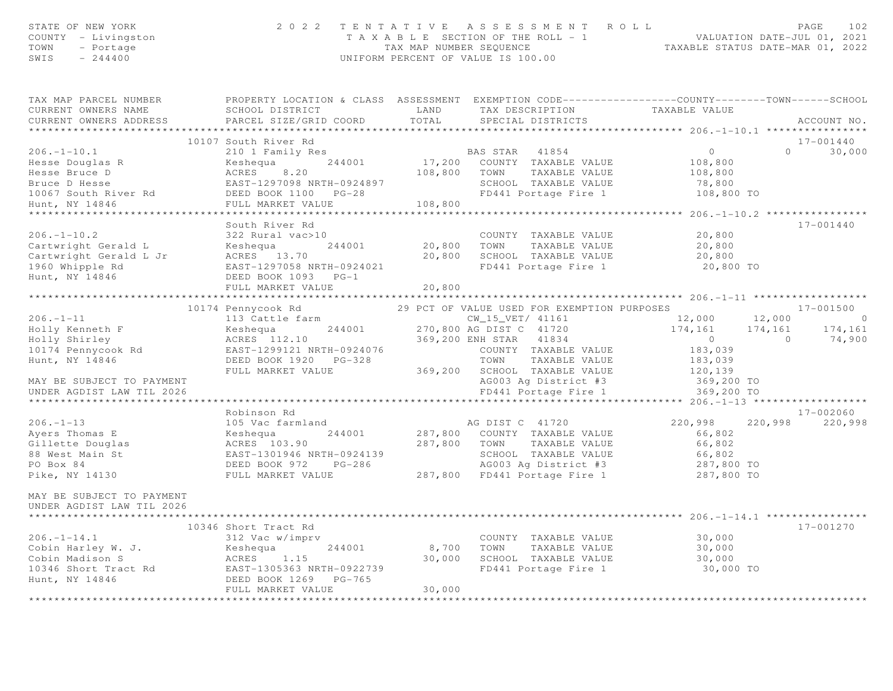STATE OF NEW YORK
COUNTY - Livingston
TOWN - Portage
SWIS - 244400

2022 TENTATIVE ASSESSMENT ROLL
TAXABLE SECTION OF THE ROLL - 1
TAX MAP NUMBER SEQUENCE
UNIFORM PERCENT OF VALUE IS 100.00

VALUATION DATE-JUL 01, 2021
TAXABLE STATUS DATE-MAR 01, 2022

| TAX MAP PARCEL NUMBER / CURRENT OWNERS NAME / CURRENT OWNERS ADDRESS | PROPERTY LOCATION & CLASS / SCHOOL DISTRICT / PARCEL SIZE/GRID COORD | ASSESSMENT LAND / TOTAL | EXEMPTION CODE / TAX DESCRIPTION / SPECIAL DISTRICTS | COUNTY | TOWN | SCHOOL | ACCOUNT NO. |
|---|---|---|---|---|---|---|---|
| **206.-1-10.1** | 10107 South River Rd | | | | | | 17-001440 |
| 206.-1-10.1 | 210 1 Family Res | | BAS STAR 41854 | 0 | 0 | 30,000 | |
| Hesse Douglas R | Keshequa 244001 | 17,200 | COUNTY TAXABLE VALUE | 108,800 | | | |
| Hesse Bruce D | ACRES 8.20 | 108,800 | TOWN TAXABLE VALUE | | 108,800 | | |
| Bruce D Hesse | EAST-1297098 NRTH-0924897 | | SCHOOL TAXABLE VALUE | | | 78,800 | |
| 10067 South River Rd | DEED BOOK 1100 PG-28 | | FD441 Portage Fire 1 | 108,800 TO | | | |
| Hunt, NY 14846 | FULL MARKET VALUE | 108,800 | | | | | |
| **206.-1-10.2** | South River Rd | | | | | | 17-001440 |
| 206.-1-10.2 | 322 Rural vac>10 | | COUNTY TAXABLE VALUE | 20,800 | | | |
| Cartwright Gerald L | Keshequa 244001 | 20,800 | TOWN TAXABLE VALUE | | 20,800 | | |
| Cartwright Gerald L Jr | ACRES 13.70 | 20,800 | SCHOOL TAXABLE VALUE | | | 20,800 | |
| 1960 Whipple Rd | EAST-1297058 NRTH-0924021 | | FD441 Portage Fire 1 | 20,800 TO | | | |
| Hunt, NY 14846 | DEED BOOK 1093 PG-1 | | | | | | |
| | FULL MARKET VALUE | 20,800 | | | | | |
| **206.-1-11** | 10174 Pennycook Rd | | 29 PCT OF VALUE USED FOR EXEMPTION PURPOSES | | | | 17-001500 |
| 206.-1-11 | 113 Cattle farm | | CW_15_VET/ 41161 | 12,000 | 12,000 | 0 | |
| Holly Kenneth F | Keshequa 244001 | 270,800 | AG DIST C 41720 | 174,161 | 174,161 | 174,161 | |
| Holly Shirley | ACRES 112.10 | 369,200 | ENH STAR 41834 | 0 | 0 | 74,900 | |
| 10174 Pennycook Rd | EAST-1299121 NRTH-0924076 | | COUNTY TAXABLE VALUE | 183,039 | | | |
| Hunt, NY 14846 | DEED BOOK 1920 PG-328 | | TOWN TAXABLE VALUE | | 183,039 | | |
| | FULL MARKET VALUE | 369,200 | SCHOOL TAXABLE VALUE | | | 120,139 | |
| MAY BE SUBJECT TO PAYMENT | | | AG003 Ag District #3 | 369,200 TO | | | |
| UNDER AGDIST LAW TIL 2026 | | | FD441 Portage Fire 1 | 369,200 TO | | | |
| **206.-1-13** | Robinson Rd | | | | | | 17-002060 |
| 206.-1-13 | 105 Vac farmland | | AG DIST C 41720 | 220,998 | 220,998 | 220,998 | |
| Ayers Thomas E | Keshequa 244001 | 287,800 | COUNTY TAXABLE VALUE | 66,802 | | | |
| Gillette Douglas | ACRES 103.90 | 287,800 | TOWN TAXABLE VALUE | | 66,802 | | |
| 88 West Main St | EAST-1301946 NRTH-0924139 | | SCHOOL TAXABLE VALUE | | | 66,802 | |
| PO Box 84 | DEED BOOK 972 PG-286 | | AG003 Ag District #3 | 287,800 TO | | | |
| Pike, NY 14130 | FULL MARKET VALUE | 287,800 | FD441 Portage Fire 1 | 287,800 TO | | | |
| MAY BE SUBJECT TO PAYMENT | | | | | | | |
| UNDER AGDIST LAW TIL 2026 | | | | | | | |
| **206.-1-14.1** | 10346 Short Tract Rd | | | | | | 17-001270 |
| 206.-1-14.1 | 312 Vac w/imprv | | COUNTY TAXABLE VALUE | 30,000 | | | |
| Cobin Harley W. J. | Keshequa 244001 | 8,700 | TOWN TAXABLE VALUE | | 30,000 | | |
| Cobin Madison S | ACRES 1.15 | 30,000 | SCHOOL TAXABLE VALUE | | | 30,000 | |
| 10346 Short Tract Rd | EAST-1305363 NRTH-0922739 | | FD441 Portage Fire 1 | 30,000 TO | | | |
| Hunt, NY 14846 | DEED BOOK 1269 PG-765 | | | | | | |
| | FULL MARKET VALUE | 30,000 | | | | | |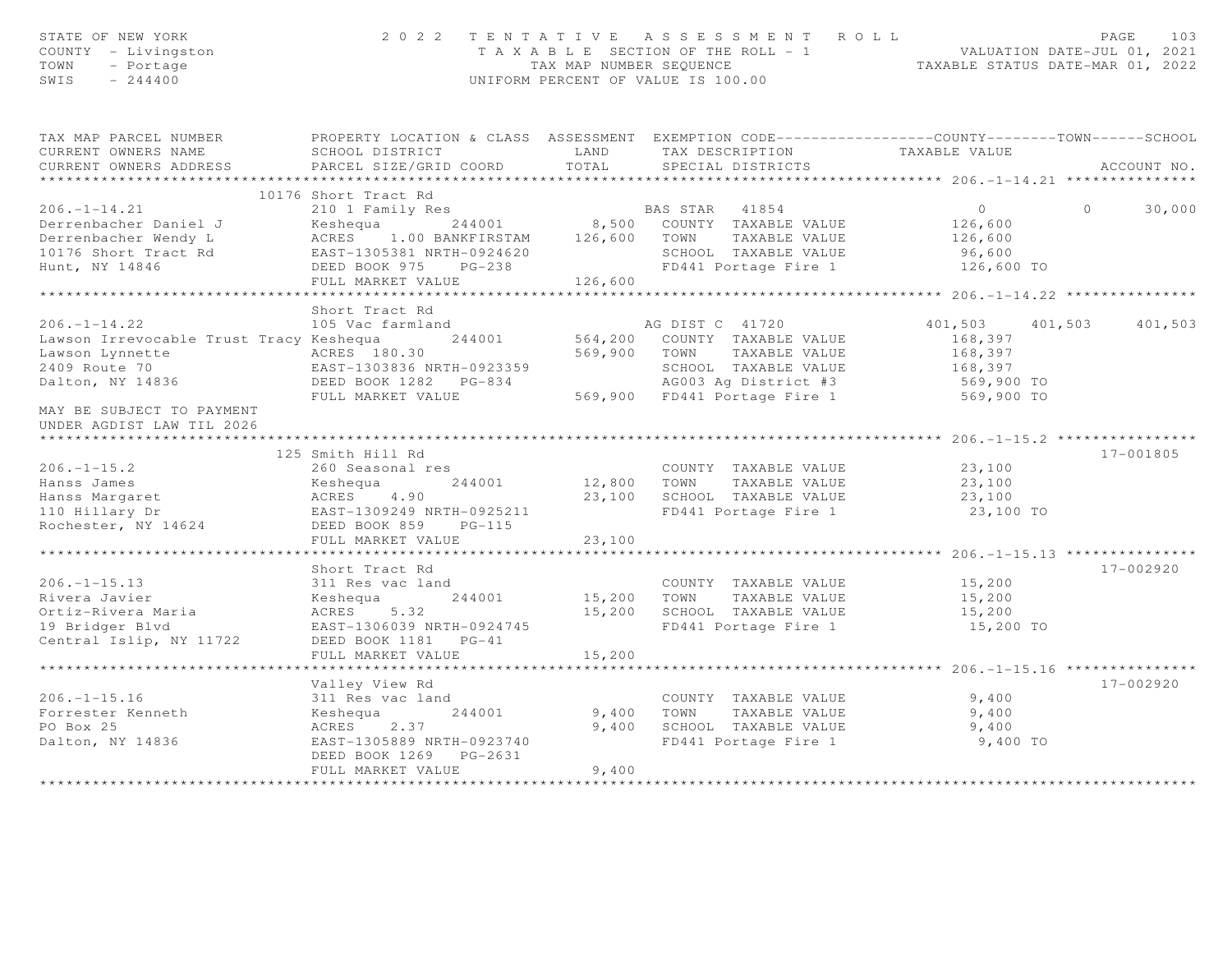STATE OF NEW YORK
COUNTY - Livingston
TOWN - Portage
SWIS - 244400

2022 TENTATIVE ASSESSMENT ROLL
TAXABLE SECTION OF THE ROLL - 1
TAX MAP NUMBER SEQUENCE
UNIFORM PERCENT OF VALUE IS 100.00

VALUATION DATE-JUL 01, 2021
TAXABLE STATUS DATE-MAR 01, 2022

| TAX MAP PARCEL NUMBER / CURRENT OWNERS NAME / CURRENT OWNERS ADDRESS | PROPERTY LOCATION & CLASS / SCHOOL DISTRICT / PARCEL SIZE/GRID COORD | ASSESSMENT LAND / TOTAL | EXEMPTION CODE / TAX DESCRIPTION / SPECIAL DISTRICTS | COUNTY TAXABLE VALUE | TOWN | SCHOOL / ACCOUNT NO. |
|---|---|---|---|---|---|---|
| **206.-1-14.21** | 10176 Short Tract Rd | | | | | |
| 206.-1-14.21 | 210 1 Family Res | | BAS STAR 41854 | 0 | 0 | 30,000 |
| Derrenbacher Daniel J | Keshequa 244001 | 8,500 | COUNTY TAXABLE VALUE | 126,600 | | |
| Derrenbacher Wendy L | ACRES 1.00 BANKFIRSTAM | 126,600 | TOWN TAXABLE VALUE | 126,600 | | |
| 10176 Short Tract Rd | EAST-1305381 NRTH-0924620 | | SCHOOL TAXABLE VALUE | 96,600 | | |
| Hunt, NY 14846 | DEED BOOK 975 PG-238 | | FD441 Portage Fire 1 | 126,600 TO | | |
| | FULL MARKET VALUE | 126,600 | | | | |
| **206.-1-14.22** | Short Tract Rd | | | | | |
| 206.-1-14.22 | 105 Vac farmland | | AG DIST C 41720 | 401,503 | 401,503 | 401,503 |
| Lawson Irrevocable Trust Tracy | Keshequa 244001 | 564,200 | COUNTY TAXABLE VALUE | 168,397 | | |
| Lawson Lynnette | ACRES 180.30 | 569,900 | TOWN TAXABLE VALUE | 168,397 | | |
| 2409 Route 70 | EAST-1303836 NRTH-0923359 | | SCHOOL TAXABLE VALUE | 168,397 | | |
| Dalton, NY 14836 | DEED BOOK 1282 PG-834 | | AG003 Ag District #3 | 569,900 TO | | |
| | FULL MARKET VALUE | 569,900 | FD441 Portage Fire 1 | 569,900 TO | | |
| MAY BE SUBJECT TO PAYMENT UNDER AGDIST LAW TIL 2026 | | | | | | |
| **206.-1-15.2** | 125 Smith Hill Rd | | | | | 17-001805 |
| 206.-1-15.2 | 260 Seasonal res | | COUNTY TAXABLE VALUE | 23,100 | | |
| Hanss James | Keshequa 244001 | 12,800 | TOWN TAXABLE VALUE | 23,100 | | |
| Hanss Margaret | ACRES 4.90 | 23,100 | SCHOOL TAXABLE VALUE | 23,100 | | |
| 110 Hillary Dr | EAST-1309249 NRTH-0925211 | | FD441 Portage Fire 1 | 23,100 TO | | |
| Rochester, NY 14624 | DEED BOOK 859 PG-115 | | | | | |
| | FULL MARKET VALUE | 23,100 | | | | |
| **206.-1-15.13** | Short Tract Rd | | | | | 17-002920 |
| 206.-1-15.13 | 311 Res vac land | | COUNTY TAXABLE VALUE | 15,200 | | |
| Rivera Javier | Keshequa 244001 | 15,200 | TOWN TAXABLE VALUE | 15,200 | | |
| Ortiz-Rivera Maria | ACRES 5.32 | 15,200 | SCHOOL TAXABLE VALUE | 15,200 | | |
| 19 Bridger Blvd | EAST-1306039 NRTH-0924745 | | FD441 Portage Fire 1 | 15,200 TO | | |
| Central Islip, NY 11722 | DEED BOOK 1181 PG-41 | | | | | |
| | FULL MARKET VALUE | 15,200 | | | | |
| **206.-1-15.16** | Valley View Rd | | | | | 17-002920 |
| 206.-1-15.16 | 311 Res vac land | | COUNTY TAXABLE VALUE | 9,400 | | |
| Forrester Kenneth | Keshequa 244001 | 9,400 | TOWN TAXABLE VALUE | 9,400 | | |
| PO Box 25 | ACRES 2.37 | 9,400 | SCHOOL TAXABLE VALUE | 9,400 | | |
| Dalton, NY 14836 | EAST-1305889 NRTH-0923740 | | FD441 Portage Fire 1 | 9,400 TO | | |
| | DEED BOOK 1269 PG-2631 | | | | | |
| | FULL MARKET VALUE | 9,400 | | | | |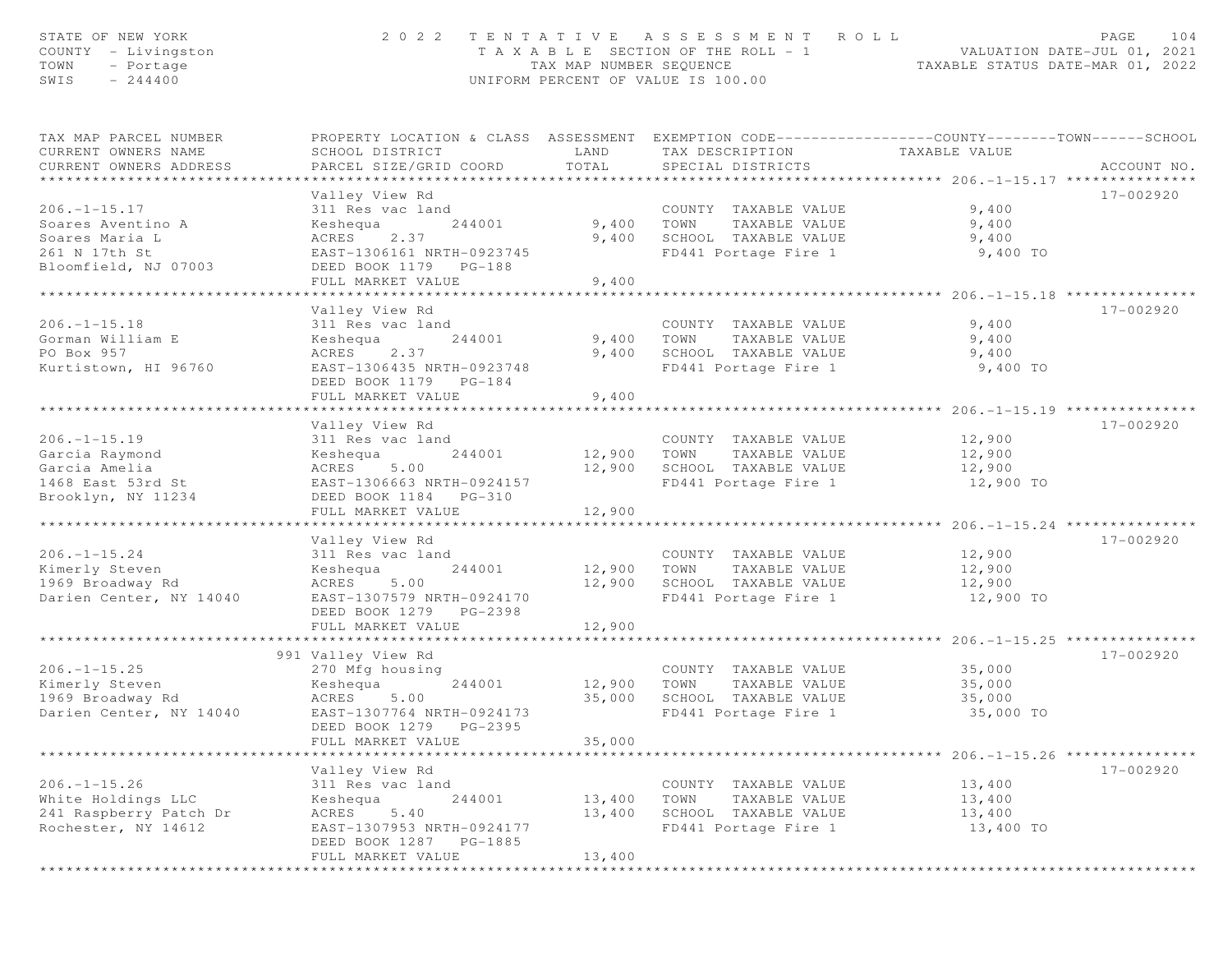STATE OF NEW YORK
COUNTY - Livingston
TOWN - Portage
SWIS - 244400

2022 TENTATIVE ASSESSMENT ROLL
TAXABLE SECTION OF THE ROLL - 1
TAX MAP NUMBER SEQUENCE
UNIFORM PERCENT OF VALUE IS 100.00

VALUATION DATE-JUL 01, 2021
TAXABLE STATUS DATE-MAR 01, 2022

| TAX MAP PARCEL NUMBER / CURRENT OWNERS NAME / CURRENT OWNERS ADDRESS | PROPERTY LOCATION & CLASS / SCHOOL DISTRICT / PARCEL SIZE/GRID COORD | ASSESSMENT LAND | ASSESSMENT TOTAL | EXEMPTION CODE / TAX DESCRIPTION / SPECIAL DISTRICTS | TAXABLE VALUE | ACCOUNT NO. |
|---|---|---|---|---|---|---|
| **206.-1-15.17** | Valley View Rd | | | | | 17-002920 |
| 206.-1-15.17 | 311 Res vac land | | | COUNTY TAXABLE VALUE | 9,400 | |
| Soares Aventino A | Keshequa 244001 | 9,400 | | TOWN TAXABLE VALUE | 9,400 | |
| Soares Maria L | ACRES 2.37 | | 9,400 | SCHOOL TAXABLE VALUE | 9,400 | |
| 261 N 17th St | EAST-1306161 NRTH-0923745 | | | FD441 Portage Fire 1 | 9,400 TO | |
| Bloomfield, NJ 07003 | DEED BOOK 1179 PG-188 | | | | | |
| | FULL MARKET VALUE | | 9,400 | | | |
| **206.-1-15.18** | Valley View Rd | | | | | 17-002920 |
| 206.-1-15.18 | 311 Res vac land | | | COUNTY TAXABLE VALUE | 9,400 | |
| Gorman William E | Keshequa 244001 | 9,400 | | TOWN TAXABLE VALUE | 9,400 | |
| PO Box 957 | ACRES 2.37 | | 9,400 | SCHOOL TAXABLE VALUE | 9,400 | |
| Kurtistown, HI 96760 | EAST-1306435 NRTH-0923748 | | | FD441 Portage Fire 1 | 9,400 TO | |
| | DEED BOOK 1179 PG-184 | | | | | |
| | FULL MARKET VALUE | | 9,400 | | | |
| **206.-1-15.19** | Valley View Rd | | | | | 17-002920 |
| 206.-1-15.19 | 311 Res vac land | | | COUNTY TAXABLE VALUE | 12,900 | |
| Garcia Raymond | Keshequa 244001 | 12,900 | | TOWN TAXABLE VALUE | 12,900 | |
| Garcia Amelia | ACRES 5.00 | | 12,900 | SCHOOL TAXABLE VALUE | 12,900 | |
| 1468 East 53rd St | EAST-1306663 NRTH-0924157 | | | FD441 Portage Fire 1 | 12,900 TO | |
| Brooklyn, NY 11234 | DEED BOOK 1184 PG-310 | | | | | |
| | FULL MARKET VALUE | | 12,900 | | | |
| **206.-1-15.24** | Valley View Rd | | | | | 17-002920 |
| 206.-1-15.24 | 311 Res vac land | | | COUNTY TAXABLE VALUE | 12,900 | |
| Kimerly Steven | Keshequa 244001 | 12,900 | | TOWN TAXABLE VALUE | 12,900 | |
| 1969 Broadway Rd | ACRES 5.00 | | 12,900 | SCHOOL TAXABLE VALUE | 12,900 | |
| Darien Center, NY 14040 | EAST-1307579 NRTH-0924170 | | | FD441 Portage Fire 1 | 12,900 TO | |
| | DEED BOOK 1279 PG-2398 | | | | | |
| | FULL MARKET VALUE | | 12,900 | | | |
| **206.-1-15.25** | 991 Valley View Rd | | | | | 17-002920 |
| 206.-1-15.25 | 270 Mfg housing | | | COUNTY TAXABLE VALUE | 35,000 | |
| Kimerly Steven | Keshequa 244001 | 12,900 | | TOWN TAXABLE VALUE | 35,000 | |
| 1969 Broadway Rd | ACRES 5.00 | | 35,000 | SCHOOL TAXABLE VALUE | 35,000 | |
| Darien Center, NY 14040 | EAST-1307764 NRTH-0924173 | | | FD441 Portage Fire 1 | 35,000 TO | |
| | DEED BOOK 1279 PG-2395 | | | | | |
| | FULL MARKET VALUE | | 35,000 | | | |
| **206.-1-15.26** | Valley View Rd | | | | | 17-002920 |
| 206.-1-15.26 | 311 Res vac land | | | COUNTY TAXABLE VALUE | 13,400 | |
| White Holdings LLC | Keshequa 244001 | 13,400 | | TOWN TAXABLE VALUE | 13,400 | |
| 241 Raspberry Patch Dr | ACRES 5.40 | | 13,400 | SCHOOL TAXABLE VALUE | 13,400 | |
| Rochester, NY 14612 | EAST-1307953 NRTH-0924177 | | | FD441 Portage Fire 1 | 13,400 TO | |
| | DEED BOOK 1287 PG-1885 | | | | | |
| | FULL MARKET VALUE | | 13,400 | | | |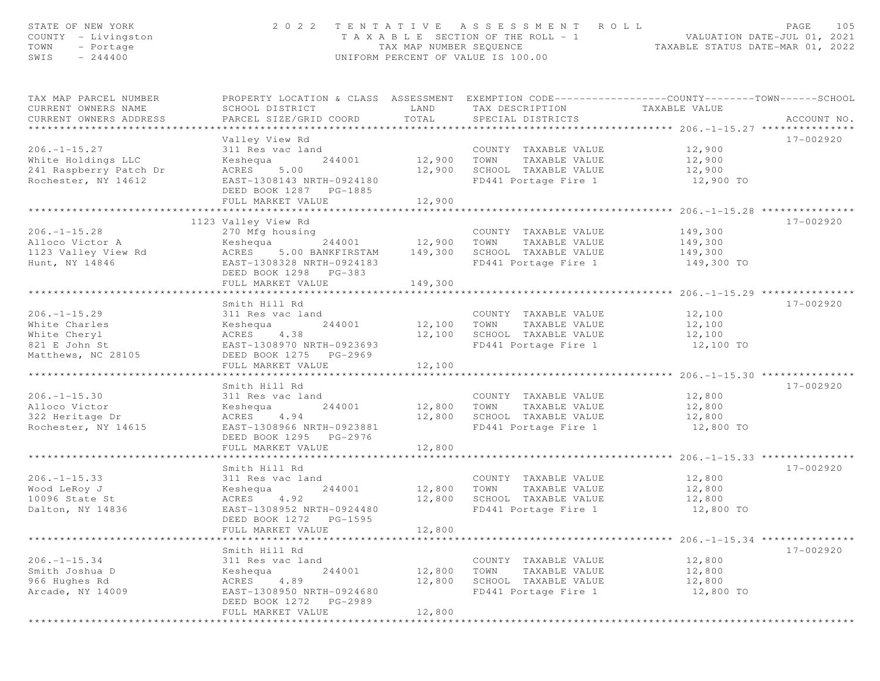STATE OF NEW YORK
COUNTY - Livingston
TOWN - Portage
SWIS - 244400

2 0 2 2 T E N T A T I V E A S S E S S M E N T R O L L
T A X A B L E SECTION OF THE ROLL - 1
TAX MAP NUMBER SEQUENCE
UNIFORM PERCENT OF VALUE IS 100.00

VALUATION DATE-JUL 01, 2021
TAXABLE STATUS DATE-MAR 01, 2022

| TAX MAP PARCEL NUMBER / CURRENT OWNERS NAME / CURRENT OWNERS ADDRESS | PROPERTY LOCATION & CLASS / SCHOOL DISTRICT / PARCEL SIZE/GRID COORD | ASSESSMENT LAND | TOTAL | EXEMPTION CODE / TAX DESCRIPTION / SPECIAL DISTRICTS | TAXABLE VALUE (COUNTY / TOWN / SCHOOL) | ACCOUNT NO. |
|---|---|---|---|---|---|---|
| **206.-1-15.27** | Valley View Rd | | | | | 17-002920 |
| 206.-1-15.27 | 311 Res vac land | | | COUNTY TAXABLE VALUE | 12,900 | |
| White Holdings LLC | Keshequa 244001 | 12,900 | | TOWN TAXABLE VALUE | 12,900 | |
| 241 Raspberry Patch Dr | ACRES 5.00 | | 12,900 | SCHOOL TAXABLE VALUE | 12,900 | |
| Rochester, NY 14612 | EAST-1308143 NRTH-0924180 | | | FD441 Portage Fire 1 | 12,900 TO | |
| | DEED BOOK 1287 PG-1885 | | | | | |
| | FULL MARKET VALUE | | 12,900 | | | |
| **206.-1-15.28** | 1123 Valley View Rd | | | | | 17-002920 |
| 206.-1-15.28 | 270 Mfg housing | | | COUNTY TAXABLE VALUE | 149,300 | |
| Alloco Victor A | Keshequa 244001 | 12,900 | | TOWN TAXABLE VALUE | 149,300 | |
| 1123 Valley View Rd | ACRES 5.00 BANKFIRSTAM | | 149,300 | SCHOOL TAXABLE VALUE | 149,300 | |
| Hunt, NY 14846 | EAST-1308328 NRTH-0924183 | | | FD441 Portage Fire 1 | 149,300 TO | |
| | DEED BOOK 1298 PG-383 | | | | | |
| | FULL MARKET VALUE | | 149,300 | | | |
| **206.-1-15.29** | Smith Hill Rd | | | | | 17-002920 |
| 206.-1-15.29 | 311 Res vac land | | | COUNTY TAXABLE VALUE | 12,100 | |
| White Charles | Keshequa 244001 | 12,100 | | TOWN TAXABLE VALUE | 12,100 | |
| White Cheryl | ACRES 4.38 | | 12,100 | SCHOOL TAXABLE VALUE | 12,100 | |
| 821 E John St | EAST-1308970 NRTH-0923693 | | | FD441 Portage Fire 1 | 12,100 TO | |
| Matthews, NC 28105 | DEED BOOK 1275 PG-2969 | | | | | |
| | FULL MARKET VALUE | | 12,100 | | | |
| **206.-1-15.30** | Smith Hill Rd | | | | | 17-002920 |
| 206.-1-15.30 | 311 Res vac land | | | COUNTY TAXABLE VALUE | 12,800 | |
| Alloco Victor | Keshequa 244001 | 12,800 | | TOWN TAXABLE VALUE | 12,800 | |
| 322 Heritage Dr | ACRES 4.94 | | 12,800 | SCHOOL TAXABLE VALUE | 12,800 | |
| Rochester, NY 14615 | EAST-1308966 NRTH-0923881 | | | FD441 Portage Fire 1 | 12,800 TO | |
| | DEED BOOK 1295 PG-2976 | | | | | |
| | FULL MARKET VALUE | | 12,800 | | | |
| **206.-1-15.33** | Smith Hill Rd | | | | | 17-002920 |
| 206.-1-15.33 | 311 Res vac land | | | COUNTY TAXABLE VALUE | 12,800 | |
| Wood LeRoy J | Keshequa 244001 | 12,800 | | TOWN TAXABLE VALUE | 12,800 | |
| 10096 State St | ACRES 4.92 | | 12,800 | SCHOOL TAXABLE VALUE | 12,800 | |
| Dalton, NY 14836 | EAST-1308952 NRTH-0924480 | | | FD441 Portage Fire 1 | 12,800 TO | |
| | DEED BOOK 1272 PG-1595 | | | | | |
| | FULL MARKET VALUE | | 12,800 | | | |
| **206.-1-15.34** | Smith Hill Rd | | | | | 17-002920 |
| 206.-1-15.34 | 311 Res vac land | | | COUNTY TAXABLE VALUE | 12,800 | |
| Smith Joshua D | Keshequa 244001 | 12,800 | | TOWN TAXABLE VALUE | 12,800 | |
| 966 Hughes Rd | ACRES 4.89 | | 12,800 | SCHOOL TAXABLE VALUE | 12,800 | |
| Arcade, NY 14009 | EAST-1308950 NRTH-0924680 | | | FD441 Portage Fire 1 | 12,800 TO | |
| | DEED BOOK 1272 PG-2989 | | | | | |
| | FULL MARKET VALUE | | 12,800 | | | |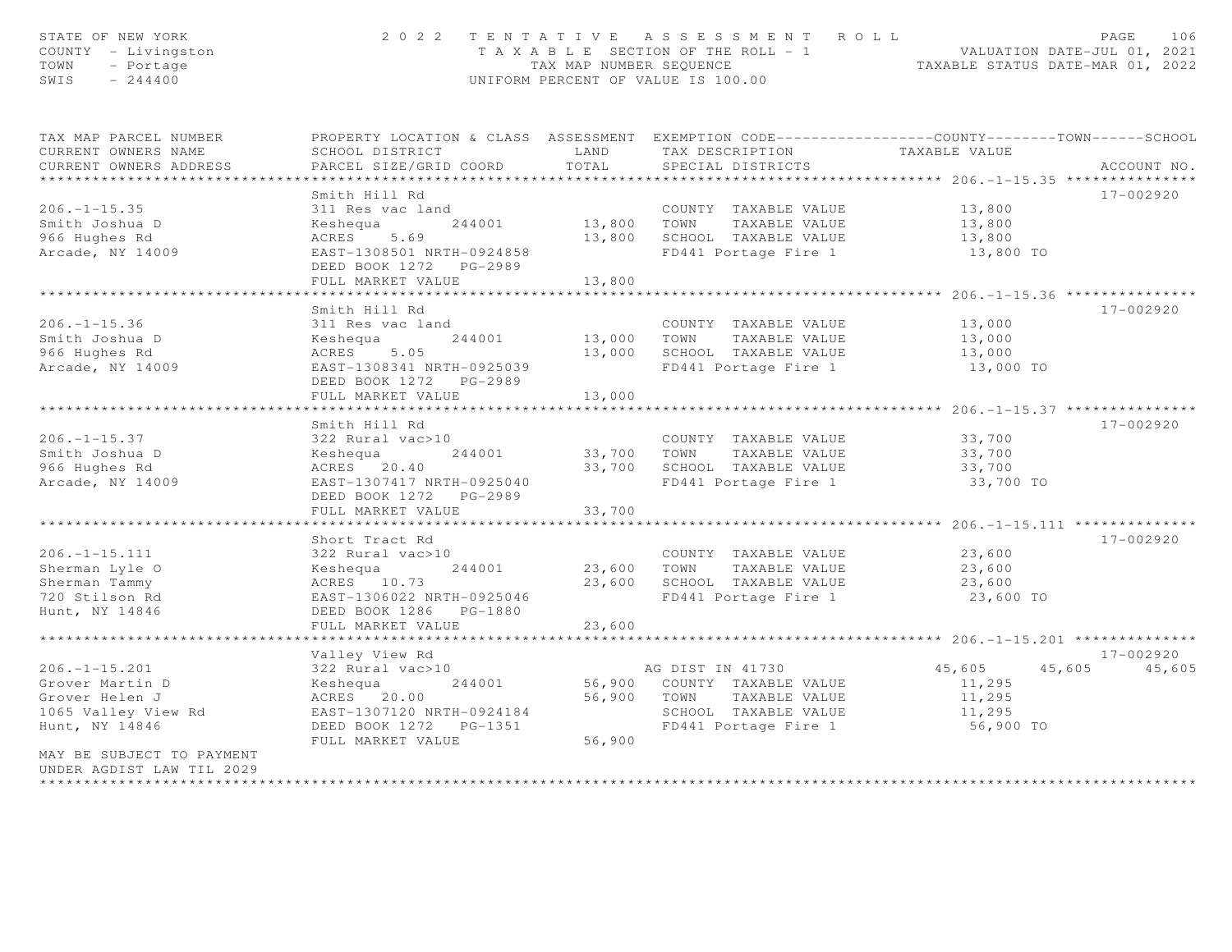STATE OF NEW YORK
COUNTY - Livingston
TOWN - Portage
SWIS - 244400

2022 TENTATIVE ASSESSMENT ROLL
TAXABLE SECTION OF THE ROLL - 1
TAX MAP NUMBER SEQUENCE
UNIFORM PERCENT OF VALUE IS 100.00

VALUATION DATE-JUL 01, 2021
TAXABLE STATUS DATE-MAR 01, 2022

| TAX MAP PARCEL NUMBER / CURRENT OWNERS NAME / CURRENT OWNERS ADDRESS | PROPERTY LOCATION & CLASS / SCHOOL DISTRICT / PARCEL SIZE/GRID COORD | ASSESSMENT LAND / TOTAL | EXEMPTION CODE / TAX DESCRIPTION / SPECIAL DISTRICTS | COUNTY | TOWN | SCHOOL TAXABLE VALUE | ACCOUNT NO. |
|---|---|---|---|---|---|---|---|
| **206.-1-15.35** | Smith Hill Rd | | | | | | 17-002920 |
| 206.-1-15.35 | 311 Res vac land | | COUNTY TAXABLE VALUE | 13,800 | | | |
| Smith Joshua D | Keshequa 244001 | 13,800 | TOWN TAXABLE VALUE | 13,800 | | | |
| 966 Hughes Rd | ACRES 5.69 | 13,800 | SCHOOL TAXABLE VALUE | 13,800 | | | |
| Arcade, NY 14009 | EAST-1308501 NRTH-0924858 | | FD441 Portage Fire 1 | 13,800 TO | | | |
| | DEED BOOK 1272 PG-2989 | | | | | | |
| | FULL MARKET VALUE | 13,800 | | | | | |
| **206.-1-15.36** | Smith Hill Rd | | | | | | 17-002920 |
| 206.-1-15.36 | 311 Res vac land | | COUNTY TAXABLE VALUE | 13,000 | | | |
| Smith Joshua D | Keshequa 244001 | 13,000 | TOWN TAXABLE VALUE | 13,000 | | | |
| 966 Hughes Rd | ACRES 5.05 | 13,000 | SCHOOL TAXABLE VALUE | 13,000 | | | |
| Arcade, NY 14009 | EAST-1308341 NRTH-0925039 | | FD441 Portage Fire 1 | 13,000 TO | | | |
| | DEED BOOK 1272 PG-2989 | | | | | | |
| | FULL MARKET VALUE | 13,000 | | | | | |
| **206.-1-15.37** | Smith Hill Rd | | | | | | 17-002920 |
| 206.-1-15.37 | 322 Rural vac>10 | | COUNTY TAXABLE VALUE | 33,700 | | | |
| Smith Joshua D | Keshequa 244001 | 33,700 | TOWN TAXABLE VALUE | 33,700 | | | |
| 966 Hughes Rd | ACRES 20.40 | 33,700 | SCHOOL TAXABLE VALUE | 33,700 | | | |
| Arcade, NY 14009 | EAST-1307417 NRTH-0925040 | | FD441 Portage Fire 1 | 33,700 TO | | | |
| | DEED BOOK 1272 PG-2989 | | | | | | |
| | FULL MARKET VALUE | 33,700 | | | | | |
| **206.-1-15.111** | Short Tract Rd | | | | | | 17-002920 |
| 206.-1-15.111 | 322 Rural vac>10 | | COUNTY TAXABLE VALUE | 23,600 | | | |
| Sherman Lyle O | Keshequa 244001 | 23,600 | TOWN TAXABLE VALUE | 23,600 | | | |
| Sherman Tammy | ACRES 10.73 | 23,600 | SCHOOL TAXABLE VALUE | 23,600 | | | |
| 720 Stilson Rd | EAST-1306022 NRTH-0925046 | | FD441 Portage Fire 1 | 23,600 TO | | | |
| Hunt, NY 14846 | DEED BOOK 1286 PG-1880 | | | | | | |
| | FULL MARKET VALUE | 23,600 | | | | | |
| **206.-1-15.201** | Valley View Rd | | | | | | 17-002920 |
| 206.-1-15.201 | 322 Rural vac>10 | | AG DIST IN 41730 | 45,605 | 45,605 | 45,605 | |
| Grover Martin D | Keshequa 244001 | 56,900 | COUNTY TAXABLE VALUE | 11,295 | | | |
| Grover Helen J | ACRES 20.00 | 56,900 | TOWN TAXABLE VALUE | 11,295 | | | |
| 1065 Valley View Rd | EAST-1307120 NRTH-0924184 | | SCHOOL TAXABLE VALUE | 11,295 | | | |
| Hunt, NY 14846 | DEED BOOK 1272 PG-1351 | | FD441 Portage Fire 1 | 56,900 TO | | | |
| | FULL MARKET VALUE | 56,900 | | | | | |
| MAY BE SUBJECT TO PAYMENT UNDER AGDIST LAW TIL 2029 | | | | | | | |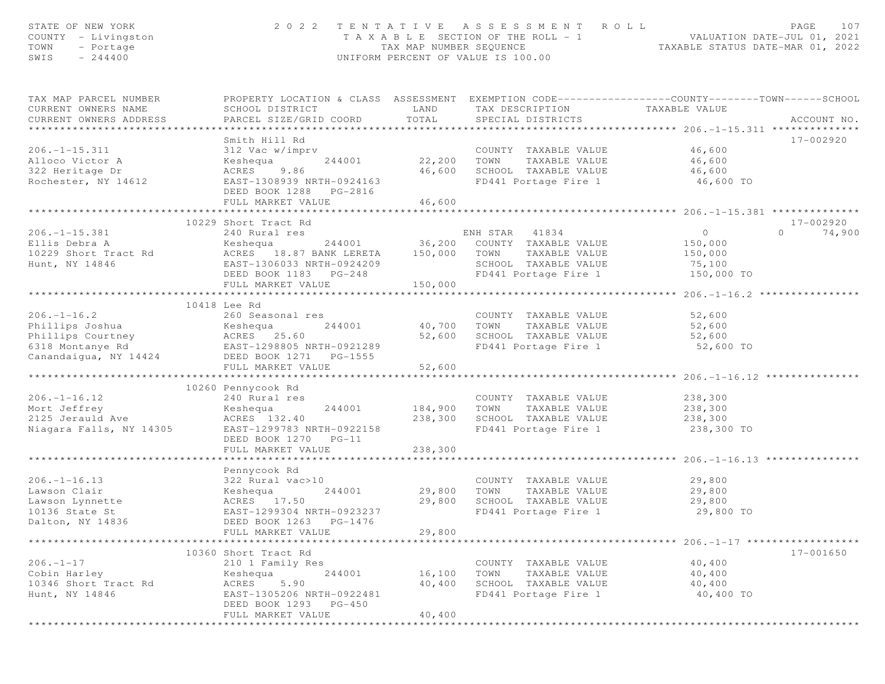STATE OF NEW YORK
COUNTY - Livingston
TOWN - Portage
SWIS - 244400

2022 TENTATIVE ASSESSMENT ROLL
TAXABLE SECTION OF THE ROLL - 1
TAX MAP NUMBER SEQUENCE
UNIFORM PERCENT OF VALUE IS 100.00

VALUATION DATE-JUL 01, 2021
TAXABLE STATUS DATE-MAR 01, 2022

| TAX MAP PARCEL NUMBER / CURRENT OWNERS NAME / CURRENT OWNERS ADDRESS | PROPERTY LOCATION & CLASS / SCHOOL DISTRICT / PARCEL SIZE/GRID COORD | ASSESSMENT LAND / TOTAL | EXEMPTION CODE / TAX DESCRIPTION / SPECIAL DISTRICTS | COUNTY | TOWN | SCHOOL / TAXABLE VALUE | ACCOUNT NO. |
|---|---|---|---|---|---|---|---|
| **206.-1-15.311** | Smith Hill Rd | | | | | | 17-002920 |
| 206.-1-15.311 | 312 Vac w/imprv | | COUNTY TAXABLE VALUE | 46,600 | | | |
| Alloco Victor A | Keshequa 244001 | 22,200 | TOWN TAXABLE VALUE | 46,600 | | | |
| 322 Heritage Dr | ACRES 9.86 | 46,600 | SCHOOL TAXABLE VALUE | 46,600 | | | |
| Rochester, NY 14612 | EAST-1308939 NRTH-0924163 | | FD441 Portage Fire 1 | 46,600 TO | | | |
| | DEED BOOK 1288 PG-2816 | | | | | | |
| | FULL MARKET VALUE | 46,600 | | | | | |
| **206.-1-15.381** | 10229 Short Tract Rd | | | | | | 17-002920 |
| 206.-1-15.381 | 240 Rural res | | ENH STAR 41834 | 0 | 0 | 74,900 | |
| Ellis Debra A | Keshequa 244001 | 36,200 | COUNTY TAXABLE VALUE | 150,000 | | | |
| 10229 Short Tract Rd | ACRES 18.87 BANK LERETA | 150,000 | TOWN TAXABLE VALUE | 150,000 | | | |
| Hunt, NY 14846 | EAST-1306033 NRTH-0924209 | | SCHOOL TAXABLE VALUE | 75,100 | | | |
| | DEED BOOK 1183 PG-248 | | FD441 Portage Fire 1 | 150,000 TO | | | |
| | FULL MARKET VALUE | 150,000 | | | | | |
| **206.-1-16.2** | 10418 Lee Rd | | | | | | |
| 206.-1-16.2 | 260 Seasonal res | | COUNTY TAXABLE VALUE | 52,600 | | | |
| Phillips Joshua | Keshequa 244001 | 40,700 | TOWN TAXABLE VALUE | 52,600 | | | |
| Phillips Courtney | ACRES 25.60 | 52,600 | SCHOOL TAXABLE VALUE | 52,600 | | | |
| 6318 Montanye Rd | EAST-1298805 NRTH-0921289 | | FD441 Portage Fire 1 | 52,600 TO | | | |
| Canandaigua, NY 14424 | DEED BOOK 1271 PG-1555 | | | | | | |
| | FULL MARKET VALUE | 52,600 | | | | | |
| **206.-1-16.12** | 10260 Pennycook Rd | | | | | | |
| 206.-1-16.12 | 240 Rural res | | COUNTY TAXABLE VALUE | 238,300 | | | |
| Mort Jeffrey | Keshequa 244001 | 184,900 | TOWN TAXABLE VALUE | 238,300 | | | |
| 2125 Jerauld Ave | ACRES 132.40 | 238,300 | SCHOOL TAXABLE VALUE | 238,300 | | | |
| Niagara Falls, NY 14305 | EAST-1299783 NRTH-0922158 | | FD441 Portage Fire 1 | 238,300 TO | | | |
| | DEED BOOK 1270 PG-11 | | | | | | |
| | FULL MARKET VALUE | 238,300 | | | | | |
| **206.-1-16.13** | Pennycook Rd | | | | | | |
| 206.-1-16.13 | 322 Rural vac>10 | | COUNTY TAXABLE VALUE | 29,800 | | | |
| Lawson Clair | Keshequa 244001 | 29,800 | TOWN TAXABLE VALUE | 29,800 | | | |
| Lawson Lynnette | ACRES 17.50 | 29,800 | SCHOOL TAXABLE VALUE | 29,800 | | | |
| 10136 State St | EAST-1299304 NRTH-0923237 | | FD441 Portage Fire 1 | 29,800 TO | | | |
| Dalton, NY 14836 | DEED BOOK 1263 PG-1476 | | | | | | |
| | FULL MARKET VALUE | 29,800 | | | | | |
| **206.-1-17** | 10360 Short Tract Rd | | | | | | 17-001650 |
| 206.-1-17 | 210 1 Family Res | | COUNTY TAXABLE VALUE | 40,400 | | | |
| Cobin Harley | Keshequa 244001 | 16,100 | TOWN TAXABLE VALUE | 40,400 | | | |
| 10346 Short Tract Rd | ACRES 5.90 | 40,400 | SCHOOL TAXABLE VALUE | 40,400 | | | |
| Hunt, NY 14846 | EAST-1305206 NRTH-0922481 | | FD441 Portage Fire 1 | 40,400 TO | | | |
| | DEED BOOK 1293 PG-450 | | | | | | |
| | FULL MARKET VALUE | 40,400 | | | | | |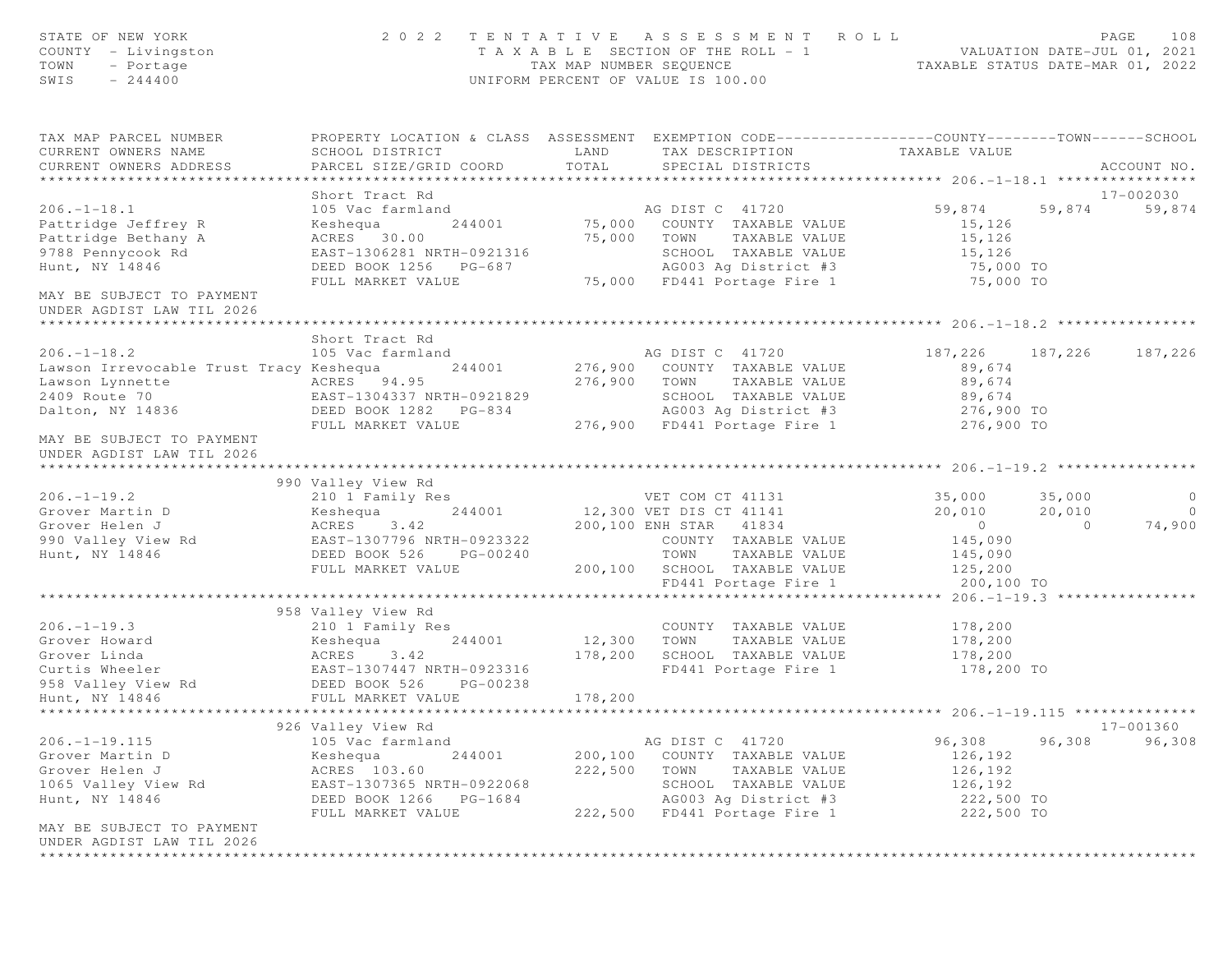STATE OF NEW YORK
COUNTY - Livingston
TOWN - Portage
SWIS - 244400

2022 TENTATIVE ASSESSMENT ROLL
TAXABLE SECTION OF THE ROLL - 1
TAX MAP NUMBER SEQUENCE
UNIFORM PERCENT OF VALUE IS 100.00

VALUATION DATE-JUL 01, 2021
TAXABLE STATUS DATE-MAR 01, 2022

| TAX MAP PARCEL NUMBER / CURRENT OWNERS NAME / CURRENT OWNERS ADDRESS | PROPERTY LOCATION & CLASS / SCHOOL DISTRICT / PARCEL SIZE/GRID COORD | ASSESSMENT LAND / TOTAL | EXEMPTION CODE / TAX DESCRIPTION / SPECIAL DISTRICTS | COUNTY TAXABLE VALUE | TOWN | SCHOOL | ACCOUNT NO. |
|---|---|---|---|---|---|---|---|
| **206.-1-18.1** | Short Tract Rd | | | | | | 17-002030 |
| 206.-1-18.1 | 105 Vac farmland | | AG DIST C 41720 | 59,874 | 59,874 | 59,874 | |
| Pattridge Jeffrey R | Keshequa 244001 | 75,000 | COUNTY TAXABLE VALUE | 15,126 | | | |
| Pattridge Bethany A | ACRES 30.00 | 75,000 | TOWN TAXABLE VALUE | 15,126 | | | |
| 9788 Pennycook Rd | EAST-1306281 NRTH-0921316 | | SCHOOL TAXABLE VALUE | 15,126 | | | |
| Hunt, NY 14846 | DEED BOOK 1256 PG-687 | | AG003 Ag District #3 | 75,000 TO | | | |
| | FULL MARKET VALUE | 75,000 | FD441 Portage Fire 1 | 75,000 TO | | | |
| MAY BE SUBJECT TO PAYMENT UNDER AGDIST LAW TIL 2026 | | | | | | | |
| **206.-1-18.2** | Short Tract Rd | | | | | | |
| 206.-1-18.2 | 105 Vac farmland | | AG DIST C 41720 | 187,226 | 187,226 | 187,226 | |
| Lawson Irrevocable Trust Tracy | Keshequa 244001 | 276,900 | COUNTY TAXABLE VALUE | 89,674 | | | |
| Lawson Lynnette | ACRES 94.95 | 276,900 | TOWN TAXABLE VALUE | 89,674 | | | |
| 2409 Route 70 | EAST-1304337 NRTH-0921829 | | SCHOOL TAXABLE VALUE | 89,674 | | | |
| Dalton, NY 14836 | DEED BOOK 1282 PG-834 | | AG003 Ag District #3 | 276,900 TO | | | |
| | FULL MARKET VALUE | 276,900 | FD441 Portage Fire 1 | 276,900 TO | | | |
| MAY BE SUBJECT TO PAYMENT UNDER AGDIST LAW TIL 2026 | | | | | | | |
| **206.-1-19.2** | 990 Valley View Rd | | | | | | |
| 206.-1-19.2 | 210 1 Family Res | | VET COM CT 41131 | 35,000 | 35,000 | 0 | |
| Grover Martin D | Keshequa 244001 | 12,300 | VET DIS CT 41141 | 20,010 | 20,010 | 0 | |
| Grover Helen J | ACRES 3.42 | 200,100 | ENH STAR 41834 | 0 | 0 | 74,900 | |
| 990 Valley View Rd | EAST-1307796 NRTH-0923322 | | COUNTY TAXABLE VALUE | 145,090 | | | |
| Hunt, NY 14846 | DEED BOOK 526 PG-00240 | | TOWN TAXABLE VALUE | 145,090 | | | |
| | FULL MARKET VALUE | 200,100 | SCHOOL TAXABLE VALUE | 125,200 | | | |
| | | | FD441 Portage Fire 1 | 200,100 TO | | | |
| **206.-1-19.3** | 958 Valley View Rd | | | | | | |
| 206.-1-19.3 | 210 1 Family Res | | COUNTY TAXABLE VALUE | 178,200 | | | |
| Grover Howard | Keshequa 244001 | 12,300 | TOWN TAXABLE VALUE | 178,200 | | | |
| Grover Linda | ACRES 3.42 | 178,200 | SCHOOL TAXABLE VALUE | 178,200 | | | |
| Curtis Wheeler | EAST-1307447 NRTH-0923316 | | FD441 Portage Fire 1 | 178,200 TO | | | |
| 958 Valley View Rd | DEED BOOK 526 PG-00238 | | | | | | |
| Hunt, NY 14846 | FULL MARKET VALUE | 178,200 | | | | | |
| **206.-1-19.115** | 926 Valley View Rd | | | | | | 17-001360 |
| 206.-1-19.115 | 105 Vac farmland | | AG DIST C 41720 | 96,308 | 96,308 | 96,308 | |
| Grover Martin D | Keshequa 244001 | 200,100 | COUNTY TAXABLE VALUE | 126,192 | | | |
| Grover Helen J | ACRES 103.60 | 222,500 | TOWN TAXABLE VALUE | 126,192 | | | |
| 1065 Valley View Rd | EAST-1307365 NRTH-0922068 | | SCHOOL TAXABLE VALUE | 126,192 | | | |
| Hunt, NY 14846 | DEED BOOK 1266 PG-1684 | | AG003 Ag District #3 | 222,500 TO | | | |
| | FULL MARKET VALUE | 222,500 | FD441 Portage Fire 1 | 222,500 TO | | | |
| MAY BE SUBJECT TO PAYMENT UNDER AGDIST LAW TIL 2026 | | | | | | | |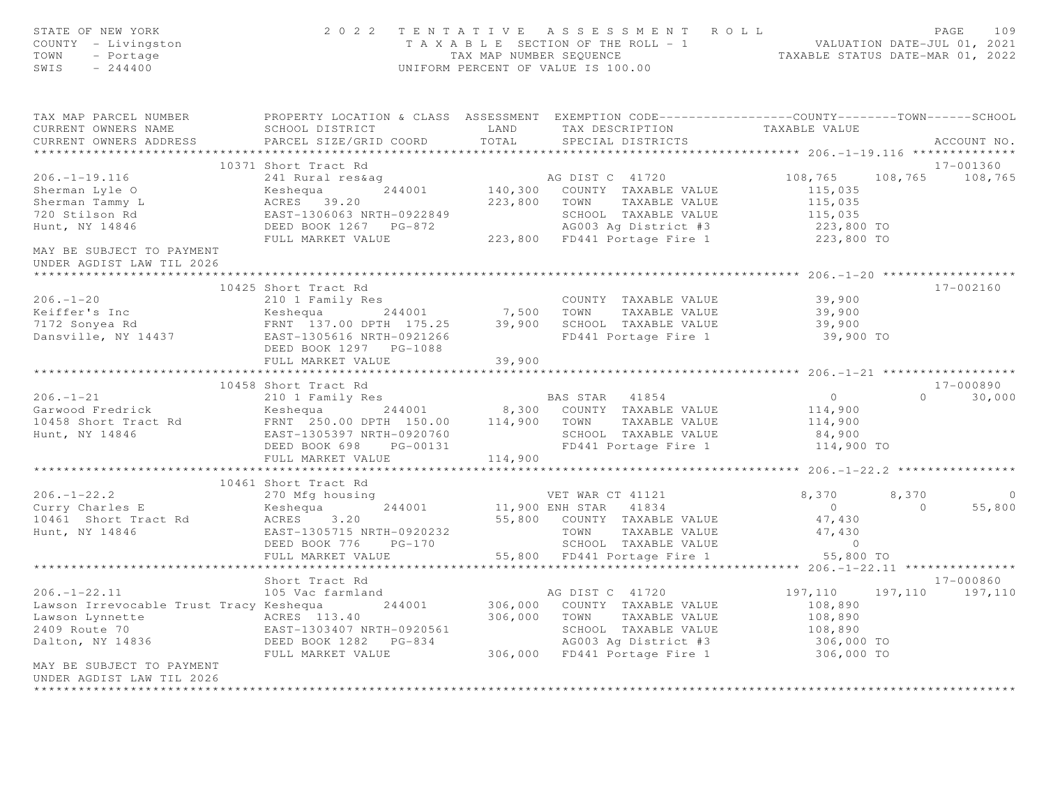STATE OF NEW YORK
COUNTY - Livingston
TOWN - Portage
SWIS - 244400

2022 TENTATIVE ASSESSMENT ROLL
TAXABLE SECTION OF THE ROLL - 1
TAX MAP NUMBER SEQUENCE
UNIFORM PERCENT OF VALUE IS 100.00

VALUATION DATE-JUL 01, 2021
TAXABLE STATUS DATE-MAR 01, 2022

| TAX MAP PARCEL NUMBER / CURRENT OWNERS NAME / CURRENT OWNERS ADDRESS | PROPERTY LOCATION & CLASS / SCHOOL DISTRICT / PARCEL SIZE/GRID COORD | ASSESSMENT LAND | TOTAL | EXEMPTION CODE / TAX DESCRIPTION / SPECIAL DISTRICTS | COUNTY | TOWN | SCHOOL | ACCOUNT NO. |
|---|---|---|---|---|---|---|---|---|
| **206.-1-19.116** | 10371 Short Tract Rd | | | | | | | 17-001360 |
| 206.-1-19.116 | 241 Rural res&ag | | | AG DIST C 41720 | 108,765 | 108,765 | 108,765 | |
| Sherman Lyle O | Keshequa 244001 | 140,300 | | COUNTY TAXABLE VALUE | 115,035 | | | |
| Sherman Tammy L | ACRES 39.20 | | 223,800 | TOWN TAXABLE VALUE | 115,035 | | | |
| 720 Stilson Rd | EAST-1306063 NRTH-0922849 | | | SCHOOL TAXABLE VALUE | 115,035 | | | |
| Hunt, NY 14846 | DEED BOOK 1267 PG-872 | | | AG003 Ag District #3 | 223,800 TO | | | |
| | FULL MARKET VALUE | | 223,800 | FD441 Portage Fire 1 | 223,800 TO | | | |
| MAY BE SUBJECT TO PAYMENT UNDER AGDIST LAW TIL 2026 | | | | | | | | |
| **206.-1-20** | 10425 Short Tract Rd | | | | | | | 17-002160 |
| 206.-1-20 | 210 1 Family Res | | | COUNTY TAXABLE VALUE | 39,900 | | | |
| Keiffer's Inc | Keshequa 244001 | 7,500 | | TOWN TAXABLE VALUE | 39,900 | | | |
| 7172 Sonyea Rd | FRNT 137.00 DPTH 175.25 | | 39,900 | SCHOOL TAXABLE VALUE | 39,900 | | | |
| Dansville, NY 14437 | EAST-1305616 NRTH-0921266 | | | FD441 Portage Fire 1 | 39,900 TO | | | |
| | DEED BOOK 1297 PG-1088 | | | | | | | |
| | FULL MARKET VALUE | | 39,900 | | | | | |
| **206.-1-21** | 10458 Short Tract Rd | | | | | | | 17-000890 |
| 206.-1-21 | 210 1 Family Res | | | BAS STAR 41854 | 0 | 0 | 30,000 | |
| Garwood Fredrick | Keshequa 244001 | 8,300 | | COUNTY TAXABLE VALUE | 114,900 | | | |
| 10458 Short Tract Rd | FRNT 250.00 DPTH 150.00 | | 114,900 | TOWN TAXABLE VALUE | 114,900 | | | |
| Hunt, NY 14846 | EAST-1305397 NRTH-0920760 | | | SCHOOL TAXABLE VALUE | 84,900 | | | |
| | DEED BOOK 698 PG-00131 | | | FD441 Portage Fire 1 | 114,900 TO | | | |
| | FULL MARKET VALUE | | 114,900 | | | | | |
| **206.-1-22.2** | 10461 Short Tract Rd | | | | | | | |
| 206.-1-22.2 | 270 Mfg housing | | | VET WAR CT 41121 | 8,370 | 8,370 | 0 | |
| Curry Charles E | Keshequa 244001 | 11,900 | | ENH STAR 41834 | 0 | 0 | 55,800 | |
| 10461 Short Tract Rd | ACRES 3.20 | | 55,800 | COUNTY TAXABLE VALUE | 47,430 | | | |
| Hunt, NY 14846 | EAST-1305715 NRTH-0920232 | | | TOWN TAXABLE VALUE | 47,430 | | | |
| | DEED BOOK 776 PG-170 | | | SCHOOL TAXABLE VALUE | 0 | | | |
| | FULL MARKET VALUE | | 55,800 | FD441 Portage Fire 1 | 55,800 TO | | | |
| **206.-1-22.11** | Short Tract Rd | | | | | | | 17-000860 |
| 206.-1-22.11 | 105 Vac farmland | | | AG DIST C 41720 | 197,110 | 197,110 | 197,110 | |
| Lawson Irrevocable Trust Tracy | Keshequa 244001 | 306,000 | | COUNTY TAXABLE VALUE | 108,890 | | | |
| Lawson Lynnette | ACRES 113.40 | | 306,000 | TOWN TAXABLE VALUE | 108,890 | | | |
| 2409 Route 70 | EAST-1303407 NRTH-0920561 | | | SCHOOL TAXABLE VALUE | 108,890 | | | |
| Dalton, NY 14836 | DEED BOOK 1282 PG-834 | | | AG003 Ag District #3 | 306,000 TO | | | |
| | FULL MARKET VALUE | | 306,000 | FD441 Portage Fire 1 | 306,000 TO | | | |
| MAY BE SUBJECT TO PAYMENT UNDER AGDIST LAW TIL 2026 | | | | | | | | |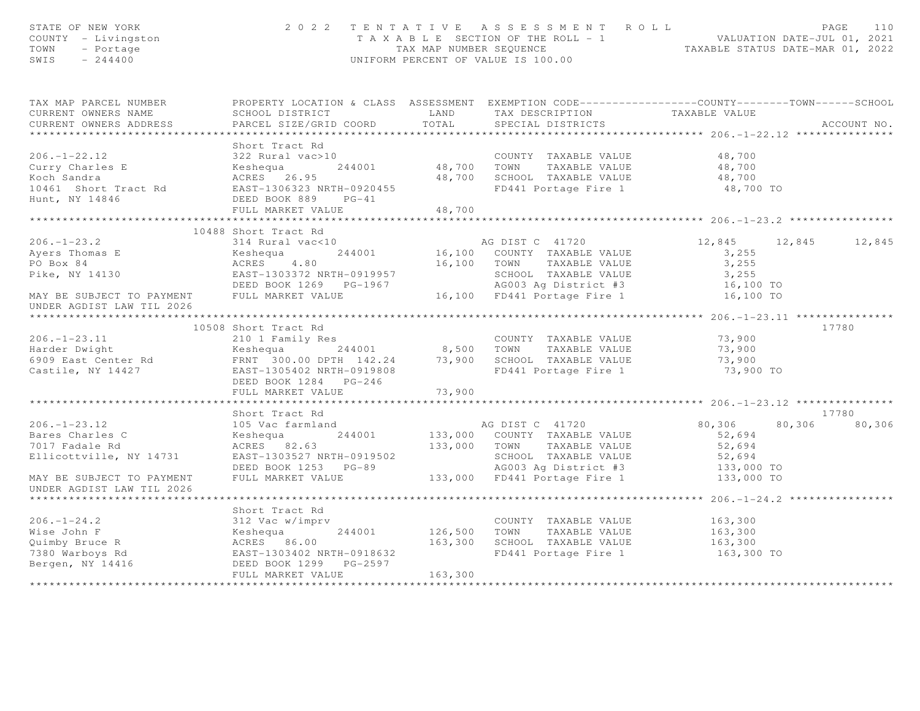STATE OF NEW YORK
COUNTY - Livingston
TOWN - Portage
SWIS - 244400

2022 TENTATIVE ASSESSMENT ROLL
TAXABLE SECTION OF THE ROLL - 1
TAX MAP NUMBER SEQUENCE
UNIFORM PERCENT OF VALUE IS 100.00

VALUATION DATE-JUL 01, 2021
TAXABLE STATUS DATE-MAR 01, 2022

| TAX MAP PARCEL NUMBER / CURRENT OWNERS NAME / CURRENT OWNERS ADDRESS | PROPERTY LOCATION & CLASS / SCHOOL DISTRICT / PARCEL SIZE/GRID COORD | ASSESSMENT LAND / TOTAL | EXEMPTION CODE / TAX DESCRIPTION / SPECIAL DISTRICTS | COUNTY | TOWN | SCHOOL | ACCOUNT NO. |
|---|---|---|---|---|---|---|---|
| **206.-1-22.12** | Short Tract Rd | | | | | | |
| 206.-1-22.12 | 322 Rural vac>10 | | COUNTY TAXABLE VALUE | 48,700 | | | |
| Curry Charles E | Keshequa 244001 | 48,700 | TOWN TAXABLE VALUE | 48,700 | | | |
| Koch Sandra | ACRES 26.95 | 48,700 | SCHOOL TAXABLE VALUE | 48,700 | | | |
| 10461 Short Tract Rd | EAST-1306323 NRTH-0920455 | | FD441 Portage Fire 1 | 48,700 TO | | | |
| Hunt, NY 14846 | DEED BOOK 889 PG-41 | | | | | | |
| | FULL MARKET VALUE | 48,700 | | | | | |
| **206.-1-23.2** | 10488 Short Tract Rd | | | | | | |
| 206.-1-23.2 | 314 Rural vac<10 | | AG DIST C 41720 | 12,845 | 12,845 | 12,845 | |
| Ayers Thomas E | Keshequa 244001 | 16,100 | COUNTY TAXABLE VALUE | 3,255 | | | |
| PO Box 84 | ACRES 4.80 | 16,100 | TOWN TAXABLE VALUE | 3,255 | | | |
| Pike, NY 14130 | EAST-1303372 NRTH-0919957 | | SCHOOL TAXABLE VALUE | 3,255 | | | |
| | DEED BOOK 1269 PG-1967 | | AG003 Ag District #3 | 16,100 TO | | | |
| MAY BE SUBJECT TO PAYMENT | FULL MARKET VALUE | 16,100 | FD441 Portage Fire 1 | 16,100 TO | | | |
| UNDER AGDIST LAW TIL 2026 | | | | | | | |
| **206.-1-23.11** | 10508 Short Tract Rd | | | | | | 17780 |
| 206.-1-23.11 | 210 1 Family Res | | COUNTY TAXABLE VALUE | 73,900 | | | |
| Harder Dwight | Keshequa 244001 | 8,500 | TOWN TAXABLE VALUE | 73,900 | | | |
| 6909 East Center Rd | FRNT 300.00 DPTH 142.24 | 73,900 | SCHOOL TAXABLE VALUE | 73,900 | | | |
| Castile, NY 14427 | EAST-1305402 NRTH-0919808 | | FD441 Portage Fire 1 | 73,900 TO | | | |
| | DEED BOOK 1284 PG-246 | | | | | | |
| | FULL MARKET VALUE | 73,900 | | | | | |
| **206.-1-23.12** | Short Tract Rd | | | | | | 17780 |
| 206.-1-23.12 | 105 Vac farmland | | AG DIST C 41720 | 80,306 | 80,306 | 80,306 | |
| Bares Charles C | Keshequa 244001 | 133,000 | COUNTY TAXABLE VALUE | 52,694 | | | |
| 7017 Fadale Rd | ACRES 82.63 | 133,000 | TOWN TAXABLE VALUE | 52,694 | | | |
| Ellicottville, NY 14731 | EAST-1303527 NRTH-0919502 | | SCHOOL TAXABLE VALUE | 52,694 | | | |
| | DEED BOOK 1253 PG-89 | | AG003 Ag District #3 | 133,000 TO | | | |
| MAY BE SUBJECT TO PAYMENT | FULL MARKET VALUE | 133,000 | FD441 Portage Fire 1 | 133,000 TO | | | |
| UNDER AGDIST LAW TIL 2026 | | | | | | | |
| **206.-1-24.2** | Short Tract Rd | | | | | | |
| 206.-1-24.2 | 312 Vac w/imprv | | COUNTY TAXABLE VALUE | 163,300 | | | |
| Wise John F | Keshequa 244001 | 126,500 | TOWN TAXABLE VALUE | 163,300 | | | |
| Quimby Bruce R | ACRES 86.00 | 163,300 | SCHOOL TAXABLE VALUE | 163,300 | | | |
| 7380 Warboys Rd | EAST-1303402 NRTH-0918632 | | FD441 Portage Fire 1 | 163,300 TO | | | |
| Bergen, NY 14416 | DEED BOOK 1299 PG-2597 | | | | | | |
| | FULL MARKET VALUE | 163,300 | | | | | |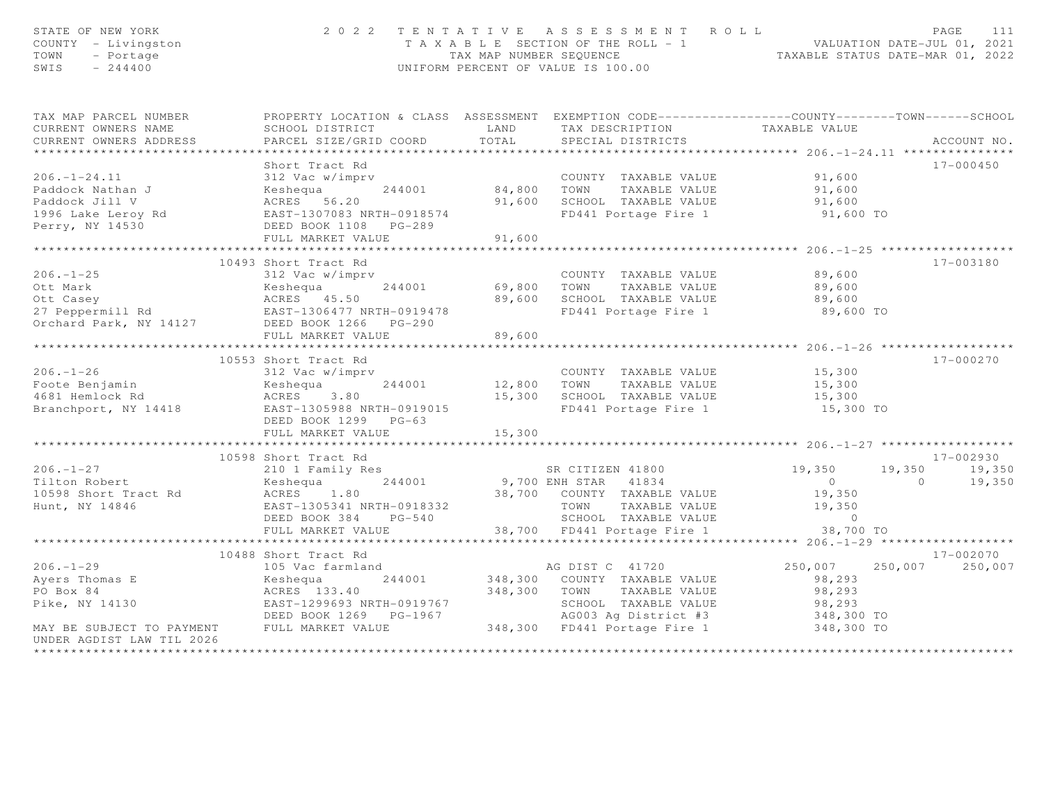STATE OF NEW YORK
COUNTY - Livingston
TOWN - Portage
SWIS - 244400

2 0 2 2 T E N T A T I V E A S S E S S M E N T R O L L
T A X A B L E SECTION OF THE ROLL - 1
TAX MAP NUMBER SEQUENCE
UNIFORM PERCENT OF VALUE IS 100.00

VALUATION DATE-JUL 01, 2021
TAXABLE STATUS DATE-MAR 01, 2022

```
TAX MAP PARCEL NUMBER          PROPERTY LOCATION & CLASS  ASSESSMENT  EXEMPTION CODE------------------COUNTY--------TOWN------SCHOOL
CURRENT OWNERS NAME            SCHOOL DISTRICT               LAND      TAX DESCRIPTION            TAXABLE VALUE
CURRENT OWNERS ADDRESS         PARCEL SIZE/GRID COORD        TOTAL     SPECIAL DISTRICTS                                     ACCOUNT NO.
******************************************************************************************************* 206.-1-24.11 ***************
                               Short Tract Rd                                                                            17-000450
206.-1-24.11                   312 Vac w/imprv                         COUNTY  TAXABLE VALUE            91,600
Paddock Nathan J               Keshequa        244001       84,800     TOWN    TAXABLE VALUE            91,600
Paddock Jill V                 ACRES   56.20                91,600     SCHOOL  TAXABLE VALUE            91,600
1996 Lake Leroy Rd             EAST-1307083 NRTH-0918574               FD441 Portage Fire 1              91,600 TO
Perry, NY 14530                DEED BOOK 1108   PG-289
                               FULL MARKET VALUE            91,600
******************************************************************************************************* 206.-1-25 ******************
                         10493 Short Tract Rd                                                                            17-003180
206.-1-25                      312 Vac w/imprv                         COUNTY  TAXABLE VALUE            89,600
Ott Mark                       Keshequa        244001       69,800     TOWN    TAXABLE VALUE            89,600
Ott Casey                      ACRES   45.50                89,600     SCHOOL  TAXABLE VALUE            89,600
27 Peppermill Rd               EAST-1306477 NRTH-0919478               FD441 Portage Fire 1              89,600 TO
Orchard Park, NY 14127         DEED BOOK 1266   PG-290
                               FULL MARKET VALUE            89,600
******************************************************************************************************* 206.-1-26 ******************
                         10553 Short Tract Rd                                                                            17-000270
206.-1-26                      312 Vac w/imprv                         COUNTY  TAXABLE VALUE            15,300
Foote Benjamin                 Keshequa        244001       12,800     TOWN    TAXABLE VALUE            15,300
4681 Hemlock Rd                ACRES    3.80                15,300     SCHOOL  TAXABLE VALUE            15,300
Branchport, NY 14418           EAST-1305988 NRTH-0919015               FD441 Portage Fire 1              15,300 TO
                               DEED BOOK 1299   PG-63
                               FULL MARKET VALUE            15,300
******************************************************************************************************* 206.-1-27 ******************
                         10598 Short Tract Rd                                                                            17-002930
206.-1-27                      210 1 Family Res                        SR CITIZEN 41800           19,350      19,350      19,350
Tilton Robert                  Keshequa        244001        9,700 ENH STAR   41834                  0           0      19,350
10598 Short Tract Rd           ACRES    1.80                38,700     COUNTY  TAXABLE VALUE            19,350
Hunt, NY 14846                 EAST-1305341 NRTH-0918332               TOWN    TAXABLE VALUE            19,350
                               DEED BOOK 384    PG-540                 SCHOOL  TAXABLE VALUE                 0
                               FULL MARKET VALUE            38,700     FD441 Portage Fire 1              38,700 TO
******************************************************************************************************* 206.-1-29 ******************
                         10488 Short Tract Rd                                                                            17-002070
206.-1-29                      105 Vac farmland                        AG DIST C  41720          250,007     250,007     250,007
Ayers Thomas E                 Keshequa        244001      348,300     COUNTY  TAXABLE VALUE            98,293
PO Box 84                      ACRES  133.40               348,300     TOWN    TAXABLE VALUE            98,293
Pike, NY 14130                 EAST-1299693 NRTH-0919767               SCHOOL  TAXABLE VALUE            98,293
                               DEED BOOK 1269   PG-1967                AG003 Ag District #3             348,300 TO
MAY BE SUBJECT TO PAYMENT      FULL MARKET VALUE           348,300     FD441 Portage Fire 1             348,300 TO
UNDER AGDIST LAW TIL 2026
************************************************************************************************************************************
```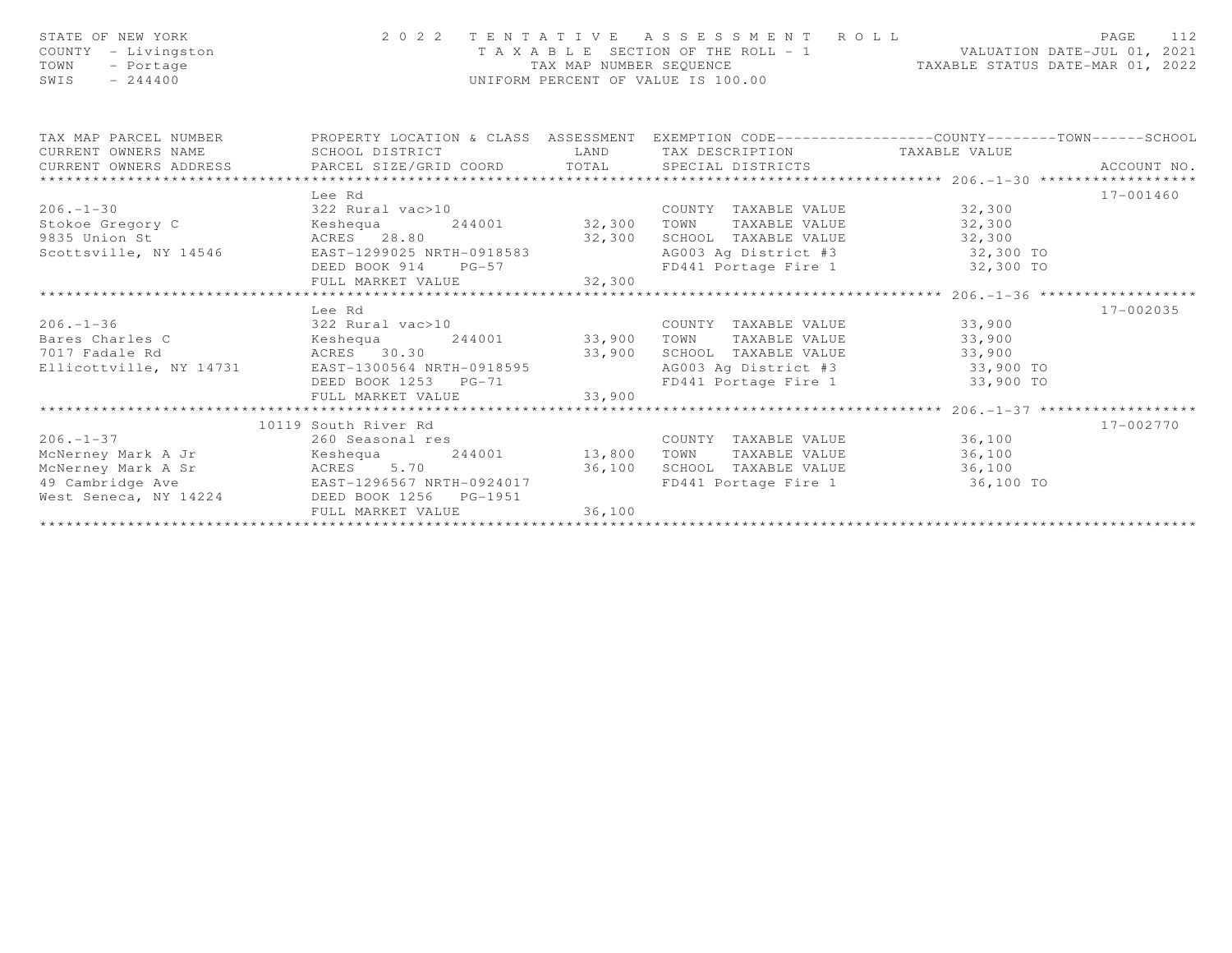STATE OF NEW YORK
COUNTY - Livingston
TOWN - Portage
SWIS - 244400

2022 TENTATIVE ASSESSMENT ROLL
TAXABLE SECTION OF THE ROLL - 1
TAX MAP NUMBER SEQUENCE
UNIFORM PERCENT OF VALUE IS 100.00

VALUATION DATE-JUL 01, 2021
TAXABLE STATUS DATE-MAR 01, 2022

| TAX MAP PARCEL NUMBER / CURRENT OWNERS NAME / CURRENT OWNERS ADDRESS | PROPERTY LOCATION & CLASS / SCHOOL DISTRICT / PARCEL SIZE/GRID COORD | ASSESSMENT LAND / TOTAL | EXEMPTION CODE / TAX DESCRIPTION / SPECIAL DISTRICTS | TAXABLE VALUE (COUNTY / TOWN / SCHOOL) | ACCOUNT NO. |
|---|---|---|---|---|---|
| 206.-1-30 | Lee Rd | | | | 17-001460 |
| | 322 Rural vac>10 | | COUNTY TAXABLE VALUE | 32,300 | |
| Stokoe Gregory C | Keshequa 244001 | 32,300 | TOWN TAXABLE VALUE | 32,300 | |
| 9835 Union St | ACRES 28.80 | 32,300 | SCHOOL TAXABLE VALUE | 32,300 | |
| Scottsville, NY 14546 | EAST-1299025 NRTH-0918583 | | AG003 Ag District #3 | 32,300 TO | |
| | DEED BOOK 914 PG-57 | | FD441 Portage Fire 1 | 32,300 TO | |
| | FULL MARKET VALUE | 32,300 | | | |
| 206.-1-36 | Lee Rd | | | | 17-002035 |
| | 322 Rural vac>10 | | COUNTY TAXABLE VALUE | 33,900 | |
| Bares Charles C | Keshequa 244001 | 33,900 | TOWN TAXABLE VALUE | 33,900 | |
| 7017 Fadale Rd | ACRES 30.30 | 33,900 | SCHOOL TAXABLE VALUE | 33,900 | |
| Ellicottville, NY 14731 | EAST-1300564 NRTH-0918595 | | AG003 Ag District #3 | 33,900 TO | |
| | DEED BOOK 1253 PG-71 | | FD441 Portage Fire 1 | 33,900 TO | |
| | FULL MARKET VALUE | 33,900 | | | |
| 206.-1-37 | 10119 South River Rd | | | | 17-002770 |
| | 260 Seasonal res | | COUNTY TAXABLE VALUE | 36,100 | |
| McNerney Mark A Jr | Keshequa 244001 | 13,800 | TOWN TAXABLE VALUE | 36,100 | |
| McNerney Mark A Sr | ACRES 5.70 | 36,100 | SCHOOL TAXABLE VALUE | 36,100 | |
| 49 Cambridge Ave | EAST-1296567 NRTH-0924017 | | FD441 Portage Fire 1 | 36,100 TO | |
| West Seneca, NY 14224 | DEED BOOK 1256 PG-1951 | | | | |
| | FULL MARKET VALUE | 36,100 | | | |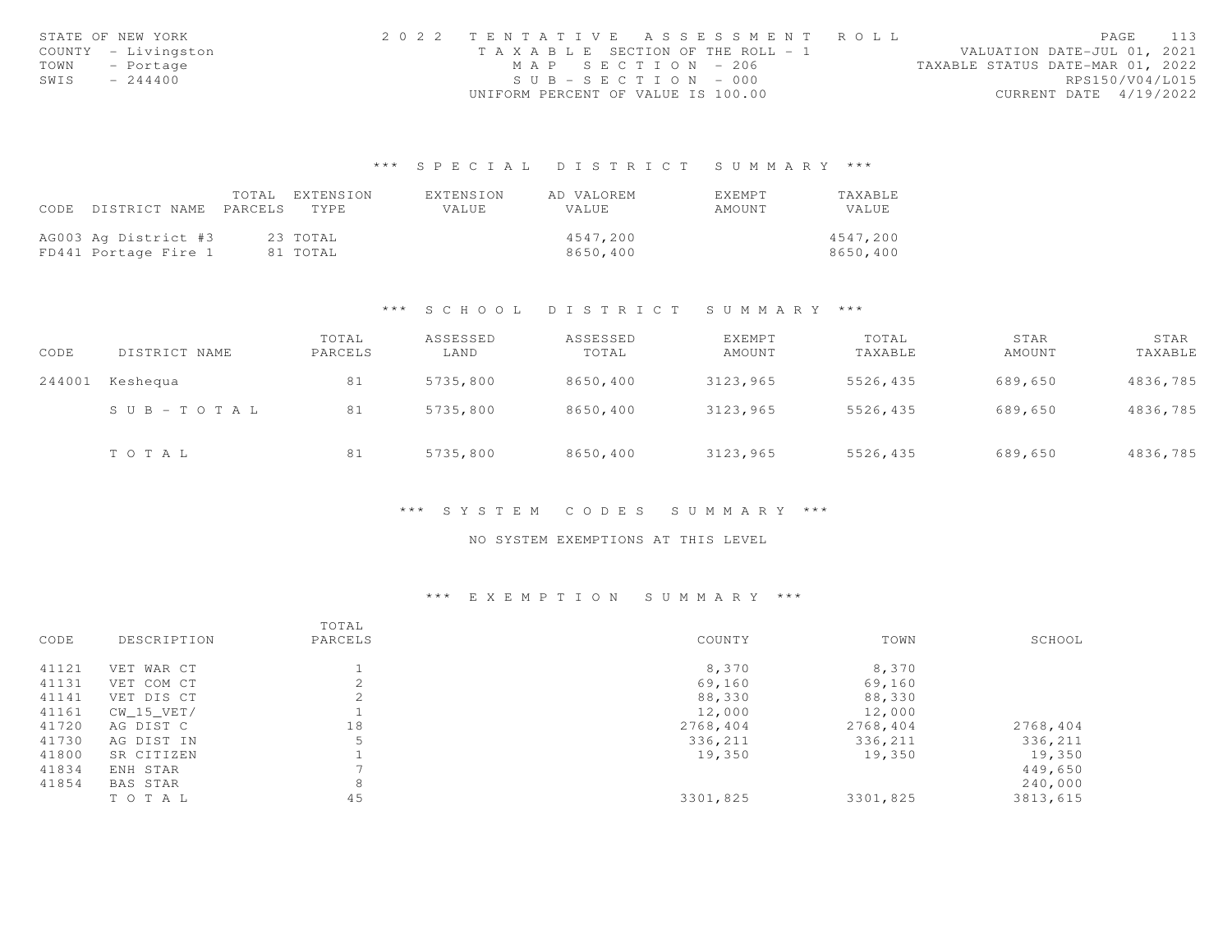STATE OF NEW YORK
COUNTY - Livingston
TOWN - Portage
SWIS - 244400

2022 TENTATIVE ASSESSMENT ROLL
TAXABLE SECTION OF THE ROLL - 1
MAP SECTION - 206
SUB-SECTION - 000
UNIFORM PERCENT OF VALUE IS 100.00

VALUATION DATE-JUL 01, 2021
TAXABLE STATUS DATE-MAR 01, 2022
RPS150/V04/L015
CURRENT DATE 4/19/2022

## *** SPECIAL DISTRICT SUMMARY ***

| CODE | DISTRICT NAME | TOTAL PARCELS | EXTENSION TYPE | EXTENSION VALUE | AD VALOREM VALUE | EXEMPT AMOUNT | TAXABLE VALUE |
|---|---|---|---|---|---|---|---|
| AG003 | Ag District #3 | 23 | TOTAL | | 4547,200 | | 4547,200 |
| FD441 | Portage Fire 1 | 81 | TOTAL | | 8650,400 | | 8650,400 |

## *** SCHOOL DISTRICT SUMMARY ***

| CODE | DISTRICT NAME | TOTAL PARCELS | ASSESSED LAND | ASSESSED TOTAL | EXEMPT AMOUNT | TOTAL TAXABLE | STAR AMOUNT | STAR TAXABLE |
|---|---|---|---|---|---|---|---|---|
| 244001 | Keshequa | 81 | 5735,800 | 8650,400 | 3123,965 | 5526,435 | 689,650 | 4836,785 |
| | SUB-TOTAL | 81 | 5735,800 | 8650,400 | 3123,965 | 5526,435 | 689,650 | 4836,785 |
| | TOTAL | 81 | 5735,800 | 8650,400 | 3123,965 | 5526,435 | 689,650 | 4836,785 |

## *** SYSTEM CODES SUMMARY ***

NO SYSTEM EXEMPTIONS AT THIS LEVEL

## *** EXEMPTION SUMMARY ***

| CODE | DESCRIPTION | TOTAL PARCELS | COUNTY | TOWN | SCHOOL |
|---|---|---|---|---|---|
| 41121 | VET WAR CT | 1 | 8,370 | 8,370 | |
| 41131 | VET COM CT | 2 | 69,160 | 69,160 | |
| 41141 | VET DIS CT | 2 | 88,330 | 88,330 | |
| 41161 | CW_15_VET/ | 1 | 12,000 | 12,000 | |
| 41720 | AG DIST C | 18 | 2768,404 | 2768,404 | 2768,404 |
| 41730 | AG DIST IN | 5 | 336,211 | 336,211 | 336,211 |
| 41800 | SR CITIZEN | 1 | 19,350 | 19,350 | 19,350 |
| 41834 | ENH STAR | 7 | | | 449,650 |
| 41854 | BAS STAR | 8 | | | 240,000 |
| | TOTAL | 45 | 3301,825 | 3301,825 | 3813,615 |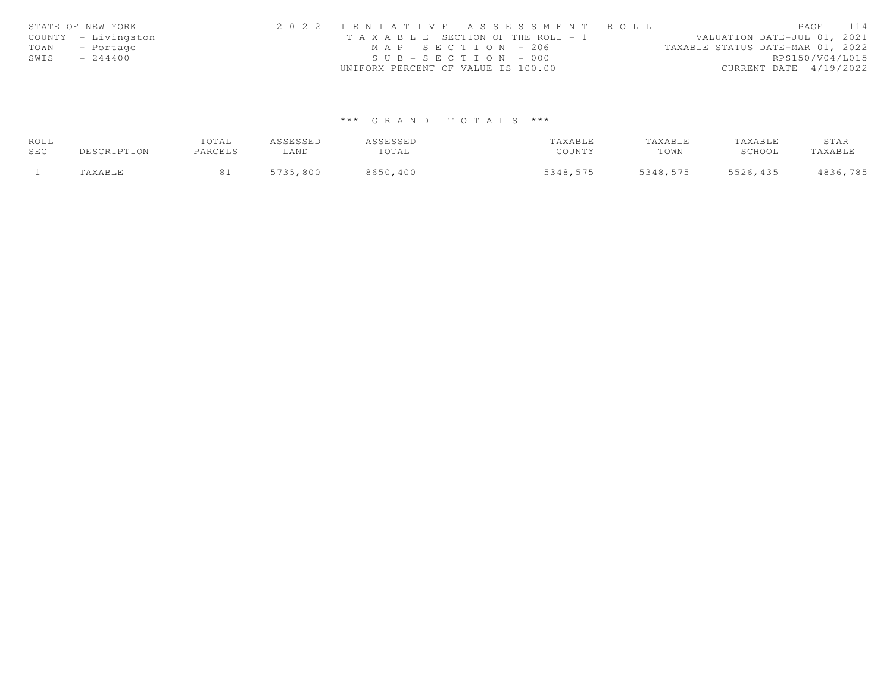STATE OF NEW YORK
COUNTY - Livingston
TOWN - Portage
SWIS - 244400

2 0 2 2 TENTATIVE ASSESSMENT ROLL
TAXABLE SECTION OF THE ROLL - 1
MAP SECTION - 206
SUB-SECTION - 000
UNIFORM PERCENT OF VALUE IS 100.00

VALUATION DATE-JUL 01, 2021
TAXABLE STATUS DATE-MAR 01, 2022
RPS150/V04/L015
CURRENT DATE 4/19/2022

*** GRAND TOTALS ***

| ROLL SEC | DESCRIPTION | TOTAL PARCELS | ASSESSED LAND | ASSESSED TOTAL | TAXABLE COUNTY | TAXABLE TOWN | TAXABLE SCHOOL | STAR TAXABLE |
|---|---|---|---|---|---|---|---|---|
| 1 | TAXABLE | 81 | 5735,800 | 8650,400 | 5348,575 | 5348,575 | 5526,435 | 4836,785 |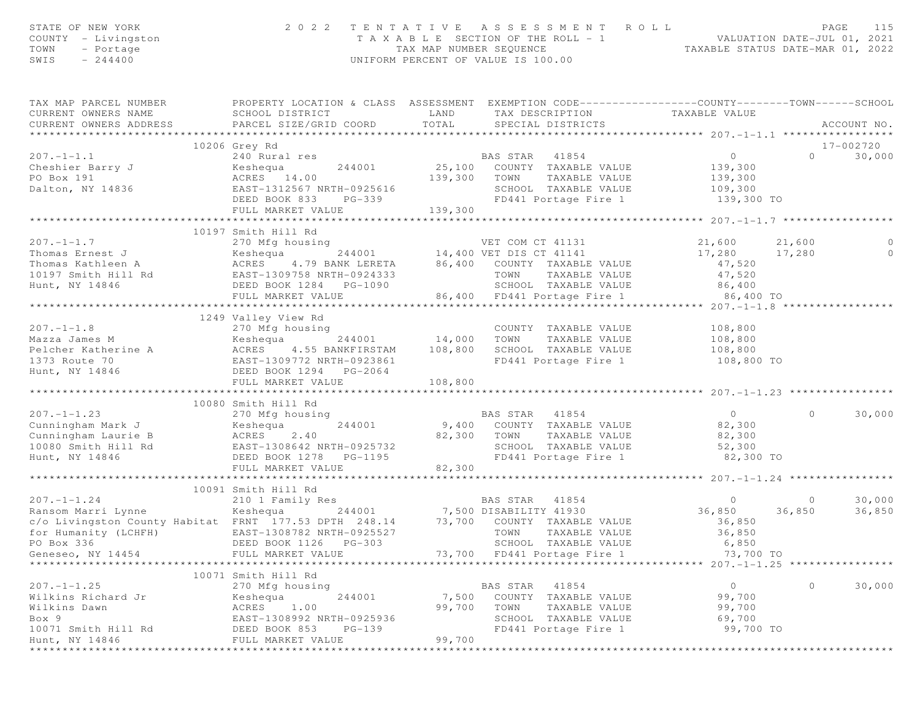STATE OF NEW YORK
COUNTY - Livingston
TOWN - Portage
SWIS - 244400

2 0 2 2 TENTATIVE ASSESSMENT ROLL
TAXABLE SECTION OF THE ROLL - 1
TAX MAP NUMBER SEQUENCE
UNIFORM PERCENT OF VALUE IS 100.00

VALUATION DATE-JUL 01, 2021
TAXABLE STATUS DATE-MAR 01, 2022

| TAX MAP PARCEL NUMBER / CURRENT OWNERS NAME / CURRENT OWNERS ADDRESS | PROPERTY LOCATION & CLASS / SCHOOL DISTRICT / PARCEL SIZE/GRID COORD | ASSESSMENT LAND / TOTAL | EXEMPTION CODE / TAX DESCRIPTION / SPECIAL DISTRICTS | COUNTY TAXABLE VALUE | TOWN | SCHOOL | ACCOUNT NO. |
|---|---|---|---|---|---|---|---|
| **207.-1-1.1** | 10206 Grey Rd | | | | | | 17-002720 |
| 207.-1-1.1 | 240 Rural res | | BAS STAR 41854 | 0 | 0 | 30,000 | |
| Cheshier Barry J | Keshequa 244001 | 25,100 | COUNTY TAXABLE VALUE | 139,300 | | | |
| PO Box 191 | ACRES 14.00 | 139,300 | TOWN TAXABLE VALUE | 139,300 | | | |
| Dalton, NY 14836 | EAST-1312567 NRTH-0925616 | | SCHOOL TAXABLE VALUE | 109,300 | | | |
| | DEED BOOK 833 PG-339 | | FD441 Portage Fire 1 | 139,300 TO | | | |
| | FULL MARKET VALUE | 139,300 | | | | | |
| **207.-1-1.7** | 10197 Smith Hill Rd | | | | | | |
| 207.-1-1.7 | 270 Mfg housing | | VET COM CT 41131 | 21,600 | 21,600 | 0 | |
| Thomas Ernest J | Keshequa 244001 | 14,400 | VET DIS CT 41141 | 17,280 | 17,280 | 0 | |
| Thomas Kathleen A | ACRES 4.79 BANK LERETA | 86,400 | COUNTY TAXABLE VALUE | 47,520 | | | |
| 10197 Smith Hill Rd | EAST-1309758 NRTH-0924333 | | TOWN TAXABLE VALUE | 47,520 | | | |
| Hunt, NY 14846 | DEED BOOK 1284 PG-1090 | | SCHOOL TAXABLE VALUE | 86,400 | | | |
| | FULL MARKET VALUE | 86,400 | FD441 Portage Fire 1 | 86,400 TO | | | |
| **207.-1-1.8** | 1249 Valley View Rd | | | | | | |
| 207.-1-1.8 | 270 Mfg housing | | COUNTY TAXABLE VALUE | 108,800 | | | |
| Mazza James M | Keshequa 244001 | 14,000 | TOWN TAXABLE VALUE | 108,800 | | | |
| Pelcher Katherine A | ACRES 4.55 BANKFIRSTAM | 108,800 | SCHOOL TAXABLE VALUE | 108,800 | | | |
| 1373 Route 70 | EAST-1309772 NRTH-0923861 | | FD441 Portage Fire 1 | 108,800 TO | | | |
| Hunt, NY 14846 | DEED BOOK 1294 PG-2064 | | | | | | |
| | FULL MARKET VALUE | 108,800 | | | | | |
| **207.-1-1.23** | 10080 Smith Hill Rd | | | | | | |
| 207.-1-1.23 | 270 Mfg housing | | BAS STAR 41854 | 0 | 0 | 30,000 | |
| Cunningham Mark J | Keshequa 244001 | 9,400 | COUNTY TAXABLE VALUE | 82,300 | | | |
| Cunningham Laurie B | ACRES 2.40 | 82,300 | TOWN TAXABLE VALUE | 82,300 | | | |
| 10080 Smith Hill Rd | EAST-1308642 NRTH-0925732 | | SCHOOL TAXABLE VALUE | 52,300 | | | |
| Hunt, NY 14846 | DEED BOOK 1278 PG-1195 | | FD441 Portage Fire 1 | 82,300 TO | | | |
| | FULL MARKET VALUE | 82,300 | | | | | |
| **207.-1-1.24** | 10091 Smith Hill Rd | | | | | | |
| 207.-1-1.24 | 210 1 Family Res | | BAS STAR 41854 | 0 | 0 | 30,000 | |
| Ransom Marri Lynne | Keshequa 244001 | 7,500 | DISABILITY 41930 | 36,850 | 36,850 | 36,850 | |
| c/o Livingston County Habitat | FRNT 177.53 DPTH 248.14 | 73,700 | COUNTY TAXABLE VALUE | 36,850 | | | |
| for Humanity (LCHFH) | EAST-1308782 NRTH-0925527 | | TOWN TAXABLE VALUE | 36,850 | | | |
| PO Box 336 | DEED BOOK 1126 PG-303 | | SCHOOL TAXABLE VALUE | 6,850 | | | |
| Geneseo, NY 14454 | FULL MARKET VALUE | 73,700 | FD441 Portage Fire 1 | 73,700 TO | | | |
| **207.-1-1.25** | 10071 Smith Hill Rd | | | | | | |
| 207.-1-1.25 | 270 Mfg housing | | BAS STAR 41854 | 0 | 0 | 30,000 | |
| Wilkins Richard Jr | Keshequa 244001 | 7,500 | COUNTY TAXABLE VALUE | 99,700 | | | |
| Wilkins Dawn | ACRES 1.00 | 99,700 | TOWN TAXABLE VALUE | 99,700 | | | |
| Box 9 | EAST-1308992 NRTH-0925936 | | SCHOOL TAXABLE VALUE | 69,700 | | | |
| 10071 Smith Hill Rd | DEED BOOK 853 PG-139 | | FD441 Portage Fire 1 | 99,700 TO | | | |
| Hunt, NY 14846 | FULL MARKET VALUE | 99,700 | | | | | |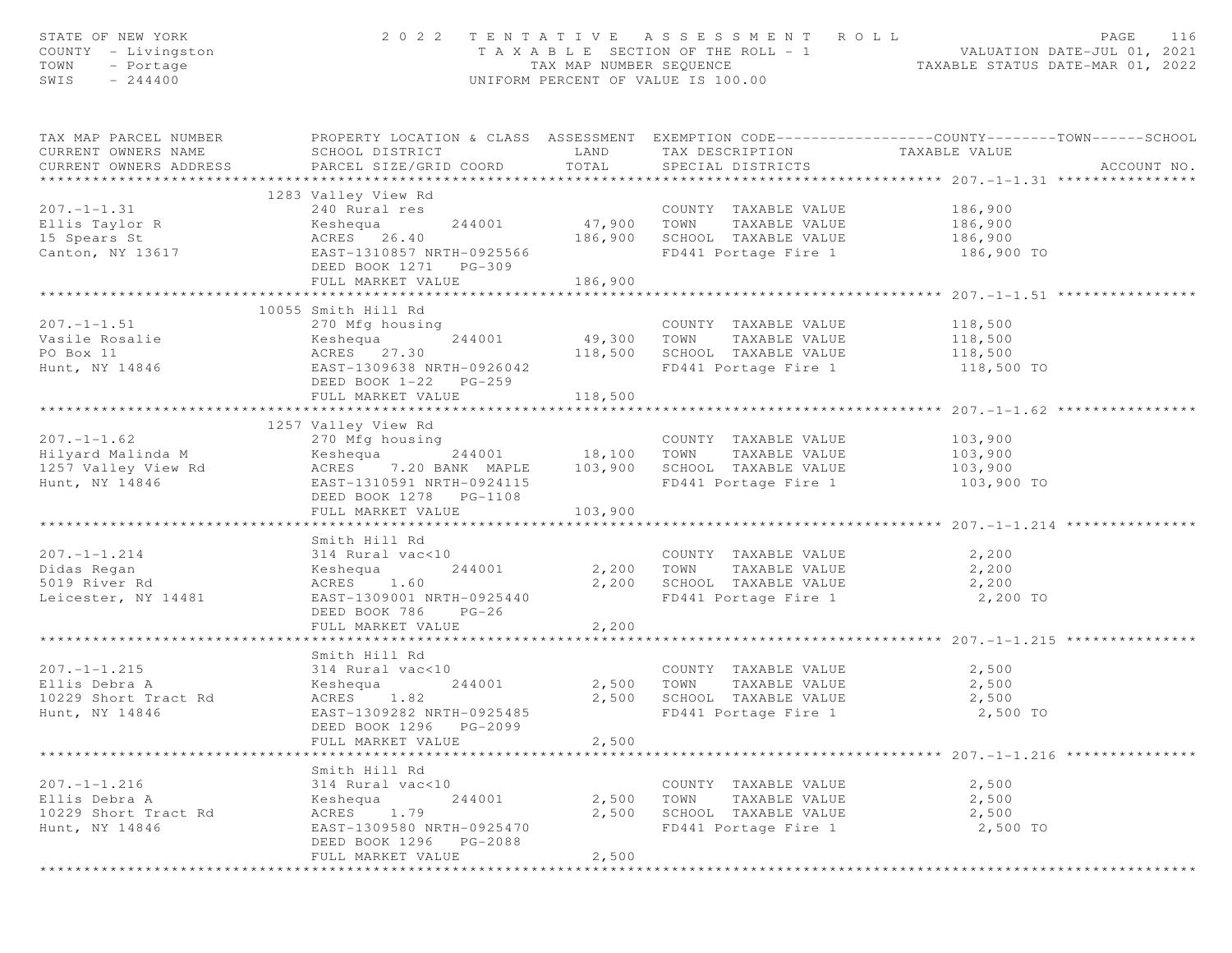STATE OF NEW YORK
COUNTY - Livingston
TOWN - Portage
SWIS - 244400

# 2022 TENTATIVE ASSESSMENT ROLL

TAXABLE SECTION OF THE ROLL - 1
TAX MAP NUMBER SEQUENCE
UNIFORM PERCENT OF VALUE IS 100.00

VALUATION DATE-JUL 01, 2021
TAXABLE STATUS DATE-MAR 01, 2022

| TAX MAP PARCEL NUMBER / CURRENT OWNERS NAME / CURRENT OWNERS ADDRESS | PROPERTY LOCATION & CLASS / SCHOOL DISTRICT / PARCEL SIZE/GRID COORD | ASSESSMENT LAND | TOTAL | EXEMPTION CODE / TAX DESCRIPTION / SPECIAL DISTRICTS | TAXABLE VALUE (COUNTY / TOWN / SCHOOL) | ACCOUNT NO. |
|---|---|---|---|---|---|---|
| 207.-1-1.31 | 1283 Valley View Rd | | | | | |
| 207.-1-1.31 | 240 Rural res | | | COUNTY TAXABLE VALUE | 186,900 | |
| Ellis Taylor R | Keshequa 244001 | 47,900 | | TOWN TAXABLE VALUE | 186,900 | |
| 15 Spears St | ACRES 26.40 | | 186,900 | SCHOOL TAXABLE VALUE | 186,900 | |
| Canton, NY 13617 | EAST-1310857 NRTH-0925566 | | | FD441 Portage Fire 1 | 186,900 TO | |
| | DEED BOOK 1271 PG-309 | | | | | |
| | FULL MARKET VALUE | | 186,900 | | | |
| 207.-1-1.51 | 10055 Smith Hill Rd | | | | | |
| 207.-1-1.51 | 270 Mfg housing | | | COUNTY TAXABLE VALUE | 118,500 | |
| Vasile Rosalie | Keshequa 244001 | 49,300 | | TOWN TAXABLE VALUE | 118,500 | |
| PO Box 11 | ACRES 27.30 | | 118,500 | SCHOOL TAXABLE VALUE | 118,500 | |
| Hunt, NY 14846 | EAST-1309638 NRTH-0926042 | | | FD441 Portage Fire 1 | 118,500 TO | |
| | DEED BOOK 1-22 PG-259 | | | | | |
| | FULL MARKET VALUE | | 118,500 | | | |
| 207.-1-1.62 | 1257 Valley View Rd | | | | | |
| 207.-1-1.62 | 270 Mfg housing | | | COUNTY TAXABLE VALUE | 103,900 | |
| Hilyard Malinda M | Keshequa 244001 | 18,100 | | TOWN TAXABLE VALUE | 103,900 | |
| 1257 Valley View Rd | ACRES 7.20 BANK MAPLE | | 103,900 | SCHOOL TAXABLE VALUE | 103,900 | |
| Hunt, NY 14846 | EAST-1310591 NRTH-0924115 | | | FD441 Portage Fire 1 | 103,900 TO | |
| | DEED BOOK 1278 PG-1108 | | | | | |
| | FULL MARKET VALUE | | 103,900 | | | |
| 207.-1-1.214 | Smith Hill Rd | | | | | |
| 207.-1-1.214 | 314 Rural vac<10 | | | COUNTY TAXABLE VALUE | 2,200 | |
| Didas Regan | Keshequa 244001 | 2,200 | | TOWN TAXABLE VALUE | 2,200 | |
| 5019 River Rd | ACRES 1.60 | | 2,200 | SCHOOL TAXABLE VALUE | 2,200 | |
| Leicester, NY 14481 | EAST-1309001 NRTH-0925440 | | | FD441 Portage Fire 1 | 2,200 TO | |
| | DEED BOOK 786 PG-26 | | | | | |
| | FULL MARKET VALUE | | 2,200 | | | |
| 207.-1-1.215 | Smith Hill Rd | | | | | |
| 207.-1-1.215 | 314 Rural vac<10 | | | COUNTY TAXABLE VALUE | 2,500 | |
| Ellis Debra A | Keshequa 244001 | 2,500 | | TOWN TAXABLE VALUE | 2,500 | |
| 10229 Short Tract Rd | ACRES 1.82 | | 2,500 | SCHOOL TAXABLE VALUE | 2,500 | |
| Hunt, NY 14846 | EAST-1309282 NRTH-0925485 | | | FD441 Portage Fire 1 | 2,500 TO | |
| | DEED BOOK 1296 PG-2099 | | | | | |
| | FULL MARKET VALUE | | 2,500 | | | |
| 207.-1-1.216 | Smith Hill Rd | | | | | |
| 207.-1-1.216 | 314 Rural vac<10 | | | COUNTY TAXABLE VALUE | 2,500 | |
| Ellis Debra A | Keshequa 244001 | 2,500 | | TOWN TAXABLE VALUE | 2,500 | |
| 10229 Short Tract Rd | ACRES 1.79 | | 2,500 | SCHOOL TAXABLE VALUE | 2,500 | |
| Hunt, NY 14846 | EAST-1309580 NRTH-0925470 | | | FD441 Portage Fire 1 | 2,500 TO | |
| | DEED BOOK 1296 PG-2088 | | | | | |
| | FULL MARKET VALUE | | 2,500 | | | |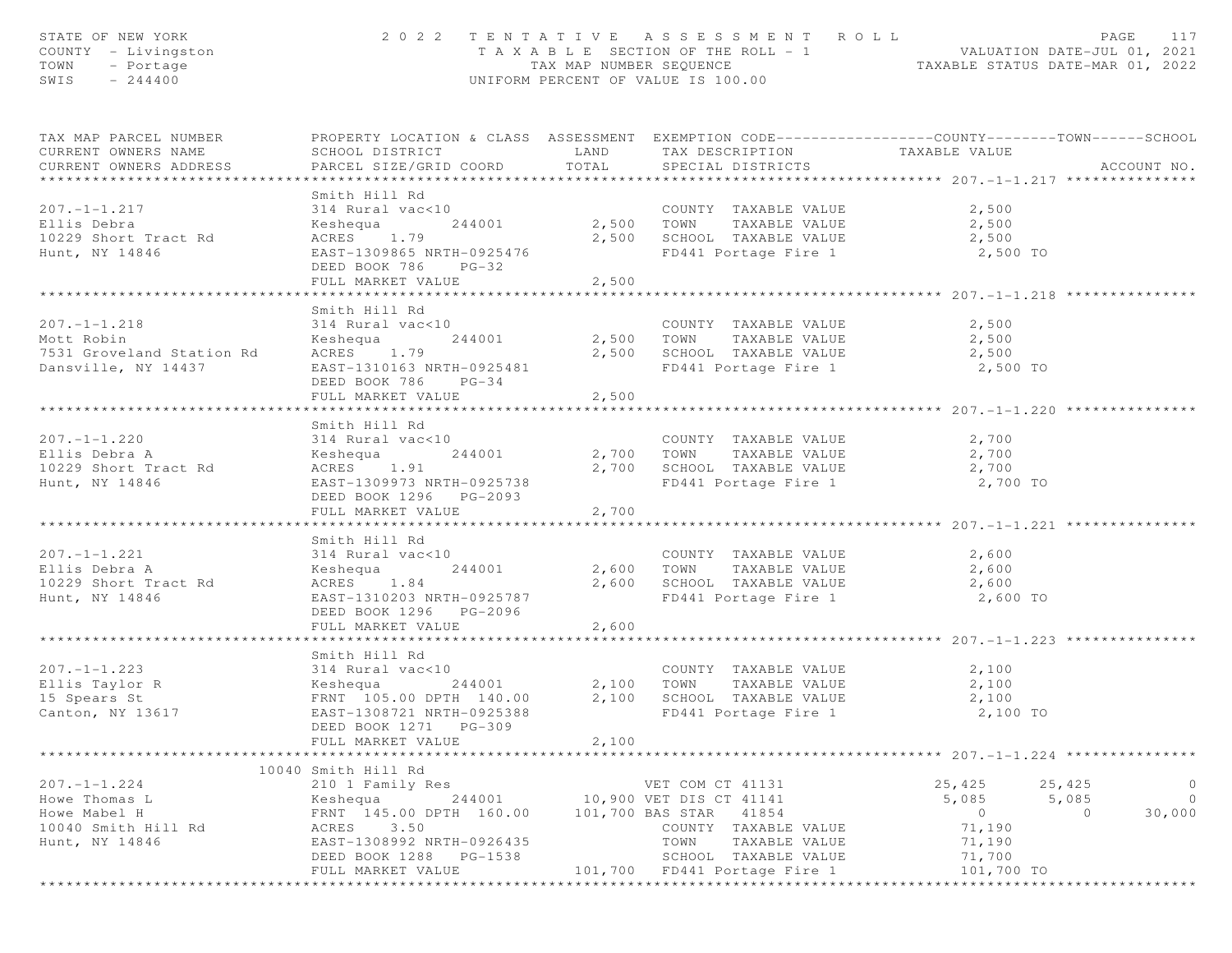STATE OF NEW YORK
COUNTY - Livingston
TOWN - Portage
SWIS - 244400

# 2022 TENTATIVE ASSESSMENT ROLL

TAXABLE SECTION OF THE ROLL - 1
TAX MAP NUMBER SEQUENCE
UNIFORM PERCENT OF VALUE IS 100.00

VALUATION DATE-JUL 01, 2021
TAXABLE STATUS DATE-MAR 01, 2022

| TAX MAP PARCEL NUMBER / CURRENT OWNERS NAME / CURRENT OWNERS ADDRESS | PROPERTY LOCATION & CLASS / SCHOOL DISTRICT / PARCEL SIZE/GRID COORD | ASSESSMENT LAND / TOTAL | EXEMPTION CODE / TAX DESCRIPTION / SPECIAL DISTRICTS | COUNTY TAXABLE VALUE | TOWN | SCHOOL | ACCOUNT NO. |
|---|---|---|---|---|---|---|---|
| **207.-1-1.217** | Smith Hill Rd | | | | | | |
| 207.-1-1.217 | 314 Rural vac<10 | | COUNTY TAXABLE VALUE | 2,500 | | | |
| Ellis Debra | Keshequa 244001 | 2,500 | TOWN TAXABLE VALUE | 2,500 | | | |
| 10229 Short Tract Rd | ACRES 1.79 | 2,500 | SCHOOL TAXABLE VALUE | 2,500 | | | |
| Hunt, NY 14846 | EAST-1309865 NRTH-0925476 | | FD441 Portage Fire 1 | 2,500 TO | | | |
| | DEED BOOK 786 PG-32 | | | | | | |
| | FULL MARKET VALUE | 2,500 | | | | | |
| **207.-1-1.218** | Smith Hill Rd | | | | | | |
| 207.-1-1.218 | 314 Rural vac<10 | | COUNTY TAXABLE VALUE | 2,500 | | | |
| Mott Robin | Keshequa 244001 | 2,500 | TOWN TAXABLE VALUE | 2,500 | | | |
| 7531 Groveland Station Rd | ACRES 1.79 | 2,500 | SCHOOL TAXABLE VALUE | 2,500 | | | |
| Dansville, NY 14437 | EAST-1310163 NRTH-0925481 | | FD441 Portage Fire 1 | 2,500 TO | | | |
| | DEED BOOK 786 PG-34 | | | | | | |
| | FULL MARKET VALUE | 2,500 | | | | | |
| **207.-1-1.220** | Smith Hill Rd | | | | | | |
| 207.-1-1.220 | 314 Rural vac<10 | | COUNTY TAXABLE VALUE | 2,700 | | | |
| Ellis Debra A | Keshequa 244001 | 2,700 | TOWN TAXABLE VALUE | 2,700 | | | |
| 10229 Short Tract Rd | ACRES 1.91 | 2,700 | SCHOOL TAXABLE VALUE | 2,700 | | | |
| Hunt, NY 14846 | EAST-1309973 NRTH-0925738 | | FD441 Portage Fire 1 | 2,700 TO | | | |
| | DEED BOOK 1296 PG-2093 | | | | | | |
| | FULL MARKET VALUE | 2,700 | | | | | |
| **207.-1-1.221** | Smith Hill Rd | | | | | | |
| 207.-1-1.221 | 314 Rural vac<10 | | COUNTY TAXABLE VALUE | 2,600 | | | |
| Ellis Debra A | Keshequa 244001 | 2,600 | TOWN TAXABLE VALUE | 2,600 | | | |
| 10229 Short Tract Rd | ACRES 1.84 | 2,600 | SCHOOL TAXABLE VALUE | 2,600 | | | |
| Hunt, NY 14846 | EAST-1310203 NRTH-0925787 | | FD441 Portage Fire 1 | 2,600 TO | | | |
| | DEED BOOK 1296 PG-2096 | | | | | | |
| | FULL MARKET VALUE | 2,600 | | | | | |
| **207.-1-1.223** | Smith Hill Rd | | | | | | |
| 207.-1-1.223 | 314 Rural vac<10 | | COUNTY TAXABLE VALUE | 2,100 | | | |
| Ellis Taylor R | Keshequa 244001 | 2,100 | TOWN TAXABLE VALUE | 2,100 | | | |
| 15 Spears St | FRNT 105.00 DPTH 140.00 | 2,100 | SCHOOL TAXABLE VALUE | 2,100 | | | |
| Canton, NY 13617 | EAST-1308721 NRTH-0925388 | | FD441 Portage Fire 1 | 2,100 TO | | | |
| | DEED BOOK 1271 PG-309 | | | | | | |
| | FULL MARKET VALUE | 2,100 | | | | | |
| **207.-1-1.224** | 10040 Smith Hill Rd | | | | | | |
| 207.-1-1.224 | 210 1 Family Res | | VET COM CT 41131 | 25,425 | 25,425 | 0 | |
| Howe Thomas L | Keshequa 244001 | 10,900 | VET DIS CT 41141 | 5,085 | 5,085 | 0 | |
| Howe Mabel H | FRNT 145.00 DPTH 160.00 | 101,700 | BAS STAR 41854 | 0 | 0 | 30,000 | |
| 10040 Smith Hill Rd | ACRES 3.50 | | COUNTY TAXABLE VALUE | 71,190 | | | |
| Hunt, NY 14846 | EAST-1308992 NRTH-0926435 | | TOWN TAXABLE VALUE | 71,190 | | | |
| | DEED BOOK 1288 PG-1538 | | SCHOOL TAXABLE VALUE | 71,700 | | | |
| | FULL MARKET VALUE | 101,700 | FD441 Portage Fire 1 | 101,700 TO | | | |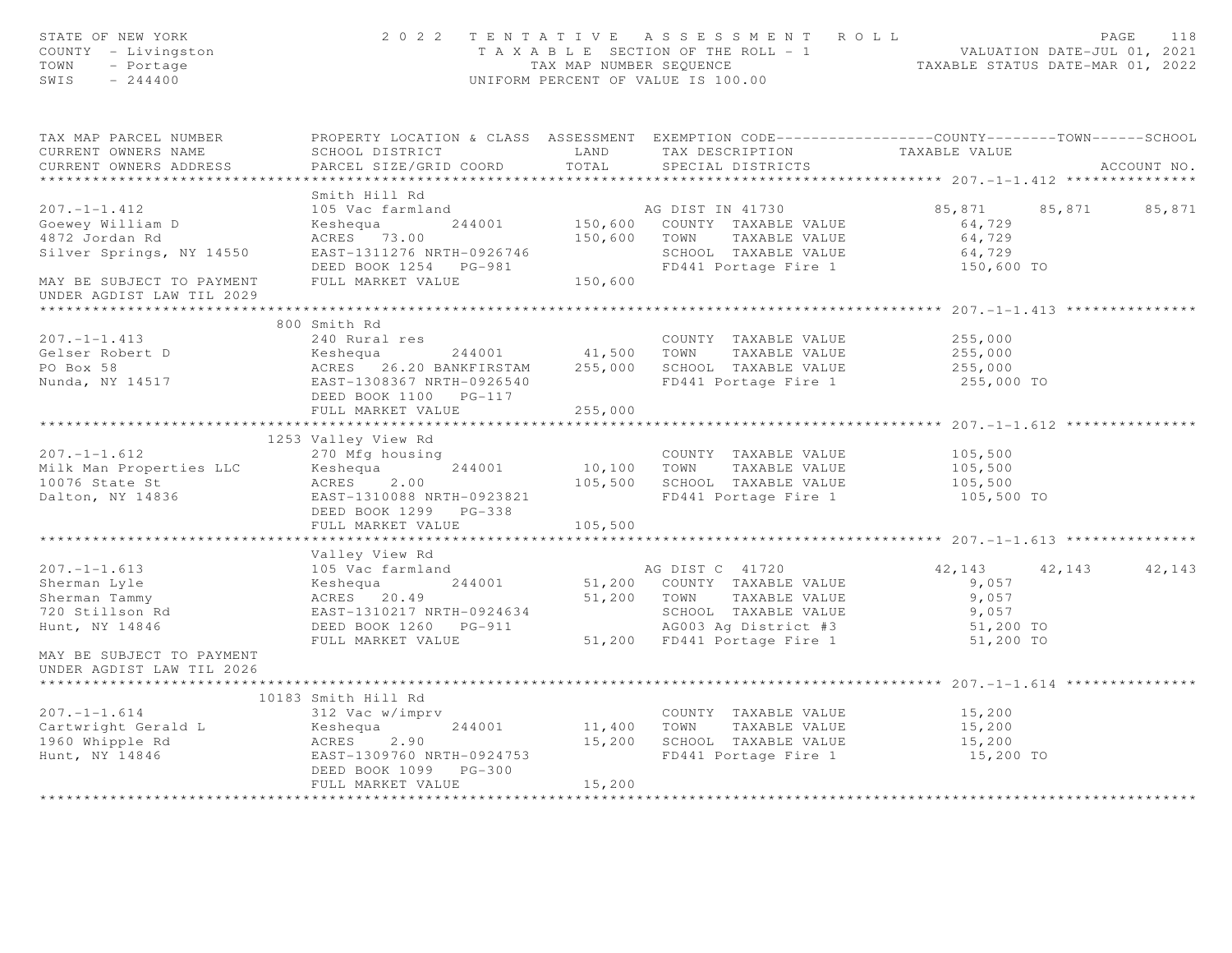STATE OF NEW YORK
COUNTY - Livingston
TOWN - Portage
SWIS - 244400

2022 TENTATIVE ASSESSMENT ROLL
TAXABLE SECTION OF THE ROLL - 1
TAX MAP NUMBER SEQUENCE
UNIFORM PERCENT OF VALUE IS 100.00

VALUATION DATE-JUL 01, 2021
TAXABLE STATUS DATE-MAR 01, 2022

| TAX MAP PARCEL NUMBER / CURRENT OWNERS NAME / CURRENT OWNERS ADDRESS | PROPERTY LOCATION & CLASS / SCHOOL DISTRICT / PARCEL SIZE/GRID COORD | ASSESSMENT LAND / TOTAL | EXEMPTION CODE / TAX DESCRIPTION / SPECIAL DISTRICTS | COUNTY | TOWN | SCHOOL |
|---|---|---|---|---|---|---|
| **207.-1-1.412** | Smith Hill Rd | | | | | |
| 207.-1-1.412 | 105 Vac farmland | | AG DIST IN 41730 | 85,871 | 85,871 | 85,871 |
| Goewey William D | Keshequa 244001 | 150,600 | COUNTY TAXABLE VALUE | 64,729 | | |
| 4872 Jordan Rd | ACRES 73.00 | 150,600 | TOWN TAXABLE VALUE | 64,729 | | |
| Silver Springs, NY 14550 | EAST-1311276 NRTH-0926746 | | SCHOOL TAXABLE VALUE | 64,729 | | |
| | DEED BOOK 1254 PG-981 | | FD441 Portage Fire 1 | 150,600 TO | | |
| MAY BE SUBJECT TO PAYMENT UNDER AGDIST LAW TIL 2029 | FULL MARKET VALUE | 150,600 | | | | |
| **207.-1-1.413** | 800 Smith Rd | | | | | |
| 207.-1-1.413 | 240 Rural res | | COUNTY TAXABLE VALUE | 255,000 | | |
| Gelser Robert D | Keshequa 244001 | 41,500 | TOWN TAXABLE VALUE | 255,000 | | |
| PO Box 58 | ACRES 26.20 BANKFIRSTAM | 255,000 | SCHOOL TAXABLE VALUE | 255,000 | | |
| Nunda, NY 14517 | EAST-1308367 NRTH-0926540 | | FD441 Portage Fire 1 | 255,000 TO | | |
| | DEED BOOK 1100 PG-117 | | | | | |
| | FULL MARKET VALUE | 255,000 | | | | |
| **207.-1-1.612** | 1253 Valley View Rd | | | | | |
| 207.-1-1.612 | 270 Mfg housing | | COUNTY TAXABLE VALUE | 105,500 | | |
| Milk Man Properties LLC | Keshequa 244001 | 10,100 | TOWN TAXABLE VALUE | 105,500 | | |
| 10076 State St | ACRES 2.00 | 105,500 | SCHOOL TAXABLE VALUE | 105,500 | | |
| Dalton, NY 14836 | EAST-1310088 NRTH-0923821 | | FD441 Portage Fire 1 | 105,500 TO | | |
| | DEED BOOK 1299 PG-338 | | | | | |
| | FULL MARKET VALUE | 105,500 | | | | |
| **207.-1-1.613** | Valley View Rd | | | | | |
| 207.-1-1.613 | 105 Vac farmland | | AG DIST C 41720 | 42,143 | 42,143 | 42,143 |
| Sherman Lyle | Keshequa 244001 | 51,200 | COUNTY TAXABLE VALUE | 9,057 | | |
| Sherman Tammy | ACRES 20.49 | 51,200 | TOWN TAXABLE VALUE | 9,057 | | |
| 720 Stillson Rd | EAST-1310217 NRTH-0924634 | | SCHOOL TAXABLE VALUE | 9,057 | | |
| Hunt, NY 14846 | DEED BOOK 1260 PG-911 | | AG003 Ag District #3 | 51,200 TO | | |
| | FULL MARKET VALUE | 51,200 | FD441 Portage Fire 1 | 51,200 TO | | |
| MAY BE SUBJECT TO PAYMENT UNDER AGDIST LAW TIL 2026 | | | | | | |
| **207.-1-1.614** | 10183 Smith Hill Rd | | | | | |
| 207.-1-1.614 | 312 Vac w/imprv | | COUNTY TAXABLE VALUE | 15,200 | | |
| Cartwright Gerald L | Keshequa 244001 | 11,400 | TOWN TAXABLE VALUE | 15,200 | | |
| 1960 Whipple Rd | ACRES 2.90 | 15,200 | SCHOOL TAXABLE VALUE | 15,200 | | |
| Hunt, NY 14846 | EAST-1309760 NRTH-0924753 | | FD441 Portage Fire 1 | 15,200 TO | | |
| | DEED BOOK 1099 PG-300 | | | | | |
| | FULL MARKET VALUE | 15,200 | | | | |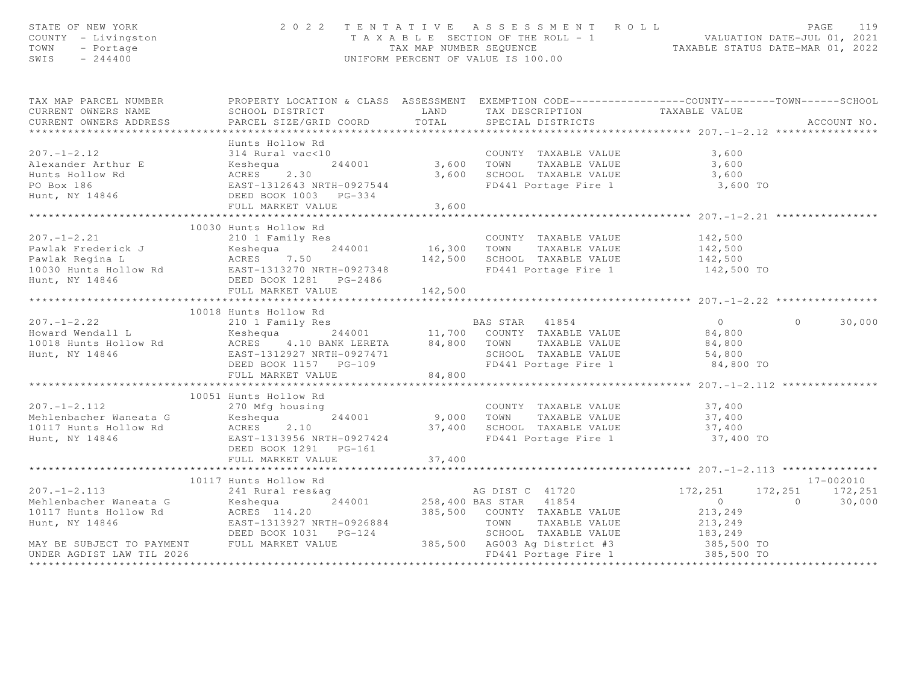STATE OF NEW YORK
COUNTY - Livingston
TOWN - Portage
SWIS - 244400

2022 TENTATIVE ASSESSMENT ROLL
TAXABLE SECTION OF THE ROLL - 1
TAX MAP NUMBER SEQUENCE
UNIFORM PERCENT OF VALUE IS 100.00

VALUATION DATE-JUL 01, 2021
TAXABLE STATUS DATE-MAR 01, 2022

| TAX MAP PARCEL NUMBER / CURRENT OWNERS NAME / CURRENT OWNERS ADDRESS | PROPERTY LOCATION & CLASS / SCHOOL DISTRICT / PARCEL SIZE/GRID COORD | ASSESSMENT LAND / TOTAL | EXEMPTION CODE / TAX DESCRIPTION / SPECIAL DISTRICTS | COUNTY TAXABLE VALUE | TOWN | SCHOOL | ACCOUNT NO. |
|---|---|---|---|---|---|---|---|
| **207.-1-2.12** | Hunts Hollow Rd | | | | | | |
| 207.-1-2.12 | 314 Rural vac<10 | | COUNTY TAXABLE VALUE | 3,600 | | | |
| Alexander Arthur E | Keshequa 244001 | 3,600 | TOWN TAXABLE VALUE | 3,600 | | | |
| Hunts Hollow Rd | ACRES 2.30 | 3,600 | SCHOOL TAXABLE VALUE | 3,600 | | | |
| PO Box 186 | EAST-1312643 NRTH-0927544 | | FD441 Portage Fire 1 | 3,600 TO | | | |
| Hunt, NY 14846 | DEED BOOK 1003 PG-334 | | | | | | |
| | FULL MARKET VALUE | 3,600 | | | | | |
| **207.-1-2.21** | 10030 Hunts Hollow Rd | | | | | | |
| 207.-1-2.21 | 210 1 Family Res | | COUNTY TAXABLE VALUE | 142,500 | | | |
| Pawlak Frederick J | Keshequa 244001 | 16,300 | TOWN TAXABLE VALUE | 142,500 | | | |
| Pawlak Regina L | ACRES 7.50 | 142,500 | SCHOOL TAXABLE VALUE | 142,500 | | | |
| 10030 Hunts Hollow Rd | EAST-1313270 NRTH-0927348 | | FD441 Portage Fire 1 | 142,500 TO | | | |
| Hunt, NY 14846 | DEED BOOK 1281 PG-2486 | | | | | | |
| | FULL MARKET VALUE | 142,500 | | | | | |
| **207.-1-2.22** | 10018 Hunts Hollow Rd | | | | | | |
| 207.-1-2.22 | 210 1 Family Res | | BAS STAR 41854 | 0 | 0 | 30,000 | |
| Howard Wendall L | Keshequa 244001 | 11,700 | COUNTY TAXABLE VALUE | 84,800 | | | |
| 10018 Hunts Hollow Rd | ACRES 4.10 BANK LERETA | 84,800 | TOWN TAXABLE VALUE | 84,800 | | | |
| Hunt, NY 14846 | EAST-1312927 NRTH-0927471 | | SCHOOL TAXABLE VALUE | 54,800 | | | |
| | DEED BOOK 1157 PG-109 | | FD441 Portage Fire 1 | 84,800 TO | | | |
| | FULL MARKET VALUE | 84,800 | | | | | |
| **207.-1-2.112** | 10051 Hunts Hollow Rd | | | | | | |
| 207.-1-2.112 | 270 Mfg housing | | COUNTY TAXABLE VALUE | 37,400 | | | |
| Mehlenbacher Waneata G | Keshequa 244001 | 9,000 | TOWN TAXABLE VALUE | 37,400 | | | |
| 10117 Hunts Hollow Rd | ACRES 2.10 | 37,400 | SCHOOL TAXABLE VALUE | 37,400 | | | |
| Hunt, NY 14846 | EAST-1313956 NRTH-0927424 | | FD441 Portage Fire 1 | 37,400 TO | | | |
| | DEED BOOK 1291 PG-161 | | | | | | |
| | FULL MARKET VALUE | 37,400 | | | | | |
| **207.-1-2.113** | 10117 Hunts Hollow Rd | | | | | | 17-002010 |
| 207.-1-2.113 | 241 Rural res&ag | | AG DIST C 41720 | 172,251 | 172,251 | 172,251 | |
| Mehlenbacher Waneata G | Keshequa 244001 | 258,400 | BAS STAR 41854 | 0 | 0 | 30,000 | |
| 10117 Hunts Hollow Rd | ACRES 114.20 | 385,500 | COUNTY TAXABLE VALUE | 213,249 | | | |
| Hunt, NY 14846 | EAST-1313927 NRTH-0926884 | | TOWN TAXABLE VALUE | 213,249 | | | |
| | DEED BOOK 1031 PG-124 | | SCHOOL TAXABLE VALUE | 183,249 | | | |
| MAY BE SUBJECT TO PAYMENT | FULL MARKET VALUE | 385,500 | AG003 Ag District #3 | 385,500 TO | | | |
| UNDER AGDIST LAW TIL 2026 | | | FD441 Portage Fire 1 | 385,500 TO | | | |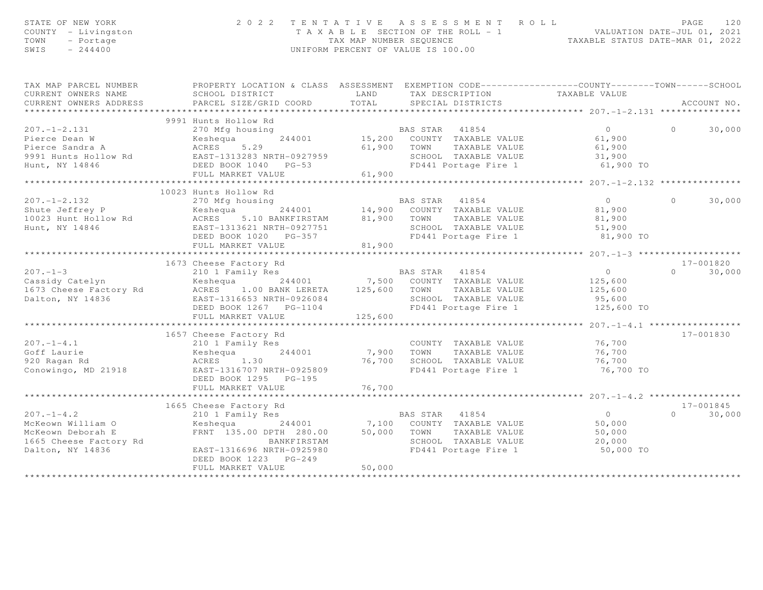STATE OF NEW YORK
COUNTY - Livingston
TOWN - Portage
SWIS - 244400

2022 TENTATIVE ASSESSMENT ROLL
TAXABLE SECTION OF THE ROLL - 1
TAX MAP NUMBER SEQUENCE
UNIFORM PERCENT OF VALUE IS 100.00

VALUATION DATE-JUL 01, 2021
TAXABLE STATUS DATE-MAR 01, 2022

| TAX MAP PARCEL NUMBER / CURRENT OWNERS NAME / CURRENT OWNERS ADDRESS | PROPERTY LOCATION & CLASS / SCHOOL DISTRICT / PARCEL SIZE/GRID COORD | ASSESSMENT LAND / TOTAL | EXEMPTION CODE / TAX DESCRIPTION / SPECIAL DISTRICTS | COUNTY | TOWN | SCHOOL | ACCOUNT NO. |
|---|---|---|---|---|---|---|---|
| **207.-1-2.131** | 9991 Hunts Hollow Rd | | | | | | |
| 207.-1-2.131 | 270 Mfg housing | | BAS STAR 41854 | 0 | 0 | 30,000 | |
| Pierce Dean W | Keshequa 244001 | 15,200 | COUNTY TAXABLE VALUE | 61,900 | | | |
| Pierce Sandra A | ACRES 5.29 | 61,900 | TOWN TAXABLE VALUE | | 61,900 | | |
| 9991 Hunts Hollow Rd | EAST-1313283 NRTH-0927959 | | SCHOOL TAXABLE VALUE | | | 31,900 | |
| Hunt, NY 14846 | DEED BOOK 1040 PG-53 | | FD441 Portage Fire 1 | 61,900 TO | | | |
| | FULL MARKET VALUE | 61,900 | | | | | |
| **207.-1-2.132** | 10023 Hunts Hollow Rd | | | | | | |
| 207.-1-2.132 | 270 Mfg housing | | BAS STAR 41854 | 0 | 0 | 30,000 | |
| Shute Jeffrey P | Keshequa 244001 | 14,900 | COUNTY TAXABLE VALUE | 81,900 | | | |
| 10023 Hunt Hollow Rd | ACRES 5.10 BANKFIRSTAM | 81,900 | TOWN TAXABLE VALUE | | 81,900 | | |
| Hunt, NY 14846 | EAST-1313621 NRTH-0927751 | | SCHOOL TAXABLE VALUE | | | 51,900 | |
| | DEED BOOK 1020 PG-357 | | FD441 Portage Fire 1 | 81,900 TO | | | |
| | FULL MARKET VALUE | 81,900 | | | | | |
| **207.-1-3** | 1673 Cheese Factory Rd | | | | | | 17-001820 |
| 207.-1-3 | 210 1 Family Res | | BAS STAR 41854 | 0 | 0 | 30,000 | |
| Cassidy Catelyn | Keshequa 244001 | 7,500 | COUNTY TAXABLE VALUE | 125,600 | | | |
| 1673 Cheese Factory Rd | ACRES 1.00 BANK LERETA | 125,600 | TOWN TAXABLE VALUE | | 125,600 | | |
| Dalton, NY 14836 | EAST-1316653 NRTH-0926084 | | SCHOOL TAXABLE VALUE | | | 95,600 | |
| | DEED BOOK 1267 PG-1104 | | FD441 Portage Fire 1 | 125,600 TO | | | |
| | FULL MARKET VALUE | 125,600 | | | | | |
| **207.-1-4.1** | 1657 Cheese Factory Rd | | | | | | 17-001830 |
| 207.-1-4.1 | 210 1 Family Res | | COUNTY TAXABLE VALUE | 76,700 | | | |
| Goff Laurie | Keshequa 244001 | 7,900 | TOWN TAXABLE VALUE | | 76,700 | | |
| 920 Ragan Rd | ACRES 1.30 | 76,700 | SCHOOL TAXABLE VALUE | | | 76,700 | |
| Conowingo, MD 21918 | EAST-1316707 NRTH-0925809 | | FD441 Portage Fire 1 | 76,700 TO | | | |
| | DEED BOOK 1295 PG-195 | | | | | | |
| | FULL MARKET VALUE | 76,700 | | | | | |
| **207.-1-4.2** | 1665 Cheese Factory Rd | | | | | | 17-001845 |
| 207.-1-4.2 | 210 1 Family Res | | BAS STAR 41854 | 0 | 0 | 30,000 | |
| McKeown William O | Keshequa 244001 | 7,100 | COUNTY TAXABLE VALUE | 50,000 | | | |
| McKeown Deborah E | FRNT 135.00 DPTH 280.00 | 50,000 | TOWN TAXABLE VALUE | | 50,000 | | |
| 1665 Cheese Factory Rd | BANKFIRSTAM | | SCHOOL TAXABLE VALUE | | | 20,000 | |
| Dalton, NY 14836 | EAST-1316696 NRTH-0925980 | | FD441 Portage Fire 1 | 50,000 TO | | | |
| | DEED BOOK 1223 PG-249 | | | | | | |
| | FULL MARKET VALUE | 50,000 | | | | | |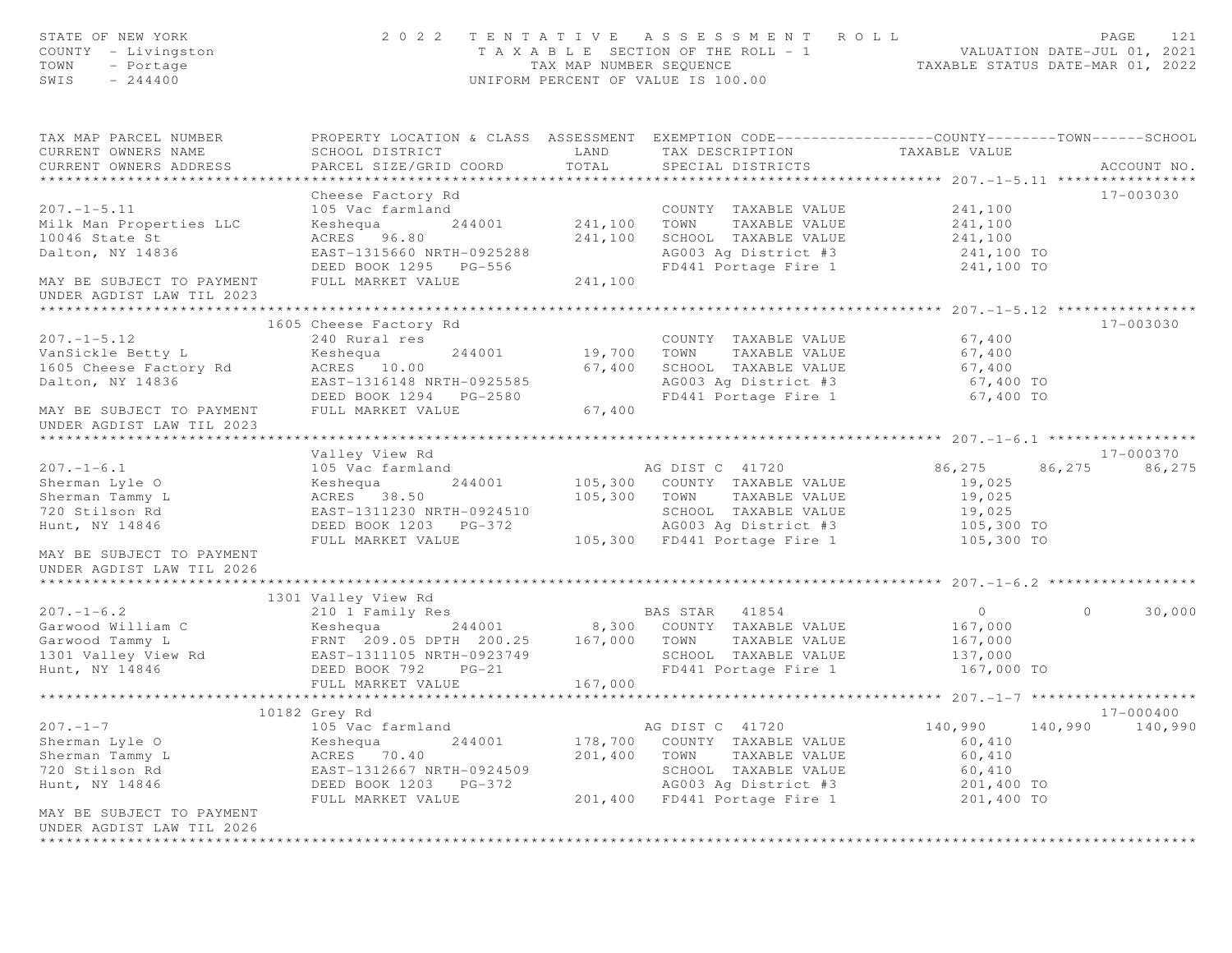STATE OF NEW YORK
COUNTY - Livingston
TOWN - Portage
SWIS - 244400

2022 TENTATIVE ASSESSMENT ROLL
TAXABLE SECTION OF THE ROLL - 1
TAX MAP NUMBER SEQUENCE
UNIFORM PERCENT OF VALUE IS 100.00

VALUATION DATE-JUL 01, 2021
TAXABLE STATUS DATE-MAR 01, 2022

| TAX MAP PARCEL NUMBER / CURRENT OWNERS NAME / CURRENT OWNERS ADDRESS | PROPERTY LOCATION & CLASS / SCHOOL DISTRICT / PARCEL SIZE/GRID COORD | ASSESSMENT LAND / TOTAL | EXEMPTION CODE / TAX DESCRIPTION / SPECIAL DISTRICTS | COUNTY TAXABLE VALUE | TOWN | SCHOOL | ACCOUNT NO. |
|---|---|---|---|---|---|---|---|
| **207.-1-5.11** | Cheese Factory Rd | | | | | | 17-003030 |
| 207.-1-5.11 | 105 Vac farmland | | COUNTY TAXABLE VALUE | 241,100 | | | |
| Milk Man Properties LLC | Keshequa 244001 | 241,100 | TOWN TAXABLE VALUE | 241,100 | | | |
| 10046 State St | ACRES 96.80 | 241,100 | SCHOOL TAXABLE VALUE | 241,100 | | | |
| Dalton, NY 14836 | EAST-1315660 NRTH-0925288 | | AG003 Ag District #3 | 241,100 TO | | | |
| | DEED BOOK 1295 PG-556 | | FD441 Portage Fire 1 | 241,100 TO | | | |
| MAY BE SUBJECT TO PAYMENT UNDER AGDIST LAW TIL 2023 | FULL MARKET VALUE | 241,100 | | | | | |
| **207.-1-5.12** | 1605 Cheese Factory Rd | | | | | | 17-003030 |
| 207.-1-5.12 | 240 Rural res | | COUNTY TAXABLE VALUE | 67,400 | | | |
| VanSickle Betty L | Keshequa 244001 | 19,700 | TOWN TAXABLE VALUE | 67,400 | | | |
| 1605 Cheese Factory Rd | ACRES 10.00 | 67,400 | SCHOOL TAXABLE VALUE | 67,400 | | | |
| Dalton, NY 14836 | EAST-1316148 NRTH-0925585 | | AG003 Ag District #3 | 67,400 TO | | | |
| | DEED BOOK 1294 PG-2580 | | FD441 Portage Fire 1 | 67,400 TO | | | |
| MAY BE SUBJECT TO PAYMENT UNDER AGDIST LAW TIL 2023 | FULL MARKET VALUE | 67,400 | | | | | |
| **207.-1-6.1** | Valley View Rd | | | | | | 17-000370 |
| 207.-1-6.1 | 105 Vac farmland | | AG DIST C 41720 | 86,275 | 86,275 | 86,275 | |
| Sherman Lyle O | Keshequa 244001 | 105,300 | COUNTY TAXABLE VALUE | 19,025 | | | |
| Sherman Tammy L | ACRES 38.50 | 105,300 | TOWN TAXABLE VALUE | 19,025 | | | |
| 720 Stilson Rd | EAST-1311230 NRTH-0924510 | | SCHOOL TAXABLE VALUE | 19,025 | | | |
| Hunt, NY 14846 | DEED BOOK 1203 PG-372 | | AG003 Ag District #3 | 105,300 TO | | | |
| | FULL MARKET VALUE | 105,300 | FD441 Portage Fire 1 | 105,300 TO | | | |
| MAY BE SUBJECT TO PAYMENT UNDER AGDIST LAW TIL 2026 | | | | | | | |
| **207.-1-6.2** | 1301 Valley View Rd | | | | | | |
| 207.-1-6.2 | 210 1 Family Res | | BAS STAR 41854 | 0 | 0 | 30,000 | |
| Garwood William C | Keshequa 244001 | 8,300 | COUNTY TAXABLE VALUE | 167,000 | | | |
| Garwood Tammy L | FRNT 209.05 DPTH 200.25 | 167,000 | TOWN TAXABLE VALUE | 167,000 | | | |
| 1301 Valley View Rd | EAST-1311105 NRTH-0923749 | | SCHOOL TAXABLE VALUE | 137,000 | | | |
| Hunt, NY 14846 | DEED BOOK 792 PG-21 | | FD441 Portage Fire 1 | 167,000 TO | | | |
| | FULL MARKET VALUE | 167,000 | | | | | |
| **207.-1-7** | 10182 Grey Rd | | | | | | 17-000400 |
| 207.-1-7 | 105 Vac farmland | | AG DIST C 41720 | 140,990 | 140,990 | 140,990 | |
| Sherman Lyle O | Keshequa 244001 | 178,700 | COUNTY TAXABLE VALUE | 60,410 | | | |
| Sherman Tammy L | ACRES 70.40 | 201,400 | TOWN TAXABLE VALUE | 60,410 | | | |
| 720 Stilson Rd | EAST-1312667 NRTH-0924509 | | SCHOOL TAXABLE VALUE | 60,410 | | | |
| Hunt, NY 14846 | DEED BOOK 1203 PG-372 | | AG003 Ag District #3 | 201,400 TO | | | |
| | FULL MARKET VALUE | 201,400 | FD441 Portage Fire 1 | 201,400 TO | | | |
| MAY BE SUBJECT TO PAYMENT UNDER AGDIST LAW TIL 2026 | | | | | | | |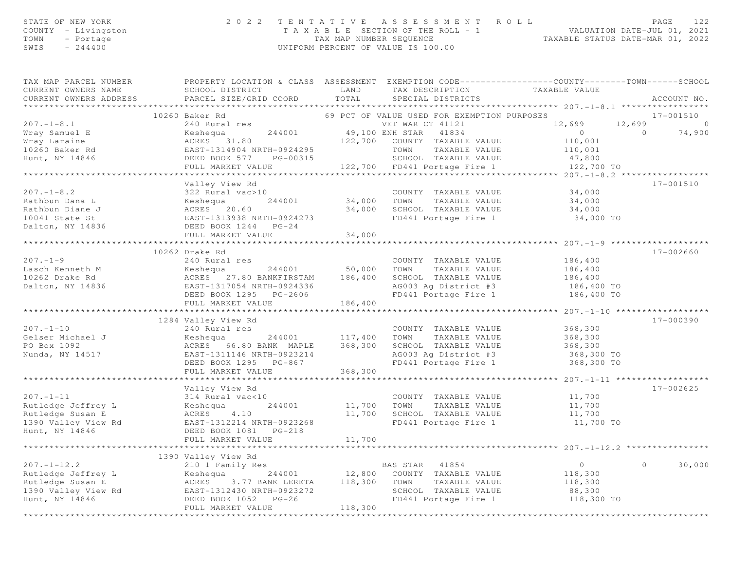STATE OF NEW YORK
COUNTY - Livingston
TOWN - Portage
SWIS - 244400

**2022 TENTATIVE ASSESSMENT ROLL**
TAXABLE SECTION OF THE ROLL - 1
TAX MAP NUMBER SEQUENCE
UNIFORM PERCENT OF VALUE IS 100.00

VALUATION DATE-JUL 01, 2021
TAXABLE STATUS DATE-MAR 01, 2022

```
TAX MAP PARCEL NUMBER          PROPERTY LOCATION & CLASS  ASSESSMENT  EXEMPTION CODE------------------COUNTY--------TOWN------SCHOOL
CURRENT OWNERS NAME            SCHOOL DISTRICT               LAND      TAX DESCRIPTION            TAXABLE VALUE
CURRENT OWNERS ADDRESS         PARCEL SIZE/GRID COORD        TOTAL     SPECIAL DISTRICTS                                    ACCOUNT NO.
******************************************************************************************************* 207.-1-8.1 *****************
                         10260 Baker Rd                        69 PCT OF VALUE USED FOR EXEMPTION PURPOSES                   17-001510
207.-1-8.1                     240 Rural res                        VET WAR CT 41121              12,699       12,699            0
Wray Samuel E                  Keshequa         244001       49,100 ENH STAR   41834                   0            0       74,900
Wray Laraine                   ACRES  31.80                 122,700   COUNTY  TAXABLE VALUE          110,001
10260 Baker Rd                 EAST-1314904 NRTH-0924295              TOWN    TAXABLE VALUE          110,001
Hunt, NY 14846                 DEED BOOK 577    PG-00315              SCHOOL  TAXABLE VALUE           47,800
                               FULL MARKET VALUE            122,700   FD441 Portage Fire 1           122,700 TO
******************************************************************************************************* 207.-1-8.2 *****************
                               Valley View Rd                                                                       17-001510
207.-1-8.2                     322 Rural vac>10                       COUNTY  TAXABLE VALUE           34,000
Rathbun Dana L                 Keshequa         244001       34,000   TOWN    TAXABLE VALUE           34,000
Rathbun Diane J                ACRES  20.60                  34,000   SCHOOL  TAXABLE VALUE           34,000
10041 State St                 EAST-1313938 NRTH-0924273              FD441 Portage Fire 1            34,000 TO
Dalton, NY 14836               DEED BOOK 1244   PG-24
                               FULL MARKET VALUE             34,000
******************************************************************************************************* 207.-1-9 *******************
                         10262 Drake Rd                                                                             17-002660
207.-1-9                       240 Rural res                          COUNTY  TAXABLE VALUE          186,400
Lasch Kenneth M                Keshequa         244001       50,000   TOWN    TAXABLE VALUE          186,400
10262 Drake Rd                 ACRES  27.80 BANKFIRSTAM     186,400   SCHOOL  TAXABLE VALUE          186,400
Dalton, NY 14836               EAST-1317054 NRTH-0924336              AG003 Ag District #3           186,400 TO
                               DEED BOOK 1295   PG-2606               FD441 Portage Fire 1           186,400 TO
                               FULL MARKET VALUE            186,400
******************************************************************************************************* 207.-1-10 ******************
                          1284 Valley View Rd                                                                       17-000390
207.-1-10                      240 Rural res                          COUNTY  TAXABLE VALUE          368,300
Gelser Michael J               Keshequa         244001      117,400   TOWN    TAXABLE VALUE          368,300
PO Box 1092                    ACRES  66.80 BANK  MAPLE     368,300   SCHOOL  TAXABLE VALUE          368,300
Nunda, NY 14517                EAST-1311146 NRTH-0923214              AG003 Ag District #3           368,300 TO
                               DEED BOOK 1295   PG-867                FD441 Portage Fire 1           368,300 TO
                               FULL MARKET VALUE            368,300
******************************************************************************************************* 207.-1-11 ******************
                               Valley View Rd                                                                       17-002625
207.-1-11                      314 Rural vac<10                       COUNTY  TAXABLE VALUE           11,700
Rutledge Jeffrey L             Keshequa         244001       11,700   TOWN    TAXABLE VALUE           11,700
Rutledge Susan E               ACRES   4.10                  11,700   SCHOOL  TAXABLE VALUE           11,700
1390 Valley View Rd            EAST-1312214 NRTH-0923268              FD441 Portage Fire 1            11,700 TO
Hunt, NY 14846                 DEED BOOK 1081   PG-218
                               FULL MARKET VALUE             11,700
******************************************************************************************************* 207.-1-12.2 ****************
                          1390 Valley View Rd
207.-1-12.2                    210 1 Family Res                     BAS STAR   41854                   0            0       30,000
Rutledge Jeffrey L             Keshequa         244001       12,800   COUNTY  TAXABLE VALUE          118,300
Rutledge Susan E               ACRES   3.77 BANK LERETA     118,300   TOWN    TAXABLE VALUE          118,300
1390 Valley View Rd            EAST-1312430 NRTH-0923272              SCHOOL  TAXABLE VALUE           88,300
Hunt, NY 14846                 DEED BOOK 1052   PG-26                 FD441 Portage Fire 1           118,300 TO
                               FULL MARKET VALUE            118,300
************************************************************************************************************************************
```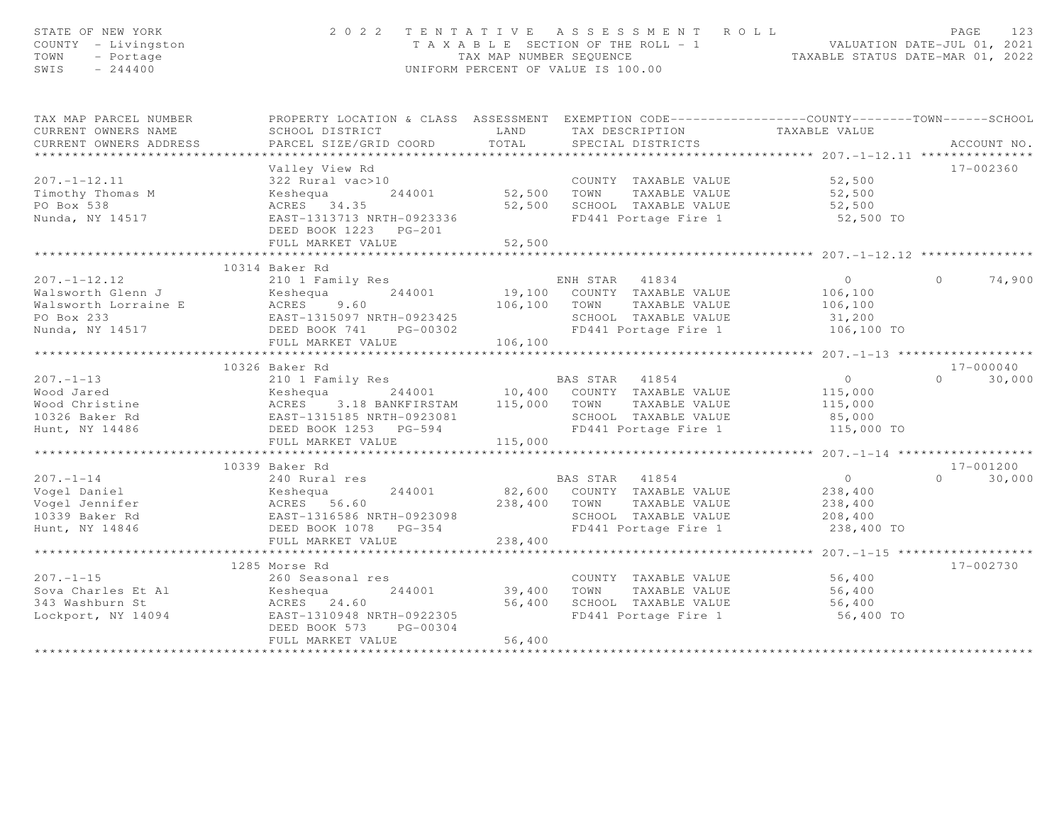STATE OF NEW YORK
COUNTY - Livingston
TOWN - Portage
SWIS - 244400

2 0 2 2 T E N T A T I V E A S S E S S M E N T R O L L
T A X A B L E SECTION OF THE ROLL - 1
TAX MAP NUMBER SEQUENCE
UNIFORM PERCENT OF VALUE IS 100.00

VALUATION DATE-JUL 01, 2021
TAXABLE STATUS DATE-MAR 01, 2022

```
TAX MAP PARCEL NUMBER          PROPERTY LOCATION & CLASS  ASSESSMENT  EXEMPTION CODE------------------COUNTY--------TOWN------SCHOOL
CURRENT OWNERS NAME            SCHOOL DISTRICT               LAND      TAX DESCRIPTION            TAXABLE VALUE
CURRENT OWNERS ADDRESS         PARCEL SIZE/GRID COORD        TOTAL     SPECIAL DISTRICTS                                    ACCOUNT NO.
******************************************************************************************************* 207.-1-12.11 ***************
                               Valley View Rd                                                                              17-002360
207.-1-12.11                   322 Rural vac>10                        COUNTY  TAXABLE VALUE          52,500
Timothy Thomas M               Keshequa         244001       52,500    TOWN    TAXABLE VALUE          52,500
PO Box 538                     ACRES   34.35                 52,500    SCHOOL  TAXABLE VALUE          52,500
Nunda, NY 14517                EAST-1313713 NRTH-0923336               FD441 Portage Fire 1            52,500 TO
                               DEED BOOK 1223   PG-201
                               FULL MARKET VALUE             52,500
******************************************************************************************************* 207.-1-12.12 ***************
                           10314 Baker Rd
207.-1-12.12                   210 1 Family Res                        ENH STAR   41834                0              0      74,900
Walsworth Glenn J              Keshequa         244001       19,100    COUNTY  TAXABLE VALUE         106,100
Walsworth Lorraine E           ACRES    9.60                106,100    TOWN    TAXABLE VALUE         106,100
PO Box 233                     EAST-1315097 NRTH-0923425               SCHOOL  TAXABLE VALUE          31,200
Nunda, NY 14517                DEED BOOK 741    PG-00302               FD441 Portage Fire 1           106,100 TO
                               FULL MARKET VALUE            106,100
******************************************************************************************************* 207.-1-13 ******************
                           10326 Baker Rd                                                                                  17-000040
207.-1-13                      210 1 Family Res                        BAS STAR   41854                0              0      30,000
Wood Jared                     Keshequa         244001       10,400    COUNTY  TAXABLE VALUE         115,000
Wood Christine                 ACRES    3.18 BANKFIRSTAM    115,000    TOWN    TAXABLE VALUE         115,000
10326 Baker Rd                 EAST-1315185 NRTH-0923081               SCHOOL  TAXABLE VALUE          85,000
Hunt, NY 14486                 DEED BOOK 1253   PG-594                 FD441 Portage Fire 1           115,000 TO
                               FULL MARKET VALUE            115,000
******************************************************************************************************* 207.-1-14 ******************
                           10339 Baker Rd                                                                                  17-001200
207.-1-14                      240 Rural res                           BAS STAR   41854                0              0      30,000
Vogel Daniel                   Keshequa         244001       82,600    COUNTY  TAXABLE VALUE         238,400
Vogel Jennifer                 ACRES   56.60                238,400    TOWN    TAXABLE VALUE         238,400
10339 Baker Rd                 EAST-1316586 NRTH-0923098               SCHOOL  TAXABLE VALUE         208,400
Hunt, NY 14846                 DEED BOOK 1078   PG-354                 FD441 Portage Fire 1           238,400 TO
                               FULL MARKET VALUE            238,400
******************************************************************************************************* 207.-1-15 ******************
                            1285 Morse Rd                                                                                  17-002730
207.-1-15                      260 Seasonal res                        COUNTY  TAXABLE VALUE          56,400
Sova Charles Et Al             Keshequa         244001       39,400    TOWN    TAXABLE VALUE          56,400
343 Washburn St                ACRES   24.60                 56,400    SCHOOL  TAXABLE VALUE          56,400
Lockport, NY 14094             EAST-1310948 NRTH-0922305               FD441 Portage Fire 1            56,400 TO
                               DEED BOOK 573    PG-00304
                               FULL MARKET VALUE             56,400
************************************************************************************************************************************
```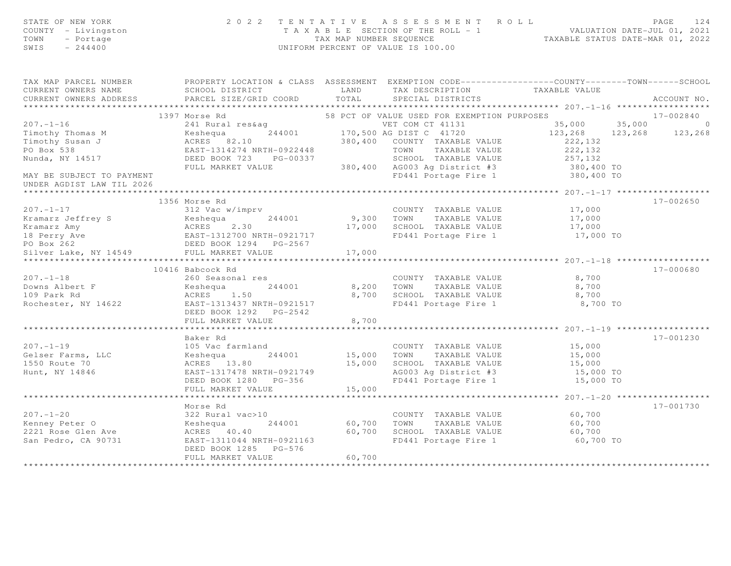STATE OF NEW YORK
COUNTY - Livingston
TOWN - Portage
SWIS - 244400

2022 TENTATIVE ASSESSMENT ROLL
TAXABLE SECTION OF THE ROLL - 1
TAX MAP NUMBER SEQUENCE
UNIFORM PERCENT OF VALUE IS 100.00

VALUATION DATE-JUL 01, 2021
TAXABLE STATUS DATE-MAR 01, 2022

| TAX MAP PARCEL NUMBER / CURRENT OWNERS NAME / CURRENT OWNERS ADDRESS | PROPERTY LOCATION & CLASS / SCHOOL DISTRICT / PARCEL SIZE/GRID COORD | ASSESSMENT LAND / TOTAL | EXEMPTION CODE / TAX DESCRIPTION / SPECIAL DISTRICTS | COUNTY | TOWN | SCHOOL | ACCOUNT NO. |
|---|---|---|---|---|---|---|---|
| **207.-1-16** | 1397 Morse Rd | | 58 PCT OF VALUE USED FOR EXEMPTION PURPOSES | | | | 17-002840 |
| Timothy Thomas M | 241 Rural res&ag | | VET COM CT 41131 | 35,000 | 35,000 | 0 | |
| Timothy Susan J | Keshequa 244001 | 170,500 | AG DIST C 41720 | 123,268 | 123,268 | 123,268 | |
| PO Box 538 | ACRES 82.10 | 380,400 | COUNTY TAXABLE VALUE | 222,132 | | | |
| Nunda, NY 14517 | EAST-1314274 NRTH-0922448 | | TOWN TAXABLE VALUE | | 222,132 | | |
| | DEED BOOK 723 PG-00337 | | SCHOOL TAXABLE VALUE | | | 257,132 | |
| | FULL MARKET VALUE | 380,400 | AG003 Ag District #3 | 380,400 TO | | | |
| MAY BE SUBJECT TO PAYMENT UNDER AGDIST LAW TIL 2026 | | | FD441 Portage Fire 1 | 380,400 TO | | | |
| **207.-1-17** | 1356 Morse Rd | | | | | | 17-002650 |
| Kramarz Jeffrey S | 312 Vac w/imprv | | COUNTY TAXABLE VALUE | 17,000 | | | |
| Kramarz Amy | Keshequa 244001 | 9,300 | TOWN TAXABLE VALUE | | 17,000 | | |
| 18 Perry Ave | ACRES 2.30 | 17,000 | SCHOOL TAXABLE VALUE | | | 17,000 | |
| PO Box 262 | EAST-1312700 NRTH-0921717 | | FD441 Portage Fire 1 | 17,000 TO | | | |
| Silver Lake, NY 14549 | DEED BOOK 1294 PG-2567 | | | | | | |
| | FULL MARKET VALUE | 17,000 | | | | | |
| **207.-1-18** | 10416 Babcock Rd | | | | | | 17-000680 |
| Downs Albert F | 260 Seasonal res | | COUNTY TAXABLE VALUE | 8,700 | | | |
| 109 Park Rd | Keshequa 244001 | 8,200 | TOWN TAXABLE VALUE | | 8,700 | | |
| Rochester, NY 14622 | ACRES 1.50 | 8,700 | SCHOOL TAXABLE VALUE | | | 8,700 | |
| | EAST-1313437 NRTH-0921517 | | FD441 Portage Fire 1 | 8,700 TO | | | |
| | DEED BOOK 1292 PG-2542 | | | | | | |
| | FULL MARKET VALUE | 8,700 | | | | | |
| **207.-1-19** | Baker Rd | | | | | | 17-001230 |
| Gelser Farms, LLC | 105 Vac farmland | | COUNTY TAXABLE VALUE | 15,000 | | | |
| 1550 Route 70 | Keshequa 244001 | 15,000 | TOWN TAXABLE VALUE | | 15,000 | | |
| Hunt, NY 14846 | ACRES 13.80 | 15,000 | SCHOOL TAXABLE VALUE | | | 15,000 | |
| | EAST-1317478 NRTH-0921749 | | AG003 Ag District #3 | 15,000 TO | | | |
| | DEED BOOK 1280 PG-356 | | FD441 Portage Fire 1 | 15,000 TO | | | |
| | FULL MARKET VALUE | 15,000 | | | | | |
| **207.-1-20** | Morse Rd | | | | | | 17-001730 |
| Kenney Peter O | 322 Rural vac>10 | | COUNTY TAXABLE VALUE | 60,700 | | | |
| 2221 Rose Glen Ave | Keshequa 244001 | 60,700 | TOWN TAXABLE VALUE | | 60,700 | | |
| San Pedro, CA 90731 | ACRES 40.40 | 60,700 | SCHOOL TAXABLE VALUE | | | 60,700 | |
| | EAST-1311044 NRTH-0921163 | | FD441 Portage Fire 1 | 60,700 TO | | | |
| | DEED BOOK 1285 PG-576 | | | | | | |
| | FULL MARKET VALUE | 60,700 | | | | | |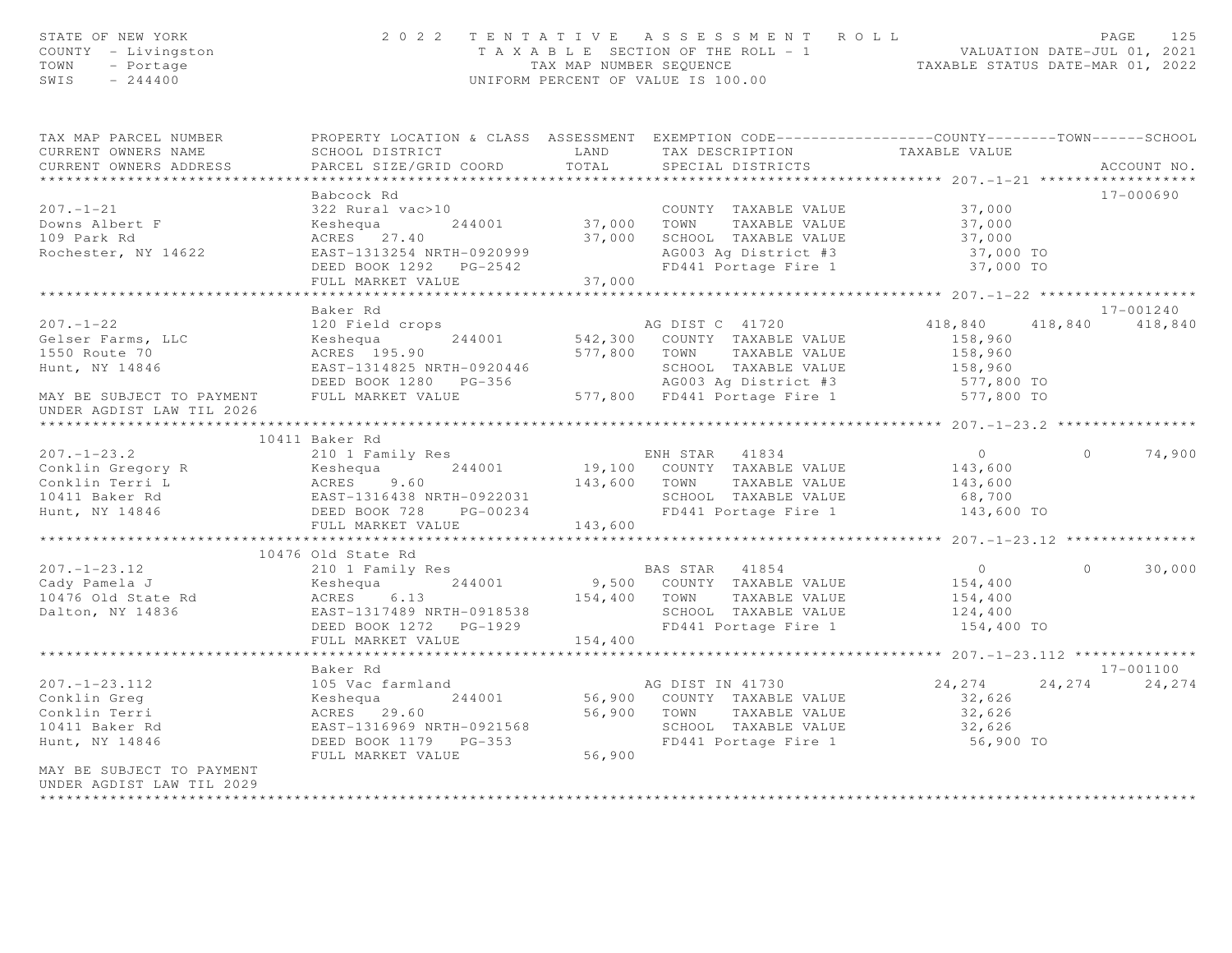STATE OF NEW YORK
COUNTY - Livingston
TOWN - Portage
SWIS - 244400

# 2022 TENTATIVE ASSESSMENT ROLL

TAXABLE SECTION OF THE ROLL - 1
TAX MAP NUMBER SEQUENCE
UNIFORM PERCENT OF VALUE IS 100.00

VALUATION DATE-JUL 01, 2021
TAXABLE STATUS DATE-MAR 01, 2022

```
TAX MAP PARCEL NUMBER          PROPERTY LOCATION & CLASS  ASSESSMENT  EXEMPTION CODE------------------COUNTY--------TOWN------SCHOOL
CURRENT OWNERS NAME            SCHOOL DISTRICT               LAND      TAX DESCRIPTION            TAXABLE VALUE
CURRENT OWNERS ADDRESS         PARCEL SIZE/GRID COORD       TOTAL      SPECIAL DISTRICTS                                          ACCOUNT NO.
******************************************************************************************************* 207.-1-21 ******************
                               Babcock Rd                                                                                     17-000690
207.-1-21                      322 Rural vac>10                         COUNTY  TAXABLE VALUE             37,000
Downs Albert F                 Keshequa        244001       37,000   TOWN    TAXABLE VALUE             37,000
109 Park Rd                    ACRES  27.40                 37,000   SCHOOL  TAXABLE VALUE             37,000
Rochester, NY 14622            EAST-1313254 NRTH-0920999               AG003 Ag District #3               37,000 TO
                               DEED BOOK 1292   PG-2542                FD441 Portage Fire 1               37,000 TO
                               FULL MARKET VALUE             37,000
******************************************************************************************************* 207.-1-22 ******************
                               Baker Rd                                                                                       17-001240
207.-1-22                      120 Field crops                         AG DIST C  41720              418,840     418,840     418,840
Gelser Farms, LLC              Keshequa        244001      542,300   COUNTY  TAXABLE VALUE            158,960
1550 Route 70                  ACRES 195.90                577,800   TOWN    TAXABLE VALUE            158,960
Hunt, NY 14846                 EAST-1314825 NRTH-0920446               SCHOOL  TAXABLE VALUE            158,960
                               DEED BOOK 1280   PG-356                 AG003 Ag District #3              577,800 TO
MAY BE SUBJECT TO PAYMENT      FULL MARKET VALUE            577,800   FD441 Portage Fire 1              577,800 TO
UNDER AGDIST LAW TIL 2026
******************************************************************************************************* 207.-1-23.2 ****************
                         10411 Baker Rd
207.-1-23.2                    210 1 Family Res                        ENH STAR   41834                    0           0      74,900
Conklin Gregory R              Keshequa        244001       19,100   COUNTY  TAXABLE VALUE            143,600
Conklin Terri L                ACRES   9.60                143,600   TOWN    TAXABLE VALUE            143,600
10411 Baker Rd                 EAST-1316438 NRTH-0922031               SCHOOL  TAXABLE VALUE             68,700
Hunt, NY 14846                 DEED BOOK 728    PG-00234               FD441 Portage Fire 1              143,600 TO
                               FULL MARKET VALUE            143,600
******************************************************************************************************* 207.-1-23.12 ***************
                         10476 Old State Rd
207.-1-23.12                   210 1 Family Res                        BAS STAR   41854                    0           0      30,000
Cady Pamela J                  Keshequa        244001        9,500   COUNTY  TAXABLE VALUE            154,400
10476 Old State Rd             ACRES   6.13                154,400   TOWN    TAXABLE VALUE            154,400
Dalton, NY 14836               EAST-1317489 NRTH-0918538               SCHOOL  TAXABLE VALUE            124,400
                               DEED BOOK 1272   PG-1929                FD441 Portage Fire 1              154,400 TO
                               FULL MARKET VALUE            154,400
******************************************************************************************************* 207.-1-23.112 **************
                               Baker Rd                                                                                       17-001100
207.-1-23.112                  105 Vac farmland                        AG DIST IN 41730               24,274      24,274      24,274
Conklin Greg                   Keshequa        244001       56,900   COUNTY  TAXABLE VALUE             32,626
Conklin Terri                  ACRES  29.60                 56,900   TOWN    TAXABLE VALUE             32,626
10411 Baker Rd                 EAST-1316969 NRTH-0921568               SCHOOL  TAXABLE VALUE             32,626
Hunt, NY 14846                 DEED BOOK 1179   PG-353                 FD441 Portage Fire 1               56,900 TO
                               FULL MARKET VALUE             56,900
MAY BE SUBJECT TO PAYMENT
UNDER AGDIST LAW TIL 2029
************************************************************************************************************************************
```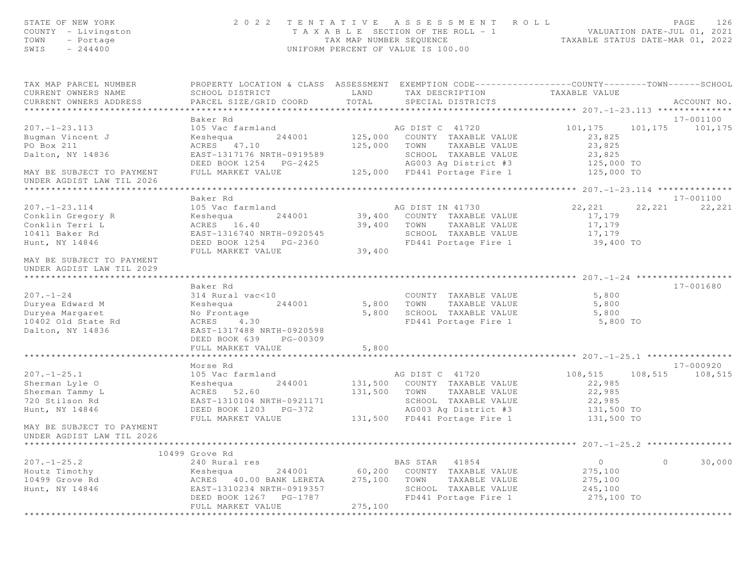STATE OF NEW YORK — 2022 TENTATIVE ASSESSMENT ROLL — PAGE 126
COUNTY - Livingston — TAXABLE SECTION OF THE ROLL - 1 — VALUATION DATE-JUL 01, 2021
TOWN - Portage — TAX MAP NUMBER SEQUENCE — TAXABLE STATUS DATE-MAR 01, 2022
SWIS - 244400 — UNIFORM PERCENT OF VALUE IS 100.00

| TAX MAP PARCEL NUMBER / CURRENT OWNERS NAME / CURRENT OWNERS ADDRESS | PROPERTY LOCATION & CLASS / SCHOOL DISTRICT / PARCEL SIZE/GRID COORD | ASSESSMENT LAND / TOTAL | EXEMPTION CODE / TAX DESCRIPTION / SPECIAL DISTRICTS | COUNTY TAXABLE VALUE | TOWN | SCHOOL | ACCOUNT NO. |
|---|---|---|---|---|---|---|---|
| **207.-1-23.113** | Baker Rd | | | | | | 17-001100 |
| 207.-1-23.113 | 105 Vac farmland | | AG DIST C 41720 | 101,175 | 101,175 | 101,175 | |
| Bugman Vincent J | Keshequa 244001 | 125,000 | COUNTY TAXABLE VALUE | 23,825 | | | |
| PO Box 211 | ACRES 47.10 | 125,000 | TOWN TAXABLE VALUE | 23,825 | | | |
| Dalton, NY 14836 | EAST-1317176 NRTH-0919589 | | SCHOOL TAXABLE VALUE | 23,825 | | | |
| | DEED BOOK 1254 PG-2425 | | AG003 Ag District #3 | 125,000 TO | | | |
| MAY BE SUBJECT TO PAYMENT | FULL MARKET VALUE | 125,000 | FD441 Portage Fire 1 | 125,000 TO | | | |
| UNDER AGDIST LAW TIL 2026 | | | | | | | |
| **207.-1-23.114** | Baker Rd | | | | | | 17-001100 |
| 207.-1-23.114 | 105 Vac farmland | | AG DIST IN 41730 | 22,221 | 22,221 | 22,221 | |
| Conklin Gregory R | Keshequa 244001 | 39,400 | COUNTY TAXABLE VALUE | 17,179 | | | |
| Conklin Terri L | ACRES 16.40 | 39,400 | TOWN TAXABLE VALUE | 17,179 | | | |
| 10411 Baker Rd | EAST-1316740 NRTH-0920545 | | SCHOOL TAXABLE VALUE | 17,179 | | | |
| Hunt, NY 14846 | DEED BOOK 1254 PG-2360 | | FD441 Portage Fire 1 | 39,400 TO | | | |
| | FULL MARKET VALUE | 39,400 | | | | | |
| MAY BE SUBJECT TO PAYMENT | | | | | | | |
| UNDER AGDIST LAW TIL 2029 | | | | | | | |
| **207.-1-24** | Baker Rd | | | | | | 17-001680 |
| 207.-1-24 | 314 Rural vac<10 | | COUNTY TAXABLE VALUE | 5,800 | | | |
| Duryea Edward M | Keshequa 244001 | 5,800 | TOWN TAXABLE VALUE | 5,800 | | | |
| Duryea Margaret | No Frontage | 5,800 | SCHOOL TAXABLE VALUE | 5,800 | | | |
| 10402 Old State Rd | ACRES 4.30 | | FD441 Portage Fire 1 | 5,800 TO | | | |
| Dalton, NY 14836 | EAST-1317488 NRTH-0920598 | | | | | | |
| | DEED BOOK 639 PG-00309 | | | | | | |
| | FULL MARKET VALUE | 5,800 | | | | | |
| **207.-1-25.1** | Morse Rd | | | | | | 17-000920 |
| 207.-1-25.1 | 105 Vac farmland | | AG DIST C 41720 | 108,515 | 108,515 | 108,515 | |
| Sherman Lyle O | Keshequa 244001 | 131,500 | COUNTY TAXABLE VALUE | 22,985 | | | |
| Sherman Tammy L | ACRES 52.60 | 131,500 | TOWN TAXABLE VALUE | 22,985 | | | |
| 720 Stilson Rd | EAST-1310104 NRTH-0921171 | | SCHOOL TAXABLE VALUE | 22,985 | | | |
| Hunt, NY 14846 | DEED BOOK 1203 PG-372 | | AG003 Ag District #3 | 131,500 TO | | | |
| | FULL MARKET VALUE | 131,500 | FD441 Portage Fire 1 | 131,500 TO | | | |
| MAY BE SUBJECT TO PAYMENT | | | | | | | |
| UNDER AGDIST LAW TIL 2026 | | | | | | | |
| **207.-1-25.2** | 10499 Grove Rd | | | | | | |
| 207.-1-25.2 | 240 Rural res | | BAS STAR 41854 | 0 | 0 | 30,000 | |
| Houtz Timothy | Keshequa 244001 | 60,200 | COUNTY TAXABLE VALUE | 275,100 | | | |
| 10499 Grove Rd | ACRES 40.00 BANK LERETA | 275,100 | TOWN TAXABLE VALUE | 275,100 | | | |
| Hunt, NY 14846 | EAST-1310234 NRTH-0919357 | | SCHOOL TAXABLE VALUE | 245,100 | | | |
| | DEED BOOK 1267 PG-1787 | | FD441 Portage Fire 1 | 275,100 TO | | | |
| | FULL MARKET VALUE | 275,100 | | | | | |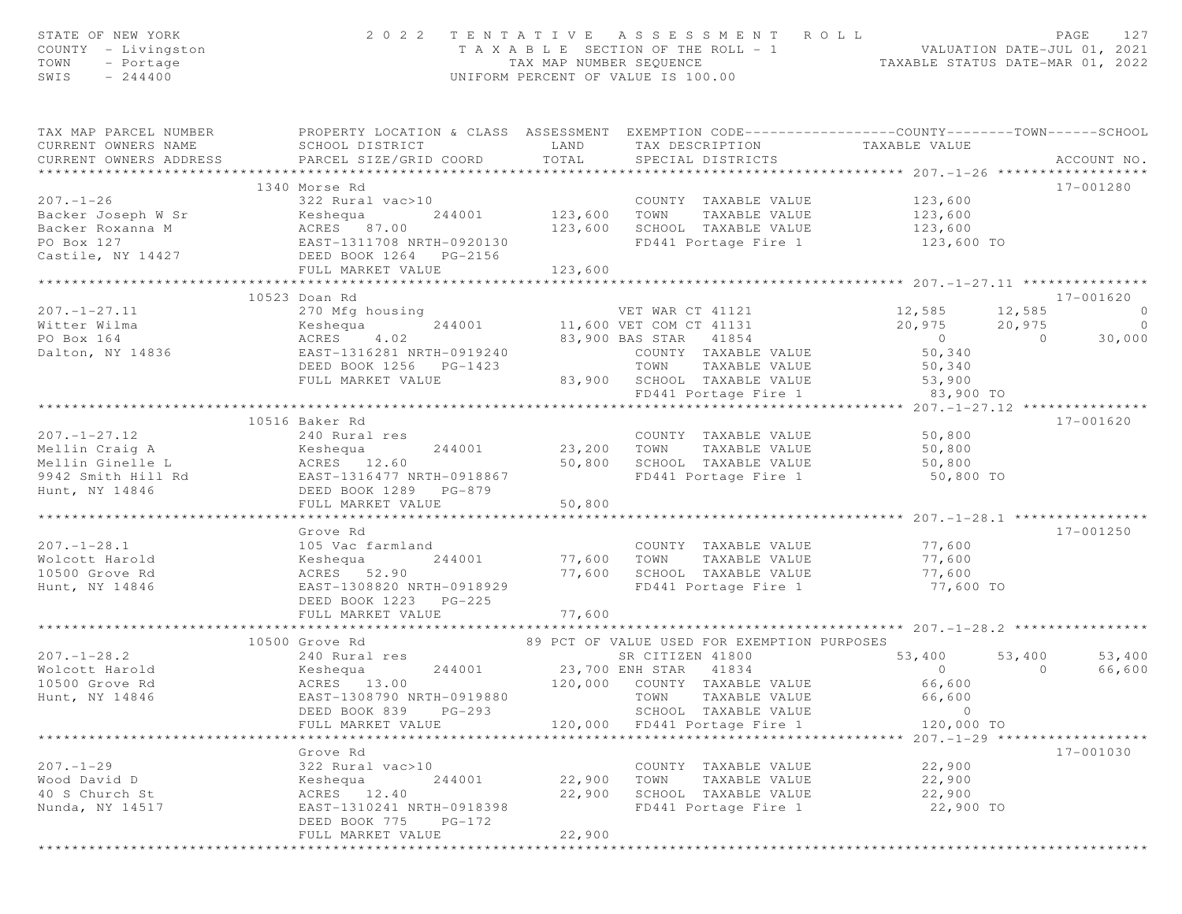STATE OF NEW YORK
COUNTY - Livingston
TOWN - Portage
SWIS - 244400

**2 0 2 2 T E N T A T I V E A S S E S S M E N T R O L L**
T A X A B L E SECTION OF THE ROLL - 1
TAX MAP NUMBER SEQUENCE
UNIFORM PERCENT OF VALUE IS 100.00

VALUATION DATE-JUL 01, 2021
TAXABLE STATUS DATE-MAR 01, 2022

| TAX MAP PARCEL NUMBER / CURRENT OWNERS NAME / CURRENT OWNERS ADDRESS | PROPERTY LOCATION & CLASS / SCHOOL DISTRICT / PARCEL SIZE/GRID COORD | ASSESSMENT LAND / TOTAL | EXEMPTION CODE / TAX DESCRIPTION / SPECIAL DISTRICTS | COUNTY TAXABLE VALUE | TOWN | SCHOOL | ACCOUNT NO. |
|---|---|---|---|---|---|---|---|
| **207.-1-26** | 1340 Morse Rd | | | | | | 17-001280 |
| 207.-1-26 | 322 Rural vac>10 | | COUNTY TAXABLE VALUE | 123,600 | | | |
| Backer Joseph W Sr | Keshequa 244001 | 123,600 | TOWN TAXABLE VALUE | 123,600 | | | |
| Backer Roxanna M | ACRES 87.00 | 123,600 | SCHOOL TAXABLE VALUE | 123,600 | | | |
| PO Box 127 | EAST-1311708 NRTH-0920130 | | FD441 Portage Fire 1 | 123,600 TO | | | |
| Castile, NY 14427 | DEED BOOK 1264 PG-2156 | | | | | | |
| | FULL MARKET VALUE | 123,600 | | | | | |
| **207.-1-27.11** | 10523 Doan Rd | | | | | | 17-001620 |
| 207.-1-27.11 | 270 Mfg housing | | VET WAR CT 41121 | 12,585 | 12,585 | 0 | |
| Witter Wilma | Keshequa 244001 | 11,600 | VET COM CT 41131 | 20,975 | 20,975 | 0 | |
| PO Box 164 | ACRES 4.02 | 83,900 | BAS STAR 41854 | 0 | 0 | 30,000 | |
| Dalton, NY 14836 | EAST-1316281 NRTH-0919240 | | COUNTY TAXABLE VALUE | 50,340 | | | |
| | DEED BOOK 1256 PG-1423 | | TOWN TAXABLE VALUE | 50,340 | | | |
| | FULL MARKET VALUE | 83,900 | SCHOOL TAXABLE VALUE | 53,900 | | | |
| | | | FD441 Portage Fire 1 | 83,900 TO | | | |
| **207.-1-27.12** | 10516 Baker Rd | | | | | | 17-001620 |
| 207.-1-27.12 | 240 Rural res | | COUNTY TAXABLE VALUE | 50,800 | | | |
| Mellin Craig A | Keshequa 244001 | 23,200 | TOWN TAXABLE VALUE | 50,800 | | | |
| Mellin Ginelle L | ACRES 12.60 | 50,800 | SCHOOL TAXABLE VALUE | 50,800 | | | |
| 9942 Smith Hill Rd | EAST-1316477 NRTH-0918867 | | FD441 Portage Fire 1 | 50,800 TO | | | |
| Hunt, NY 14846 | DEED BOOK 1289 PG-879 | | | | | | |
| | FULL MARKET VALUE | 50,800 | | | | | |
| **207.-1-28.1** | Grove Rd | | | | | | 17-001250 |
| 207.-1-28.1 | 105 Vac farmland | | COUNTY TAXABLE VALUE | 77,600 | | | |
| Wolcott Harold | Keshequa 244001 | 77,600 | TOWN TAXABLE VALUE | 77,600 | | | |
| 10500 Grove Rd | ACRES 52.90 | 77,600 | SCHOOL TAXABLE VALUE | 77,600 | | | |
| Hunt, NY 14846 | EAST-1308820 NRTH-0918929 | | FD441 Portage Fire 1 | 77,600 TO | | | |
| | DEED BOOK 1223 PG-225 | | | | | | |
| | FULL MARKET VALUE | 77,600 | | | | | |
| **207.-1-28.2** | 10500 Grove Rd | | 89 PCT OF VALUE USED FOR EXEMPTION PURPOSES | | | | |
| 207.-1-28.2 | 240 Rural res | | SR CITIZEN 41800 | 53,400 | 53,400 | 53,400 | |
| Wolcott Harold | Keshequa 244001 | 23,700 | ENH STAR 41834 | 0 | 0 | 66,600 | |
| 10500 Grove Rd | ACRES 13.00 | 120,000 | COUNTY TAXABLE VALUE | 66,600 | | | |
| Hunt, NY 14846 | EAST-1308790 NRTH-0919880 | | TOWN TAXABLE VALUE | 66,600 | | | |
| | DEED BOOK 839 PG-293 | | SCHOOL TAXABLE VALUE | 0 | | | |
| | FULL MARKET VALUE | 120,000 | FD441 Portage Fire 1 | 120,000 TO | | | |
| **207.-1-29** | Grove Rd | | | | | | 17-001030 |
| 207.-1-29 | 322 Rural vac>10 | | COUNTY TAXABLE VALUE | 22,900 | | | |
| Wood David D | Keshequa 244001 | 22,900 | TOWN TAXABLE VALUE | 22,900 | | | |
| 40 S Church St | ACRES 12.40 | 22,900 | SCHOOL TAXABLE VALUE | 22,900 | | | |
| Nunda, NY 14517 | EAST-1310241 NRTH-0918398 | | FD441 Portage Fire 1 | 22,900 TO | | | |
| | DEED BOOK 775 PG-172 | | | | | | |
| | FULL MARKET VALUE | 22,900 | | | | | |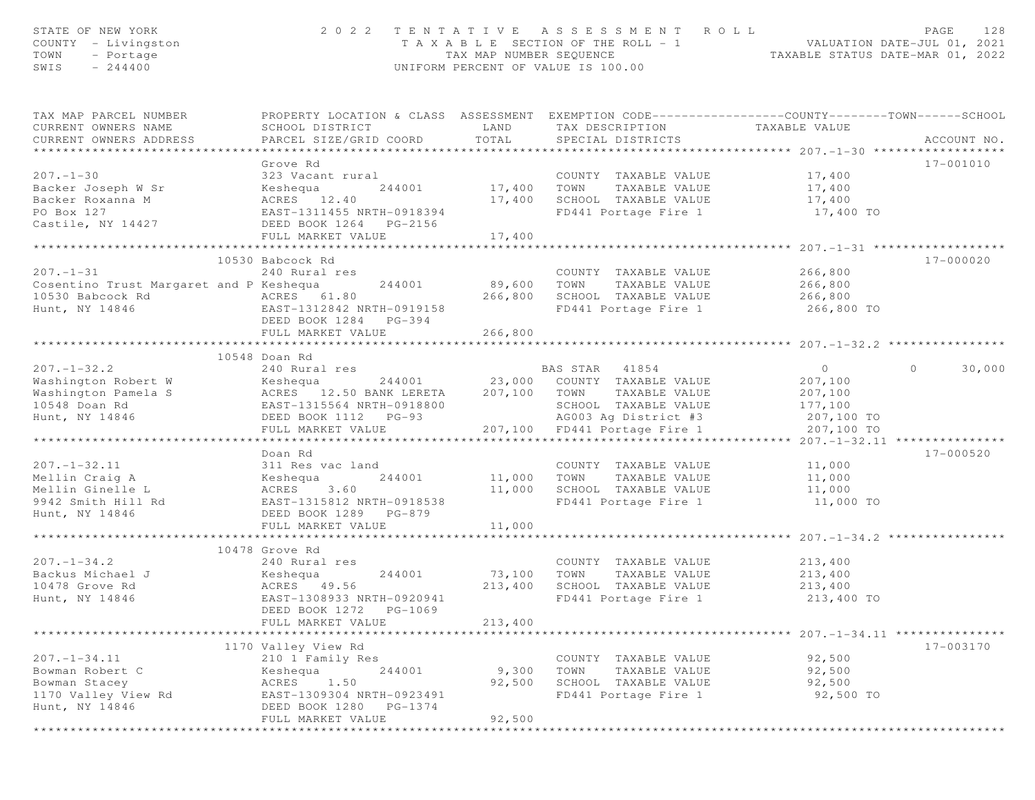STATE OF NEW YORK
COUNTY - Livingston
TOWN - Portage
SWIS - 244400

2022 TENTATIVE ASSESSMENT ROLL
TAXABLE SECTION OF THE ROLL - 1
TAX MAP NUMBER SEQUENCE
UNIFORM PERCENT OF VALUE IS 100.00

VALUATION DATE-JUL 01, 2021
TAXABLE STATUS DATE-MAR 01, 2022

| TAX MAP PARCEL NUMBER / CURRENT OWNERS NAME / CURRENT OWNERS ADDRESS | PROPERTY LOCATION & CLASS / SCHOOL DISTRICT / PARCEL SIZE/GRID COORD | ASSESSMENT LAND / TOTAL | EXEMPTION CODE / TAX DESCRIPTION / SPECIAL DISTRICTS | COUNTY TAXABLE VALUE | TOWN | SCHOOL | ACCOUNT NO. |
|---|---|---|---|---|---|---|---|
| **207.-1-30** | Grove Rd | | | | | | 17-001010 |
| 207.-1-30 | 323 Vacant rural | | COUNTY TAXABLE VALUE | 17,400 | | | |
| Backer Joseph W Sr | Keshequa 244001 | 17,400 | TOWN TAXABLE VALUE | 17,400 | | | |
| Backer Roxanna M | ACRES 12.40 | 17,400 | SCHOOL TAXABLE VALUE | 17,400 | | | |
| PO Box 127 | EAST-1311455 NRTH-0918394 | | FD441 Portage Fire 1 | 17,400 TO | | | |
| Castile, NY 14427 | DEED BOOK 1264 PG-2156 | | | | | | |
| | FULL MARKET VALUE | 17,400 | | | | | |
| **207.-1-31** | 10530 Babcock Rd | | | | | | 17-000020 |
| 207.-1-31 | 240 Rural res | | COUNTY TAXABLE VALUE | 266,800 | | | |
| Cosentino Trust Margaret and P | Keshequa 244001 | 89,600 | TOWN TAXABLE VALUE | 266,800 | | | |
| 10530 Babcock Rd | ACRES 61.80 | 266,800 | SCHOOL TAXABLE VALUE | 266,800 | | | |
| Hunt, NY 14846 | EAST-1312842 NRTH-0919158 | | FD441 Portage Fire 1 | 266,800 TO | | | |
| | DEED BOOK 1284 PG-394 | | | | | | |
| | FULL MARKET VALUE | 266,800 | | | | | |
| **207.-1-32.2** | 10548 Doan Rd | | | | | | |
| 207.-1-32.2 | 240 Rural res | | BAS STAR 41854 | 0 | 0 | 30,000 | |
| Washington Robert W | Keshequa 244001 | 23,000 | COUNTY TAXABLE VALUE | 207,100 | | | |
| Washington Pamela S | ACRES 12.50 BANK LERETA | 207,100 | TOWN TAXABLE VALUE | 207,100 | | | |
| 10548 Doan Rd | EAST-1315564 NRTH-0918800 | | SCHOOL TAXABLE VALUE | 177,100 | | | |
| Hunt, NY 14846 | DEED BOOK 1112 PG-93 | | AG003 Ag District #3 | 207,100 TO | | | |
| | FULL MARKET VALUE | 207,100 | FD441 Portage Fire 1 | 207,100 TO | | | |
| **207.-1-32.11** | Doan Rd | | | | | | 17-000520 |
| 207.-1-32.11 | 311 Res vac land | | COUNTY TAXABLE VALUE | 11,000 | | | |
| Mellin Craig A | Keshequa 244001 | 11,000 | TOWN TAXABLE VALUE | 11,000 | | | |
| Mellin Ginelle L | ACRES 3.60 | 11,000 | SCHOOL TAXABLE VALUE | 11,000 | | | |
| 9942 Smith Hill Rd | EAST-1315812 NRTH-0918538 | | FD441 Portage Fire 1 | 11,000 TO | | | |
| Hunt, NY 14846 | DEED BOOK 1289 PG-879 | | | | | | |
| | FULL MARKET VALUE | 11,000 | | | | | |
| **207.-1-34.2** | 10478 Grove Rd | | | | | | |
| 207.-1-34.2 | 240 Rural res | | COUNTY TAXABLE VALUE | 213,400 | | | |
| Backus Michael J | Keshequa 244001 | 73,100 | TOWN TAXABLE VALUE | 213,400 | | | |
| 10478 Grove Rd | ACRES 49.56 | 213,400 | SCHOOL TAXABLE VALUE | 213,400 | | | |
| Hunt, NY 14846 | EAST-1308933 NRTH-0920941 | | FD441 Portage Fire 1 | 213,400 TO | | | |
| | DEED BOOK 1272 PG-1069 | | | | | | |
| | FULL MARKET VALUE | 213,400 | | | | | |
| **207.-1-34.11** | 1170 Valley View Rd | | | | | | 17-003170 |
| 207.-1-34.11 | 210 1 Family Res | | COUNTY TAXABLE VALUE | 92,500 | | | |
| Bowman Robert C | Keshequa 244001 | 9,300 | TOWN TAXABLE VALUE | 92,500 | | | |
| Bowman Stacey | ACRES 1.50 | 92,500 | SCHOOL TAXABLE VALUE | 92,500 | | | |
| 1170 Valley View Rd | EAST-1309304 NRTH-0923491 | | FD441 Portage Fire 1 | 92,500 TO | | | |
| Hunt, NY 14846 | DEED BOOK 1280 PG-1374 | | | | | | |
| | FULL MARKET VALUE | 92,500 | | | | | |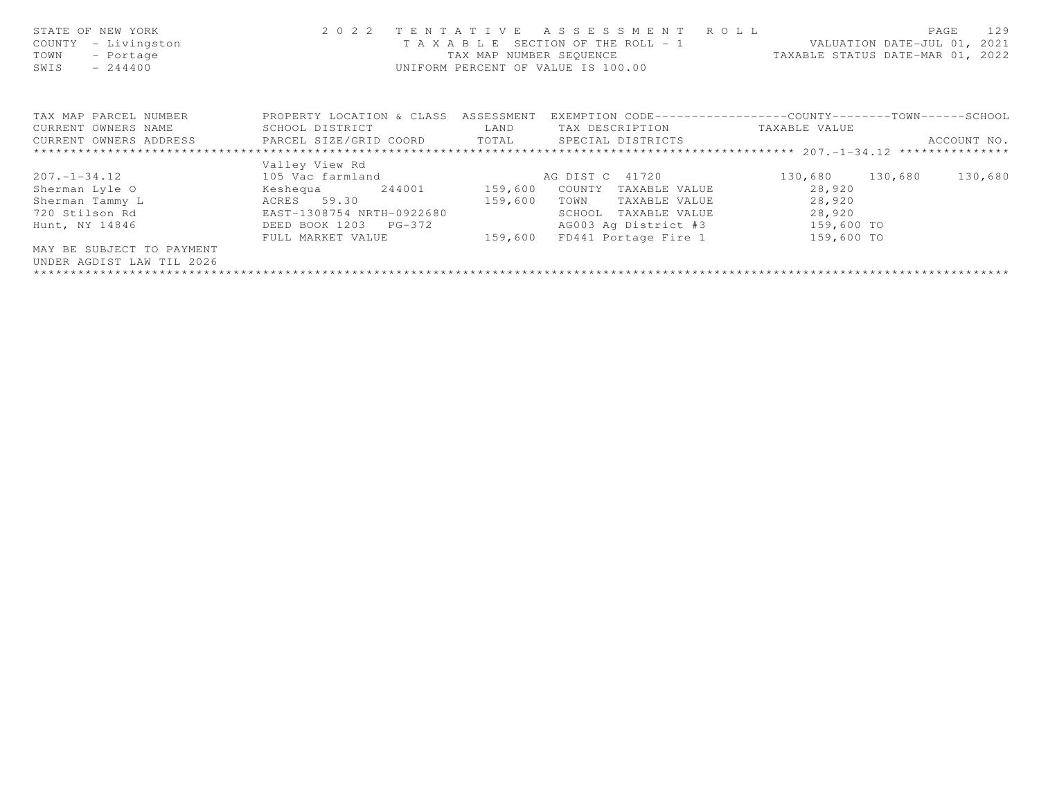STATE OF NEW YORK
COUNTY - Livingston
TOWN - Portage
SWIS - 244400

2 0 2 2 T E N T A T I V E A S S E S S M E N T R O L L
T A X A B L E SECTION OF THE ROLL - 1
TAX MAP NUMBER SEQUENCE
UNIFORM PERCENT OF VALUE IS 100.00

VALUATION DATE-JUL 01, 2021
TAXABLE STATUS DATE-MAR 01, 2022

| TAX MAP PARCEL NUMBER / CURRENT OWNERS NAME / CURRENT OWNERS ADDRESS | PROPERTY LOCATION & CLASS / SCHOOL DISTRICT / PARCEL SIZE/GRID COORD | ASSESSMENT LAND / TOTAL | EXEMPTION CODE / TAX DESCRIPTION / SPECIAL DISTRICTS | COUNTY TAXABLE VALUE | TOWN | SCHOOL / ACCOUNT NO. |
|---|---|---|---|---|---|---|
| ******************** | | | | 207.-1-34.12 | | *************** |
| | Valley View Rd | | | | | |
| 207.-1-34.12 | 105 Vac farmland | | AG DIST C 41720 | 130,680 | 130,680 | 130,680 |
| Sherman Lyle O | Keshequa 244001 | 159,600 | COUNTY TAXABLE VALUE | 28,920 | | |
| Sherman Tammy L | ACRES 59.30 | 159,600 | TOWN TAXABLE VALUE | 28,920 | | |
| 720 Stilson Rd | EAST-1308754 NRTH-0922680 | | SCHOOL TAXABLE VALUE | 28,920 | | |
| Hunt, NY 14846 | DEED BOOK 1203 PG-372 | | AG003 Ag District #3 | 159,600 TO | | |
| | FULL MARKET VALUE | 159,600 | FD441 Portage Fire 1 | 159,600 TO | | |
| MAY BE SUBJECT TO PAYMENT | | | | | | |
| UNDER AGDIST LAW TIL 2026 | | | | | | |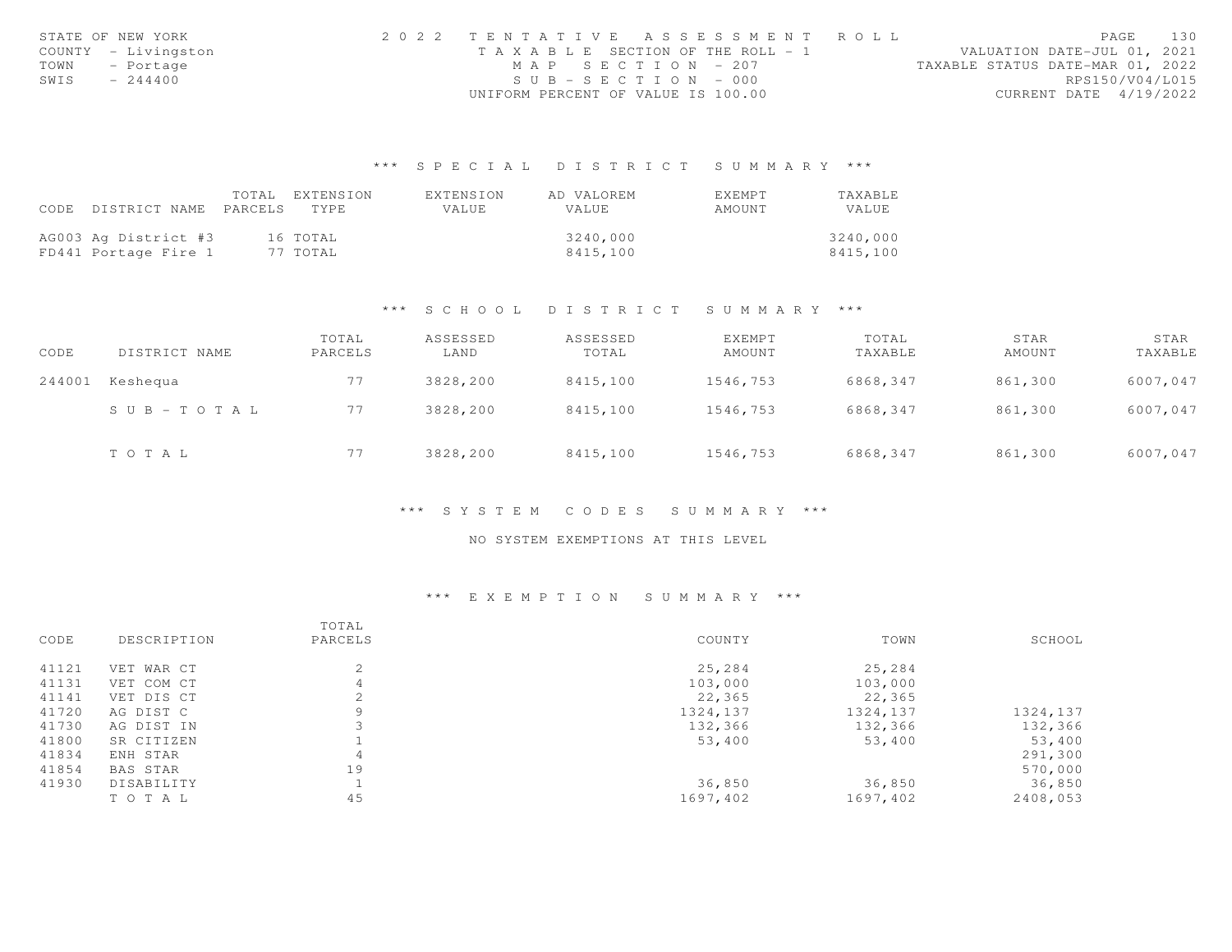STATE OF NEW YORK
COUNTY - Livingston
TOWN - Portage
SWIS - 244400

2 0 2 2 TENTATIVE ASSESSMENT ROLL
TAXABLE SECTION OF THE ROLL - 1
MAP SECTION - 207
SUB-SECTION - 000
UNIFORM PERCENT OF VALUE IS 100.00

VALUATION DATE-JUL 01, 2021
TAXABLE STATUS DATE-MAR 01, 2022
RPS150/V04/L015
CURRENT DATE 4/19/2022

## *** SPECIAL DISTRICT SUMMARY ***

| CODE | DISTRICT NAME | TOTAL PARCELS | EXTENSION TYPE | EXTENSION VALUE | AD VALOREM VALUE | EXEMPT AMOUNT | TAXABLE VALUE |
|---|---|---|---|---|---|---|---|
| AG003 | Ag District #3 | 16 | TOTAL | | 3240,000 | | 3240,000 |
| FD441 | Portage Fire 1 | 77 | TOTAL | | 8415,100 | | 8415,100 |

## *** SCHOOL DISTRICT SUMMARY ***

| CODE | DISTRICT NAME | TOTAL PARCELS | ASSESSED LAND | ASSESSED TOTAL | EXEMPT AMOUNT | TOTAL TAXABLE | STAR AMOUNT | STAR TAXABLE |
|---|---|---|---|---|---|---|---|---|
| 244001 | Keshequa | 77 | 3828,200 | 8415,100 | 1546,753 | 6868,347 | 861,300 | 6007,047 |
| | SUB-TOTAL | 77 | 3828,200 | 8415,100 | 1546,753 | 6868,347 | 861,300 | 6007,047 |
| | TOTAL | 77 | 3828,200 | 8415,100 | 1546,753 | 6868,347 | 861,300 | 6007,047 |

## *** SYSTEM CODES SUMMARY ***

NO SYSTEM EXEMPTIONS AT THIS LEVEL

## *** EXEMPTION SUMMARY ***

| CODE | DESCRIPTION | TOTAL PARCELS | COUNTY | TOWN | SCHOOL |
|---|---|---|---|---|---|
| 41121 | VET WAR CT | 2 | 25,284 | 25,284 | |
| 41131 | VET COM CT | 4 | 103,000 | 103,000 | |
| 41141 | VET DIS CT | 2 | 22,365 | 22,365 | |
| 41720 | AG DIST C | 9 | 1324,137 | 1324,137 | 1324,137 |
| 41730 | AG DIST IN | 3 | 132,366 | 132,366 | 132,366 |
| 41800 | SR CITIZEN | 1 | 53,400 | 53,400 | 53,400 |
| 41834 | ENH STAR | 4 | | | 291,300 |
| 41854 | BAS STAR | 19 | | | 570,000 |
| 41930 | DISABILITY | 1 | 36,850 | 36,850 | 36,850 |
| | TOTAL | 45 | 1697,402 | 1697,402 | 2408,053 |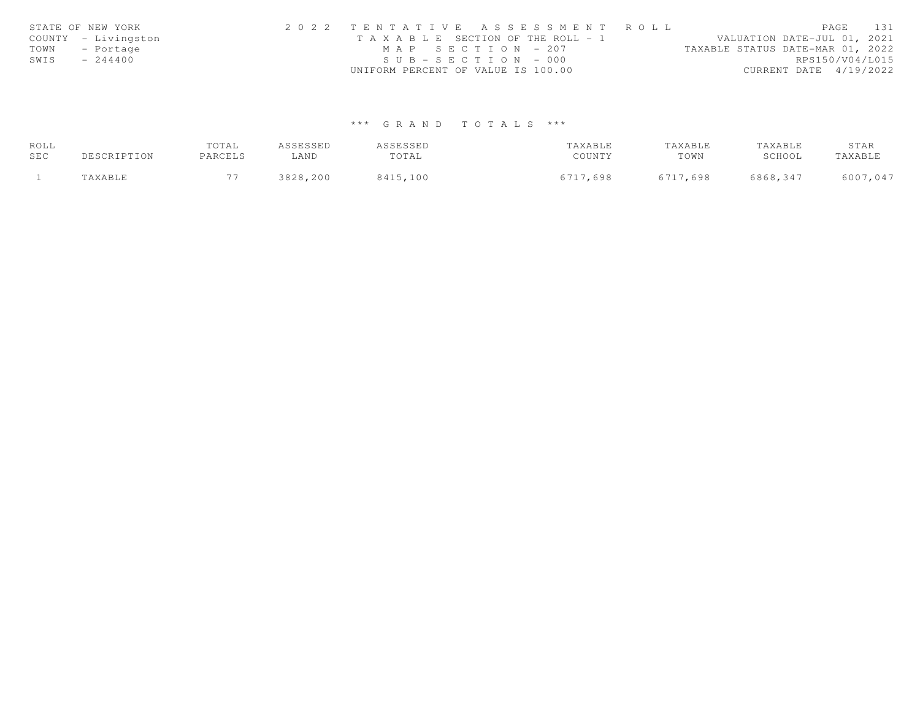STATE OF NEW YORK
COUNTY - Livingston
TOWN - Portage
SWIS - 244400

2 0 2 2 T E N T A T I V E A S S E S S M E N T R O L L
T A X A B L E SECTION OF THE ROLL - 1
M A P S E C T I O N - 207
S U B - S E C T I O N - 000
UNIFORM PERCENT OF VALUE IS 100.00

VALUATION DATE-JUL 01, 2021
TAXABLE STATUS DATE-MAR 01, 2022
RPS150/V04/L015
CURRENT DATE 4/19/2022

\*\*\* G R A N D T O T A L S \*\*\*

| ROLL SEC | DESCRIPTION | TOTAL PARCELS | ASSESSED LAND | ASSESSED TOTAL | TAXABLE COUNTY | TAXABLE TOWN | TAXABLE SCHOOL | STAR TAXABLE |
|---|---|---|---|---|---|---|---|---|
| 1 | TAXABLE | 77 | 3828,200 | 8415,100 | 6717,698 | 6717,698 | 6868,347 | 6007,047 |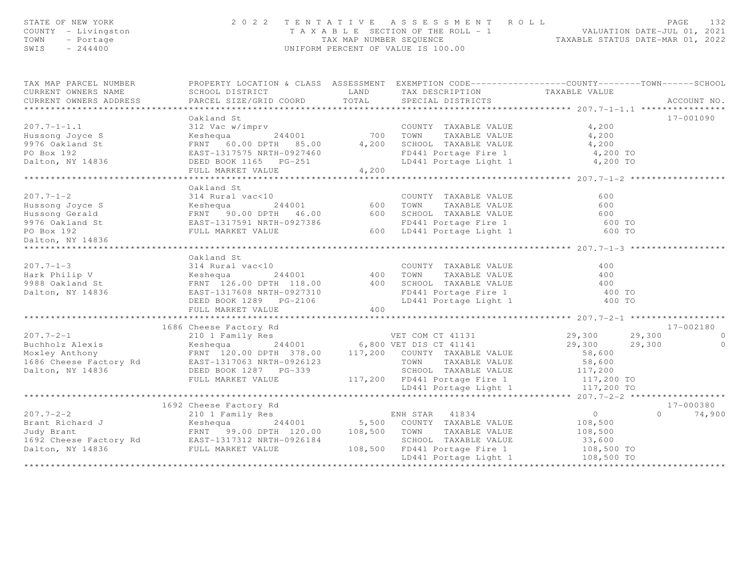STATE OF NEW YORK
COUNTY - Livingston
TOWN - Portage
SWIS - 244400

# 2022 TENTATIVE ASSESSMENT ROLL

TAXABLE SECTION OF THE ROLL - 1
TAX MAP NUMBER SEQUENCE
UNIFORM PERCENT OF VALUE IS 100.00

VALUATION DATE-JUL 01, 2021
TAXABLE STATUS DATE-MAR 01, 2022

| TAX MAP PARCEL NUMBER / CURRENT OWNERS NAME / CURRENT OWNERS ADDRESS | PROPERTY LOCATION & CLASS / SCHOOL DISTRICT / PARCEL SIZE/GRID COORD | ASSESSMENT LAND / TOTAL | EXEMPTION CODE / TAX DESCRIPTION / SPECIAL DISTRICTS | COUNTY TAXABLE VALUE | TOWN | SCHOOL | ACCOUNT NO. |
|---|---|---|---|---|---|---|---|
| **207.7-1-1.1** | Oakland St | | | | | | 17-001090 |
| 207.7-1-1.1 | 312 Vac w/imprv | | COUNTY TAXABLE VALUE | 4,200 | | | |
| Hussong Joyce S | Keshequa 244001 | 700 | TOWN TAXABLE VALUE | 4,200 | | | |
| 9976 Oakland St | FRNT 60.00 DPTH 85.00 | 4,200 | SCHOOL TAXABLE VALUE | 4,200 | | | |
| PO Box 192 | EAST-1317575 NRTH-0927460 | | FD441 Portage Fire 1 | 4,200 TO | | | |
| Dalton, NY 14836 | DEED BOOK 1165 PG-251 | | LD441 Portage Light 1 | 4,200 TO | | | |
| | FULL MARKET VALUE | 4,200 | | | | | |
| **207.7-1-2** | Oakland St | | | | | | |
| 207.7-1-2 | 314 Rural vac<10 | | COUNTY TAXABLE VALUE | 600 | | | |
| Hussong Joyce S | Keshequa 244001 | 600 | TOWN TAXABLE VALUE | 600 | | | |
| Hussong Gerald | FRNT 90.00 DPTH 46.00 | 600 | SCHOOL TAXABLE VALUE | 600 | | | |
| 9976 Oakland St | EAST-1317591 NRTH-0927386 | | FD441 Portage Fire 1 | 600 TO | | | |
| PO Box 192 | FULL MARKET VALUE | 600 | LD441 Portage Light 1 | 600 TO | | | |
| Dalton, NY 14836 | | | | | | | |
| **207.7-1-3** | Oakland St | | | | | | |
| 207.7-1-3 | 314 Rural vac<10 | | COUNTY TAXABLE VALUE | 400 | | | |
| Hark Philip V | Keshequa 244001 | 400 | TOWN TAXABLE VALUE | 400 | | | |
| 9988 Oakland St | FRNT 126.00 DPTH 118.00 | 400 | SCHOOL TAXABLE VALUE | 400 | | | |
| Dalton, NY 14836 | EAST-1317608 NRTH-0927310 | | FD441 Portage Fire 1 | 400 TO | | | |
| | DEED BOOK 1289 PG-2106 | | LD441 Portage Light 1 | 400 TO | | | |
| | FULL MARKET VALUE | 400 | | | | | |
| **207.7-2-1** | 1686 Cheese Factory Rd | | | | | | 17-002180 |
| 207.7-2-1 | 210 1 Family Res | | VET COM CT 41131 | 29,300 | 29,300 | 0 | |
| Buchholz Alexis | Keshequa 244001 | 6,800 | VET DIS CT 41141 | 29,300 | 29,300 | 0 | |
| Moxley Anthony | FRNT 120.00 DPTH 378.00 | 117,200 | COUNTY TAXABLE VALUE | 58,600 | | | |
| 1686 Cheese Factory Rd | EAST-1317063 NRTH-0926123 | | TOWN TAXABLE VALUE | 58,600 | | | |
| Dalton, NY 14836 | DEED BOOK 1287 PG-339 | | SCHOOL TAXABLE VALUE | 117,200 | | | |
| | FULL MARKET VALUE | 117,200 | FD441 Portage Fire 1 | 117,200 TO | | | |
| | | | LD441 Portage Light 1 | 117,200 TO | | | |
| **207.7-2-2** | 1692 Cheese Factory Rd | | | | | | 17-000380 |
| 207.7-2-2 | 210 1 Family Res | | ENH STAR 41834 | 0 | 0 | 74,900 | |
| Brant Richard J | Keshequa 244001 | 5,500 | COUNTY TAXABLE VALUE | 108,500 | | | |
| Judy Brant | FRNT 99.00 DPTH 120.00 | 108,500 | TOWN TAXABLE VALUE | 108,500 | | | |
| 1692 Cheese Factory Rd | EAST-1317312 NRTH-0926184 | | SCHOOL TAXABLE VALUE | 33,600 | | | |
| Dalton, NY 14836 | FULL MARKET VALUE | 108,500 | FD441 Portage Fire 1 | 108,500 TO | | | |
| | | | LD441 Portage Light 1 | 108,500 TO | | | |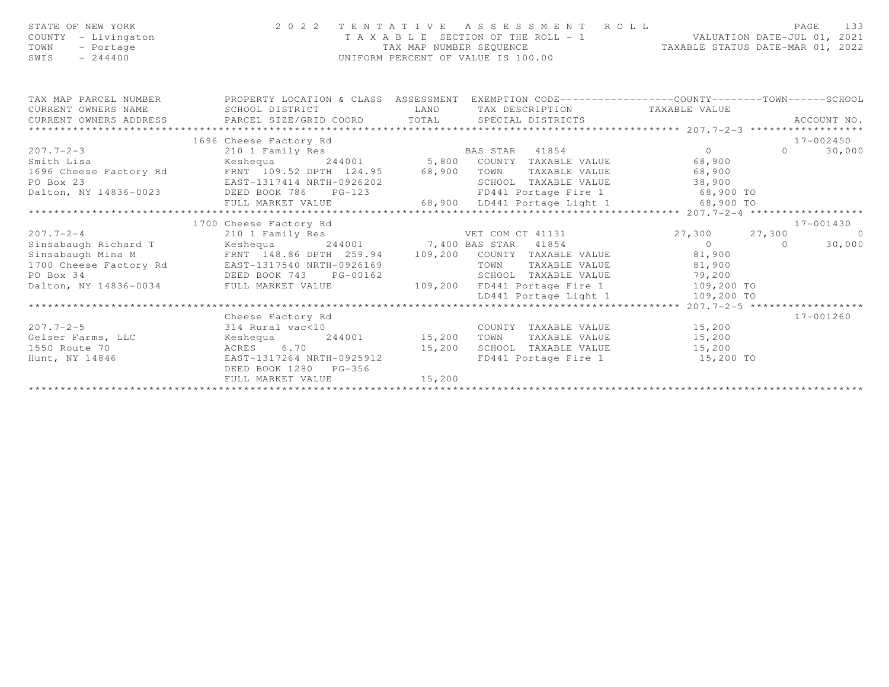STATE OF NEW YORK
COUNTY - Livingston
TOWN - Portage
SWIS - 244400

2 0 2 2 T E N T A T I V E A S S E S S M E N T R O L L
T A X A B L E SECTION OF THE ROLL - 1
TAX MAP NUMBER SEQUENCE
UNIFORM PERCENT OF VALUE IS 100.00

VALUATION DATE-JUL 01, 2021
TAXABLE STATUS DATE-MAR 01, 2022

```
TAX MAP PARCEL NUMBER          PROPERTY LOCATION & CLASS  ASSESSMENT  EXEMPTION CODE------------------COUNTY--------TOWN------SCHOOL
CURRENT OWNERS NAME            SCHOOL DISTRICT               LAND      TAX DESCRIPTION              TAXABLE VALUE
CURRENT OWNERS ADDRESS         PARCEL SIZE/GRID COORD       TOTAL      SPECIAL DISTRICTS                                    ACCOUNT NO.
******************************************************************************************************* 207.7-2-3 ******************
                          1696 Cheese Factory Rd                                                                      17-002450
207.7-2-3                   210 1 Family Res                       BAS STAR  41854                   0             0       30,000
Smith Lisa                  Keshequa       244001          5,800   COUNTY  TAXABLE VALUE          68,900
1696 Cheese Factory Rd      FRNT 109.52 DPTH 124.95       68,900   TOWN    TAXABLE VALUE          68,900
PO Box 23                   EAST-1317414 NRTH-0926202              SCHOOL  TAXABLE VALUE          38,900
Dalton, NY 14836-0023       DEED BOOK 786    PG-123                FD441 Portage Fire 1            68,900 TO
                            FULL MARKET VALUE             68,900   LD441 Portage Light 1           68,900 TO
******************************************************************************************************* 207.7-2-4 ******************
                          1700 Cheese Factory Rd                                                                      17-001430
207.7-2-4                   210 1 Family Res                       VET COM CT 41131               27,300      27,300            0
Sinsabaugh Richard T        Keshequa       244001          7,400 BAS STAR  41854                   0             0       30,000
Sinsabaugh Mina M           FRNT 148.86 DPTH 259.94      109,200   COUNTY  TAXABLE VALUE          81,900
1700 Cheese Factory Rd      EAST-1317540 NRTH-0926169              TOWN    TAXABLE VALUE          81,900
PO Box 34                   DEED BOOK 743    PG-00162              SCHOOL  TAXABLE VALUE          79,200
Dalton, NY 14836-0034       FULL MARKET VALUE            109,200   FD441 Portage Fire 1           109,200 TO
                                                                   LD441 Portage Light 1          109,200 TO
******************************************************************************************************* 207.7-2-5 ******************
                            Cheese Factory Rd                                                                         17-001260
207.7-2-5                   314 Rural vac<10                       COUNTY  TAXABLE VALUE          15,200
Gelser Farms, LLC           Keshequa       244001         15,200   TOWN    TAXABLE VALUE          15,200
1550 Route 70               ACRES    6.70                 15,200   SCHOOL  TAXABLE VALUE          15,200
Hunt, NY 14846              EAST-1317264 NRTH-0925912              FD441 Portage Fire 1            15,200 TO
                            DEED BOOK 1280   PG-356
                            FULL MARKET VALUE             15,200
************************************************************************************************************************************
```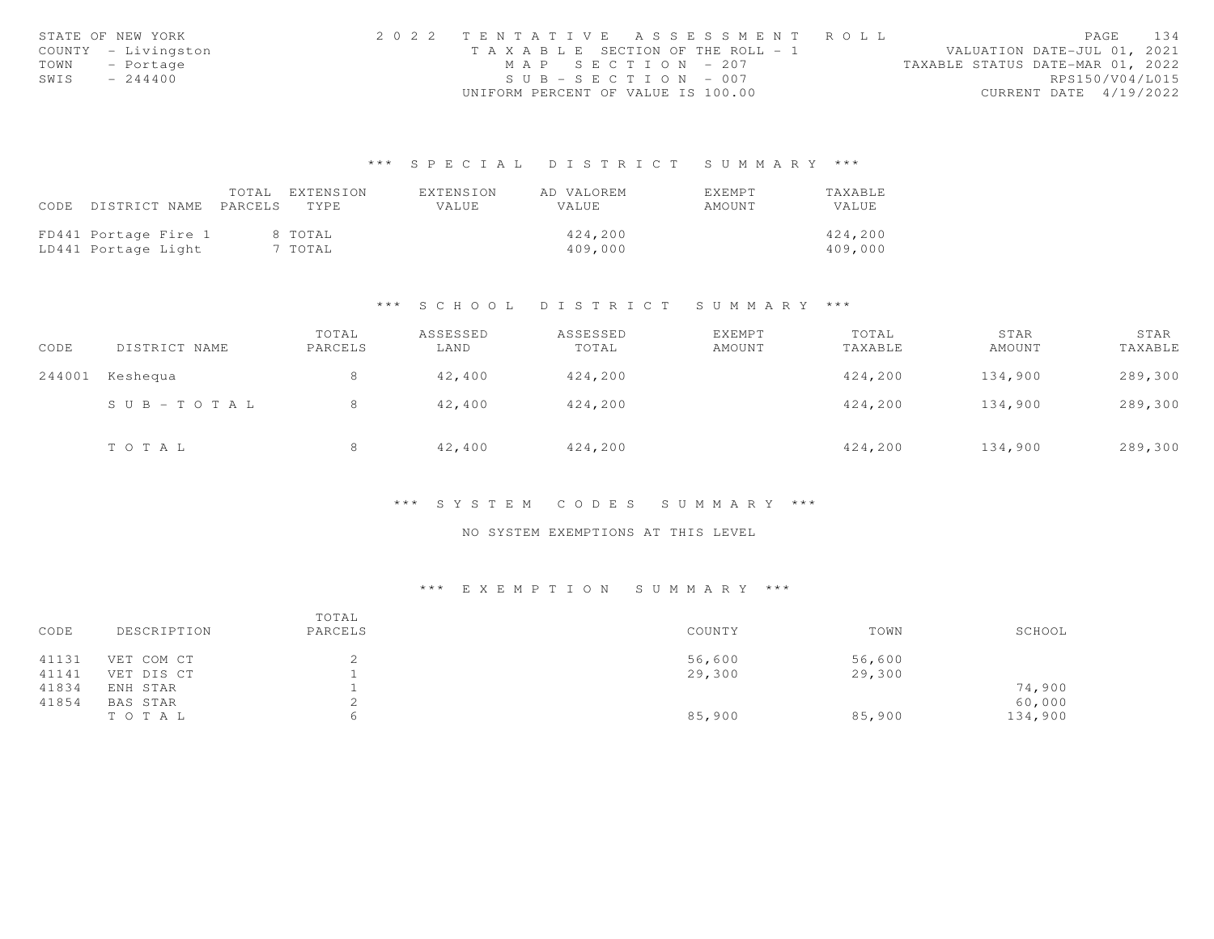STATE OF NEW YORK
COUNTY - Livingston
TOWN - Portage
SWIS - 244400

2 0 2 2 TENTATIVE ASSESSMENT ROLL
TAXABLE SECTION OF THE ROLL - 1
MAP SECTION - 207
SUB-SECTION - 007
UNIFORM PERCENT OF VALUE IS 100.00

VALUATION DATE-JUL 01, 2021
TAXABLE STATUS DATE-MAR 01, 2022
RPS150/V04/L015
CURRENT DATE 4/19/2022

## *** SPECIAL DISTRICT SUMMARY ***

| CODE | DISTRICT NAME | TOTAL PARCELS | EXTENSION TYPE | EXTENSION VALUE | AD VALOREM VALUE | EXEMPT AMOUNT | TAXABLE VALUE |
|---|---|---|---|---|---|---|---|
| FD441 | Portage Fire 1 | 8 | TOTAL | | 424,200 | | 424,200 |
| LD441 | Portage Light | 7 | TOTAL | | 409,000 | | 409,000 |

## *** SCHOOL DISTRICT SUMMARY ***

| CODE | DISTRICT NAME | TOTAL PARCELS | ASSESSED LAND | ASSESSED TOTAL | EXEMPT AMOUNT | TOTAL TAXABLE | STAR AMOUNT | STAR TAXABLE |
|---|---|---|---|---|---|---|---|---|
| 244001 | Keshequa | 8 | 42,400 | 424,200 | | 424,200 | 134,900 | 289,300 |
| | SUB-TOTAL | 8 | 42,400 | 424,200 | | 424,200 | 134,900 | 289,300 |
| | TOTAL | 8 | 42,400 | 424,200 | | 424,200 | 134,900 | 289,300 |

## *** SYSTEM CODES SUMMARY ***

NO SYSTEM EXEMPTIONS AT THIS LEVEL

## *** EXEMPTION SUMMARY ***

| CODE | DESCRIPTION | TOTAL PARCELS | COUNTY | TOWN | SCHOOL |
|---|---|---|---|---|---|
| 41131 | VET COM CT | 2 | 56,600 | 56,600 | |
| 41141 | VET DIS CT | 1 | 29,300 | 29,300 | |
| 41834 | ENH STAR | 1 | | | 74,900 |
| 41854 | BAS STAR | 2 | | | 60,000 |
| | TOTAL | 6 | 85,900 | 85,900 | 134,900 |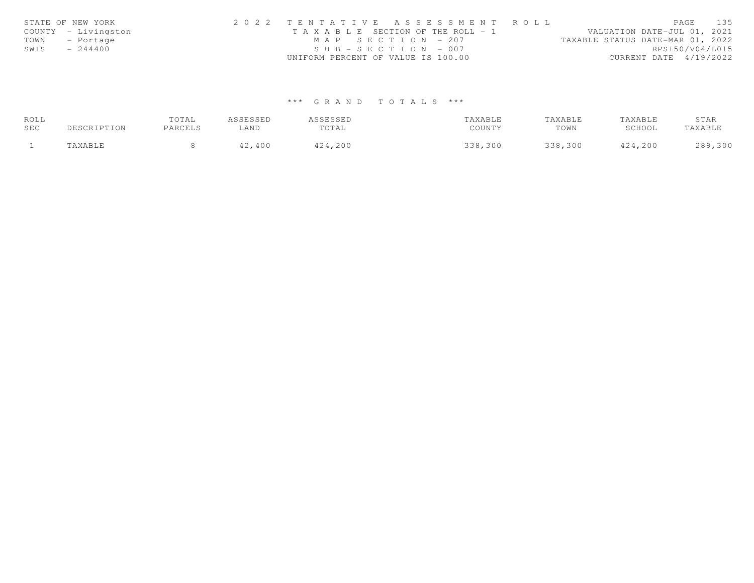STATE OF NEW YORK
COUNTY - Livingston
TOWN - Portage
SWIS - 244400

2 0 2 2 T E N T A T I V E A S S E S S M E N T R O L L
T A X A B L E SECTION OF THE ROLL - 1
M A P S E C T I O N - 207
S U B - S E C T I O N - 007
UNIFORM PERCENT OF VALUE IS 100.00

VALUATION DATE-JUL 01, 2021
TAXABLE STATUS DATE-MAR 01, 2022
RPS150/V04/L015
CURRENT DATE 4/19/2022

*** G R A N D T O T A L S ***

| ROLL SEC | DESCRIPTION | TOTAL PARCELS | ASSESSED LAND | ASSESSED TOTAL | TAXABLE COUNTY | TAXABLE TOWN | TAXABLE SCHOOL | STAR TAXABLE |
|---|---|---|---|---|---|---|---|---|
| 1 | TAXABLE | 8 | 42,400 | 424,200 | 338,300 | 338,300 | 424,200 | 289,300 |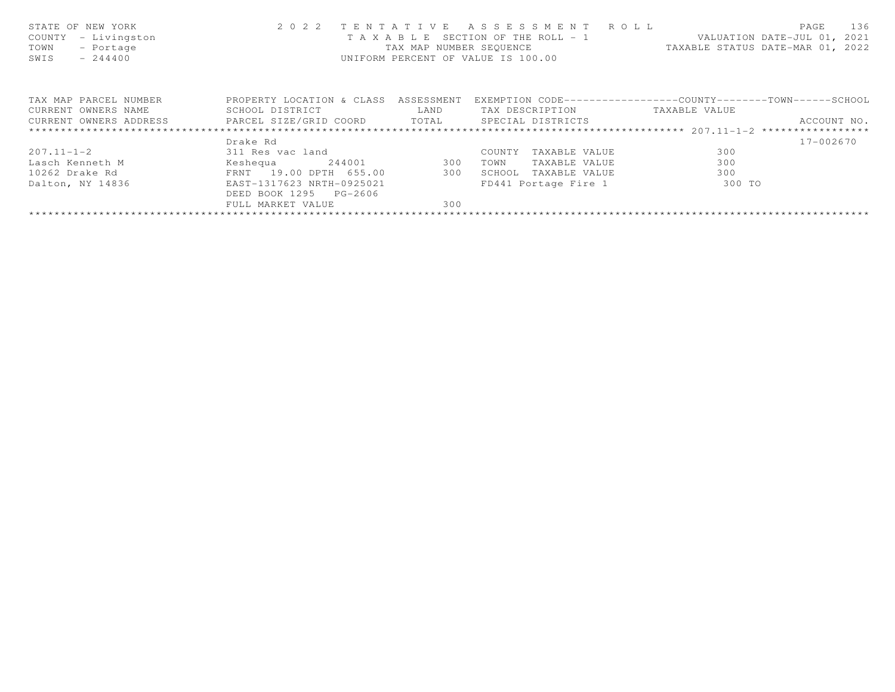STATE OF NEW YORK
COUNTY - Livingston
TOWN - Portage
SWIS - 244400

# 2022 TENTATIVE ASSESSMENT ROLL

TAXABLE SECTION OF THE ROLL - 1
TAX MAP NUMBER SEQUENCE
UNIFORM PERCENT OF VALUE IS 100.00

VALUATION DATE-JUL 01, 2021
TAXABLE STATUS DATE-MAR 01, 2022

| TAX MAP PARCEL NUMBER / CURRENT OWNERS NAME / CURRENT OWNERS ADDRESS | PROPERTY LOCATION & CLASS / SCHOOL DISTRICT / PARCEL SIZE/GRID COORD | ASSESSMENT LAND / TOTAL | EXEMPTION CODE / TAX DESCRIPTION / SPECIAL DISTRICTS | COUNTY / TOWN / SCHOOL TAXABLE VALUE | ACCOUNT NO. |
|---|---|---|---|---|---|
| ****** 207.11-1-2 ****** | | | | | |
| | Drake Rd | | | | 17-002670 |
| 207.11-1-2 | 311 Res vac land | | COUNTY TAXABLE VALUE | 300 | |
| Lasch Kenneth M | Keshequa 244001 | 300 | TOWN TAXABLE VALUE | 300 | |
| 10262 Drake Rd | FRNT 19.00 DPTH 655.00 | 300 | SCHOOL TAXABLE VALUE | 300 | |
| Dalton, NY 14836 | EAST-1317623 NRTH-0925021 | | FD441 Portage Fire 1 | 300 TO | |
| | DEED BOOK 1295 PG-2606 | | | | |
| | FULL MARKET VALUE | 300 | | | |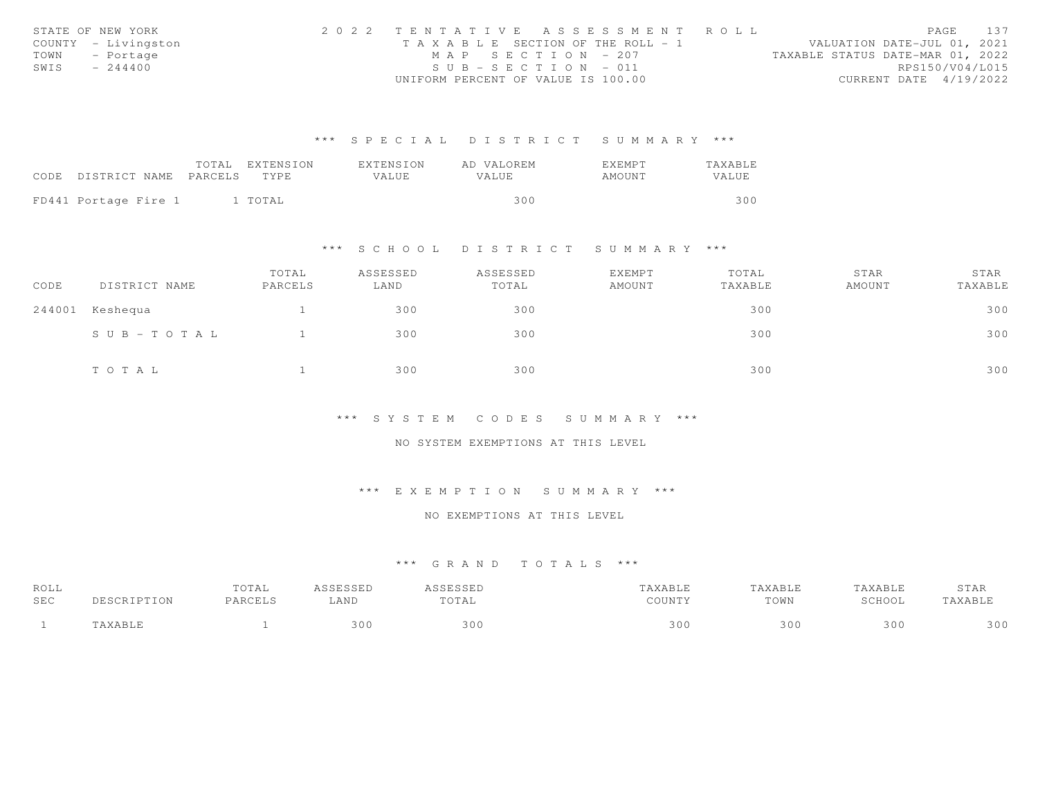STATE OF NEW YORK
COUNTY - Livingston
TOWN - Portage
SWIS - 244400

2022 TENTATIVE ASSESSMENT ROLL
TAXABLE SECTION OF THE ROLL - 1
MAP SECTION - 207
SUB-SECTION - 011
UNIFORM PERCENT OF VALUE IS 100.00

VALUATION DATE-JUL 01, 2021
TAXABLE STATUS DATE-MAR 01, 2022
RPS150/V04/L015
CURRENT DATE 4/19/2022

## *** SPECIAL DISTRICT SUMMARY ***

| CODE | DISTRICT NAME | TOTAL PARCELS | EXTENSION TYPE | EXTENSION VALUE | AD VALOREM VALUE | EXEMPT AMOUNT | TAXABLE VALUE |
|---|---|---|---|---|---|---|---|
| FD441 | Portage Fire 1 | 1 | TOTAL | | 300 | | 300 |

## *** SCHOOL DISTRICT SUMMARY ***

| CODE | DISTRICT NAME | TOTAL PARCELS | ASSESSED LAND | ASSESSED TOTAL | EXEMPT AMOUNT | TOTAL TAXABLE | STAR AMOUNT | STAR TAXABLE |
|---|---|---|---|---|---|---|---|---|
| 244001 | Keshequa | 1 | 300 | 300 | | 300 | | 300 |
| | SUB-TOTAL | 1 | 300 | 300 | | 300 | | 300 |
| | TOTAL | 1 | 300 | 300 | | 300 | | 300 |

## *** SYSTEM CODES SUMMARY ***

NO SYSTEM EXEMPTIONS AT THIS LEVEL

## *** EXEMPTION SUMMARY ***

NO EXEMPTIONS AT THIS LEVEL

## *** GRAND TOTALS ***

| ROLL SEC | DESCRIPTION | TOTAL PARCELS | ASSESSED LAND | ASSESSED TOTAL | TAXABLE COUNTY | TAXABLE TOWN | TAXABLE SCHOOL | STAR TAXABLE |
|---|---|---|---|---|---|---|---|---|
| 1 | TAXABLE | 1 | 300 | 300 | 300 | 300 | 300 | 300 |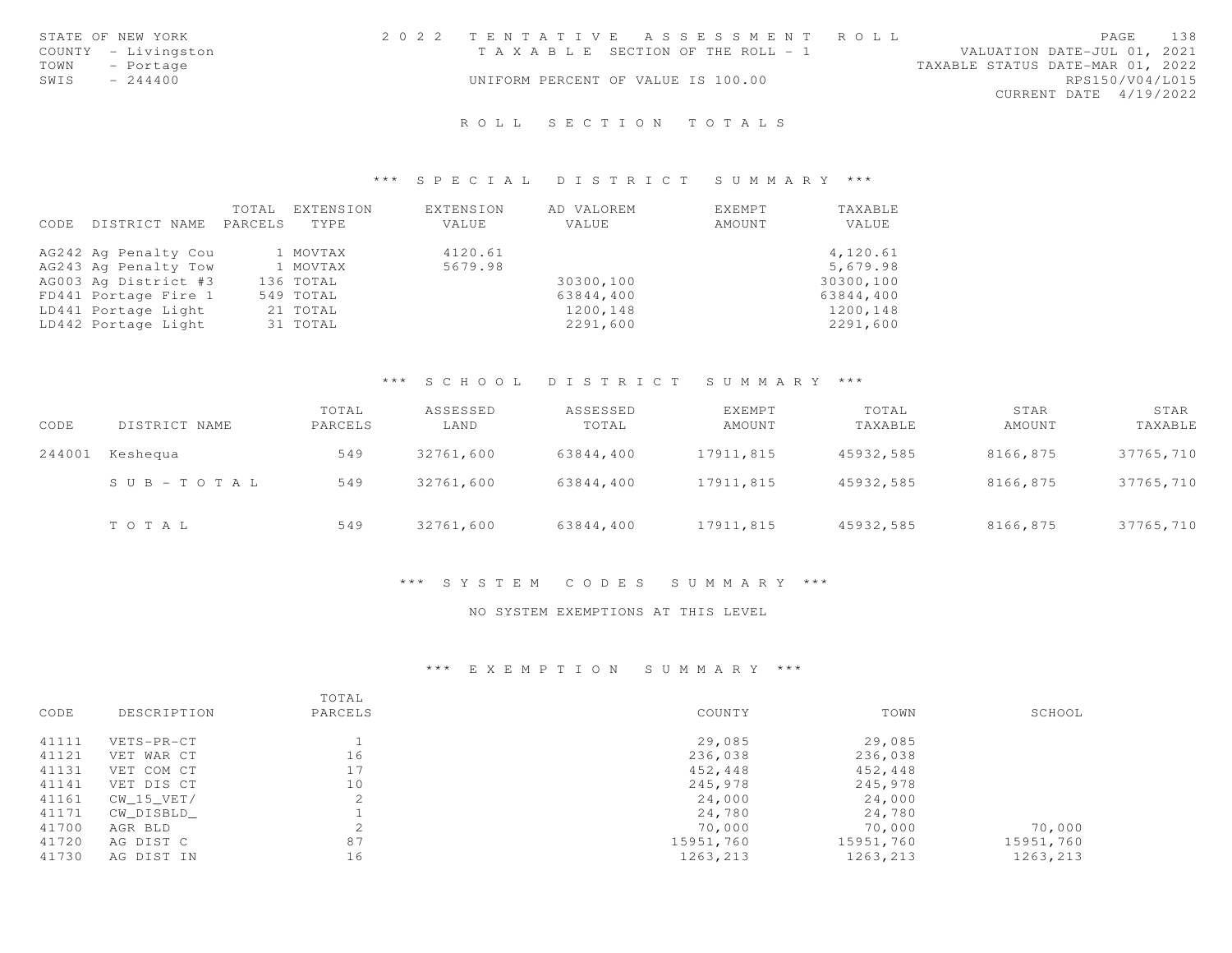STATE OF NEW YORK
COUNTY - Livingston
TOWN - Portage
SWIS - 244400

2 0 2 2 T E N T A T I V E A S S E S S M E N T R O L L
T A X A B L E SECTION OF THE ROLL - 1
UNIFORM PERCENT OF VALUE IS 100.00

VALUATION DATE-JUL 01, 2021
TAXABLE STATUS DATE-MAR 01, 2022
RPS150/V04/L015
CURRENT DATE 4/19/2022

## R O L L S E C T I O N T O T A L S

### *** S P E C I A L D I S T R I C T S U M M A R Y ***

| CODE | DISTRICT NAME | TOTAL PARCELS | EXTENSION TYPE | EXTENSION VALUE | AD VALOREM VALUE | EXEMPT AMOUNT | TAXABLE VALUE |
|---|---|---|---|---|---|---|---|
| AG242 | Ag Penalty Cou | 1 | MOVTAX | 4120.61 | | | 4,120.61 |
| AG243 | Ag Penalty Tow | 1 | MOVTAX | 5679.98 | | | 5,679.98 |
| AG003 | Ag District #3 | 136 | TOTAL | | 30300,100 | | 30300,100 |
| FD441 | Portage Fire 1 | 549 | TOTAL | | 63844,400 | | 63844,400 |
| LD441 | Portage Light | 21 | TOTAL | | 1200,148 | | 1200,148 |
| LD442 | Portage Light | 31 | TOTAL | | 2291,600 | | 2291,600 |

### *** S C H O O L D I S T R I C T S U M M A R Y ***

| CODE | DISTRICT NAME | TOTAL PARCELS | ASSESSED LAND | ASSESSED TOTAL | EXEMPT AMOUNT | TOTAL TAXABLE | STAR AMOUNT | STAR TAXABLE |
|---|---|---|---|---|---|---|---|---|
| 244001 | Keshequa | 549 | 32761,600 | 63844,400 | 17911,815 | 45932,585 | 8166,875 | 37765,710 |
| | S U B - T O T A L | 549 | 32761,600 | 63844,400 | 17911,815 | 45932,585 | 8166,875 | 37765,710 |
| | T O T A L | 549 | 32761,600 | 63844,400 | 17911,815 | 45932,585 | 8166,875 | 37765,710 |

### *** S Y S T E M C O D E S S U M M A R Y ***

NO SYSTEM EXEMPTIONS AT THIS LEVEL

### *** E X E M P T I O N S U M M A R Y ***

| CODE | DESCRIPTION | TOTAL PARCELS | COUNTY | TOWN | SCHOOL |
|---|---|---|---|---|---|
| 41111 | VETS-PR-CT | 1 | 29,085 | 29,085 | |
| 41121 | VET WAR CT | 16 | 236,038 | 236,038 | |
| 41131 | VET COM CT | 17 | 452,448 | 452,448 | |
| 41141 | VET DIS CT | 10 | 245,978 | 245,978 | |
| 41161 | CW_15_VET/ | 2 | 24,000 | 24,000 | |
| 41171 | CW_DISBLD_ | 1 | 24,780 | 24,780 | |
| 41700 | AGR BLD | 2 | 70,000 | 70,000 | 70,000 |
| 41720 | AG DIST C | 87 | 15951,760 | 15951,760 | 15951,760 |
| 41730 | AG DIST IN | 16 | 1263,213 | 1263,213 | 1263,213 |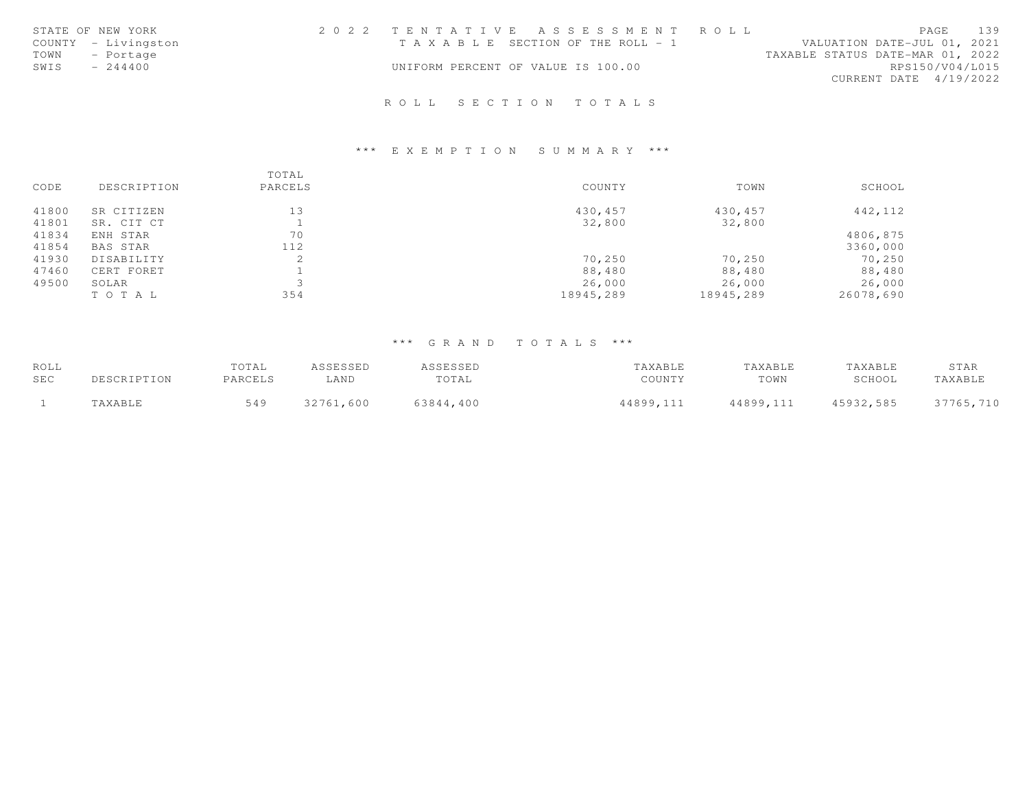STATE OF NEW YORK
COUNTY - Livingston
TOWN - Portage
SWIS - 244400

2022 TENTATIVE ASSESSMENT ROLL
TAXABLE SECTION OF THE ROLL - 1
UNIFORM PERCENT OF VALUE IS 100.00

VALUATION DATE-JUL 01, 2021
TAXABLE STATUS DATE-MAR 01, 2022
RPS150/V04/L015
CURRENT DATE 4/19/2022

## ROLL SECTION TOTALS

### *** EXEMPTION SUMMARY ***

| CODE | DESCRIPTION | TOTAL PARCELS | COUNTY | TOWN | SCHOOL |
|---|---|---|---|---|---|
| 41800 | SR CITIZEN | 13 | 430,457 | 430,457 | 442,112 |
| 41801 | SR. CIT CT | 1 | 32,800 | 32,800 | |
| 41834 | ENH STAR | 70 | | | 4806,875 |
| 41854 | BAS STAR | 112 | | | 3360,000 |
| 41930 | DISABILITY | 2 | 70,250 | 70,250 | 70,250 |
| 47460 | CERT FORET | 1 | 88,480 | 88,480 | 88,480 |
| 49500 | SOLAR | 3 | 26,000 | 26,000 | 26,000 |
| | TOTAL | 354 | 18945,289 | 18945,289 | 26078,690 |

### *** GRAND TOTALS ***

| ROLL SEC | DESCRIPTION | TOTAL PARCELS | ASSESSED LAND | ASSESSED TOTAL | TAXABLE COUNTY | TAXABLE TOWN | TAXABLE SCHOOL | STAR TAXABLE |
|---|---|---|---|---|---|---|---|---|
| 1 | TAXABLE | 549 | 32761,600 | 63844,400 | 44899,111 | 44899,111 | 45932,585 | 37765,710 |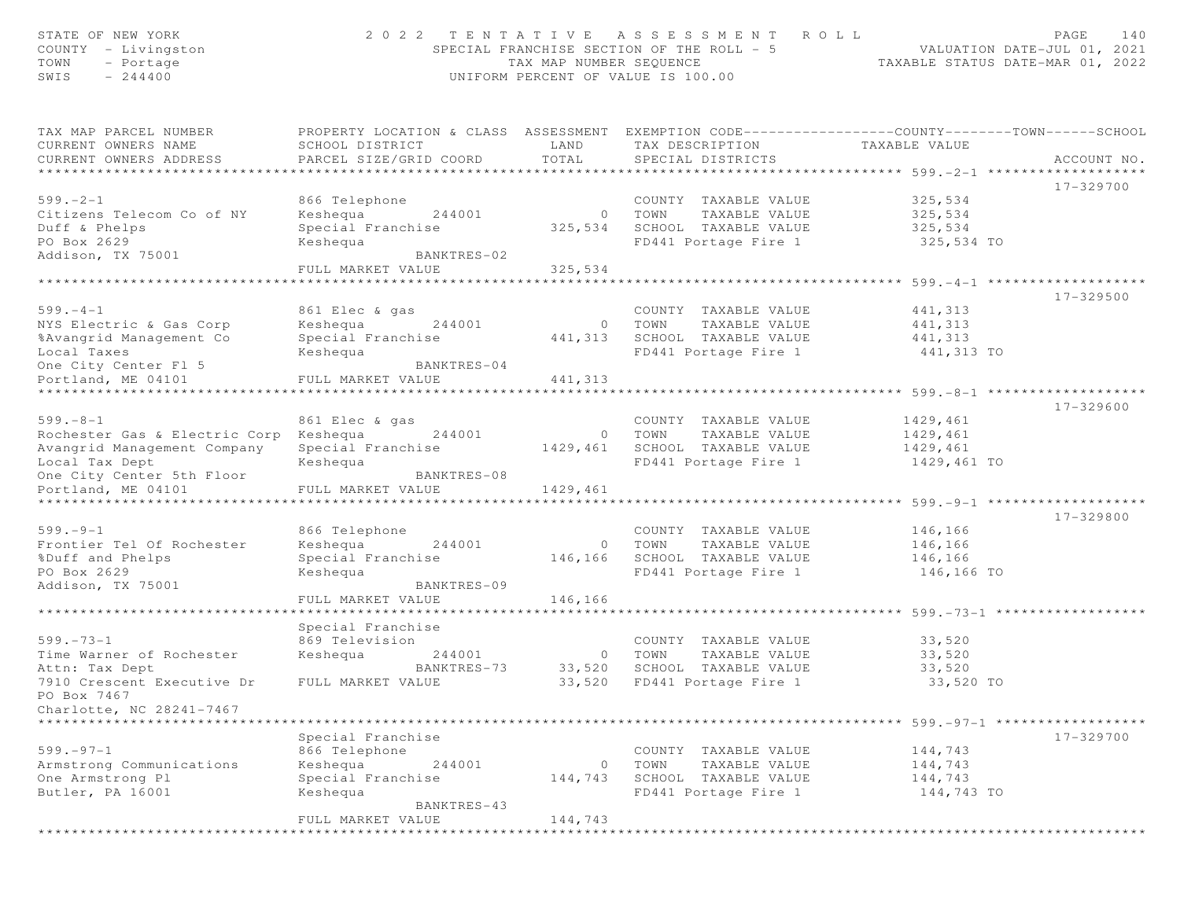STATE OF NEW YORK
COUNTY - Livingston
TOWN - Portage
SWIS - 244400

2 0 2 2 T E N T A T I V E A S S E S S M E N T R O L L
SPECIAL FRANCHISE SECTION OF THE ROLL - 5
TAX MAP NUMBER SEQUENCE
UNIFORM PERCENT OF VALUE IS 100.00

VALUATION DATE-JUL 01, 2021
TAXABLE STATUS DATE-MAR 01, 2022

| TAX MAP PARCEL NUMBER / CURRENT OWNERS NAME / CURRENT OWNERS ADDRESS | PROPERTY LOCATION & CLASS / SCHOOL DISTRICT / PARCEL SIZE/GRID COORD | ASSESSMENT LAND | TOTAL | EXEMPTION CODE / TAX DESCRIPTION / SPECIAL DISTRICTS | TAXABLE VALUE (COUNTY / TOWN / SCHOOL) | ACCOUNT NO. |
|---|---|---|---|---|---|---|
| **599.-2-1** | | | | | | 17-329700 |
| 599.-2-1 | 866 Telephone | | | COUNTY TAXABLE VALUE | 325,534 | |
| Citizens Telecom Co of NY | Keshequa 244001 | 0 | | TOWN TAXABLE VALUE | 325,534 | |
| Duff & Phelps | Special Franchise | | 325,534 | SCHOOL TAXABLE VALUE | 325,534 | |
| PO Box 2629 | Keshequa | | | FD441 Portage Fire 1 | 325,534 TO | |
| Addison, TX 75001 | BANKTRES-02 | | | | | |
| | FULL MARKET VALUE | | 325,534 | | | |
| **599.-4-1** | | | | | | 17-329500 |
| 599.-4-1 | 861 Elec & gas | | | COUNTY TAXABLE VALUE | 441,313 | |
| NYS Electric & Gas Corp | Keshequa 244001 | 0 | | TOWN TAXABLE VALUE | 441,313 | |
| %Avangrid Management Co | Special Franchise | | 441,313 | SCHOOL TAXABLE VALUE | 441,313 | |
| Local Taxes | Keshequa | | | FD441 Portage Fire 1 | 441,313 TO | |
| One City Center Fl 5 | BANKTRES-04 | | | | | |
| Portland, ME 04101 | FULL MARKET VALUE | | 441,313 | | | |
| **599.-8-1** | | | | | | 17-329600 |
| 599.-8-1 | 861 Elec & gas | | | COUNTY TAXABLE VALUE | 1429,461 | |
| Rochester Gas & Electric Corp | Keshequa 244001 | 0 | | TOWN TAXABLE VALUE | 1429,461 | |
| Avangrid Management Company | Special Franchise | | 1429,461 | SCHOOL TAXABLE VALUE | 1429,461 | |
| Local Tax Dept | Keshequa | | | FD441 Portage Fire 1 | 1429,461 TO | |
| One City Center 5th Floor | BANKTRES-08 | | | | | |
| Portland, ME 04101 | FULL MARKET VALUE | | 1429,461 | | | |
| **599.-9-1** | | | | | | 17-329800 |
| 599.-9-1 | 866 Telephone | | | COUNTY TAXABLE VALUE | 146,166 | |
| Frontier Tel Of Rochester | Keshequa 244001 | 0 | | TOWN TAXABLE VALUE | 146,166 | |
| %Duff and Phelps | Special Franchise | | 146,166 | SCHOOL TAXABLE VALUE | 146,166 | |
| PO Box 2629 | Keshequa | | | FD441 Portage Fire 1 | 146,166 TO | |
| Addison, TX 75001 | BANKTRES-09 | | | | | |
| | FULL MARKET VALUE | | 146,166 | | | |
| **599.-73-1** | Special Franchise | | | | | |
| 599.-73-1 | 869 Television | | | COUNTY TAXABLE VALUE | 33,520 | |
| Time Warner of Rochester | Keshequa 244001 | 0 | | TOWN TAXABLE VALUE | 33,520 | |
| Attn: Tax Dept | BANKTRES-73 | | 33,520 | SCHOOL TAXABLE VALUE | 33,520 | |
| 7910 Crescent Executive Dr | FULL MARKET VALUE | | 33,520 | FD441 Portage Fire 1 | 33,520 TO | |
| PO Box 7467 | | | | | | |
| Charlotte, NC 28241-7467 | | | | | | |
| **599.-97-1** | Special Franchise | | | | | 17-329700 |
| 599.-97-1 | 866 Telephone | | | COUNTY TAXABLE VALUE | 144,743 | |
| Armstrong Communications | Keshequa 244001 | 0 | | TOWN TAXABLE VALUE | 144,743 | |
| One Armstrong Pl | Special Franchise | | 144,743 | SCHOOL TAXABLE VALUE | 144,743 | |
| Butler, PA 16001 | Keshequa | | | FD441 Portage Fire 1 | 144,743 TO | |
| | BANKTRES-43 | | | | | |
| | FULL MARKET VALUE | | 144,743 | | | |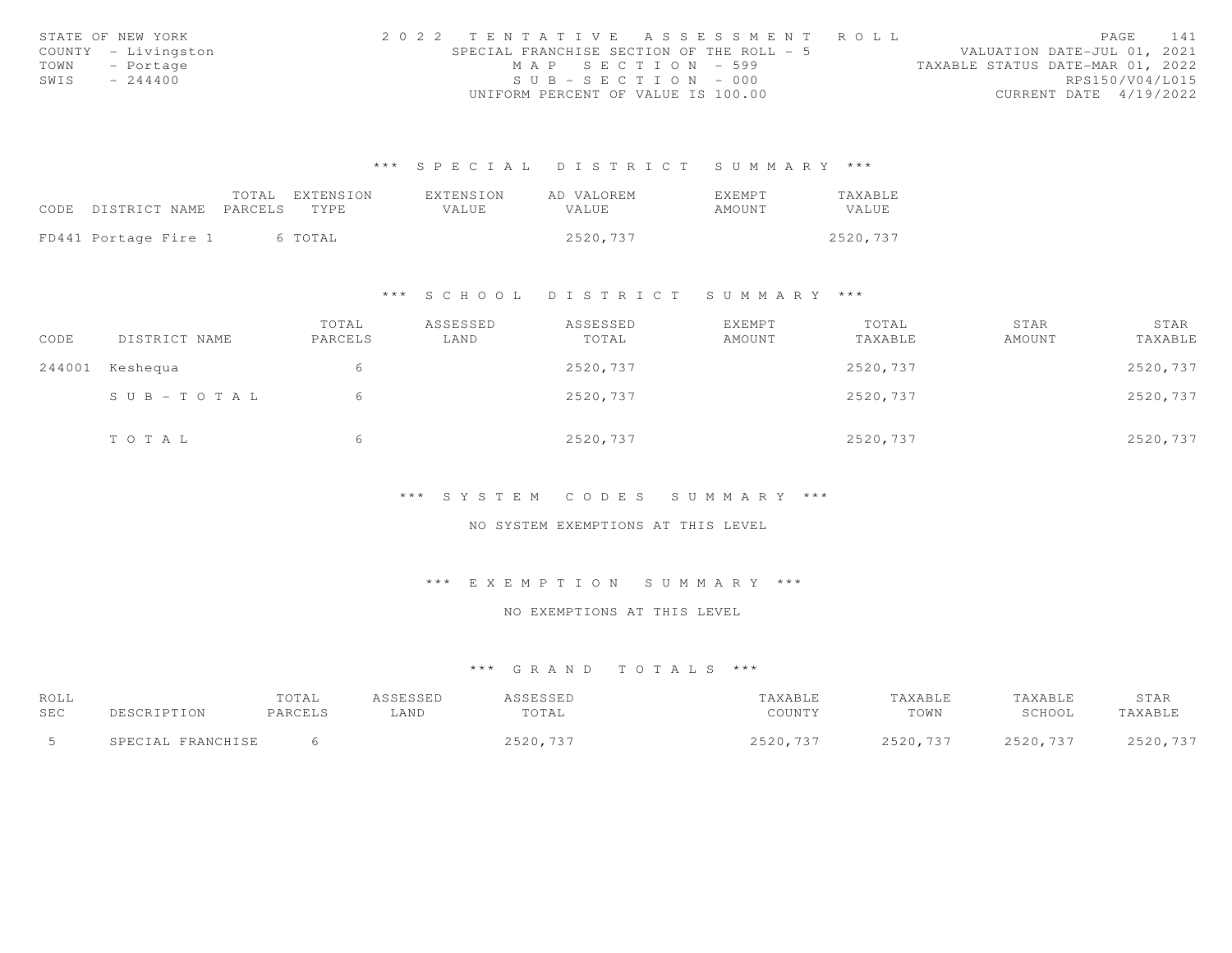STATE OF NEW YORK
COUNTY - Livingston
TOWN - Portage
SWIS - 244400

2 0 2 2 T E N T A T I V E A S S E S S M E N T R O L L
SPECIAL FRANCHISE SECTION OF THE ROLL - 5
M A P S E C T I O N - 599
S U B - S E C T I O N - 000
UNIFORM PERCENT OF VALUE IS 100.00

VALUATION DATE-JUL 01, 2021
TAXABLE STATUS DATE-MAR 01, 2022
RPS150/V04/L015
CURRENT DATE 4/19/2022

### *** S P E C I A L D I S T R I C T S U M M A R Y ***

| CODE | DISTRICT NAME | TOTAL PARCELS | EXTENSION TYPE | EXTENSION VALUE | AD VALOREM VALUE | EXEMPT AMOUNT | TAXABLE VALUE |
|---|---|---|---|---|---|---|---|
| FD441 | Portage Fire 1 | 6 | TOTAL | | 2520,737 | | 2520,737 |

### *** S C H O O L D I S T R I C T S U M M A R Y ***

| CODE | DISTRICT NAME | TOTAL PARCELS | ASSESSED LAND | ASSESSED TOTAL | EXEMPT AMOUNT | TOTAL TAXABLE | STAR AMOUNT | STAR TAXABLE |
|---|---|---|---|---|---|---|---|---|
| 244001 | Keshequa | 6 | | 2520,737 | | 2520,737 | | 2520,737 |
| | S U B - T O T A L | 6 | | 2520,737 | | 2520,737 | | 2520,737 |
| | T O T A L | 6 | | 2520,737 | | 2520,737 | | 2520,737 |

### *** S Y S T E M C O D E S S U M M A R Y ***

NO SYSTEM EXEMPTIONS AT THIS LEVEL

### *** E X E M P T I O N S U M M A R Y ***

NO EXEMPTIONS AT THIS LEVEL

### *** G R A N D T O T A L S ***

| ROLL SEC | DESCRIPTION | TOTAL PARCELS | ASSESSED LAND | ASSESSED TOTAL | TAXABLE COUNTY | TAXABLE TOWN | TAXABLE SCHOOL | STAR TAXABLE |
|---|---|---|---|---|---|---|---|---|
| 5 | SPECIAL FRANCHISE | 6 | | 2520,737 | 2520,737 | 2520,737 | 2520,737 | 2520,737 |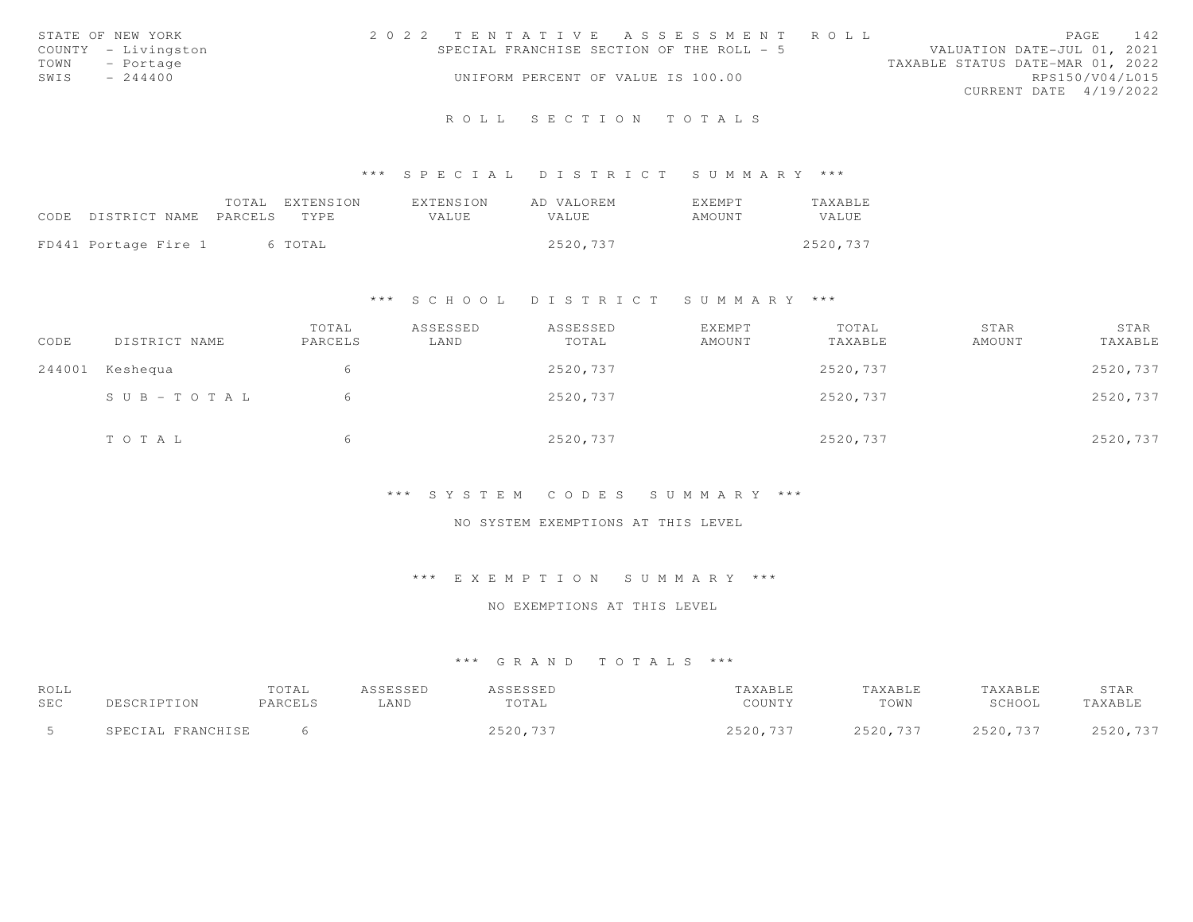STATE OF NEW YORK
COUNTY - Livingston
TOWN - Portage
SWIS - 244400

2 0 2 2 T E N T A T I V E A S S E S S M E N T R O L L
SPECIAL FRANCHISE SECTION OF THE ROLL - 5
UNIFORM PERCENT OF VALUE IS 100.00

VALUATION DATE-JUL 01, 2021
TAXABLE STATUS DATE-MAR 01, 2022
RPS150/V04/L015
CURRENT DATE 4/19/2022

# R O L L S E C T I O N T O T A L S

## *** S P E C I A L D I S T R I C T S U M M A R Y ***

| CODE | DISTRICT NAME | TOTAL PARCELS | EXTENSION TYPE | EXTENSION VALUE | AD VALOREM VALUE | EXEMPT AMOUNT | TAXABLE VALUE |
|---|---|---|---|---|---|---|---|
| FD441 | Portage Fire 1 | 6 | TOTAL | | 2520,737 | | 2520,737 |

## *** S C H O O L D I S T R I C T S U M M A R Y ***

| CODE | DISTRICT NAME | TOTAL PARCELS | ASSESSED LAND | ASSESSED TOTAL | EXEMPT AMOUNT | TOTAL TAXABLE | STAR AMOUNT | STAR TAXABLE |
|---|---|---|---|---|---|---|---|---|
| 244001 | Keshequa | 6 | | 2520,737 | | 2520,737 | | 2520,737 |
| | S U B - T O T A L | 6 | | 2520,737 | | 2520,737 | | 2520,737 |
| | T O T A L | 6 | | 2520,737 | | 2520,737 | | 2520,737 |

## *** S Y S T E M C O D E S S U M M A R Y ***

NO SYSTEM EXEMPTIONS AT THIS LEVEL

## *** E X E M P T I O N S U M M A R Y ***

NO EXEMPTIONS AT THIS LEVEL

## *** G R A N D T O T A L S ***

| ROLL SEC | DESCRIPTION | TOTAL PARCELS | ASSESSED LAND | ASSESSED TOTAL | TAXABLE COUNTY | TAXABLE TOWN | TAXABLE SCHOOL | STAR TAXABLE |
|---|---|---|---|---|---|---|---|---|
| 5 | SPECIAL FRANCHISE | 6 | | 2520,737 | 2520,737 | 2520,737 | 2520,737 | 2520,737 |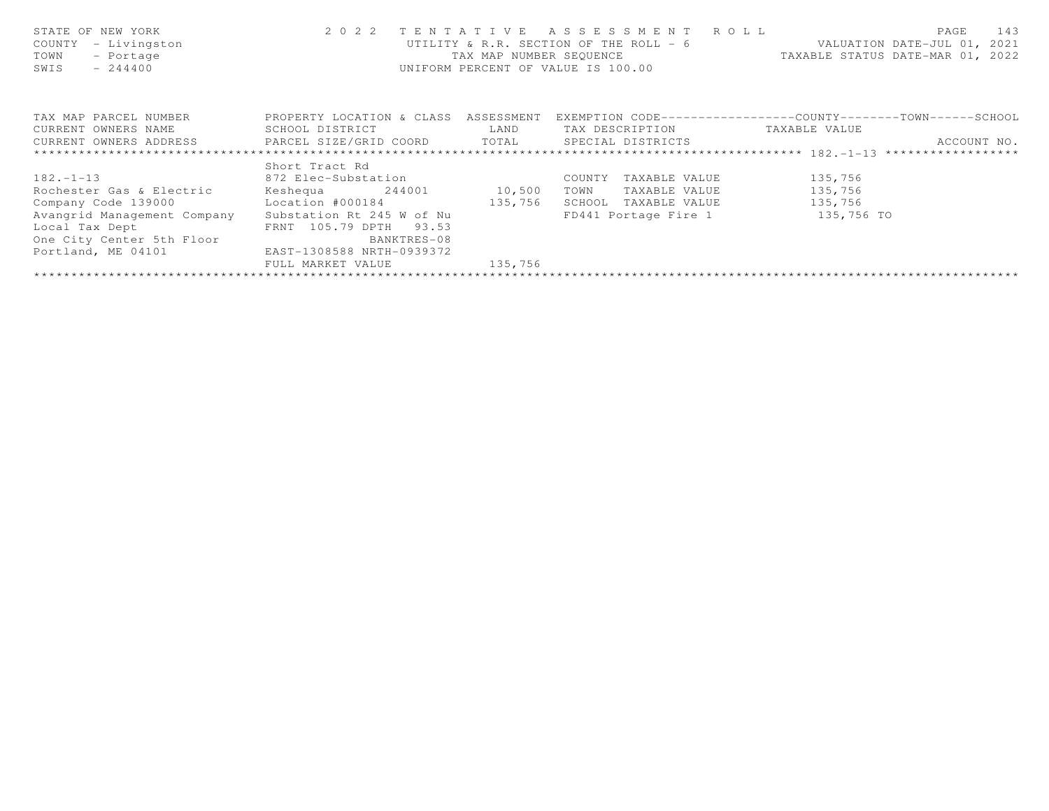STATE OF NEW YORK
COUNTY - Livingston
TOWN - Portage
SWIS - 244400

2 0 2 2 T E N T A T I V E A S S E S S M E N T R O L L
UTILITY & R.R. SECTION OF THE ROLL - 6
TAX MAP NUMBER SEQUENCE
UNIFORM PERCENT OF VALUE IS 100.00

VALUATION DATE-JUL 01, 2021
TAXABLE STATUS DATE-MAR 01, 2022

| TAX MAP PARCEL NUMBER / CURRENT OWNERS NAME / CURRENT OWNERS ADDRESS | PROPERTY LOCATION & CLASS / SCHOOL DISTRICT / PARCEL SIZE/GRID COORD | ASSESSMENT LAND / TOTAL | EXEMPTION CODE / TAX DESCRIPTION / SPECIAL DISTRICTS | COUNTY / TOWN / SCHOOL TAXABLE VALUE | ACCOUNT NO. |
|---|---|---|---|---|---|
| 182.-1-13 | Short Tract Rd | | | | |
| 182.-1-13 | 872 Elec-Substation | | COUNTY TAXABLE VALUE | 135,756 | |
| Rochester Gas & Electric | Keshequa 244001 | 10,500 | TOWN TAXABLE VALUE | 135,756 | |
| Company Code 139000 | Location #000184 | 135,756 | SCHOOL TAXABLE VALUE | 135,756 | |
| Avangrid Management Company | Substation Rt 245 W of Nu | | FD441 Portage Fire 1 | 135,756 TO | |
| Local Tax Dept | FRNT 105.79 DPTH 93.53 | | | | |
| One City Center 5th Floor | BANKTRES-08 | | | | |
| Portland, ME 04101 | EAST-1308588 NRTH-0939372 | | | | |
| | FULL MARKET VALUE | 135,756 | | | |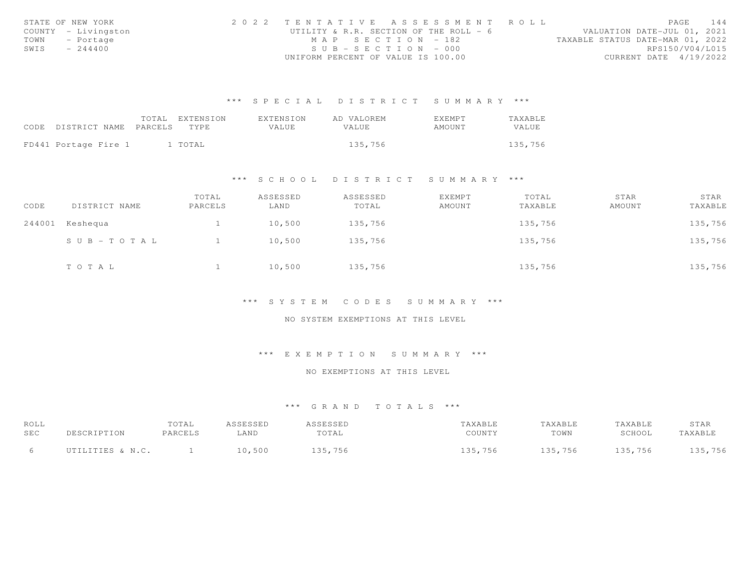STATE OF NEW YORK
COUNTY - Livingston
TOWN - Portage
SWIS - 244400

2022 TENTATIVE ASSESSMENT ROLL
UTILITY & R.R. SECTION OF THE ROLL - 6
MAP SECTION - 182
SUB-SECTION - 000
UNIFORM PERCENT OF VALUE IS 100.00

VALUATION DATE-JUL 01, 2021
TAXABLE STATUS DATE-MAR 01, 2022
RPS150/V04/L015
CURRENT DATE 4/19/2022

## *** SPECIAL DISTRICT SUMMARY ***

| CODE | DISTRICT NAME | TOTAL PARCELS | EXTENSION TYPE | EXTENSION VALUE | AD VALOREM VALUE | EXEMPT AMOUNT | TAXABLE VALUE |
|---|---|---|---|---|---|---|---|
| FD441 | Portage Fire 1 | 1 | TOTAL | | 135,756 | | 135,756 |

## *** SCHOOL DISTRICT SUMMARY ***

| CODE | DISTRICT NAME | TOTAL PARCELS | ASSESSED LAND | ASSESSED TOTAL | EXEMPT AMOUNT | TOTAL TAXABLE | STAR AMOUNT | STAR TAXABLE |
|---|---|---|---|---|---|---|---|---|
| 244001 | Keshequa | 1 | 10,500 | 135,756 | | 135,756 | | 135,756 |
| | SUB-TOTAL | 1 | 10,500 | 135,756 | | 135,756 | | 135,756 |
| | TOTAL | 1 | 10,500 | 135,756 | | 135,756 | | 135,756 |

## *** SYSTEM CODES SUMMARY ***

NO SYSTEM EXEMPTIONS AT THIS LEVEL

## *** EXEMPTION SUMMARY ***

NO EXEMPTIONS AT THIS LEVEL

## *** GRAND TOTALS ***

| ROLL SEC | DESCRIPTION | TOTAL PARCELS | ASSESSED LAND | ASSESSED TOTAL | TAXABLE COUNTY | TAXABLE TOWN | TAXABLE SCHOOL | STAR TAXABLE |
|---|---|---|---|---|---|---|---|---|
| 6 | UTILITIES & N.C. | 1 | 10,500 | 135,756 | 135,756 | 135,756 | 135,756 | 135,756 |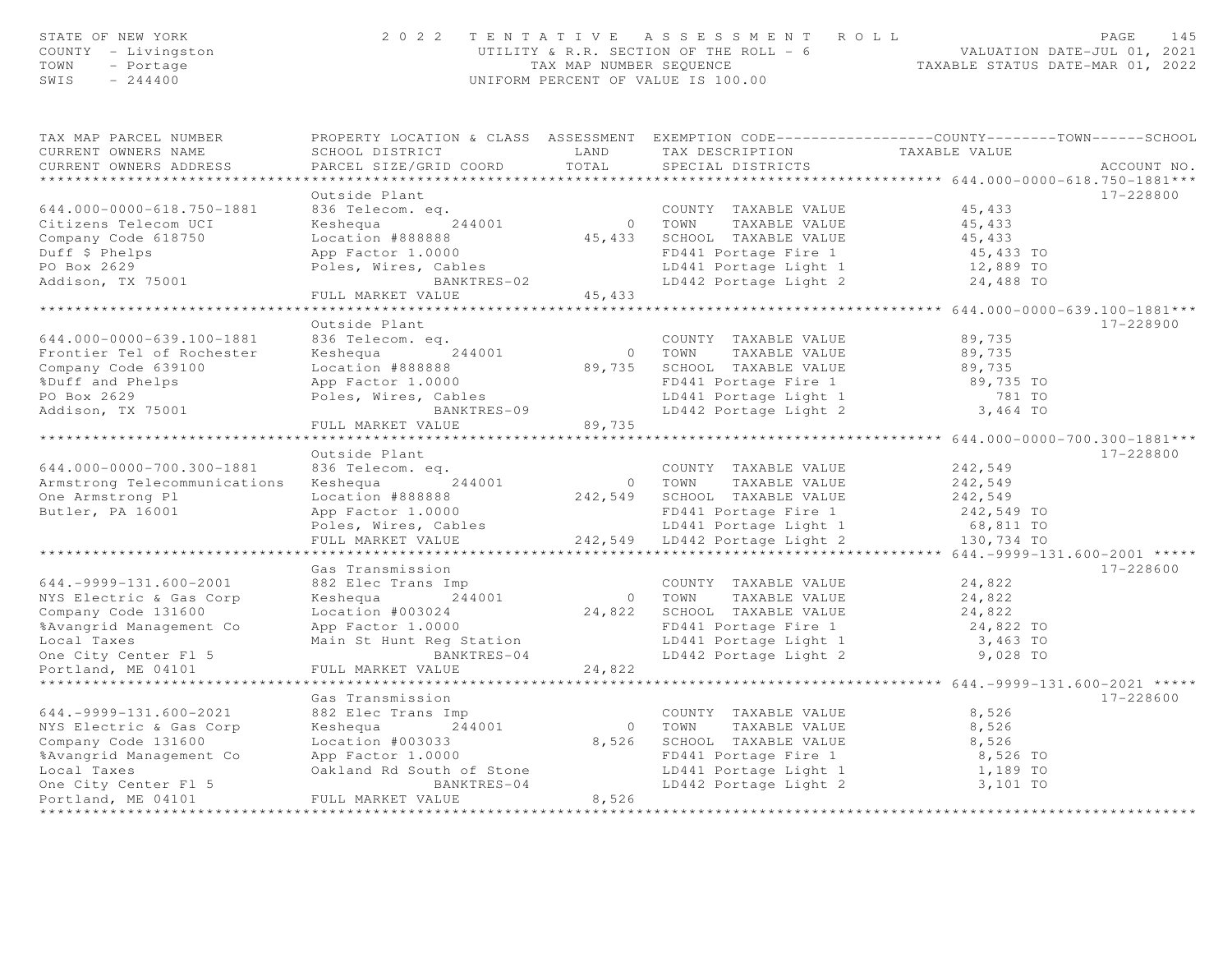STATE OF NEW YORK
COUNTY - Livingston
TOWN - Portage
SWIS - 244400

2022 TENTATIVE ASSESSMENT ROLL
UTILITY & R.R. SECTION OF THE ROLL - 6
TAX MAP NUMBER SEQUENCE
UNIFORM PERCENT OF VALUE IS 100.00

VALUATION DATE-JUL 01, 2021
TAXABLE STATUS DATE-MAR 01, 2022

| TAX MAP PARCEL NUMBER / CURRENT OWNERS NAME / CURRENT OWNERS ADDRESS | PROPERTY LOCATION & CLASS / SCHOOL DISTRICT / PARCEL SIZE/GRID COORD | ASSESSMENT LAND | ASSESSMENT TOTAL | EXEMPTION CODE / TAX DESCRIPTION / SPECIAL DISTRICTS | TAXABLE VALUE (COUNTY--TOWN--SCHOOL) | ACCOUNT NO. |
|---|---|---|---|---|---|---|
| **644.000-0000-618.750-1881** | Outside Plant | | | | | 17-228800 |
| 644.000-0000-618.750-1881 | 836 Telecom. eq. | | | COUNTY TAXABLE VALUE | 45,433 | |
| Citizens Telecom UCI | Keshequa 244001 | 0 | | TOWN TAXABLE VALUE | 45,433 | |
| Company Code 618750 | Location #888888 | | 45,433 | SCHOOL TAXABLE VALUE | 45,433 | |
| Duff $ Phelps | App Factor 1.0000 | | | FD441 Portage Fire 1 | 45,433 TO | |
| PO Box 2629 | Poles, Wires, Cables | | | LD441 Portage Light 1 | 12,889 TO | |
| Addison, TX 75001 | BANKTRES-02 | | | LD442 Portage Light 2 | 24,488 TO | |
| | FULL MARKET VALUE | | 45,433 | | | |
| **644.000-0000-639.100-1881** | Outside Plant | | | | | 17-228900 |
| 644.000-0000-639.100-1881 | 836 Telecom. eq. | | | COUNTY TAXABLE VALUE | 89,735 | |
| Frontier Tel of Rochester | Keshequa 244001 | 0 | | TOWN TAXABLE VALUE | 89,735 | |
| Company Code 639100 | Location #888888 | | 89,735 | SCHOOL TAXABLE VALUE | 89,735 | |
| %Duff and Phelps | App Factor 1.0000 | | | FD441 Portage Fire 1 | 89,735 TO | |
| PO Box 2629 | Poles, Wires, Cables | | | LD441 Portage Light 1 | 781 TO | |
| Addison, TX 75001 | BANKTRES-09 | | | LD442 Portage Light 2 | 3,464 TO | |
| | FULL MARKET VALUE | | 89,735 | | | |
| **644.000-0000-700.300-1881** | Outside Plant | | | | | 17-228800 |
| 644.000-0000-700.300-1881 | 836 Telecom. eq. | | | COUNTY TAXABLE VALUE | 242,549 | |
| Armstrong Telecommunications | Keshequa 244001 | 0 | | TOWN TAXABLE VALUE | 242,549 | |
| One Armstrong Pl | Location #888888 | | 242,549 | SCHOOL TAXABLE VALUE | 242,549 | |
| Butler, PA 16001 | App Factor 1.0000 | | | FD441 Portage Fire 1 | 242,549 TO | |
| | Poles, Wires, Cables | | | LD441 Portage Light 1 | 68,811 TO | |
| | FULL MARKET VALUE | | 242,549 | LD442 Portage Light 2 | 130,734 TO | |
| **644.-9999-131.600-2001** | Gas Transmission | | | | | 17-228600 |
| 644.-9999-131.600-2001 | 882 Elec Trans Imp | | | COUNTY TAXABLE VALUE | 24,822 | |
| NYS Electric & Gas Corp | Keshequa 244001 | 0 | | TOWN TAXABLE VALUE | 24,822 | |
| Company Code 131600 | Location #003024 | | 24,822 | SCHOOL TAXABLE VALUE | 24,822 | |
| %Avangrid Management Co | App Factor 1.0000 | | | FD441 Portage Fire 1 | 24,822 TO | |
| Local Taxes | Main St Hunt Reg Station | | | LD441 Portage Light 1 | 3,463 TO | |
| One City Center Fl 5 | BANKTRES-04 | | | LD442 Portage Light 2 | 9,028 TO | |
| Portland, ME 04101 | FULL MARKET VALUE | | 24,822 | | | |
| **644.-9999-131.600-2021** | Gas Transmission | | | | | 17-228600 |
| 644.-9999-131.600-2021 | 882 Elec Trans Imp | | | COUNTY TAXABLE VALUE | 8,526 | |
| NYS Electric & Gas Corp | Keshequa 244001 | 0 | | TOWN TAXABLE VALUE | 8,526 | |
| Company Code 131600 | Location #003033 | | 8,526 | SCHOOL TAXABLE VALUE | 8,526 | |
| %Avangrid Management Co | App Factor 1.0000 | | | FD441 Portage Fire 1 | 8,526 TO | |
| Local Taxes | Oakland Rd South of Stone | | | LD441 Portage Light 1 | 1,189 TO | |
| One City Center Fl 5 | BANKTRES-04 | | | LD442 Portage Light 2 | 3,101 TO | |
| Portland, ME 04101 | FULL MARKET VALUE | | 8,526 | | | |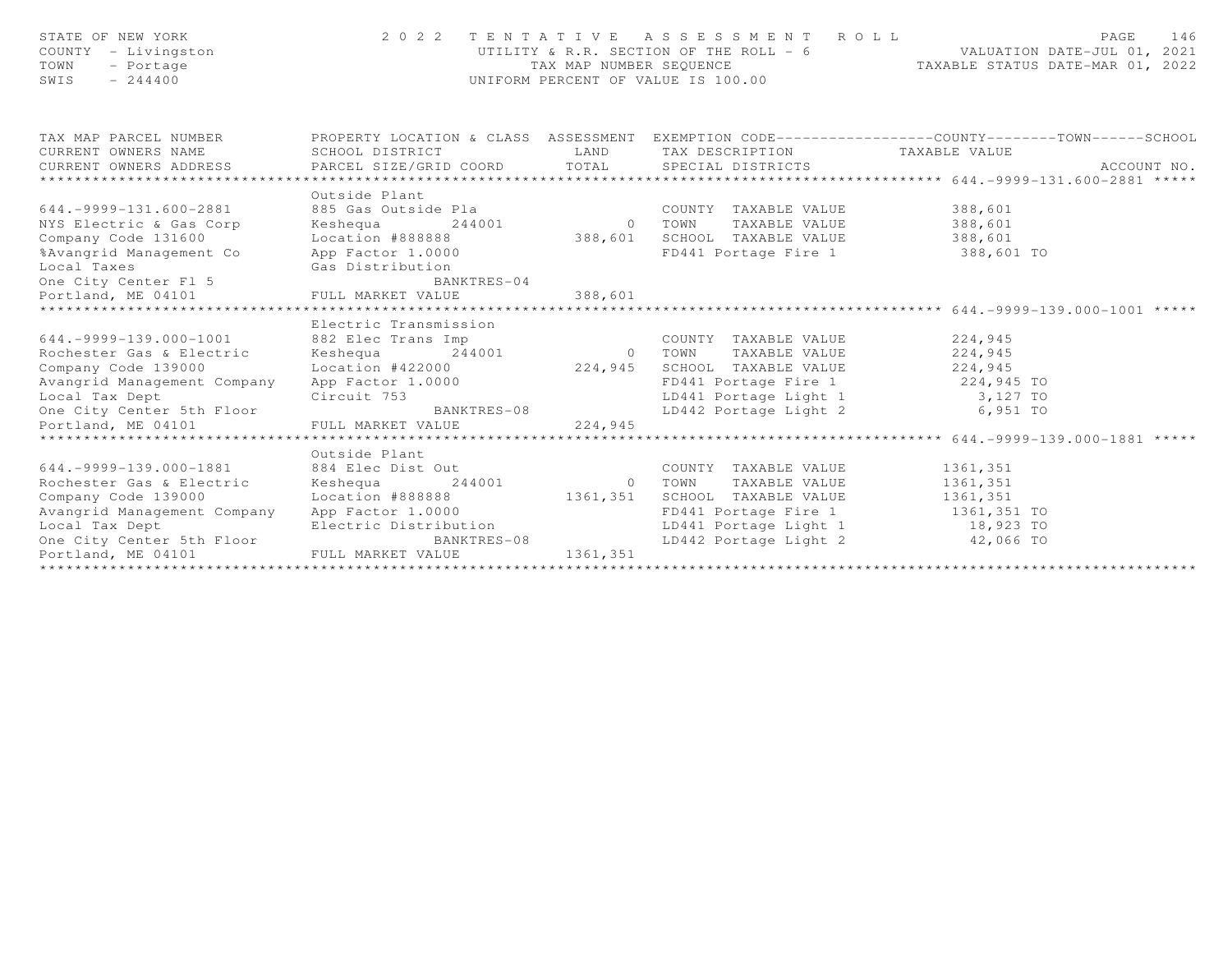STATE OF NEW YORK
COUNTY - Livingston
TOWN - Portage
SWIS - 244400

# 2022 TENTATIVE ASSESSMENT ROLL

UTILITY & R.R. SECTION OF THE ROLL - 6
TAX MAP NUMBER SEQUENCE
UNIFORM PERCENT OF VALUE IS 100.00

VALUATION DATE-JUL 01, 2021
TAXABLE STATUS DATE-MAR 01, 2022

| TAX MAP PARCEL NUMBER / CURRENT OWNERS NAME / CURRENT OWNERS ADDRESS | PROPERTY LOCATION & CLASS / SCHOOL DISTRICT / PARCEL SIZE/GRID COORD | ASSESSMENT LAND / TOTAL | EXEMPTION CODE / TAX DESCRIPTION / SPECIAL DISTRICTS | TAXABLE VALUE (COUNTY / TOWN / SCHOOL) | ACCOUNT NO. |
|---|---|---|---|---|---|
| **644.-9999-131.600-2881** | Outside Plant | | | | |
| 644.-9999-131.600-2881 | 885 Gas Outside Pla | | COUNTY TAXABLE VALUE | 388,601 | |
| NYS Electric & Gas Corp | Keshequa 244001 | 0 | TOWN TAXABLE VALUE | 388,601 | |
| Company Code 131600 | Location #888888 | 388,601 | SCHOOL TAXABLE VALUE | 388,601 | |
| %Avangrid Management Co | App Factor 1.0000 | | FD441 Portage Fire 1 | 388,601 TO | |
| Local Taxes | Gas Distribution | | | | |
| One City Center Fl 5 | BANKTRES-04 | | | | |
| Portland, ME 04101 | FULL MARKET VALUE | 388,601 | | | |
| **644.-9999-139.000-1001** | Electric Transmission | | | | |
| 644.-9999-139.000-1001 | 882 Elec Trans Imp | | COUNTY TAXABLE VALUE | 224,945 | |
| Rochester Gas & Electric | Keshequa 244001 | 0 | TOWN TAXABLE VALUE | 224,945 | |
| Company Code 139000 | Location #422000 | 224,945 | SCHOOL TAXABLE VALUE | 224,945 | |
| Avangrid Management Company | App Factor 1.0000 | | FD441 Portage Fire 1 | 224,945 TO | |
| Local Tax Dept | Circuit 753 | | LD441 Portage Light 1 | 3,127 TO | |
| One City Center 5th Floor | BANKTRES-08 | | LD442 Portage Light 2 | 6,951 TO | |
| Portland, ME 04101 | FULL MARKET VALUE | 224,945 | | | |
| **644.-9999-139.000-1881** | Outside Plant | | | | |
| 644.-9999-139.000-1881 | 884 Elec Dist Out | | COUNTY TAXABLE VALUE | 1361,351 | |
| Rochester Gas & Electric | Keshequa 244001 | 0 | TOWN TAXABLE VALUE | 1361,351 | |
| Company Code 139000 | Location #888888 | 1361,351 | SCHOOL TAXABLE VALUE | 1361,351 | |
| Avangrid Management Company | App Factor 1.0000 | | FD441 Portage Fire 1 | 1361,351 TO | |
| Local Tax Dept | Electric Distribution | | LD441 Portage Light 1 | 18,923 TO | |
| One City Center 5th Floor | BANKTRES-08 | | LD442 Portage Light 2 | 42,066 TO | |
| Portland, ME 04101 | FULL MARKET VALUE | 1361,351 | | | |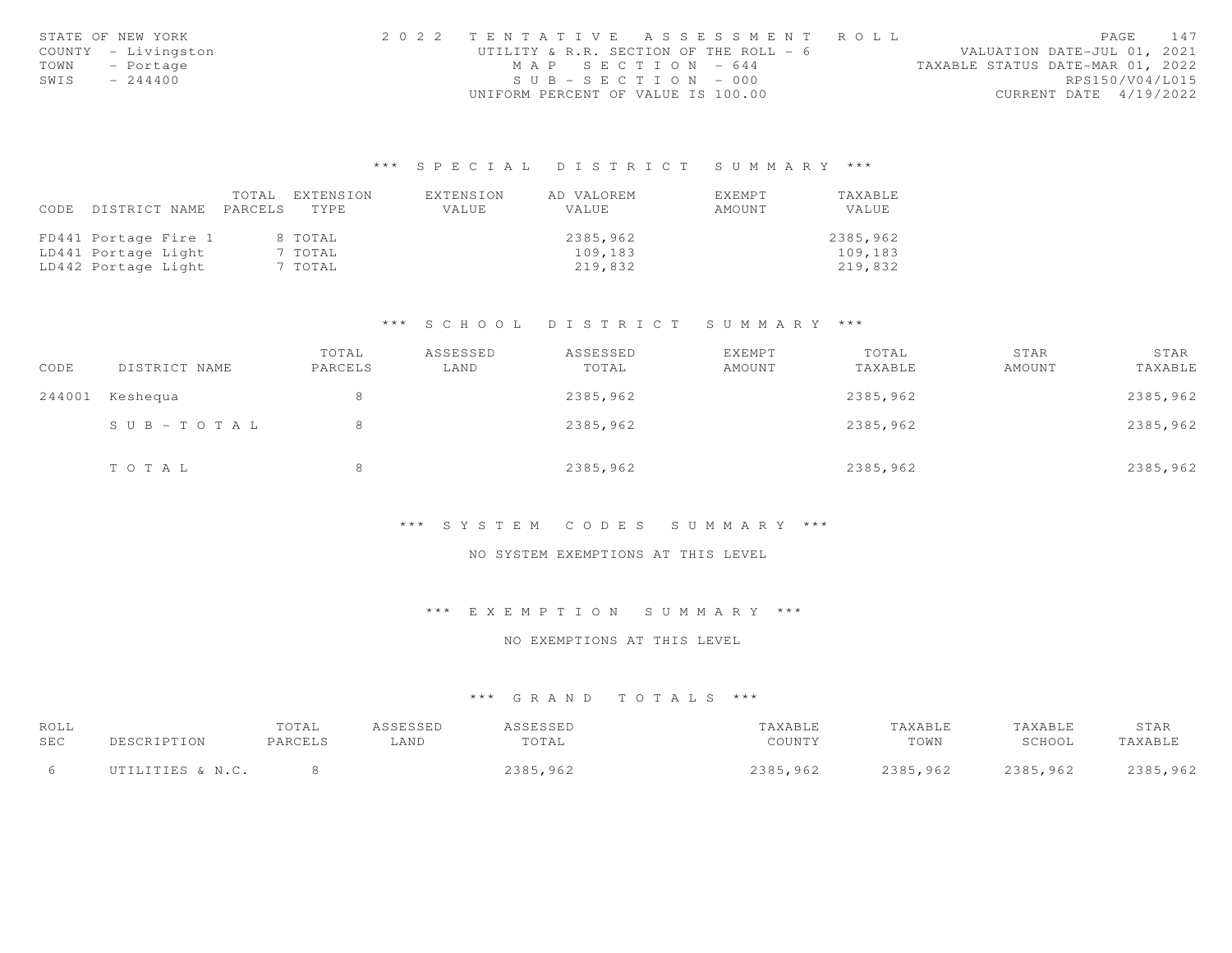STATE OF NEW YORK
COUNTY - Livingston
TOWN - Portage
SWIS - 244400

2022 TENTATIVE ASSESSMENT ROLL
UTILITY & R.R. SECTION OF THE ROLL - 6
MAP SECTION - 644
SUB-SECTION - 000
UNIFORM PERCENT OF VALUE IS 100.00

VALUATION DATE-JUL 01, 2021
TAXABLE STATUS DATE-MAR 01, 2022
RPS150/V04/L015
CURRENT DATE 4/19/2022

### *** SPECIAL DISTRICT SUMMARY ***

| CODE | DISTRICT NAME | TOTAL PARCELS | EXTENSION TYPE | EXTENSION VALUE | AD VALOREM VALUE | EXEMPT AMOUNT | TAXABLE VALUE |
|---|---|---|---|---|---|---|---|
| FD441 | Portage Fire 1 | 8 | TOTAL | | 2385,962 | | 2385,962 |
| LD441 | Portage Light | 7 | TOTAL | | 109,183 | | 109,183 |
| LD442 | Portage Light | 7 | TOTAL | | 219,832 | | 219,832 |

### *** SCHOOL DISTRICT SUMMARY ***

| CODE | DISTRICT NAME | TOTAL PARCELS | ASSESSED LAND | ASSESSED TOTAL | EXEMPT AMOUNT | TOTAL TAXABLE | STAR AMOUNT | STAR TAXABLE |
|---|---|---|---|---|---|---|---|---|
| 244001 | Keshequa | 8 | | 2385,962 | | 2385,962 | | 2385,962 |
| | SUB-TOTAL | 8 | | 2385,962 | | 2385,962 | | 2385,962 |
| | TOTAL | 8 | | 2385,962 | | 2385,962 | | 2385,962 |

### *** SYSTEM CODES SUMMARY ***

NO SYSTEM EXEMPTIONS AT THIS LEVEL

### *** EXEMPTION SUMMARY ***

NO EXEMPTIONS AT THIS LEVEL

### *** GRAND TOTALS ***

| ROLL SEC | DESCRIPTION | TOTAL PARCELS | ASSESSED LAND | ASSESSED TOTAL | TAXABLE COUNTY | TAXABLE TOWN | TAXABLE SCHOOL | STAR TAXABLE |
|---|---|---|---|---|---|---|---|---|
| 6 | UTILITIES & N.C. | 8 | | 2385,962 | 2385,962 | 2385,962 | 2385,962 | 2385,962 |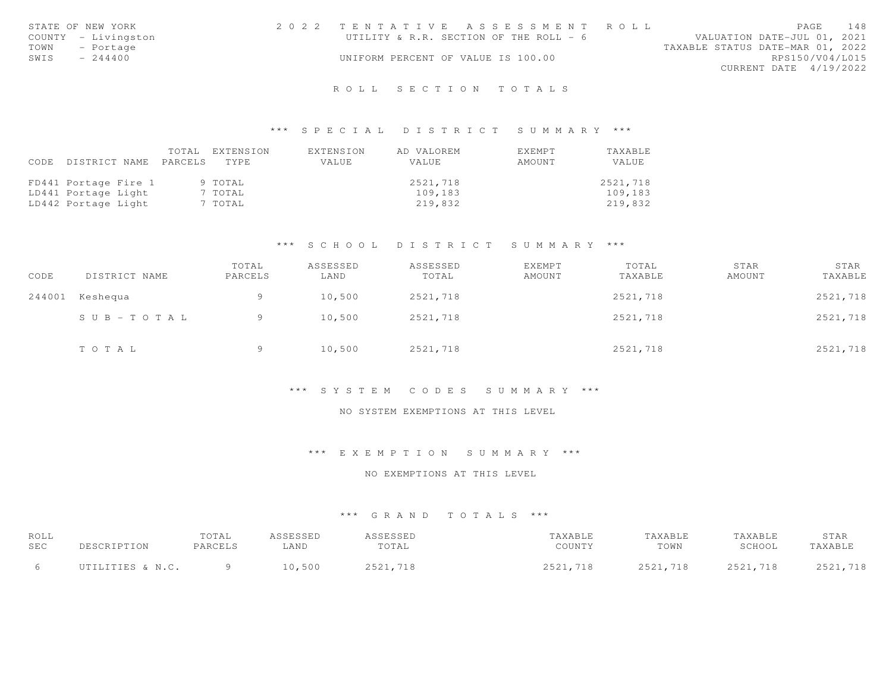STATE OF NEW YORK
COUNTY - Livingston
TOWN - Portage
SWIS - 244400

2022 TENTATIVE ASSESSMENT ROLL
UTILITY & R.R. SECTION OF THE ROLL - 6
UNIFORM PERCENT OF VALUE IS 100.00

VALUATION DATE-JUL 01, 2021
TAXABLE STATUS DATE-MAR 01, 2022
RPS150/V04/L015
CURRENT DATE 4/19/2022

## ROLL SECTION TOTALS

### *** SPECIAL DISTRICT SUMMARY ***

| CODE | DISTRICT NAME | TOTAL PARCELS | EXTENSION TYPE | EXTENSION VALUE | AD VALOREM VALUE | EXEMPT AMOUNT | TAXABLE VALUE |
|---|---|---|---|---|---|---|---|
| FD441 | Portage Fire 1 | 9 | TOTAL | | 2521,718 | | 2521,718 |
| LD441 | Portage Light | 7 | TOTAL | | 109,183 | | 109,183 |
| LD442 | Portage Light | 7 | TOTAL | | 219,832 | | 219,832 |

### *** SCHOOL DISTRICT SUMMARY ***

| CODE | DISTRICT NAME | TOTAL PARCELS | ASSESSED LAND | ASSESSED TOTAL | EXEMPT AMOUNT | TOTAL TAXABLE | STAR AMOUNT | STAR TAXABLE |
|---|---|---|---|---|---|---|---|---|
| 244001 | Keshequa | 9 | 10,500 | 2521,718 | | 2521,718 | | 2521,718 |
| | SUB-TOTAL | 9 | 10,500 | 2521,718 | | 2521,718 | | 2521,718 |
| | TOTAL | 9 | 10,500 | 2521,718 | | 2521,718 | | 2521,718 |

### *** SYSTEM CODES SUMMARY ***

NO SYSTEM EXEMPTIONS AT THIS LEVEL

### *** EXEMPTION SUMMARY ***

NO EXEMPTIONS AT THIS LEVEL

### *** GRAND TOTALS ***

| ROLL SEC | DESCRIPTION | TOTAL PARCELS | ASSESSED LAND | ASSESSED TOTAL | TAXABLE COUNTY | TAXABLE TOWN | TAXABLE SCHOOL | STAR TAXABLE |
|---|---|---|---|---|---|---|---|---|
| 6 | UTILITIES & N.C. | 9 | 10,500 | 2521,718 | 2521,718 | 2521,718 | 2521,718 | 2521,718 |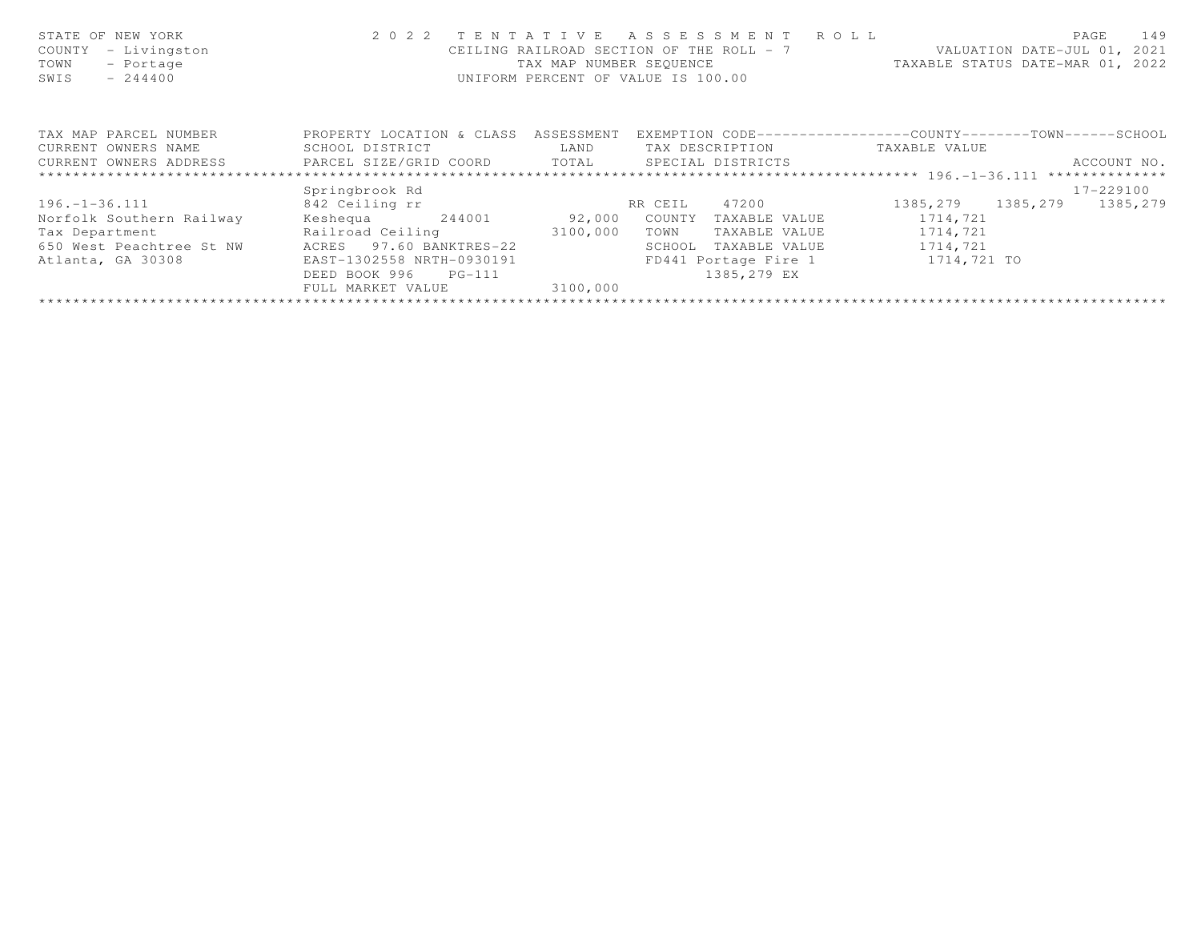STATE OF NEW YORK
COUNTY - Livingston
TOWN - Portage
SWIS - 244400

2022 TENTATIVE ASSESSMENT ROLL
CEILING RAILROAD SECTION OF THE ROLL - 7
TAX MAP NUMBER SEQUENCE
UNIFORM PERCENT OF VALUE IS 100.00

VALUATION DATE-JUL 01, 2021
TAXABLE STATUS DATE-MAR 01, 2022

| TAX MAP PARCEL NUMBER / CURRENT OWNERS NAME / CURRENT OWNERS ADDRESS | PROPERTY LOCATION & CLASS / SCHOOL DISTRICT / PARCEL SIZE/GRID COORD | ASSESSMENT LAND / TOTAL | EXEMPTION CODE / TAX DESCRIPTION / SPECIAL DISTRICTS | COUNTY TAXABLE VALUE | TOWN | SCHOOL / ACCOUNT NO. |
|---|---|---|---|---|---|---|
| 196.-1-36.111 | Springbrook Rd | | | | | 17-229100 |
| 196.-1-36.111 | 842 Ceiling rr | | RR CEIL 47200 | 1385,279 | 1385,279 | 1385,279 |
| Norfolk Southern Railway | Keshequa 244001 | 92,000 | COUNTY TAXABLE VALUE | 1714,721 | | |
| Tax Department | Railroad Ceiling | 3100,000 | TOWN TAXABLE VALUE | 1714,721 | | |
| 650 West Peachtree St NW | ACRES 97.60 BANKTRES-22 | | SCHOOL TAXABLE VALUE | 1714,721 | | |
| Atlanta, GA 30308 | EAST-1302558 NRTH-0930191 | | FD441 Portage Fire 1 | 1714,721 TO | | |
| | DEED BOOK 996 PG-111 | | 1385,279 EX | | | |
| | FULL MARKET VALUE | 3100,000 | | | | |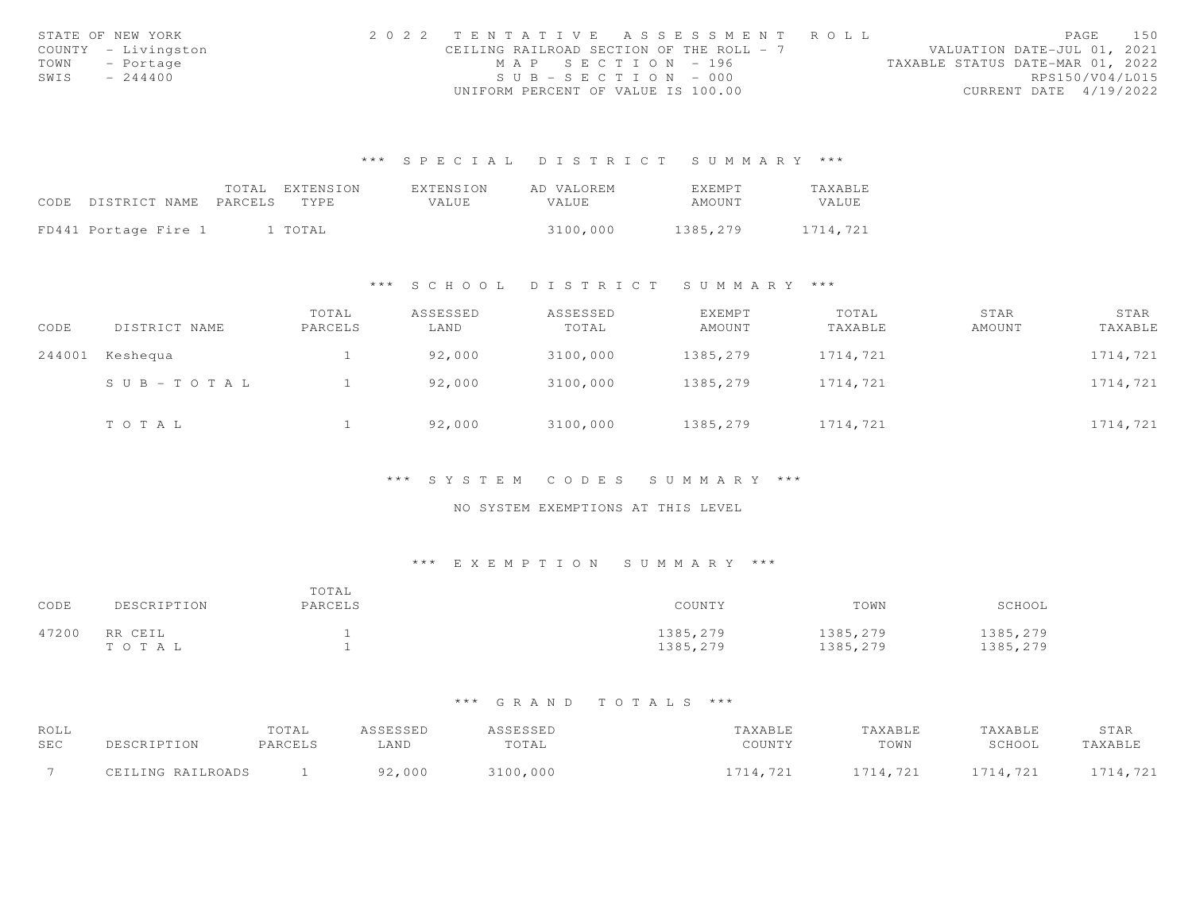STATE OF NEW YORK
COUNTY - Livingston
TOWN - Portage
SWIS - 244400

2022 TENTATIVE ASSESSMENT ROLL
CEILING RAILROAD SECTION OF THE ROLL - 7
MAP SECTION - 196
SUB-SECTION - 000
UNIFORM PERCENT OF VALUE IS 100.00

VALUATION DATE-JUL 01, 2021
TAXABLE STATUS DATE-MAR 01, 2022
RPS150/V04/L015
CURRENT DATE 4/19/2022

### *** SPECIAL DISTRICT SUMMARY ***

| CODE DISTRICT NAME | TOTAL PARCELS | EXTENSION TYPE | EXTENSION VALUE | AD VALOREM VALUE | EXEMPT AMOUNT | TAXABLE VALUE |
|---|---|---|---|---|---|---|
| FD441 Portage Fire 1 | 1 | TOTAL | | 3100,000 | 1385,279 | 1714,721 |

### *** SCHOOL DISTRICT SUMMARY ***

| CODE | DISTRICT NAME | TOTAL PARCELS | ASSESSED LAND | ASSESSED TOTAL | EXEMPT AMOUNT | TOTAL TAXABLE | STAR AMOUNT | STAR TAXABLE |
|---|---|---|---|---|---|---|---|---|
| 244001 | Keshequa | 1 | 92,000 | 3100,000 | 1385,279 | 1714,721 | | 1714,721 |
| | SUB-TOTAL | 1 | 92,000 | 3100,000 | 1385,279 | 1714,721 | | 1714,721 |
| | TOTAL | 1 | 92,000 | 3100,000 | 1385,279 | 1714,721 | | 1714,721 |

### *** SYSTEM CODES SUMMARY ***

NO SYSTEM EXEMPTIONS AT THIS LEVEL

### *** EXEMPTION SUMMARY ***

| CODE | DESCRIPTION | TOTAL PARCELS | COUNTY | TOWN | SCHOOL |
|---|---|---|---|---|---|
| 47200 | RR CEIL | 1 | 1385,279 | 1385,279 | 1385,279 |
| | TOTAL | 1 | 1385,279 | 1385,279 | 1385,279 |

### *** GRAND TOTALS ***

| ROLL SEC | DESCRIPTION | TOTAL PARCELS | ASSESSED LAND | ASSESSED TOTAL | TAXABLE COUNTY | TAXABLE TOWN | TAXABLE SCHOOL | STAR TAXABLE |
|---|---|---|---|---|---|---|---|---|
| 7 | CEILING RAILROADS | 1 | 92,000 | 3100,000 | 1714,721 | 1714,721 | 1714,721 | 1714,721 |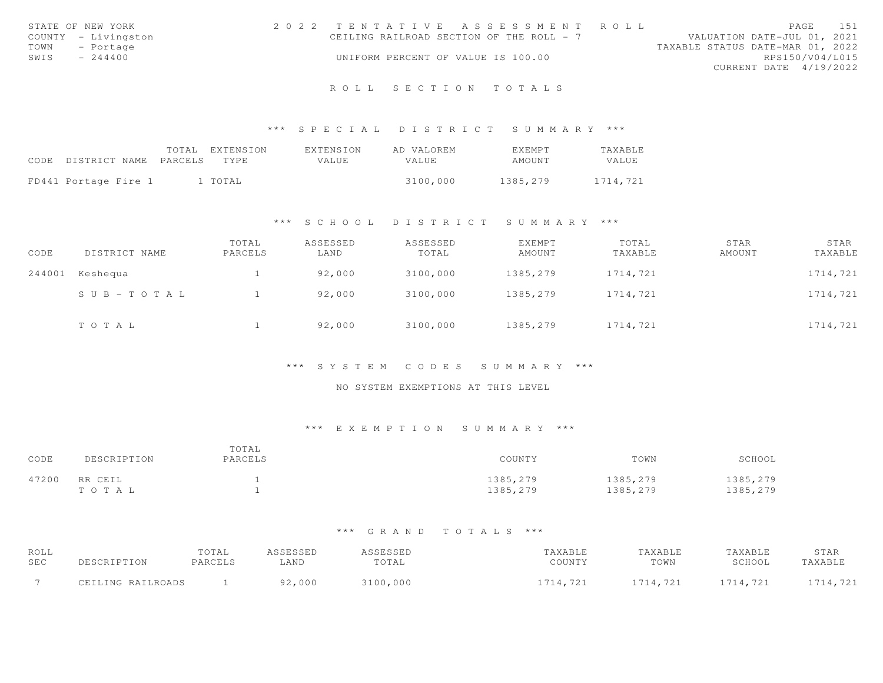STATE OF NEW YORK
COUNTY - Livingston
TOWN - Portage
SWIS - 244400

2 0 2 2 T E N T A T I V E A S S E S S M E N T R O L L
CEILING RAILROAD SECTION OF THE ROLL - 7
UNIFORM PERCENT OF VALUE IS 100.00

VALUATION DATE-JUL 01, 2021
TAXABLE STATUS DATE-MAR 01, 2022
RPS150/V04/L015
CURRENT DATE 4/19/2022

## R O L L S E C T I O N T O T A L S

### *** S P E C I A L D I S T R I C T S U M M A R Y ***

| CODE | DISTRICT NAME | TOTAL PARCELS | EXTENSION TYPE | EXTENSION VALUE | AD VALOREM VALUE | EXEMPT AMOUNT | TAXABLE VALUE |
|---|---|---|---|---|---|---|---|
| FD441 | Portage Fire 1 | 1 | TOTAL | | 3100,000 | 1385,279 | 1714,721 |

### *** S C H O O L D I S T R I C T S U M M A R Y ***

| CODE | DISTRICT NAME | TOTAL PARCELS | ASSESSED LAND | ASSESSED TOTAL | EXEMPT AMOUNT | TOTAL TAXABLE | STAR AMOUNT | STAR TAXABLE |
|---|---|---|---|---|---|---|---|---|
| 244001 | Keshequa | 1 | 92,000 | 3100,000 | 1385,279 | 1714,721 | | 1714,721 |
| | S U B - T O T A L | 1 | 92,000 | 3100,000 | 1385,279 | 1714,721 | | 1714,721 |
| | T O T A L | 1 | 92,000 | 3100,000 | 1385,279 | 1714,721 | | 1714,721 |

### *** S Y S T E M C O D E S S U M M A R Y ***

NO SYSTEM EXEMPTIONS AT THIS LEVEL

### *** E X E M P T I O N S U M M A R Y ***

| CODE | DESCRIPTION | TOTAL PARCELS | COUNTY | TOWN | SCHOOL |
|---|---|---|---|---|---|
| 47200 | RR CEIL | 1 | 1385,279 | 1385,279 | 1385,279 |
| | T O T A L | 1 | 1385,279 | 1385,279 | 1385,279 |

### *** G R A N D T O T A L S ***

| ROLL SEC | DESCRIPTION | TOTAL PARCELS | ASSESSED LAND | ASSESSED TOTAL | TAXABLE COUNTY | TAXABLE TOWN | TAXABLE SCHOOL | STAR TAXABLE |
|---|---|---|---|---|---|---|---|---|
| 7 | CEILING RAILROADS | 1 | 92,000 | 3100,000 | 1714,721 | 1714,721 | 1714,721 | 1714,721 |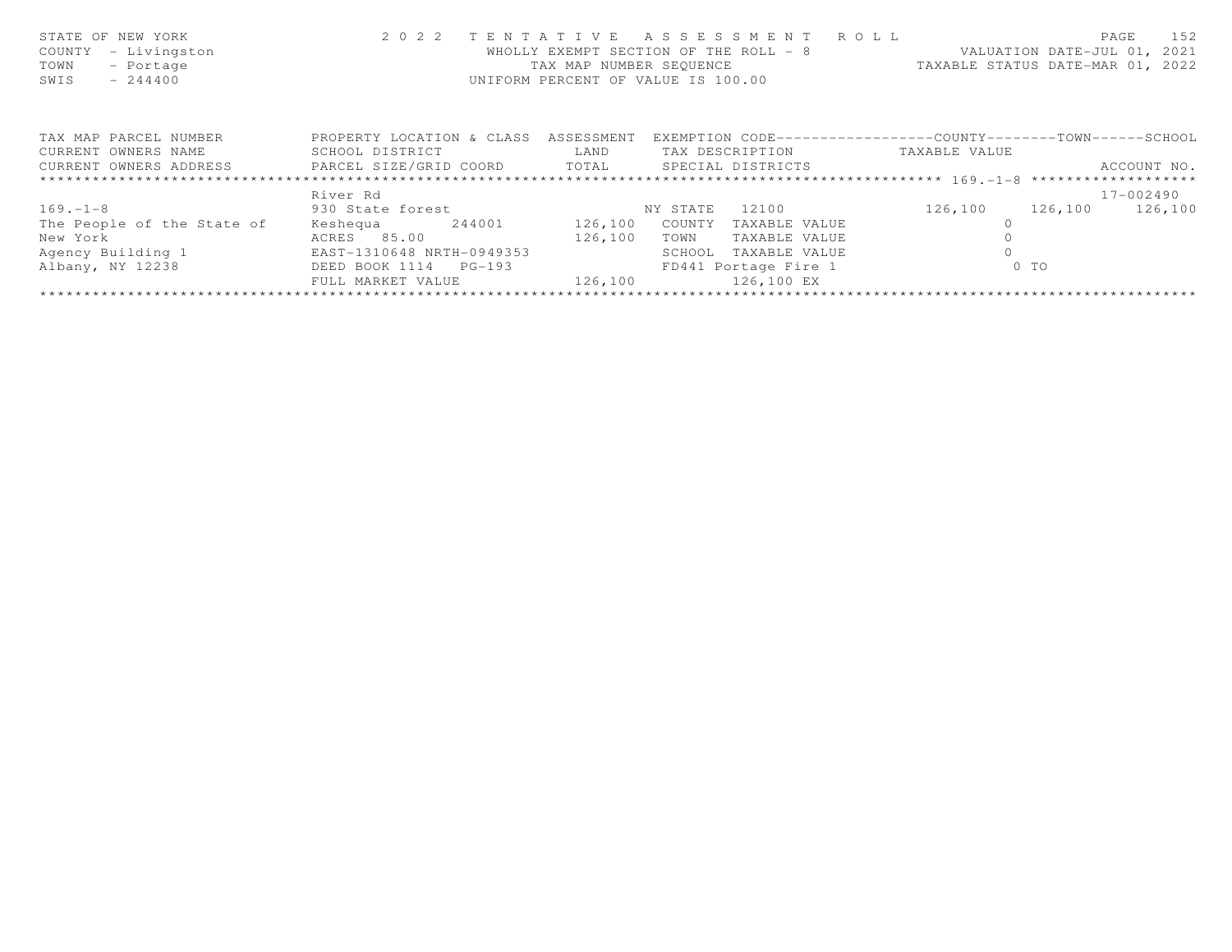STATE OF NEW YORK
COUNTY - Livingston
TOWN - Portage
SWIS - 244400

2 0 2 2 T E N T A T I V E A S S E S S M E N T R O L L
WHOLLY EXEMPT SECTION OF THE ROLL - 8
TAX MAP NUMBER SEQUENCE
UNIFORM PERCENT OF VALUE IS 100.00

VALUATION DATE-JUL 01, 2021
TAXABLE STATUS DATE-MAR 01, 2022

| TAX MAP PARCEL NUMBER<br>CURRENT OWNERS NAME<br>CURRENT OWNERS ADDRESS | PROPERTY LOCATION & CLASS<br>SCHOOL DISTRICT<br>PARCEL SIZE/GRID COORD | ASSESSMENT<br>LAND<br>TOTAL | EXEMPTION CODE<br>TAX DESCRIPTION<br>SPECIAL DISTRICTS | COUNTY<br>TAXABLE VALUE | TOWN | SCHOOL<br>ACCOUNT NO. |
|---|---|---|---|---|---|---|
| ****** 169.-1-8 ****** | | | | | | |
| | River Rd | | | | | 17-002490 |
| 169.-1-8 | 930 State forest | | NY STATE 12100 | 126,100 | 126,100 | 126,100 |
| The People of the State of | Keshequa 244001 | 126,100 | COUNTY TAXABLE VALUE | 0 | | |
| New York | ACRES 85.00 | 126,100 | TOWN TAXABLE VALUE | 0 | | |
| Agency Building 1 | EAST-1310648 NRTH-0949353 | | SCHOOL TAXABLE VALUE | 0 | | |
| Albany, NY 12238 | DEED BOOK 1114 PG-193 | | FD441 Portage Fire 1 | | 0 TO | |
| | FULL MARKET VALUE | 126,100 | 126,100 EX | | | |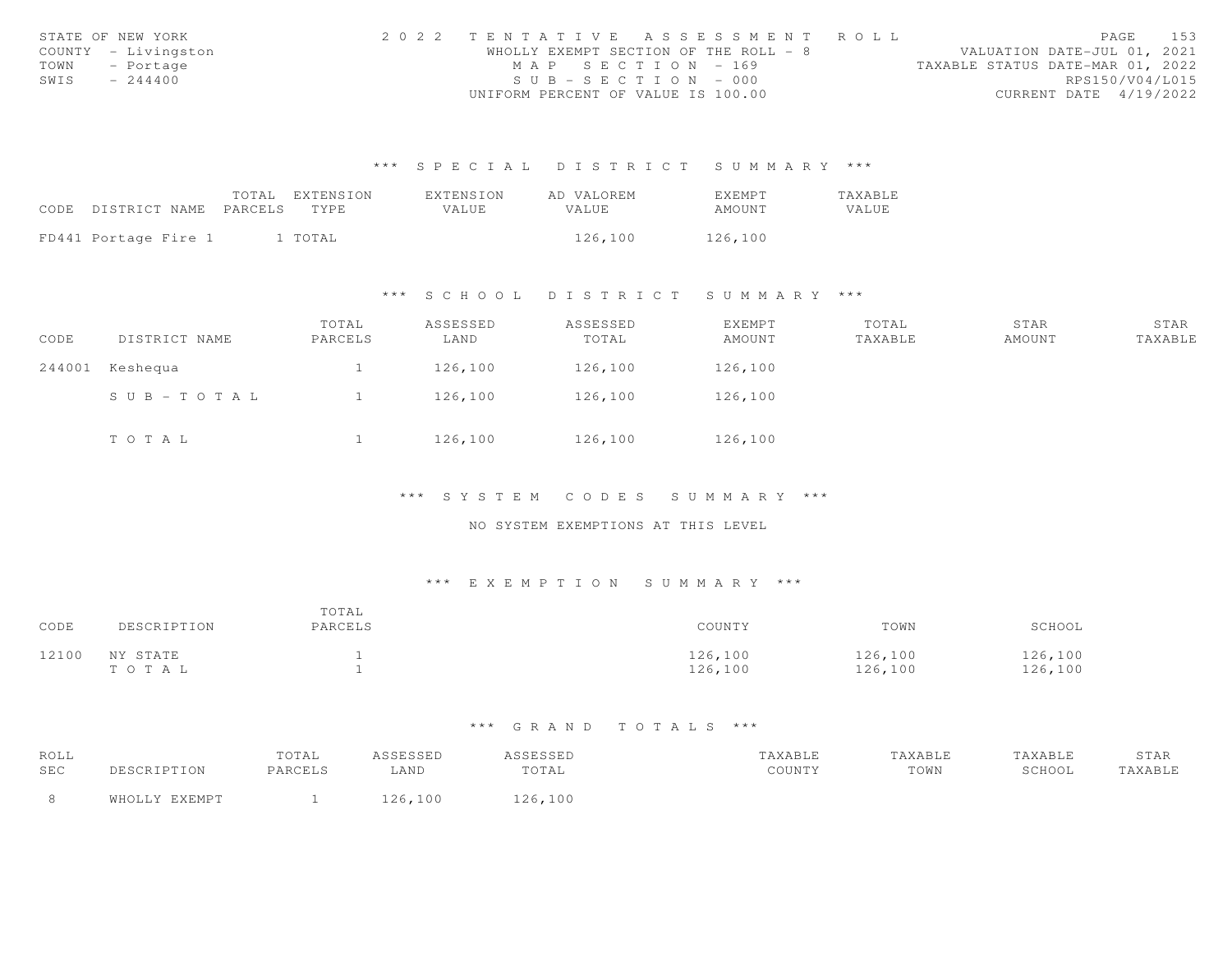STATE OF NEW YORK | COUNTY - Livingston | TOWN - Portage | SWIS - 244400

2 0 2 2 T E N T A T I V E A S S E S S M E N T R O L L
WHOLLY EXEMPT SECTION OF THE ROLL - 8
M A P S E C T I O N - 169
S U B - S E C T I O N - 000
UNIFORM PERCENT OF VALUE IS 100.00

VALUATION DATE-JUL 01, 2021
TAXABLE STATUS DATE-MAR 01, 2022
RPS150/V04/L015
CURRENT DATE 4/19/2022

## *** S P E C I A L D I S T R I C T S U M M A R Y ***

| CODE DISTRICT NAME | TOTAL PARCELS | EXTENSION TYPE | EXTENSION VALUE | AD VALOREM VALUE | EXEMPT AMOUNT | TAXABLE VALUE |
|---|---|---|---|---|---|---|
| FD441 Portage Fire 1 | 1 | TOTAL | | 126,100 | 126,100 | |

## *** S C H O O L D I S T R I C T S U M M A R Y ***

| CODE | DISTRICT NAME | TOTAL PARCELS | ASSESSED LAND | ASSESSED TOTAL | EXEMPT AMOUNT | TOTAL TAXABLE | STAR AMOUNT | STAR TAXABLE |
|---|---|---|---|---|---|---|---|---|
| 244001 | Keshequa | 1 | 126,100 | 126,100 | 126,100 | | | |
| | S U B - T O T A L | 1 | 126,100 | 126,100 | 126,100 | | | |
| | T O T A L | 1 | 126,100 | 126,100 | 126,100 | | | |

## *** S Y S T E M C O D E S S U M M A R Y ***

NO SYSTEM EXEMPTIONS AT THIS LEVEL

## *** E X E M P T I O N S U M M A R Y ***

| CODE | DESCRIPTION | TOTAL PARCELS | COUNTY | TOWN | SCHOOL |
|---|---|---|---|---|---|
| 12100 | NY STATE | 1 | 126,100 | 126,100 | 126,100 |
| | T O T A L | 1 | 126,100 | 126,100 | 126,100 |

## *** G R A N D T O T A L S ***

| ROLL SEC | DESCRIPTION | TOTAL PARCELS | ASSESSED LAND | ASSESSED TOTAL | TAXABLE COUNTY | TAXABLE TOWN | TAXABLE SCHOOL | STAR TAXABLE |
|---|---|---|---|---|---|---|---|---|
| 8 | WHOLLY EXEMPT | 1 | 126,100 | 126,100 | | | | |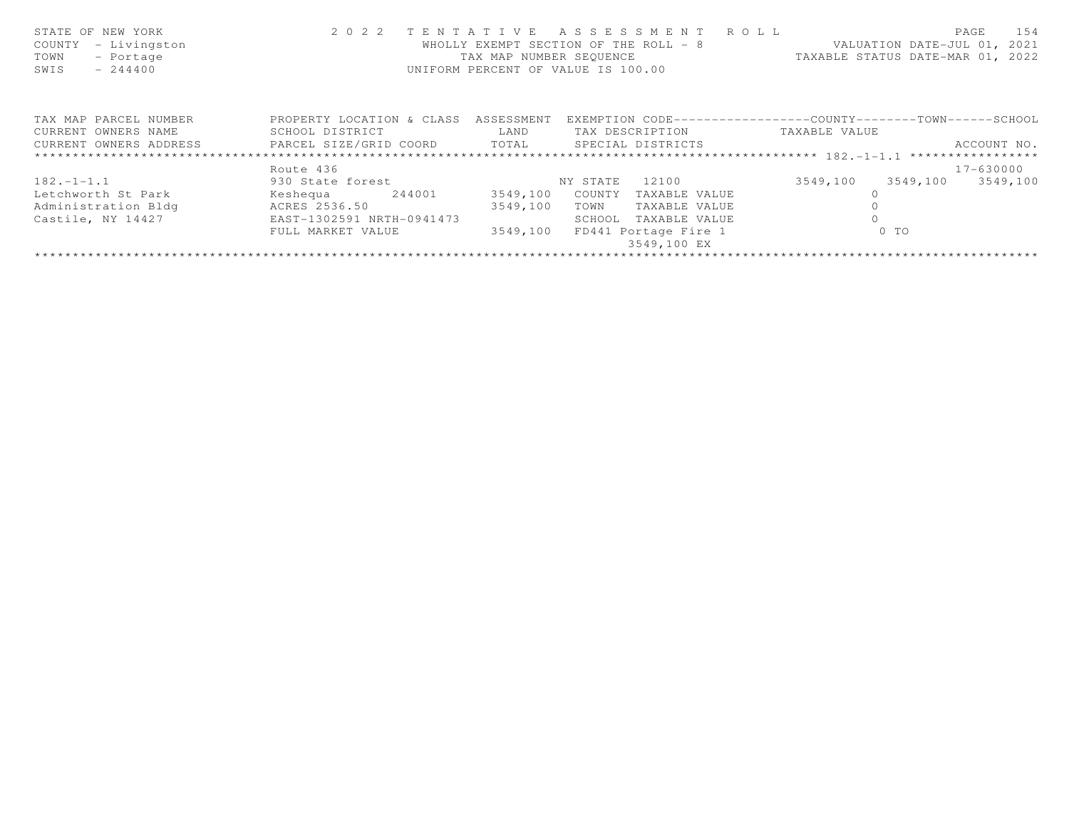STATE OF NEW YORK
COUNTY - Livingston
TOWN - Portage
SWIS - 244400

# 2 0 2 2 T E N T A T I V E A S S E S S M E N T R O L L

WHOLLY EXEMPT SECTION OF THE ROLL - 8
TAX MAP NUMBER SEQUENCE
UNIFORM PERCENT OF VALUE IS 100.00

VALUATION DATE-JUL 01, 2021
TAXABLE STATUS DATE-MAR 01, 2022

| TAX MAP PARCEL NUMBER<br>CURRENT OWNERS NAME<br>CURRENT OWNERS ADDRESS | PROPERTY LOCATION & CLASS<br>SCHOOL DISTRICT<br>PARCEL SIZE/GRID COORD | ASSESSMENT<br>LAND<br>TOTAL | EXEMPTION CODE<br>TAX DESCRIPTION<br>SPECIAL DISTRICTS | COUNTY<br>TAXABLE VALUE | TOWN | SCHOOL<br>ACCOUNT NO. |
|---|---|---|---|---|---|---|
| ******** 182.-1-1.1 ******** | | | | | | |
| | Route 436 | | | | | 17-630000 |
| 182.-1-1.1 | 930 State forest | | NY STATE 12100 | 3549,100 | 3549,100 | 3549,100 |
| Letchworth St Park | Keshequa 244001 | 3549,100 | COUNTY TAXABLE VALUE | 0 | | |
| Administration Bldg | ACRES 2536.50 | 3549,100 | TOWN TAXABLE VALUE | 0 | | |
| Castile, NY 14427 | EAST-1302591 NRTH-0941473 | | SCHOOL TAXABLE VALUE | 0 | | |
| | FULL MARKET VALUE | 3549,100 | FD441 Portage Fire 1 | 0 TO | | |
| | | | 3549,100 EX | | | |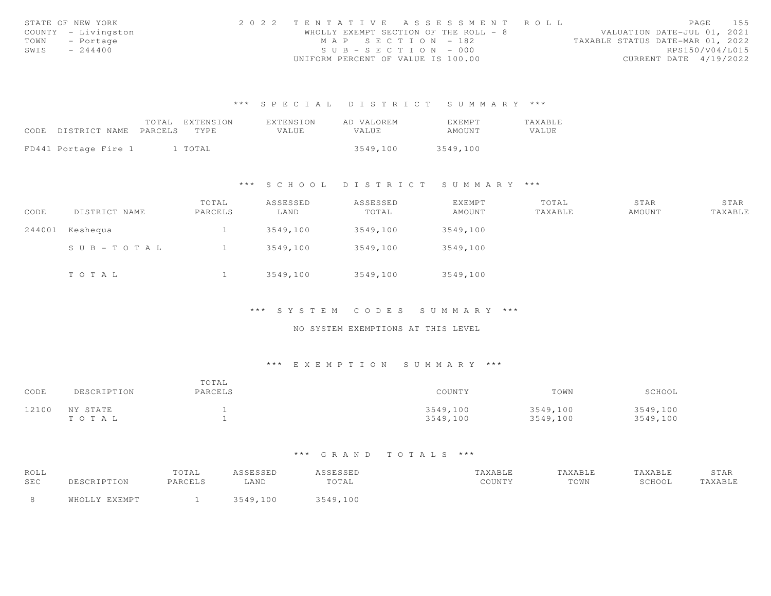STATE OF NEW YORK
COUNTY - Livingston
TOWN - Portage
SWIS - 244400

2 0 2 2 T E N T A T I V E A S S E S S M E N T R O L L
WHOLLY EXEMPT SECTION OF THE ROLL - 8
M A P S E C T I O N - 182
S U B - S E C T I O N - 000
UNIFORM PERCENT OF VALUE IS 100.00

VALUATION DATE-JUL 01, 2021
TAXABLE STATUS DATE-MAR 01, 2022
RPS150/V04/L015
CURRENT DATE 4/19/2022

## *** S P E C I A L D I S T R I C T S U M M A R Y ***

| CODE | DISTRICT NAME | TOTAL PARCELS | EXTENSION TYPE | EXTENSION VALUE | AD VALOREM VALUE | EXEMPT AMOUNT | TAXABLE VALUE |
|---|---|---|---|---|---|---|---|
| FD441 | Portage Fire 1 | 1 | TOTAL | | 3549,100 | 3549,100 | |

## *** S C H O O L D I S T R I C T S U M M A R Y ***

| CODE | DISTRICT NAME | TOTAL PARCELS | ASSESSED LAND | ASSESSED TOTAL | EXEMPT AMOUNT | TOTAL TAXABLE | STAR AMOUNT | STAR TAXABLE |
|---|---|---|---|---|---|---|---|---|
| 244001 | Keshequa | 1 | 3549,100 | 3549,100 | 3549,100 | | | |
| | S U B - T O T A L | 1 | 3549,100 | 3549,100 | 3549,100 | | | |
| | T O T A L | 1 | 3549,100 | 3549,100 | 3549,100 | | | |

## *** S Y S T E M C O D E S S U M M A R Y ***

NO SYSTEM EXEMPTIONS AT THIS LEVEL

## *** E X E M P T I O N S U M M A R Y ***

| CODE | DESCRIPTION | TOTAL PARCELS | COUNTY | TOWN | SCHOOL |
|---|---|---|---|---|---|
| 12100 | NY STATE | 1 | 3549,100 | 3549,100 | 3549,100 |
| | T O T A L | 1 | 3549,100 | 3549,100 | 3549,100 |

## *** G R A N D T O T A L S ***

| ROLL SEC | DESCRIPTION | TOTAL PARCELS | ASSESSED LAND | ASSESSED TOTAL | TAXABLE COUNTY | TAXABLE TOWN | TAXABLE SCHOOL | STAR TAXABLE |
|---|---|---|---|---|---|---|---|---|
| 8 | WHOLLY EXEMPT | 1 | 3549,100 | 3549,100 | | | | |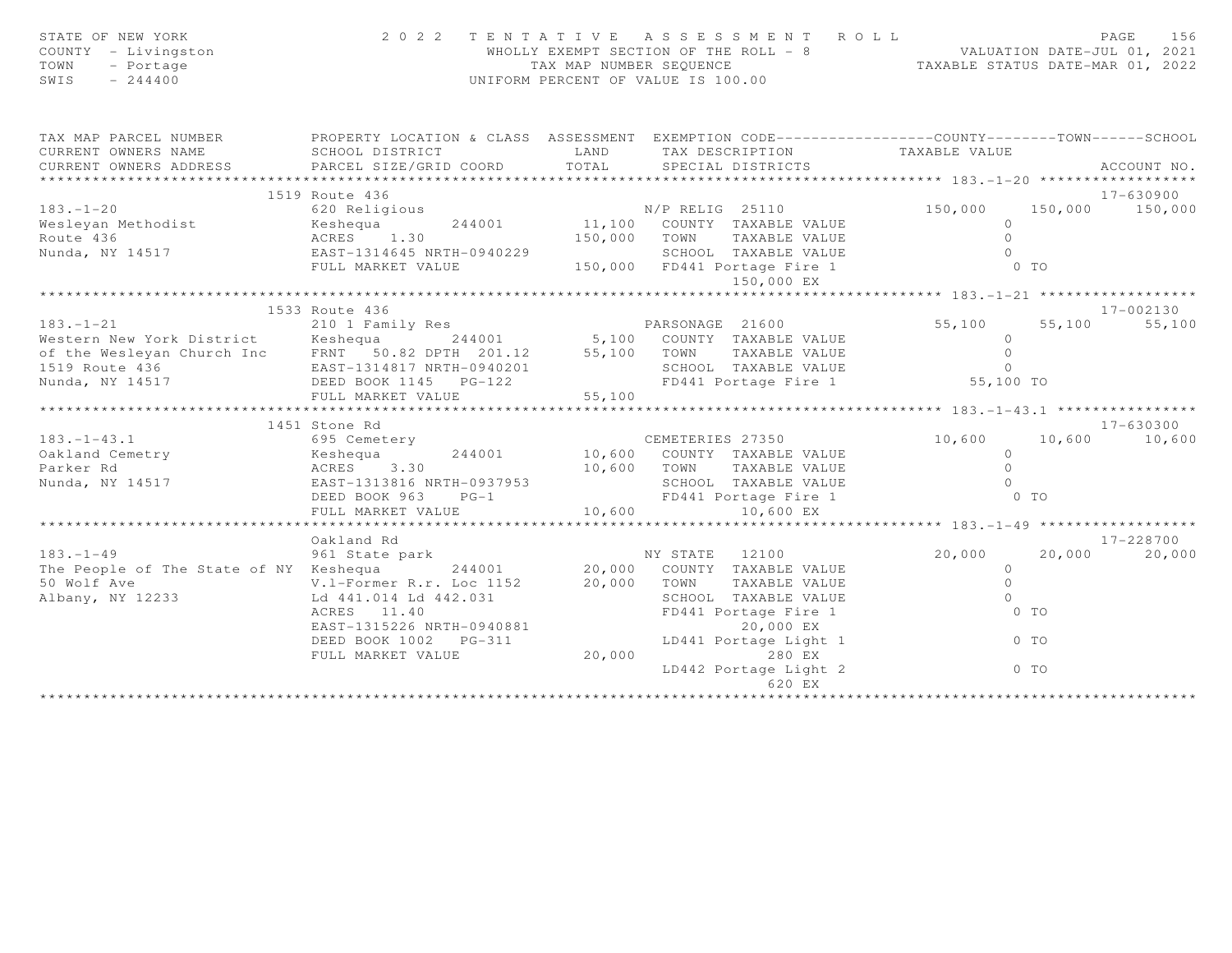STATE OF NEW YORK
COUNTY - Livingston
TOWN - Portage
SWIS - 244400

2 0 2 2 T E N T A T I V E A S S E S S M E N T R O L L
WHOLLY EXEMPT SECTION OF THE ROLL - 8
TAX MAP NUMBER SEQUENCE
UNIFORM PERCENT OF VALUE IS 100.00

VALUATION DATE-JUL 01, 2021
TAXABLE STATUS DATE-MAR 01, 2022

| TAX MAP PARCEL NUMBER / CURRENT OWNERS NAME / CURRENT OWNERS ADDRESS | PROPERTY LOCATION & CLASS / SCHOOL DISTRICT / PARCEL SIZE/GRID COORD | ASSESSMENT LAND / TOTAL | EXEMPTION CODE / TAX DESCRIPTION / SPECIAL DISTRICTS | COUNTY TAXABLE VALUE | TOWN | SCHOOL / ACCOUNT NO. |
|---|---|---|---|---|---|---|
| | 1519 Route 436 | | | | | 17-630900 |
| 183.-1-20 | 620 Religious | | N/P RELIG 25110 | 150,000 | 150,000 | 150,000 |
| Wesleyan Methodist | Keshequa 244001 | 11,100 | COUNTY TAXABLE VALUE | 0 | | |
| Route 436 | ACRES 1.30 | 150,000 | TOWN TAXABLE VALUE | 0 | | |
| Nunda, NY 14517 | EAST-1314645 NRTH-0940229 | | SCHOOL TAXABLE VALUE | 0 | | |
| | FULL MARKET VALUE | 150,000 | FD441 Portage Fire 1 | 0 TO | | |
| | | | 150,000 EX | | | |
| | 1533 Route 436 | | | | | 17-002130 |
| 183.-1-21 | 210 1 Family Res | | PARSONAGE 21600 | 55,100 | 55,100 | 55,100 |
| Western New York District | Keshequa 244001 | 5,100 | COUNTY TAXABLE VALUE | 0 | | |
| of the Wesleyan Church Inc | FRNT 50.82 DPTH 201.12 | 55,100 | TOWN TAXABLE VALUE | 0 | | |
| 1519 Route 436 | EAST-1314817 NRTH-0940201 | | SCHOOL TAXABLE VALUE | 0 | | |
| Nunda, NY 14517 | DEED BOOK 1145 PG-122 | | FD441 Portage Fire 1 | 55,100 TO | | |
| | FULL MARKET VALUE | 55,100 | | | | |
| | 1451 Stone Rd | | | | | 17-630300 |
| 183.-1-43.1 | 695 Cemetery | | CEMETERIES 27350 | 10,600 | 10,600 | 10,600 |
| Oakland Cemetry | Keshequa 244001 | 10,600 | COUNTY TAXABLE VALUE | 0 | | |
| Parker Rd | ACRES 3.30 | 10,600 | TOWN TAXABLE VALUE | 0 | | |
| Nunda, NY 14517 | EAST-1313816 NRTH-0937953 | | SCHOOL TAXABLE VALUE | 0 | | |
| | DEED BOOK 963 PG-1 | | FD441 Portage Fire 1 | 0 TO | | |
| | FULL MARKET VALUE | 10,600 | 10,600 EX | | | |
| | Oakland Rd | | | | | 17-228700 |
| 183.-1-49 | 961 State park | | NY STATE 12100 | 20,000 | 20,000 | 20,000 |
| The People of The State of NY | Keshequa 244001 | 20,000 | COUNTY TAXABLE VALUE | 0 | | |
| 50 Wolf Ave | V.l-Former R.r. Loc 1152 | 20,000 | TOWN TAXABLE VALUE | 0 | | |
| Albany, NY 12233 | Ld 441.014 Ld 442.031 | | SCHOOL TAXABLE VALUE | 0 | | |
| | ACRES 11.40 | | FD441 Portage Fire 1 | 0 TO | | |
| | EAST-1315226 NRTH-0940881 | | 20,000 EX | | | |
| | DEED BOOK 1002 PG-311 | | LD441 Portage Light 1 | 0 TO | | |
| | FULL MARKET VALUE | 20,000 | 280 EX | | | |
| | | | LD442 Portage Light 2 | 0 TO | | |
| | | | 620 EX | | | |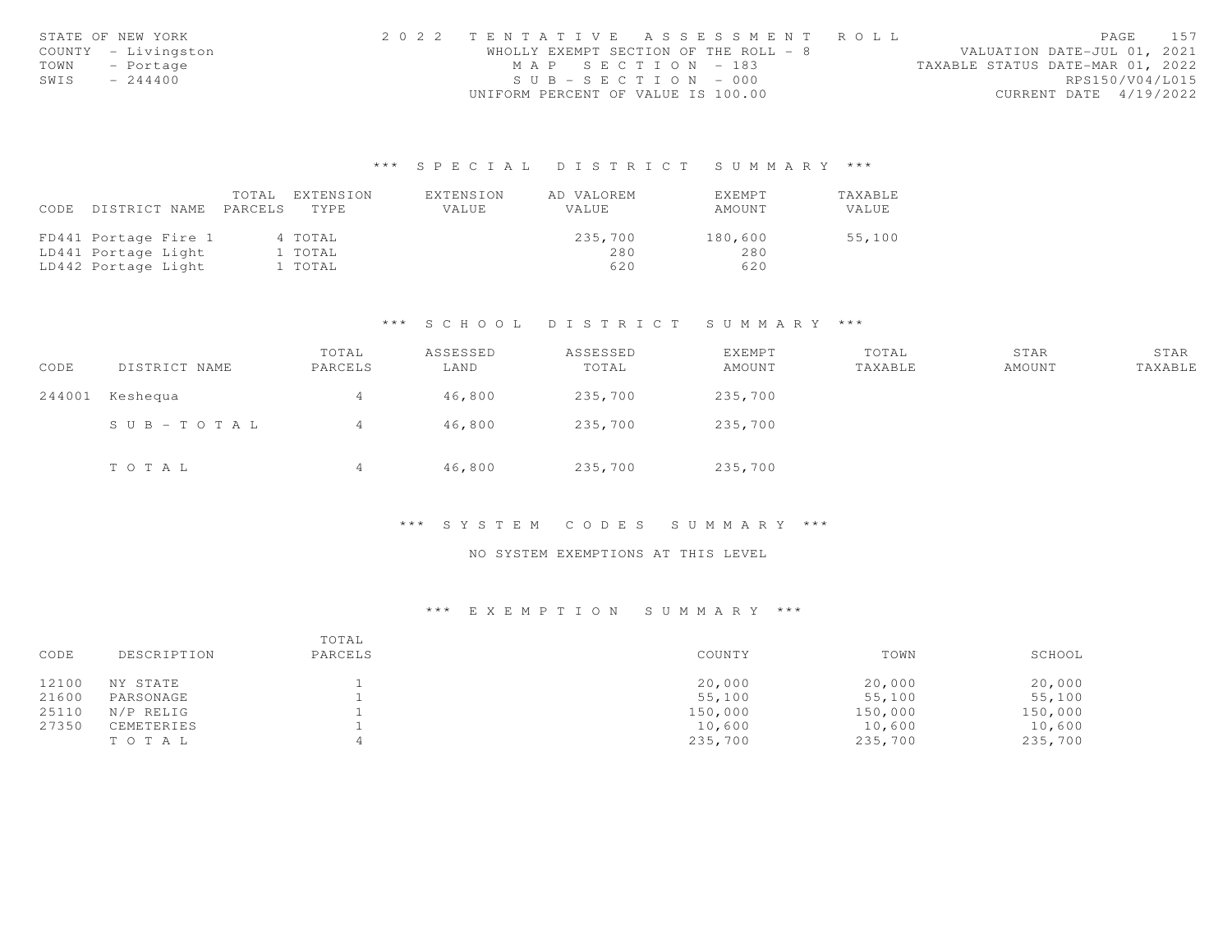STATE OF NEW YORK
COUNTY - Livingston
TOWN - Portage
SWIS - 244400

2022 TENTATIVE ASSESSMENT ROLL
WHOLLY EXEMPT SECTION OF THE ROLL - 8
MAP SECTION - 183
SUB-SECTION - 000
UNIFORM PERCENT OF VALUE IS 100.00

PAGE 157
VALUATION DATE-JUL 01, 2021
TAXABLE STATUS DATE-MAR 01, 2022
RPS150/V04/L015
CURRENT DATE 4/19/2022

## *** SPECIAL DISTRICT SUMMARY ***

| CODE | DISTRICT NAME | TOTAL PARCELS | EXTENSION TYPE | EXTENSION VALUE | AD VALOREM VALUE | EXEMPT AMOUNT | TAXABLE VALUE |
|---|---|---|---|---|---|---|---|
| FD441 | Portage Fire 1 | 4 | TOTAL | | 235,700 | 180,600 | 55,100 |
| LD441 | Portage Light | 1 | TOTAL | | 280 | 280 | |
| LD442 | Portage Light | 1 | TOTAL | | 620 | 620 | |

## *** SCHOOL DISTRICT SUMMARY ***

| CODE | DISTRICT NAME | TOTAL PARCELS | ASSESSED LAND | ASSESSED TOTAL | EXEMPT AMOUNT | TOTAL TAXABLE | STAR AMOUNT | STAR TAXABLE |
|---|---|---|---|---|---|---|---|---|
| 244001 | Keshequa | 4 | 46,800 | 235,700 | 235,700 | | | |
| | SUB-TOTAL | 4 | 46,800 | 235,700 | 235,700 | | | |
| | TOTAL | 4 | 46,800 | 235,700 | 235,700 | | | |

## *** SYSTEM CODES SUMMARY ***

NO SYSTEM EXEMPTIONS AT THIS LEVEL

## *** EXEMPTION SUMMARY ***

| CODE | DESCRIPTION | TOTAL PARCELS | COUNTY | TOWN | SCHOOL |
|---|---|---|---|---|---|
| 12100 | NY STATE | 1 | 20,000 | 20,000 | 20,000 |
| 21600 | PARSONAGE | 1 | 55,100 | 55,100 | 55,100 |
| 25110 | N/P RELIG | 1 | 150,000 | 150,000 | 150,000 |
| 27350 | CEMETERIES | 1 | 10,600 | 10,600 | 10,600 |
| | TOTAL | 4 | 235,700 | 235,700 | 235,700 |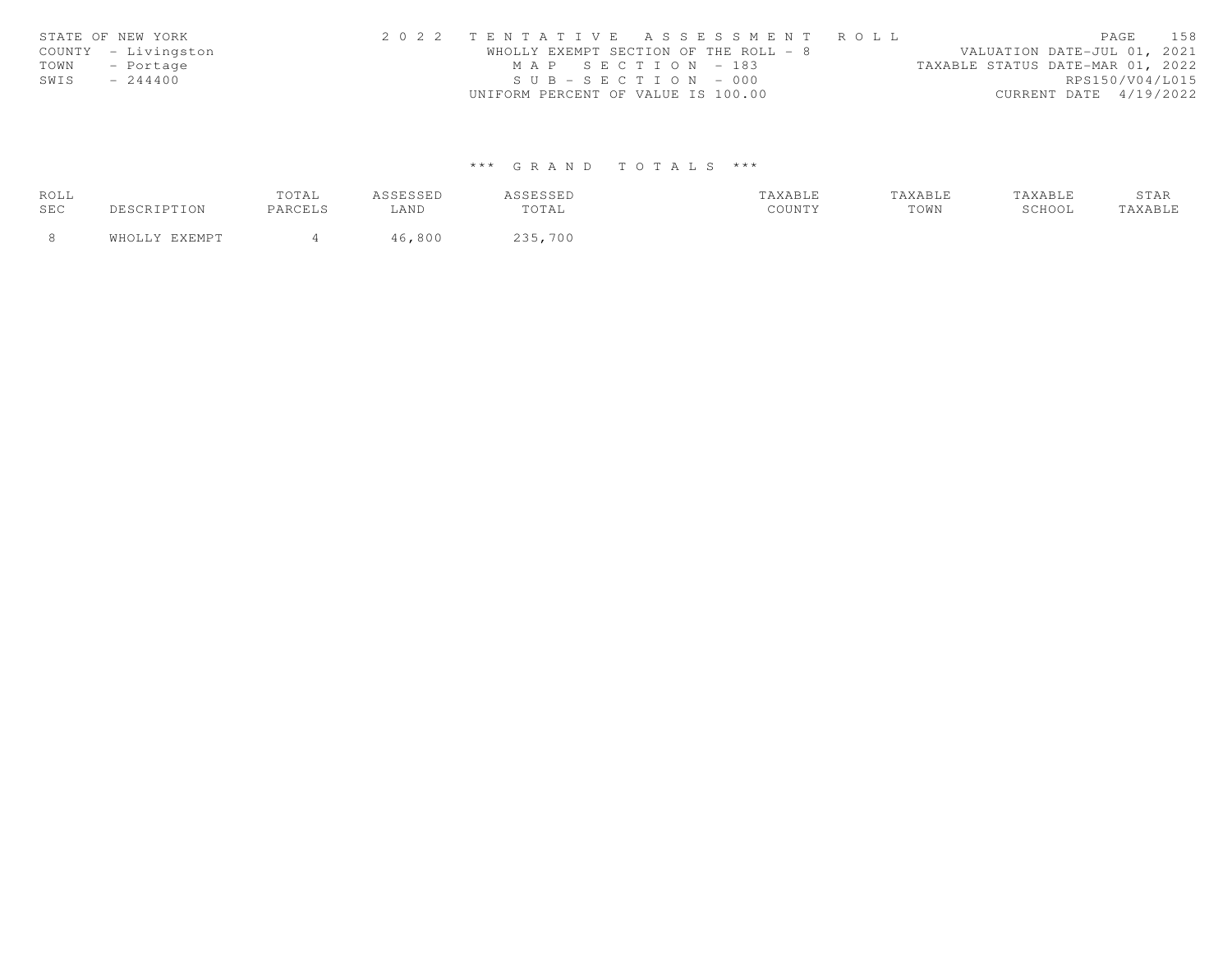STATE OF NEW YORK
COUNTY - Livingston
TOWN - Portage
SWIS - 244400

2 0 2 2 T E N T A T I V E A S S E S S M E N T R O L L
WHOLLY EXEMPT SECTION OF THE ROLL - 8
M A P S E C T I O N - 183
S U B - S E C T I O N - 000
UNIFORM PERCENT OF VALUE IS 100.00

VALUATION DATE-JUL 01, 2021
TAXABLE STATUS DATE-MAR 01, 2022
RPS150/V04/L015
CURRENT DATE 4/19/2022

## \*\*\* G R A N D T O T A L S \*\*\*

| ROLL SEC | DESCRIPTION | TOTAL PARCELS | ASSESSED LAND | ASSESSED TOTAL | TAXABLE COUNTY | TAXABLE TOWN | TAXABLE SCHOOL | STAR TAXABLE |
|---|---|---|---|---|---|---|---|---|
| 8 | WHOLLY EXEMPT | 4 | 46,800 | 235,700 | | | | |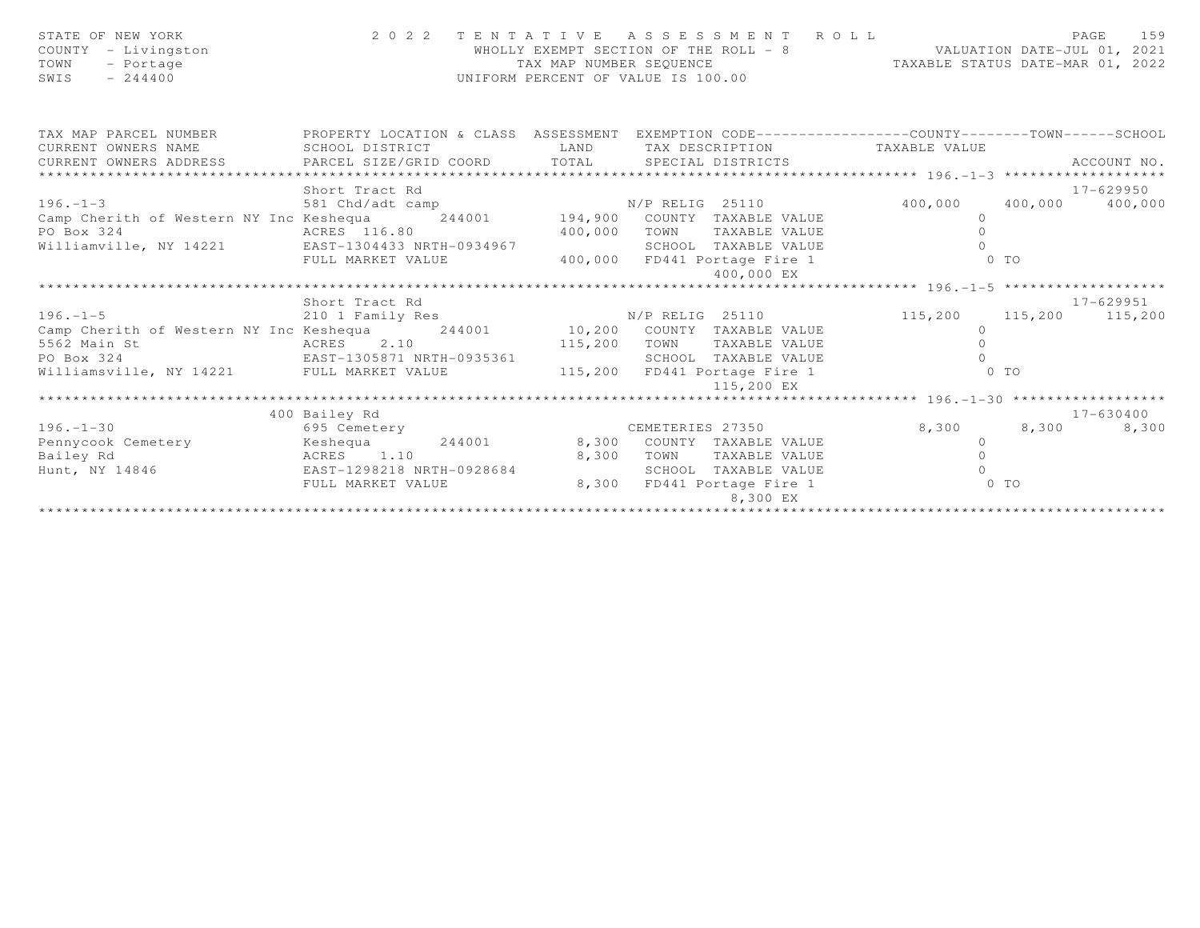STATE OF NEW YORK
COUNTY - Livingston
TOWN - Portage
SWIS - 244400

2 0 2 2 T E N T A T I V E A S S E S S M E N T R O L L
WHOLLY EXEMPT SECTION OF THE ROLL - 8
TAX MAP NUMBER SEQUENCE
UNIFORM PERCENT OF VALUE IS 100.00

VALUATION DATE-JUL 01, 2021
TAXABLE STATUS DATE-MAR 01, 2022

| TAX MAP PARCEL NUMBER<br>CURRENT OWNERS NAME<br>CURRENT OWNERS ADDRESS | PROPERTY LOCATION & CLASS<br>SCHOOL DISTRICT<br>PARCEL SIZE/GRID COORD | ASSESSMENT<br>LAND<br>TOTAL | EXEMPTION CODE<br>TAX DESCRIPTION<br>SPECIAL DISTRICTS | COUNTY<br>TAXABLE VALUE | TOWN | SCHOOL<br>ACCOUNT NO. |
|---|---|---|---|---|---|---|
| **196.-1-3** | Short Tract Rd | | | | | 17-629950 |
| 196.-1-3 | 581 Chd/adt camp | | N/P RELIG 25110 | 400,000 | 400,000 | 400,000 |
| Camp Cherith of Western NY Inc | Keshequa 244001 | 194,900 | COUNTY TAXABLE VALUE | 0 | | |
| PO Box 324 | ACRES 116.80 | 400,000 | TOWN TAXABLE VALUE | 0 | | |
| Williamville, NY 14221 | EAST-1304433 NRTH-0934967 | | SCHOOL TAXABLE VALUE | 0 | | |
| | FULL MARKET VALUE | 400,000 | FD441 Portage Fire 1 | 0 TO | | |
| | | | 400,000 EX | | | |
| **196.-1-5** | Short Tract Rd | | | | | 17-629951 |
| 196.-1-5 | 210 1 Family Res | | N/P RELIG 25110 | 115,200 | 115,200 | 115,200 |
| Camp Cherith of Western NY Inc | Keshequa 244001 | 10,200 | COUNTY TAXABLE VALUE | 0 | | |
| 5562 Main St | ACRES 2.10 | 115,200 | TOWN TAXABLE VALUE | 0 | | |
| PO Box 324 | EAST-1305871 NRTH-0935361 | | SCHOOL TAXABLE VALUE | 0 | | |
| Williamsville, NY 14221 | FULL MARKET VALUE | 115,200 | FD441 Portage Fire 1 | 0 TO | | |
| | | | 115,200 EX | | | |
| **196.-1-30** | 400 Bailey Rd | | | | | 17-630400 |
| 196.-1-30 | 695 Cemetery | | CEMETERIES 27350 | 8,300 | 8,300 | 8,300 |
| Pennycook Cemetery | Keshequa 244001 | 8,300 | COUNTY TAXABLE VALUE | 0 | | |
| Bailey Rd | ACRES 1.10 | 8,300 | TOWN TAXABLE VALUE | 0 | | |
| Hunt, NY 14846 | EAST-1298218 NRTH-0928684 | | SCHOOL TAXABLE VALUE | 0 | | |
| | FULL MARKET VALUE | 8,300 | FD441 Portage Fire 1 | 0 TO | | |
| | | | 8,300 EX | | | |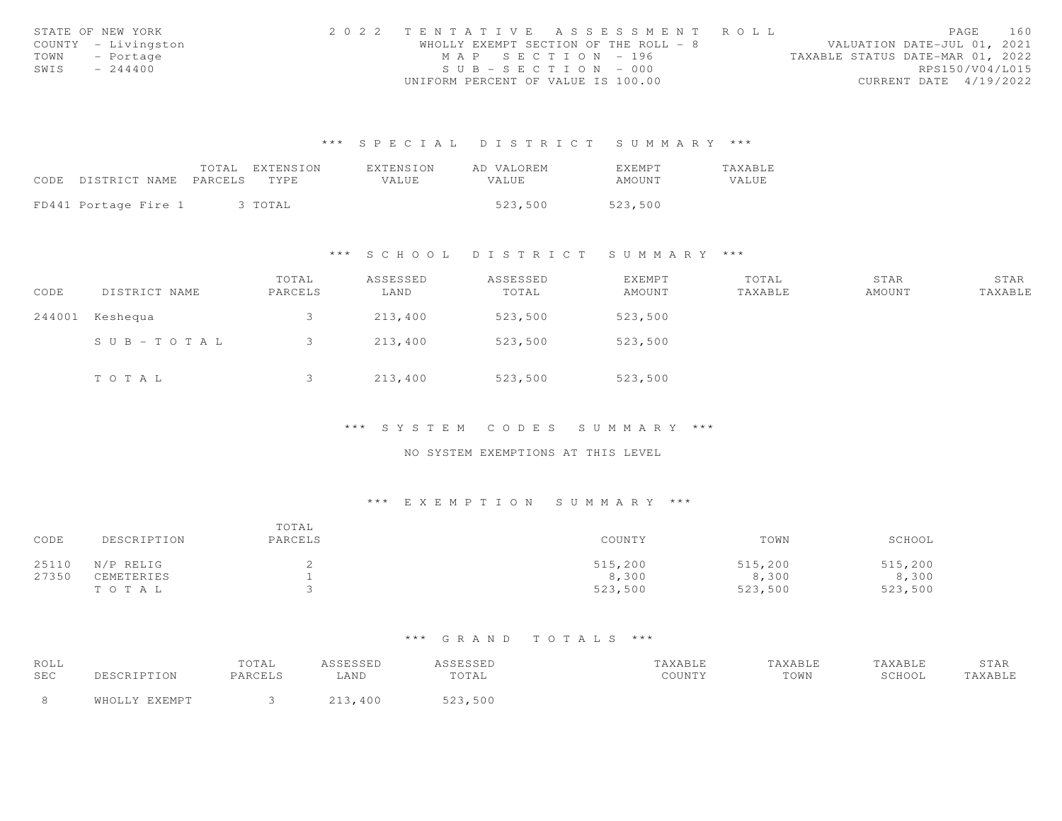STATE OF NEW YORK
COUNTY - Livingston
TOWN - Portage
SWIS - 244400

2022 TENTATIVE ASSESSMENT ROLL
WHOLLY EXEMPT SECTION OF THE ROLL - 8
MAP SECTION - 196
SUB-SECTION - 000
UNIFORM PERCENT OF VALUE IS 100.00

VALUATION DATE-JUL 01, 2021
TAXABLE STATUS DATE-MAR 01, 2022
RPS150/V04/L015
CURRENT DATE 4/19/2022

### *** SPECIAL DISTRICT SUMMARY ***

| CODE | DISTRICT NAME | TOTAL PARCELS | EXTENSION TYPE | EXTENSION VALUE | AD VALOREM VALUE | EXEMPT AMOUNT | TAXABLE VALUE |
|---|---|---|---|---|---|---|---|
| FD441 | Portage Fire 1 | 3 | TOTAL | | 523,500 | 523,500 | |

### *** SCHOOL DISTRICT SUMMARY ***

| CODE | DISTRICT NAME | TOTAL PARCELS | ASSESSED LAND | ASSESSED TOTAL | EXEMPT AMOUNT | TOTAL TAXABLE | STAR AMOUNT | STAR TAXABLE |
|---|---|---|---|---|---|---|---|---|
| 244001 | Keshequa | 3 | 213,400 | 523,500 | 523,500 | | | |
| | SUB-TOTAL | 3 | 213,400 | 523,500 | 523,500 | | | |
| | TOTAL | 3 | 213,400 | 523,500 | 523,500 | | | |

### *** SYSTEM CODES SUMMARY ***

NO SYSTEM EXEMPTIONS AT THIS LEVEL

### *** EXEMPTION SUMMARY ***

| CODE | DESCRIPTION | TOTAL PARCELS | COUNTY | TOWN | SCHOOL |
|---|---|---|---|---|---|
| 25110 | N/P RELIG | 2 | 515,200 | 515,200 | 515,200 |
| 27350 | CEMETERIES | 1 | 8,300 | 8,300 | 8,300 |
| | TOTAL | 3 | 523,500 | 523,500 | 523,500 |

### *** GRAND TOTALS ***

| ROLL SEC | DESCRIPTION | TOTAL PARCELS | ASSESSED LAND | ASSESSED TOTAL | TAXABLE COUNTY | TAXABLE TOWN | TAXABLE SCHOOL | STAR TAXABLE |
|---|---|---|---|---|---|---|---|---|
| 8 | WHOLLY EXEMPT | 3 | 213,400 | 523,500 | | | | |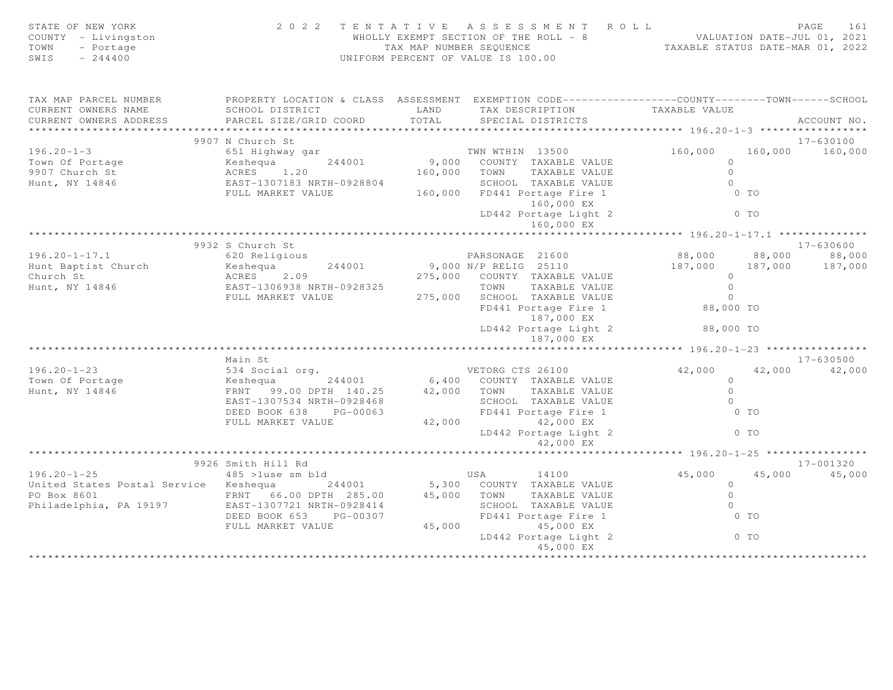STATE OF NEW YORK
COUNTY - Livingston
TOWN - Portage
SWIS - 244400

# 2022 TENTATIVE ASSESSMENT ROLL

WHOLLY EXEMPT SECTION OF THE ROLL - 8
TAX MAP NUMBER SEQUENCE
UNIFORM PERCENT OF VALUE IS 100.00

VALUATION DATE-JUL 01, 2021
TAXABLE STATUS DATE-MAR 01, 2022

| TAX MAP PARCEL NUMBER / CURRENT OWNERS NAME / CURRENT OWNERS ADDRESS | PROPERTY LOCATION & CLASS / SCHOOL DISTRICT / PARCEL SIZE/GRID COORD | ASSESSMENT LAND | TOTAL | EXEMPTION CODE / TAX DESCRIPTION / SPECIAL DISTRICTS | COUNTY TAXABLE VALUE | TOWN | SCHOOL | ACCOUNT NO. |
|---|---|---|---|---|---|---|---|---|
| **196.20-1-3** | 9907 N Church St | | | | | | | 17-630100 |
| 196.20-1-3 | 651 Highway gar | | | TWN WTHIN 13500 | 160,000 | 160,000 | 160,000 | |
| Town Of Portage | Keshequa 244001 | 9,000 | | COUNTY TAXABLE VALUE | 0 | | | |
| 9907 Church St | ACRES 1.20 | | 160,000 | TOWN TAXABLE VALUE | 0 | | | |
| Hunt, NY 14846 | EAST-1307183 NRTH-0928804 | | | SCHOOL TAXABLE VALUE | 0 | | | |
| | FULL MARKET VALUE | | 160,000 | FD441 Portage Fire 1 160,000 EX | 0 TO | | | |
| | | | | LD442 Portage Light 2 160,000 EX | 0 TO | | | |
| **196.20-1-17.1** | 9932 S Church St | | | | | | | 17-630600 |
| 196.20-1-17.1 | 620 Religious | | | PARSONAGE 21600 | 88,000 | 88,000 | 88,000 | |
| Hunt Baptist Church | Keshequa 244001 | 9,000 | | N/P RELIG 25110 | 187,000 | 187,000 | 187,000 | |
| Church St | ACRES 2.09 | | 275,000 | COUNTY TAXABLE VALUE | 0 | | | |
| Hunt, NY 14846 | EAST-1306938 NRTH-0928325 | | | TOWN TAXABLE VALUE | 0 | | | |
| | FULL MARKET VALUE | | 275,000 | SCHOOL TAXABLE VALUE | 0 | | | |
| | | | | FD441 Portage Fire 1 187,000 EX | 88,000 TO | | | |
| | | | | LD442 Portage Light 2 187,000 EX | 88,000 TO | | | |
| **196.20-1-23** | Main St | | | | | | | 17-630500 |
| 196.20-1-23 | 534 Social org. | | | VETORG CTS 26100 | 42,000 | 42,000 | 42,000 | |
| Town Of Portage | Keshequa 244001 | 6,400 | | COUNTY TAXABLE VALUE | 0 | | | |
| Hunt, NY 14846 | FRNT 99.00 DPTH 140.25 | | 42,000 | TOWN TAXABLE VALUE | 0 | | | |
| | EAST-1307534 NRTH-0928468 | | | SCHOOL TAXABLE VALUE | 0 | | | |
| | DEED BOOK 638 PG-00063 | | | FD441 Portage Fire 1 42,000 EX | 0 TO | | | |
| | FULL MARKET VALUE | | 42,000 | LD442 Portage Light 2 42,000 EX | 0 TO | | | |
| **196.20-1-25** | 9926 Smith Hill Rd | | | | | | | 17-001320 |
| 196.20-1-25 | 485 >1use sm bld | | | USA 14100 | 45,000 | 45,000 | 45,000 | |
| United States Postal Service | Keshequa 244001 | 5,300 | | COUNTY TAXABLE VALUE | 0 | | | |
| PO Box 8601 | FRNT 66.00 DPTH 285.00 | | 45,000 | TOWN TAXABLE VALUE | 0 | | | |
| Philadelphia, PA 19197 | EAST-1307721 NRTH-0928414 | | | SCHOOL TAXABLE VALUE | 0 | | | |
| | DEED BOOK 653 PG-00307 | | | FD441 Portage Fire 1 45,000 EX | 0 TO | | | |
| | FULL MARKET VALUE | | 45,000 | LD442 Portage Light 2 45,000 EX | 0 TO | | | |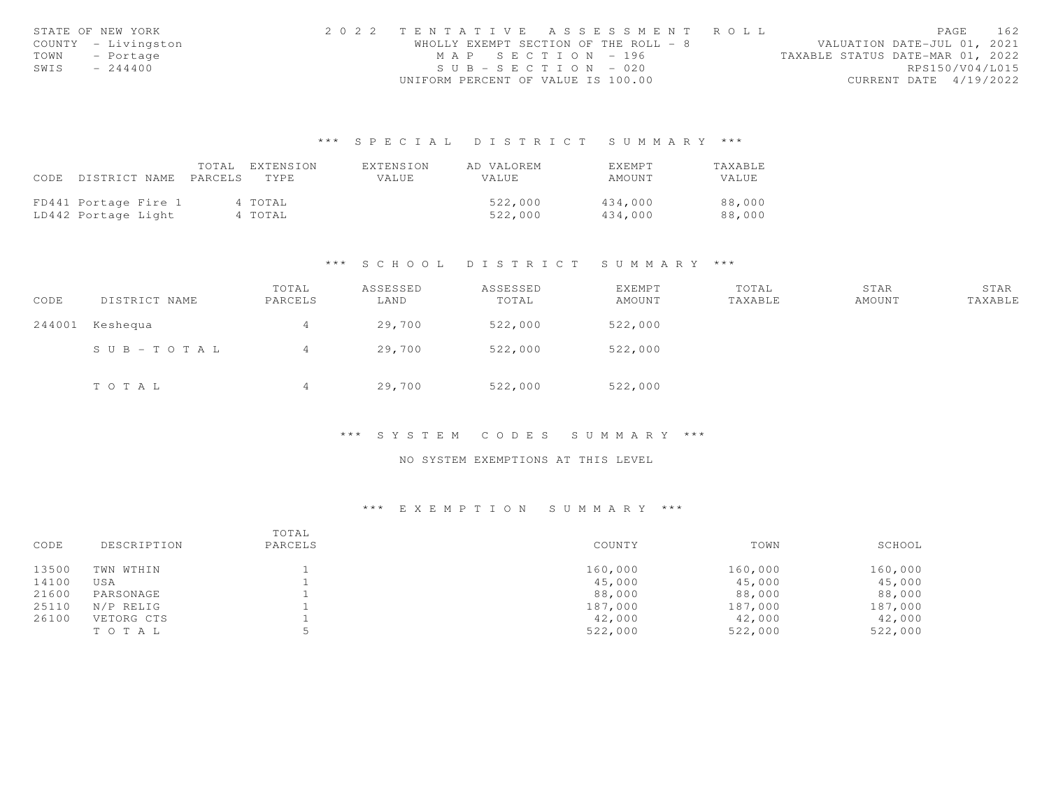STATE OF NEW YORK
COUNTY - Livingston
TOWN - Portage
SWIS - 244400

2022 TENTATIVE ASSESSMENT ROLL
WHOLLY EXEMPT SECTION OF THE ROLL - 8
MAP SECTION - 196
SUB-SECTION - 020
UNIFORM PERCENT OF VALUE IS 100.00

VALUATION DATE-JUL 01, 2021
TAXABLE STATUS DATE-MAR 01, 2022
RPS150/V04/L015
CURRENT DATE 4/19/2022

## \*\*\* SPECIAL DISTRICT SUMMARY \*\*\*

| CODE | DISTRICT NAME | TOTAL PARCELS | EXTENSION TYPE | EXTENSION VALUE | AD VALOREM VALUE | EXEMPT AMOUNT | TAXABLE VALUE |
|---|---|---|---|---|---|---|---|
| FD441 | Portage Fire 1 | 4 | TOTAL | | 522,000 | 434,000 | 88,000 |
| LD442 | Portage Light | 4 | TOTAL | | 522,000 | 434,000 | 88,000 |

## \*\*\* SCHOOL DISTRICT SUMMARY \*\*\*

| CODE | DISTRICT NAME | TOTAL PARCELS | ASSESSED LAND | ASSESSED TOTAL | EXEMPT AMOUNT | TOTAL TAXABLE | STAR AMOUNT | STAR TAXABLE |
|---|---|---|---|---|---|---|---|---|
| 244001 | Keshequa | 4 | 29,700 | 522,000 | 522,000 | | | |
| | SUB-TOTAL | 4 | 29,700 | 522,000 | 522,000 | | | |
| | TOTAL | 4 | 29,700 | 522,000 | 522,000 | | | |

## \*\*\* SYSTEM CODES SUMMARY \*\*\*

NO SYSTEM EXEMPTIONS AT THIS LEVEL

## \*\*\* EXEMPTION SUMMARY \*\*\*

| CODE | DESCRIPTION | TOTAL PARCELS | COUNTY | TOWN | SCHOOL |
|---|---|---|---|---|---|
| 13500 | TWN WTHIN | 1 | 160,000 | 160,000 | 160,000 |
| 14100 | USA | 1 | 45,000 | 45,000 | 45,000 |
| 21600 | PARSONAGE | 1 | 88,000 | 88,000 | 88,000 |
| 25110 | N/P RELIG | 1 | 187,000 | 187,000 | 187,000 |
| 26100 | VETORG CTS | 1 | 42,000 | 42,000 | 42,000 |
| | TOTAL | 5 | 522,000 | 522,000 | 522,000 |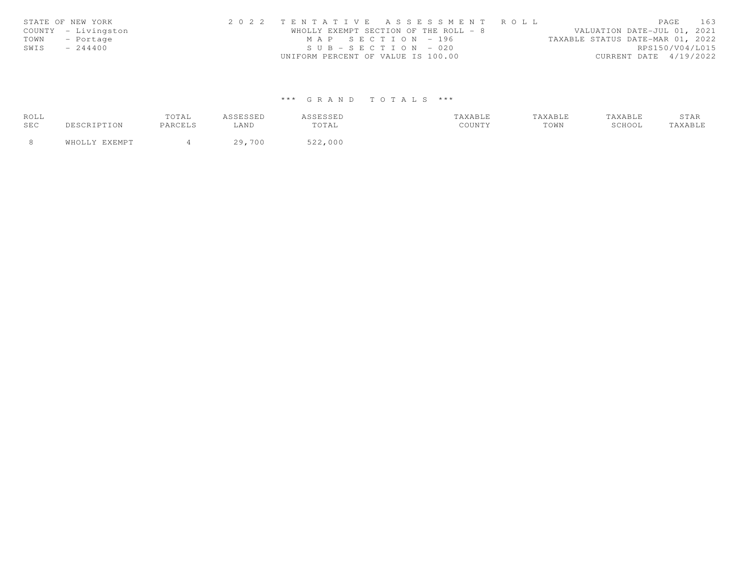STATE OF NEW YORK
COUNTY - Livingston
TOWN - Portage
SWIS - 244400

2 0 2 2 T E N T A T I V E A S S E S S M E N T R O L L
WHOLLY EXEMPT SECTION OF THE ROLL - 8
M A P S E C T I O N - 196
S U B - S E C T I O N - 020
UNIFORM PERCENT OF VALUE IS 100.00

VALUATION DATE-JUL 01, 2021
TAXABLE STATUS DATE-MAR 01, 2022
RPS150/V04/L015
CURRENT DATE 4/19/2022

*** G R A N D T O T A L S ***

| ROLL SEC | DESCRIPTION | TOTAL PARCELS | ASSESSED LAND | ASSESSED TOTAL | TAXABLE COUNTY | TAXABLE TOWN | TAXABLE SCHOOL | STAR TAXABLE |
|---|---|---|---|---|---|---|---|---|
| 8 | WHOLLY EXEMPT | 4 | 29,700 | 522,000 | | | | |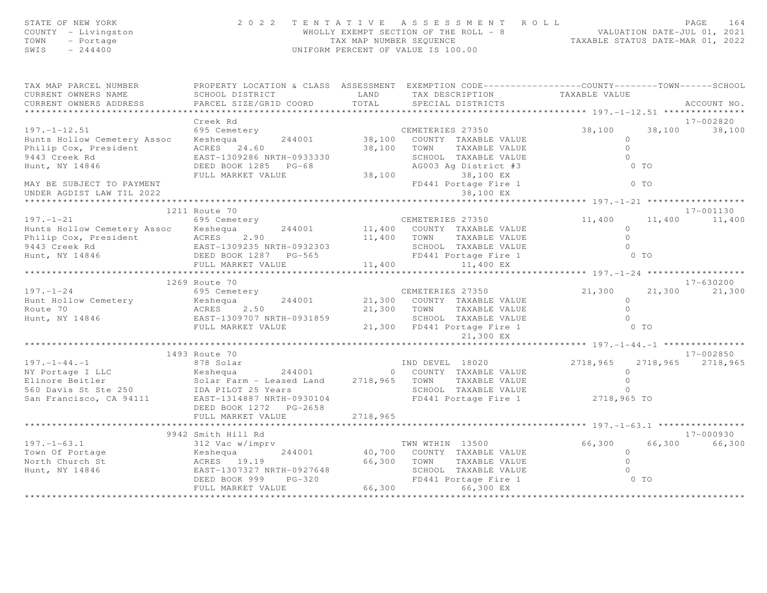STATE OF NEW YORK
COUNTY - Livingston
TOWN - Portage
SWIS - 244400

# 2022 TENTATIVE ASSESSMENT ROLL

WHOLLY EXEMPT SECTION OF THE ROLL - 8
TAX MAP NUMBER SEQUENCE
UNIFORM PERCENT OF VALUE IS 100.00

VALUATION DATE-JUL 01, 2021
TAXABLE STATUS DATE-MAR 01, 2022

```
TAX MAP PARCEL NUMBER          PROPERTY LOCATION & CLASS  ASSESSMENT  EXEMPTION CODE------------------COUNTY--------TOWN------SCHOOL
CURRENT OWNERS NAME            SCHOOL DISTRICT               LAND      TAX DESCRIPTION            TAXABLE VALUE
CURRENT OWNERS ADDRESS         PARCEL SIZE/GRID COORD        TOTAL     SPECIAL DISTRICTS                                       ACCOUNT NO.
******************************************************************************************************* 197.-1-12.51 ***************
                               Creek Rd                                                                                     17-002820
197.-1-12.51                   695 Cemetery                           CEMETERIES 27350              38,100      38,100      38,100
Hunts Hollow Cemetery Assoc    Keshequa        244001        38,100   COUNTY  TAXABLE VALUE              0
Philip Cox, President          ACRES   24.60                 38,100   TOWN    TAXABLE VALUE              0
9443 Creek Rd                  EAST-1309286 NRTH-0933330              SCHOOL  TAXABLE VALUE              0
Hunt, NY 14846                 DEED BOOK 1285   PG-68                 AG003 Ag District #3                 0 TO
                               FULL MARKET VALUE             38,100            38,100 EX
MAY BE SUBJECT TO PAYMENT                                             FD441 Portage Fire 1                 0 TO
UNDER AGDIST LAW TIL 2022                                                      38,100 EX
******************************************************************************************************* 197.-1-21 ******************
                             1211 Route 70                                                                                  17-001130
197.-1-21                      695 Cemetery                           CEMETERIES 27350              11,400      11,400      11,400
Hunts Hollow Cemetery Assoc    Keshequa        244001        11,400   COUNTY  TAXABLE VALUE              0
Philip Cox, President          ACRES    2.90                 11,400   TOWN    TAXABLE VALUE              0
9443 Creek Rd                  EAST-1309235 NRTH-0932303              SCHOOL  TAXABLE VALUE              0
Hunt, NY 14846                 DEED BOOK 1287   PG-565                FD441 Portage Fire 1                 0 TO
                               FULL MARKET VALUE             11,400            11,400 EX
******************************************************************************************************* 197.-1-24 ******************
                             1269 Route 70                                                                                  17-630200
197.-1-24                      695 Cemetery                           CEMETERIES 27350              21,300      21,300      21,300
Hunt Hollow Cemetery           Keshequa        244001        21,300   COUNTY  TAXABLE VALUE              0
Route 70                       ACRES    2.50                 21,300   TOWN    TAXABLE VALUE              0
Hunt, NY 14846                 EAST-1309707 NRTH-0931859              SCHOOL  TAXABLE VALUE              0
                               FULL MARKET VALUE             21,300   FD441 Portage Fire 1                 0 TO
                                                                               21,300 EX
******************************************************************************************************* 197.-1-44.-1 ***************
                             1493 Route 70                                                                                  17-002850
197.-1-44.-1                   878 Solar                              IND DEVEL  18020            2718,965    2718,965    2718,965
NY Portage I LLC               Keshequa        244001             0   COUNTY  TAXABLE VALUE              0
Elinore Beitler                Solar Farm - Leased Land    2718,965   TOWN    TAXABLE VALUE              0
560 Davis St Ste 250           IDA PILOT 25 Years                     SCHOOL  TAXABLE VALUE              0
San Francisco, CA 94111        EAST-1314887 NRTH-0930104              FD441 Portage Fire 1          2718,965 TO
                               DEED BOOK 1272   PG-2658
                               FULL MARKET VALUE           2718,965
******************************************************************************************************* 197.-1-63.1 ****************
                             9942 Smith Hill Rd                                                                             17-000930
197.-1-63.1                    312 Vac w/imprv                        TWN WTHIN  13500              66,300      66,300      66,300
Town Of Portage                Keshequa        244001        40,700   COUNTY  TAXABLE VALUE              0
North Church St                ACRES   19.19                 66,300   TOWN    TAXABLE VALUE              0
Hunt, NY 14846                 EAST-1307327 NRTH-0927648              SCHOOL  TAXABLE VALUE              0
                               DEED BOOK 999    PG-320                FD441 Portage Fire 1                 0 TO
                               FULL MARKET VALUE             66,300            66,300 EX
************************************************************************************************************************************
```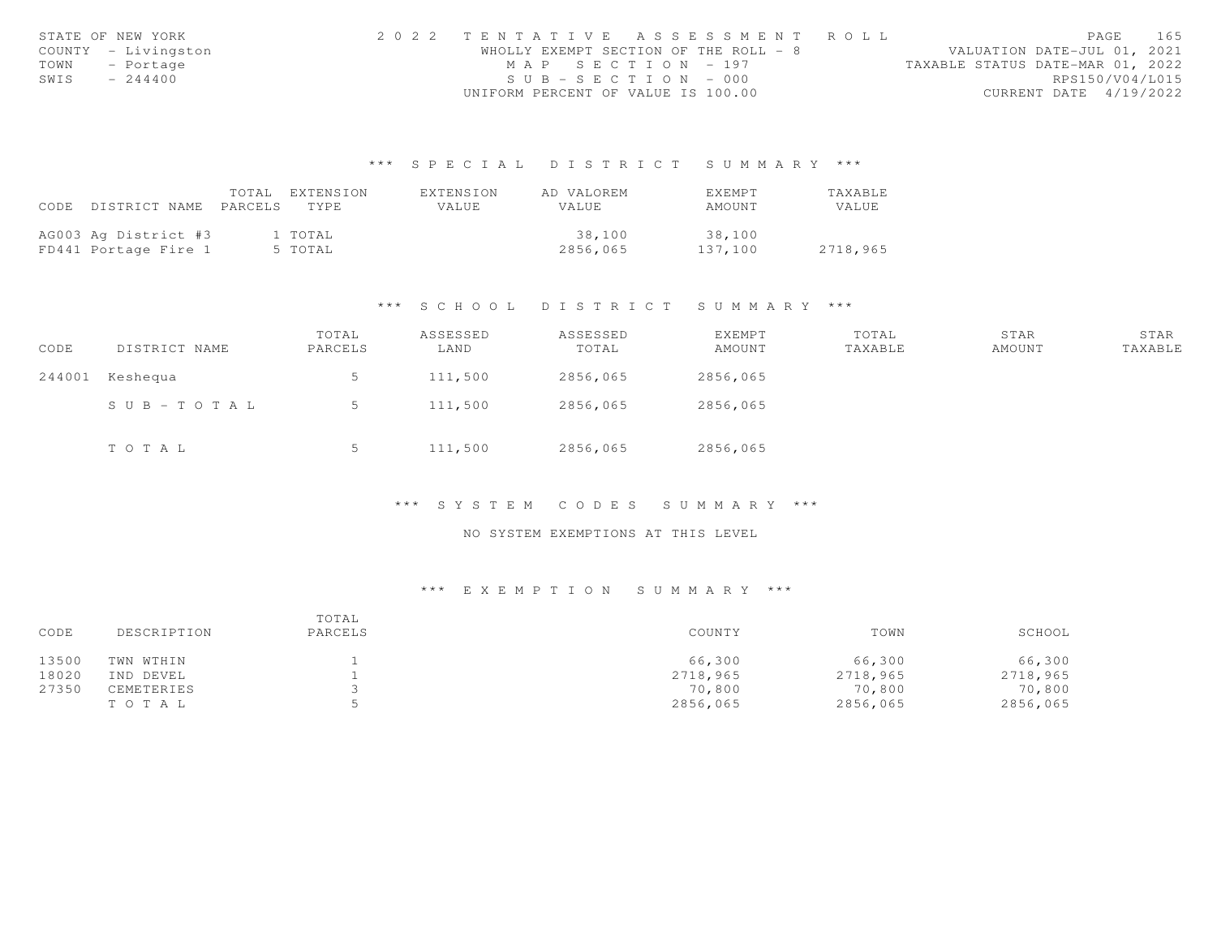STATE OF NEW YORK
COUNTY - Livingston
TOWN - Portage
SWIS - 244400

2 0 2 2 TENTATIVE ASSESSMENT ROLL
WHOLLY EXEMPT SECTION OF THE ROLL - 8
MAP SECTION - 197
SUB-SECTION - 000
UNIFORM PERCENT OF VALUE IS 100.00

VALUATION DATE-JUL 01, 2021
TAXABLE STATUS DATE-MAR 01, 2022
RPS150/V04/L015
CURRENT DATE 4/19/2022

## *** SPECIAL DISTRICT SUMMARY ***

| CODE | DISTRICT NAME | TOTAL PARCELS | EXTENSION TYPE | EXTENSION VALUE | AD VALOREM VALUE | EXEMPT AMOUNT | TAXABLE VALUE |
|---|---|---|---|---|---|---|---|
| AG003 | Ag District #3 | 1 | TOTAL | | 38,100 | 38,100 | |
| FD441 | Portage Fire 1 | 5 | TOTAL | | 2856,065 | 137,100 | 2718,965 |

## *** SCHOOL DISTRICT SUMMARY ***

| CODE | DISTRICT NAME | TOTAL PARCELS | ASSESSED LAND | ASSESSED TOTAL | EXEMPT AMOUNT | TOTAL TAXABLE | STAR AMOUNT | STAR TAXABLE |
|---|---|---|---|---|---|---|---|---|
| 244001 | Keshequa | 5 | 111,500 | 2856,065 | 2856,065 | | | |
| | SUB-TOTAL | 5 | 111,500 | 2856,065 | 2856,065 | | | |
| | TOTAL | 5 | 111,500 | 2856,065 | 2856,065 | | | |

## *** SYSTEM CODES SUMMARY ***

NO SYSTEM EXEMPTIONS AT THIS LEVEL

## *** EXEMPTION SUMMARY ***

| CODE | DESCRIPTION | TOTAL PARCELS | COUNTY | TOWN | SCHOOL |
|---|---|---|---|---|---|
| 13500 | TWN WTHIN | 1 | 66,300 | 66,300 | 66,300 |
| 18020 | IND DEVEL | 1 | 2718,965 | 2718,965 | 2718,965 |
| 27350 | CEMETERIES | 3 | 70,800 | 70,800 | 70,800 |
| | TOTAL | 5 | 2856,065 | 2856,065 | 2856,065 |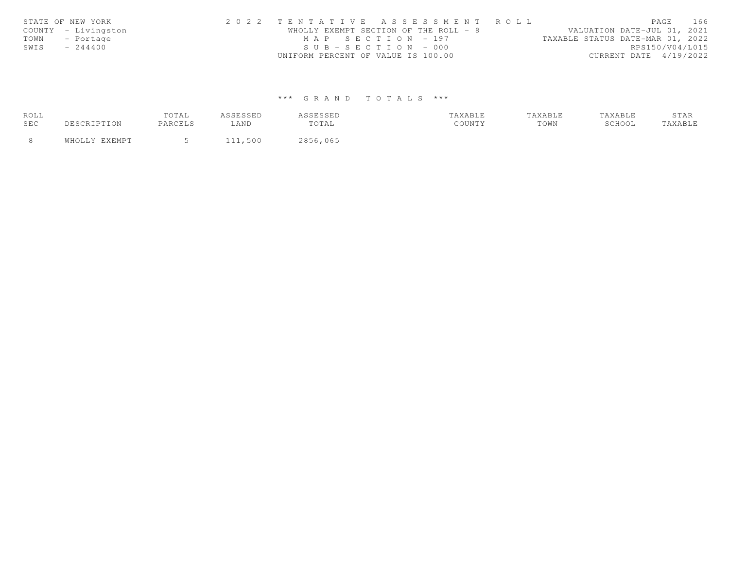STATE OF NEW YORK
COUNTY - Livingston
TOWN - Portage
SWIS - 244400

2 0 2 2 T E N T A T I V E A S S E S S M E N T R O L L
WHOLLY EXEMPT SECTION OF THE ROLL - 8
M A P S E C T I O N - 197
S U B - S E C T I O N - 000
UNIFORM PERCENT OF VALUE IS 100.00

VALUATION DATE-JUL 01, 2021
TAXABLE STATUS DATE-MAR 01, 2022
RPS150/V04/L015
CURRENT DATE 4/19/2022

*** G R A N D T O T A L S ***

| ROLL SEC | DESCRIPTION | TOTAL PARCELS | ASSESSED LAND | ASSESSED TOTAL | TAXABLE COUNTY | TAXABLE TOWN | TAXABLE SCHOOL | STAR TAXABLE |
|---|---|---|---|---|---|---|---|---|
| 8 | WHOLLY EXEMPT | 5 | 111,500 | 2856,065 | | | | |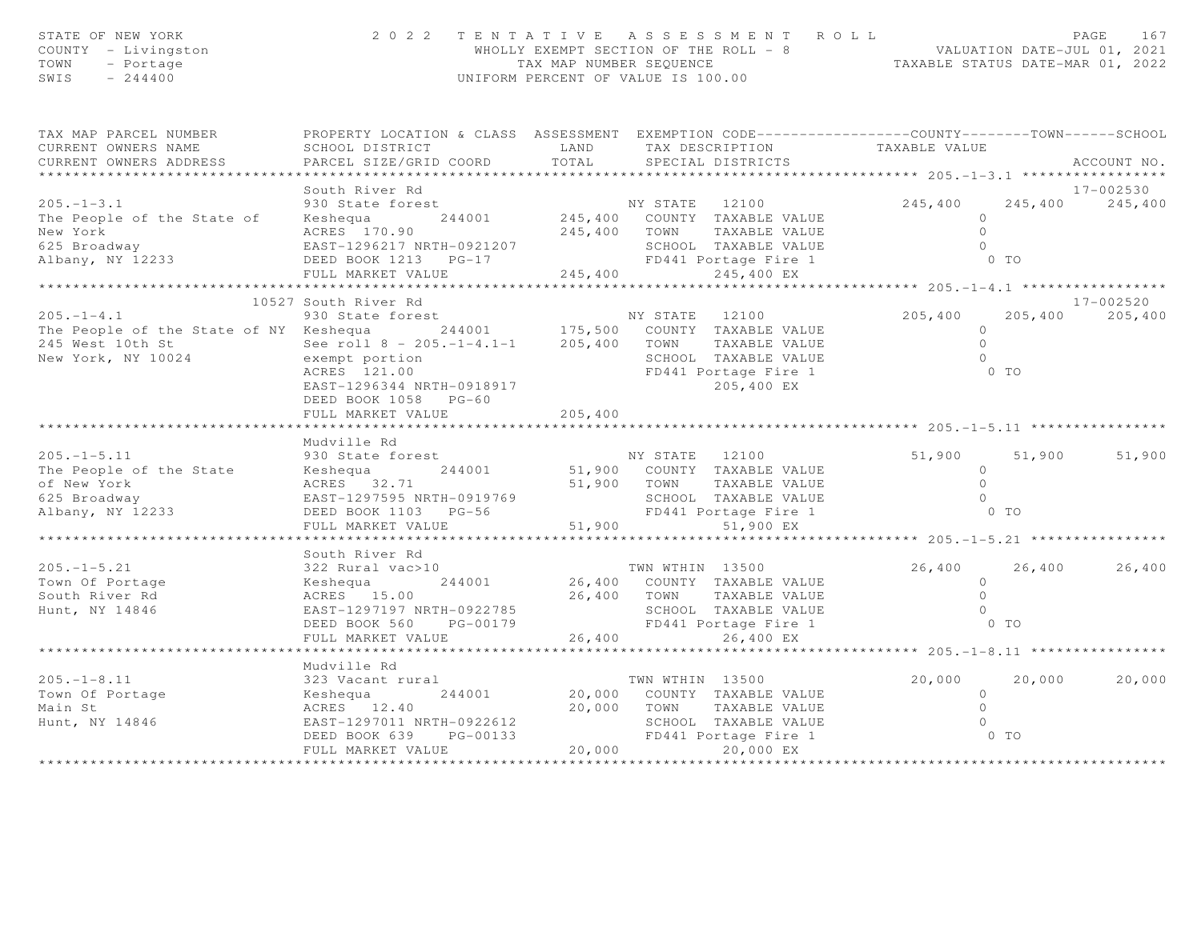STATE OF NEW YORK
COUNTY - Livingston
TOWN - Portage
SWIS - 244400

**2022 TENTATIVE ASSESSMENT ROLL**
WHOLLY EXEMPT SECTION OF THE ROLL - 8
TAX MAP NUMBER SEQUENCE
UNIFORM PERCENT OF VALUE IS 100.00

VALUATION DATE-JUL 01, 2021
TAXABLE STATUS DATE-MAR 01, 2022

| TAX MAP PARCEL NUMBER / CURRENT OWNERS NAME / CURRENT OWNERS ADDRESS | PROPERTY LOCATION & CLASS / SCHOOL DISTRICT / PARCEL SIZE/GRID COORD | ASSESSMENT LAND / TOTAL | EXEMPTION CODE / TAX DESCRIPTION / SPECIAL DISTRICTS | COUNTY TAXABLE VALUE | TOWN | SCHOOL / ACCOUNT NO. |
|---|---|---|---|---|---|---|
| **205.-1-3.1** | South River Rd | | | | | 17-002530 |
| 205.-1-3.1 | 930 State forest | | NY STATE 12100 | 245,400 | 245,400 | 245,400 |
| The People of the State of | Keshequa 244001 | 245,400 | COUNTY TAXABLE VALUE | 0 | | |
| New York | ACRES 170.90 | 245,400 | TOWN TAXABLE VALUE | 0 | | |
| 625 Broadway | EAST-1296217 NRTH-0921207 | | SCHOOL TAXABLE VALUE | 0 | | |
| Albany, NY 12233 | DEED BOOK 1213 PG-17 | | FD441 Portage Fire 1 | 0 TO | | |
| | FULL MARKET VALUE | 245,400 | 245,400 EX | | | |
| **205.-1-4.1** | 10527 South River Rd | | | | | 17-002520 |
| 205.-1-4.1 | 930 State forest | | NY STATE 12100 | 205,400 | 205,400 | 205,400 |
| The People of the State of NY | Keshequa 244001 | 175,500 | COUNTY TAXABLE VALUE | 0 | | |
| 245 West 10th St | See roll 8 - 205.-1-4.1-1 | 205,400 | TOWN TAXABLE VALUE | 0 | | |
| New York, NY 10024 | exempt portion | | SCHOOL TAXABLE VALUE | 0 | | |
| | ACRES 121.00 | | FD441 Portage Fire 1 | 0 TO | | |
| | EAST-1296344 NRTH-0918917 | | 205,400 EX | | | |
| | DEED BOOK 1058 PG-60 | | | | | |
| | FULL MARKET VALUE | 205,400 | | | | |
| **205.-1-5.11** | Mudville Rd | | | | | |
| 205.-1-5.11 | 930 State forest | | NY STATE 12100 | 51,900 | 51,900 | 51,900 |
| The People of the State | Keshequa 244001 | 51,900 | COUNTY TAXABLE VALUE | 0 | | |
| of New York | ACRES 32.71 | 51,900 | TOWN TAXABLE VALUE | 0 | | |
| 625 Broadway | EAST-1297595 NRTH-0919769 | | SCHOOL TAXABLE VALUE | 0 | | |
| Albany, NY 12233 | DEED BOOK 1103 PG-56 | | FD441 Portage Fire 1 | 0 TO | | |
| | FULL MARKET VALUE | 51,900 | 51,900 EX | | | |
| **205.-1-5.21** | South River Rd | | | | | |
| 205.-1-5.21 | 322 Rural vac>10 | | TWN WTHIN 13500 | 26,400 | 26,400 | 26,400 |
| Town Of Portage | Keshequa 244001 | 26,400 | COUNTY TAXABLE VALUE | 0 | | |
| South River Rd | ACRES 15.00 | 26,400 | TOWN TAXABLE VALUE | 0 | | |
| Hunt, NY 14846 | EAST-1297197 NRTH-0922785 | | SCHOOL TAXABLE VALUE | 0 | | |
| | DEED BOOK 560 PG-00179 | | FD441 Portage Fire 1 | 0 TO | | |
| | FULL MARKET VALUE | 26,400 | 26,400 EX | | | |
| **205.-1-8.11** | Mudville Rd | | | | | |
| 205.-1-8.11 | 323 Vacant rural | | TWN WTHIN 13500 | 20,000 | 20,000 | 20,000 |
| Town Of Portage | Keshequa 244001 | 20,000 | COUNTY TAXABLE VALUE | 0 | | |
| Main St | ACRES 12.40 | 20,000 | TOWN TAXABLE VALUE | 0 | | |
| Hunt, NY 14846 | EAST-1297011 NRTH-0922612 | | SCHOOL TAXABLE VALUE | 0 | | |
| | DEED BOOK 639 PG-00133 | | FD441 Portage Fire 1 | 0 TO | | |
| | FULL MARKET VALUE | 20,000 | 20,000 EX | | | |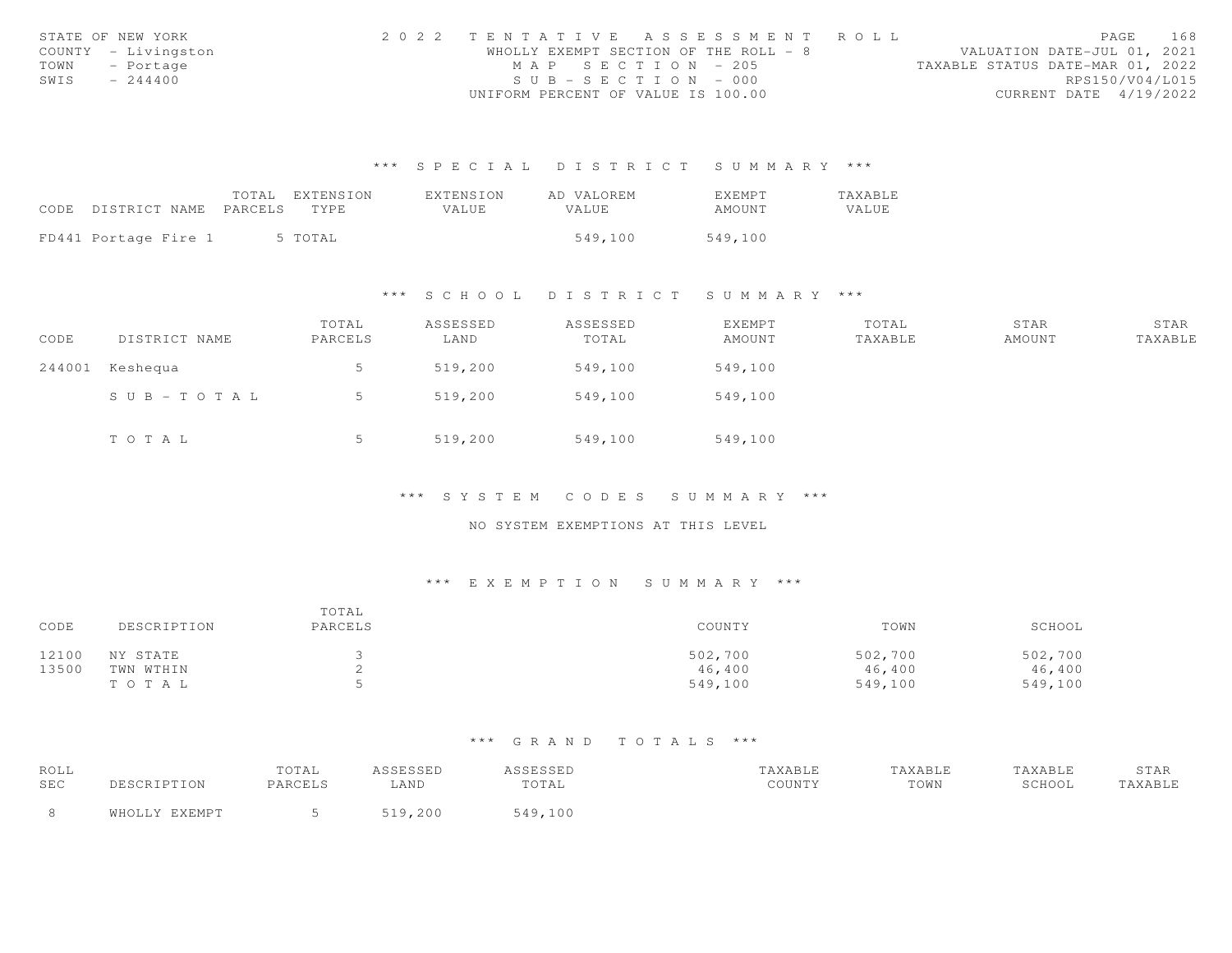STATE OF NEW YORK
COUNTY - Livingston
TOWN - Portage
SWIS - 244400

2022 TENTATIVE ASSESSMENT ROLL
WHOLLY EXEMPT SECTION OF THE ROLL - 8
MAP SECTION - 205
SUB-SECTION - 000
UNIFORM PERCENT OF VALUE IS 100.00

VALUATION DATE-JUL 01, 2021
TAXABLE STATUS DATE-MAR 01, 2022
RPS150/V04/L015
CURRENT DATE 4/19/2022

## *** SPECIAL DISTRICT SUMMARY ***

| CODE | DISTRICT NAME | TOTAL PARCELS | EXTENSION TYPE | EXTENSION VALUE | AD VALOREM VALUE | EXEMPT AMOUNT | TAXABLE VALUE |
|---|---|---|---|---|---|---|---|
| FD441 | Portage Fire 1 | 5 | TOTAL | | 549,100 | 549,100 | |

## *** SCHOOL DISTRICT SUMMARY ***

| CODE | DISTRICT NAME | TOTAL PARCELS | ASSESSED LAND | ASSESSED TOTAL | EXEMPT AMOUNT | TOTAL TAXABLE | STAR AMOUNT | STAR TAXABLE |
|---|---|---|---|---|---|---|---|---|
| 244001 | Keshequa | 5 | 519,200 | 549,100 | 549,100 | | | |
| | SUB-TOTAL | 5 | 519,200 | 549,100 | 549,100 | | | |
| | TOTAL | 5 | 519,200 | 549,100 | 549,100 | | | |

## *** SYSTEM CODES SUMMARY ***

NO SYSTEM EXEMPTIONS AT THIS LEVEL

## *** EXEMPTION SUMMARY ***

| CODE | DESCRIPTION | TOTAL PARCELS | COUNTY | TOWN | SCHOOL |
|---|---|---|---|---|---|
| 12100 | NY STATE | 3 | 502,700 | 502,700 | 502,700 |
| 13500 | TWN WTHIN | 2 | 46,400 | 46,400 | 46,400 |
| | TOTAL | 5 | 549,100 | 549,100 | 549,100 |

## *** GRAND TOTALS ***

| ROLL SEC | DESCRIPTION | TOTAL PARCELS | ASSESSED LAND | ASSESSED TOTAL | TAXABLE COUNTY | TAXABLE TOWN | TAXABLE SCHOOL | STAR TAXABLE |
|---|---|---|---|---|---|---|---|---|
| 8 | WHOLLY EXEMPT | 5 | 519,200 | 549,100 | | | | |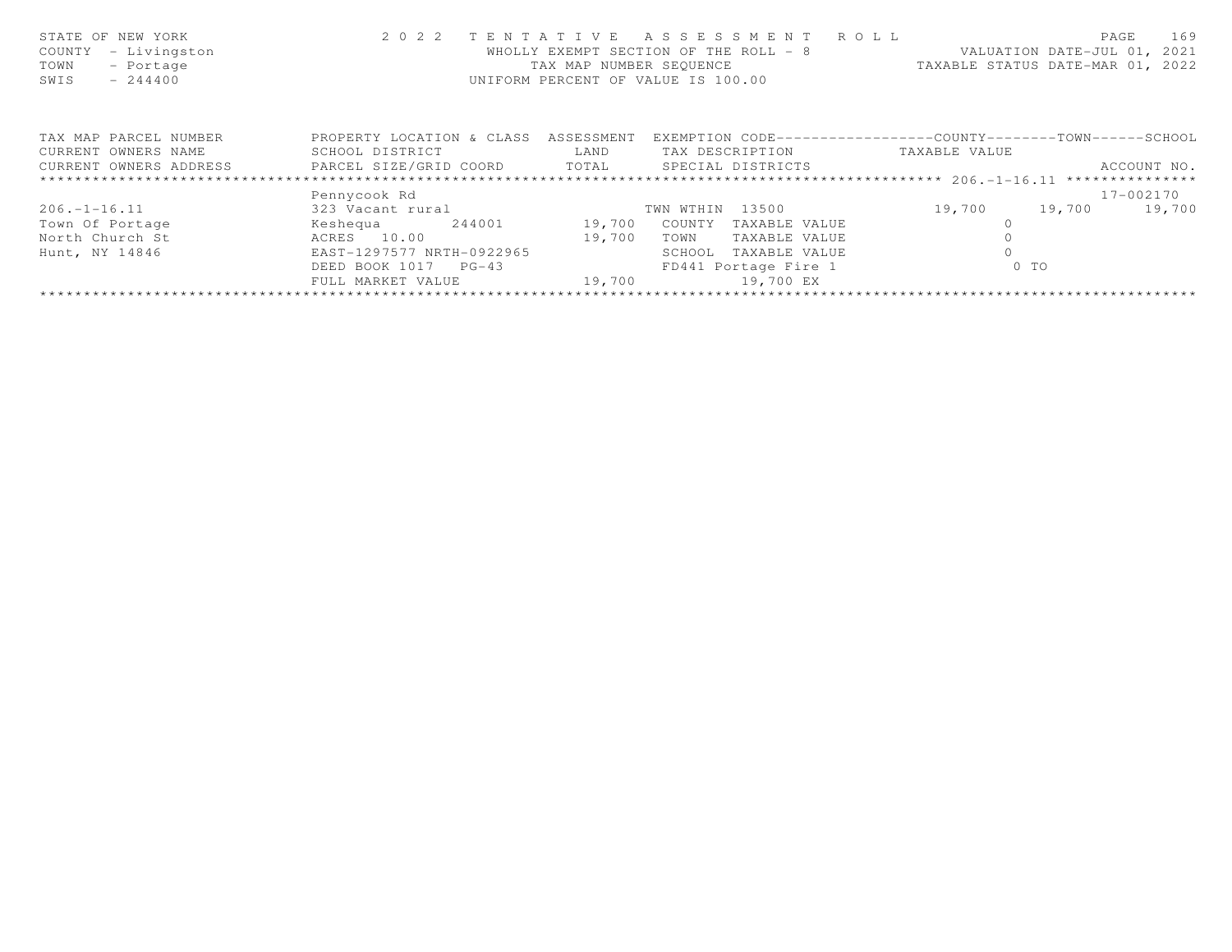STATE OF NEW YORK
COUNTY - Livingston
TOWN - Portage
SWIS - 244400

# 2 0 2 2 T E N T A T I V E A S S E S S M E N T R O L L

WHOLLY EXEMPT SECTION OF THE ROLL - 8
TAX MAP NUMBER SEQUENCE
UNIFORM PERCENT OF VALUE IS 100.00

VALUATION DATE-JUL 01, 2021
TAXABLE STATUS DATE-MAR 01, 2022

| TAX MAP PARCEL NUMBER<br>CURRENT OWNERS NAME<br>CURRENT OWNERS ADDRESS | PROPERTY LOCATION & CLASS<br>SCHOOL DISTRICT<br>PARCEL SIZE/GRID COORD | ASSESSMENT<br>LAND<br>TOTAL | EXEMPTION CODE<br>TAX DESCRIPTION<br>SPECIAL DISTRICTS | COUNTY<br>TAXABLE VALUE | TOWN | SCHOOL<br>ACCOUNT NO. |
|---|---|---|---|---|---|---|
| 206.-1-16.11 | Pennycook Rd | | | | | 17-002170 |
| 206.-1-16.11 | 323 Vacant rural | | TWN WTHIN 13500 | 19,700 | 19,700 | 19,700 |
| Town Of Portage | Keshequa 244001 | 19,700 | COUNTY TAXABLE VALUE | 0 | | |
| North Church St | ACRES 10.00 | 19,700 | TOWN TAXABLE VALUE | 0 | | |
| Hunt, NY 14846 | EAST-1297577 NRTH-0922965 | | SCHOOL TAXABLE VALUE | 0 | | |
| | DEED BOOK 1017 PG-43 | | FD441 Portage Fire 1 | 0 TO | | |
| | FULL MARKET VALUE | 19,700 | 19,700 EX | | | |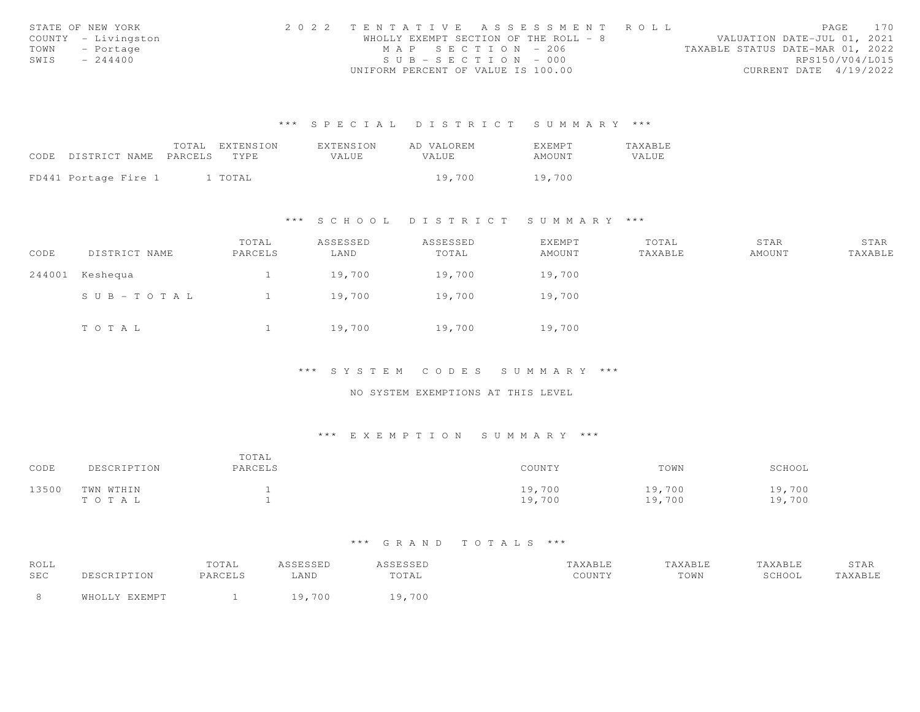STATE OF NEW YORK
COUNTY - Livingston
TOWN - Portage
SWIS - 244400

2022 TENTATIVE ASSESSMENT ROLL
WHOLLY EXEMPT SECTION OF THE ROLL - 8
MAP SECTION - 206
SUB-SECTION - 000
UNIFORM PERCENT OF VALUE IS 100.00

VALUATION DATE-JUL 01, 2021
TAXABLE STATUS DATE-MAR 01, 2022
RPS150/V04/L015
CURRENT DATE 4/19/2022

## *** SPECIAL DISTRICT SUMMARY ***

| CODE | DISTRICT NAME | TOTAL PARCELS | EXTENSION TYPE | EXTENSION VALUE | AD VALOREM VALUE | EXEMPT AMOUNT | TAXABLE VALUE |
|---|---|---|---|---|---|---|---|
| FD441 | Portage Fire 1 | 1 | TOTAL | | 19,700 | 19,700 | |

## *** SCHOOL DISTRICT SUMMARY ***

| CODE | DISTRICT NAME | TOTAL PARCELS | ASSESSED LAND | ASSESSED TOTAL | EXEMPT AMOUNT | TOTAL TAXABLE | STAR AMOUNT | STAR TAXABLE |
|---|---|---|---|---|---|---|---|---|
| 244001 | Keshequa | 1 | 19,700 | 19,700 | 19,700 | | | |
| | SUB-TOTAL | 1 | 19,700 | 19,700 | 19,700 | | | |
| | TOTAL | 1 | 19,700 | 19,700 | 19,700 | | | |

## *** SYSTEM CODES SUMMARY ***

NO SYSTEM EXEMPTIONS AT THIS LEVEL

## *** EXEMPTION SUMMARY ***

| CODE | DESCRIPTION | TOTAL PARCELS | COUNTY | TOWN | SCHOOL |
|---|---|---|---|---|---|
| 13500 | TWN WTHIN | 1 | 19,700 | 19,700 | 19,700 |
| | TOTAL | 1 | 19,700 | 19,700 | 19,700 |

## *** GRAND TOTALS ***

| ROLL SEC | DESCRIPTION | TOTAL PARCELS | ASSESSED LAND | ASSESSED TOTAL | TAXABLE COUNTY | TAXABLE TOWN | TAXABLE SCHOOL | STAR TAXABLE |
|---|---|---|---|---|---|---|---|---|
| 8 | WHOLLY EXEMPT | 1 | 19,700 | 19,700 | | | | |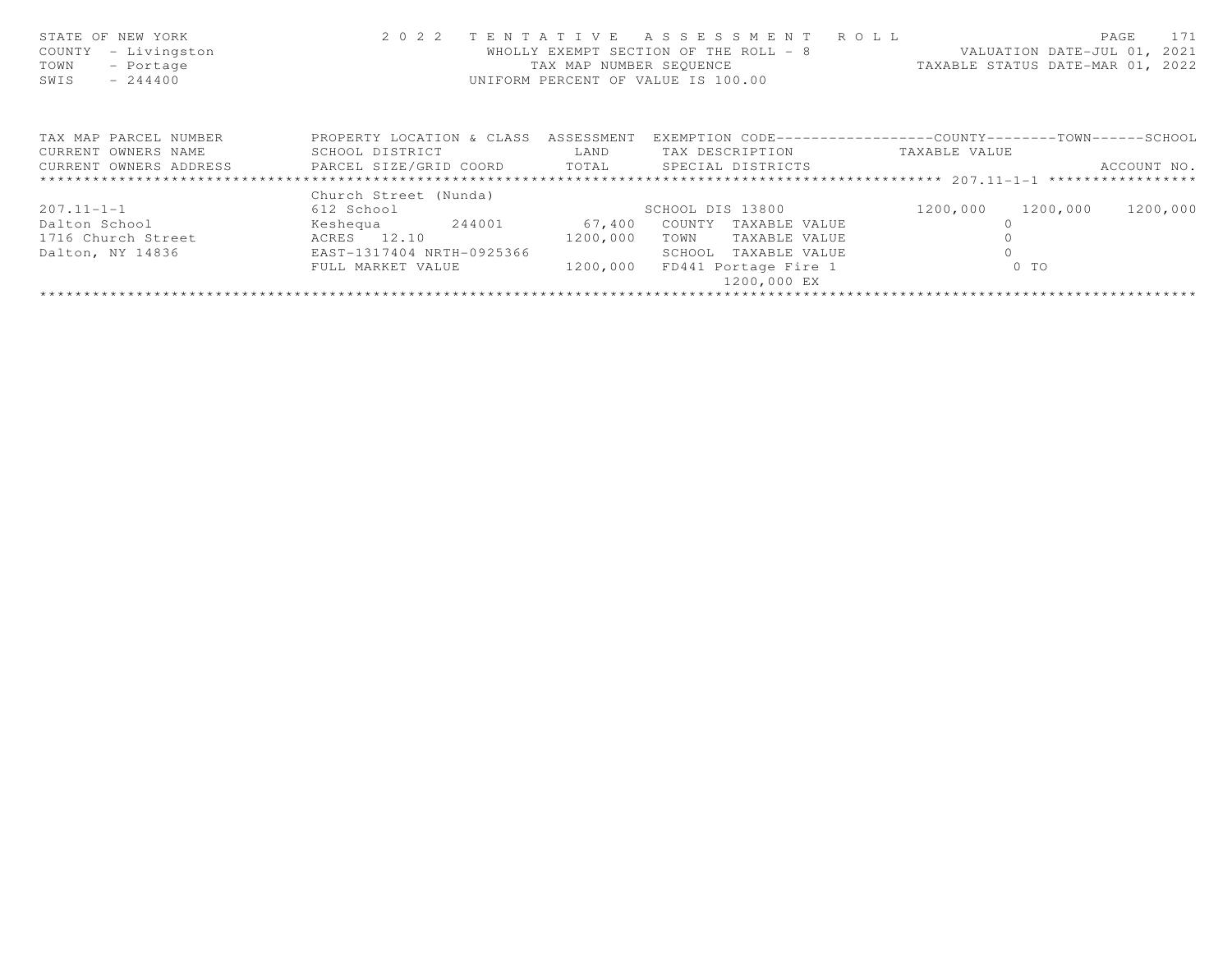STATE OF NEW YORK
COUNTY - Livingston
TOWN - Portage
SWIS - 244400

2 0 2 2 T E N T A T I V E A S S E S S M E N T R O L L
WHOLLY EXEMPT SECTION OF THE ROLL - 8
TAX MAP NUMBER SEQUENCE
UNIFORM PERCENT OF VALUE IS 100.00

VALUATION DATE-JUL 01, 2021
TAXABLE STATUS DATE-MAR 01, 2022

| TAX MAP PARCEL NUMBER<br>CURRENT OWNERS NAME<br>CURRENT OWNERS ADDRESS | PROPERTY LOCATION & CLASS<br>SCHOOL DISTRICT<br>PARCEL SIZE/GRID COORD | ASSESSMENT<br>LAND<br>TOTAL | EXEMPTION CODE<br>TAX DESCRIPTION<br>SPECIAL DISTRICTS | COUNTY<br>TAXABLE VALUE | TOWN | SCHOOL<br>ACCOUNT NO. |
|---|---|---|---|---|---|---|
| ****** 207.11-1-1 ****** | | | | | | |
| | Church Street (Nunda) | | | | | |
| 207.11-1-1 | 612 School | | SCHOOL DIS 13800 | 1200,000 | 1200,000 | 1200,000 |
| Dalton School | Keshequa 244001 | 67,400 | COUNTY TAXABLE VALUE | 0 | | |
| 1716 Church Street | ACRES 12.10 | 1200,000 | TOWN TAXABLE VALUE | 0 | | |
| Dalton, NY 14836 | EAST-1317404 NRTH-0925366 | | SCHOOL TAXABLE VALUE | 0 | | |
| | FULL MARKET VALUE | 1200,000 | FD441 Portage Fire 1 | 0 TO | | |
| | | | 1200,000 EX | | | |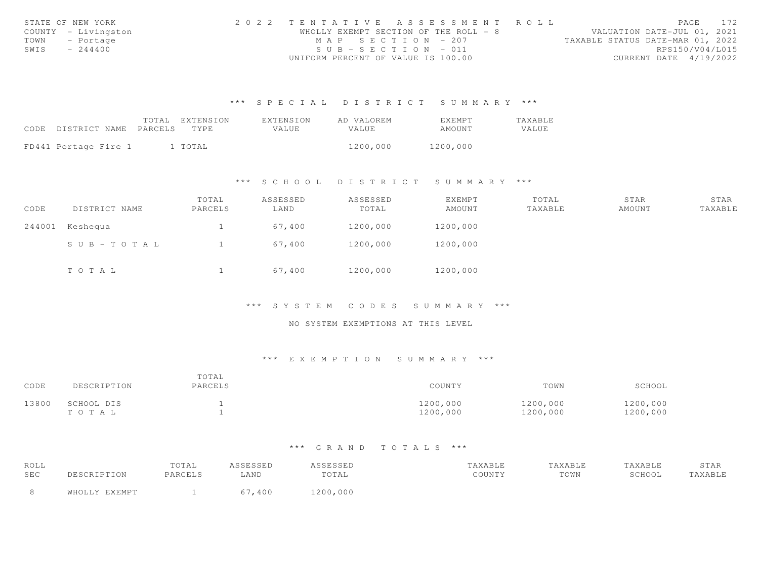STATE OF NEW YORK
COUNTY - Livingston
TOWN - Portage
SWIS - 244400

2022 TENTATIVE ASSESSMENT ROLL
WHOLLY EXEMPT SECTION OF THE ROLL - 8
MAP SECTION - 207
SUB-SECTION - 011
UNIFORM PERCENT OF VALUE IS 100.00

VALUATION DATE-JUL 01, 2021
TAXABLE STATUS DATE-MAR 01, 2022
RPS150/V04/L015
CURRENT DATE 4/19/2022

## *** SPECIAL DISTRICT SUMMARY ***

| CODE | DISTRICT NAME | TOTAL PARCELS | EXTENSION TYPE | EXTENSION VALUE | AD VALOREM VALUE | EXEMPT AMOUNT | TAXABLE VALUE |
|---|---|---|---|---|---|---|---|
| FD441 | Portage Fire 1 | 1 | TOTAL | | 1200,000 | 1200,000 | |

## *** SCHOOL DISTRICT SUMMARY ***

| CODE | DISTRICT NAME | TOTAL PARCELS | ASSESSED LAND | ASSESSED TOTAL | EXEMPT AMOUNT | TOTAL TAXABLE | STAR AMOUNT | STAR TAXABLE |
|---|---|---|---|---|---|---|---|---|
| 244001 | Keshequa | 1 | 67,400 | 1200,000 | 1200,000 | | | |
| | SUB-TOTAL | 1 | 67,400 | 1200,000 | 1200,000 | | | |
| | TOTAL | 1 | 67,400 | 1200,000 | 1200,000 | | | |

## *** SYSTEM CODES SUMMARY ***

NO SYSTEM EXEMPTIONS AT THIS LEVEL

## *** EXEMPTION SUMMARY ***

| CODE | DESCRIPTION | TOTAL PARCELS | COUNTY | TOWN | SCHOOL |
|---|---|---|---|---|---|
| 13800 | SCHOOL DIS | 1 | 1200,000 | 1200,000 | 1200,000 |
| | TOTAL | 1 | 1200,000 | 1200,000 | 1200,000 |

## *** GRAND TOTALS ***

| ROLL SEC | DESCRIPTION | TOTAL PARCELS | ASSESSED LAND | ASSESSED TOTAL | TAXABLE COUNTY | TAXABLE TOWN | TAXABLE SCHOOL | STAR TAXABLE |
|---|---|---|---|---|---|---|---|---|
| 8 | WHOLLY EXEMPT | 1 | 67,400 | 1200,000 | | | | |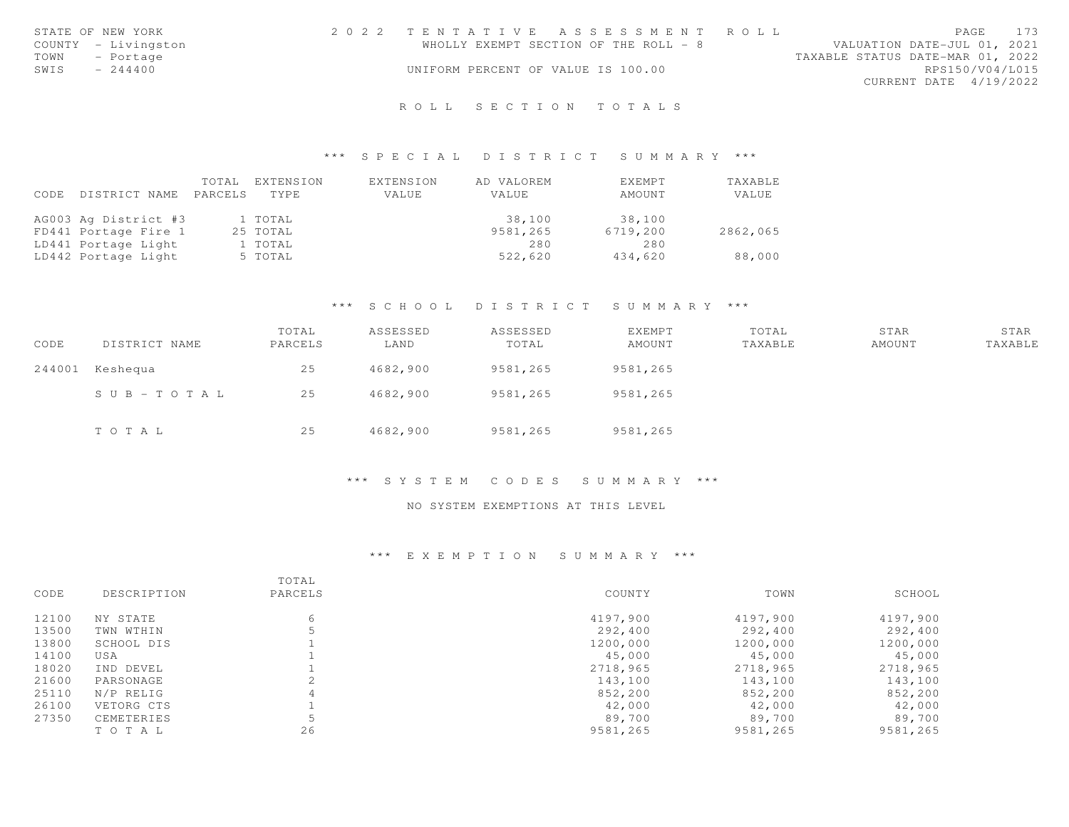STATE OF NEW YORK
COUNTY - Livingston
TOWN - Portage
SWIS - 244400

# 2022 TENTATIVE ASSESSMENT ROLL

WHOLLY EXEMPT SECTION OF THE ROLL - 8

UNIFORM PERCENT OF VALUE IS 100.00

VALUATION DATE-JUL 01, 2021
TAXABLE STATUS DATE-MAR 01, 2022
RPS150/V04/L015
CURRENT DATE 4/19/2022

## ROLL SECTION TOTALS

### *** SPECIAL DISTRICT SUMMARY ***

| CODE | DISTRICT NAME | TOTAL PARCELS | EXTENSION TYPE | EXTENSION VALUE | AD VALOREM VALUE | EXEMPT AMOUNT | TAXABLE VALUE |
|---|---|---|---|---|---|---|---|
| AG003 | Ag District #3 | 1 | TOTAL | | 38,100 | 38,100 | |
| FD441 | Portage Fire 1 | 25 | TOTAL | | 9581,265 | 6719,200 | 2862,065 |
| LD441 | Portage Light | 1 | TOTAL | | 280 | 280 | |
| LD442 | Portage Light | 5 | TOTAL | | 522,620 | 434,620 | 88,000 |

### *** SCHOOL DISTRICT SUMMARY ***

| CODE | DISTRICT NAME | TOTAL PARCELS | ASSESSED LAND | ASSESSED TOTAL | EXEMPT AMOUNT | TOTAL TAXABLE | STAR AMOUNT | STAR TAXABLE |
|---|---|---|---|---|---|---|---|---|
| 244001 | Keshequa | 25 | 4682,900 | 9581,265 | 9581,265 | | | |
| | SUB-TOTAL | 25 | 4682,900 | 9581,265 | 9581,265 | | | |
| | TOTAL | 25 | 4682,900 | 9581,265 | 9581,265 | | | |

### *** SYSTEM CODES SUMMARY ***

NO SYSTEM EXEMPTIONS AT THIS LEVEL

### *** EXEMPTION SUMMARY ***

| CODE | DESCRIPTION | TOTAL PARCELS | COUNTY | TOWN | SCHOOL |
|---|---|---|---|---|---|
| 12100 | NY STATE | 6 | 4197,900 | 4197,900 | 4197,900 |
| 13500 | TWN WTHIN | 5 | 292,400 | 292,400 | 292,400 |
| 13800 | SCHOOL DIS | 1 | 1200,000 | 1200,000 | 1200,000 |
| 14100 | USA | 1 | 45,000 | 45,000 | 45,000 |
| 18020 | IND DEVEL | 1 | 2718,965 | 2718,965 | 2718,965 |
| 21600 | PARSONAGE | 2 | 143,100 | 143,100 | 143,100 |
| 25110 | N/P RELIG | 4 | 852,200 | 852,200 | 852,200 |
| 26100 | VETORG CTS | 1 | 42,000 | 42,000 | 42,000 |
| 27350 | CEMETERIES | 5 | 89,700 | 89,700 | 89,700 |
| | TOTAL | 26 | 9581,265 | 9581,265 | 9581,265 |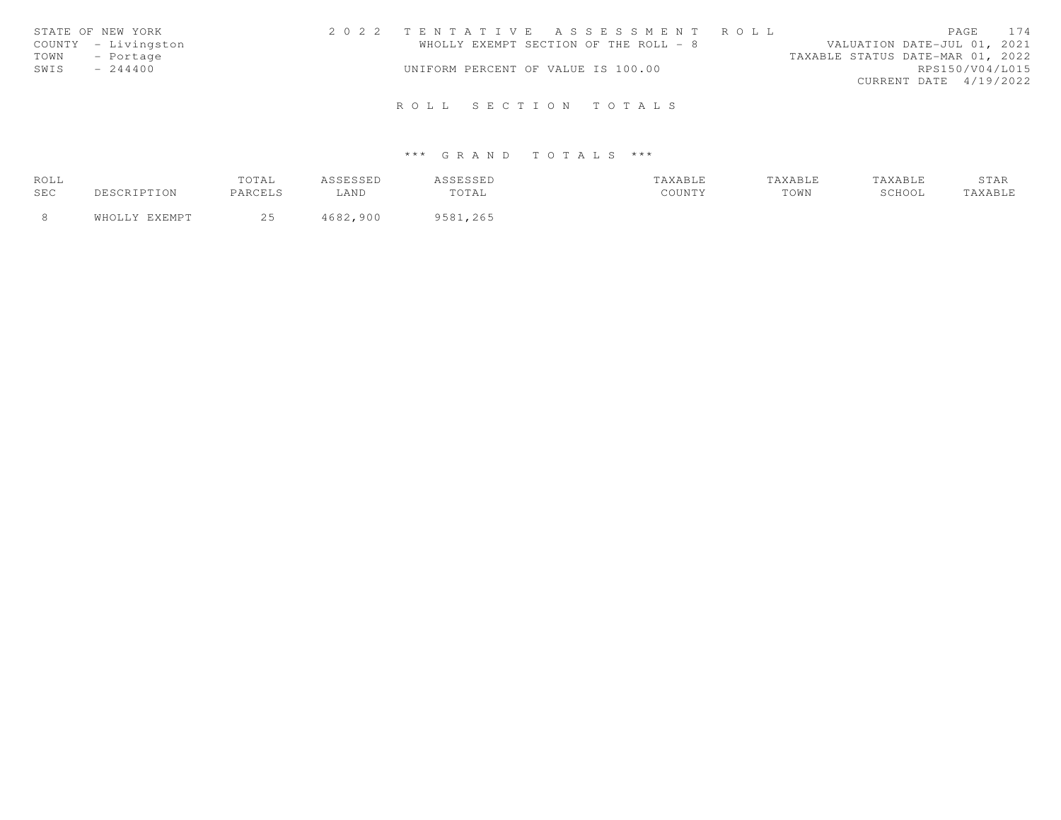STATE OF NEW YORK
COUNTY - Livingston
TOWN - Portage
SWIS - 244400

2 0 2 2 T E N T A T I V E A S S E S S M E N T R O L L
WHOLLY EXEMPT SECTION OF THE ROLL - 8
UNIFORM PERCENT OF VALUE IS 100.00

VALUATION DATE-JUL 01, 2021
TAXABLE STATUS DATE-MAR 01, 2022
RPS150/V04/L015
CURRENT DATE 4/19/2022

## R O L L S E C T I O N T O T A L S

### \*\*\* G R A N D T O T A L S \*\*\*

| ROLL SEC | DESCRIPTION | TOTAL PARCELS | ASSESSED LAND | ASSESSED TOTAL | TAXABLE COUNTY | TAXABLE TOWN | TAXABLE SCHOOL | STAR TAXABLE |
|---|---|---|---|---|---|---|---|---|
| 8 | WHOLLY EXEMPT | 25 | 4682,900 | 9581,265 | | | | |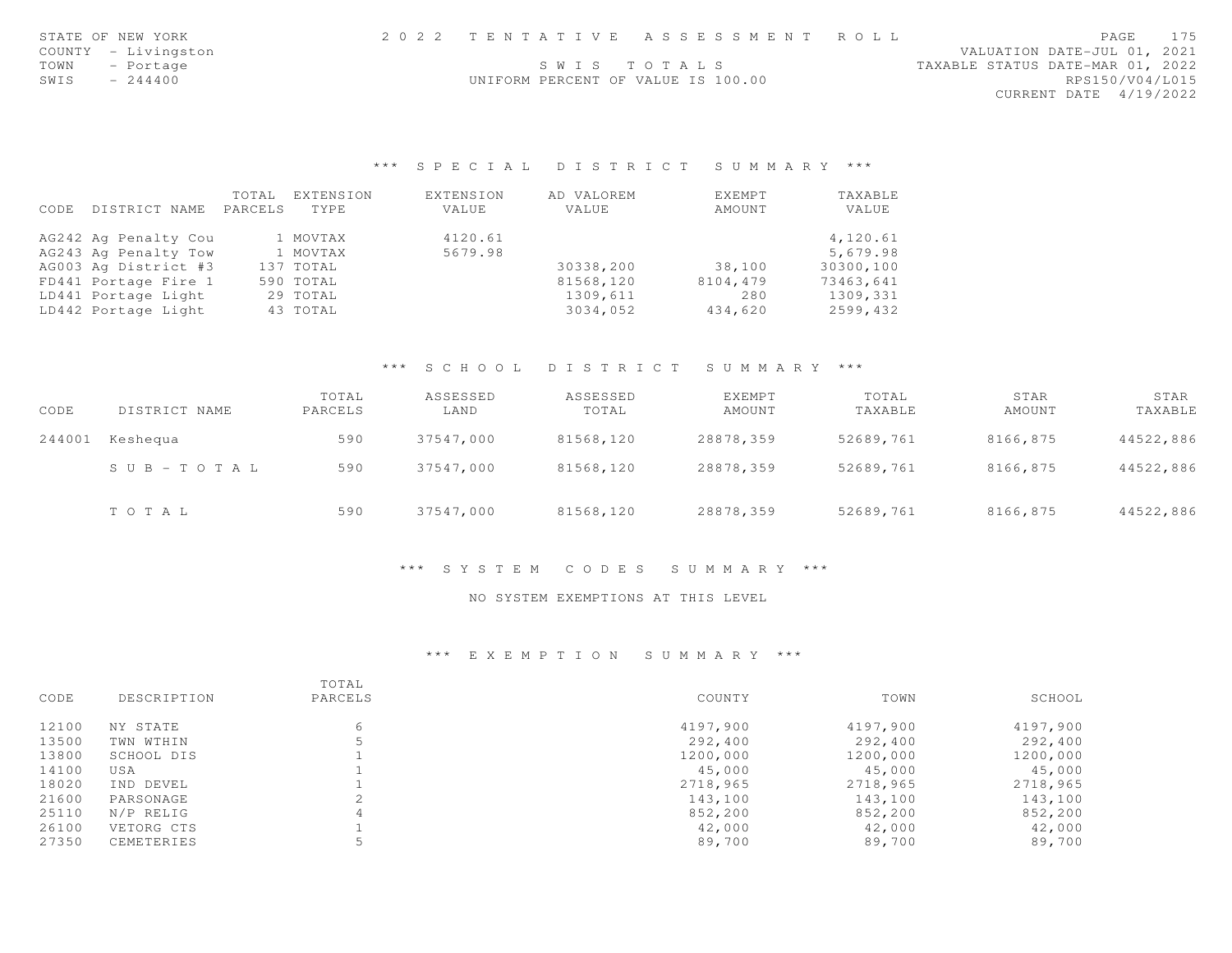STATE OF NEW YORK
COUNTY - Livingston
TOWN - Portage
SWIS - 244400

2022 TENTATIVE ASSESSMENT ROLL
SWIS TOTALS
UNIFORM PERCENT OF VALUE IS 100.00

VALUATION DATE-JUL 01, 2021
TAXABLE STATUS DATE-MAR 01, 2022
RPS150/V04/L015
CURRENT DATE 4/19/2022

### *** SPECIAL DISTRICT SUMMARY ***

| CODE | DISTRICT NAME | TOTAL PARCELS | EXTENSION TYPE | EXTENSION VALUE | AD VALOREM VALUE | EXEMPT AMOUNT | TAXABLE VALUE |
|---|---|---|---|---|---|---|---|
| AG242 | Ag Penalty Cou | 1 | MOVTAX | 4120.61 | | | 4,120.61 |
| AG243 | Ag Penalty Tow | 1 | MOVTAX | 5679.98 | | | 5,679.98 |
| AG003 | Ag District #3 | 137 | TOTAL | | 30338,200 | 38,100 | 30300,100 |
| FD441 | Portage Fire 1 | 590 | TOTAL | | 81568,120 | 8104,479 | 73463,641 |
| LD441 | Portage Light | 29 | TOTAL | | 1309,611 | 280 | 1309,331 |
| LD442 | Portage Light | 43 | TOTAL | | 3034,052 | 434,620 | 2599,432 |

### *** SCHOOL DISTRICT SUMMARY ***

| CODE | DISTRICT NAME | TOTAL PARCELS | ASSESSED LAND | ASSESSED TOTAL | EXEMPT AMOUNT | TOTAL TAXABLE | STAR AMOUNT | STAR TAXABLE |
|---|---|---|---|---|---|---|---|---|
| 244001 | Keshequa | 590 | 37547,000 | 81568,120 | 28878,359 | 52689,761 | 8166,875 | 44522,886 |
| | SUB-TOTAL | 590 | 37547,000 | 81568,120 | 28878,359 | 52689,761 | 8166,875 | 44522,886 |
| | TOTAL | 590 | 37547,000 | 81568,120 | 28878,359 | 52689,761 | 8166,875 | 44522,886 |

### *** SYSTEM CODES SUMMARY ***

NO SYSTEM EXEMPTIONS AT THIS LEVEL

### *** EXEMPTION SUMMARY ***

| CODE | DESCRIPTION | TOTAL PARCELS | COUNTY | TOWN | SCHOOL |
|---|---|---|---|---|---|
| 12100 | NY STATE | 6 | 4197,900 | 4197,900 | 4197,900 |
| 13500 | TWN WTHIN | 5 | 292,400 | 292,400 | 292,400 |
| 13800 | SCHOOL DIS | 1 | 1200,000 | 1200,000 | 1200,000 |
| 14100 | USA | 1 | 45,000 | 45,000 | 45,000 |
| 18020 | IND DEVEL | 1 | 2718,965 | 2718,965 | 2718,965 |
| 21600 | PARSONAGE | 2 | 143,100 | 143,100 | 143,100 |
| 25110 | N/P RELIG | 4 | 852,200 | 852,200 | 852,200 |
| 26100 | VETORG CTS | 1 | 42,000 | 42,000 | 42,000 |
| 27350 | CEMETERIES | 5 | 89,700 | 89,700 | 89,700 |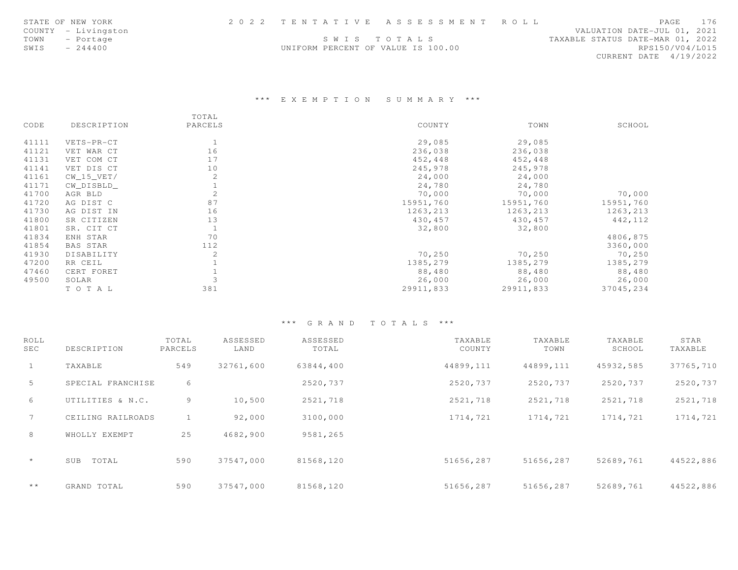STATE OF NEW YORK
COUNTY - Livingston
TOWN - Portage
SWIS - 244400

2 0 2 2 T E N T A T I V E A S S E S S M E N T R O L L

S W I S T O T A L S

UNIFORM PERCENT OF VALUE IS 100.00

VALUATION DATE-JUL 01, 2021
TAXABLE STATUS DATE-MAR 01, 2022
RPS150/V04/L015
CURRENT DATE 4/19/2022

### *** E X E M P T I O N S U M M A R Y ***

| CODE | DESCRIPTION | TOTAL PARCELS | COUNTY | TOWN | SCHOOL |
|---|---|---|---|---|---|
| 41111 | VETS-PR-CT | 1 | 29,085 | 29,085 | |
| 41121 | VET WAR CT | 16 | 236,038 | 236,038 | |
| 41131 | VET COM CT | 17 | 452,448 | 452,448 | |
| 41141 | VET DIS CT | 10 | 245,978 | 245,978 | |
| 41161 | CW_15_VET/ | 2 | 24,000 | 24,000 | |
| 41171 | CW_DISBLD_ | 1 | 24,780 | 24,780 | |
| 41700 | AGR BLD | 2 | 70,000 | 70,000 | 70,000 |
| 41720 | AG DIST C | 87 | 15951,760 | 15951,760 | 15951,760 |
| 41730 | AG DIST IN | 16 | 1263,213 | 1263,213 | 1263,213 |
| 41800 | SR CITIZEN | 13 | 430,457 | 430,457 | 442,112 |
| 41801 | SR. CIT CT | 1 | 32,800 | 32,800 | |
| 41834 | ENH STAR | 70 | | | 4806,875 |
| 41854 | BAS STAR | 112 | | | 3360,000 |
| 41930 | DISABILITY | 2 | 70,250 | 70,250 | 70,250 |
| 47200 | RR CEIL | 1 | 1385,279 | 1385,279 | 1385,279 |
| 47460 | CERT FORET | 1 | 88,480 | 88,480 | 88,480 |
| 49500 | SOLAR | 3 | 26,000 | 26,000 | 26,000 |
| | T O T A L | 381 | 29911,833 | 29911,833 | 37045,234 |

### *** G R A N D T O T A L S ***

| ROLL SEC | DESCRIPTION | TOTAL PARCELS | ASSESSED LAND | ASSESSED TOTAL | TAXABLE COUNTY | TAXABLE TOWN | TAXABLE SCHOOL | STAR TAXABLE |
|---|---|---|---|---|---|---|---|---|
| 1 | TAXABLE | 549 | 32761,600 | 63844,400 | 44899,111 | 44899,111 | 45932,585 | 37765,710 |
| 5 | SPECIAL FRANCHISE | 6 | | 2520,737 | 2520,737 | 2520,737 | 2520,737 | 2520,737 |
| 6 | UTILITIES & N.C. | 9 | 10,500 | 2521,718 | 2521,718 | 2521,718 | 2521,718 | 2521,718 |
| 7 | CEILING RAILROADS | 1 | 92,000 | 3100,000 | 1714,721 | 1714,721 | 1714,721 | 1714,721 |
| 8 | WHOLLY EXEMPT | 25 | 4682,900 | 9581,265 | | | | |
| * | SUB TOTAL | 590 | 37547,000 | 81568,120 | 51656,287 | 51656,287 | 52689,761 | 44522,886 |
| ** | GRAND TOTAL | 590 | 37547,000 | 81568,120 | 51656,287 | 51656,287 | 52689,761 | 44522,886 |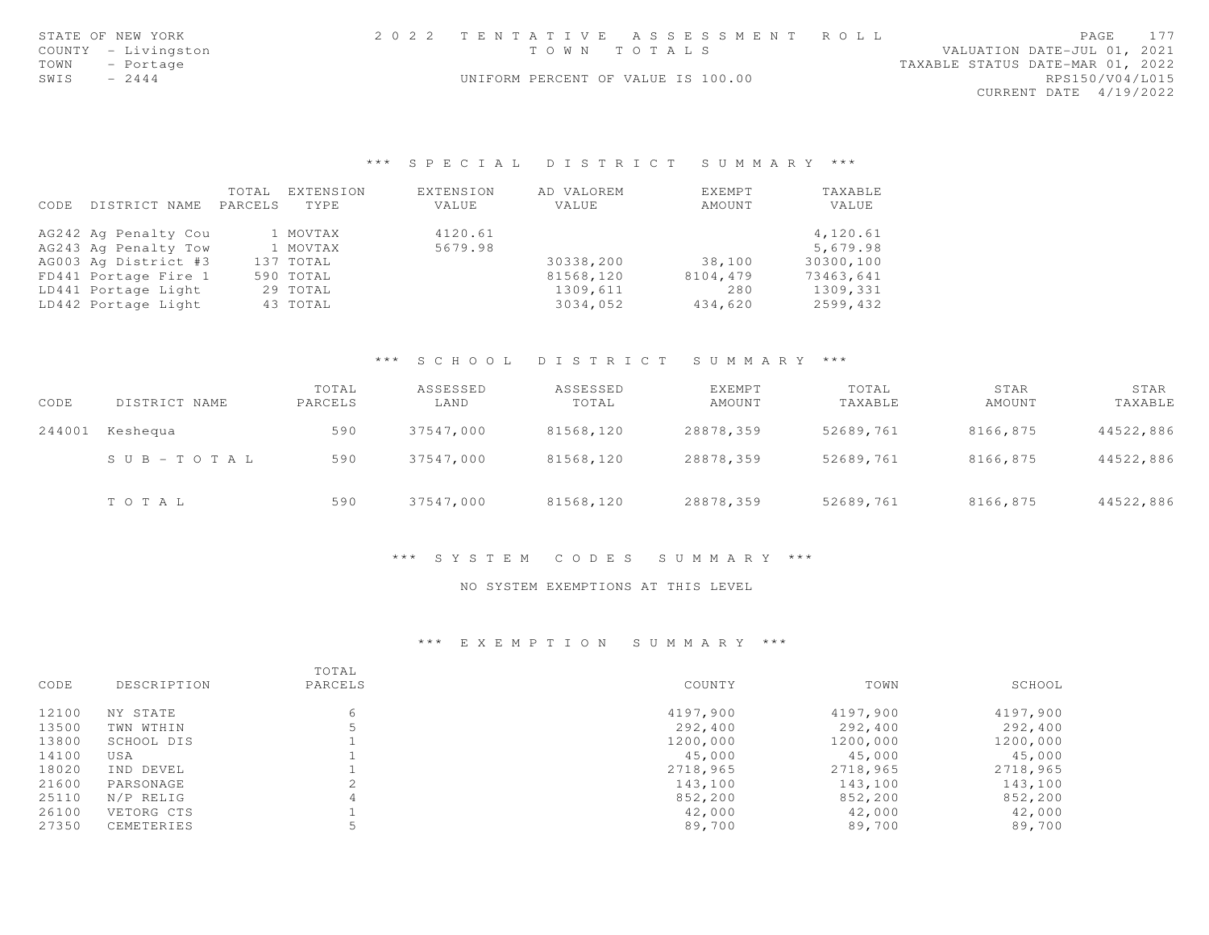STATE OF NEW YORK
COUNTY - Livingston
TOWN - Portage
SWIS - 2444

2 0 2 2 T E N T A T I V E A S S E S S M E N T R O L L
T O W N T O T A L S
UNIFORM PERCENT OF VALUE IS 100.00

VALUATION DATE-JUL 01, 2021
TAXABLE STATUS DATE-MAR 01, 2022
RPS150/V04/L015
CURRENT DATE 4/19/2022

### \*\*\* S P E C I A L D I S T R I C T S U M M A R Y \*\*\*

| CODE | DISTRICT NAME | TOTAL PARCELS | EXTENSION TYPE | EXTENSION VALUE | AD VALOREM VALUE | EXEMPT AMOUNT | TAXABLE VALUE |
|---|---|---|---|---|---|---|---|
| AG242 | Ag Penalty Cou | 1 | MOVTAX | 4120.61 | | | 4,120.61 |
| AG243 | Ag Penalty Tow | 1 | MOVTAX | 5679.98 | | | 5,679.98 |
| AG003 | Ag District #3 | 137 | TOTAL | | 30338,200 | 38,100 | 30300,100 |
| FD441 | Portage Fire 1 | 590 | TOTAL | | 81568,120 | 8104,479 | 73463,641 |
| LD441 | Portage Light | 29 | TOTAL | | 1309,611 | 280 | 1309,331 |
| LD442 | Portage Light | 43 | TOTAL | | 3034,052 | 434,620 | 2599,432 |

### \*\*\* S C H O O L D I S T R I C T S U M M A R Y \*\*\*

| CODE | DISTRICT NAME | TOTAL PARCELS | ASSESSED LAND | ASSESSED TOTAL | EXEMPT AMOUNT | TOTAL TAXABLE | STAR AMOUNT | STAR TAXABLE |
|---|---|---|---|---|---|---|---|---|
| 244001 | Keshequa | 590 | 37547,000 | 81568,120 | 28878,359 | 52689,761 | 8166,875 | 44522,886 |
| | S U B - T O T A L | 590 | 37547,000 | 81568,120 | 28878,359 | 52689,761 | 8166,875 | 44522,886 |
| | T O T A L | 590 | 37547,000 | 81568,120 | 28878,359 | 52689,761 | 8166,875 | 44522,886 |

### \*\*\* S Y S T E M C O D E S S U M M A R Y \*\*\*

NO SYSTEM EXEMPTIONS AT THIS LEVEL

### \*\*\* E X E M P T I O N S U M M A R Y \*\*\*

| CODE | DESCRIPTION | TOTAL PARCELS | COUNTY | TOWN | SCHOOL |
|---|---|---|---|---|---|
| 12100 | NY STATE | 6 | 4197,900 | 4197,900 | 4197,900 |
| 13500 | TWN WTHIN | 5 | 292,400 | 292,400 | 292,400 |
| 13800 | SCHOOL DIS | 1 | 1200,000 | 1200,000 | 1200,000 |
| 14100 | USA | 1 | 45,000 | 45,000 | 45,000 |
| 18020 | IND DEVEL | 1 | 2718,965 | 2718,965 | 2718,965 |
| 21600 | PARSONAGE | 2 | 143,100 | 143,100 | 143,100 |
| 25110 | N/P RELIG | 4 | 852,200 | 852,200 | 852,200 |
| 26100 | VETORG CTS | 1 | 42,000 | 42,000 | 42,000 |
| 27350 | CEMETERIES | 5 | 89,700 | 89,700 | 89,700 |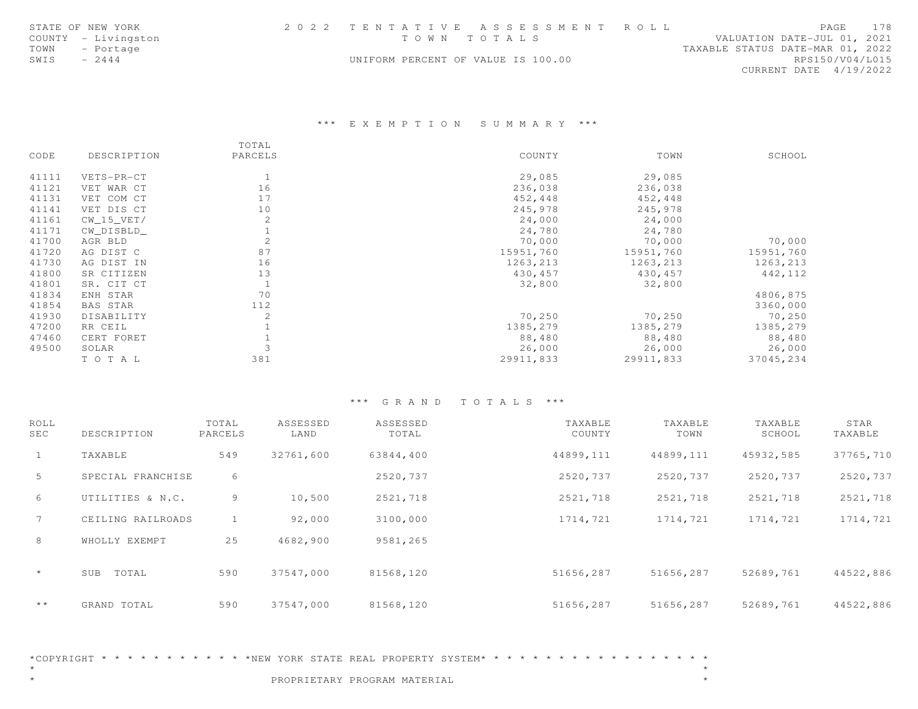STATE OF NEW YORK
COUNTY - Livingston
TOWN - Portage
SWIS - 2444

2 0 2 2 TENTATIVE ASSESSMENT ROLL
TOWN TOTALS
UNIFORM PERCENT OF VALUE IS 100.00

VALUATION DATE-JUL 01, 2021
TAXABLE STATUS DATE-MAR 01, 2022
RPS150/V04/L015
CURRENT DATE 4/19/2022

## *** EXEMPTION SUMMARY ***

| CODE | DESCRIPTION | TOTAL PARCELS | COUNTY | TOWN | SCHOOL |
|---|---|---|---|---|---|
| 41111 | VETS-PR-CT | 1 | 29,085 | 29,085 | |
| 41121 | VET WAR CT | 16 | 236,038 | 236,038 | |
| 41131 | VET COM CT | 17 | 452,448 | 452,448 | |
| 41141 | VET DIS CT | 10 | 245,978 | 245,978 | |
| 41161 | CW_15_VET/ | 2 | 24,000 | 24,000 | |
| 41171 | CW_DISBLD_ | 1 | 24,780 | 24,780 | |
| 41700 | AGR BLD | 2 | 70,000 | 70,000 | 70,000 |
| 41720 | AG DIST C | 87 | 15951,760 | 15951,760 | 15951,760 |
| 41730 | AG DIST IN | 16 | 1263,213 | 1263,213 | 1263,213 |
| 41800 | SR CITIZEN | 13 | 430,457 | 430,457 | 442,112 |
| 41801 | SR. CIT CT | 1 | 32,800 | 32,800 | |
| 41834 | ENH STAR | 70 | | | 4806,875 |
| 41854 | BAS STAR | 112 | | | 3360,000 |
| 41930 | DISABILITY | 2 | 70,250 | 70,250 | 70,250 |
| 47200 | RR CEIL | 1 | 1385,279 | 1385,279 | 1385,279 |
| 47460 | CERT FORET | 1 | 88,480 | 88,480 | 88,480 |
| 49500 | SOLAR | 3 | 26,000 | 26,000 | 26,000 |
| | T O T A L | 381 | 29911,833 | 29911,833 | 37045,234 |

## *** GRAND TOTALS ***

| ROLL SEC | DESCRIPTION | TOTAL PARCELS | ASSESSED LAND | ASSESSED TOTAL | TAXABLE COUNTY | TAXABLE TOWN | TAXABLE SCHOOL | STAR TAXABLE |
|---|---|---|---|---|---|---|---|---|
| 1 | TAXABLE | 549 | 32761,600 | 63844,400 | 44899,111 | 44899,111 | 45932,585 | 37765,710 |
| 5 | SPECIAL FRANCHISE | 6 | | 2520,737 | 2520,737 | 2520,737 | 2520,737 | 2520,737 |
| 6 | UTILITIES & N.C. | 9 | 10,500 | 2521,718 | 2521,718 | 2521,718 | 2521,718 | 2521,718 |
| 7 | CEILING RAILROADS | 1 | 92,000 | 3100,000 | 1714,721 | 1714,721 | 1714,721 | 1714,721 |
| 8 | WHOLLY EXEMPT | 25 | 4682,900 | 9581,265 | | | | |
| * | SUB TOTAL | 590 | 37547,000 | 81568,120 | 51656,287 | 51656,287 | 52689,761 | 44522,886 |
| ** | GRAND TOTAL | 590 | 37547,000 | 81568,120 | 51656,287 | 51656,287 | 52689,761 | 44522,886 |

*COPYRIGHT * * * * * * * * * * * *NEW YORK STATE REAL PROPERTY SYSTEM* * * * * * * * * * * * * * * * * * *

PROPRIETARY PROGRAM MATERIAL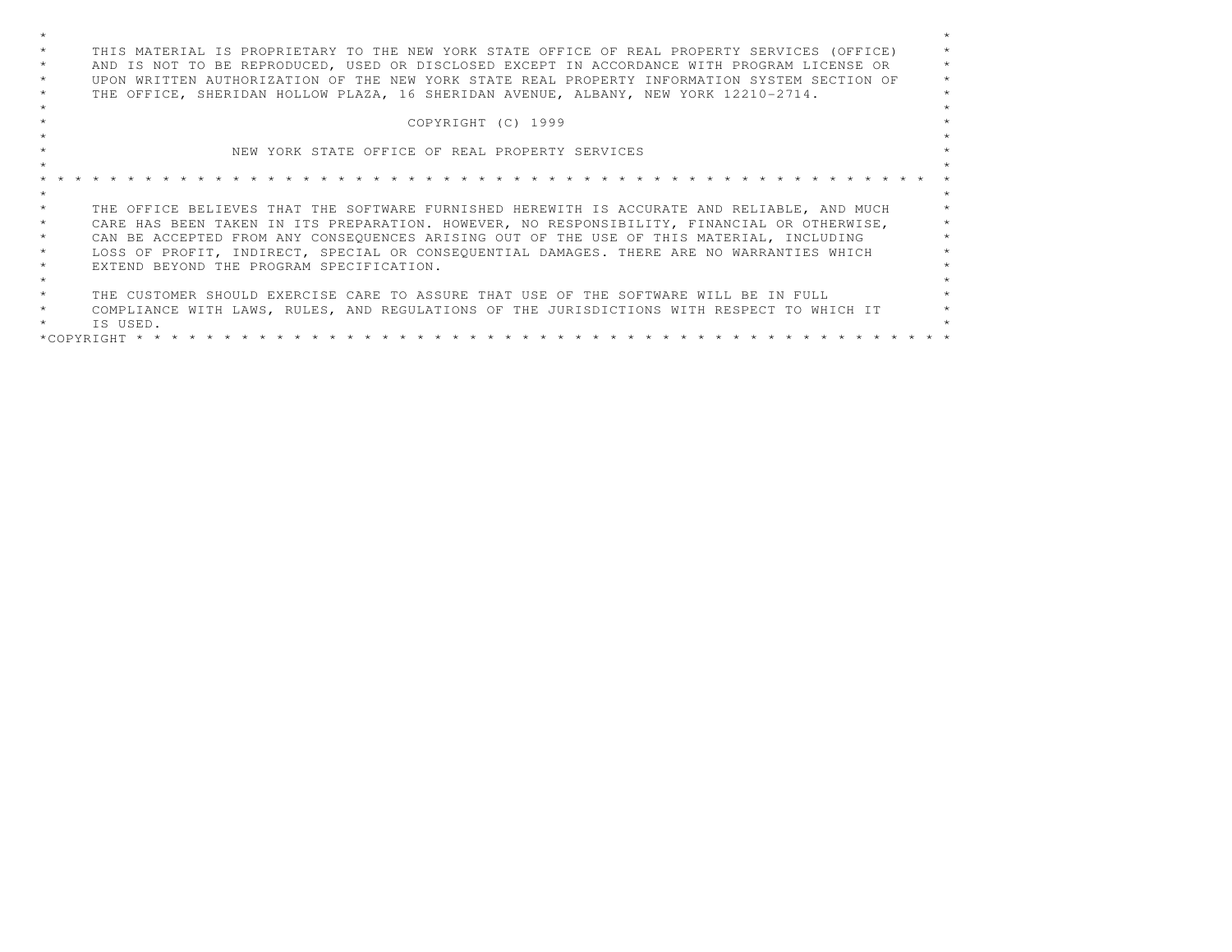THIS MATERIAL IS PROPRIETARY TO THE NEW YORK STATE OFFICE OF REAL PROPERTY SERVICES (OFFICE) AND IS NOT TO BE REPRODUCED, USED OR DISCLOSED EXCEPT IN ACCORDANCE WITH PROGRAM LICENSE OR UPON WRITTEN AUTHORIZATION OF THE NEW YORK STATE REAL PROPERTY INFORMATION SYSTEM SECTION OF THE OFFICE, SHERIDAN HOLLOW PLAZA, 16 SHERIDAN AVENUE, ALBANY, NEW YORK 12210-2714.

COPYRIGHT (C) 1999

NEW YORK STATE OFFICE OF REAL PROPERTY SERVICES

THE OFFICE BELIEVES THAT THE SOFTWARE FURNISHED HEREWITH IS ACCURATE AND RELIABLE, AND MUCH CARE HAS BEEN TAKEN IN ITS PREPARATION. HOWEVER, NO RESPONSIBILITY, FINANCIAL OR OTHERWISE, CAN BE ACCEPTED FROM ANY CONSEQUENCES ARISING OUT OF THE USE OF THIS MATERIAL, INCLUDING LOSS OF PROFIT, INDIRECT, SPECIAL OR CONSEQUENTIAL DAMAGES. THERE ARE NO WARRANTIES WHICH EXTEND BEYOND THE PROGRAM SPECIFICATION.

THE CUSTOMER SHOULD EXERCISE CARE TO ASSURE THAT USE OF THE SOFTWARE WILL BE IN FULL COMPLIANCE WITH LAWS, RULES, AND REGULATIONS OF THE JURISDICTIONS WITH RESPECT TO WHICH IT IS USED.

*COPYRIGHT